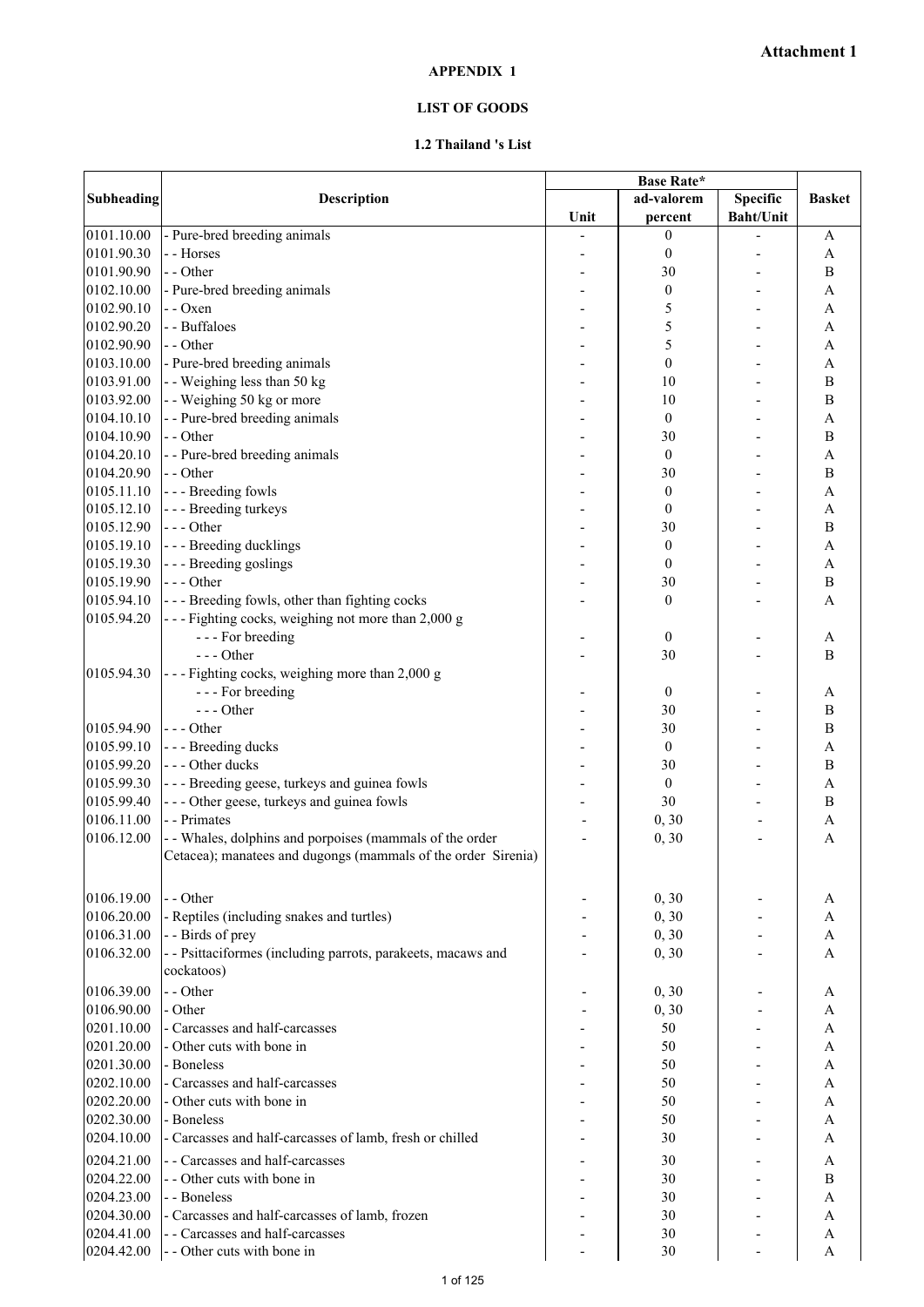**Attachment 1**

**APPENDIX 1**

**LIST OF GOODS**

**1.2 Thailand 's List**

| Subheading | Description | Base Rate* | | | Basket |
|---|---|---|---|---|---|
| | | Unit | ad-valorem percent | Specific Baht/Unit | |
| 0101.10.00 | - Pure-bred breeding animals | - | 0 | - | A |
| 0101.90.30 | - - Horses | - | 0 | - | A |
| 0101.90.90 | - - Other | - | 30 | - | B |
| 0102.10.00 | - Pure-bred breeding animals | - | 0 | - | A |
| 0102.90.10 | - - Oxen | - | 5 | - | A |
| 0102.90.20 | - - Buffaloes | - | 5 | - | A |
| 0102.90.90 | - - Other | - | 5 | - | A |
| 0103.10.00 | - Pure-bred breeding animals | - | 0 | - | A |
| 0103.91.00 | - - Weighing less than 50 kg | - | 10 | - | B |
| 0103.92.00 | - - Weighing 50 kg or more | - | 10 | - | B |
| 0104.10.10 | - - Pure-bred breeding animals | - | 0 | - | A |
| 0104.10.90 | - - Other | - | 30 | - | B |
| 0104.20.10 | - - Pure-bred breeding animals | - | 0 | - | A |
| 0104.20.90 | - - Other | - | 30 | - | B |
| 0105.11.10 | - - - Breeding fowls | - | 0 | - | A |
| 0105.12.10 | - - - Breeding turkeys | - | 0 | - | A |
| 0105.12.90 | - - - Other | - | 30 | - | B |
| 0105.19.10 | - - - Breeding ducklings | - | 0 | - | A |
| 0105.19.30 | - - - Breeding goslings | - | 0 | - | A |
| 0105.19.90 | - - - Other | - | 30 | - | B |
| 0105.94.10 | - - - Breeding fowls, other than fighting cocks | - | 0 | - | A |
| 0105.94.20 | - - - Fighting cocks, weighing not more than 2,000 g | | | | |
| | - - - For breeding | - | 0 | - | A |
| | - - - Other | - | 30 | - | B |
| 0105.94.30 | - - - Fighting cocks, weighing more than 2,000 g | | | | |
| | - - - For breeding | - | 0 | - | A |
| | - - - Other | - | 30 | - | B |
| 0105.94.90 | - - - Other | - | 30 | - | B |
| 0105.99.10 | - - - Breeding ducks | - | 0 | - | A |
| 0105.99.20 | - - - Other ducks | - | 30 | - | B |
| 0105.99.30 | - - - Breeding geese, turkeys and guinea fowls | - | 0 | - | A |
| 0105.99.40 | - - - Other geese, turkeys and guinea fowls | - | 30 | - | B |
| 0106.11.00 | - - Primates | - | 0, 30 | - | A |
| 0106.12.00 | - - Whales, dolphins and porpoises (mammals of the order Cetacea); manatees and dugongs (mammals of the order Sirenia) | - | 0, 30 | - | A |
| 0106.19.00 | - - Other | - | 0, 30 | - | A |
| 0106.20.00 | - Reptiles (including snakes and turtles) | - | 0, 30 | - | A |
| 0106.31.00 | - - Birds of prey | - | 0, 30 | - | A |
| 0106.32.00 | - - Psittaciformes (including parrots, parakeets, macaws and cockatoos) | - | 0, 30 | - | A |
| 0106.39.00 | - - Other | - | 0, 30 | - | A |
| 0106.90.00 | - Other | - | 0, 30 | - | A |
| 0201.10.00 | - Carcasses and half-carcasses | - | 50 | - | A |
| 0201.20.00 | - Other cuts with bone in | - | 50 | - | A |
| 0201.30.00 | - Boneless | - | 50 | - | A |
| 0202.10.00 | - Carcasses and half-carcasses | - | 50 | - | A |
| 0202.20.00 | - Other cuts with bone in | - | 50 | - | A |
| 0202.30.00 | - Boneless | - | 50 | - | A |
| 0204.10.00 | - Carcasses and half-carcasses of lamb, fresh or chilled | - | 30 | - | A |
| 0204.21.00 | - - Carcasses and half-carcasses | - | 30 | - | A |
| 0204.22.00 | - - Other cuts with bone in | - | 30 | - | B |
| 0204.23.00 | - - Boneless | - | 30 | - | A |
| 0204.30.00 | - Carcasses and half-carcasses of lamb, frozen | - | 30 | - | A |
| 0204.41.00 | - - Carcasses and half-carcasses | - | 30 | - | A |
| 0204.42.00 | - - Other cuts with bone in | - | 30 | - | A |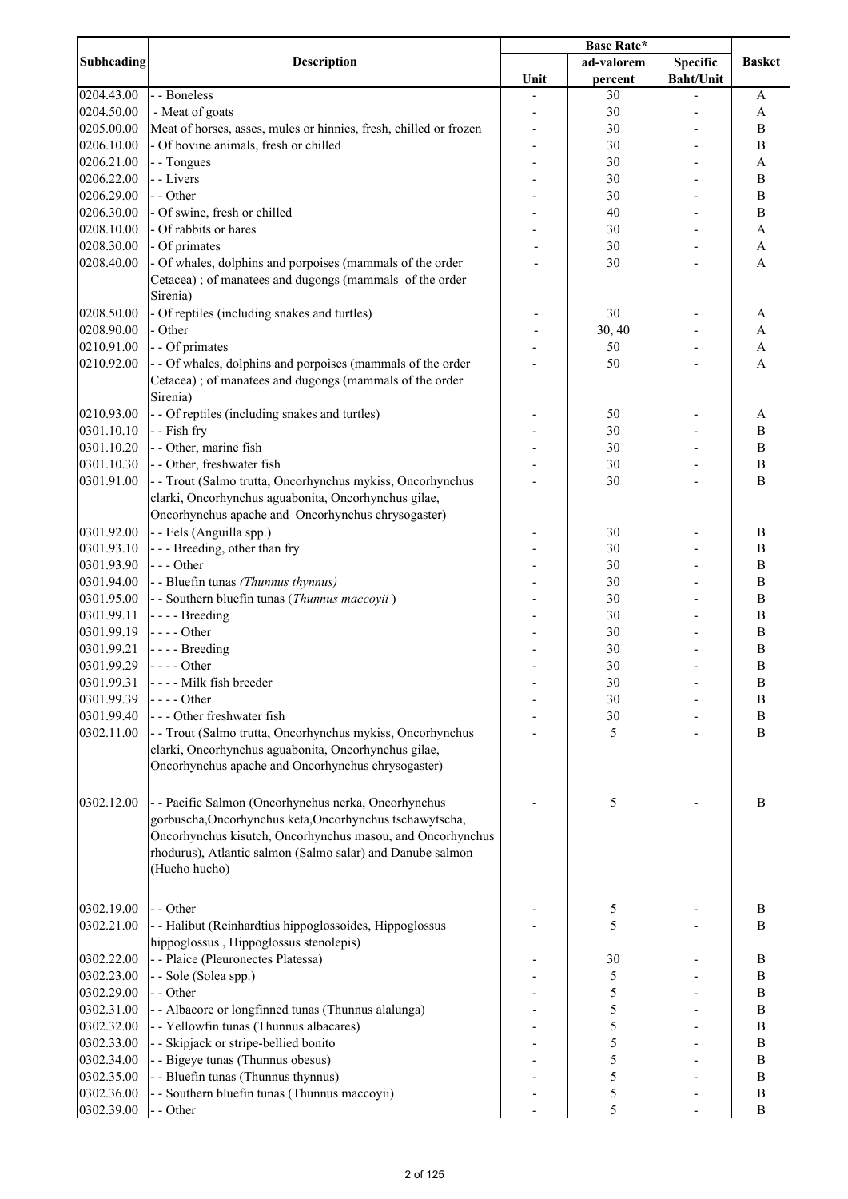| Subheading | Description | Base Rate* | | | Basket |
|---|---|---|---|---|---|
| | | Unit | ad-valorem percent | Specific Baht/Unit | |
| 0204.43.00 | - - Boneless | - | 30 | - | A |
| 0204.50.00 | - Meat of goats | - | 30 | - | A |
| 0205.00.00 | Meat of horses, asses, mules or hinnies, fresh, chilled or frozen | - | 30 | - | B |
| 0206.10.00 | - Of bovine animals, fresh or chilled | - | 30 | - | B |
| 0206.21.00 | - - Tongues | - | 30 | - | A |
| 0206.22.00 | - - Livers | - | 30 | - | B |
| 0206.29.00 | - - Other | - | 30 | - | B |
| 0206.30.00 | - Of swine, fresh or chilled | - | 40 | - | B |
| 0208.10.00 | - Of rabbits or hares | - | 30 | - | A |
| 0208.30.00 | - Of primates | - | 30 | - | A |
| 0208.40.00 | - Of whales, dolphins and porpoises (mammals of the order Cetacea) ; of manatees and dugongs (mammals of the order Sirenia) | - | 30 | - | A |
| 0208.50.00 | - Of reptiles (including snakes and turtles) | - | 30 | - | A |
| 0208.90.00 | - Other | - | 30, 40 | - | A |
| 0210.91.00 | - - Of primates | - | 50 | - | A |
| 0210.92.00 | - - Of whales, dolphins and porpoises (mammals of the order Cetacea) ; of manatees and dugongs (mammals of the order Sirenia) | - | 50 | - | A |
| 0210.93.00 | - - Of reptiles (including snakes and turtles) | - | 50 | - | A |
| 0301.10.10 | - - Fish fry | - | 30 | - | B |
| 0301.10.20 | - - Other, marine fish | - | 30 | - | B |
| 0301.10.30 | - - Other, freshwater fish | - | 30 | - | B |
| 0301.91.00 | - - Trout (Salmo trutta, Oncorhynchus mykiss, Oncorhynchus clarki, Oncorhynchus aguabonita, Oncorhynchus gilae, Oncorhynchus apache and Oncorhynchus chrysogaster) | - | 30 | - | B |
| 0301.92.00 | - - Eels (Anguilla spp.) | - | 30 | - | B |
| 0301.93.10 | - - - Breeding, other than fry | - | 30 | - | B |
| 0301.93.90 | - - - Other | - | 30 | - | B |
| 0301.94.00 | - - Bluefin tunas *(Thunnus thynnus)* | - | 30 | - | B |
| 0301.95.00 | - - Southern bluefin tunas (*Thunnus maccoyii* ) | - | 30 | - | B |
| 0301.99.11 | - - - - Breeding | - | 30 | - | B |
| 0301.99.19 | - - - - Other | - | 30 | - | B |
| 0301.99.21 | - - - - Breeding | - | 30 | - | B |
| 0301.99.29 | - - - - Other | - | 30 | - | B |
| 0301.99.31 | - - - - Milk fish breeder | - | 30 | - | B |
| 0301.99.39 | - - - - Other | - | 30 | - | B |
| 0301.99.40 | - - - Other freshwater fish | - | 30 | - | B |
| 0302.11.00 | - - Trout (Salmo trutta, Oncorhynchus mykiss, Oncorhynchus clarki, Oncorhynchus aguabonita, Oncorhynchus gilae, Oncorhynchus apache and Oncorhynchus chrysogaster) | - | 5 | - | B |
| 0302.12.00 | - - Pacific Salmon (Oncorhynchus nerka, Oncorhynchus gorbuscha,Oncorhynchus keta,Oncorhynchus tschawytscha, Oncorhynchus kisutch, Oncorhynchus masou, and Oncorhynchus rhodurus), Atlantic salmon (Salmo salar) and Danube salmon (Hucho hucho) | - | 5 | - | B |
| 0302.19.00 | - - Other | - | 5 | - | B |
| 0302.21.00 | - - Halibut (Reinhardtius hippoglossoides, Hippoglossus hippoglossus , Hippoglossus stenolepis) | - | 5 | - | B |
| 0302.22.00 | - - Plaice (Pleuronectes Platessa) | - | 30 | - | B |
| 0302.23.00 | - - Sole (Solea spp.) | - | 5 | - | B |
| 0302.29.00 | - - Other | - | 5 | - | B |
| 0302.31.00 | - - Albacore or longfinned tunas (Thunnus alalunga) | - | 5 | - | B |
| 0302.32.00 | - - Yellowfin tunas (Thunnus albacares) | - | 5 | - | B |
| 0302.33.00 | - - Skipjack or stripe-bellied bonito | - | 5 | - | B |
| 0302.34.00 | - - Bigeye tunas (Thunnus obesus) | - | 5 | - | B |
| 0302.35.00 | - - Bluefin tunas (Thunnus thynnus) | - | 5 | - | B |
| 0302.36.00 | - - Southern bluefin tunas (Thunnus maccoyii) | - | 5 | - | B |
| 0302.39.00 | - - Other | - | 5 | - | B |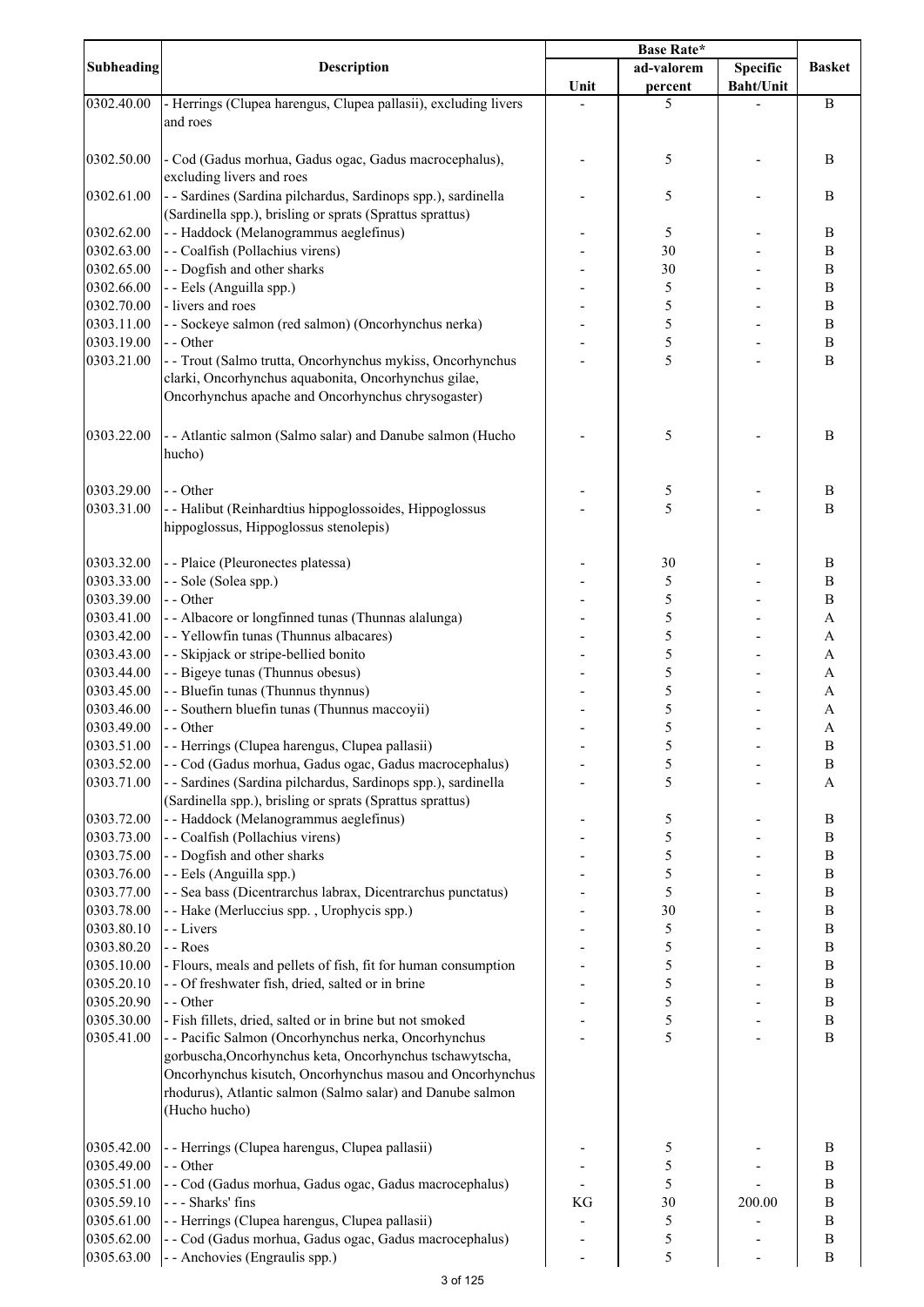| Subheading | Description | Base Rate* | | | Basket |
|---|---|---|---|---|---|
| | | Unit | ad-valorem percent | Specific Baht/Unit | |
| 0302.40.00 | - Herrings (Clupea harengus, Clupea pallasii), excluding livers and roes | - | 5 | - | B |
| 0302.50.00 | - Cod (Gadus morhua, Gadus ogac, Gadus macrocephalus), excluding livers and roes | - | 5 | - | B |
| 0302.61.00 | - - Sardines (Sardina pilchardus, Sardinops spp.), sardinella (Sardinella spp.), brisling or sprats (Sprattus sprattus) | - | 5 | - | B |
| 0302.62.00 | - - Haddock (Melanogrammus aeglefinus) | - | 5 | - | B |
| 0302.63.00 | - - Coalfish (Pollachius virens) | - | 30 | - | B |
| 0302.65.00 | - - Dogfish and other sharks | - | 30 | - | B |
| 0302.66.00 | - - Eels (Anguilla spp.) | - | 5 | - | B |
| 0302.70.00 | - livers and roes | - | 5 | - | B |
| 0303.11.00 | - - Sockeye salmon (red salmon) (Oncorhynchus nerka) | - | 5 | - | B |
| 0303.19.00 | - - Other | - | 5 | - | B |
| 0303.21.00 | - - Trout (Salmo trutta, Oncorhynchus mykiss, Oncorhynchus clarki, Oncorhynchus aquabonita, Oncorhynchus gilae, Oncorhynchus apache and Oncorhynchus chrysogaster) | - | 5 | - | B |
| 0303.22.00 | - - Atlantic salmon (Salmo salar) and Danube salmon (Hucho hucho) | - | 5 | - | B |
| 0303.29.00 | - - Other | - | 5 | - | B |
| 0303.31.00 | - - Halibut (Reinhardtius hippoglossoides, Hippoglossus hippoglossus, Hippoglossus stenolepis) | - | 5 | - | B |
| 0303.32.00 | - - Plaice (Pleuronectes platessa) | - | 30 | - | B |
| 0303.33.00 | - - Sole (Solea spp.) | - | 5 | - | B |
| 0303.39.00 | - - Other | - | 5 | - | B |
| 0303.41.00 | - - Albacore or longfinned tunas (Thunnas alalunga) | - | 5 | - | A |
| 0303.42.00 | - - Yellowfin tunas (Thunnus albacares) | - | 5 | - | A |
| 0303.43.00 | - - Skipjack or stripe-bellied bonito | - | 5 | - | A |
| 0303.44.00 | - - Bigeye tunas (Thunnus obesus) | - | 5 | - | A |
| 0303.45.00 | - - Bluefin tunas (Thunnus thynnus) | - | 5 | - | A |
| 0303.46.00 | - - Southern bluefin tunas (Thunnus maccoyii) | - | 5 | - | A |
| 0303.49.00 | - - Other | - | 5 | - | A |
| 0303.51.00 | - - Herrings (Clupea harengus, Clupea pallasii) | - | 5 | - | B |
| 0303.52.00 | - - Cod (Gadus morhua, Gadus ogac, Gadus macrocephalus) | - | 5 | - | B |
| 0303.71.00 | - - Sardines (Sardina pilchardus, Sardinops spp.), sardinella (Sardinella spp.), brisling or sprats (Sprattus sprattus) | - | 5 | - | A |
| 0303.72.00 | - - Haddock (Melanogrammus aeglefinus) | - | 5 | - | B |
| 0303.73.00 | - - Coalfish (Pollachius virens) | - | 5 | - | B |
| 0303.75.00 | - - Dogfish and other sharks | - | 5 | - | B |
| 0303.76.00 | - - Eels (Anguilla spp.) | - | 5 | - | B |
| 0303.77.00 | - - Sea bass (Dicentrarchus labrax, Dicentrarchus punctatus) | - | 5 | - | B |
| 0303.78.00 | - - Hake (Merluccius spp. , Urophycis spp.) | - | 30 | - | B |
| 0303.80.10 | - - Livers | - | 5 | - | B |
| 0303.80.20 | - - Roes | - | 5 | - | B |
| 0305.10.00 | - Flours, meals and pellets of fish, fit for human consumption | - | 5 | - | B |
| 0305.20.10 | - - Of freshwater fish, dried, salted or in brine | - | 5 | - | B |
| 0305.20.90 | - - Other | - | 5 | - | B |
| 0305.30.00 | - Fish fillets, dried, salted or in brine but not smoked | - | 5 | - | B |
| 0305.41.00 | - - Pacific Salmon (Oncorhynchus nerka, Oncorhynchus gorbuscha,Oncorhynchus keta, Oncorhynchus tschawytscha, Oncorhynchus kisutch, Oncorhynchus masou and Oncorhynchus rhodurus), Atlantic salmon (Salmo salar) and Danube salmon (Hucho hucho) | - | 5 | - | B |
| 0305.42.00 | - - Herrings (Clupea harengus, Clupea pallasii) | - | 5 | - | B |
| 0305.49.00 | - - Other | - | 5 | - | B |
| 0305.51.00 | - - Cod (Gadus morhua, Gadus ogac, Gadus macrocephalus) | - | 5 | - | B |
| 0305.59.10 | - - - Sharks' fins | KG | 30 | 200.00 | B |
| 0305.61.00 | - - Herrings (Clupea harengus, Clupea pallasii) | - | 5 | - | B |
| 0305.62.00 | - - Cod (Gadus morhua, Gadus ogac, Gadus macrocephalus) | - | 5 | - | B |
| 0305.63.00 | - - Anchovies (Engraulis spp.) | - | 5 | - | B |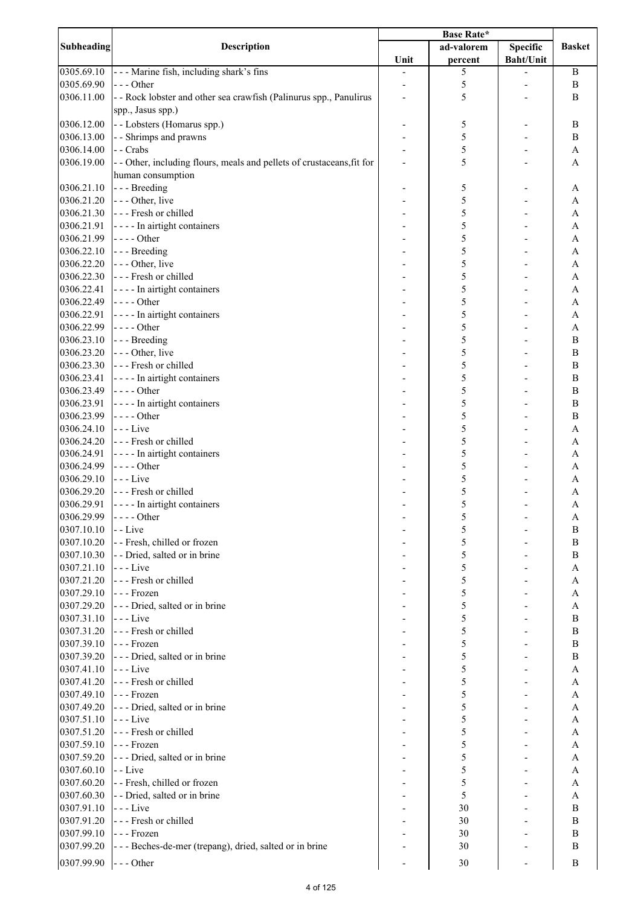| Subheading | Description | Base Rate* | | | Basket |
|---|---|---|---|---|---|
| | | Unit | ad-valorem percent | Specific Baht/Unit | |
| 0305.69.10 | - - - Marine fish, including shark's fins | - | 5 | - | B |
| 0305.69.90 | - - - Other | - | 5 | - | B |
| 0306.11.00 | - - Rock lobster and other sea crawfish (Palinurus spp., Panulirus spp., Jasus spp.) | - | 5 | - | B |
| 0306.12.00 | - - Lobsters (Homarus spp.) | - | 5 | - | B |
| 0306.13.00 | - - Shrimps and prawns | - | 5 | - | B |
| 0306.14.00 | - - Crabs | - | 5 | - | A |
| 0306.19.00 | - - Other, including flours, meals and pellets of crustaceans,fit for human consumption | - | 5 | - | A |
| 0306.21.10 | - - - Breeding | - | 5 | - | A |
| 0306.21.20 | - - - Other, live | - | 5 | - | A |
| 0306.21.30 | - - - Fresh or chilled | - | 5 | - | A |
| 0306.21.91 | - - - - In airtight containers | - | 5 | - | A |
| 0306.21.99 | - - - - Other | - | 5 | - | A |
| 0306.22.10 | - - - Breeding | - | 5 | - | A |
| 0306.22.20 | - - - Other, live | - | 5 | - | A |
| 0306.22.30 | - - - Fresh or chilled | - | 5 | - | A |
| 0306.22.41 | - - - - In airtight containers | - | 5 | - | A |
| 0306.22.49 | - - - - Other | - | 5 | - | A |
| 0306.22.91 | - - - - In airtight containers | - | 5 | - | A |
| 0306.22.99 | - - - - Other | - | 5 | - | A |
| 0306.23.10 | - - - Breeding | - | 5 | - | B |
| 0306.23.20 | - - - Other, live | - | 5 | - | B |
| 0306.23.30 | - - - Fresh or chilled | - | 5 | - | B |
| 0306.23.41 | - - - - In airtight containers | - | 5 | - | B |
| 0306.23.49 | - - - - Other | - | 5 | - | B |
| 0306.23.91 | - - - - In airtight containers | - | 5 | - | B |
| 0306.23.99 | - - - - Other | - | 5 | - | B |
| 0306.24.10 | - - - Live | - | 5 | - | A |
| 0306.24.20 | - - - Fresh or chilled | - | 5 | - | A |
| 0306.24.91 | - - - - In airtight containers | - | 5 | - | A |
| 0306.24.99 | - - - - Other | - | 5 | - | A |
| 0306.29.10 | - - - Live | - | 5 | - | A |
| 0306.29.20 | - - - Fresh or chilled | - | 5 | - | A |
| 0306.29.91 | - - - - In airtight containers | - | 5 | - | A |
| 0306.29.99 | - - - - Other | - | 5 | - | A |
| 0307.10.10 | - - Live | - | 5 | - | B |
| 0307.10.20 | - - Fresh, chilled or frozen | - | 5 | - | B |
| 0307.10.30 | - - Dried, salted or in brine | - | 5 | - | B |
| 0307.21.10 | - - - Live | - | 5 | - | A |
| 0307.21.20 | - - - Fresh or chilled | - | 5 | - | A |
| 0307.29.10 | - - - Frozen | - | 5 | - | A |
| 0307.29.20 | - - - Dried, salted or in brine | - | 5 | - | A |
| 0307.31.10 | - - - Live | - | 5 | - | B |
| 0307.31.20 | - - - Fresh or chilled | - | 5 | - | B |
| 0307.39.10 | - - - Frozen | - | 5 | - | B |
| 0307.39.20 | - - - Dried, salted or in brine | - | 5 | - | B |
| 0307.41.10 | - - - Live | - | 5 | - | A |
| 0307.41.20 | - - - Fresh or chilled | - | 5 | - | A |
| 0307.49.10 | - - - Frozen | - | 5 | - | A |
| 0307.49.20 | - - - Dried, salted or in brine | - | 5 | - | A |
| 0307.51.10 | - - - Live | - | 5 | - | A |
| 0307.51.20 | - - - Fresh or chilled | - | 5 | - | A |
| 0307.59.10 | - - - Frozen | - | 5 | - | A |
| 0307.59.20 | - - - Dried, salted or in brine | - | 5 | - | A |
| 0307.60.10 | - - Live | - | 5 | - | A |
| 0307.60.20 | - - Fresh, chilled or frozen | - | 5 | - | A |
| 0307.60.30 | - - Dried, salted or in brine | - | 5 | - | A |
| 0307.91.10 | - - - Live | - | 30 | - | B |
| 0307.91.20 | - - - Fresh or chilled | - | 30 | - | B |
| 0307.99.10 | - - - Frozen | - | 30 | - | B |
| 0307.99.20 | - - - Beches-de-mer (trepang), dried, salted or in brine | - | 30 | - | B |
| 0307.99.90 | - - - Other | - | 30 | - | B |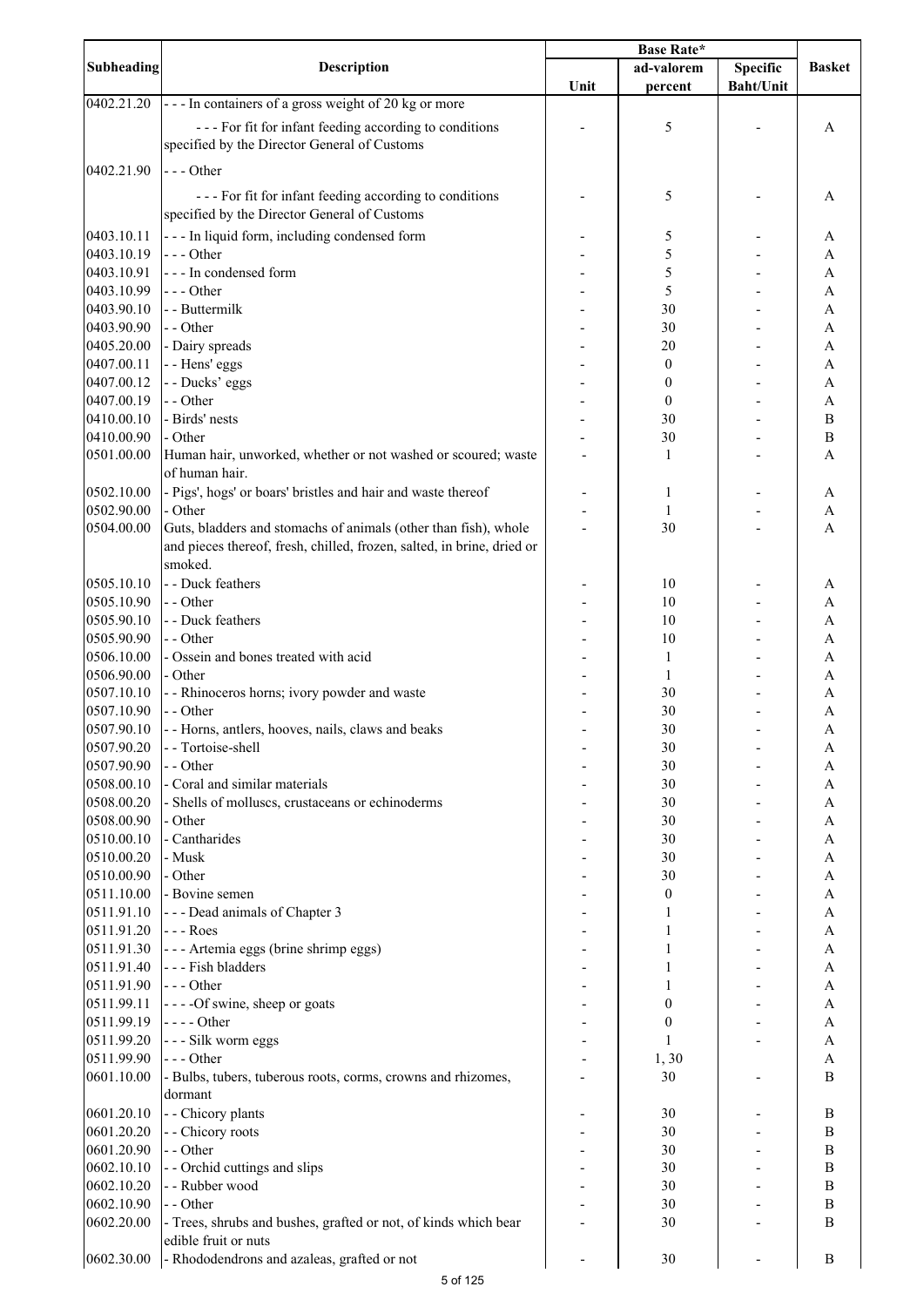| Subheading | Description | Base Rate* | | | Basket |
|---|---|---|---|---|---|
| | | Unit | ad-valorem percent | Specific Baht/Unit | |
| 0402.21.20 | - - - In containers of a gross weight of 20 kg or more | | | | |
| | - - - For fit for infant feeding according to conditions specified by the Director General of Customs | - | 5 | - | A |
| 0402.21.90 | - - - Other | | | | |
| | - - - For fit for infant feeding according to conditions specified by the Director General of Customs | - | 5 | - | A |
| 0403.10.11 | - - - In liquid form, including condensed form | - | 5 | - | A |
| 0403.10.19 | - - - Other | - | 5 | - | A |
| 0403.10.91 | - - - In condensed form | - | 5 | - | A |
| 0403.10.99 | - - - Other | - | 5 | - | A |
| 0403.90.10 | - - Buttermilk | - | 30 | - | A |
| 0403.90.90 | - - Other | - | 30 | - | A |
| 0405.20.00 | - Dairy spreads | - | 20 | - | A |
| 0407.00.11 | - - Hens' eggs | - | 0 | - | A |
| 0407.00.12 | - - Ducks' eggs | - | 0 | - | A |
| 0407.00.19 | - - Other | - | 0 | - | A |
| 0410.00.10 | - Birds' nests | - | 30 | - | B |
| 0410.00.90 | - Other | - | 30 | - | B |
| 0501.00.00 | Human hair, unworked, whether or not washed or scoured; waste of human hair. | - | 1 | - | A |
| 0502.10.00 | - Pigs', hogs' or boars' bristles and hair and waste thereof | - | 1 | - | A |
| 0502.90.00 | - Other | - | 1 | - | A |
| 0504.00.00 | Guts, bladders and stomachs of animals (other than fish), whole and pieces thereof, fresh, chilled, frozen, salted, in brine, dried or smoked. | - | 30 | - | A |
| 0505.10.10 | - - Duck feathers | - | 10 | - | A |
| 0505.10.90 | - - Other | - | 10 | - | A |
| 0505.90.10 | - - Duck feathers | - | 10 | - | A |
| 0505.90.90 | - - Other | - | 10 | - | A |
| 0506.10.00 | - Ossein and bones treated with acid | - | 1 | - | A |
| 0506.90.00 | - Other | - | 1 | - | A |
| 0507.10.10 | - - Rhinoceros horns; ivory powder and waste | - | 30 | - | A |
| 0507.10.90 | - - Other | - | 30 | - | A |
| 0507.90.10 | - - Horns, antlers, hooves, nails, claws and beaks | - | 30 | - | A |
| 0507.90.20 | - - Tortoise-shell | - | 30 | - | A |
| 0507.90.90 | - - Other | - | 30 | - | A |
| 0508.00.10 | - Coral and similar materials | - | 30 | - | A |
| 0508.00.20 | - Shells of molluscs, crustaceans or echinoderms | - | 30 | - | A |
| 0508.00.90 | - Other | - | 30 | - | A |
| 0510.00.10 | - Cantharides | - | 30 | - | A |
| 0510.00.20 | - Musk | - | 30 | - | A |
| 0510.00.90 | - Other | - | 30 | - | A |
| 0511.10.00 | - Bovine semen | - | 0 | - | A |
| 0511.91.10 | - - - Dead animals of Chapter 3 | - | 1 | - | A |
| 0511.91.20 | - - - Roes | - | 1 | - | A |
| 0511.91.30 | - - - Artemia eggs (brine shrimp eggs) | - | 1 | - | A |
| 0511.91.40 | - - - Fish bladders | - | 1 | - | A |
| 0511.91.90 | - - - Other | - | 1 | - | A |
| 0511.99.11 | - - - -Of swine, sheep or goats | - | 0 | - | A |
| 0511.99.19 | - - - - Other | - | 0 | - | A |
| 0511.99.20 | - - - Silk worm eggs | - | 1 | - | A |
| 0511.99.90 | - - - Other | - | 1, 30 | | A |
| 0601.10.00 | - Bulbs, tubers, tuberous roots, corms, crowns and rhizomes, dormant | - | 30 | - | B |
| 0601.20.10 | - - Chicory plants | - | 30 | - | B |
| 0601.20.20 | - - Chicory roots | - | 30 | - | B |
| 0601.20.90 | - - Other | - | 30 | - | B |
| 0602.10.10 | - - Orchid cuttings and slips | - | 30 | - | B |
| 0602.10.20 | - - Rubber wood | - | 30 | - | B |
| 0602.10.90 | - - Other | - | 30 | - | B |
| 0602.20.00 | - Trees, shrubs and bushes, grafted or not, of kinds which bear edible fruit or nuts | - | 30 | - | B |
| 0602.30.00 | - Rhododendrons and azaleas, grafted or not | - | 30 | - | B |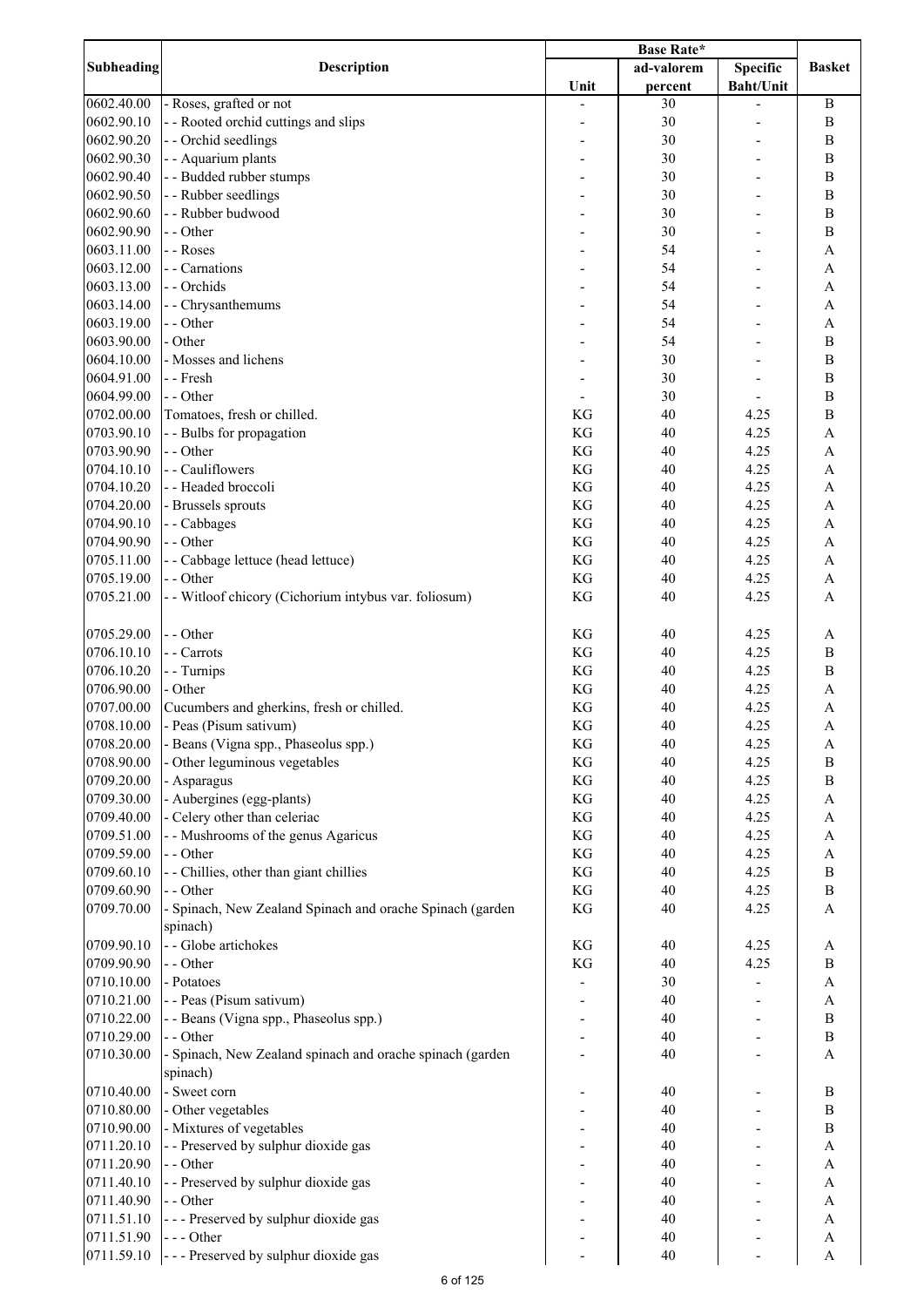| Subheading | Description | Base Rate* | | | Basket |
|---|---|---|---|---|---|
| | | Unit | ad-valorem percent | Specific Baht/Unit | |
| 0602.40.00 | - Roses, grafted or not | - | 30 | - | B |
| 0602.90.10 | - - Rooted orchid cuttings and slips | - | 30 | - | B |
| 0602.90.20 | - - Orchid seedlings | - | 30 | - | B |
| 0602.90.30 | - - Aquarium plants | - | 30 | - | B |
| 0602.90.40 | - - Budded rubber stumps | - | 30 | - | B |
| 0602.90.50 | - - Rubber seedlings | - | 30 | - | B |
| 0602.90.60 | - - Rubber budwood | - | 30 | - | B |
| 0602.90.90 | - - Other | - | 30 | - | B |
| 0603.11.00 | - - Roses | - | 54 | - | A |
| 0603.12.00 | - - Carnations | - | 54 | - | A |
| 0603.13.00 | - - Orchids | - | 54 | - | A |
| 0603.14.00 | - - Chrysanthemums | - | 54 | - | A |
| 0603.19.00 | - - Other | - | 54 | - | A |
| 0603.90.00 | - Other | - | 54 | - | B |
| 0604.10.00 | - Mosses and lichens | - | 30 | - | B |
| 0604.91.00 | - - Fresh | - | 30 | - | B |
| 0604.99.00 | - - Other | - | 30 | - | B |
| 0702.00.00 | Tomatoes, fresh or chilled. | KG | 40 | 4.25 | B |
| 0703.90.10 | - - Bulbs for propagation | KG | 40 | 4.25 | A |
| 0703.90.90 | - - Other | KG | 40 | 4.25 | A |
| 0704.10.10 | - - Cauliflowers | KG | 40 | 4.25 | A |
| 0704.10.20 | - - Headed broccoli | KG | 40 | 4.25 | A |
| 0704.20.00 | - Brussels sprouts | KG | 40 | 4.25 | A |
| 0704.90.10 | - - Cabbages | KG | 40 | 4.25 | A |
| 0704.90.90 | - - Other | KG | 40 | 4.25 | A |
| 0705.11.00 | - - Cabbage lettuce (head lettuce) | KG | 40 | 4.25 | A |
| 0705.19.00 | - - Other | KG | 40 | 4.25 | A |
| 0705.21.00 | - - Witloof chicory (Cichorium intybus var. foliosum) | KG | 40 | 4.25 | A |
| 0705.29.00 | - - Other | KG | 40 | 4.25 | A |
| 0706.10.10 | - - Carrots | KG | 40 | 4.25 | B |
| 0706.10.20 | - - Turnips | KG | 40 | 4.25 | B |
| 0706.90.00 | - Other | KG | 40 | 4.25 | A |
| 0707.00.00 | Cucumbers and gherkins, fresh or chilled. | KG | 40 | 4.25 | A |
| 0708.10.00 | - Peas (Pisum sativum) | KG | 40 | 4.25 | A |
| 0708.20.00 | - Beans (Vigna spp., Phaseolus spp.) | KG | 40 | 4.25 | A |
| 0708.90.00 | - Other leguminous vegetables | KG | 40 | 4.25 | B |
| 0709.20.00 | - Asparagus | KG | 40 | 4.25 | B |
| 0709.30.00 | - Aubergines (egg-plants) | KG | 40 | 4.25 | A |
| 0709.40.00 | - Celery other than celeriac | KG | 40 | 4.25 | A |
| 0709.51.00 | - - Mushrooms of the genus Agaricus | KG | 40 | 4.25 | A |
| 0709.59.00 | - - Other | KG | 40 | 4.25 | A |
| 0709.60.10 | - - Chillies, other than giant chillies | KG | 40 | 4.25 | B |
| 0709.60.90 | - - Other | KG | 40 | 4.25 | B |
| 0709.70.00 | - Spinach, New Zealand Spinach and orache Spinach (garden spinach) | KG | 40 | 4.25 | A |
| 0709.90.10 | - - Globe artichokes | KG | 40 | 4.25 | A |
| 0709.90.90 | - - Other | KG | 40 | 4.25 | B |
| 0710.10.00 | - Potatoes | - | 30 | - | A |
| 0710.21.00 | - - Peas (Pisum sativum) | - | 40 | - | A |
| 0710.22.00 | - - Beans (Vigna spp., Phaseolus spp.) | - | 40 | - | B |
| 0710.29.00 | - - Other | - | 40 | - | B |
| 0710.30.00 | - Spinach, New Zealand spinach and orache spinach (garden spinach) | - | 40 | - | A |
| 0710.40.00 | - Sweet corn | - | 40 | - | B |
| 0710.80.00 | - Other vegetables | - | 40 | - | B |
| 0710.90.00 | - Mixtures of vegetables | - | 40 | - | B |
| 0711.20.10 | - - Preserved by sulphur dioxide gas | - | 40 | - | A |
| 0711.20.90 | - - Other | - | 40 | - | A |
| 0711.40.10 | - - Preserved by sulphur dioxide gas | - | 40 | - | A |
| 0711.40.90 | - - Other | - | 40 | - | A |
| 0711.51.10 | - - - Preserved by sulphur dioxide gas | - | 40 | - | A |
| 0711.51.90 | - - - Other | - | 40 | - | A |
| 0711.59.10 | - - - Preserved by sulphur dioxide gas | - | 40 | - | A |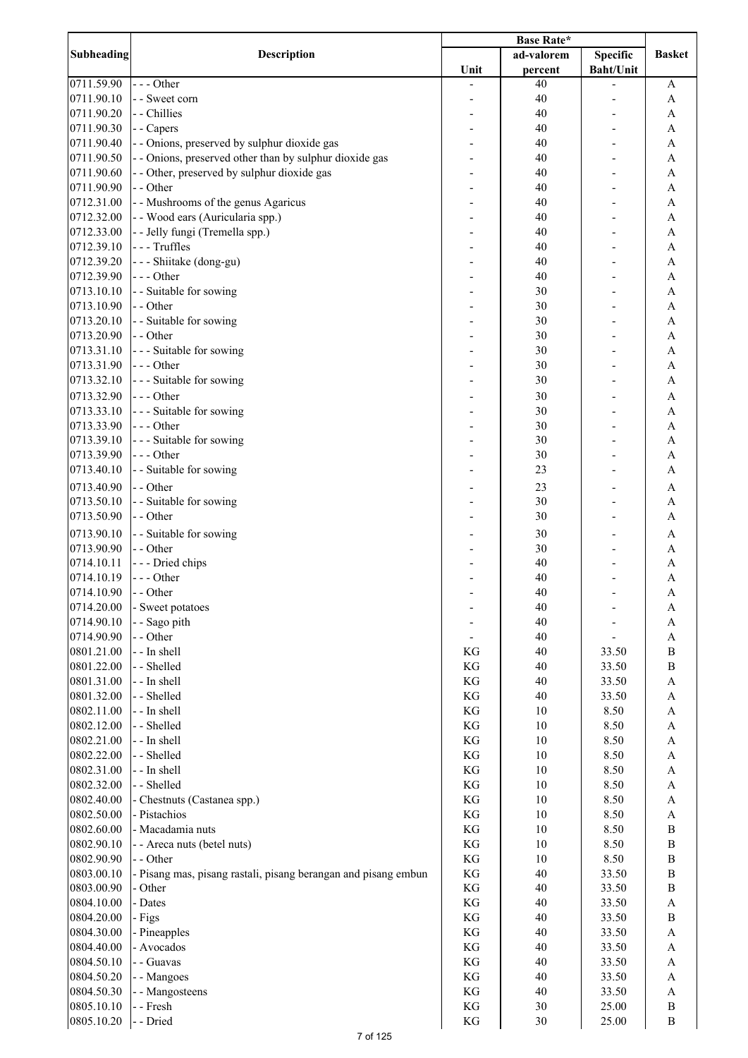| Subheading | Description | Base Rate* | | | Basket |
|---|---|---|---|---|---|
| | | Unit | ad-valorem percent | Specific Baht/Unit | |
| 0711.59.90 | - - - Other | - | 40 | - | A |
| 0711.90.10 | - - Sweet corn | - | 40 | - | A |
| 0711.90.20 | - - Chillies | - | 40 | - | A |
| 0711.90.30 | - - Capers | - | 40 | - | A |
| 0711.90.40 | - - Onions, preserved by sulphur dioxide gas | - | 40 | - | A |
| 0711.90.50 | - - Onions, preserved other than by sulphur dioxide gas | - | 40 | - | A |
| 0711.90.60 | - - Other, preserved by sulphur dioxide gas | - | 40 | - | A |
| 0711.90.90 | - - Other | - | 40 | - | A |
| 0712.31.00 | - - Mushrooms of the genus Agaricus | - | 40 | - | A |
| 0712.32.00 | - - Wood ears (Auricularia spp.) | - | 40 | - | A |
| 0712.33.00 | - - Jelly fungi (Tremella spp.) | - | 40 | - | A |
| 0712.39.10 | - - - Truffles | - | 40 | - | A |
| 0712.39.20 | - - - Shiitake (dong-gu) | - | 40 | - | A |
| 0712.39.90 | - - - Other | - | 40 | - | A |
| 0713.10.10 | - - Suitable for sowing | - | 30 | - | A |
| 0713.10.90 | - - Other | - | 30 | - | A |
| 0713.20.10 | - - Suitable for sowing | - | 30 | - | A |
| 0713.20.90 | - - Other | - | 30 | - | A |
| 0713.31.10 | - - - Suitable for sowing | - | 30 | - | A |
| 0713.31.90 | - - - Other | - | 30 | - | A |
| 0713.32.10 | - - - Suitable for sowing | - | 30 | - | A |
| 0713.32.90 | - - - Other | - | 30 | - | A |
| 0713.33.10 | - - - Suitable for sowing | - | 30 | - | A |
| 0713.33.90 | - - - Other | - | 30 | - | A |
| 0713.39.10 | - - - Suitable for sowing | - | 30 | - | A |
| 0713.39.90 | - - - Other | - | 30 | - | A |
| 0713.40.10 | - - Suitable for sowing | - | 23 | - | A |
| 0713.40.90 | - - Other | - | 23 | - | A |
| 0713.50.10 | - - Suitable for sowing | - | 30 | - | A |
| 0713.50.90 | - - Other | - | 30 | - | A |
| 0713.90.10 | - - Suitable for sowing | - | 30 | - | A |
| 0713.90.90 | - - Other | - | 30 | - | A |
| 0714.10.11 | - - - Dried chips | - | 40 | - | A |
| 0714.10.19 | - - - Other | - | 40 | - | A |
| 0714.10.90 | - - Other | - | 40 | - | A |
| 0714.20.00 | - Sweet potatoes | - | 40 | - | A |
| 0714.90.10 | - - Sago pith | - | 40 | - | A |
| 0714.90.90 | - - Other | - | 40 | - | A |
| 0801.21.00 | - - In shell | KG | 40 | 33.50 | B |
| 0801.22.00 | - - Shelled | KG | 40 | 33.50 | B |
| 0801.31.00 | - - In shell | KG | 40 | 33.50 | A |
| 0801.32.00 | - - Shelled | KG | 40 | 33.50 | A |
| 0802.11.00 | - - In shell | KG | 10 | 8.50 | A |
| 0802.12.00 | - - Shelled | KG | 10 | 8.50 | A |
| 0802.21.00 | - - In shell | KG | 10 | 8.50 | A |
| 0802.22.00 | - - Shelled | KG | 10 | 8.50 | A |
| 0802.31.00 | - - In shell | KG | 10 | 8.50 | A |
| 0802.32.00 | - - Shelled | KG | 10 | 8.50 | A |
| 0802.40.00 | - Chestnuts (Castanea spp.) | KG | 10 | 8.50 | A |
| 0802.50.00 | - Pistachios | KG | 10 | 8.50 | A |
| 0802.60.00 | - Macadamia nuts | KG | 10 | 8.50 | B |
| 0802.90.10 | - - Areca nuts (betel nuts) | KG | 10 | 8.50 | B |
| 0802.90.90 | - - Other | KG | 10 | 8.50 | B |
| 0803.00.10 | - Pisang mas, pisang rastali, pisang berangan and pisang embun | KG | 40 | 33.50 | B |
| 0803.00.90 | - Other | KG | 40 | 33.50 | B |
| 0804.10.00 | - Dates | KG | 40 | 33.50 | A |
| 0804.20.00 | - Figs | KG | 40 | 33.50 | B |
| 0804.30.00 | - Pineapples | KG | 40 | 33.50 | A |
| 0804.40.00 | - Avocados | KG | 40 | 33.50 | A |
| 0804.50.10 | - - Guavas | KG | 40 | 33.50 | A |
| 0804.50.20 | - - Mangoes | KG | 40 | 33.50 | A |
| 0804.50.30 | - - Mangosteens | KG | 40 | 33.50 | A |
| 0805.10.10 | - - Fresh | KG | 30 | 25.00 | B |
| 0805.10.20 | - - Dried | KG | 30 | 25.00 | B |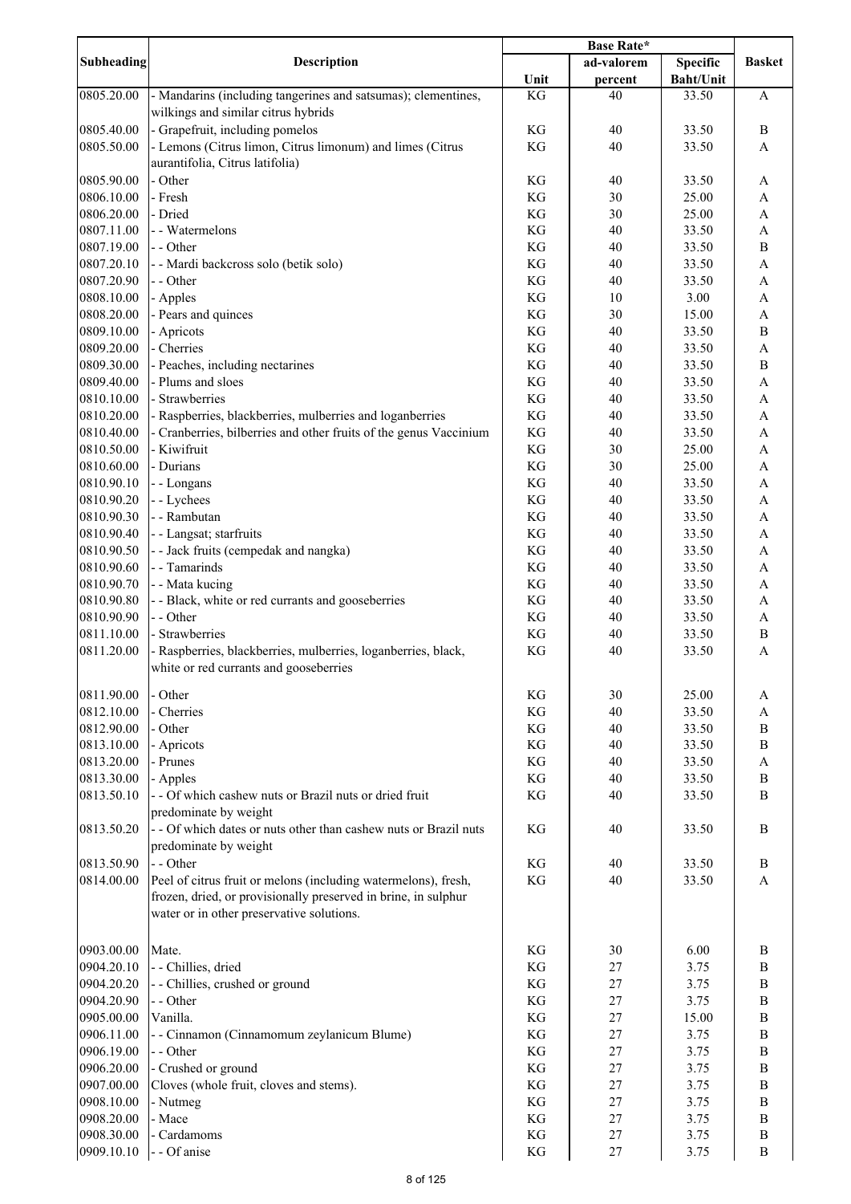| Subheading | Description | Base Rate* | | | Basket |
|---|---|---|---|---|---|
| | | Unit | ad-valorem percent | Specific Baht/Unit | |
| 0805.20.00 | - Mandarins (including tangerines and satsumas); clementines, wilkings and similar citrus hybrids | KG | 40 | 33.50 | A |
| 0805.40.00 | - Grapefruit, including pomelos | KG | 40 | 33.50 | B |
| 0805.50.00 | - Lemons (Citrus limon, Citrus limonum) and limes (Citrus aurantifolia, Citrus latifolia) | KG | 40 | 33.50 | A |
| 0805.90.00 | - Other | KG | 40 | 33.50 | A |
| 0806.10.00 | - Fresh | KG | 30 | 25.00 | A |
| 0806.20.00 | - Dried | KG | 30 | 25.00 | A |
| 0807.11.00 | - - Watermelons | KG | 40 | 33.50 | A |
| 0807.19.00 | - - Other | KG | 40 | 33.50 | B |
| 0807.20.10 | - - Mardi backcross solo (betik solo) | KG | 40 | 33.50 | A |
| 0807.20.90 | - - Other | KG | 40 | 33.50 | A |
| 0808.10.00 | - Apples | KG | 10 | 3.00 | A |
| 0808.20.00 | - Pears and quinces | KG | 30 | 15.00 | A |
| 0809.10.00 | - Apricots | KG | 40 | 33.50 | B |
| 0809.20.00 | - Cherries | KG | 40 | 33.50 | A |
| 0809.30.00 | - Peaches, including nectarines | KG | 40 | 33.50 | B |
| 0809.40.00 | - Plums and sloes | KG | 40 | 33.50 | A |
| 0810.10.00 | - Strawberries | KG | 40 | 33.50 | A |
| 0810.20.00 | - Raspberries, blackberries, mulberries and loganberries | KG | 40 | 33.50 | A |
| 0810.40.00 | - Cranberries, bilberries and other fruits of the genus Vaccinium | KG | 40 | 33.50 | A |
| 0810.50.00 | - Kiwifruit | KG | 30 | 25.00 | A |
| 0810.60.00 | - Durians | KG | 30 | 25.00 | A |
| 0810.90.10 | - - Longans | KG | 40 | 33.50 | A |
| 0810.90.20 | - - Lychees | KG | 40 | 33.50 | A |
| 0810.90.30 | - - Rambutan | KG | 40 | 33.50 | A |
| 0810.90.40 | - - Langsat; starfruits | KG | 40 | 33.50 | A |
| 0810.90.50 | - - Jack fruits (cempedak and nangka) | KG | 40 | 33.50 | A |
| 0810.90.60 | - - Tamarinds | KG | 40 | 33.50 | A |
| 0810.90.70 | - - Mata kucing | KG | 40 | 33.50 | A |
| 0810.90.80 | - - Black, white or red currants and gooseberries | KG | 40 | 33.50 | A |
| 0810.90.90 | - - Other | KG | 40 | 33.50 | A |
| 0811.10.00 | - Strawberries | KG | 40 | 33.50 | B |
| 0811.20.00 | - Raspberries, blackberries, mulberries, loganberries, black, white or red currants and gooseberries | KG | 40 | 33.50 | A |
| 0811.90.00 | - Other | KG | 30 | 25.00 | A |
| 0812.10.00 | - Cherries | KG | 40 | 33.50 | A |
| 0812.90.00 | - Other | KG | 40 | 33.50 | B |
| 0813.10.00 | - Apricots | KG | 40 | 33.50 | B |
| 0813.20.00 | - Prunes | KG | 40 | 33.50 | A |
| 0813.30.00 | - Apples | KG | 40 | 33.50 | B |
| 0813.50.10 | - - Of which cashew nuts or Brazil nuts or dried fruit predominate by weight | KG | 40 | 33.50 | B |
| 0813.50.20 | - - Of which dates or nuts other than cashew nuts or Brazil nuts predominate by weight | KG | 40 | 33.50 | B |
| 0813.50.90 | - - Other | KG | 40 | 33.50 | B |
| 0814.00.00 | Peel of citrus fruit or melons (including watermelons), fresh, frozen, dried, or provisionally preserved in brine, in sulphur water or in other preservative solutions. | KG | 40 | 33.50 | A |
| 0903.00.00 | Mate. | KG | 30 | 6.00 | B |
| 0904.20.10 | - - Chillies, dried | KG | 27 | 3.75 | B |
| 0904.20.20 | - - Chillies, crushed or ground | KG | 27 | 3.75 | B |
| 0904.20.90 | - - Other | KG | 27 | 3.75 | B |
| 0905.00.00 | Vanilla. | KG | 27 | 15.00 | B |
| 0906.11.00 | - - Cinnamon (Cinnamomum zeylanicum Blume) | KG | 27 | 3.75 | B |
| 0906.19.00 | - - Other | KG | 27 | 3.75 | B |
| 0906.20.00 | - Crushed or ground | KG | 27 | 3.75 | B |
| 0907.00.00 | Cloves (whole fruit, cloves and stems). | KG | 27 | 3.75 | B |
| 0908.10.00 | - Nutmeg | KG | 27 | 3.75 | B |
| 0908.20.00 | - Mace | KG | 27 | 3.75 | B |
| 0908.30.00 | - Cardamoms | KG | 27 | 3.75 | B |
| 0909.10.10 | - - Of anise | KG | 27 | 3.75 | B |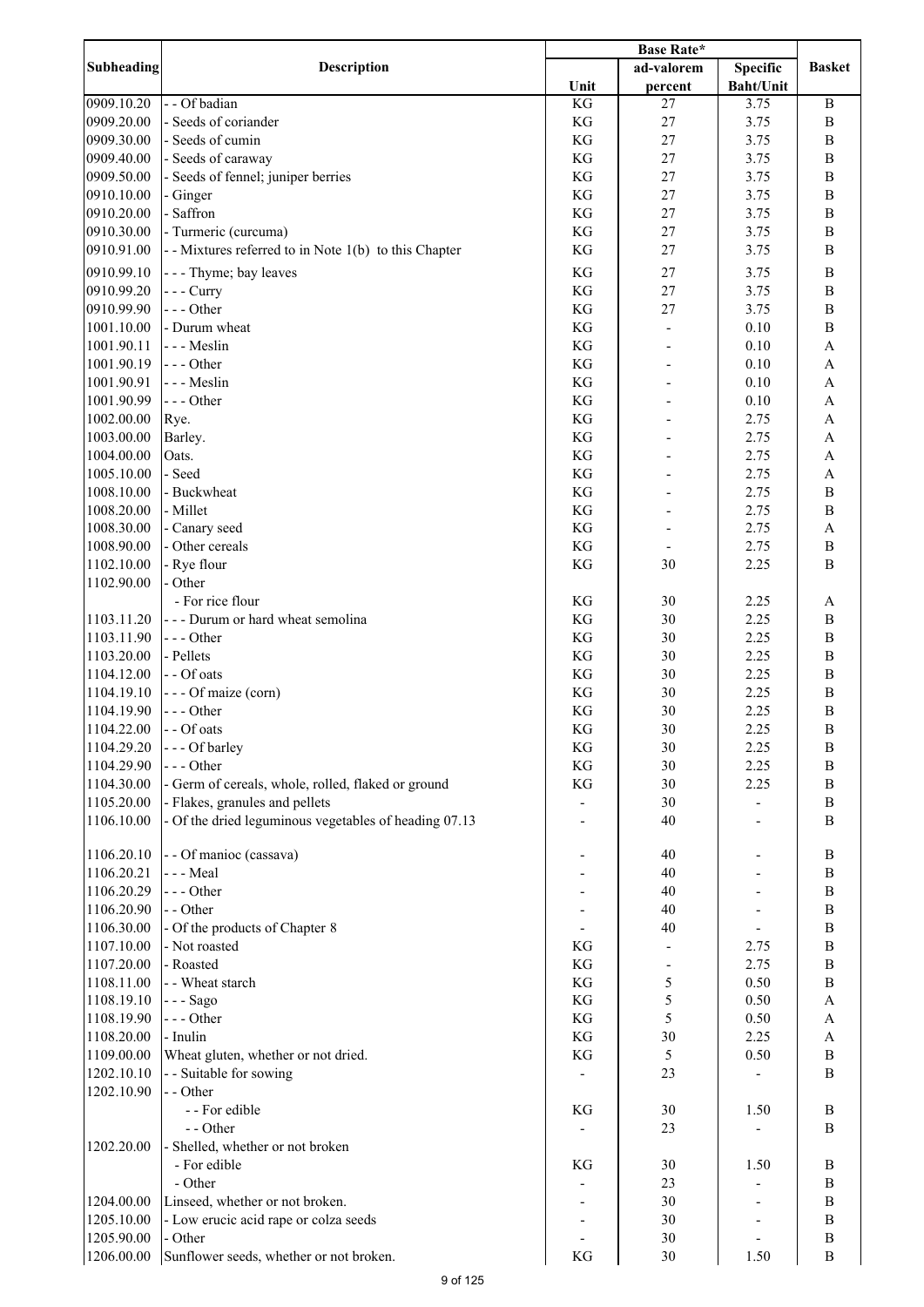| Subheading | Description | Base Rate* | | | Basket |
|---|---|---|---|---|---|
| | | Unit | ad-valorem percent | Specific Baht/Unit | |
| 0909.10.20 | - - Of badian | KG | 27 | 3.75 | B |
| 0909.20.00 | - Seeds of coriander | KG | 27 | 3.75 | B |
| 0909.30.00 | - Seeds of cumin | KG | 27 | 3.75 | B |
| 0909.40.00 | - Seeds of caraway | KG | 27 | 3.75 | B |
| 0909.50.00 | - Seeds of fennel; juniper berries | KG | 27 | 3.75 | B |
| 0910.10.00 | - Ginger | KG | 27 | 3.75 | B |
| 0910.20.00 | - Saffron | KG | 27 | 3.75 | B |
| 0910.30.00 | - Turmeric (curcuma) | KG | 27 | 3.75 | B |
| 0910.91.00 | - - Mixtures referred to in Note 1(b) to this Chapter | KG | 27 | 3.75 | B |
| 0910.99.10 | - - - Thyme; bay leaves | KG | 27 | 3.75 | B |
| 0910.99.20 | - - - Curry | KG | 27 | 3.75 | B |
| 0910.99.90 | - - - Other | KG | 27 | 3.75 | B |
| 1001.10.00 | - Durum wheat | KG | - | 0.10 | B |
| 1001.90.11 | - - - Meslin | KG | - | 0.10 | A |
| 1001.90.19 | - - - Other | KG | - | 0.10 | A |
| 1001.90.91 | - - - Meslin | KG | - | 0.10 | A |
| 1001.90.99 | - - - Other | KG | - | 0.10 | A |
| 1002.00.00 | Rye. | KG | - | 2.75 | A |
| 1003.00.00 | Barley. | KG | - | 2.75 | A |
| 1004.00.00 | Oats. | KG | - | 2.75 | A |
| 1005.10.00 | - Seed | KG | - | 2.75 | A |
| 1008.10.00 | - Buckwheat | KG | - | 2.75 | B |
| 1008.20.00 | - Millet | KG | - | 2.75 | B |
| 1008.30.00 | - Canary seed | KG | - | 2.75 | A |
| 1008.90.00 | - Other cereals | KG | - | 2.75 | B |
| 1102.10.00 | - Rye flour | KG | 30 | 2.25 | B |
| 1102.90.00 | - Other | | | | |
| | - For rice flour | KG | 30 | 2.25 | A |
| 1103.11.20 | - - - Durum or hard wheat semolina | KG | 30 | 2.25 | B |
| 1103.11.90 | - - - Other | KG | 30 | 2.25 | B |
| 1103.20.00 | - Pellets | KG | 30 | 2.25 | B |
| 1104.12.00 | - - Of oats | KG | 30 | 2.25 | B |
| 1104.19.10 | - - - Of maize (corn) | KG | 30 | 2.25 | B |
| 1104.19.90 | - - - Other | KG | 30 | 2.25 | B |
| 1104.22.00 | - - Of oats | KG | 30 | 2.25 | B |
| 1104.29.20 | - - - Of barley | KG | 30 | 2.25 | B |
| 1104.29.90 | - - - Other | KG | 30 | 2.25 | B |
| 1104.30.00 | - Germ of cereals, whole, rolled, flaked or ground | KG | 30 | 2.25 | B |
| 1105.20.00 | - Flakes, granules and pellets | - | 30 | - | B |
| 1106.10.00 | - Of the dried leguminous vegetables of heading 07.13 | - | 40 | - | B |
| 1106.20.10 | - - Of manioc (cassava) | - | 40 | - | B |
| 1106.20.21 | - - - Meal | - | 40 | - | B |
| 1106.20.29 | - - - Other | - | 40 | - | B |
| 1106.20.90 | - - Other | - | 40 | - | B |
| 1106.30.00 | - Of the products of Chapter 8 | - | 40 | - | B |
| 1107.10.00 | - Not roasted | KG | - | 2.75 | B |
| 1107.20.00 | - Roasted | KG | - | 2.75 | B |
| 1108.11.00 | - - Wheat starch | KG | 5 | 0.50 | B |
| 1108.19.10 | - - - Sago | KG | 5 | 0.50 | A |
| 1108.19.90 | - - - Other | KG | 5 | 0.50 | A |
| 1108.20.00 | - Inulin | KG | 30 | 2.25 | A |
| 1109.00.00 | Wheat gluten, whether or not dried. | KG | 5 | 0.50 | B |
| 1202.10.10 | - - Suitable for sowing | - | 23 | - | B |
| 1202.10.90 | - - Other | | | | |
| | - - For edible | KG | 30 | 1.50 | B |
| | - - Other | - | 23 | - | B |
| 1202.20.00 | - Shelled, whether or not broken | | | | |
| | - For edible | KG | 30 | 1.50 | B |
| | - Other | - | 23 | - | B |
| 1204.00.00 | Linseed, whether or not broken. | - | 30 | - | B |
| 1205.10.00 | - Low erucic acid rape or colza seeds | - | 30 | - | B |
| 1205.90.00 | - Other | - | 30 | - | B |
| 1206.00.00 | Sunflower seeds, whether or not broken. | KG | 30 | 1.50 | B |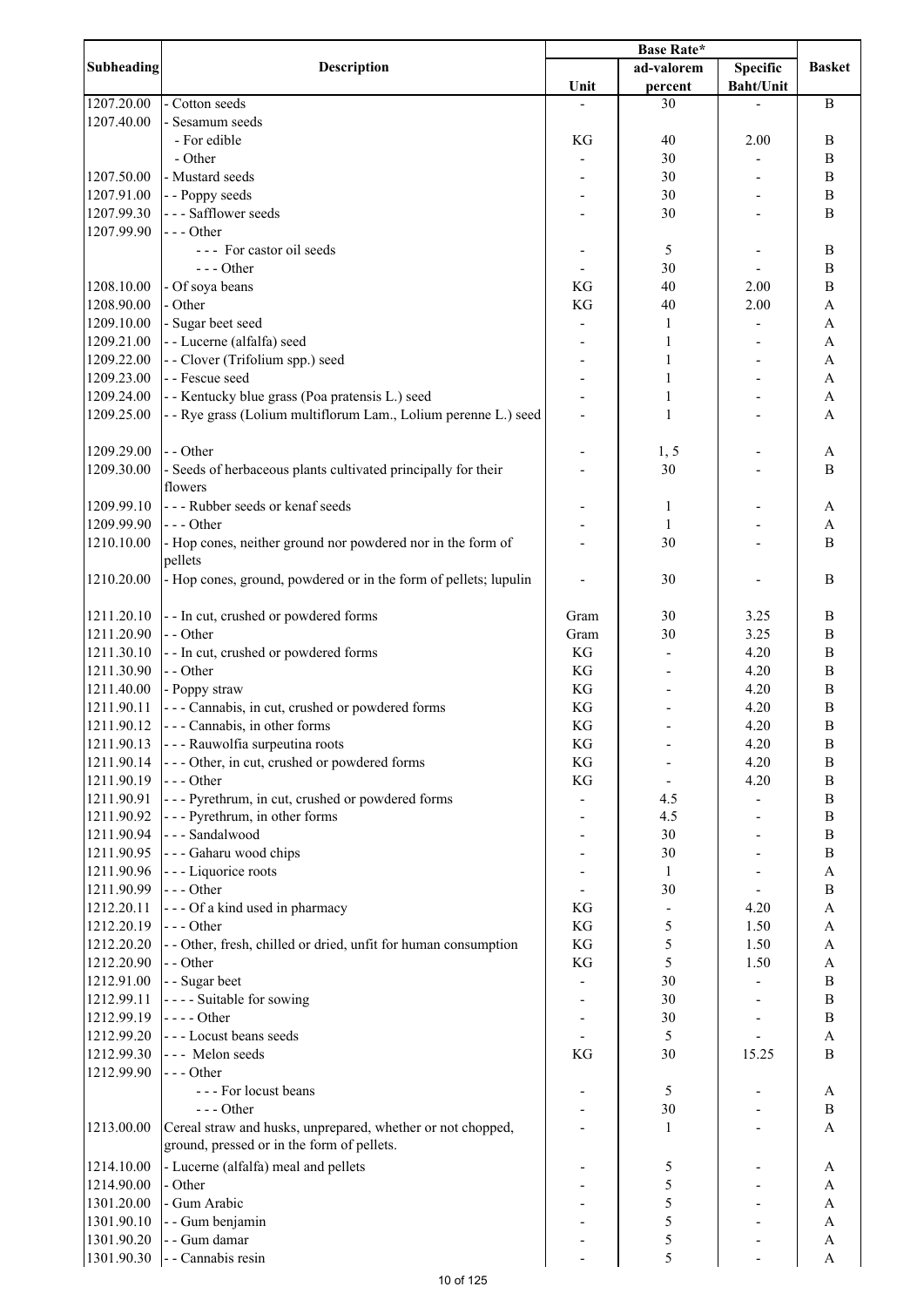| Subheading | Description | Base Rate* | | | Basket |
|---|---|---|---|---|---|
| | | Unit | ad-valorem percent | Specific Baht/Unit | |
| 1207.20.00 | - Cotton seeds | - | 30 | - | B |
| 1207.40.00 | - Sesamum seeds | | | | |
| | - For edible | KG | 40 | 2.00 | B |
| | - Other | - | 30 | - | B |
| 1207.50.00 | - Mustard seeds | - | 30 | - | B |
| 1207.91.00 | - - Poppy seeds | - | 30 | - | B |
| 1207.99.30 | - - - Safflower seeds | - | 30 | - | B |
| 1207.99.90 | - - - Other | | | | |
| | - - - For castor oil seeds | - | 5 | - | B |
| | - - - Other | - | 30 | - | B |
| 1208.10.00 | - Of soya beans | KG | 40 | 2.00 | B |
| 1208.90.00 | - Other | KG | 40 | 2.00 | A |
| 1209.10.00 | - Sugar beet seed | - | 1 | - | A |
| 1209.21.00 | - - Lucerne (alfalfa) seed | - | 1 | - | A |
| 1209.22.00 | - - Clover (Trifolium spp.) seed | - | 1 | - | A |
| 1209.23.00 | - - Fescue seed | - | 1 | - | A |
| 1209.24.00 | - - Kentucky blue grass (Poa pratensis L.) seed | - | 1 | - | A |
| 1209.25.00 | - - Rye grass (Lolium multiflorum Lam., Lolium perenne L.) seed | - | 1 | - | A |
| 1209.29.00 | - - Other | - | 1, 5 | - | A |
| 1209.30.00 | - Seeds of herbaceous plants cultivated principally for their flowers | - | 30 | - | B |
| 1209.99.10 | - - - Rubber seeds or kenaf seeds | - | 1 | - | A |
| 1209.99.90 | - - - Other | - | 1 | - | A |
| 1210.10.00 | - Hop cones, neither ground nor powdered nor in the form of pellets | - | 30 | - | B |
| 1210.20.00 | - Hop cones, ground, powdered or in the form of pellets; lupulin | - | 30 | - | B |
| 1211.20.10 | - - In cut, crushed or powdered forms | Gram | 30 | 3.25 | B |
| 1211.20.90 | - - Other | Gram | 30 | 3.25 | B |
| 1211.30.10 | - - In cut, crushed or powdered forms | KG | - | 4.20 | B |
| 1211.30.90 | - - Other | KG | - | 4.20 | B |
| 1211.40.00 | - Poppy straw | KG | - | 4.20 | B |
| 1211.90.11 | - - - Cannabis, in cut, crushed or powdered forms | KG | - | 4.20 | B |
| 1211.90.12 | - - - Cannabis, in other forms | KG | - | 4.20 | B |
| 1211.90.13 | - - - Rauwolfia surpeutina roots | KG | - | 4.20 | B |
| 1211.90.14 | - - - Other, in cut, crushed or powdered forms | KG | - | 4.20 | B |
| 1211.90.19 | - - - Other | KG | - | 4.20 | B |
| 1211.90.91 | - - - Pyrethrum, in cut, crushed or powdered forms | - | 4.5 | - | B |
| 1211.90.92 | - - - Pyrethrum, in other forms | - | 4.5 | - | B |
| 1211.90.94 | - - - Sandalwood | - | 30 | - | B |
| 1211.90.95 | - - - Gaharu wood chips | - | 30 | - | B |
| 1211.90.96 | - - - Liquorice roots | - | 1 | - | A |
| 1211.90.99 | - - - Other | - | 30 | - | B |
| 1212.20.11 | - - - Of a kind used in pharmacy | KG | - | 4.20 | A |
| 1212.20.19 | - - - Other | KG | 5 | 1.50 | A |
| 1212.20.20 | - - Other, fresh, chilled or dried, unfit for human consumption | KG | 5 | 1.50 | A |
| 1212.20.90 | - - Other | KG | 5 | 1.50 | A |
| 1212.91.00 | - - Sugar beet | - | 30 | - | B |
| 1212.99.11 | - - - - Suitable for sowing | - | 30 | - | B |
| 1212.99.19 | - - - - Other | - | 30 | - | B |
| 1212.99.20 | - - - Locust beans seeds | - | 5 | - | A |
| 1212.99.30 | - - - Melon seeds | KG | 30 | 15.25 | B |
| 1212.99.90 | - - - Other | | | | |
| | - - - For locust beans | - | 5 | - | A |
| | - - - Other | - | 30 | - | B |
| 1213.00.00 | Cereal straw and husks, unprepared, whether or not chopped, ground, pressed or in the form of pellets. | - | 1 | - | A |
| 1214.10.00 | - Lucerne (alfalfa) meal and pellets | - | 5 | - | A |
| 1214.90.00 | - Other | - | 5 | - | A |
| 1301.20.00 | - Gum Arabic | - | 5 | - | A |
| 1301.90.10 | - - Gum benjamin | - | 5 | - | A |
| 1301.90.20 | - - Gum damar | - | 5 | - | A |
| 1301.90.30 | - - Cannabis resin | - | 5 | - | A |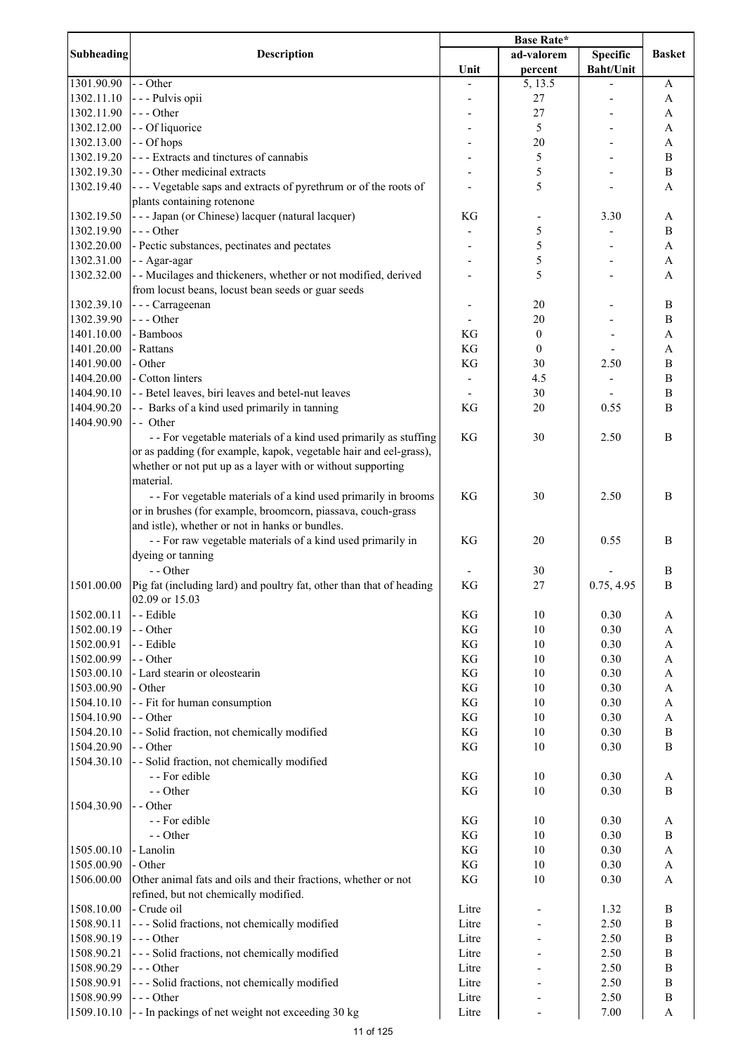| Subheading | Description | Base Rate* | | | Basket |
|---|---|---|---|---|---|
| | | Unit | ad-valorem percent | Specific Baht/Unit | |
| 1301.90.90 | - - Other | - | 5, 13.5 | - | A |
| 1302.11.10 | - - - Pulvis opii | - | 27 | - | A |
| 1302.11.90 | - - - Other | - | 27 | - | A |
| 1302.12.00 | - - Of liquorice | - | 5 | - | A |
| 1302.13.00 | - - Of hops | - | 20 | - | A |
| 1302.19.20 | - - - Extracts and tinctures of cannabis | - | 5 | - | B |
| 1302.19.30 | - - - Other medicinal extracts | - | 5 | - | B |
| 1302.19.40 | - - - Vegetable saps and extracts of pyrethrum or of the roots of plants containing rotenone | - | 5 | - | A |
| 1302.19.50 | - - - Japan (or Chinese) lacquer (natural lacquer) | KG | - | 3.30 | A |
| 1302.19.90 | - - - Other | - | 5 | - | B |
| 1302.20.00 | - Pectic substances, pectinates and pectates | - | 5 | - | A |
| 1302.31.00 | - - Agar-agar | - | 5 | - | A |
| 1302.32.00 | - - Mucilages and thickeners, whether or not modified, derived from locust beans, locust bean seeds or guar seeds | - | 5 | - | A |
| 1302.39.10 | - - - Carrageenan | - | 20 | - | B |
| 1302.39.90 | - - - Other | - | 20 | - | B |
| 1401.10.00 | - Bamboos | KG | 0 | - | A |
| 1401.20.00 | - Rattans | KG | 0 | - | A |
| 1401.90.00 | - Other | KG | 30 | 2.50 | B |
| 1404.20.00 | - Cotton linters | - | 4.5 | - | B |
| 1404.90.10 | - - Betel leaves, biri leaves and betel-nut leaves | - | 30 | - | B |
| 1404.90.20 | - - Barks of a kind used primarily in tanning | KG | 20 | 0.55 | B |
| 1404.90.90 | - - Other | | | | |
| | - - For vegetable materials of a kind used primarily as stuffing or as padding (for example, kapok, vegetable hair and eel-grass), whether or not put up as a layer with or without supporting material. | KG | 30 | 2.50 | B |
| | - - For vegetable materials of a kind used primarily in brooms or in brushes (for example, broomcorn, piassava, couch-grass and istle), whether or not in hanks or bundles. | KG | 30 | 2.50 | B |
| | - - For raw vegetable materials of a kind used primarily in dyeing or tanning | KG | 20 | 0.55 | B |
| | - - Other | - | 30 | - | B |
| 1501.00.00 | Pig fat (including lard) and poultry fat, other than that of heading 02.09 or 15.03 | KG | 27 | 0.75, 4.95 | B |
| 1502.00.11 | - - Edible | KG | 10 | 0.30 | A |
| 1502.00.19 | - - Other | KG | 10 | 0.30 | A |
| 1502.00.91 | - - Edible | KG | 10 | 0.30 | A |
| 1502.00.99 | - - Other | KG | 10 | 0.30 | A |
| 1503.00.10 | - Lard stearin or oleostearin | KG | 10 | 0.30 | A |
| 1503.00.90 | - Other | KG | 10 | 0.30 | A |
| 1504.10.10 | - - Fit for human consumption | KG | 10 | 0.30 | A |
| 1504.10.90 | - - Other | KG | 10 | 0.30 | A |
| 1504.20.10 | - - Solid fraction, not chemically modified | KG | 10 | 0.30 | B |
| 1504.20.90 | - - Other | KG | 10 | 0.30 | B |
| 1504.30.10 | - - Solid fraction, not chemically modified | | | | |
| | - - For edible | KG | 10 | 0.30 | A |
| | - - Other | KG | 10 | 0.30 | B |
| 1504.30.90 | - - Other | | | | |
| | - - For edible | KG | 10 | 0.30 | A |
| | - - Other | KG | 10 | 0.30 | B |
| 1505.00.10 | - Lanolin | KG | 10 | 0.30 | A |
| 1505.00.90 | - Other | KG | 10 | 0.30 | A |
| 1506.00.00 | Other animal fats and oils and their fractions, whether or not refined, but not chemically modified. | KG | 10 | 0.30 | A |
| 1508.10.00 | - Crude oil | Litre | - | 1.32 | B |
| 1508.90.11 | - - - Solid fractions, not chemically modified | Litre | - | 2.50 | B |
| 1508.90.19 | - - - Other | Litre | - | 2.50 | B |
| 1508.90.21 | - - - Solid fractions, not chemically modified | Litre | - | 2.50 | B |
| 1508.90.29 | - - - Other | Litre | - | 2.50 | B |
| 1508.90.91 | - - - Solid fractions, not chemically modified | Litre | - | 2.50 | B |
| 1508.90.99 | - - - Other | Litre | - | 2.50 | B |
| 1509.10.10 | - - In packings of net weight not exceeding 30 kg | Litre | - | 7.00 | A |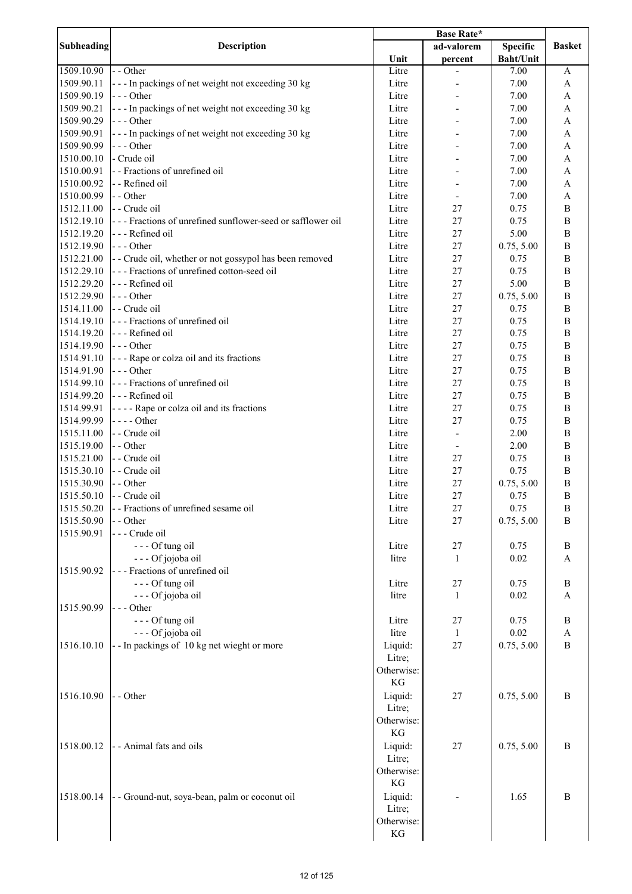| Subheading | Description | Base Rate* | | | Basket |
|---|---|---|---|---|---|
| | | Unit | ad-valorem percent | Specific Baht/Unit | |
| 1509.10.90 | - - Other | Litre | - | 7.00 | A |
| 1509.90.11 | - - - In packings of net weight not exceeding 30 kg | Litre | - | 7.00 | A |
| 1509.90.19 | - - - Other | Litre | - | 7.00 | A |
| 1509.90.21 | - - - In packings of net weight not exceeding 30 kg | Litre | - | 7.00 | A |
| 1509.90.29 | - - - Other | Litre | - | 7.00 | A |
| 1509.90.91 | - - - In packings of net weight not exceeding 30 kg | Litre | - | 7.00 | A |
| 1509.90.99 | - - - Other | Litre | - | 7.00 | A |
| 1510.00.10 | - Crude oil | Litre | - | 7.00 | A |
| 1510.00.91 | - - Fractions of unrefined oil | Litre | - | 7.00 | A |
| 1510.00.92 | - - Refined oil | Litre | - | 7.00 | A |
| 1510.00.99 | - - Other | Litre | - | 7.00 | A |
| 1512.11.00 | - - Crude oil | Litre | 27 | 0.75 | B |
| 1512.19.10 | - - - Fractions of unrefined sunflower-seed or safflower oil | Litre | 27 | 0.75 | B |
| 1512.19.20 | - - - Refined oil | Litre | 27 | 5.00 | B |
| 1512.19.90 | - - - Other | Litre | 27 | 0.75, 5.00 | B |
| 1512.21.00 | - - Crude oil, whether or not gossypol has been removed | Litre | 27 | 0.75 | B |
| 1512.29.10 | - - - Fractions of unrefined cotton-seed oil | Litre | 27 | 0.75 | B |
| 1512.29.20 | - - - Refined oil | Litre | 27 | 5.00 | B |
| 1512.29.90 | - - - Other | Litre | 27 | 0.75, 5.00 | B |
| 1514.11.00 | - - Crude oil | Litre | 27 | 0.75 | B |
| 1514.19.10 | - - - Fractions of unrefined oil | Litre | 27 | 0.75 | B |
| 1514.19.20 | - - - Refined oil | Litre | 27 | 0.75 | B |
| 1514.19.90 | - - - Other | Litre | 27 | 0.75 | B |
| 1514.91.10 | - - - Rape or colza oil and its fractions | Litre | 27 | 0.75 | B |
| 1514.91.90 | - - - Other | Litre | 27 | 0.75 | B |
| 1514.99.10 | - - - Fractions of unrefined oil | Litre | 27 | 0.75 | B |
| 1514.99.20 | - - - Refined oil | Litre | 27 | 0.75 | B |
| 1514.99.91 | - - - - Rape or colza oil and its fractions | Litre | 27 | 0.75 | B |
| 1514.99.99 | - - - - Other | Litre | 27 | 0.75 | B |
| 1515.11.00 | - - Crude oil | Litre | - | 2.00 | B |
| 1515.19.00 | - - Other | Litre | - | 2.00 | B |
| 1515.21.00 | - - Crude oil | Litre | 27 | 0.75 | B |
| 1515.30.10 | - - Crude oil | Litre | 27 | 0.75 | B |
| 1515.30.90 | - - Other | Litre | 27 | 0.75, 5.00 | B |
| 1515.50.10 | - - Crude oil | Litre | 27 | 0.75 | B |
| 1515.50.20 | - - Fractions of unrefined sesame oil | Litre | 27 | 0.75 | B |
| 1515.50.90 | - - Other | Litre | 27 | 0.75, 5.00 | B |
| 1515.90.91 | - - - Crude oil | | | | |
| | - - - Of tung oil | Litre | 27 | 0.75 | B |
| | - - - Of jojoba oil | litre | 1 | 0.02 | A |
| 1515.90.92 | - - - Fractions of unrefined oil | | | | |
| | - - - Of tung oil | Litre | 27 | 0.75 | B |
| | - - - Of jojoba oil | litre | 1 | 0.02 | A |
| 1515.90.99 | - - - Other | | | | |
| | - - - Of tung oil | Litre | 27 | 0.75 | B |
| | - - - Of jojoba oil | litre | 1 | 0.02 | A |
| 1516.10.10 | - - In packings of 10 kg net wieght or more | Liquid: Litre; Otherwise: KG | 27 | 0.75, 5.00 | B |
| 1516.10.90 | - - Other | Liquid: Litre; Otherwise: KG | 27 | 0.75, 5.00 | B |
| 1518.00.12 | - - Animal fats and oils | Liquid: Litre; Otherwise: KG | 27 | 0.75, 5.00 | B |
| 1518.00.14 | - - Ground-nut, soya-bean, palm or coconut oil | Liquid: Litre; Otherwise: KG | - | 1.65 | B |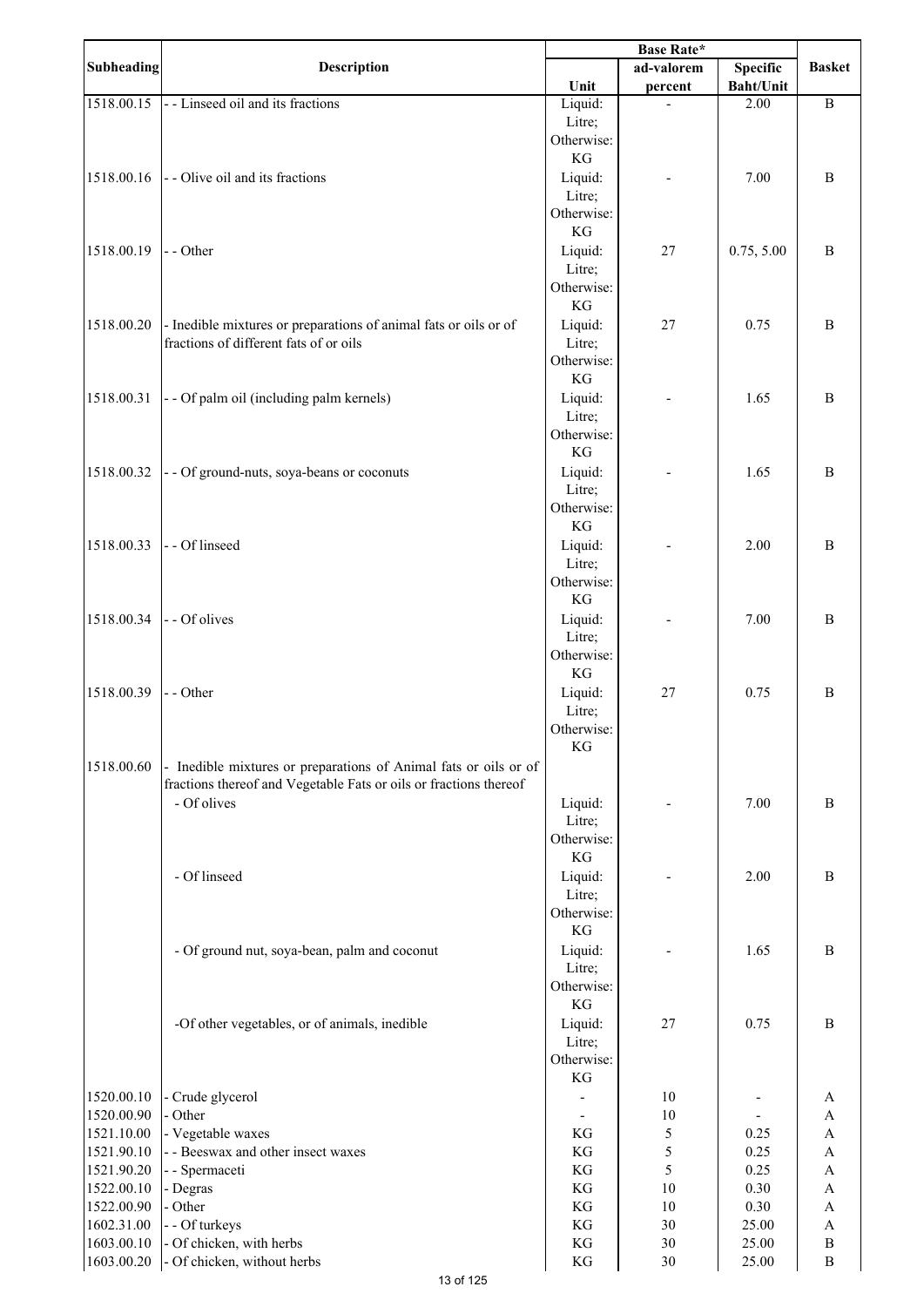| Subheading | Description | Base Rate* | | | Basket |
|---|---|---|---|---|---|
| | | Unit | ad-valorem percent | Specific Baht/Unit | |
| 1518.00.15 | - - Linseed oil and its fractions | Liquid: Litre; Otherwise: KG | - | 2.00 | B |
| 1518.00.16 | - - Olive oil and its fractions | Liquid: Litre; Otherwise: KG | - | 7.00 | B |
| 1518.00.19 | - - Other | Liquid: Litre; Otherwise: KG | 27 | 0.75, 5.00 | B |
| 1518.00.20 | - Inedible mixtures or preparations of animal fats or oils or of fractions of different fats of or oils | Liquid: Litre; Otherwise: KG | 27 | 0.75 | B |
| 1518.00.31 | - - Of palm oil (including palm kernels) | Liquid: Litre; Otherwise: KG | - | 1.65 | B |
| 1518.00.32 | - - Of ground-nuts, soya-beans or coconuts | Liquid: Litre; Otherwise: KG | - | 1.65 | B |
| 1518.00.33 | - - Of linseed | Liquid: Litre; Otherwise: KG | - | 2.00 | B |
| 1518.00.34 | - - Of olives | Liquid: Litre; Otherwise: KG | - | 7.00 | B |
| 1518.00.39 | - - Other | Liquid: Litre; Otherwise: KG | 27 | 0.75 | B |
| 1518.00.60 | - Inedible mixtures or preparations of Animal fats or oils or of fractions thereof and Vegetable Fats or oils or fractions thereof | | | | |
| | - Of olives | Liquid: Litre; Otherwise: KG | - | 7.00 | B |
| | - Of linseed | Liquid: Litre; Otherwise: KG | - | 2.00 | B |
| | - Of ground nut, soya-bean, palm and coconut | Liquid: Litre; Otherwise: KG | - | 1.65 | B |
| | -Of other vegetables, or of animals, inedible | Liquid: Litre; Otherwise: KG | 27 | 0.75 | B |
| 1520.00.10 | - Crude glycerol | - | 10 | - | A |
| 1520.00.90 | - Other | - | 10 | - | A |
| 1521.10.00 | - Vegetable waxes | KG | 5 | 0.25 | A |
| 1521.90.10 | - - Beeswax and other insect waxes | KG | 5 | 0.25 | A |
| 1521.90.20 | - - Spermaceti | KG | 5 | 0.25 | A |
| 1522.00.10 | - Degras | KG | 10 | 0.30 | A |
| 1522.00.90 | - Other | KG | 10 | 0.30 | A |
| 1602.31.00 | - - Of turkeys | KG | 30 | 25.00 | A |
| 1603.00.10 | - Of chicken, with herbs | KG | 30 | 25.00 | B |
| 1603.00.20 | - Of chicken, without herbs | KG | 30 | 25.00 | B |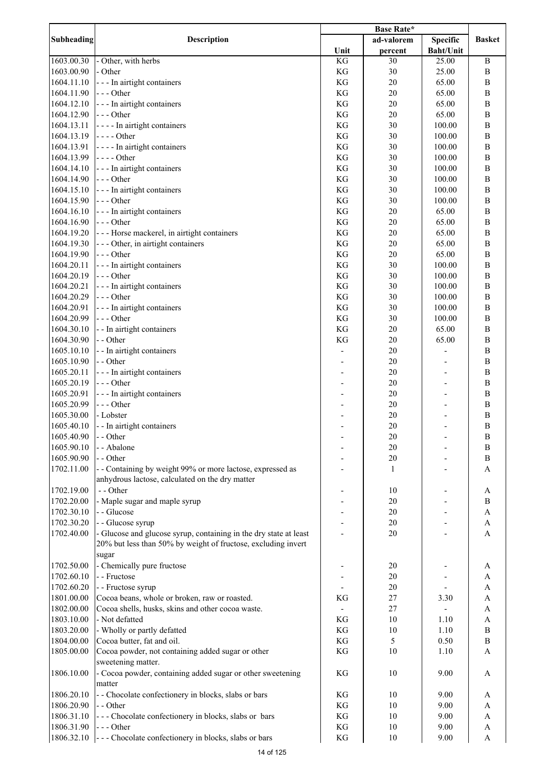| Subheading | Description | Base Rate* | | | Basket |
|---|---|---|---|---|---|
| | | Unit | ad-valorem percent | Specific Baht/Unit | |
| 1603.00.30 | - Other, with herbs | KG | 30 | 25.00 | B |
| 1603.00.90 | - Other | KG | 30 | 25.00 | B |
| 1604.11.10 | - - - In airtight containers | KG | 20 | 65.00 | B |
| 1604.11.90 | - - - Other | KG | 20 | 65.00 | B |
| 1604.12.10 | - - - In airtight containers | KG | 20 | 65.00 | B |
| 1604.12.90 | - - - Other | KG | 20 | 65.00 | B |
| 1604.13.11 | - - - - In airtight containers | KG | 30 | 100.00 | B |
| 1604.13.19 | - - - - Other | KG | 30 | 100.00 | B |
| 1604.13.91 | - - - - In airtight containers | KG | 30 | 100.00 | B |
| 1604.13.99 | - - - - Other | KG | 30 | 100.00 | B |
| 1604.14.10 | - - - In airtight containers | KG | 30 | 100.00 | B |
| 1604.14.90 | - - - Other | KG | 30 | 100.00 | B |
| 1604.15.10 | - - - In airtight containers | KG | 30 | 100.00 | B |
| 1604.15.90 | - - - Other | KG | 30 | 100.00 | B |
| 1604.16.10 | - - - In airtight containers | KG | 20 | 65.00 | B |
| 1604.16.90 | - - - Other | KG | 20 | 65.00 | B |
| 1604.19.20 | - - - Horse mackerel, in airtight containers | KG | 20 | 65.00 | B |
| 1604.19.30 | - - - Other, in airtight containers | KG | 20 | 65.00 | B |
| 1604.19.90 | - - - Other | KG | 20 | 65.00 | B |
| 1604.20.11 | - - - In airtight containers | KG | 30 | 100.00 | B |
| 1604.20.19 | - - - Other | KG | 30 | 100.00 | B |
| 1604.20.21 | - - - In airtight containers | KG | 30 | 100.00 | B |
| 1604.20.29 | - - - Other | KG | 30 | 100.00 | B |
| 1604.20.91 | - - - In airtight containers | KG | 30 | 100.00 | B |
| 1604.20.99 | - - - Other | KG | 30 | 100.00 | B |
| 1604.30.10 | - - In airtight containers | KG | 20 | 65.00 | B |
| 1604.30.90 | - - Other | KG | 20 | 65.00 | B |
| 1605.10.10 | - - In airtight containers | - | 20 | - | B |
| 1605.10.90 | - - Other | - | 20 | - | B |
| 1605.20.11 | - - - In airtight containers | - | 20 | - | B |
| 1605.20.19 | - - - Other | - | 20 | - | B |
| 1605.20.91 | - - - In airtight containers | - | 20 | - | B |
| 1605.20.99 | - - - Other | - | 20 | - | B |
| 1605.30.00 | - Lobster | - | 20 | - | B |
| 1605.40.10 | - - In airtight containers | - | 20 | - | B |
| 1605.40.90 | - - Other | - | 20 | - | B |
| 1605.90.10 | - - Abalone | - | 20 | - | B |
| 1605.90.90 | - - Other | - | 20 | - | B |
| 1702.11.00 | - - Containing by weight 99% or more lactose, expressed as anhydrous lactose, calculated on the dry matter | - | 1 | - | A |
| 1702.19.00 | - - Other | - | 10 | - | A |
| 1702.20.00 | - Maple sugar and maple syrup | - | 20 | - | B |
| 1702.30.10 | - - Glucose | - | 20 | - | A |
| 1702.30.20 | - - Glucose syrup | - | 20 | - | A |
| 1702.40.00 | - Glucose and glucose syrup, containing in the dry state at least 20% but less than 50% by weight of fructose, excluding invert sugar | - | 20 | - | A |
| 1702.50.00 | - Chemically pure fructose | - | 20 | - | A |
| 1702.60.10 | - - Fructose | - | 20 | - | A |
| 1702.60.20 | - - Fructose syrup | - | 20 | - | A |
| 1801.00.00 | Cocoa beans, whole or broken, raw or roasted. | KG | 27 | 3.30 | A |
| 1802.00.00 | Cocoa shells, husks, skins and other cocoa waste. | - | 27 | - | A |
| 1803.10.00 | - Not defatted | KG | 10 | 1.10 | A |
| 1803.20.00 | - Wholly or partly defatted | KG | 10 | 1.10 | B |
| 1804.00.00 | Cocoa butter, fat and oil. | KG | 5 | 0.50 | B |
| 1805.00.00 | Cocoa powder, not containing added sugar or other sweetening matter. | KG | 10 | 1.10 | A |
| 1806.10.00 | - Cocoa powder, containing added sugar or other sweetening matter | KG | 10 | 9.00 | A |
| 1806.20.10 | - - Chocolate confectionery in blocks, slabs or bars | KG | 10 | 9.00 | A |
| 1806.20.90 | - - Other | KG | 10 | 9.00 | A |
| 1806.31.10 | - - - Chocolate confectionery in blocks, slabs or bars | KG | 10 | 9.00 | A |
| 1806.31.90 | - - - Other | KG | 10 | 9.00 | A |
| 1806.32.10 | - - - Chocolate confectionery in blocks, slabs or bars | KG | 10 | 9.00 | A |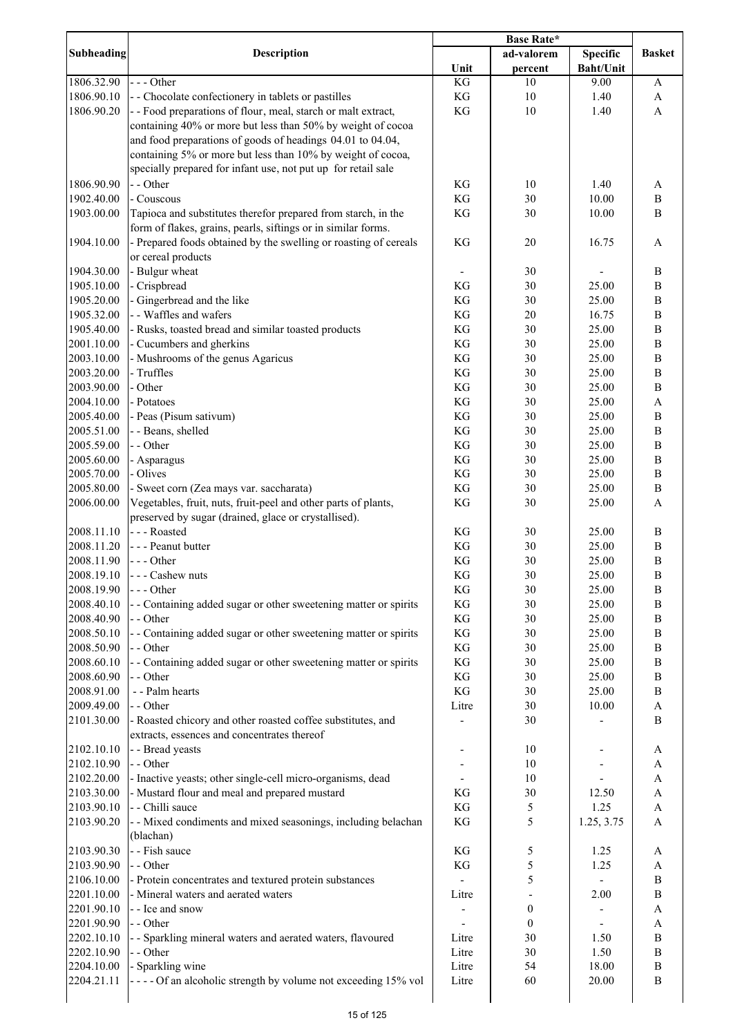| Subheading | Description | Base Rate* | | | Basket |
|---|---|---|---|---|---|
| | | Unit | ad-valorem percent | Specific Baht/Unit | |
| 1806.32.90 | - - - Other | KG | 10 | 9.00 | A |
| 1806.90.10 | - - Chocolate confectionery in tablets or pastilles | KG | 10 | 1.40 | A |
| 1806.90.20 | - - Food preparations of flour, meal, starch or malt extract, containing 40% or more but less than 50% by weight of cocoa and food preparations of goods of headings 04.01 to 04.04, containing 5% or more but less than 10% by weight of cocoa, specially prepared for infant use, not put up for retail sale | KG | 10 | 1.40 | A |
| 1806.90.90 | - - Other | KG | 10 | 1.40 | A |
| 1902.40.00 | - Couscous | KG | 30 | 10.00 | B |
| 1903.00.00 | Tapioca and substitutes therefor prepared from starch, in the form of flakes, grains, pearls, siftings or in similar forms. | KG | 30 | 10.00 | B |
| 1904.10.00 | - Prepared foods obtained by the swelling or roasting of cereals or cereal products | KG | 20 | 16.75 | A |
| 1904.30.00 | - Bulgur wheat | - | 30 | - | B |
| 1905.10.00 | - Crispbread | KG | 30 | 25.00 | B |
| 1905.20.00 | - Gingerbread and the like | KG | 30 | 25.00 | B |
| 1905.32.00 | - - Waffles and wafers | KG | 20 | 16.75 | B |
| 1905.40.00 | - Rusks, toasted bread and similar toasted products | KG | 30 | 25.00 | B |
| 2001.10.00 | - Cucumbers and gherkins | KG | 30 | 25.00 | B |
| 2003.10.00 | - Mushrooms of the genus Agaricus | KG | 30 | 25.00 | B |
| 2003.20.00 | - Truffles | KG | 30 | 25.00 | B |
| 2003.90.00 | - Other | KG | 30 | 25.00 | B |
| 2004.10.00 | - Potatoes | KG | 30 | 25.00 | A |
| 2005.40.00 | - Peas (Pisum sativum) | KG | 30 | 25.00 | B |
| 2005.51.00 | - - Beans, shelled | KG | 30 | 25.00 | B |
| 2005.59.00 | - - Other | KG | 30 | 25.00 | B |
| 2005.60.00 | - Asparagus | KG | 30 | 25.00 | B |
| 2005.70.00 | - Olives | KG | 30 | 25.00 | B |
| 2005.80.00 | - Sweet corn (Zea mays var. saccharata) | KG | 30 | 25.00 | B |
| 2006.00.00 | Vegetables, fruit, nuts, fruit-peel and other parts of plants, preserved by sugar (drained, glace or crystallised). | KG | 30 | 25.00 | A |
| 2008.11.10 | - - - Roasted | KG | 30 | 25.00 | B |
| 2008.11.20 | - - - Peanut butter | KG | 30 | 25.00 | B |
| 2008.11.90 | - - - Other | KG | 30 | 25.00 | B |
| 2008.19.10 | - - - Cashew nuts | KG | 30 | 25.00 | B |
| 2008.19.90 | - - - Other | KG | 30 | 25.00 | B |
| 2008.40.10 | - - Containing added sugar or other sweetening matter or spirits | KG | 30 | 25.00 | B |
| 2008.40.90 | - - Other | KG | 30 | 25.00 | B |
| 2008.50.10 | - - Containing added sugar or other sweetening matter or spirits | KG | 30 | 25.00 | B |
| 2008.50.90 | - - Other | KG | 30 | 25.00 | B |
| 2008.60.10 | - - Containing added sugar or other sweetening matter or spirits | KG | 30 | 25.00 | B |
| 2008.60.90 | - - Other | KG | 30 | 25.00 | B |
| 2008.91.00 | - - Palm hearts | KG | 30 | 25.00 | B |
| 2009.49.00 | - - Other | Litre | 30 | 10.00 | A |
| 2101.30.00 | - Roasted chicory and other roasted coffee substitutes, and extracts, essences and concentrates thereof | - | 30 | - | B |
| 2102.10.10 | - - Bread yeasts | - | 10 | - | A |
| 2102.10.90 | - - Other | - | 10 | - | A |
| 2102.20.00 | - Inactive yeasts; other single-cell micro-organisms, dead | - | 10 | - | A |
| 2103.30.00 | - Mustard flour and meal and prepared mustard | KG | 30 | 12.50 | A |
| 2103.90.10 | - - Chilli sauce | KG | 5 | 1.25 | A |
| 2103.90.20 | - - Mixed condiments and mixed seasonings, including belachan (blachan) | KG | 5 | 1.25, 3.75 | A |
| 2103.90.30 | - - Fish sauce | KG | 5 | 1.25 | A |
| 2103.90.90 | - - Other | KG | 5 | 1.25 | A |
| 2106.10.00 | - Protein concentrates and textured protein substances | - | 5 | - | B |
| 2201.10.00 | - Mineral waters and aerated waters | Litre | - | 2.00 | B |
| 2201.90.10 | - - Ice and snow | - | 0 | - | A |
| 2201.90.90 | - - Other | - | 0 | - | A |
| 2202.10.10 | - - Sparkling mineral waters and aerated waters, flavoured | Litre | 30 | 1.50 | B |
| 2202.10.90 | - - Other | Litre | 30 | 1.50 | B |
| 2204.10.00 | - Sparkling wine | Litre | 54 | 18.00 | B |
| 2204.21.11 | - - - - Of an alcoholic strength by volume not exceeding 15% vol | Litre | 60 | 20.00 | B |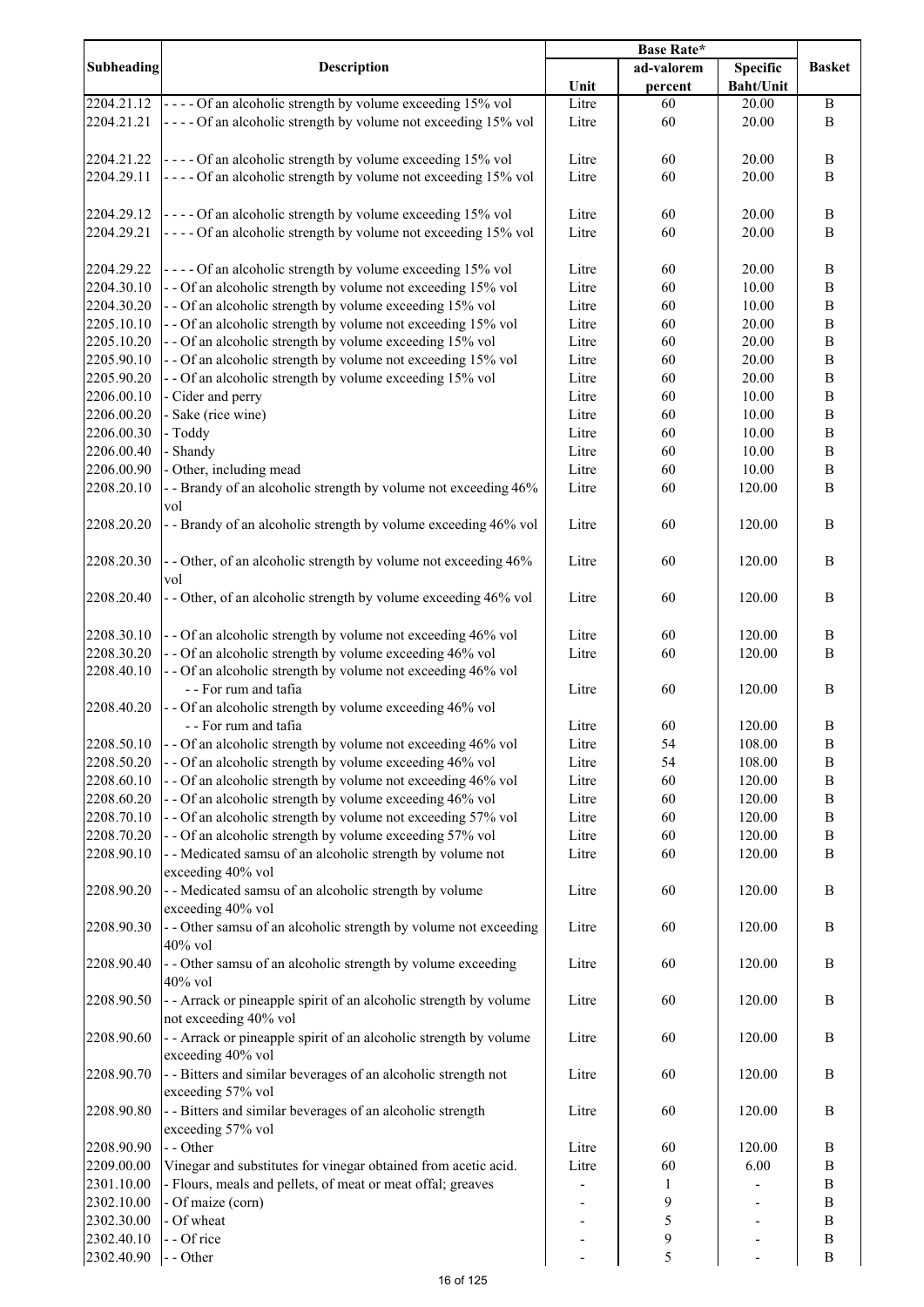| Subheading | Description | Base Rate* | | | Basket |
|---|---|---|---|---|---|
| | | Unit | ad-valorem percent | Specific Baht/Unit | |
| 2204.21.12 | - - - - Of an alcoholic strength by volume exceeding 15% vol | Litre | 60 | 20.00 | B |
| 2204.21.21 | - - - - Of an alcoholic strength by volume not exceeding 15% vol | Litre | 60 | 20.00 | B |
| 2204.21.22 | - - - - Of an alcoholic strength by volume exceeding 15% vol | Litre | 60 | 20.00 | B |
| 2204.29.11 | - - - - Of an alcoholic strength by volume not exceeding 15% vol | Litre | 60 | 20.00 | B |
| 2204.29.12 | - - - - Of an alcoholic strength by volume exceeding 15% vol | Litre | 60 | 20.00 | B |
| 2204.29.21 | - - - - Of an alcoholic strength by volume not exceeding 15% vol | Litre | 60 | 20.00 | B |
| 2204.29.22 | - - - - Of an alcoholic strength by volume exceeding 15% vol | Litre | 60 | 20.00 | B |
| 2204.30.10 | - - Of an alcoholic strength by volume not exceeding 15% vol | Litre | 60 | 10.00 | B |
| 2204.30.20 | - - Of an alcoholic strength by volume exceeding 15% vol | Litre | 60 | 10.00 | B |
| 2205.10.10 | - - Of an alcoholic strength by volume not exceeding 15% vol | Litre | 60 | 20.00 | B |
| 2205.10.20 | - - Of an alcoholic strength by volume exceeding 15% vol | Litre | 60 | 20.00 | B |
| 2205.90.10 | - - Of an alcoholic strength by volume not exceeding 15% vol | Litre | 60 | 20.00 | B |
| 2205.90.20 | - - Of an alcoholic strength by volume exceeding 15% vol | Litre | 60 | 20.00 | B |
| 2206.00.10 | - Cider and perry | Litre | 60 | 10.00 | B |
| 2206.00.20 | - Sake (rice wine) | Litre | 60 | 10.00 | B |
| 2206.00.30 | - Toddy | Litre | 60 | 10.00 | B |
| 2206.00.40 | - Shandy | Litre | 60 | 10.00 | B |
| 2206.00.90 | - Other, including mead | Litre | 60 | 10.00 | B |
| 2208.20.10 | - - Brandy of an alcoholic strength by volume not exceeding 46% vol | Litre | 60 | 120.00 | B |
| 2208.20.20 | - - Brandy of an alcoholic strength by volume exceeding 46% vol | Litre | 60 | 120.00 | B |
| 2208.20.30 | - - Other, of an alcoholic strength by volume not exceeding 46% vol | Litre | 60 | 120.00 | B |
| 2208.20.40 | - - Other, of an alcoholic strength by volume exceeding 46% vol | Litre | 60 | 120.00 | B |
| 2208.30.10 | - - Of an alcoholic strength by volume not exceeding 46% vol | Litre | 60 | 120.00 | B |
| 2208.30.20 | - - Of an alcoholic strength by volume exceeding 46% vol | Litre | 60 | 120.00 | B |
| 2208.40.10 | - - Of an alcoholic strength by volume not exceeding 46% vol - - For rum and tafia | Litre | 60 | 120.00 | B |
| 2208.40.20 | - - Of an alcoholic strength by volume exceeding 46% vol - - For rum and tafia | Litre | 60 | 120.00 | B |
| 2208.50.10 | - - Of an alcoholic strength by volume not exceeding 46% vol | Litre | 54 | 108.00 | B |
| 2208.50.20 | - - Of an alcoholic strength by volume exceeding 46% vol | Litre | 54 | 108.00 | B |
| 2208.60.10 | - - Of an alcoholic strength by volume not exceeding 46% vol | Litre | 60 | 120.00 | B |
| 2208.60.20 | - - Of an alcoholic strength by volume exceeding 46% vol | Litre | 60 | 120.00 | B |
| 2208.70.10 | - - Of an alcoholic strength by volume not exceeding 57% vol | Litre | 60 | 120.00 | B |
| 2208.70.20 | - - Of an alcoholic strength by volume exceeding 57% vol | Litre | 60 | 120.00 | B |
| 2208.90.10 | - - Medicated samsu of an alcoholic strength by volume not exceeding 40% vol | Litre | 60 | 120.00 | B |
| 2208.90.20 | - - Medicated samsu of an alcoholic strength by volume exceeding 40% vol | Litre | 60 | 120.00 | B |
| 2208.90.30 | - - Other samsu of an alcoholic strength by volume not exceeding 40% vol | Litre | 60 | 120.00 | B |
| 2208.90.40 | - - Other samsu of an alcoholic strength by volume exceeding 40% vol | Litre | 60 | 120.00 | B |
| 2208.90.50 | - - Arrack or pineapple spirit of an alcoholic strength by volume not exceeding 40% vol | Litre | 60 | 120.00 | B |
| 2208.90.60 | - - Arrack or pineapple spirit of an alcoholic strength by volume exceeding 40% vol | Litre | 60 | 120.00 | B |
| 2208.90.70 | - - Bitters and similar beverages of an alcoholic strength not exceeding 57% vol | Litre | 60 | 120.00 | B |
| 2208.90.80 | - - Bitters and similar beverages of an alcoholic strength exceeding 57% vol | Litre | 60 | 120.00 | B |
| 2208.90.90 | - - Other | Litre | 60 | 120.00 | B |
| 2209.00.00 | Vinegar and substitutes for vinegar obtained from acetic acid. | Litre | 60 | 6.00 | B |
| 2301.10.00 | - Flours, meals and pellets, of meat or meat offal; greaves | - | 1 | - | B |
| 2302.10.00 | - Of maize (corn) | - | 9 | - | B |
| 2302.30.00 | - Of wheat | - | 5 | - | B |
| 2302.40.10 | - - Of rice | - | 9 | - | B |
| 2302.40.90 | - - Other | - | 5 | - | B |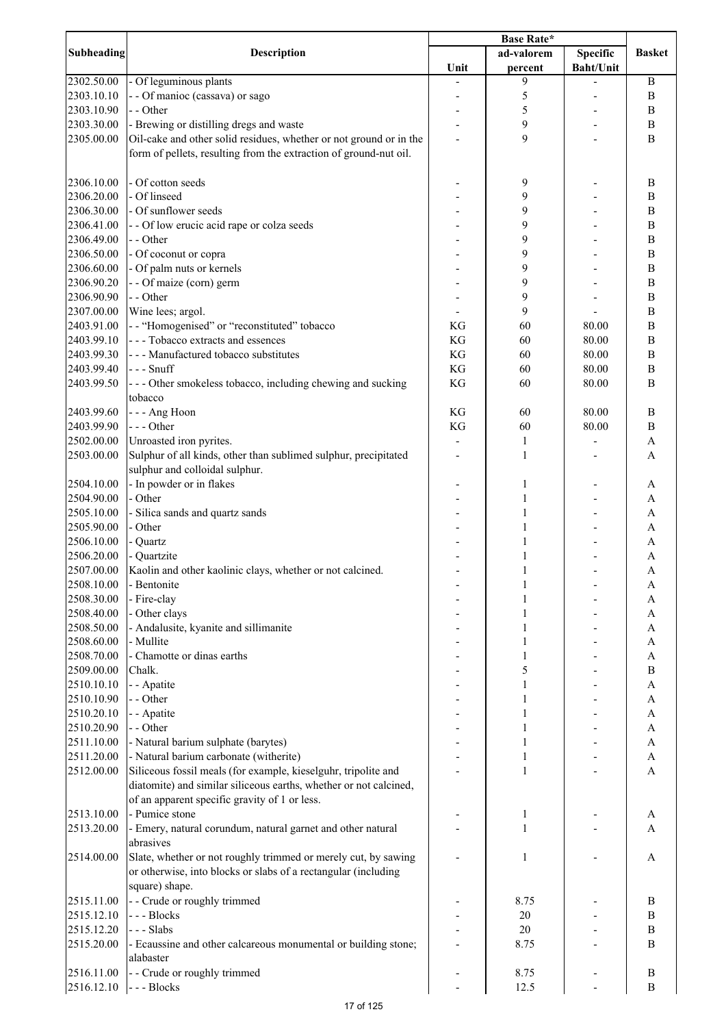| Subheading | Description | Base Rate* | | | Basket |
|---|---|---|---|---|---|
| | | Unit | ad-valorem percent | Specific Baht/Unit | |
| 2302.50.00 | - Of leguminous plants | - | 9 | - | B |
| 2303.10.10 | - - Of manioc (cassava) or sago | - | 5 | - | B |
| 2303.10.90 | - - Other | - | 5 | - | B |
| 2303.30.00 | - Brewing or distilling dregs and waste | - | 9 | - | B |
| 2305.00.00 | Oil-cake and other solid residues, whether or not ground or in the form of pellets, resulting from the extraction of ground-nut oil. | - | 9 | - | B |
| 2306.10.00 | - Of cotton seeds | - | 9 | - | B |
| 2306.20.00 | - Of linseed | - | 9 | - | B |
| 2306.30.00 | - Of sunflower seeds | - | 9 | - | B |
| 2306.41.00 | - - Of low erucic acid rape or colza seeds | - | 9 | - | B |
| 2306.49.00 | - - Other | - | 9 | - | B |
| 2306.50.00 | - Of coconut or copra | - | 9 | - | B |
| 2306.60.00 | - Of palm nuts or kernels | - | 9 | - | B |
| 2306.90.20 | - - Of maize (corn) germ | - | 9 | - | B |
| 2306.90.90 | - - Other | - | 9 | - | B |
| 2307.00.00 | Wine lees; argol. | - | 9 | - | B |
| 2403.91.00 | - - "Homogenised" or "reconstituted" tobacco | KG | 60 | 80.00 | B |
| 2403.99.10 | - - - Tobacco extracts and essences | KG | 60 | 80.00 | B |
| 2403.99.30 | - - - Manufactured tobacco substitutes | KG | 60 | 80.00 | B |
| 2403.99.40 | - - - Snuff | KG | 60 | 80.00 | B |
| 2403.99.50 | - - - Other smokeless tobacco, including chewing and sucking tobacco | KG | 60 | 80.00 | B |
| 2403.99.60 | - - - Ang Hoon | KG | 60 | 80.00 | B |
| 2403.99.90 | - - - Other | KG | 60 | 80.00 | B |
| 2502.00.00 | Unroasted iron pyrites. | - | 1 | - | A |
| 2503.00.00 | Sulphur of all kinds, other than sublimed sulphur, precipitated sulphur and colloidal sulphur. | - | 1 | - | A |
| 2504.10.00 | - In powder or in flakes | - | 1 | - | A |
| 2504.90.00 | - Other | - | 1 | - | A |
| 2505.10.00 | - Silica sands and quartz sands | - | 1 | - | A |
| 2505.90.00 | - Other | - | 1 | - | A |
| 2506.10.00 | - Quartz | - | 1 | - | A |
| 2506.20.00 | - Quartzite | - | 1 | - | A |
| 2507.00.00 | Kaolin and other kaolinic clays, whether or not calcined. | - | 1 | - | A |
| 2508.10.00 | - Bentonite | - | 1 | - | A |
| 2508.30.00 | - Fire-clay | - | 1 | - | A |
| 2508.40.00 | - Other clays | - | 1 | - | A |
| 2508.50.00 | - Andalusite, kyanite and sillimanite | - | 1 | - | A |
| 2508.60.00 | - Mullite | - | 1 | - | A |
| 2508.70.00 | - Chamotte or dinas earths | - | 1 | - | A |
| 2509.00.00 | Chalk. | - | 5 | - | B |
| 2510.10.10 | - - Apatite | - | 1 | - | A |
| 2510.10.90 | - - Other | - | 1 | - | A |
| 2510.20.10 | - - Apatite | - | 1 | - | A |
| 2510.20.90 | - - Other | - | 1 | - | A |
| 2511.10.00 | - Natural barium sulphate (barytes) | - | 1 | - | A |
| 2511.20.00 | - Natural barium carbonate (witherite) | - | 1 | - | A |
| 2512.00.00 | Siliceous fossil meals (for example, kieselguhr, tripolite and diatomite) and similar siliceous earths, whether or not calcined, of an apparent specific gravity of 1 or less. | - | 1 | - | A |
| 2513.10.00 | - Pumice stone | - | 1 | - | A |
| 2513.20.00 | - Emery, natural corundum, natural garnet and other natural abrasives | - | 1 | - | A |
| 2514.00.00 | Slate, whether or not roughly trimmed or merely cut, by sawing or otherwise, into blocks or slabs of a rectangular (including square) shape. | - | 1 | - | A |
| 2515.11.00 | - - Crude or roughly trimmed | - | 8.75 | - | B |
| 2515.12.10 | - - - Blocks | - | 20 | - | B |
| 2515.12.20 | - - - Slabs | - | 20 | - | B |
| 2515.20.00 | - Ecaussine and other calcareous monumental or building stone; alabaster | - | 8.75 | - | B |
| 2516.11.00 | - - Crude or roughly trimmed | - | 8.75 | - | B |
| 2516.12.10 | - - - Blocks | - | 12.5 | - | B |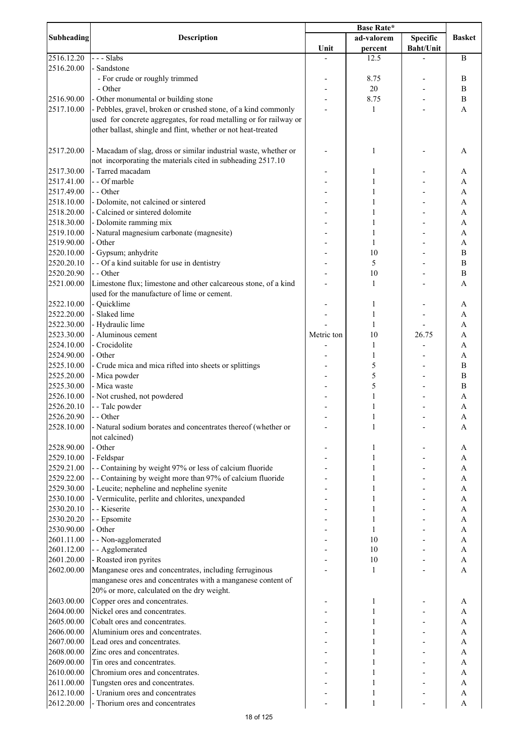| Subheading | Description | Base Rate* | | | Basket |
|---|---|---|---|---|---|
| | | Unit | ad-valorem percent | Specific Baht/Unit | |
| 2516.12.20 | - - - Slabs | - | 12.5 | - | B |
| 2516.20.00 | - Sandstone | | | | |
| | - For crude or roughly trimmed | - | 8.75 | - | B |
| | - Other | - | 20 | - | B |
| 2516.90.00 | - Other monumental or building stone | - | 8.75 | - | B |
| 2517.10.00 | - Pebbles, gravel, broken or crushed stone, of a kind commonly used for concrete aggregates, for road metalling or for railway or other ballast, shingle and flint, whether or not heat-treated | - | 1 | - | A |
| 2517.20.00 | - Macadam of slag, dross or similar industrial waste, whether or not incorporating the materials cited in subheading 2517.10 | - | 1 | - | A |
| 2517.30.00 | - Tarred macadam | - | 1 | - | A |
| 2517.41.00 | - - Of marble | - | 1 | - | A |
| 2517.49.00 | - - Other | - | 1 | - | A |
| 2518.10.00 | - Dolomite, not calcined or sintered | - | 1 | - | A |
| 2518.20.00 | - Calcined or sintered dolomite | - | 1 | - | A |
| 2518.30.00 | - Dolomite ramming mix | - | 1 | - | A |
| 2519.10.00 | - Natural magnesium carbonate (magnesite) | - | 1 | - | A |
| 2519.90.00 | - Other | - | 1 | - | A |
| 2520.10.00 | - Gypsum; anhydrite | - | 10 | - | B |
| 2520.20.10 | - - Of a kind suitable for use in dentistry | - | 5 | - | B |
| 2520.20.90 | - - Other | - | 10 | - | B |
| 2521.00.00 | Limestone flux; limestone and other calcareous stone, of a kind used for the manufacture of lime or cement. | - | 1 | - | A |
| 2522.10.00 | - Quicklime | - | 1 | - | A |
| 2522.20.00 | - Slaked lime | - | 1 | - | A |
| 2522.30.00 | - Hydraulic lime | - | 1 | - | A |
| 2523.30.00 | - Aluminous cement | Metric ton | 10 | 26.75 | A |
| 2524.10.00 | - Crocidolite | - | 1 | - | A |
| 2524.90.00 | - Other | - | 1 | - | A |
| 2525.10.00 | - Crude mica and mica rifted into sheets or splittings | - | 5 | - | B |
| 2525.20.00 | - Mica powder | - | 5 | - | B |
| 2525.30.00 | - Mica waste | - | 5 | - | B |
| 2526.10.00 | - Not crushed, not powdered | - | 1 | - | A |
| 2526.20.10 | - - Talc powder | - | 1 | - | A |
| 2526.20.90 | - - Other | - | 1 | - | A |
| 2528.10.00 | - Natural sodium borates and concentrates thereof (whether or not calcined) | - | 1 | - | A |
| 2528.90.00 | - Other | - | 1 | - | A |
| 2529.10.00 | - Feldspar | - | 1 | - | A |
| 2529.21.00 | - - Containing by weight 97% or less of calcium fluoride | - | 1 | - | A |
| 2529.22.00 | - - Containing by weight more than 97% of calcium fluoride | - | 1 | - | A |
| 2529.30.00 | - Leucite; nepheline and nepheline syenite | - | 1 | - | A |
| 2530.10.00 | - Vermiculite, perlite and chlorites, unexpanded | - | 1 | - | A |
| 2530.20.10 | - - Kieserite | - | 1 | - | A |
| 2530.20.20 | - - Epsomite | - | 1 | - | A |
| 2530.90.00 | - Other | - | 1 | - | A |
| 2601.11.00 | - - Non-agglomerated | - | 10 | - | A |
| 2601.12.00 | - - Agglomerated | - | 10 | - | A |
| 2601.20.00 | - Roasted iron pyrites | - | 10 | - | A |
| 2602.00.00 | Manganese ores and concentrates, including ferruginous manganese ores and concentrates with a manganese content of 20% or more, calculated on the dry weight. | - | 1 | - | A |
| 2603.00.00 | Copper ores and concentrates. | - | 1 | - | A |
| 2604.00.00 | Nickel ores and concentrates. | - | 1 | - | A |
| 2605.00.00 | Cobalt ores and concentrates. | - | 1 | - | A |
| 2606.00.00 | Aluminium ores and concentrates. | - | 1 | - | A |
| 2607.00.00 | Lead ores and concentrates. | - | 1 | - | A |
| 2608.00.00 | Zinc ores and concentrates. | - | 1 | - | A |
| 2609.00.00 | Tin ores and concentrates. | - | 1 | - | A |
| 2610.00.00 | Chromium ores and concentrates. | - | 1 | - | A |
| 2611.00.00 | Tungsten ores and concentrates. | - | 1 | - | A |
| 2612.10.00 | - Uranium ores and concentrates | - | 1 | - | A |
| 2612.20.00 | - Thorium ores and concentrates | - | 1 | - | A |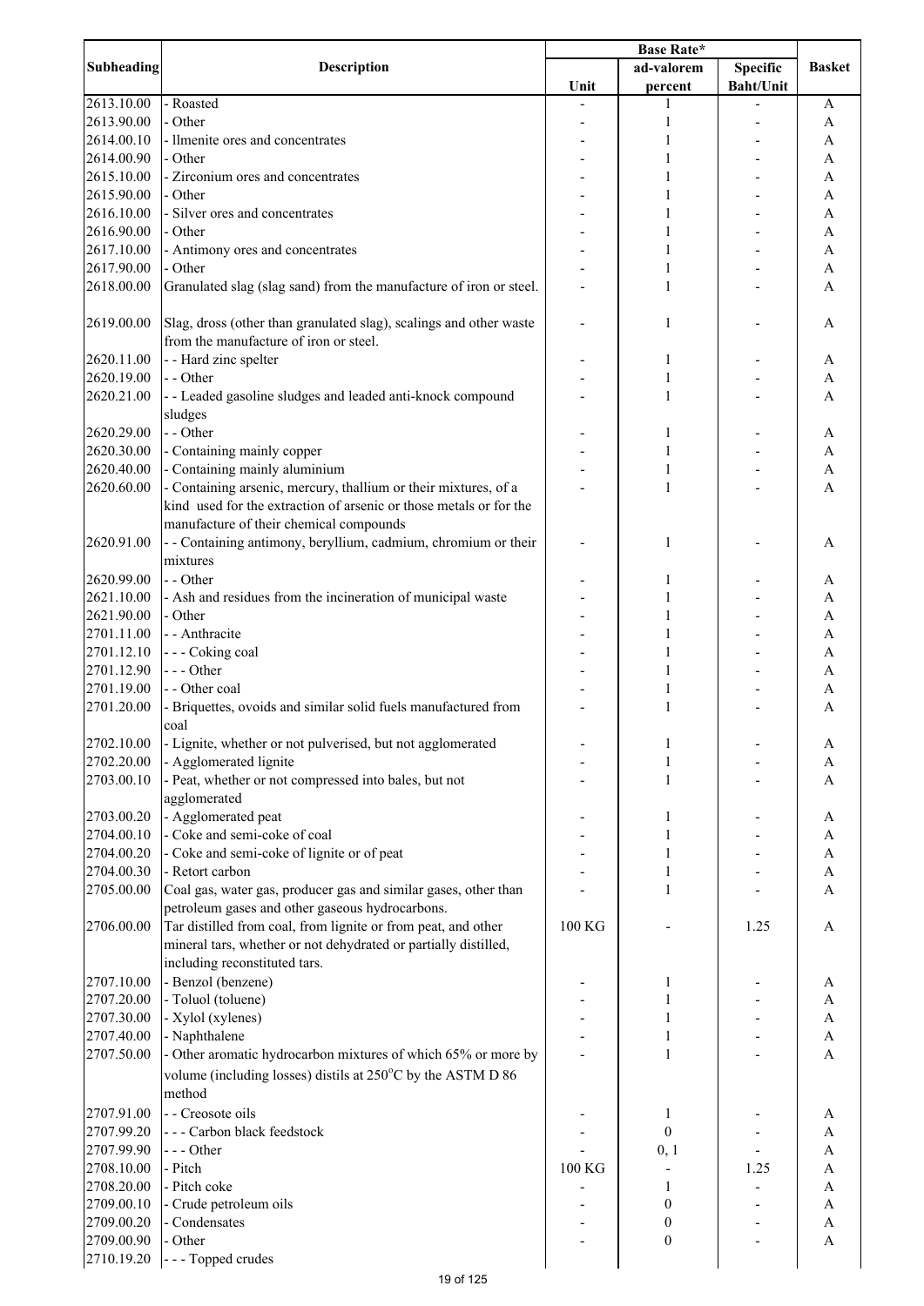| Subheading | Description | Base Rate* | | | Basket |
|---|---|---|---|---|---|
| | | Unit | ad-valorem percent | Specific Baht/Unit | |
| 2613.10.00 | - Roasted | - | 1 | - | A |
| 2613.90.00 | - Other | - | 1 | - | A |
| 2614.00.10 | - llmenite ores and concentrates | - | 1 | - | A |
| 2614.00.90 | - Other | - | 1 | - | A |
| 2615.10.00 | - Zirconium ores and concentrates | - | 1 | - | A |
| 2615.90.00 | - Other | - | 1 | - | A |
| 2616.10.00 | - Silver ores and concentrates | - | 1 | - | A |
| 2616.90.00 | - Other | - | 1 | - | A |
| 2617.10.00 | - Antimony ores and concentrates | - | 1 | - | A |
| 2617.90.00 | - Other | - | 1 | - | A |
| 2618.00.00 | Granulated slag (slag sand) from the manufacture of iron or steel. | - | 1 | - | A |
| 2619.00.00 | Slag, dross (other than granulated slag), scalings and other waste from the manufacture of iron or steel. | - | 1 | - | A |
| 2620.11.00 | - - Hard zinc spelter | - | 1 | - | A |
| 2620.19.00 | - - Other | - | 1 | - | A |
| 2620.21.00 | - - Leaded gasoline sludges and leaded anti-knock compound sludges | - | 1 | - | A |
| 2620.29.00 | - - Other | - | 1 | - | A |
| 2620.30.00 | - Containing mainly copper | - | 1 | - | A |
| 2620.40.00 | - Containing mainly aluminium | - | 1 | - | A |
| 2620.60.00 | - Containing arsenic, mercury, thallium or their mixtures, of a kind used for the extraction of arsenic or those metals or for the manufacture of their chemical compounds | - | 1 | - | A |
| 2620.91.00 | - - Containing antimony, beryllium, cadmium, chromium or their mixtures | - | 1 | - | A |
| 2620.99.00 | - - Other | - | 1 | - | A |
| 2621.10.00 | - Ash and residues from the incineration of municipal waste | - | 1 | - | A |
| 2621.90.00 | - Other | - | 1 | - | A |
| 2701.11.00 | - - Anthracite | - | 1 | - | A |
| 2701.12.10 | - - - Coking coal | - | 1 | - | A |
| 2701.12.90 | - - - Other | - | 1 | - | A |
| 2701.19.00 | - - Other coal | - | 1 | - | A |
| 2701.20.00 | - Briquettes, ovoids and similar solid fuels manufactured from coal | - | 1 | - | A |
| 2702.10.00 | - Lignite, whether or not pulverised, but not agglomerated | - | 1 | - | A |
| 2702.20.00 | - Agglomerated lignite | - | 1 | - | A |
| 2703.00.10 | - Peat, whether or not compressed into bales, but not agglomerated | - | 1 | - | A |
| 2703.00.20 | - Agglomerated peat | - | 1 | - | A |
| 2704.00.10 | - Coke and semi-coke of coal | - | 1 | - | A |
| 2704.00.20 | - Coke and semi-coke of lignite or of peat | - | 1 | - | A |
| 2704.00.30 | - Retort carbon | - | 1 | - | A |
| 2705.00.00 | Coal gas, water gas, producer gas and similar gases, other than petroleum gases and other gaseous hydrocarbons. | - | 1 | - | A |
| 2706.00.00 | Tar distilled from coal, from lignite or from peat, and other mineral tars, whether or not dehydrated or partially distilled, including reconstituted tars. | 100 KG | - | 1.25 | A |
| 2707.10.00 | - Benzol (benzene) | - | 1 | - | A |
| 2707.20.00 | - Toluol (toluene) | - | 1 | - | A |
| 2707.30.00 | - Xylol (xylenes) | - | 1 | - | A |
| 2707.40.00 | - Naphthalene | - | 1 | - | A |
| 2707.50.00 | - Other aromatic hydrocarbon mixtures of which 65% or more by volume (including losses) distils at 250°C by the ASTM D 86 method | - | 1 | - | A |
| 2707.91.00 | - - Creosote oils | - | 1 | - | A |
| 2707.99.20 | - - - Carbon black feedstock | - | 0 | - | A |
| 2707.99.90 | - - - Other | - | 0, 1 | - | A |
| 2708.10.00 | - Pitch | 100 KG | - | 1.25 | A |
| 2708.20.00 | - Pitch coke | - | 1 | - | A |
| 2709.00.10 | - Crude petroleum oils | - | 0 | - | A |
| 2709.00.20 | - Condensates | - | 0 | - | A |
| 2709.00.90 | - Other | - | 0 | - | A |
| 2710.19.20 | - - - Topped crudes | | | | |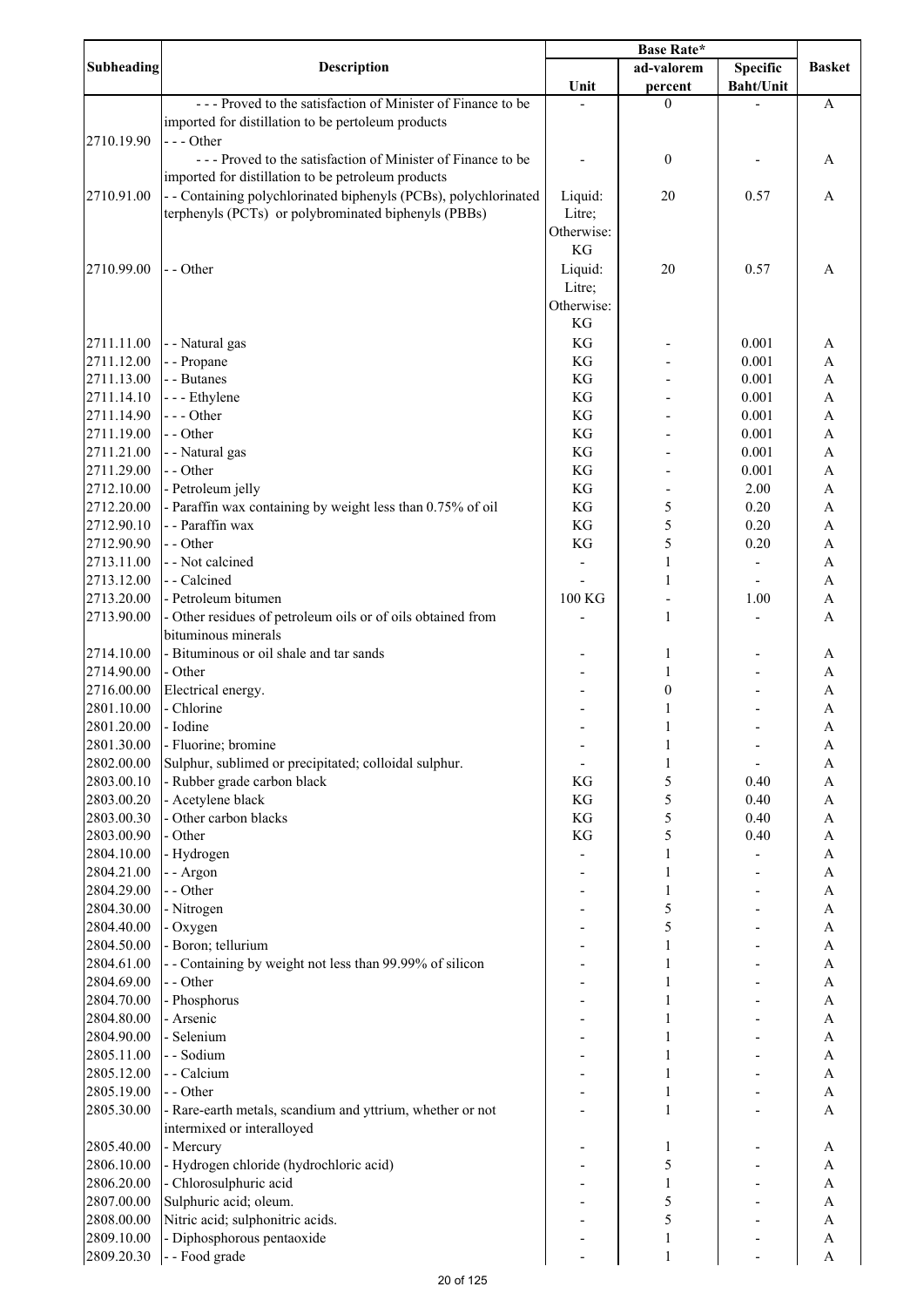| Subheading | Description | Base Rate* | | | Basket |
|---|---|---|---|---|---|
| | | Unit | ad-valorem percent | Specific Baht/Unit | |
| | - - - Proved to the satisfaction of Minister of Finance to be imported for distillation to be pertoleum products | - | 0 | - | A |
| 2710.19.90 | - - - Other | | | | |
| | - - - Proved to the satisfaction of Minister of Finance to be imported for distillation to be petroleum products | - | 0 | - | A |
| 2710.91.00 | - - Containing polychlorinated biphenyls (PCBs), polychlorinated terphenyls (PCTs) or polybrominated biphenyls (PBBs) | Liquid: Litre; Otherwise: KG | 20 | 0.57 | A |
| 2710.99.00 | - - Other | Liquid: Litre; Otherwise: KG | 20 | 0.57 | A |
| 2711.11.00 | - - Natural gas | KG | - | 0.001 | A |
| 2711.12.00 | - - Propane | KG | - | 0.001 | A |
| 2711.13.00 | - - Butanes | KG | - | 0.001 | A |
| 2711.14.10 | - - - Ethylene | KG | - | 0.001 | A |
| 2711.14.90 | - - - Other | KG | - | 0.001 | A |
| 2711.19.00 | - - Other | KG | - | 0.001 | A |
| 2711.21.00 | - - Natural gas | KG | - | 0.001 | A |
| 2711.29.00 | - - Other | KG | - | 0.001 | A |
| 2712.10.00 | - Petroleum jelly | KG | - | 2.00 | A |
| 2712.20.00 | - Paraffin wax containing by weight less than 0.75% of oil | KG | 5 | 0.20 | A |
| 2712.90.10 | - - Paraffin wax | KG | 5 | 0.20 | A |
| 2712.90.90 | - - Other | KG | 5 | 0.20 | A |
| 2713.11.00 | - - Not calcined | - | 1 | - | A |
| 2713.12.00 | - - Calcined | - | 1 | - | A |
| 2713.20.00 | - Petroleum bitumen | 100 KG | - | 1.00 | A |
| 2713.90.00 | - Other residues of petroleum oils or of oils obtained from bituminous minerals | - | 1 | - | A |
| 2714.10.00 | - Bituminous or oil shale and tar sands | - | 1 | - | A |
| 2714.90.00 | - Other | - | 1 | - | A |
| 2716.00.00 | Electrical energy. | - | 0 | - | A |
| 2801.10.00 | - Chlorine | - | 1 | - | A |
| 2801.20.00 | - Iodine | - | 1 | - | A |
| 2801.30.00 | - Fluorine; bromine | - | 1 | - | A |
| 2802.00.00 | Sulphur, sublimed or precipitated; colloidal sulphur. | - | 1 | - | A |
| 2803.00.10 | - Rubber grade carbon black | KG | 5 | 0.40 | A |
| 2803.00.20 | - Acetylene black | KG | 5 | 0.40 | A |
| 2803.00.30 | - Other carbon blacks | KG | 5 | 0.40 | A |
| 2803.00.90 | - Other | KG | 5 | 0.40 | A |
| 2804.10.00 | - Hydrogen | - | 1 | - | A |
| 2804.21.00 | - - Argon | - | 1 | - | A |
| 2804.29.00 | - - Other | - | 1 | - | A |
| 2804.30.00 | - Nitrogen | - | 5 | - | A |
| 2804.40.00 | - Oxygen | - | 5 | - | A |
| 2804.50.00 | - Boron; tellurium | - | 1 | - | A |
| 2804.61.00 | - - Containing by weight not less than 99.99% of silicon | - | 1 | - | A |
| 2804.69.00 | - - Other | - | 1 | - | A |
| 2804.70.00 | - Phosphorus | - | 1 | - | A |
| 2804.80.00 | - Arsenic | - | 1 | - | A |
| 2804.90.00 | - Selenium | - | 1 | - | A |
| 2805.11.00 | - - Sodium | - | 1 | - | A |
| 2805.12.00 | - - Calcium | - | 1 | - | A |
| 2805.19.00 | - - Other | - | 1 | - | A |
| 2805.30.00 | - Rare-earth metals, scandium and yttrium, whether or not intermixed or interalloyed | - | 1 | - | A |
| 2805.40.00 | - Mercury | - | 1 | - | A |
| 2806.10.00 | - Hydrogen chloride (hydrochloric acid) | - | 5 | - | A |
| 2806.20.00 | - Chlorosulphuric acid | - | 1 | - | A |
| 2807.00.00 | Sulphuric acid; oleum. | - | 5 | - | A |
| 2808.00.00 | Nitric acid; sulphonitric acids. | - | 5 | - | A |
| 2809.10.00 | - Diphosphorous pentaoxide | - | 1 | - | A |
| 2809.20.30 | - - Food grade | - | 1 | - | A |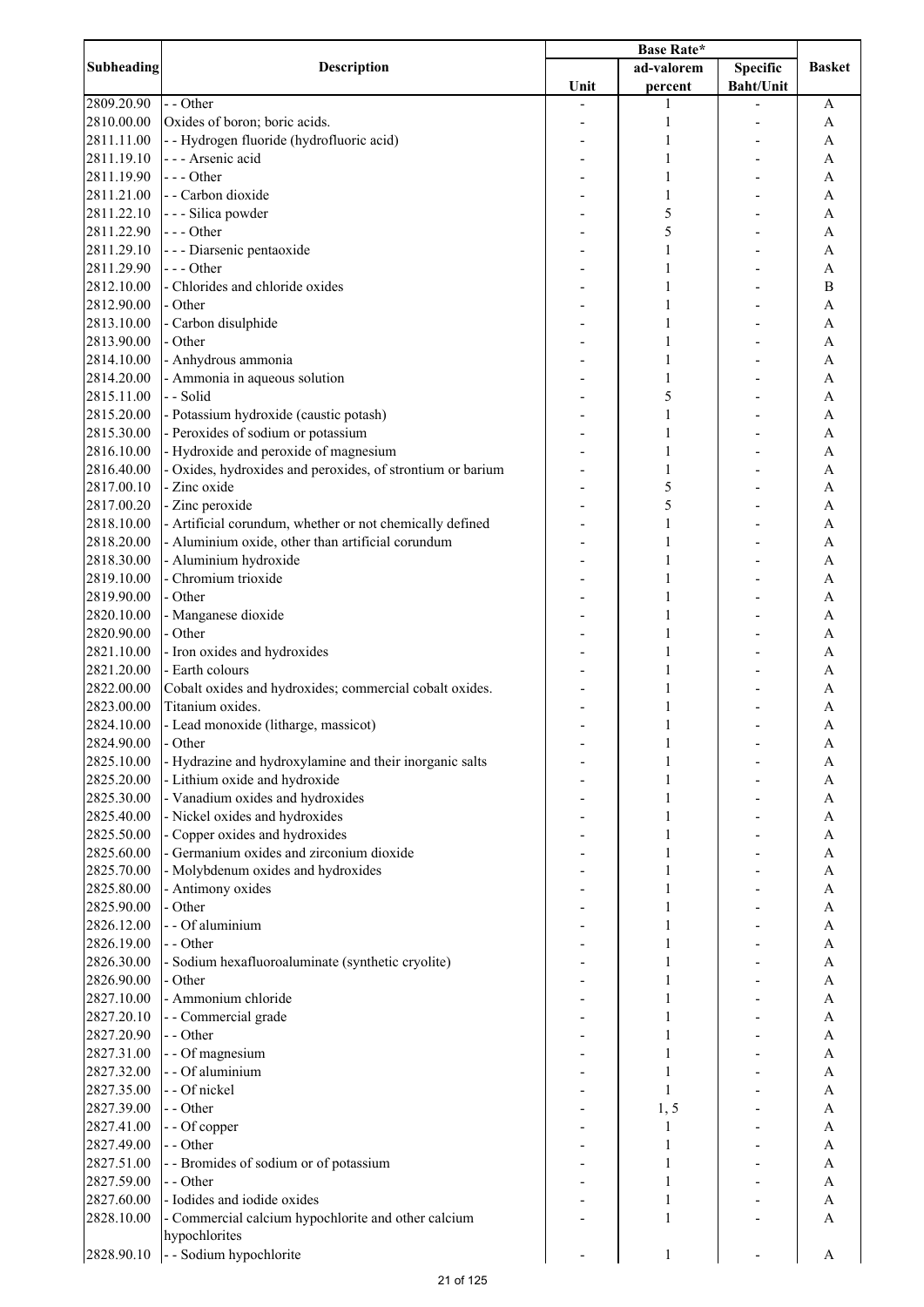| Subheading | Description | Base Rate* | | | Basket |
|---|---|---|---|---|---|
| | | Unit | ad-valorem percent | Specific Baht/Unit | |
| 2809.20.90 | - - Other | - | 1 | - | A |
| 2810.00.00 | Oxides of boron; boric acids. | - | 1 | - | A |
| 2811.11.00 | - - Hydrogen fluoride (hydrofluoric acid) | - | 1 | - | A |
| 2811.19.10 | - - - Arsenic acid | - | 1 | - | A |
| 2811.19.90 | - - - Other | - | 1 | - | A |
| 2811.21.00 | - - Carbon dioxide | - | 1 | - | A |
| 2811.22.10 | - - - Silica powder | - | 5 | - | A |
| 2811.22.90 | - - - Other | - | 5 | - | A |
| 2811.29.10 | - - - Diarsenic pentaoxide | - | 1 | - | A |
| 2811.29.90 | - - - Other | - | 1 | - | A |
| 2812.10.00 | - Chlorides and chloride oxides | - | 1 | - | B |
| 2812.90.00 | - Other | - | 1 | - | A |
| 2813.10.00 | - Carbon disulphide | - | 1 | - | A |
| 2813.90.00 | - Other | - | 1 | - | A |
| 2814.10.00 | - Anhydrous ammonia | - | 1 | - | A |
| 2814.20.00 | - Ammonia in aqueous solution | - | 1 | - | A |
| 2815.11.00 | - - Solid | - | 5 | - | A |
| 2815.20.00 | - Potassium hydroxide (caustic potash) | - | 1 | - | A |
| 2815.30.00 | - Peroxides of sodium or potassium | - | 1 | - | A |
| 2816.10.00 | - Hydroxide and peroxide of magnesium | - | 1 | - | A |
| 2816.40.00 | - Oxides, hydroxides and peroxides, of strontium or barium | - | 1 | - | A |
| 2817.00.10 | - Zinc oxide | - | 5 | - | A |
| 2817.00.20 | - Zinc peroxide | - | 5 | - | A |
| 2818.10.00 | - Artificial corundum, whether or not chemically defined | - | 1 | - | A |
| 2818.20.00 | - Aluminium oxide, other than artificial corundum | - | 1 | - | A |
| 2818.30.00 | - Aluminium hydroxide | - | 1 | - | A |
| 2819.10.00 | - Chromium trioxide | - | 1 | - | A |
| 2819.90.00 | - Other | - | 1 | - | A |
| 2820.10.00 | - Manganese dioxide | - | 1 | - | A |
| 2820.90.00 | - Other | - | 1 | - | A |
| 2821.10.00 | - Iron oxides and hydroxides | - | 1 | - | A |
| 2821.20.00 | - Earth colours | - | 1 | - | A |
| 2822.00.00 | Cobalt oxides and hydroxides; commercial cobalt oxides. | - | 1 | - | A |
| 2823.00.00 | Titanium oxides. | - | 1 | - | A |
| 2824.10.00 | - Lead monoxide (litharge, massicot) | - | 1 | - | A |
| 2824.90.00 | - Other | - | 1 | - | A |
| 2825.10.00 | - Hydrazine and hydroxylamine and their inorganic salts | - | 1 | - | A |
| 2825.20.00 | - Lithium oxide and hydroxide | - | 1 | - | A |
| 2825.30.00 | - Vanadium oxides and hydroxides | - | 1 | - | A |
| 2825.40.00 | - Nickel oxides and hydroxides | - | 1 | - | A |
| 2825.50.00 | - Copper oxides and hydroxides | - | 1 | - | A |
| 2825.60.00 | - Germanium oxides and zirconium dioxide | - | 1 | - | A |
| 2825.70.00 | - Molybdenum oxides and hydroxides | - | 1 | - | A |
| 2825.80.00 | - Antimony oxides | - | 1 | - | A |
| 2825.90.00 | - Other | - | 1 | - | A |
| 2826.12.00 | - - Of aluminium | - | 1 | - | A |
| 2826.19.00 | - - Other | - | 1 | - | A |
| 2826.30.00 | - Sodium hexafluoroaluminate (synthetic cryolite) | - | 1 | - | A |
| 2826.90.00 | - Other | - | 1 | - | A |
| 2827.10.00 | - Ammonium chloride | - | 1 | - | A |
| 2827.20.10 | - - Commercial grade | - | 1 | - | A |
| 2827.20.90 | - - Other | - | 1 | - | A |
| 2827.31.00 | - - Of magnesium | - | 1 | - | A |
| 2827.32.00 | - - Of aluminium | - | 1 | - | A |
| 2827.35.00 | - - Of nickel | - | 1 | - | A |
| 2827.39.00 | - - Other | - | 1, 5 | - | A |
| 2827.41.00 | - - Of copper | - | 1 | - | A |
| 2827.49.00 | - - Other | - | 1 | - | A |
| 2827.51.00 | - - Bromides of sodium or of potassium | - | 1 | - | A |
| 2827.59.00 | - - Other | - | 1 | - | A |
| 2827.60.00 | - Iodides and iodide oxides | - | 1 | - | A |
| 2828.10.00 | - Commercial calcium hypochlorite and other calcium hypochlorites | - | 1 | - | A |
| 2828.90.10 | - - Sodium hypochlorite | - | 1 | - | A |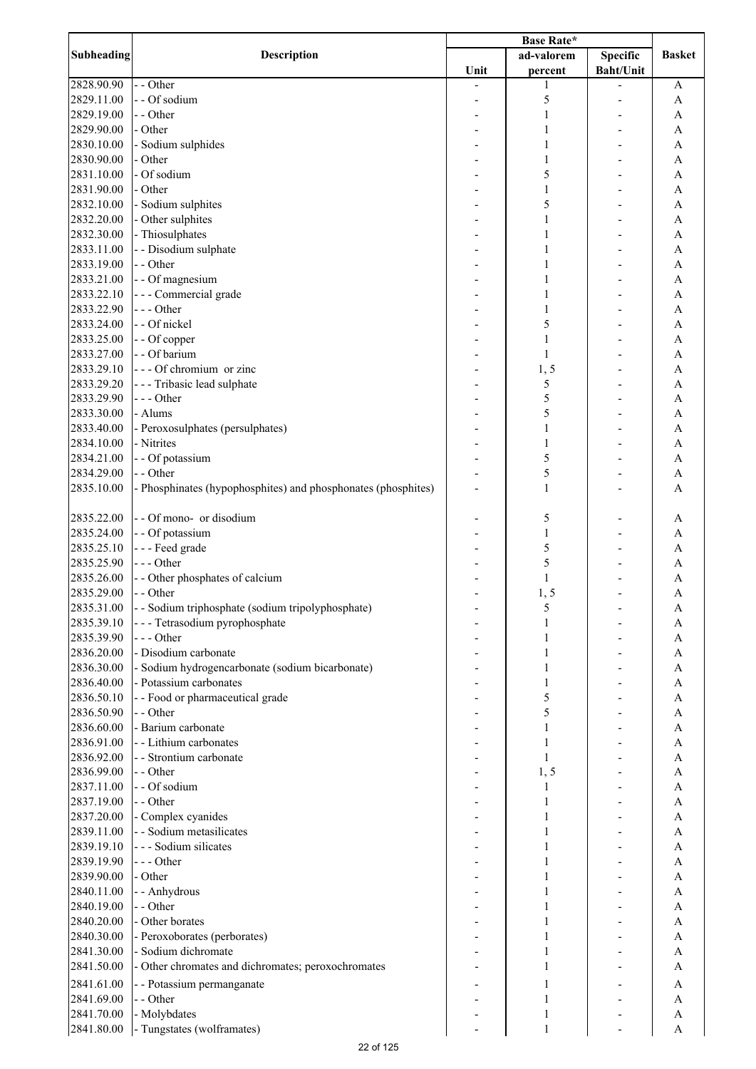| Subheading | Description | Base Rate* | | | Basket |
|---|---|---|---|---|---|
| | | Unit | ad-valorem percent | Specific Baht/Unit | |
| 2828.90.90 | - - Other | - | 1 | - | A |
| 2829.11.00 | - - Of sodium | - | 5 | - | A |
| 2829.19.00 | - - Other | - | 1 | - | A |
| 2829.90.00 | - Other | - | 1 | - | A |
| 2830.10.00 | - Sodium sulphides | - | 1 | - | A |
| 2830.90.00 | - Other | - | 1 | - | A |
| 2831.10.00 | - Of sodium | - | 5 | - | A |
| 2831.90.00 | - Other | - | 1 | - | A |
| 2832.10.00 | - Sodium sulphites | - | 5 | - | A |
| 2832.20.00 | - Other sulphites | - | 1 | - | A |
| 2832.30.00 | - Thiosulphates | - | 1 | - | A |
| 2833.11.00 | - - Disodium sulphate | - | 1 | - | A |
| 2833.19.00 | - - Other | - | 1 | - | A |
| 2833.21.00 | - - Of magnesium | - | 1 | - | A |
| 2833.22.10 | - - - Commercial grade | - | 1 | - | A |
| 2833.22.90 | - - - Other | - | 1 | - | A |
| 2833.24.00 | - - Of nickel | - | 5 | - | A |
| 2833.25.00 | - - Of copper | - | 1 | - | A |
| 2833.27.00 | - - Of barium | - | 1 | - | A |
| 2833.29.10 | - - - Of chromium or zinc | - | 1, 5 | - | A |
| 2833.29.20 | - - - Tribasic lead sulphate | - | 5 | - | A |
| 2833.29.90 | - - - Other | - | 5 | - | A |
| 2833.30.00 | - Alums | - | 5 | - | A |
| 2833.40.00 | - Peroxosulphates (persulphates) | - | 1 | - | A |
| 2834.10.00 | - Nitrites | - | 1 | - | A |
| 2834.21.00 | - - Of potassium | - | 5 | - | A |
| 2834.29.00 | - - Other | - | 5 | - | A |
| 2835.10.00 | - Phosphinates (hypophosphites) and phosphonates (phosphites) | - | 1 | - | A |
| 2835.22.00 | - - Of mono- or disodium | - | 5 | - | A |
| 2835.24.00 | - - Of potassium | - | 1 | - | A |
| 2835.25.10 | - - - Feed grade | - | 5 | - | A |
| 2835.25.90 | - - - Other | - | 5 | - | A |
| 2835.26.00 | - - Other phosphates of calcium | - | 1 | - | A |
| 2835.29.00 | - - Other | - | 1, 5 | - | A |
| 2835.31.00 | - - Sodium triphosphate (sodium tripolyphosphate) | - | 5 | - | A |
| 2835.39.10 | - - - Tetrasodium pyrophosphate | - | 1 | - | A |
| 2835.39.90 | - - - Other | - | 1 | - | A |
| 2836.20.00 | - Disodium carbonate | - | 1 | - | A |
| 2836.30.00 | - Sodium hydrogencarbonate (sodium bicarbonate) | - | 1 | - | A |
| 2836.40.00 | - Potassium carbonates | - | 1 | - | A |
| 2836.50.10 | - - Food or pharmaceutical grade | - | 5 | - | A |
| 2836.50.90 | - - Other | - | 5 | - | A |
| 2836.60.00 | - Barium carbonate | - | 1 | - | A |
| 2836.91.00 | - - Lithium carbonates | - | 1 | - | A |
| 2836.92.00 | - - Strontium carbonate | - | 1 | - | A |
| 2836.99.00 | - - Other | - | 1, 5 | - | A |
| 2837.11.00 | - - Of sodium | - | 1 | - | A |
| 2837.19.00 | - - Other | - | 1 | - | A |
| 2837.20.00 | - Complex cyanides | - | 1 | - | A |
| 2839.11.00 | - - Sodium metasilicates | - | 1 | - | A |
| 2839.19.10 | - - - Sodium silicates | - | 1 | - | A |
| 2839.19.90 | - - - Other | - | 1 | - | A |
| 2839.90.00 | - Other | - | 1 | - | A |
| 2840.11.00 | - - Anhydrous | - | 1 | - | A |
| 2840.19.00 | - - Other | - | 1 | - | A |
| 2840.20.00 | - Other borates | - | 1 | - | A |
| 2840.30.00 | - Peroxoborates (perborates) | - | 1 | - | A |
| 2841.30.00 | - Sodium dichromate | - | 1 | - | A |
| 2841.50.00 | - Other chromates and dichromates; peroxochromates | - | 1 | - | A |
| 2841.61.00 | - - Potassium permanganate | - | 1 | - | A |
| 2841.69.00 | - - Other | - | 1 | - | A |
| 2841.70.00 | - Molybdates | - | 1 | - | A |
| 2841.80.00 | - Tungstates (wolframates) | - | 1 | - | A |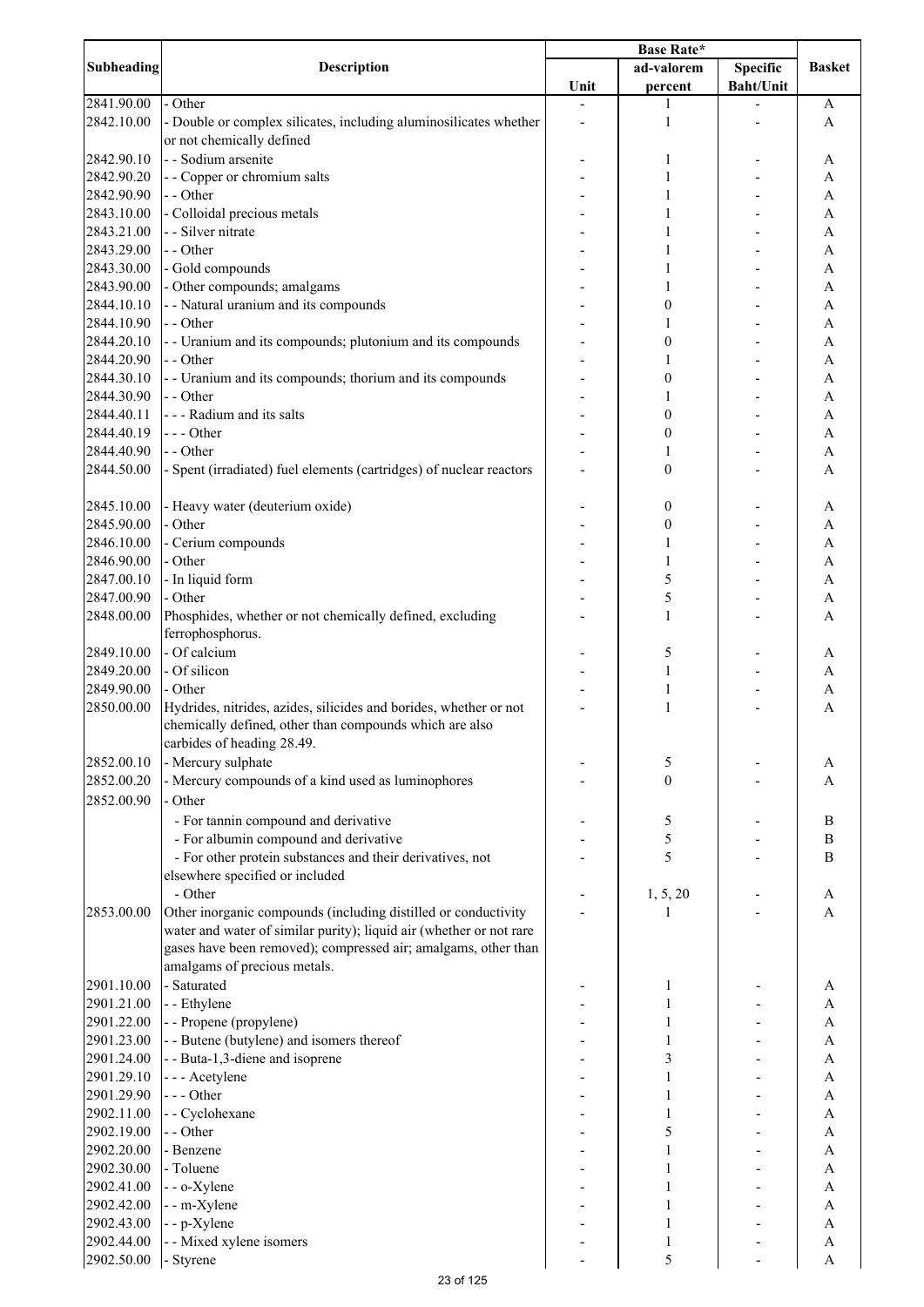| Subheading | Description | Base Rate* | | | Basket |
|---|---|---|---|---|---|
| | | Unit | ad-valorem percent | Specific Baht/Unit | |
| 2841.90.00 | - Other | - | 1 | - | A |
| 2842.10.00 | - Double or complex silicates, including aluminosilicates whether or not chemically defined | - | 1 | - | A |
| 2842.90.10 | - - Sodium arsenite | - | 1 | - | A |
| 2842.90.20 | - - Copper or chromium salts | - | 1 | - | A |
| 2842.90.90 | - - Other | - | 1 | - | A |
| 2843.10.00 | - Colloidal precious metals | - | 1 | - | A |
| 2843.21.00 | - - Silver nitrate | - | 1 | - | A |
| 2843.29.00 | - - Other | - | 1 | - | A |
| 2843.30.00 | - Gold compounds | - | 1 | - | A |
| 2843.90.00 | - Other compounds; amalgams | - | 1 | - | A |
| 2844.10.10 | - - Natural uranium and its compounds | - | 0 | - | A |
| 2844.10.90 | - - Other | - | 1 | - | A |
| 2844.20.10 | - - Uranium and its compounds; plutonium and its compounds | - | 0 | - | A |
| 2844.20.90 | - - Other | - | 1 | - | A |
| 2844.30.10 | - - Uranium and its compounds; thorium and its compounds | - | 0 | - | A |
| 2844.30.90 | - - Other | - | 1 | - | A |
| 2844.40.11 | - - - Radium and its salts | - | 0 | - | A |
| 2844.40.19 | - - - Other | - | 0 | - | A |
| 2844.40.90 | - - Other | - | 1 | - | A |
| 2844.50.00 | - Spent (irradiated) fuel elements (cartridges) of nuclear reactors | - | 0 | - | A |
| 2845.10.00 | - Heavy water (deuterium oxide) | - | 0 | - | A |
| 2845.90.00 | - Other | - | 0 | - | A |
| 2846.10.00 | - Cerium compounds | - | 1 | - | A |
| 2846.90.00 | - Other | - | 1 | - | A |
| 2847.00.10 | - In liquid form | - | 5 | - | A |
| 2847.00.90 | - Other | - | 5 | - | A |
| 2848.00.00 | Phosphides, whether or not chemically defined, excluding ferrophosphorus. | - | 1 | - | A |
| 2849.10.00 | - Of calcium | - | 5 | - | A |
| 2849.20.00 | - Of silicon | - | 1 | - | A |
| 2849.90.00 | - Other | - | 1 | - | A |
| 2850.00.00 | Hydrides, nitrides, azides, silicides and borides, whether or not chemically defined, other than compounds which are also carbides of heading 28.49. | - | 1 | - | A |
| 2852.00.10 | - Mercury sulphate | - | 5 | - | A |
| 2852.00.20 | - Mercury compounds of a kind used as luminophores | - | 0 | - | A |
| 2852.00.90 | - Other | | | | |
| | - For tannin compound and derivative | - | 5 | - | B |
| | - For albumin compound and derivative | - | 5 | - | B |
| | - For other protein substances and their derivatives, not elsewhere specified or included | - | 5 | - | B |
| | - Other | - | 1, 5, 20 | - | A |
| 2853.00.00 | Other inorganic compounds (including distilled or conductivity water and water of similar purity); liquid air (whether or not rare gases have been removed); compressed air; amalgams, other than amalgams of precious metals. | - | 1 | - | A |
| 2901.10.00 | - Saturated | - | 1 | - | A |
| 2901.21.00 | - - Ethylene | - | 1 | - | A |
| 2901.22.00 | - - Propene (propylene) | - | 1 | - | A |
| 2901.23.00 | - - Butene (butylene) and isomers thereof | - | 1 | - | A |
| 2901.24.00 | - - Buta-1,3-diene and isoprene | - | 3 | - | A |
| 2901.29.10 | - - - Acetylene | - | 1 | - | A |
| 2901.29.90 | - - - Other | - | 1 | - | A |
| 2902.11.00 | - - Cyclohexane | - | 1 | - | A |
| 2902.19.00 | - - Other | - | 5 | - | A |
| 2902.20.00 | - Benzene | - | 1 | - | A |
| 2902.30.00 | - Toluene | - | 1 | - | A |
| 2902.41.00 | - - o-Xylene | - | 1 | - | A |
| 2902.42.00 | - - m-Xylene | - | 1 | - | A |
| 2902.43.00 | - - p-Xylene | - | 1 | - | A |
| 2902.44.00 | - - Mixed xylene isomers | - | 1 | - | A |
| 2902.50.00 | - Styrene | - | 5 | - | A |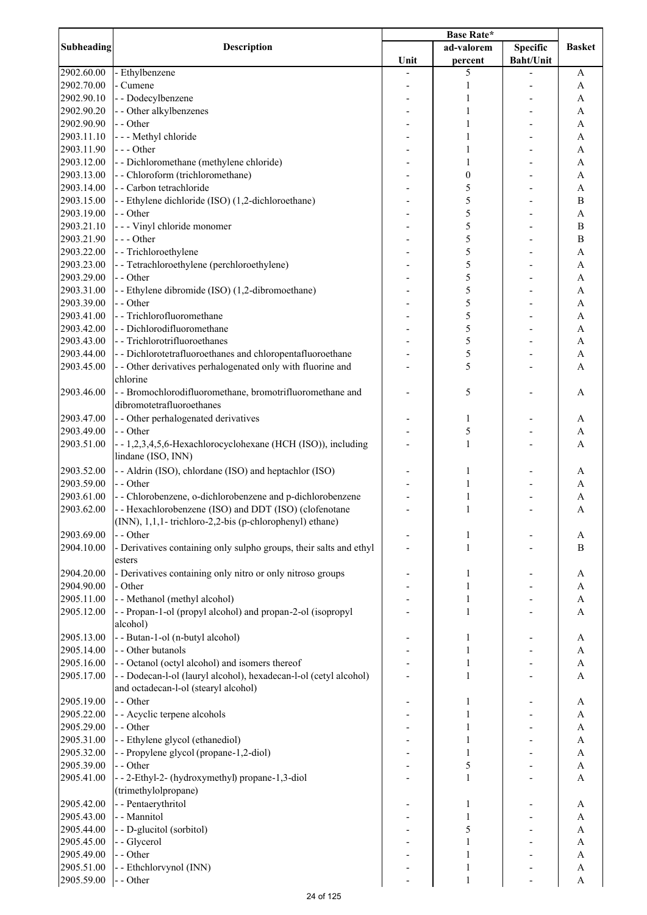| Subheading | Description | Base Rate* | | | Basket |
|---|---|---|---|---|---|
| | | Unit | ad-valorem percent | Specific Baht/Unit | |
| 2902.60.00 | - Ethylbenzene | - | 5 | - | A |
| 2902.70.00 | - Cumene | - | 1 | - | A |
| 2902.90.10 | - - Dodecylbenzene | - | 1 | - | A |
| 2902.90.20 | - - Other alkylbenzenes | - | 1 | - | A |
| 2902.90.90 | - - Other | - | 1 | - | A |
| 2903.11.10 | - - - Methyl chloride | - | 1 | - | A |
| 2903.11.90 | - - - Other | - | 1 | - | A |
| 2903.12.00 | - - Dichloromethane (methylene chloride) | - | 1 | - | A |
| 2903.13.00 | - - Chloroform (trichloromethane) | - | 0 | - | A |
| 2903.14.00 | - - Carbon tetrachloride | - | 5 | - | A |
| 2903.15.00 | - - Ethylene dichloride (ISO) (1,2-dichloroethane) | - | 5 | - | B |
| 2903.19.00 | - - Other | - | 5 | - | A |
| 2903.21.10 | - - - Vinyl chloride monomer | - | 5 | - | B |
| 2903.21.90 | - - - Other | - | 5 | - | B |
| 2903.22.00 | - - Trichloroethylene | - | 5 | - | A |
| 2903.23.00 | - - Tetrachloroethylene (perchloroethylene) | - | 5 | - | A |
| 2903.29.00 | - - Other | - | 5 | - | A |
| 2903.31.00 | - - Ethylene dibromide (ISO) (1,2-dibromoethane) | - | 5 | - | A |
| 2903.39.00 | - - Other | - | 5 | - | A |
| 2903.41.00 | - - Trichlorofluoromethane | - | 5 | - | A |
| 2903.42.00 | - - Dichlorodifluoromethane | - | 5 | - | A |
| 2903.43.00 | - - Trichlorotrifluoroethanes | - | 5 | - | A |
| 2903.44.00 | - - Dichlorotetrafluoroethanes and chloropentafluoroethane | - | 5 | - | A |
| 2903.45.00 | - - Other derivatives perhalogenated only with fluorine and chlorine | - | 5 | - | A |
| 2903.46.00 | - - Bromochlorodifluoromethane, bromotrifluoromethane and dibromotetrafluoroethanes | - | 5 | - | A |
| 2903.47.00 | - - Other perhalogenated derivatives | - | 1 | - | A |
| 2903.49.00 | - - Other | - | 5 | - | A |
| 2903.51.00 | - - 1,2,3,4,5,6-Hexachlorocyclohexane (HCH (ISO)), including lindane (ISO, INN) | - | 1 | - | A |
| 2903.52.00 | - - Aldrin (ISO), chlordane (ISO) and heptachlor (ISO) | - | 1 | - | A |
| 2903.59.00 | - - Other | - | 1 | - | A |
| 2903.61.00 | - - Chlorobenzene, o-dichlorobenzene and p-dichlorobenzene | - | 1 | - | A |
| 2903.62.00 | - - Hexachlorobenzene (ISO) and DDT (ISO) (clofenotane (INN), 1,1,1- trichloro-2,2-bis (p-chlorophenyl) ethane) | - | 1 | - | A |
| 2903.69.00 | - - Other | - | 1 | - | A |
| 2904.10.00 | - Derivatives containing only sulpho groups, their salts and ethyl esters | - | 1 | - | B |
| 2904.20.00 | - Derivatives containing only nitro or only nitroso groups | - | 1 | - | A |
| 2904.90.00 | - Other | - | 1 | - | A |
| 2905.11.00 | - - Methanol (methyl alcohol) | - | 1 | - | A |
| 2905.12.00 | - - Propan-1-ol (propyl alcohol) and propan-2-ol (isopropyl alcohol) | - | 1 | - | A |
| 2905.13.00 | - - Butan-1-ol (n-butyl alcohol) | - | 1 | - | A |
| 2905.14.00 | - - Other butanols | - | 1 | - | A |
| 2905.16.00 | - - Octanol (octyl alcohol) and isomers thereof | - | 1 | - | A |
| 2905.17.00 | - - Dodecan-l-ol (lauryl alcohol), hexadecan-l-ol (cetyl alcohol) and octadecan-l-ol (stearyl alcohol) | - | 1 | - | A |
| 2905.19.00 | - - Other | - | 1 | - | A |
| 2905.22.00 | - - Acyclic terpene alcohols | - | 1 | - | A |
| 2905.29.00 | - - Other | - | 1 | - | A |
| 2905.31.00 | - - Ethylene glycol (ethanediol) | - | 1 | - | A |
| 2905.32.00 | - - Propylene glycol (propane-1,2-diol) | - | 1 | - | A |
| 2905.39.00 | - - Other | - | 5 | - | A |
| 2905.41.00 | - - 2-Ethyl-2- (hydroxymethyl) propane-1,3-diol (trimethylolpropane) | - | 1 | - | A |
| 2905.42.00 | - - Pentaerythritol | - | 1 | - | A |
| 2905.43.00 | - - Mannitol | - | 1 | - | A |
| 2905.44.00 | - - D-glucitol (sorbitol) | - | 5 | - | A |
| 2905.45.00 | - - Glycerol | - | 1 | - | A |
| 2905.49.00 | - - Other | - | 1 | - | A |
| 2905.51.00 | - - Ethchlorvynol (INN) | - | 1 | - | A |
| 2905.59.00 | - - Other | - | 1 | - | A |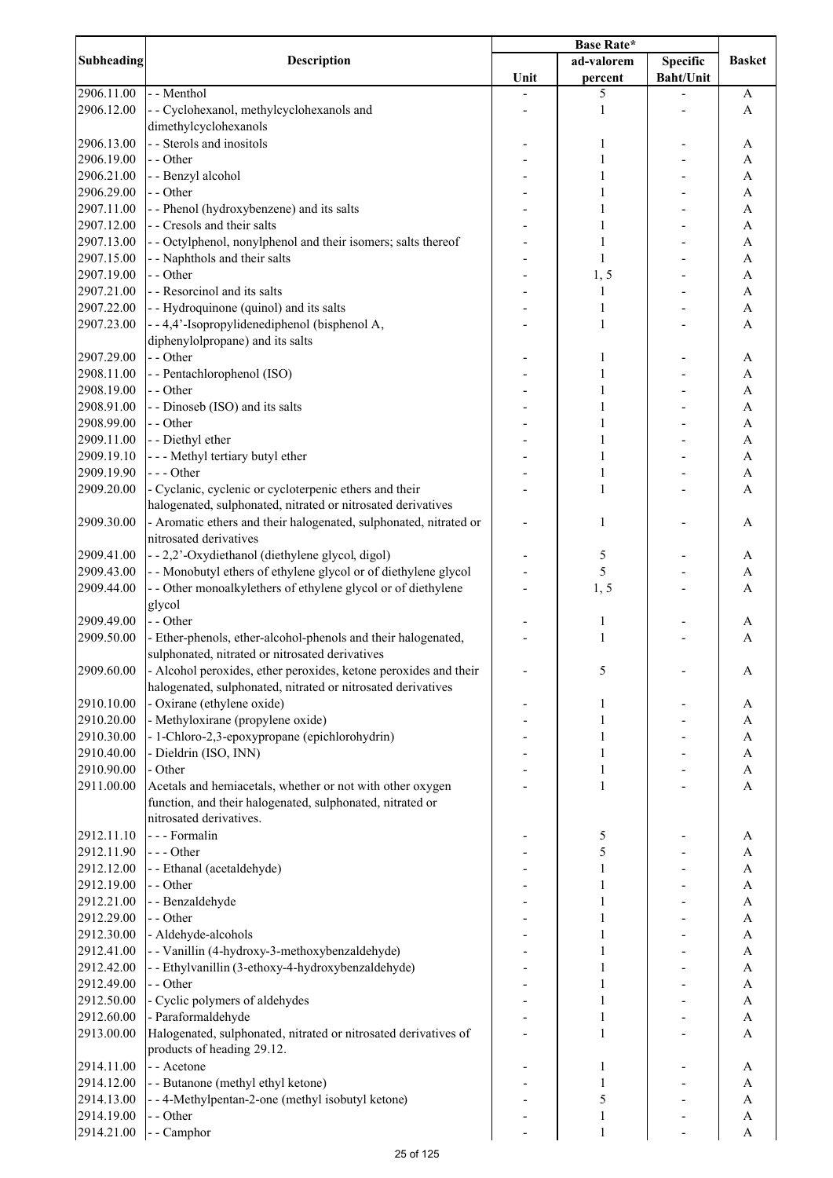| Subheading | Description | Base Rate* | | | Basket |
|---|---|---|---|---|---|
| | | Unit | ad-valorem percent | Specific Baht/Unit | |
| 2906.11.00 | - - Menthol | - | 5 | - | A |
| 2906.12.00 | - - Cyclohexanol, methylcyclohexanols and dimethylcyclohexanols | - | 1 | - | A |
| 2906.13.00 | - - Sterols and inositols | - | 1 | - | A |
| 2906.19.00 | - - Other | - | 1 | - | A |
| 2906.21.00 | - - Benzyl alcohol | - | 1 | - | A |
| 2906.29.00 | - - Other | - | 1 | - | A |
| 2907.11.00 | - - Phenol (hydroxybenzene) and its salts | - | 1 | - | A |
| 2907.12.00 | - - Cresols and their salts | - | 1 | - | A |
| 2907.13.00 | - - Octylphenol, nonylphenol and their isomers; salts thereof | - | 1 | - | A |
| 2907.15.00 | - - Naphthols and their salts | - | 1 | - | A |
| 2907.19.00 | - - Other | - | 1, 5 | - | A |
| 2907.21.00 | - - Resorcinol and its salts | - | 1 | - | A |
| 2907.22.00 | - - Hydroquinone (quinol) and its salts | - | 1 | - | A |
| 2907.23.00 | - - 4,4'-Isopropylidenediphenol (bisphenol A, diphenylolpropane) and its salts | - | 1 | - | A |
| 2907.29.00 | - - Other | - | 1 | - | A |
| 2908.11.00 | - - Pentachlorophenol (ISO) | - | 1 | - | A |
| 2908.19.00 | - - Other | - | 1 | - | A |
| 2908.91.00 | - - Dinoseb (ISO) and its salts | - | 1 | - | A |
| 2908.99.00 | - - Other | - | 1 | - | A |
| 2909.11.00 | - - Diethyl ether | - | 1 | - | A |
| 2909.19.10 | - - - Methyl tertiary butyl ether | - | 1 | - | A |
| 2909.19.90 | - - - Other | - | 1 | - | A |
| 2909.20.00 | - Cyclanic, cyclenic or cycloterpenic ethers and their halogenated, sulphonated, nitrated or nitrosated derivatives | - | 1 | - | A |
| 2909.30.00 | - Aromatic ethers and their halogenated, sulphonated, nitrated or nitrosated derivatives | - | 1 | - | A |
| 2909.41.00 | - - 2,2'-Oxydiethanol (diethylene glycol, digol) | - | 5 | - | A |
| 2909.43.00 | - - Monobutyl ethers of ethylene glycol or of diethylene glycol | - | 5 | - | A |
| 2909.44.00 | - - Other monoalkylethers of ethylene glycol or of diethylene glycol | - | 1, 5 | - | A |
| 2909.49.00 | - - Other | - | 1 | - | A |
| 2909.50.00 | - Ether-phenols, ether-alcohol-phenols and their halogenated, sulphonated, nitrated or nitrosated derivatives | - | 1 | - | A |
| 2909.60.00 | - Alcohol peroxides, ether peroxides, ketone peroxides and their halogenated, sulphonated, nitrated or nitrosated derivatives | - | 5 | - | A |
| 2910.10.00 | - Oxirane (ethylene oxide) | - | 1 | - | A |
| 2910.20.00 | - Methyloxirane (propylene oxide) | - | 1 | - | A |
| 2910.30.00 | - 1-Chloro-2,3-epoxypropane (epichlorohydrin) | - | 1 | - | A |
| 2910.40.00 | - Dieldrin (ISO, INN) | - | 1 | - | A |
| 2910.90.00 | - Other | - | 1 | - | A |
| 2911.00.00 | Acetals and hemiacetals, whether or not with other oxygen function, and their halogenated, sulphonated, nitrated or nitrosated derivatives. | - | 1 | - | A |
| 2912.11.10 | - - - Formalin | - | 5 | - | A |
| 2912.11.90 | - - - Other | - | 5 | - | A |
| 2912.12.00 | - - Ethanal (acetaldehyde) | - | 1 | - | A |
| 2912.19.00 | - - Other | - | 1 | - | A |
| 2912.21.00 | - - Benzaldehyde | - | 1 | - | A |
| 2912.29.00 | - - Other | - | 1 | - | A |
| 2912.30.00 | - Aldehyde-alcohols | - | 1 | - | A |
| 2912.41.00 | - - Vanillin (4-hydroxy-3-methoxybenzaldehyde) | - | 1 | - | A |
| 2912.42.00 | - - Ethylvanillin (3-ethoxy-4-hydroxybenzaldehyde) | - | 1 | - | A |
| 2912.49.00 | - - Other | - | 1 | - | A |
| 2912.50.00 | - Cyclic polymers of aldehydes | - | 1 | - | A |
| 2912.60.00 | - Paraformaldehyde | - | 1 | - | A |
| 2913.00.00 | Halogenated, sulphonated, nitrated or nitrosated derivatives of products of heading 29.12. | - | 1 | - | A |
| 2914.11.00 | - - Acetone | - | 1 | - | A |
| 2914.12.00 | - - Butanone (methyl ethyl ketone) | - | 1 | - | A |
| 2914.13.00 | - - 4-Methylpentan-2-one (methyl isobutyl ketone) | - | 5 | - | A |
| 2914.19.00 | - - Other | - | 1 | - | A |
| 2914.21.00 | - - Camphor | - | 1 | - | A |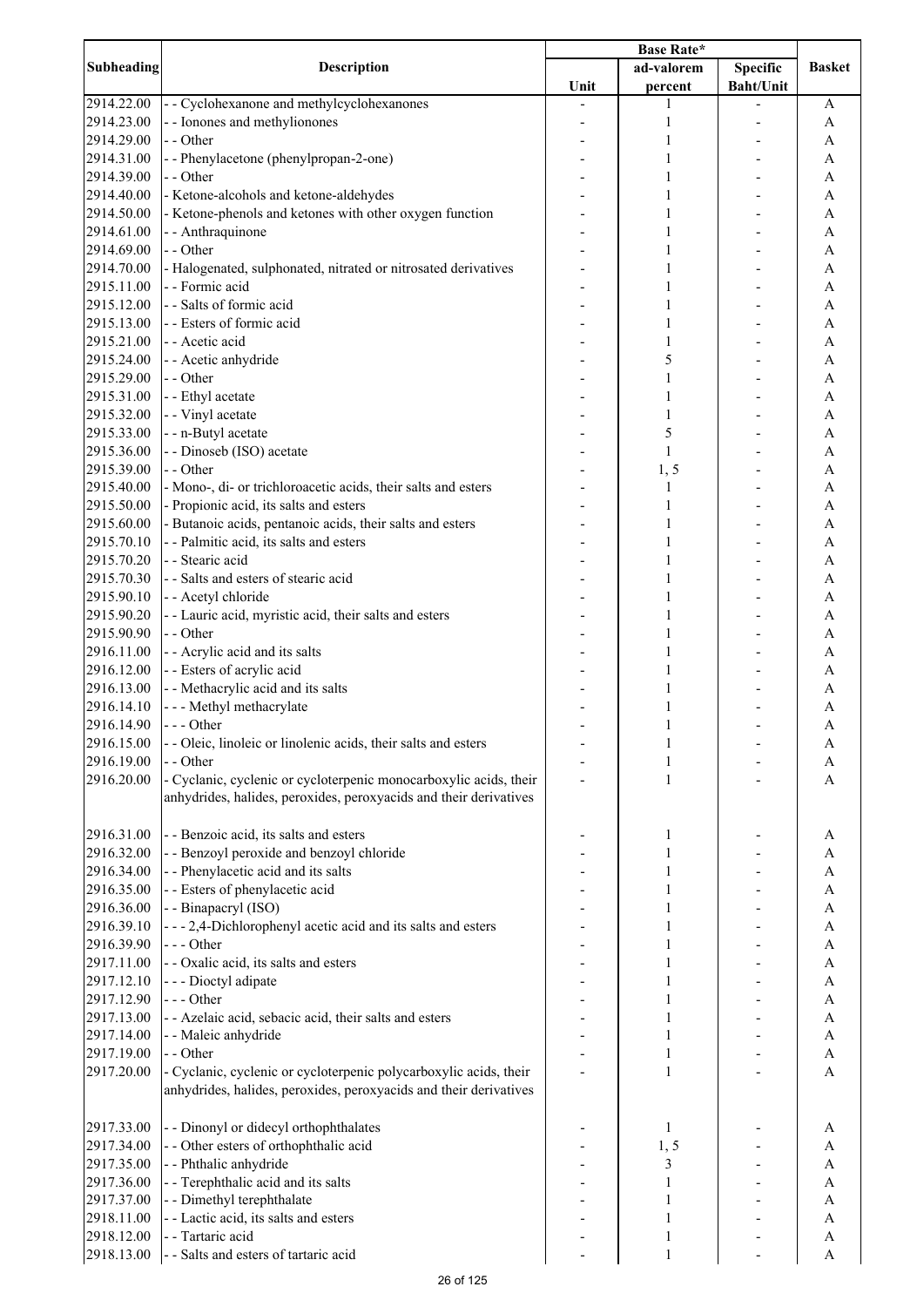| Subheading | Description | Base Rate* | | | Basket |
|---|---|---|---|---|---|
| | | Unit | ad-valorem percent | Specific Baht/Unit | |
| 2914.22.00 | - - Cyclohexanone and methylcyclohexanones | - | 1 | - | A |
| 2914.23.00 | - - Ionones and methylionones | - | 1 | - | A |
| 2914.29.00 | - - Other | - | 1 | - | A |
| 2914.31.00 | - - Phenylacetone (phenylpropan-2-one) | - | 1 | - | A |
| 2914.39.00 | - - Other | - | 1 | - | A |
| 2914.40.00 | - Ketone-alcohols and ketone-aldehydes | - | 1 | - | A |
| 2914.50.00 | - Ketone-phenols and ketones with other oxygen function | - | 1 | - | A |
| 2914.61.00 | - - Anthraquinone | - | 1 | - | A |
| 2914.69.00 | - - Other | - | 1 | - | A |
| 2914.70.00 | - Halogenated, sulphonated, nitrated or nitrosated derivatives | - | 1 | - | A |
| 2915.11.00 | - - Formic acid | - | 1 | - | A |
| 2915.12.00 | - - Salts of formic acid | - | 1 | - | A |
| 2915.13.00 | - - Esters of formic acid | - | 1 | - | A |
| 2915.21.00 | - - Acetic acid | - | 1 | - | A |
| 2915.24.00 | - - Acetic anhydride | - | 5 | - | A |
| 2915.29.00 | - - Other | - | 1 | - | A |
| 2915.31.00 | - - Ethyl acetate | - | 1 | - | A |
| 2915.32.00 | - - Vinyl acetate | - | 1 | - | A |
| 2915.33.00 | - - n-Butyl acetate | - | 5 | - | A |
| 2915.36.00 | - - Dinoseb (ISO) acetate | - | 1 | - | A |
| 2915.39.00 | - - Other | - | 1, 5 | - | A |
| 2915.40.00 | - Mono-, di- or trichloroacetic acids, their salts and esters | - | 1 | - | A |
| 2915.50.00 | - Propionic acid, its salts and esters | - | 1 | - | A |
| 2915.60.00 | - Butanoic acids, pentanoic acids, their salts and esters | - | 1 | - | A |
| 2915.70.10 | - - Palmitic acid, its salts and esters | - | 1 | - | A |
| 2915.70.20 | - - Stearic acid | - | 1 | - | A |
| 2915.70.30 | - - Salts and esters of stearic acid | - | 1 | - | A |
| 2915.90.10 | - - Acetyl chloride | - | 1 | - | A |
| 2915.90.20 | - - Lauric acid, myristic acid, their salts and esters | - | 1 | - | A |
| 2915.90.90 | - - Other | - | 1 | - | A |
| 2916.11.00 | - - Acrylic acid and its salts | - | 1 | - | A |
| 2916.12.00 | - - Esters of acrylic acid | - | 1 | - | A |
| 2916.13.00 | - - Methacrylic acid and its salts | - | 1 | - | A |
| 2916.14.10 | - - - Methyl methacrylate | - | 1 | - | A |
| 2916.14.90 | - - - Other | - | 1 | - | A |
| 2916.15.00 | - - Oleic, linoleic or linolenic acids, their salts and esters | - | 1 | - | A |
| 2916.19.00 | - - Other | - | 1 | - | A |
| 2916.20.00 | - Cyclanic, cyclenic or cycloterpenic monocarboxylic acids, their anhydrides, halides, peroxides, peroxyacids and their derivatives | - | 1 | - | A |
| 2916.31.00 | - - Benzoic acid, its salts and esters | - | 1 | - | A |
| 2916.32.00 | - - Benzoyl peroxide and benzoyl chloride | - | 1 | - | A |
| 2916.34.00 | - - Phenylacetic acid and its salts | - | 1 | - | A |
| 2916.35.00 | - - Esters of phenylacetic acid | - | 1 | - | A |
| 2916.36.00 | - - Binapacryl (ISO) | - | 1 | - | A |
| 2916.39.10 | - - - 2,4-Dichlorophenyl acetic acid and its salts and esters | - | 1 | - | A |
| 2916.39.90 | - - - Other | - | 1 | - | A |
| 2917.11.00 | - - Oxalic acid, its salts and esters | - | 1 | - | A |
| 2917.12.10 | - - - Dioctyl adipate | - | 1 | - | A |
| 2917.12.90 | - - - Other | - | 1 | - | A |
| 2917.13.00 | - - Azelaic acid, sebacic acid, their salts and esters | - | 1 | - | A |
| 2917.14.00 | - - Maleic anhydride | - | 1 | - | A |
| 2917.19.00 | - - Other | - | 1 | - | A |
| 2917.20.00 | - Cyclanic, cyclenic or cycloterpenic polycarboxylic acids, their anhydrides, halides, peroxides, peroxyacids and their derivatives | - | 1 | - | A |
| 2917.33.00 | - - Dinonyl or didecyl orthophthalates | - | 1 | - | A |
| 2917.34.00 | - - Other esters of orthophthalic acid | - | 1, 5 | - | A |
| 2917.35.00 | - - Phthalic anhydride | - | 3 | - | A |
| 2917.36.00 | - - Terephthalic acid and its salts | - | 1 | - | A |
| 2917.37.00 | - - Dimethyl terephthalate | - | 1 | - | A |
| 2918.11.00 | - - Lactic acid, its salts and esters | - | 1 | - | A |
| 2918.12.00 | - - Tartaric acid | - | 1 | - | A |
| 2918.13.00 | - - Salts and esters of tartaric acid | - | 1 | - | A |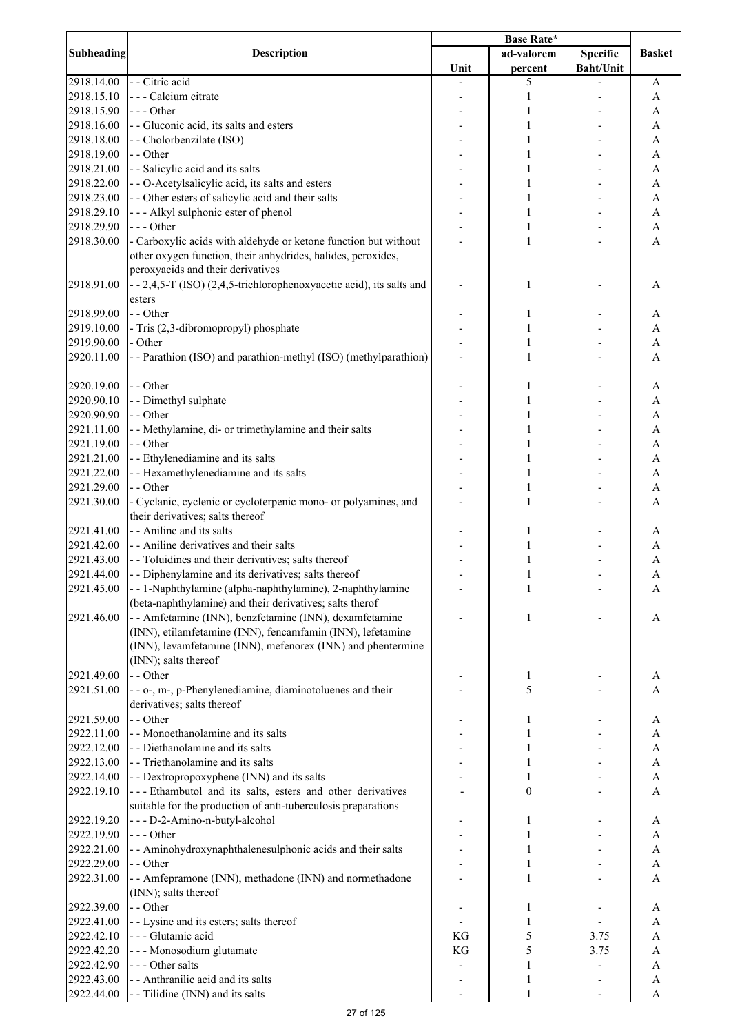| Subheading | Description | Base Rate* | | | Basket |
|---|---|---|---|---|---|
| | | Unit | ad-valorem percent | Specific Baht/Unit | |
| 2918.14.00 | - - Citric acid | - | 5 | - | A |
| 2918.15.10 | - - - Calcium citrate | - | 1 | - | A |
| 2918.15.90 | - - - Other | - | 1 | - | A |
| 2918.16.00 | - - Gluconic acid, its salts and esters | - | 1 | - | A |
| 2918.18.00 | - - Cholorbenzilate (ISO) | - | 1 | - | A |
| 2918.19.00 | - - Other | - | 1 | - | A |
| 2918.21.00 | - - Salicylic acid and its salts | - | 1 | - | A |
| 2918.22.00 | - - O-Acetylsalicylic acid, its salts and esters | - | 1 | - | A |
| 2918.23.00 | - - Other esters of salicylic acid and their salts | - | 1 | - | A |
| 2918.29.10 | - - - Alkyl sulphonic ester of phenol | - | 1 | - | A |
| 2918.29.90 | - - - Other | - | 1 | - | A |
| 2918.30.00 | - Carboxylic acids with aldehyde or ketone function but without other oxygen function, their anhydrides, halides, peroxides, peroxyacids and their derivatives | - | 1 | - | A |
| 2918.91.00 | - - 2,4,5-T (ISO) (2,4,5-trichlorophenoxyacetic acid), its salts and esters | - | 1 | - | A |
| 2918.99.00 | - - Other | - | 1 | - | A |
| 2919.10.00 | - Tris (2,3-dibromopropyl) phosphate | - | 1 | - | A |
| 2919.90.00 | - Other | - | 1 | - | A |
| 2920.11.00 | - - Parathion (ISO) and parathion-methyl (ISO) (methylparathion) | - | 1 | - | A |
| 2920.19.00 | - - Other | - | 1 | - | A |
| 2920.90.10 | - - Dimethyl sulphate | - | 1 | - | A |
| 2920.90.90 | - - Other | - | 1 | - | A |
| 2921.11.00 | - - Methylamine, di- or trimethylamine and their salts | - | 1 | - | A |
| 2921.19.00 | - - Other | - | 1 | - | A |
| 2921.21.00 | - - Ethylenediamine and its salts | - | 1 | - | A |
| 2921.22.00 | - - Hexamethylenediamine and its salts | - | 1 | - | A |
| 2921.29.00 | - - Other | - | 1 | - | A |
| 2921.30.00 | - Cyclanic, cyclenic or cycloterpenic mono- or polyamines, and their derivatives; salts thereof | - | 1 | - | A |
| 2921.41.00 | - - Aniline and its salts | - | 1 | - | A |
| 2921.42.00 | - - Aniline derivatives and their salts | - | 1 | - | A |
| 2921.43.00 | - - Toluidines and their derivatives; salts thereof | - | 1 | - | A |
| 2921.44.00 | - - Diphenylamine and its derivatives; salts thereof | - | 1 | - | A |
| 2921.45.00 | - - 1-Naphthylamine (alpha-naphthylamine), 2-naphthylamine (beta-naphthylamine) and their derivatives; salts therof | - | 1 | - | A |
| 2921.46.00 | - - Amfetamine (INN), benzfetamine (INN), dexamfetamine (INN), etilamfetamine (INN), fencamfamin (INN), lefetamine (INN), levamfetamine (INN), mefenorex (INN) and phentermine (INN); salts thereof | - | 1 | - | A |
| 2921.49.00 | - - Other | - | 1 | - | A |
| 2921.51.00 | - - o-, m-, p-Phenylenediamine, diaminotoluenes and their derivatives; salts thereof | - | 5 | - | A |
| 2921.59.00 | - - Other | - | 1 | - | A |
| 2922.11.00 | - - Monoethanolamine and its salts | - | 1 | - | A |
| 2922.12.00 | - - Diethanolamine and its salts | - | 1 | - | A |
| 2922.13.00 | - - Triethanolamine and its salts | - | 1 | - | A |
| 2922.14.00 | - - Dextropropoxyphene (INN) and its salts | - | 1 | - | A |
| 2922.19.10 | - - - Ethambutol and its salts, esters and other derivatives suitable for the production of anti-tuberculosis preparations | - | 0 | - | A |
| 2922.19.20 | - - - D-2-Amino-n-butyl-alcohol | - | 1 | - | A |
| 2922.19.90 | - - - Other | - | 1 | - | A |
| 2922.21.00 | - - Aminohydroxynaphthalenesulphonic acids and their salts | - | 1 | - | A |
| 2922.29.00 | - - Other | - | 1 | - | A |
| 2922.31.00 | - - Amfepramone (INN), methadone (INN) and normethadone (INN); salts thereof | - | 1 | - | A |
| 2922.39.00 | - - Other | - | 1 | - | A |
| 2922.41.00 | - - Lysine and its esters; salts thereof | - | 1 | - | A |
| 2922.42.10 | - - - Glutamic acid | KG | 5 | 3.75 | A |
| 2922.42.20 | - - - Monosodium glutamate | KG | 5 | 3.75 | A |
| 2922.42.90 | - - - Other salts | - | 1 | - | A |
| 2922.43.00 | - - Anthranilic acid and its salts | - | 1 | - | A |
| 2922.44.00 | - - Tilidine (INN) and its salts | - | 1 | - | A |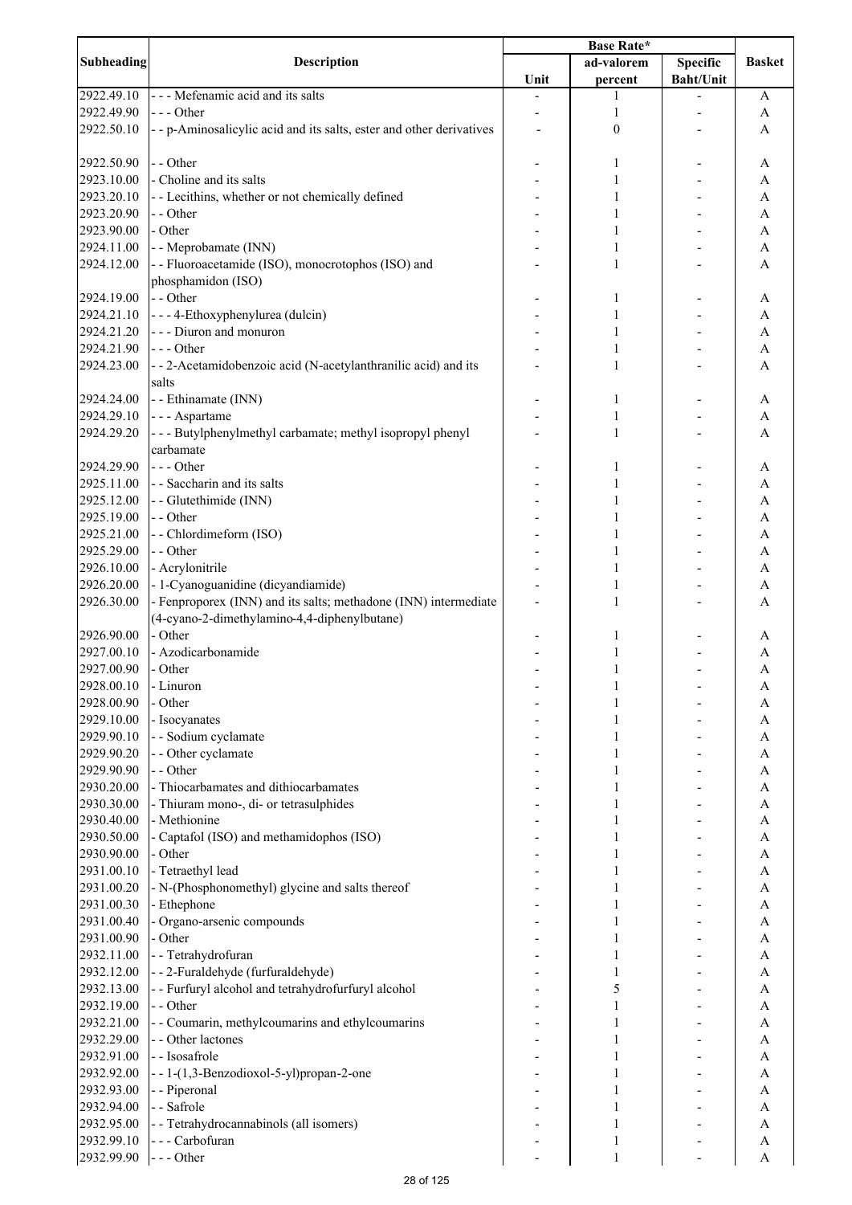| Subheading | Description | Base Rate* | | | Basket |
|---|---|---|---|---|---|
| | | Unit | ad-valorem percent | Specific Baht/Unit | |
| 2922.49.10 | - - - Mefenamic acid and its salts | - | 1 | - | A |
| 2922.49.90 | - - - Other | - | 1 | - | A |
| 2922.50.10 | - - p-Aminosalicylic acid and its salts, ester and other derivatives | - | 0 | - | A |
| 2922.50.90 | - - Other | - | 1 | - | A |
| 2923.10.00 | - Choline and its salts | - | 1 | - | A |
| 2923.20.10 | - - Lecithins, whether or not chemically defined | - | 1 | - | A |
| 2923.20.90 | - - Other | - | 1 | - | A |
| 2923.90.00 | - Other | - | 1 | - | A |
| 2924.11.00 | - - Meprobamate (INN) | - | 1 | - | A |
| 2924.12.00 | - - Fluoroacetamide (ISO), monocrotophos (ISO) and phosphamidon (ISO) | - | 1 | - | A |
| 2924.19.00 | - - Other | - | 1 | - | A |
| 2924.21.10 | - - - 4-Ethoxyphenylurea (dulcin) | - | 1 | - | A |
| 2924.21.20 | - - - Diuron and monuron | - | 1 | - | A |
| 2924.21.90 | - - - Other | - | 1 | - | A |
| 2924.23.00 | - - 2-Acetamidobenzoic acid (N-acetylanthranilic acid) and its salts | - | 1 | - | A |
| 2924.24.00 | - - Ethinamate (INN) | - | 1 | - | A |
| 2924.29.10 | - - - Aspartame | - | 1 | - | A |
| 2924.29.20 | - - - Butylphenylmethyl carbamate; methyl isopropyl phenyl carbamate | - | 1 | - | A |
| 2924.29.90 | - - - Other | - | 1 | - | A |
| 2925.11.00 | - - Saccharin and its salts | - | 1 | - | A |
| 2925.12.00 | - - Glutethimide (INN) | - | 1 | - | A |
| 2925.19.00 | - - Other | - | 1 | - | A |
| 2925.21.00 | - - Chlordimeform (ISO) | - | 1 | - | A |
| 2925.29.00 | - - Other | - | 1 | - | A |
| 2926.10.00 | - Acrylonitrile | - | 1 | - | A |
| 2926.20.00 | - 1-Cyanoguanidine (dicyandiamide) | - | 1 | - | A |
| 2926.30.00 | - Fenproporex (INN) and its salts; methadone (INN) intermediate (4-cyano-2-dimethylamino-4,4-diphenylbutane) | - | 1 | - | A |
| 2926.90.00 | - Other | - | 1 | - | A |
| 2927.00.10 | - Azodicarbonamide | - | 1 | - | A |
| 2927.00.90 | - Other | - | 1 | - | A |
| 2928.00.10 | - Linuron | - | 1 | - | A |
| 2928.00.90 | - Other | - | 1 | - | A |
| 2929.10.00 | - Isocyanates | - | 1 | - | A |
| 2929.90.10 | - - Sodium cyclamate | - | 1 | - | A |
| 2929.90.20 | - - Other cyclamate | - | 1 | - | A |
| 2929.90.90 | - - Other | - | 1 | - | A |
| 2930.20.00 | - Thiocarbamates and dithiocarbamates | - | 1 | - | A |
| 2930.30.00 | - Thiuram mono-, di- or tetrasulphides | - | 1 | - | A |
| 2930.40.00 | - Methionine | - | 1 | - | A |
| 2930.50.00 | - Captafol (ISO) and methamidophos (ISO) | - | 1 | - | A |
| 2930.90.00 | - Other | - | 1 | - | A |
| 2931.00.10 | - Tetraethyl lead | - | 1 | - | A |
| 2931.00.20 | - N-(Phosphonomethyl) glycine and salts thereof | - | 1 | - | A |
| 2931.00.30 | - Ethephone | - | 1 | - | A |
| 2931.00.40 | - Organo-arsenic compounds | - | 1 | - | A |
| 2931.00.90 | - Other | - | 1 | - | A |
| 2932.11.00 | - - Tetrahydrofuran | - | 1 | - | A |
| 2932.12.00 | - - 2-Furaldehyde (furfuraldehyde) | - | 1 | - | A |
| 2932.13.00 | - - Furfuryl alcohol and tetrahydrofurfuryl alcohol | - | 5 | - | A |
| 2932.19.00 | - - Other | - | 1 | - | A |
| 2932.21.00 | - - Coumarin, methylcoumarins and ethylcoumarins | - | 1 | - | A |
| 2932.29.00 | - - Other lactones | - | 1 | - | A |
| 2932.91.00 | - - Isosafrole | - | 1 | - | A |
| 2932.92.00 | - - 1-(1,3-Benzodioxol-5-yl)propan-2-one | - | 1 | - | A |
| 2932.93.00 | - - Piperonal | - | 1 | - | A |
| 2932.94.00 | - - Safrole | - | 1 | - | A |
| 2932.95.00 | - - Tetrahydrocannabinols (all isomers) | - | 1 | - | A |
| 2932.99.10 | - - - Carbofuran | - | 1 | - | A |
| 2932.99.90 | - - - Other | - | 1 | - | A |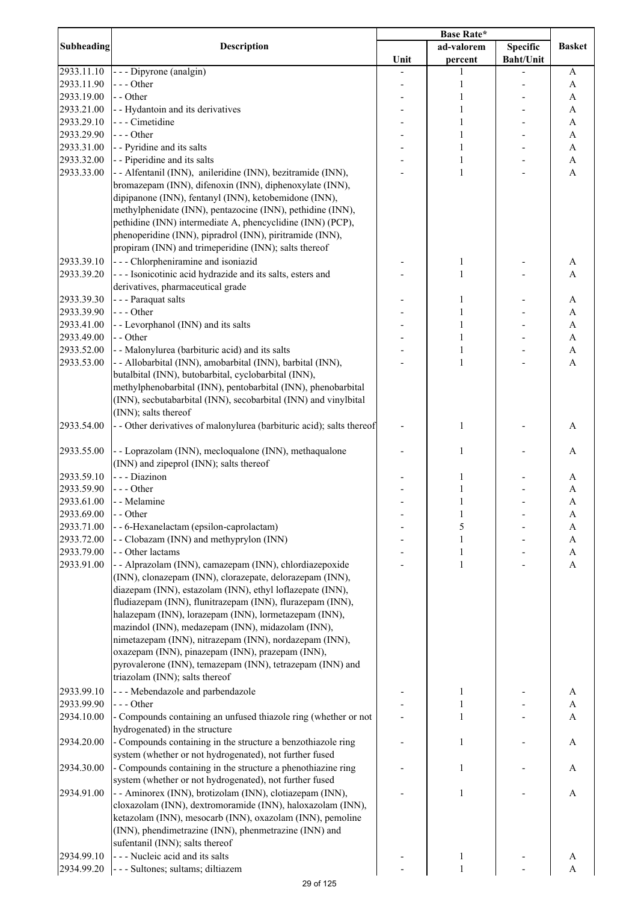| Subheading | Description | Base Rate* | | | Basket |
|---|---|---|---|---|---|
| | | Unit | ad-valorem percent | Specific Baht/Unit | |
| 2933.11.10 | - - - Dipyrone (analgin) | - | 1 | - | A |
| 2933.11.90 | - - - Other | - | 1 | - | A |
| 2933.19.00 | - - Other | - | 1 | - | A |
| 2933.21.00 | - - Hydantoin and its derivatives | - | 1 | - | A |
| 2933.29.10 | - - - Cimetidine | - | 1 | - | A |
| 2933.29.90 | - - - Other | - | 1 | - | A |
| 2933.31.00 | - - Pyridine and its salts | - | 1 | - | A |
| 2933.32.00 | - - Piperidine and its salts | - | 1 | - | A |
| 2933.33.00 | - - Alfentanil (INN), anileridine (INN), bezitramide (INN), bromazepam (INN), difenoxin (INN), diphenoxylate (INN), dipipanone (INN), fentanyl (INN), ketobemidone (INN), methylphenidate (INN), pentazocine (INN), pethidine (INN), pethidine (INN) intermediate A, phencyclidine (INN) (PCP), phenoperidine (INN), pipradrol (INN), piritramide (INN), propiram (INN) and trimeperidine (INN); salts thereof | - | 1 | - | A |
| 2933.39.10 | - - - Chlorpheniramine and isoniazid | - | 1 | - | A |
| 2933.39.20 | - - - Isonicotinic acid hydrazide and its salts, esters and derivatives, pharmaceutical grade | - | 1 | - | A |
| 2933.39.30 | - - - Paraquat salts | - | 1 | - | A |
| 2933.39.90 | - - - Other | - | 1 | - | A |
| 2933.41.00 | - - Levorphanol (INN) and its salts | - | 1 | - | A |
| 2933.49.00 | - - Other | - | 1 | - | A |
| 2933.52.00 | - - Malonylurea (barbituric acid) and its salts | - | 1 | - | A |
| 2933.53.00 | - - Allobarbital (INN), amobarbital (INN), barbital (INN), butalbital (INN), butobarbital, cyclobarbital (INN), methylphenobarbital (INN), pentobarbital (INN), phenobarbital (INN), secbutabarbital (INN), secobarbital (INN) and vinylbital (INN); salts thereof | - | 1 | - | A |
| 2933.54.00 | - - Other derivatives of malonylurea (barbituric acid); salts thereof | - | 1 | - | A |
| 2933.55.00 | - - Loprazolam (INN), mecloqualone (INN), methaqualone (INN) and zipeprol (INN); salts thereof | - | 1 | - | A |
| 2933.59.10 | - - - Diazinon | - | 1 | - | A |
| 2933.59.90 | - - - Other | - | 1 | - | A |
| 2933.61.00 | - - Melamine | - | 1 | - | A |
| 2933.69.00 | - - Other | - | 1 | - | A |
| 2933.71.00 | - - 6-Hexanelactam (epsilon-caprolactam) | - | 5 | - | A |
| 2933.72.00 | - - Clobazam (INN) and methyprylon (INN) | - | 1 | - | A |
| 2933.79.00 | - - Other lactams | - | 1 | - | A |
| 2933.91.00 | - - Alprazolam (INN), camazepam (INN), chlordiazepoxide (INN), clonazepam (INN), clorazepate, delorazepam (INN), diazepam (INN), estazolam (INN), ethyl loflazepate (INN), fludiazepam (INN), flunitrazepam (INN), flurazepam (INN), halazepam (INN), lorazepam (INN), lormetazepam (INN), mazindol (INN), medazepam (INN), midazolam (INN), nimetazepam (INN), nitrazepam (INN), nordazepam (INN), oxazepam (INN), pinazepam (INN), prazepam (INN), pyrovalerone (INN), temazepam (INN), tetrazepam (INN) and triazolam (INN); salts thereof | - | 1 | - | A |
| 2933.99.10 | - - - Mebendazole and parbendazole | - | 1 | - | A |
| 2933.99.90 | - - - Other | - | 1 | - | A |
| 2934.10.00 | - Compounds containing an unfused thiazole ring (whether or not hydrogenated) in the structure | - | 1 | - | A |
| 2934.20.00 | - Compounds containing in the structure a benzothiazole ring system (whether or not hydrogenated), not further fused | - | 1 | - | A |
| 2934.30.00 | - Compounds containing in the structure a phenothiazine ring system (whether or not hydrogenated), not further fused | - | 1 | - | A |
| 2934.91.00 | - - Aminorex (INN), brotizolam (INN), clotiazepam (INN), cloxazolam (INN), dextromoramide (INN), haloxazolam (INN), ketazolam (INN), mesocarb (INN), oxazolam (INN), pemoline (INN), phendimetrazine (INN), phenmetrazine (INN) and sufentanil (INN); salts thereof | - | 1 | - | A |
| 2934.99.10 | - - - Nucleic acid and its salts | - | 1 | - | A |
| 2934.99.20 | - - - Sultones; sultams; diltiazem | - | 1 | - | A |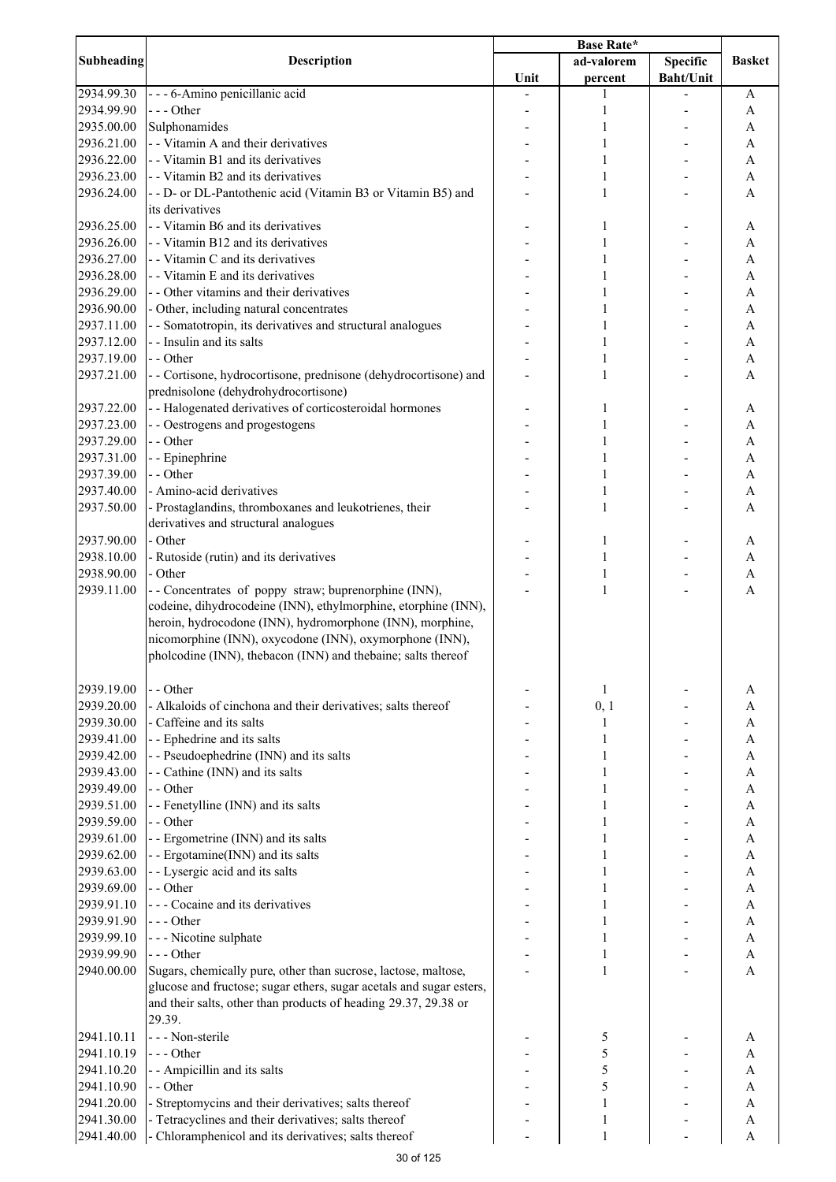| Subheading | Description | Base Rate* | | | Basket |
|---|---|---|---|---|---|
| | | Unit | ad-valorem percent | Specific Baht/Unit | |
| 2934.99.30 | - - - 6-Amino penicillanic acid | - | 1 | - | A |
| 2934.99.90 | - - - Other | - | 1 | - | A |
| 2935.00.00 | Sulphonamides | - | 1 | - | A |
| 2936.21.00 | - - Vitamin A and their derivatives | - | 1 | - | A |
| 2936.22.00 | - - Vitamin B1 and its derivatives | - | 1 | - | A |
| 2936.23.00 | - - Vitamin B2 and its derivatives | - | 1 | - | A |
| 2936.24.00 | - - D- or DL-Pantothenic acid (Vitamin B3 or Vitamin B5) and its derivatives | - | 1 | - | A |
| 2936.25.00 | - - Vitamin B6 and its derivatives | - | 1 | - | A |
| 2936.26.00 | - - Vitamin B12 and its derivatives | - | 1 | - | A |
| 2936.27.00 | - - Vitamin C and its derivatives | - | 1 | - | A |
| 2936.28.00 | - - Vitamin E and its derivatives | - | 1 | - | A |
| 2936.29.00 | - - Other vitamins and their derivatives | - | 1 | - | A |
| 2936.90.00 | - Other, including natural concentrates | - | 1 | - | A |
| 2937.11.00 | - - Somatotropin, its derivatives and structural analogues | - | 1 | - | A |
| 2937.12.00 | - - Insulin and its salts | - | 1 | - | A |
| 2937.19.00 | - - Other | - | 1 | - | A |
| 2937.21.00 | - - Cortisone, hydrocortisone, prednisone (dehydrocortisone) and prednisolone (dehydrohydrocortisone) | - | 1 | - | A |
| 2937.22.00 | - - Halogenated derivatives of corticosteroidal hormones | - | 1 | - | A |
| 2937.23.00 | - - Oestrogens and progestogens | - | 1 | - | A |
| 2937.29.00 | - - Other | - | 1 | - | A |
| 2937.31.00 | - - Epinephrine | - | 1 | - | A |
| 2937.39.00 | - - Other | - | 1 | - | A |
| 2937.40.00 | - Amino-acid derivatives | - | 1 | - | A |
| 2937.50.00 | - Prostaglandins, thromboxanes and leukotrienes, their derivatives and structural analogues | - | 1 | - | A |
| 2937.90.00 | - Other | - | 1 | - | A |
| 2938.10.00 | - Rutoside (rutin) and its derivatives | - | 1 | - | A |
| 2938.90.00 | - Other | - | 1 | - | A |
| 2939.11.00 | - - Concentrates of poppy straw; buprenorphine (INN), codeine, dihydrocodeine (INN), ethylmorphine, etorphine (INN), heroin, hydrocodone (INN), hydromorphone (INN), morphine, nicomorphine (INN), oxycodone (INN), oxymorphone (INN), pholcodine (INN), thebacon (INN) and thebaine; salts thereof | - | 1 | - | A |
| 2939.19.00 | - - Other | - | 1 | - | A |
| 2939.20.00 | - Alkaloids of cinchona and their derivatives; salts thereof | - | 0, 1 | - | A |
| 2939.30.00 | - Caffeine and its salts | - | 1 | - | A |
| 2939.41.00 | - - Ephedrine and its salts | - | 1 | - | A |
| 2939.42.00 | - - Pseudoephedrine (INN) and its salts | - | 1 | - | A |
| 2939.43.00 | - - Cathine (INN) and its salts | - | 1 | - | A |
| 2939.49.00 | - - Other | - | 1 | - | A |
| 2939.51.00 | - - Fenetylline (INN) and its salts | - | 1 | - | A |
| 2939.59.00 | - - Other | - | 1 | - | A |
| 2939.61.00 | - - Ergometrine (INN) and its salts | - | 1 | - | A |
| 2939.62.00 | - - Ergotamine(INN) and its salts | - | 1 | - | A |
| 2939.63.00 | - - Lysergic acid and its salts | - | 1 | - | A |
| 2939.69.00 | - - Other | - | 1 | - | A |
| 2939.91.10 | - - - Cocaine and its derivatives | - | 1 | - | A |
| 2939.91.90 | - - - Other | - | 1 | - | A |
| 2939.99.10 | - - - Nicotine sulphate | - | 1 | - | A |
| 2939.99.90 | - - - Other | - | 1 | - | A |
| 2940.00.00 | Sugars, chemically pure, other than sucrose, lactose, maltose, glucose and fructose; sugar ethers, sugar acetals and sugar esters, and their salts, other than products of heading 29.37, 29.38 or 29.39. | - | 1 | - | A |
| 2941.10.11 | - - - Non-sterile | - | 5 | - | A |
| 2941.10.19 | - - - Other | - | 5 | - | A |
| 2941.10.20 | - - Ampicillin and its salts | - | 5 | - | A |
| 2941.10.90 | - - Other | - | 5 | - | A |
| 2941.20.00 | - Streptomycins and their derivatives; salts thereof | - | 1 | - | A |
| 2941.30.00 | - Tetracyclines and their derivatives; salts thereof | - | 1 | - | A |
| 2941.40.00 | - Chloramphenicol and its derivatives; salts thereof | - | 1 | - | A |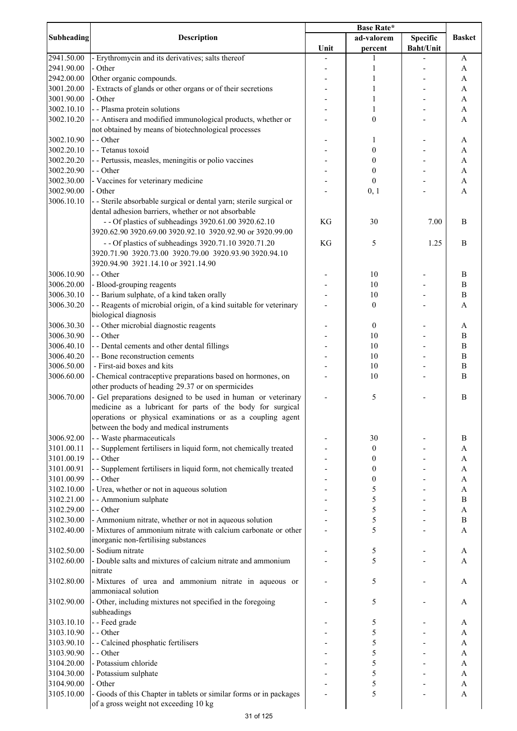| Subheading | Description | Base Rate* | | | Basket |
|---|---|---|---|---|---|
| | | Unit | ad-valorem percent | Specific Baht/Unit | |
| 2941.50.00 | - Erythromycin and its derivatives; salts thereof | - | 1 | - | A |
| 2941.90.00 | - Other | - | 1 | - | A |
| 2942.00.00 | Other organic compounds. | - | 1 | - | A |
| 3001.20.00 | - Extracts of glands or other organs or of their secretions | - | 1 | - | A |
| 3001.90.00 | - Other | - | 1 | - | A |
| 3002.10.10 | - - Plasma protein solutions | - | 1 | - | A |
| 3002.10.20 | - - Antisera and modified immunological products, whether or not obtained by means of biotechnological processes | - | 0 | - | A |
| 3002.10.90 | - - Other | - | 1 | - | A |
| 3002.20.10 | - - Tetanus toxoid | - | 0 | - | A |
| 3002.20.20 | - - Pertussis, measles, meningitis or polio vaccines | - | 0 | - | A |
| 3002.20.90 | - - Other | - | 0 | - | A |
| 3002.30.00 | - Vaccines for veterinary medicine | - | 0 | - | A |
| 3002.90.00 | - Other | - | 0, 1 | - | A |
| 3006.10.10 | - - Sterile absorbable surgical or dental yarn; sterile surgical or dental adhesion barriers, whether or not absorbable | | | | |
| | - - Of plastics of subheadings 3920.61.00 3920.62.10 3920.62.90 3920.69.00 3920.92.10 3920.92.90 or 3920.99.00 | KG | 30 | 7.00 | B |
| | - - Of plastics of subheadings 3920.71.10 3920.71.20 3920.71.90 3920.73.00 3920.79.00 3920.93.90 3920.94.10 3920.94.90 3921.14.10 or 3921.14.90 | KG | 5 | 1.25 | B |
| 3006.10.90 | - - Other | - | 10 | - | B |
| 3006.20.00 | - Blood-grouping reagents | - | 10 | - | B |
| 3006.30.10 | - - Barium sulphate, of a kind taken orally | - | 10 | - | B |
| 3006.30.20 | - - Reagents of microbial origin, of a kind suitable for veterinary biological diagnosis | - | 0 | - | A |
| 3006.30.30 | - - Other microbial diagnostic reagents | - | 0 | - | A |
| 3006.30.90 | - - Other | - | 10 | - | B |
| 3006.40.10 | - - Dental cements and other dental fillings | - | 10 | - | B |
| 3006.40.20 | - - Bone reconstruction cements | - | 10 | - | B |
| 3006.50.00 | - First-aid boxes and kits | - | 10 | - | B |
| 3006.60.00 | - Chemical contraceptive preparations based on hormones, on other products of heading 29.37 or on spermicides | - | 10 | - | B |
| 3006.70.00 | - Gel preparations designed to be used in human or veterinary medicine as a lubricant for parts of the body for surgical operations or physical examinations or as a coupling agent between the body and medical instruments | - | 5 | - | B |
| 3006.92.00 | - - Waste pharmaceuticals | - | 30 | - | B |
| 3101.00.11 | - - Supplement fertilisers in liquid form, not chemically treated | - | 0 | - | A |
| 3101.00.19 | - - Other | - | 0 | - | A |
| 3101.00.91 | - - Supplement fertilisers in liquid form, not chemically treated | - | 0 | - | A |
| 3101.00.99 | - - Other | - | 0 | - | A |
| 3102.10.00 | - Urea, whether or not in aqueous solution | - | 5 | - | A |
| 3102.21.00 | - - Ammonium sulphate | - | 5 | - | B |
| 3102.29.00 | - - Other | - | 5 | - | A |
| 3102.30.00 | - Ammonium nitrate, whether or not in aqueous solution | - | 5 | - | B |
| 3102.40.00 | - Mixtures of ammonium nitrate with calcium carbonate or other inorganic non-fertilising substances | - | 5 | - | A |
| 3102.50.00 | - Sodium nitrate | - | 5 | - | A |
| 3102.60.00 | - Double salts and mixtures of calcium nitrate and ammonium nitrate | - | 5 | - | A |
| 3102.80.00 | - Mixtures of urea and ammonium nitrate in aqueous or ammoniacal solution | - | 5 | - | A |
| 3102.90.00 | - Other, including mixtures not specified in the foregoing subheadings | - | 5 | - | A |
| 3103.10.10 | - - Feed grade | - | 5 | - | A |
| 3103.10.90 | - - Other | - | 5 | - | A |
| 3103.90.10 | - - Calcined phosphatic fertilisers | - | 5 | - | A |
| 3103.90.90 | - - Other | - | 5 | - | A |
| 3104.20.00 | - Potassium chloride | - | 5 | - | A |
| 3104.30.00 | - Potassium sulphate | - | 5 | - | A |
| 3104.90.00 | - Other | - | 5 | - | A |
| 3105.10.00 | - Goods of this Chapter in tablets or similar forms or in packages of a gross weight not exceeding 10 kg | - | 5 | - | A |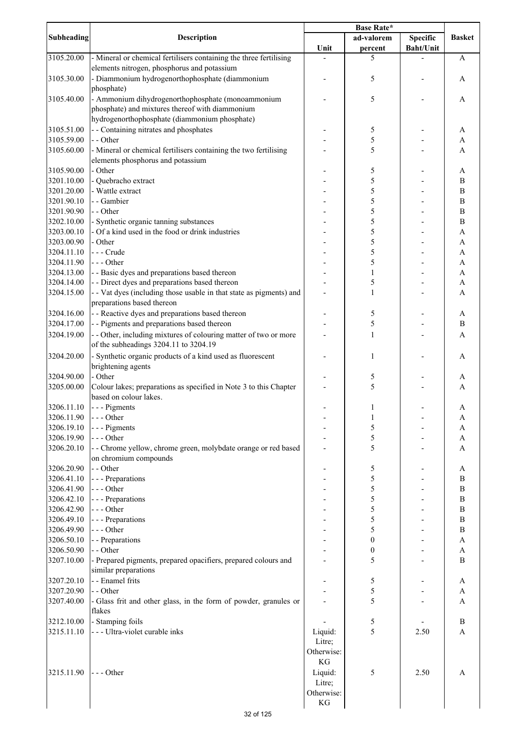| Subheading | Description | Base Rate* | | | Basket |
|---|---|---|---|---|---|
| | | Unit | ad-valorem percent | Specific Baht/Unit | |
| 3105.20.00 | - Mineral or chemical fertilisers containing the three fertilising elements nitrogen, phosphorus and potassium | - | 5 | - | A |
| 3105.30.00 | - Diammonium hydrogenorthophosphate (diammonium phosphate) | - | 5 | - | A |
| 3105.40.00 | - Ammonium dihydrogenorthophosphate (monoammonium phosphate) and mixtures thereof with diammonium hydrogenorthophosphate (diammonium phosphate) | - | 5 | - | A |
| 3105.51.00 | - - Containing nitrates and phosphates | - | 5 | - | A |
| 3105.59.00 | - - Other | - | 5 | - | A |
| 3105.60.00 | - Mineral or chemical fertilisers containing the two fertilising elements phosphorus and potassium | - | 5 | - | A |
| 3105.90.00 | - Other | - | 5 | - | A |
| 3201.10.00 | - Quebracho extract | - | 5 | - | B |
| 3201.20.00 | - Wattle extract | - | 5 | - | B |
| 3201.90.10 | - - Gambier | - | 5 | - | B |
| 3201.90.90 | - - Other | - | 5 | - | B |
| 3202.10.00 | - Synthetic organic tanning substances | - | 5 | - | B |
| 3203.00.10 | - Of a kind used in the food or drink industries | - | 5 | - | A |
| 3203.00.90 | - Other | - | 5 | - | A |
| 3204.11.10 | - - - Crude | - | 5 | - | A |
| 3204.11.90 | - - - Other | - | 5 | - | A |
| 3204.13.00 | - - Basic dyes and preparations based thereon | - | 1 | - | A |
| 3204.14.00 | - - Direct dyes and preparations based thereon | - | 5 | - | A |
| 3204.15.00 | - - Vat dyes (including those usable in that state as pigments) and preparations based thereon | - | 1 | - | A |
| 3204.16.00 | - - Reactive dyes and preparations based thereon | - | 5 | - | A |
| 3204.17.00 | - - Pigments and preparations based thereon | - | 5 | - | B |
| 3204.19.00 | - - Other, including mixtures of colouring matter of two or more of the subheadings 3204.11 to 3204.19 | - | 1 | - | A |
| 3204.20.00 | - Synthetic organic products of a kind used as fluorescent brightening agents | - | 1 | - | A |
| 3204.90.00 | - Other | - | 5 | - | A |
| 3205.00.00 | Colour lakes; preparations as specified in Note 3 to this Chapter based on colour lakes. | - | 5 | - | A |
| 3206.11.10 | - - - Pigments | - | 1 | - | A |
| 3206.11.90 | - - - Other | - | 1 | - | A |
| 3206.19.10 | - - - Pigments | - | 5 | - | A |
| 3206.19.90 | - - - Other | - | 5 | - | A |
| 3206.20.10 | - - Chrome yellow, chrome green, molybdate orange or red based on chromium compounds | - | 5 | - | A |
| 3206.20.90 | - - Other | - | 5 | - | A |
| 3206.41.10 | - - - Preparations | - | 5 | - | B |
| 3206.41.90 | - - - Other | - | 5 | - | B |
| 3206.42.10 | - - - Preparations | - | 5 | - | B |
| 3206.42.90 | - - - Other | - | 5 | - | B |
| 3206.49.10 | - - - Preparations | - | 5 | - | B |
| 3206.49.90 | - - - Other | - | 5 | - | B |
| 3206.50.10 | - - Preparations | - | 0 | - | A |
| 3206.50.90 | - - Other | - | 0 | - | A |
| 3207.10.00 | - Prepared pigments, prepared opacifiers, prepared colours and similar preparations | - | 5 | - | B |
| 3207.20.10 | - - Enamel frits | - | 5 | - | A |
| 3207.20.90 | - - Other | - | 5 | - | A |
| 3207.40.00 | - Glass frit and other glass, in the form of powder, granules or flakes | - | 5 | - | A |
| 3212.10.00 | - Stamping foils | - | 5 | - | B |
| 3215.11.10 | - - - Ultra-violet curable inks | Liquid: Litre; Otherwise: KG | 5 | 2.50 | A |
| 3215.11.90 | - - - Other | Liquid: Litre; Otherwise: KG | 5 | 2.50 | A |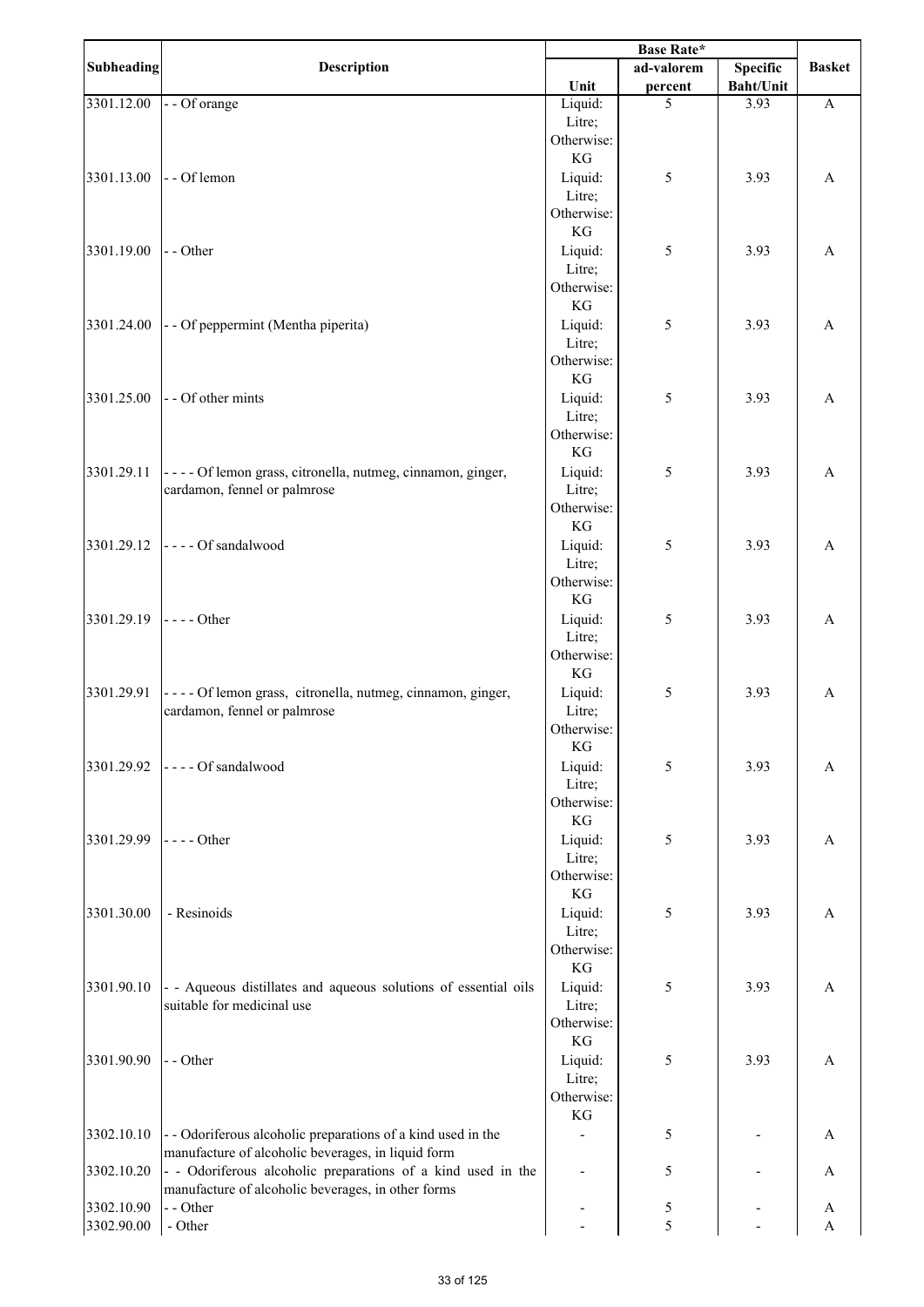| Subheading | Description | Base Rate* | | | Basket |
|---|---|---|---|---|---|
| | | Unit | ad-valorem percent | Specific Baht/Unit | |
| 3301.12.00 | - - Of orange | Liquid: Litre; Otherwise: KG | 5 | 3.93 | A |
| 3301.13.00 | - - Of lemon | Liquid: Litre; Otherwise: KG | 5 | 3.93 | A |
| 3301.19.00 | - - Other | Liquid: Litre; Otherwise: KG | 5 | 3.93 | A |
| 3301.24.00 | - - Of peppermint (Mentha piperita) | Liquid: Litre; Otherwise: KG | 5 | 3.93 | A |
| 3301.25.00 | - - Of other mints | Liquid: Litre; Otherwise: KG | 5 | 3.93 | A |
| 3301.29.11 | - - - - Of lemon grass, citronella, nutmeg, cinnamon, ginger, cardamon, fennel or palmrose | Liquid: Litre; Otherwise: KG | 5 | 3.93 | A |
| 3301.29.12 | - - - - Of sandalwood | Liquid: Litre; Otherwise: KG | 5 | 3.93 | A |
| 3301.29.19 | - - - - Other | Liquid: Litre; Otherwise: KG | 5 | 3.93 | A |
| 3301.29.91 | - - - - Of lemon grass, citronella, nutmeg, cinnamon, ginger, cardamon, fennel or palmrose | Liquid: Litre; Otherwise: KG | 5 | 3.93 | A |
| 3301.29.92 | - - - - Of sandalwood | Liquid: Litre; Otherwise: KG | 5 | 3.93 | A |
| 3301.29.99 | - - - - Other | Liquid: Litre; Otherwise: KG | 5 | 3.93 | A |
| 3301.30.00 | - Resinoids | Liquid: Litre; Otherwise: KG | 5 | 3.93 | A |
| 3301.90.10 | - - Aqueous distillates and aqueous solutions of essential oils suitable for medicinal use | Liquid: Litre; Otherwise: KG | 5 | 3.93 | A |
| 3301.90.90 | - - Other | Liquid: Litre; Otherwise: KG | 5 | 3.93 | A |
| 3302.10.10 | - - Odoriferous alcoholic preparations of a kind used in the manufacture of alcoholic beverages, in liquid form | - | 5 | - | A |
| 3302.10.20 | - - Odoriferous alcoholic preparations of a kind used in the manufacture of alcoholic beverages, in other forms | - | 5 | - | A |
| 3302.10.90 | - - Other | - | 5 | - | A |
| 3302.90.00 | - Other | - | 5 | - | A |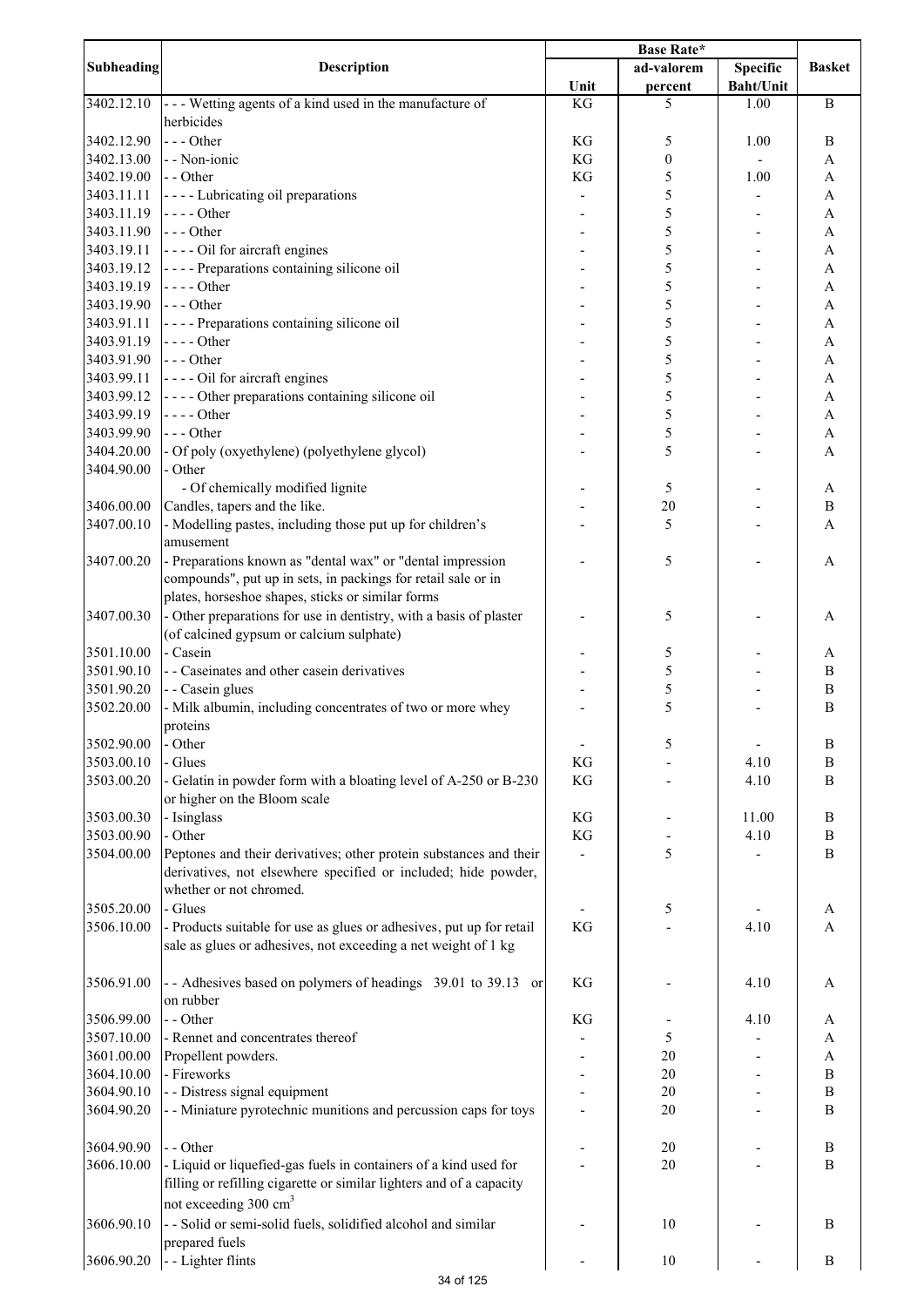| Subheading | Description | Base Rate* | | | Basket |
|---|---|---|---|---|---|
| | | Unit | ad-valorem percent | Specific Baht/Unit | |
| 3402.12.10 | - - - Wetting agents of a kind used in the manufacture of herbicides | KG | 5 | 1.00 | B |
| 3402.12.90 | - - - Other | KG | 5 | 1.00 | B |
| 3402.13.00 | - - Non-ionic | KG | 0 | - | A |
| 3402.19.00 | - - Other | KG | 5 | 1.00 | A |
| 3403.11.11 | - - - - Lubricating oil preparations | - | 5 | - | A |
| 3403.11.19 | - - - - Other | - | 5 | - | A |
| 3403.11.90 | - - - Other | - | 5 | - | A |
| 3403.19.11 | - - - - Oil for aircraft engines | - | 5 | - | A |
| 3403.19.12 | - - - - Preparations containing silicone oil | - | 5 | - | A |
| 3403.19.19 | - - - - Other | - | 5 | - | A |
| 3403.19.90 | - - - Other | - | 5 | - | A |
| 3403.91.11 | - - - - Preparations containing silicone oil | - | 5 | - | A |
| 3403.91.19 | - - - - Other | - | 5 | - | A |
| 3403.91.90 | - - - Other | - | 5 | - | A |
| 3403.99.11 | - - - - Oil for aircraft engines | - | 5 | - | A |
| 3403.99.12 | - - - - Other preparations containing silicone oil | - | 5 | - | A |
| 3403.99.19 | - - - - Other | - | 5 | - | A |
| 3403.99.90 | - - - Other | - | 5 | - | A |
| 3404.20.00 | - Of poly (oxyethylene) (polyethylene glycol) | - | 5 | - | A |
| 3404.90.00 | - Other | | | | |
| | - Of chemically modified lignite | - | 5 | - | A |
| 3406.00.00 | Candles, tapers and the like. | - | 20 | - | B |
| 3407.00.10 | - Modelling pastes, including those put up for children's amusement | - | 5 | - | A |
| 3407.00.20 | - Preparations known as "dental wax" or "dental impression compounds", put up in sets, in packings for retail sale or in plates, horseshoe shapes, sticks or similar forms | - | 5 | - | A |
| 3407.00.30 | - Other preparations for use in dentistry, with a basis of plaster (of calcined gypsum or calcium sulphate) | - | 5 | - | A |
| 3501.10.00 | - Casein | - | 5 | - | A |
| 3501.90.10 | - - Caseinates and other casein derivatives | - | 5 | - | B |
| 3501.90.20 | - - Casein glues | - | 5 | - | B |
| 3502.20.00 | - Milk albumin, including concentrates of two or more whey proteins | - | 5 | - | B |
| 3502.90.00 | - Other | - | 5 | - | B |
| 3503.00.10 | - Glues | KG | - | 4.10 | B |
| 3503.00.20 | - Gelatin in powder form with a bloating level of A-250 or B-230 or higher on the Bloom scale | KG | - | 4.10 | B |
| 3503.00.30 | - Isinglass | KG | - | 11.00 | B |
| 3503.00.90 | - Other | KG | - | 4.10 | B |
| 3504.00.00 | Peptones and their derivatives; other protein substances and their derivatives, not elsewhere specified or included; hide powder, whether or not chromed. | - | 5 | - | B |
| 3505.20.00 | - Glues | - | 5 | - | A |
| 3506.10.00 | - Products suitable for use as glues or adhesives, put up for retail sale as glues or adhesives, not exceeding a net weight of 1 kg | KG | - | 4.10 | A |
| 3506.91.00 | - - Adhesives based on polymers of headings 39.01 to 39.13 or on rubber | KG | - | 4.10 | A |
| 3506.99.00 | - - Other | KG | - | 4.10 | A |
| 3507.10.00 | - Rennet and concentrates thereof | - | 5 | - | A |
| 3601.00.00 | Propellent powders. | - | 20 | - | A |
| 3604.10.00 | - Fireworks | - | 20 | - | B |
| 3604.90.10 | - - Distress signal equipment | - | 20 | - | B |
| 3604.90.20 | - - Miniature pyrotechnic munitions and percussion caps for toys | - | 20 | - | B |
| 3604.90.90 | - - Other | - | 20 | - | B |
| 3606.10.00 | - Liquid or liquefied-gas fuels in containers of a kind used for filling or refilling cigarette or similar lighters and of a capacity not exceeding 300 $cm^3$ | - | 20 | - | B |
| 3606.90.10 | - - Solid or semi-solid fuels, solidified alcohol and similar prepared fuels | - | 10 | - | B |
| 3606.90.20 | - - Lighter flints | - | 10 | - | B |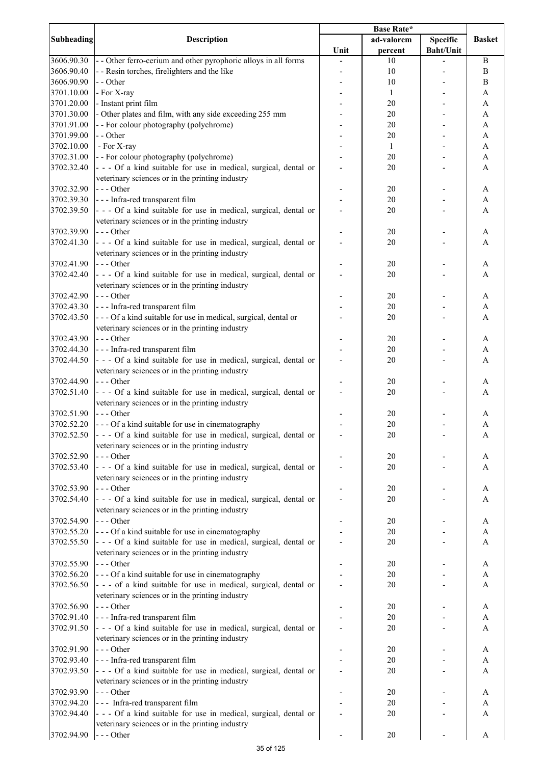| Subheading | Description | Base Rate* | | | Basket |
|---|---|---|---|---|---|
| | | Unit | ad-valorem percent | Specific Baht/Unit | |
| 3606.90.30 | - - Other ferro-cerium and other pyrophoric alloys in all forms | - | 10 | - | B |
| 3606.90.40 | - - Resin torches, firelighters and the like | - | 10 | - | B |
| 3606.90.90 | - - Other | - | 10 | - | B |
| 3701.10.00 | - For X-ray | - | 1 | - | A |
| 3701.20.00 | - Instant print film | - | 20 | - | A |
| 3701.30.00 | - Other plates and film, with any side exceeding 255 mm | - | 20 | - | A |
| 3701.91.00 | - - For colour photography (polychrome) | - | 20 | - | A |
| 3701.99.00 | - - Other | - | 20 | - | A |
| 3702.10.00 | - For X-ray | - | 1 | - | A |
| 3702.31.00 | - - For colour photography (polychrome) | - | 20 | - | A |
| 3702.32.40 | - - - Of a kind suitable for use in medical, surgical, dental or veterinary sciences or in the printing industry | - | 20 | - | A |
| 3702.32.90 | - - - Other | - | 20 | - | A |
| 3702.39.30 | - - - Infra-red transparent film | - | 20 | - | A |
| 3702.39.50 | - - - Of a kind suitable for use in medical, surgical, dental or veterinary sciences or in the printing industry | - | 20 | - | A |
| 3702.39.90 | - - - Other | - | 20 | - | A |
| 3702.41.30 | - - - Of a kind suitable for use in medical, surgical, dental or veterinary sciences or in the printing industry | - | 20 | - | A |
| 3702.41.90 | - - - Other | - | 20 | - | A |
| 3702.42.40 | - - - Of a kind suitable for use in medical, surgical, dental or veterinary sciences or in the printing industry | - | 20 | - | A |
| 3702.42.90 | - - - Other | - | 20 | - | A |
| 3702.43.30 | - - - Infra-red transparent film | - | 20 | - | A |
| 3702.43.50 | - - - Of a kind suitable for use in medical, surgical, dental or veterinary sciences or in the printing industry | - | 20 | - | A |
| 3702.43.90 | - - - Other | - | 20 | - | A |
| 3702.44.30 | - - - Infra-red transparent film | - | 20 | - | A |
| 3702.44.50 | - - - Of a kind suitable for use in medical, surgical, dental or veterinary sciences or in the printing industry | - | 20 | - | A |
| 3702.44.90 | - - - Other | - | 20 | - | A |
| 3702.51.40 | - - - Of a kind suitable for use in medical, surgical, dental or veterinary sciences or in the printing industry | - | 20 | - | A |
| 3702.51.90 | - - - Other | - | 20 | - | A |
| 3702.52.20 | - - - Of a kind suitable for use in cinematography | - | 20 | - | A |
| 3702.52.50 | - - - Of a kind suitable for use in medical, surgical, dental or veterinary sciences or in the printing industry | - | 20 | - | A |
| 3702.52.90 | - - - Other | - | 20 | - | A |
| 3702.53.40 | - - - Of a kind suitable for use in medical, surgical, dental or veterinary sciences or in the printing industry | - | 20 | - | A |
| 3702.53.90 | - - - Other | - | 20 | - | A |
| 3702.54.40 | - - - Of a kind suitable for use in medical, surgical, dental or veterinary sciences or in the printing industry | - | 20 | - | A |
| 3702.54.90 | - - - Other | - | 20 | - | A |
| 3702.55.20 | - - - Of a kind suitable for use in cinematography | - | 20 | - | A |
| 3702.55.50 | - - - Of a kind suitable for use in medical, surgical, dental or veterinary sciences or in the printing industry | - | 20 | - | A |
| 3702.55.90 | - - - Other | - | 20 | - | A |
| 3702.56.20 | - - - Of a kind suitable for use in cinematography | - | 20 | - | A |
| 3702.56.50 | - - - of a kind suitable for use in medical, surgical, dental or veterinary sciences or in the printing industry | - | 20 | - | A |
| 3702.56.90 | - - - Other | - | 20 | - | A |
| 3702.91.40 | - - - Infra-red transparent film | - | 20 | - | A |
| 3702.91.50 | - - - Of a kind suitable for use in medical, surgical, dental or veterinary sciences or in the printing industry | - | 20 | - | A |
| 3702.91.90 | - - - Other | - | 20 | - | A |
| 3702.93.40 | - - - Infra-red transparent film | - | 20 | - | A |
| 3702.93.50 | - - - Of a kind suitable for use in medical, surgical, dental or veterinary sciences or in the printing industry | - | 20 | - | A |
| 3702.93.90 | - - - Other | - | 20 | - | A |
| 3702.94.20 | - - - Infra-red transparent film | - | 20 | - | A |
| 3702.94.40 | - - - Of a kind suitable for use in medical, surgical, dental or veterinary sciences or in the printing industry | - | 20 | - | A |
| 3702.94.90 | - - - Other | - | 20 | - | A |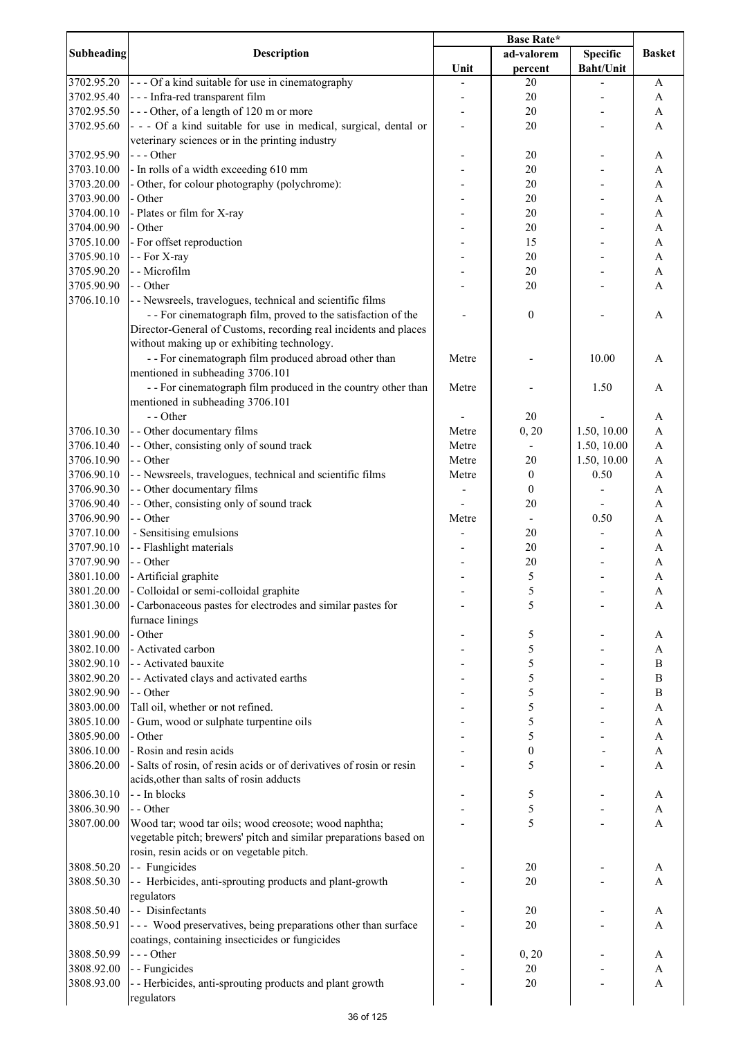| Subheading | Description | Base Rate* | | | Basket |
|---|---|---|---|---|---|
| | | Unit | ad-valorem percent | Specific Baht/Unit | |
| 3702.95.20 | - - - Of a kind suitable for use in cinematography | - | 20 | - | A |
| 3702.95.40 | - - - Infra-red transparent film | - | 20 | - | A |
| 3702.95.50 | - - - Other, of a length of 120 m or more | - | 20 | - | A |
| 3702.95.60 | - - - Of a kind suitable for use in medical, surgical, dental or veterinary sciences or in the printing industry | - | 20 | - | A |
| 3702.95.90 | - - - Other | - | 20 | - | A |
| 3703.10.00 | - In rolls of a width exceeding 610 mm | - | 20 | - | A |
| 3703.20.00 | - Other, for colour photography (polychrome): | - | 20 | - | A |
| 3703.90.00 | - Other | - | 20 | - | A |
| 3704.00.10 | - Plates or film for X-ray | - | 20 | - | A |
| 3704.00.90 | - Other | - | 20 | - | A |
| 3705.10.00 | - For offset reproduction | - | 15 | - | A |
| 3705.90.10 | - - For X-ray | - | 20 | - | A |
| 3705.90.20 | - - Microfilm | - | 20 | - | A |
| 3705.90.90 | - - Other | - | 20 | - | A |
| 3706.10.10 | - - Newsreels, travelogues, technical and scientific films | | | | |
| | - - For cinematograph film, proved to the satisfaction of the Director-General of Customs, recording real incidents and places without making up or exhibiting technology. | - | 0 | - | A |
| | - - For cinematograph film produced abroad other than mentioned in subheading 3706.101 | Metre | - | 10.00 | A |
| | - - For cinematograph film produced in the country other than mentioned in subheading 3706.101 | Metre | - | 1.50 | A |
| | - - Other | - | 20 | - | A |
| 3706.10.30 | - - Other documentary films | Metre | 0, 20 | 1.50, 10.00 | A |
| 3706.10.40 | - - Other, consisting only of sound track | Metre | - | 1.50, 10.00 | A |
| 3706.10.90 | - - Other | Metre | 20 | 1.50, 10.00 | A |
| 3706.90.10 | - - Newsreels, travelogues, technical and scientific films | Metre | 0 | 0.50 | A |
| 3706.90.30 | - - Other documentary films | - | 0 | - | A |
| 3706.90.40 | - - Other, consisting only of sound track | - | 20 | - | A |
| 3706.90.90 | - - Other | Metre | - | 0.50 | A |
| 3707.10.00 | - Sensitising emulsions | - | 20 | - | A |
| 3707.90.10 | - - Flashlight materials | - | 20 | - | A |
| 3707.90.90 | - - Other | - | 20 | - | A |
| 3801.10.00 | - Artificial graphite | - | 5 | - | A |
| 3801.20.00 | - Colloidal or semi-colloidal graphite | - | 5 | - | A |
| 3801.30.00 | - Carbonaceous pastes for electrodes and similar pastes for furnace linings | - | 5 | - | A |
| 3801.90.00 | - Other | - | 5 | - | A |
| 3802.10.00 | - Activated carbon | - | 5 | - | A |
| 3802.90.10 | - - Activated bauxite | - | 5 | - | B |
| 3802.90.20 | - - Activated clays and activated earths | - | 5 | - | B |
| 3802.90.90 | - - Other | - | 5 | - | B |
| 3803.00.00 | Tall oil, whether or not refined. | - | 5 | - | A |
| 3805.10.00 | - Gum, wood or sulphate turpentine oils | - | 5 | - | A |
| 3805.90.00 | - Other | - | 5 | - | A |
| 3806.10.00 | - Rosin and resin acids | - | 0 | - | A |
| 3806.20.00 | - Salts of rosin, of resin acids or of derivatives of rosin or resin acids,other than salts of rosin adducts | - | 5 | - | A |
| 3806.30.10 | - - In blocks | - | 5 | - | A |
| 3806.30.90 | - - Other | - | 5 | - | A |
| 3807.00.00 | Wood tar; wood tar oils; wood creosote; wood naphtha; vegetable pitch; brewers' pitch and similar preparations based on rosin, resin acids or on vegetable pitch. | - | 5 | - | A |
| 3808.50.20 | - - Fungicides | - | 20 | - | A |
| 3808.50.30 | - - Herbicides, anti-sprouting products and plant-growth regulators | - | 20 | - | A |
| 3808.50.40 | - - Disinfectants | - | 20 | - | A |
| 3808.50.91 | - - - Wood preservatives, being preparations other than surface coatings, containing insecticides or fungicides | - | 20 | - | A |
| 3808.50.99 | - - - Other | - | 0, 20 | - | A |
| 3808.92.00 | - - Fungicides | - | 20 | - | A |
| 3808.93.00 | - - Herbicides, anti-sprouting products and plant growth regulators | - | 20 | - | A |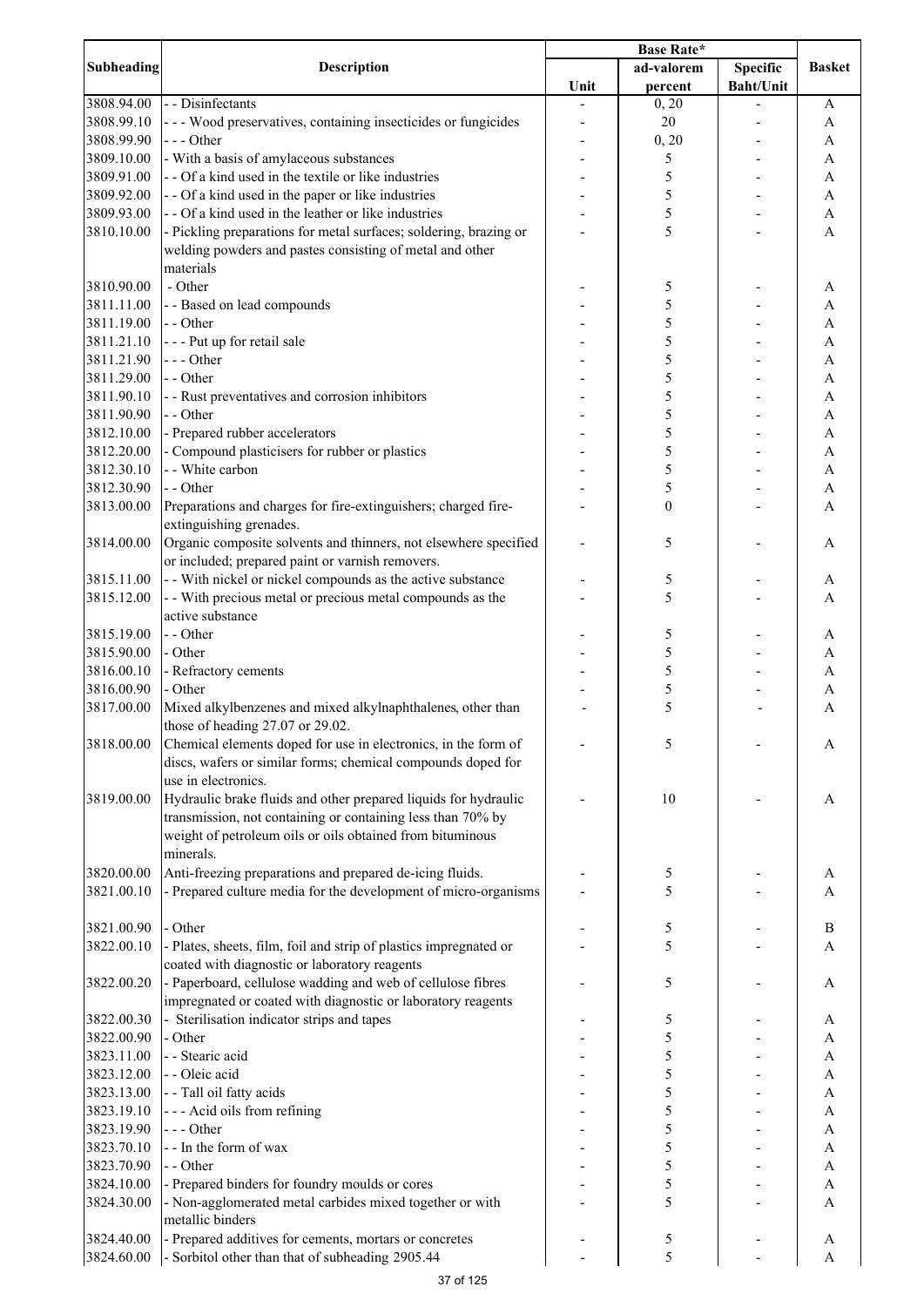| Subheading | Description | Base Rate* | | | Basket |
|---|---|---|---|---|---|
| | | Unit | ad-valorem percent | Specific Baht/Unit | |
| 3808.94.00 | - - Disinfectants | - | 0, 20 | - | A |
| 3808.99.10 | - - - Wood preservatives, containing insecticides or fungicides | - | 20 | - | A |
| 3808.99.90 | - - - Other | - | 0, 20 | - | A |
| 3809.10.00 | - With a basis of amylaceous substances | - | 5 | - | A |
| 3809.91.00 | - - Of a kind used in the textile or like industries | - | 5 | - | A |
| 3809.92.00 | - - Of a kind used in the paper or like industries | - | 5 | - | A |
| 3809.93.00 | - - Of a kind used in the leather or like industries | - | 5 | - | A |
| 3810.10.00 | - Pickling preparations for metal surfaces; soldering, brazing or welding powders and pastes consisting of metal and other materials | - | 5 | - | A |
| 3810.90.00 | - Other | - | 5 | - | A |
| 3811.11.00 | - - Based on lead compounds | - | 5 | - | A |
| 3811.19.00 | - - Other | - | 5 | - | A |
| 3811.21.10 | - - - Put up for retail sale | - | 5 | - | A |
| 3811.21.90 | - - - Other | - | 5 | - | A |
| 3811.29.00 | - - Other | - | 5 | - | A |
| 3811.90.10 | - - Rust preventatives and corrosion inhibitors | - | 5 | - | A |
| 3811.90.90 | - - Other | - | 5 | - | A |
| 3812.10.00 | - Prepared rubber accelerators | - | 5 | - | A |
| 3812.20.00 | - Compound plasticisers for rubber or plastics | - | 5 | - | A |
| 3812.30.10 | - - White carbon | - | 5 | - | A |
| 3812.30.90 | - - Other | - | 5 | - | A |
| 3813.00.00 | Preparations and charges for fire-extinguishers; charged fire-extinguishing grenades. | - | 0 | - | A |
| 3814.00.00 | Organic composite solvents and thinners, not elsewhere specified or included; prepared paint or varnish removers. | - | 5 | - | A |
| 3815.11.00 | - - With nickel or nickel compounds as the active substance | - | 5 | - | A |
| 3815.12.00 | - - With precious metal or precious metal compounds as the active substance | - | 5 | - | A |
| 3815.19.00 | - - Other | - | 5 | - | A |
| 3815.90.00 | - Other | - | 5 | - | A |
| 3816.00.10 | - Refractory cements | - | 5 | - | A |
| 3816.00.90 | - Other | - | 5 | - | A |
| 3817.00.00 | Mixed alkylbenzenes and mixed alkylnaphthalenes, other than those of heading 27.07 or 29.02. | - | 5 | - | A |
| 3818.00.00 | Chemical elements doped for use in electronics, in the form of discs, wafers or similar forms; chemical compounds doped for use in electronics. | - | 5 | - | A |
| 3819.00.00 | Hydraulic brake fluids and other prepared liquids for hydraulic transmission, not containing or containing less than 70% by weight of petroleum oils or oils obtained from bituminous minerals. | - | 10 | - | A |
| 3820.00.00 | Anti-freezing preparations and prepared de-icing fluids. | - | 5 | - | A |
| 3821.00.10 | - Prepared culture media for the development of micro-organisms | - | 5 | - | A |
| 3821.00.90 | - Other | - | 5 | - | B |
| 3822.00.10 | - Plates, sheets, film, foil and strip of plastics impregnated or coated with diagnostic or laboratory reagents | - | 5 | - | A |
| 3822.00.20 | - Paperboard, cellulose wadding and web of cellulose fibres impregnated or coated with diagnostic or laboratory reagents | - | 5 | - | A |
| 3822.00.30 | - Sterilisation indicator strips and tapes | - | 5 | - | A |
| 3822.00.90 | - Other | - | 5 | - | A |
| 3823.11.00 | - - Stearic acid | - | 5 | - | A |
| 3823.12.00 | - - Oleic acid | - | 5 | - | A |
| 3823.13.00 | - - Tall oil fatty acids | - | 5 | - | A |
| 3823.19.10 | - - - Acid oils from refining | - | 5 | - | A |
| 3823.19.90 | - - - Other | - | 5 | - | A |
| 3823.70.10 | - - In the form of wax | - | 5 | - | A |
| 3823.70.90 | - - Other | - | 5 | - | A |
| 3824.10.00 | - Prepared binders for foundry moulds or cores | - | 5 | - | A |
| 3824.30.00 | - Non-agglomerated metal carbides mixed together or with metallic binders | - | 5 | - | A |
| 3824.40.00 | - Prepared additives for cements, mortars or concretes | - | 5 | - | A |
| 3824.60.00 | - Sorbitol other than that of subheading 2905.44 | - | 5 | - | A |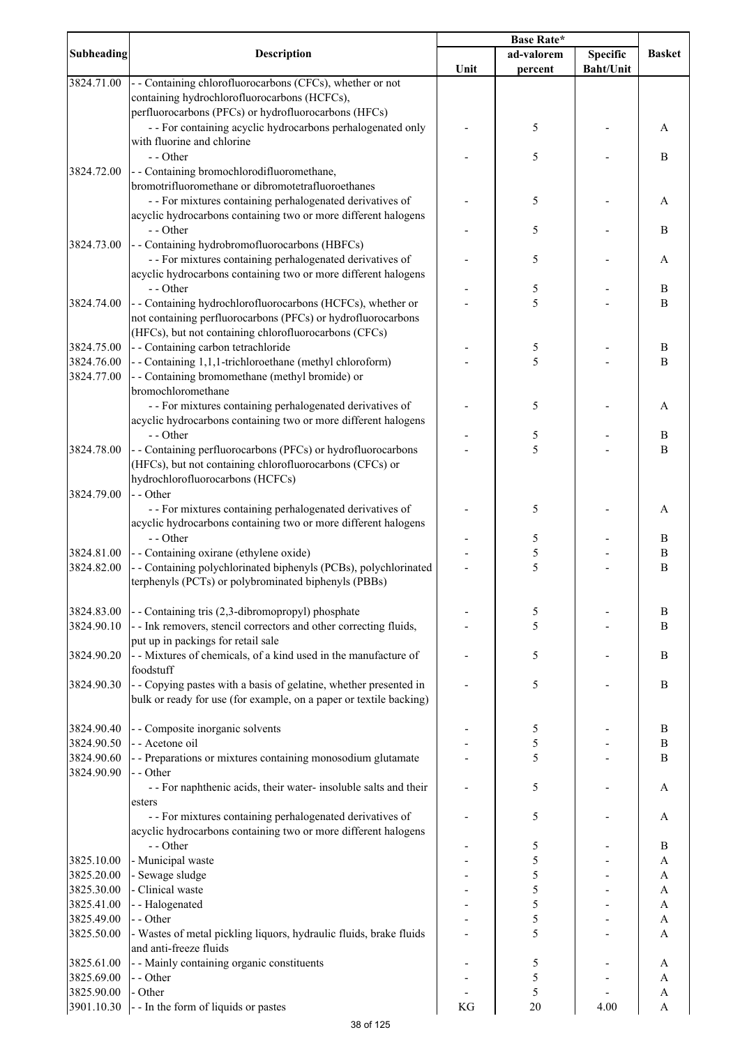| Subheading | Description | Base Rate* | | | Basket |
|---|---|---|---|---|---|
| | | Unit | ad-valorem percent | Specific Baht/Unit | |
| 3824.71.00 | - - Containing chlorofluorocarbons (CFCs), whether or not containing hydrochlorofluorocarbons (HCFCs), perfluorocarbons (PFCs) or hydrofluorocarbons (HFCs) | | | | |
| | - - For containing acyclic hydrocarbons perhalogenated only with fluorine and chlorine | - | 5 | - | A |
| | - - Other | - | 5 | - | B |
| 3824.72.00 | - - Containing bromochlorodifluoromethane, bromotrifluoromethane or dibromotetrafluoroethanes | | | | |
| | - - For mixtures containing perhalogenated derivatives of acyclic hydrocarbons containing two or more different halogens | - | 5 | - | A |
| | - - Other | - | 5 | - | B |
| 3824.73.00 | - - Containing hydrobromofluorocarbons (HBFCs) | | | | |
| | - - For mixtures containing perhalogenated derivatives of acyclic hydrocarbons containing two or more different halogens | - | 5 | - | A |
| | - - Other | - | 5 | - | B |
| 3824.74.00 | - - Containing hydrochlorofluorocarbons (HCFCs), whether or not containing perfluorocarbons (PFCs) or hydrofluorocarbons (HFCs), but not containing chlorofluorocarbons (CFCs) | - | 5 | - | B |
| 3824.75.00 | - - Containing carbon tetrachloride | - | 5 | - | B |
| 3824.76.00 | - - Containing 1,1,1-trichloroethane (methyl chloroform) | - | 5 | - | B |
| 3824.77.00 | - - Containing bromomethane (methyl bromide) or bromochloromethane | | | | |
| | - - For mixtures containing perhalogenated derivatives of acyclic hydrocarbons containing two or more different halogens | - | 5 | - | A |
| | - - Other | - | 5 | - | B |
| 3824.78.00 | - - Containing perfluorocarbons (PFCs) or hydrofluorocarbons (HFCs), but not containing chlorofluorocarbons (CFCs) or hydrochlorofluorocarbons (HCFCs) | - | 5 | - | B |
| 3824.79.00 | - - Other | | | | |
| | - - For mixtures containing perhalogenated derivatives of acyclic hydrocarbons containing two or more different halogens | - | 5 | - | A |
| | - - Other | - | 5 | - | B |
| 3824.81.00 | - - Containing oxirane (ethylene oxide) | - | 5 | - | B |
| 3824.82.00 | - - Containing polychlorinated biphenyls (PCBs), polychlorinated terphenyls (PCTs) or polybrominated biphenyls (PBBs) | - | 5 | - | B |
| 3824.83.00 | - - Containing tris (2,3-dibromopropyl) phosphate | - | 5 | - | B |
| 3824.90.10 | - - Ink removers, stencil correctors and other correcting fluids, put up in packings for retail sale | - | 5 | - | B |
| 3824.90.20 | - - Mixtures of chemicals, of a kind used in the manufacture of foodstuff | - | 5 | - | B |
| 3824.90.30 | - - Copying pastes with a basis of gelatine, whether presented in bulk or ready for use (for example, on a paper or textile backing) | - | 5 | - | B |
| 3824.90.40 | - - Composite inorganic solvents | - | 5 | - | B |
| 3824.90.50 | - - Acetone oil | - | 5 | - | B |
| 3824.90.60 | - - Preparations or mixtures containing monosodium glutamate | - | 5 | - | B |
| 3824.90.90 | - - Other | | | | |
| | - - For naphthenic acids, their water- insoluble salts and their esters | - | 5 | - | A |
| | - - For mixtures containing perhalogenated derivatives of acyclic hydrocarbons containing two or more different halogens | - | 5 | - | A |
| | - - Other | - | 5 | - | B |
| 3825.10.00 | - Municipal waste | - | 5 | - | A |
| 3825.20.00 | - Sewage sludge | - | 5 | - | A |
| 3825.30.00 | - Clinical waste | - | 5 | - | A |
| 3825.41.00 | - - Halogenated | - | 5 | - | A |
| 3825.49.00 | - - Other | - | 5 | - | A |
| 3825.50.00 | - Wastes of metal pickling liquors, hydraulic fluids, brake fluids and anti-freeze fluids | - | 5 | - | A |
| 3825.61.00 | - - Mainly containing organic constituents | - | 5 | - | A |
| 3825.69.00 | - - Other | - | 5 | - | A |
| 3825.90.00 | - Other | - | 5 | - | A |
| 3901.10.30 | - - In the form of liquids or pastes | KG | 20 | 4.00 | A |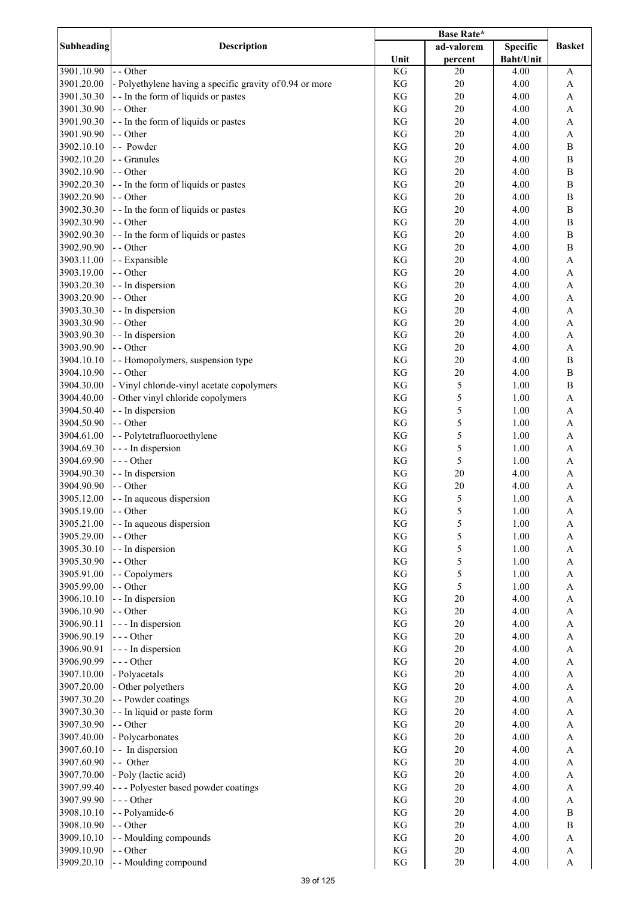| Subheading | Description | Base Rate* | | | Basket |
|---|---|---|---|---|---|
| | | Unit | ad-valorem percent | Specific Baht/Unit | |
| 3901.10.90 | - - Other | KG | 20 | 4.00 | A |
| 3901.20.00 | - Polyethylene having a specific gravity of 0.94 or more | KG | 20 | 4.00 | A |
| 3901.30.30 | - - In the form of liquids or pastes | KG | 20 | 4.00 | A |
| 3901.30.90 | - - Other | KG | 20 | 4.00 | A |
| 3901.90.30 | - - In the form of liquids or pastes | KG | 20 | 4.00 | A |
| 3901.90.90 | - - Other | KG | 20 | 4.00 | A |
| 3902.10.10 | - - Powder | KG | 20 | 4.00 | B |
| 3902.10.20 | - - Granules | KG | 20 | 4.00 | B |
| 3902.10.90 | - - Other | KG | 20 | 4.00 | B |
| 3902.20.30 | - - In the form of liquids or pastes | KG | 20 | 4.00 | B |
| 3902.20.90 | - - Other | KG | 20 | 4.00 | B |
| 3902.30.30 | - - In the form of liquids or pastes | KG | 20 | 4.00 | B |
| 3902.30.90 | - - Other | KG | 20 | 4.00 | B |
| 3902.90.30 | - - In the form of liquids or pastes | KG | 20 | 4.00 | B |
| 3902.90.90 | - - Other | KG | 20 | 4.00 | B |
| 3903.11.00 | - - Expansible | KG | 20 | 4.00 | A |
| 3903.19.00 | - - Other | KG | 20 | 4.00 | A |
| 3903.20.30 | - - In dispersion | KG | 20 | 4.00 | A |
| 3903.20.90 | - - Other | KG | 20 | 4.00 | A |
| 3903.30.30 | - - In dispersion | KG | 20 | 4.00 | A |
| 3903.30.90 | - - Other | KG | 20 | 4.00 | A |
| 3903.90.30 | - - In dispersion | KG | 20 | 4.00 | A |
| 3903.90.90 | - - Other | KG | 20 | 4.00 | A |
| 3904.10.10 | - - Homopolymers, suspension type | KG | 20 | 4.00 | B |
| 3904.10.90 | - - Other | KG | 20 | 4.00 | B |
| 3904.30.00 | - Vinyl chloride-vinyl acetate copolymers | KG | 5 | 1.00 | B |
| 3904.40.00 | - Other vinyl chloride copolymers | KG | 5 | 1.00 | A |
| 3904.50.40 | - - In dispersion | KG | 5 | 1.00 | A |
| 3904.50.90 | - - Other | KG | 5 | 1.00 | A |
| 3904.61.00 | - - Polytetrafluoroethylene | KG | 5 | 1.00 | A |
| 3904.69.30 | - - - In dispersion | KG | 5 | 1.00 | A |
| 3904.69.90 | - - - Other | KG | 5 | 1.00 | A |
| 3904.90.30 | - - In dispersion | KG | 20 | 4.00 | A |
| 3904.90.90 | - - Other | KG | 20 | 4.00 | A |
| 3905.12.00 | - - In aqueous dispersion | KG | 5 | 1.00 | A |
| 3905.19.00 | - - Other | KG | 5 | 1.00 | A |
| 3905.21.00 | - - In aqueous dispersion | KG | 5 | 1.00 | A |
| 3905.29.00 | - - Other | KG | 5 | 1.00 | A |
| 3905.30.10 | - - In dispersion | KG | 5 | 1.00 | A |
| 3905.30.90 | - - Other | KG | 5 | 1.00 | A |
| 3905.91.00 | - - Copolymers | KG | 5 | 1.00 | A |
| 3905.99.00 | - - Other | KG | 5 | 1.00 | A |
| 3906.10.10 | - - In dispersion | KG | 20 | 4.00 | A |
| 3906.10.90 | - - Other | KG | 20 | 4.00 | A |
| 3906.90.11 | - - - In dispersion | KG | 20 | 4.00 | A |
| 3906.90.19 | - - - Other | KG | 20 | 4.00 | A |
| 3906.90.91 | - - - In dispersion | KG | 20 | 4.00 | A |
| 3906.90.99 | - - - Other | KG | 20 | 4.00 | A |
| 3907.10.00 | - Polyacetals | KG | 20 | 4.00 | A |
| 3907.20.00 | - Other polyethers | KG | 20 | 4.00 | A |
| 3907.30.20 | - - Powder coatings | KG | 20 | 4.00 | A |
| 3907.30.30 | - - In liquid or paste form | KG | 20 | 4.00 | A |
| 3907.30.90 | - - Other | KG | 20 | 4.00 | A |
| 3907.40.00 | - Polycarbonates | KG | 20 | 4.00 | A |
| 3907.60.10 | - - In dispersion | KG | 20 | 4.00 | A |
| 3907.60.90 | - - Other | KG | 20 | 4.00 | A |
| 3907.70.00 | - Poly (lactic acid) | KG | 20 | 4.00 | A |
| 3907.99.40 | - - - Polyester based powder coatings | KG | 20 | 4.00 | A |
| 3907.99.90 | - - - Other | KG | 20 | 4.00 | A |
| 3908.10.10 | - - Polyamide-6 | KG | 20 | 4.00 | B |
| 3908.10.90 | - - Other | KG | 20 | 4.00 | B |
| 3909.10.10 | - - Moulding compounds | KG | 20 | 4.00 | A |
| 3909.10.90 | - - Other | KG | 20 | 4.00 | A |
| 3909.20.10 | - - Moulding compound | KG | 20 | 4.00 | A |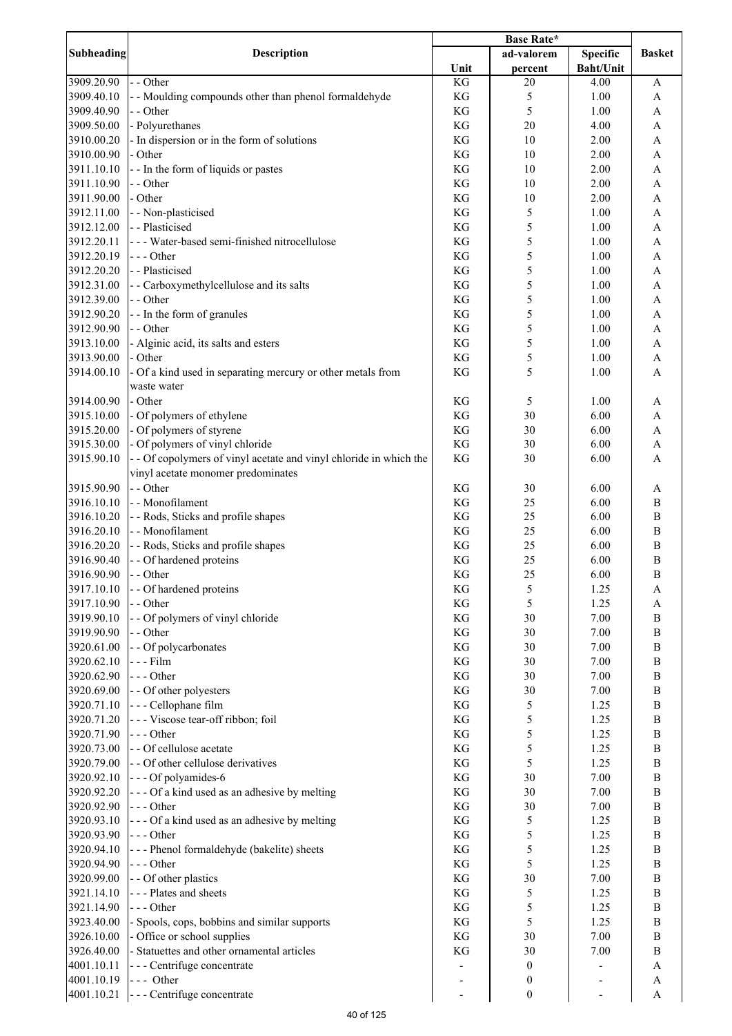| Subheading | Description | Base Rate* | | | Basket |
|---|---|---|---|---|---|
| | | Unit | ad-valorem percent | Specific Baht/Unit | |
| 3909.20.90 | - - Other | KG | 20 | 4.00 | A |
| 3909.40.10 | - - Moulding compounds other than phenol formaldehyde | KG | 5 | 1.00 | A |
| 3909.40.90 | - - Other | KG | 5 | 1.00 | A |
| 3909.50.00 | - Polyurethanes | KG | 20 | 4.00 | A |
| 3910.00.20 | - In dispersion or in the form of solutions | KG | 10 | 2.00 | A |
| 3910.00.90 | - Other | KG | 10 | 2.00 | A |
| 3911.10.10 | - - In the form of liquids or pastes | KG | 10 | 2.00 | A |
| 3911.10.90 | - - Other | KG | 10 | 2.00 | A |
| 3911.90.00 | - Other | KG | 10 | 2.00 | A |
| 3912.11.00 | - - Non-plasticised | KG | 5 | 1.00 | A |
| 3912.12.00 | - - Plasticised | KG | 5 | 1.00 | A |
| 3912.20.11 | - - - Water-based semi-finished nitrocellulose | KG | 5 | 1.00 | A |
| 3912.20.19 | - - - Other | KG | 5 | 1.00 | A |
| 3912.20.20 | - - Plasticised | KG | 5 | 1.00 | A |
| 3912.31.00 | - - Carboxymethylcellulose and its salts | KG | 5 | 1.00 | A |
| 3912.39.00 | - - Other | KG | 5 | 1.00 | A |
| 3912.90.20 | - - In the form of granules | KG | 5 | 1.00 | A |
| 3912.90.90 | - - Other | KG | 5 | 1.00 | A |
| 3913.10.00 | - Alginic acid, its salts and esters | KG | 5 | 1.00 | A |
| 3913.90.00 | - Other | KG | 5 | 1.00 | A |
| 3914.00.10 | - Of a kind used in separating mercury or other metals from waste water | KG | 5 | 1.00 | A |
| 3914.00.90 | - Other | KG | 5 | 1.00 | A |
| 3915.10.00 | - Of polymers of ethylene | KG | 30 | 6.00 | A |
| 3915.20.00 | - Of polymers of styrene | KG | 30 | 6.00 | A |
| 3915.30.00 | - Of polymers of vinyl chloride | KG | 30 | 6.00 | A |
| 3915.90.10 | - - Of copolymers of vinyl acetate and vinyl chloride in which the vinyl acetate monomer predominates | KG | 30 | 6.00 | A |
| 3915.90.90 | - - Other | KG | 30 | 6.00 | A |
| 3916.10.10 | - - Monofilament | KG | 25 | 6.00 | B |
| 3916.10.20 | - - Rods, Sticks and profile shapes | KG | 25 | 6.00 | B |
| 3916.20.10 | - - Monofilament | KG | 25 | 6.00 | B |
| 3916.20.20 | - - Rods, Sticks and profile shapes | KG | 25 | 6.00 | B |
| 3916.90.40 | - - Of hardened proteins | KG | 25 | 6.00 | B |
| 3916.90.90 | - - Other | KG | 25 | 6.00 | B |
| 3917.10.10 | - - Of hardened proteins | KG | 5 | 1.25 | A |
| 3917.10.90 | - - Other | KG | 5 | 1.25 | A |
| 3919.90.10 | - - Of polymers of vinyl chloride | KG | 30 | 7.00 | B |
| 3919.90.90 | - - Other | KG | 30 | 7.00 | B |
| 3920.61.00 | - - Of polycarbonates | KG | 30 | 7.00 | B |
| 3920.62.10 | - - - Film | KG | 30 | 7.00 | B |
| 3920.62.90 | - - - Other | KG | 30 | 7.00 | B |
| 3920.69.00 | - - Of other polyesters | KG | 30 | 7.00 | B |
| 3920.71.10 | - - - Cellophane film | KG | 5 | 1.25 | B |
| 3920.71.20 | - - - Viscose tear-off ribbon; foil | KG | 5 | 1.25 | B |
| 3920.71.90 | - - - Other | KG | 5 | 1.25 | B |
| 3920.73.00 | - - Of cellulose acetate | KG | 5 | 1.25 | B |
| 3920.79.00 | - - Of other cellulose derivatives | KG | 5 | 1.25 | B |
| 3920.92.10 | - - - Of polyamides-6 | KG | 30 | 7.00 | B |
| 3920.92.20 | - - - Of a kind used as an adhesive by melting | KG | 30 | 7.00 | B |
| 3920.92.90 | - - - Other | KG | 30 | 7.00 | B |
| 3920.93.10 | - - - Of a kind used as an adhesive by melting | KG | 5 | 1.25 | B |
| 3920.93.90 | - - - Other | KG | 5 | 1.25 | B |
| 3920.94.10 | - - - Phenol formaldehyde (bakelite) sheets | KG | 5 | 1.25 | B |
| 3920.94.90 | - - - Other | KG | 5 | 1.25 | B |
| 3920.99.00 | - - Of other plastics | KG | 30 | 7.00 | B |
| 3921.14.10 | - - - Plates and sheets | KG | 5 | 1.25 | B |
| 3921.14.90 | - - - Other | KG | 5 | 1.25 | B |
| 3923.40.00 | - Spools, cops, bobbins and similar supports | KG | 5 | 1.25 | B |
| 3926.10.00 | - Office or school supplies | KG | 30 | 7.00 | B |
| 3926.40.00 | - Statuettes and other ornamental articles | KG | 30 | 7.00 | B |
| 4001.10.11 | - - - Centrifuge concentrate | - | 0 | - | A |
| 4001.10.19 | - - - Other | - | 0 | - | A |
| 4001.10.21 | - - - Centrifuge concentrate | - | 0 | - | A |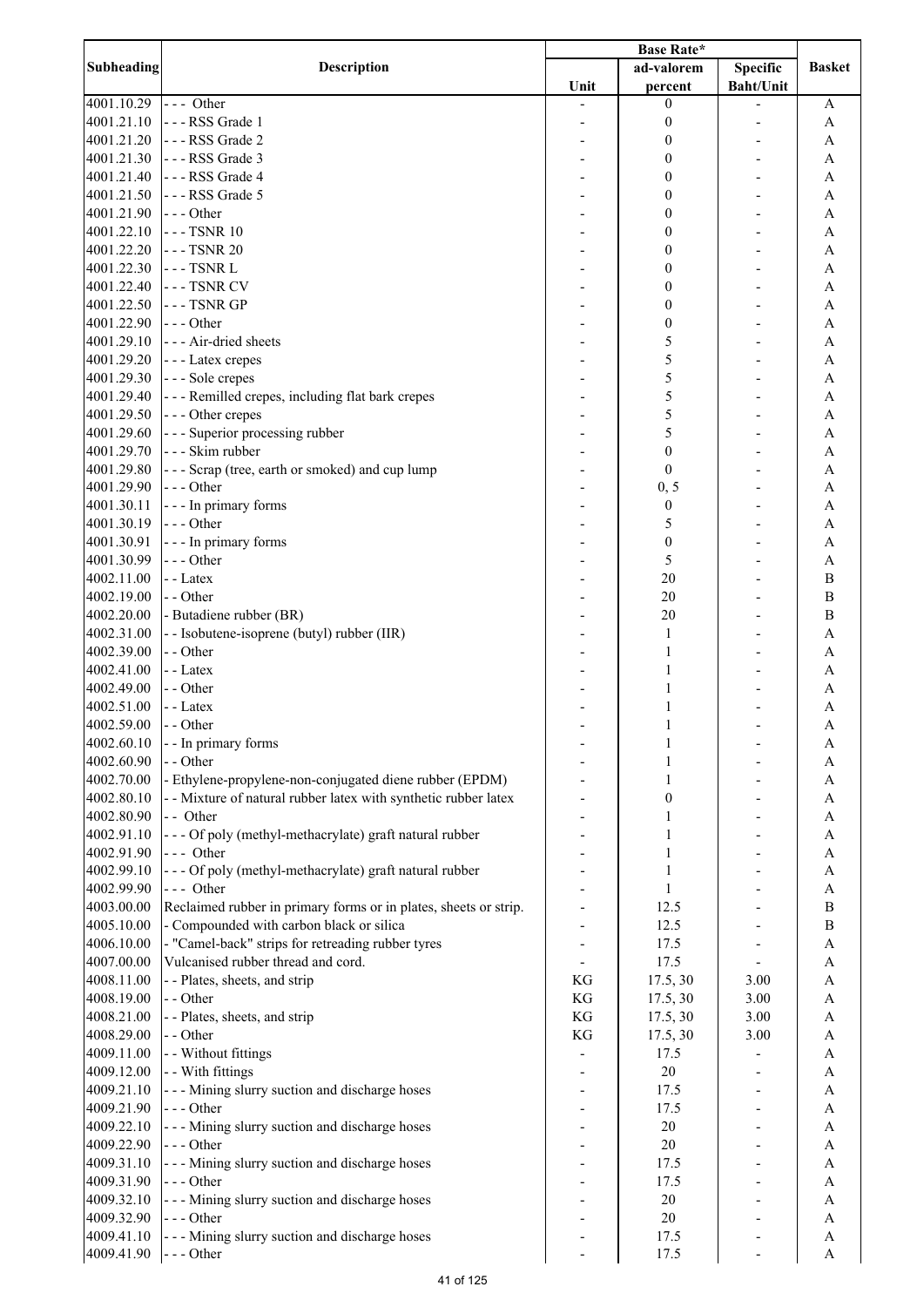| Subheading | Description | Base Rate* | | | Basket |
|---|---|---|---|---|---|
| | | Unit | ad-valorem percent | Specific Baht/Unit | |
| 4001.10.29 | - - - Other | - | 0 | - | A |
| 4001.21.10 | - - - RSS Grade 1 | - | 0 | - | A |
| 4001.21.20 | - - - RSS Grade 2 | - | 0 | - | A |
| 4001.21.30 | - - - RSS Grade 3 | - | 0 | - | A |
| 4001.21.40 | - - - RSS Grade 4 | - | 0 | - | A |
| 4001.21.50 | - - - RSS Grade 5 | - | 0 | - | A |
| 4001.21.90 | - - - Other | - | 0 | - | A |
| 4001.22.10 | - - - TSNR 10 | - | 0 | - | A |
| 4001.22.20 | - - - TSNR 20 | - | 0 | - | A |
| 4001.22.30 | - - - TSNR L | - | 0 | - | A |
| 4001.22.40 | - - - TSNR CV | - | 0 | - | A |
| 4001.22.50 | - - - TSNR GP | - | 0 | - | A |
| 4001.22.90 | - - - Other | - | 0 | - | A |
| 4001.29.10 | - - - Air-dried sheets | - | 5 | - | A |
| 4001.29.20 | - - - Latex crepes | - | 5 | - | A |
| 4001.29.30 | - - - Sole crepes | - | 5 | - | A |
| 4001.29.40 | - - - Remilled crepes, including flat bark crepes | - | 5 | - | A |
| 4001.29.50 | - - - Other crepes | - | 5 | - | A |
| 4001.29.60 | - - - Superior processing rubber | - | 5 | - | A |
| 4001.29.70 | - - - Skim rubber | - | 0 | - | A |
| 4001.29.80 | - - - Scrap (tree, earth or smoked) and cup lump | - | 0 | - | A |
| 4001.29.90 | - - - Other | - | 0, 5 | - | A |
| 4001.30.11 | - - - In primary forms | - | 0 | - | A |
| 4001.30.19 | - - - Other | - | 5 | - | A |
| 4001.30.91 | - - - In primary forms | - | 0 | - | A |
| 4001.30.99 | - - - Other | - | 5 | - | A |
| 4002.11.00 | - - Latex | - | 20 | - | B |
| 4002.19.00 | - - Other | - | 20 | - | B |
| 4002.20.00 | - Butadiene rubber (BR) | - | 20 | - | B |
| 4002.31.00 | - - Isobutene-isoprene (butyl) rubber (IIR) | - | 1 | - | A |
| 4002.39.00 | - - Other | - | 1 | - | A |
| 4002.41.00 | - - Latex | - | 1 | - | A |
| 4002.49.00 | - - Other | - | 1 | - | A |
| 4002.51.00 | - - Latex | - | 1 | - | A |
| 4002.59.00 | - - Other | - | 1 | - | A |
| 4002.60.10 | - - In primary forms | - | 1 | - | A |
| 4002.60.90 | - - Other | - | 1 | - | A |
| 4002.70.00 | - Ethylene-propylene-non-conjugated diene rubber (EPDM) | - | 1 | - | A |
| 4002.80.10 | - - Mixture of natural rubber latex with synthetic rubber latex | - | 0 | - | A |
| 4002.80.90 | - - Other | - | 1 | - | A |
| 4002.91.10 | - - - Of poly (methyl-methacrylate) graft natural rubber | - | 1 | - | A |
| 4002.91.90 | - - - Other | - | 1 | - | A |
| 4002.99.10 | - - - Of poly (methyl-methacrylate) graft natural rubber | - | 1 | - | A |
| 4002.99.90 | - - - Other | - | 1 | - | A |
| 4003.00.00 | Reclaimed rubber in primary forms or in plates, sheets or strip. | - | 12.5 | - | B |
| 4005.10.00 | - Compounded with carbon black or silica | - | 12.5 | - | B |
| 4006.10.00 | - "Camel-back" strips for retreading rubber tyres | - | 17.5 | - | A |
| 4007.00.00 | Vulcanised rubber thread and cord. | - | 17.5 | - | A |
| 4008.11.00 | - - Plates, sheets, and strip | KG | 17.5, 30 | 3.00 | A |
| 4008.19.00 | - - Other | KG | 17.5, 30 | 3.00 | A |
| 4008.21.00 | - - Plates, sheets, and strip | KG | 17.5, 30 | 3.00 | A |
| 4008.29.00 | - - Other | KG | 17.5, 30 | 3.00 | A |
| 4009.11.00 | - - Without fittings | - | 17.5 | - | A |
| 4009.12.00 | - - With fittings | - | 20 | - | A |
| 4009.21.10 | - - - Mining slurry suction and discharge hoses | - | 17.5 | - | A |
| 4009.21.90 | - - - Other | - | 17.5 | - | A |
| 4009.22.10 | - - - Mining slurry suction and discharge hoses | - | 20 | - | A |
| 4009.22.90 | - - - Other | - | 20 | - | A |
| 4009.31.10 | - - - Mining slurry suction and discharge hoses | - | 17.5 | - | A |
| 4009.31.90 | - - - Other | - | 17.5 | - | A |
| 4009.32.10 | - - - Mining slurry suction and discharge hoses | - | 20 | - | A |
| 4009.32.90 | - - - Other | - | 20 | - | A |
| 4009.41.10 | - - - Mining slurry suction and discharge hoses | - | 17.5 | - | A |
| 4009.41.90 | - - - Other | - | 17.5 | - | A |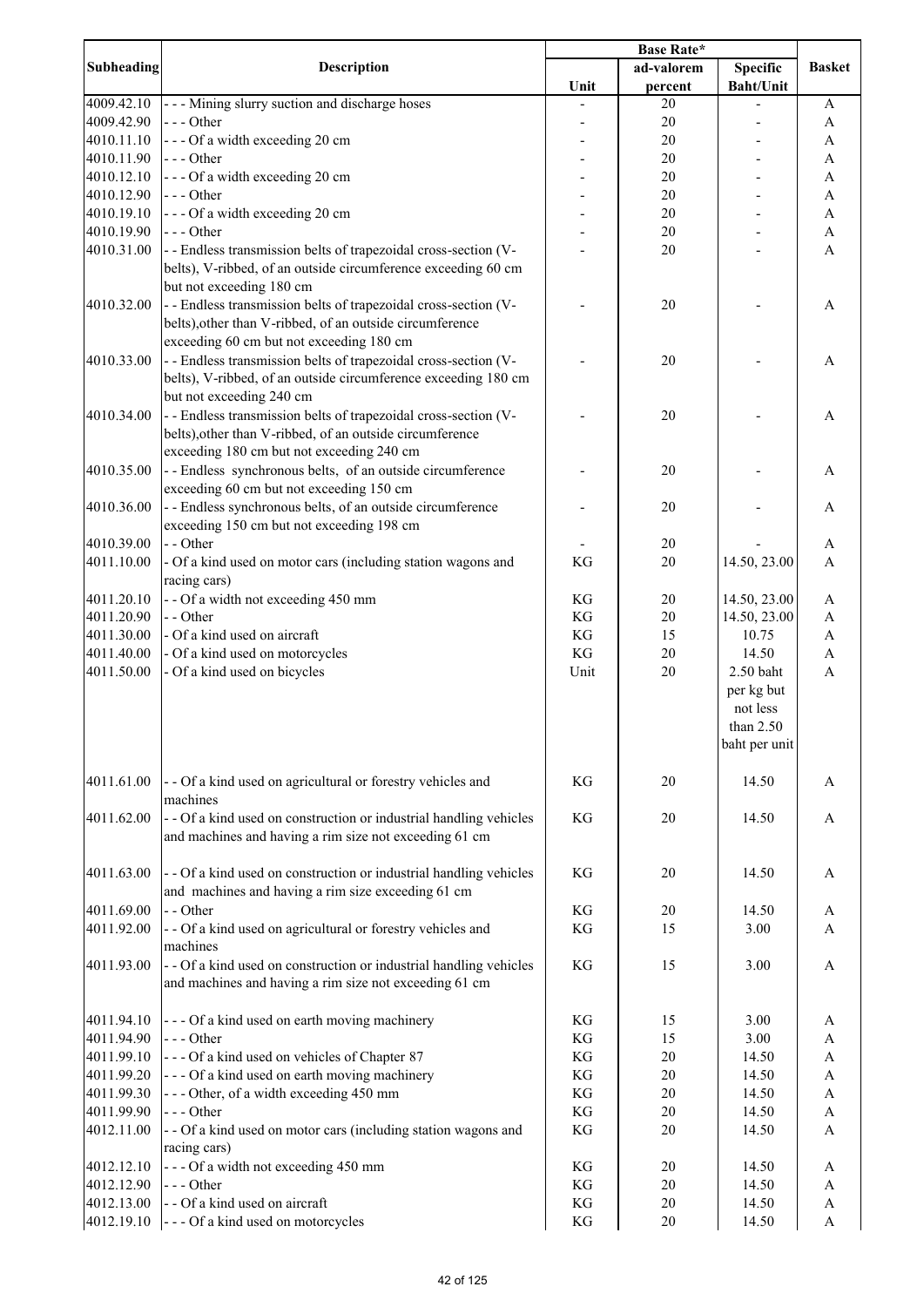| Subheading | Description | Base Rate* | | | Basket |
|---|---|---|---|---|---|
| | | Unit | ad-valorem percent | Specific Baht/Unit | |
| 4009.42.10 | - - - Mining slurry suction and discharge hoses | - | 20 | - | A |
| 4009.42.90 | - - - Other | - | 20 | - | A |
| 4010.11.10 | - - - Of a width exceeding 20 cm | - | 20 | - | A |
| 4010.11.90 | - - - Other | - | 20 | - | A |
| 4010.12.10 | - - - Of a width exceeding 20 cm | - | 20 | - | A |
| 4010.12.90 | - - - Other | - | 20 | - | A |
| 4010.19.10 | - - - Of a width exceeding 20 cm | - | 20 | - | A |
| 4010.19.90 | - - - Other | - | 20 | - | A |
| 4010.31.00 | - - Endless transmission belts of trapezoidal cross-section (V-belts), V-ribbed, of an outside circumference exceeding 60 cm but not exceeding 180 cm | - | 20 | - | A |
| 4010.32.00 | - - Endless transmission belts of trapezoidal cross-section (V-belts),other than V-ribbed, of an outside circumference exceeding 60 cm but not exceeding 180 cm | - | 20 | - | A |
| 4010.33.00 | - - Endless transmission belts of trapezoidal cross-section (V-belts), V-ribbed, of an outside circumference exceeding 180 cm but not exceeding 240 cm | - | 20 | - | A |
| 4010.34.00 | - - Endless transmission belts of trapezoidal cross-section (V-belts),other than V-ribbed, of an outside circumference exceeding 180 cm but not exceeding 240 cm | - | 20 | - | A |
| 4010.35.00 | - - Endless synchronous belts, of an outside circumference exceeding 60 cm but not exceeding 150 cm | - | 20 | - | A |
| 4010.36.00 | - - Endless synchronous belts, of an outside circumference exceeding 150 cm but not exceeding 198 cm | - | 20 | - | A |
| 4010.39.00 | - - Other | - | 20 | - | A |
| 4011.10.00 | - Of a kind used on motor cars (including station wagons and racing cars) | KG | 20 | 14.50, 23.00 | A |
| 4011.20.10 | - - Of a width not exceeding 450 mm | KG | 20 | 14.50, 23.00 | A |
| 4011.20.90 | - - Other | KG | 20 | 14.50, 23.00 | A |
| 4011.30.00 | - Of a kind used on aircraft | KG | 15 | 10.75 | A |
| 4011.40.00 | - Of a kind used on motorcycles | KG | 20 | 14.50 | A |
| 4011.50.00 | - Of a kind used on bicycles | Unit | 20 | 2.50 baht per kg but not less than 2.50 baht per unit | A |
| 4011.61.00 | - - Of a kind used on agricultural or forestry vehicles and machines | KG | 20 | 14.50 | A |
| 4011.62.00 | - - Of a kind used on construction or industrial handling vehicles and machines and having a rim size not exceeding 61 cm | KG | 20 | 14.50 | A |
| 4011.63.00 | - - Of a kind used on construction or industrial handling vehicles and machines and having a rim size exceeding 61 cm | KG | 20 | 14.50 | A |
| 4011.69.00 | - - Other | KG | 20 | 14.50 | A |
| 4011.92.00 | - - Of a kind used on agricultural or forestry vehicles and machines | KG | 15 | 3.00 | A |
| 4011.93.00 | - - Of a kind used on construction or industrial handling vehicles and machines and having a rim size not exceeding 61 cm | KG | 15 | 3.00 | A |
| 4011.94.10 | - - - Of a kind used on earth moving machinery | KG | 15 | 3.00 | A |
| 4011.94.90 | - - - Other | KG | 15 | 3.00 | A |
| 4011.99.10 | - - - Of a kind used on vehicles of Chapter 87 | KG | 20 | 14.50 | A |
| 4011.99.20 | - - - Of a kind used on earth moving machinery | KG | 20 | 14.50 | A |
| 4011.99.30 | - - - Other, of a width exceeding 450 mm | KG | 20 | 14.50 | A |
| 4011.99.90 | - - - Other | KG | 20 | 14.50 | A |
| 4012.11.00 | - - Of a kind used on motor cars (including station wagons and racing cars) | KG | 20 | 14.50 | A |
| 4012.12.10 | - - - Of a width not exceeding 450 mm | KG | 20 | 14.50 | A |
| 4012.12.90 | - - - Other | KG | 20 | 14.50 | A |
| 4012.13.00 | - - Of a kind used on aircraft | KG | 20 | 14.50 | A |
| 4012.19.10 | - - - Of a kind used on motorcycles | KG | 20 | 14.50 | A |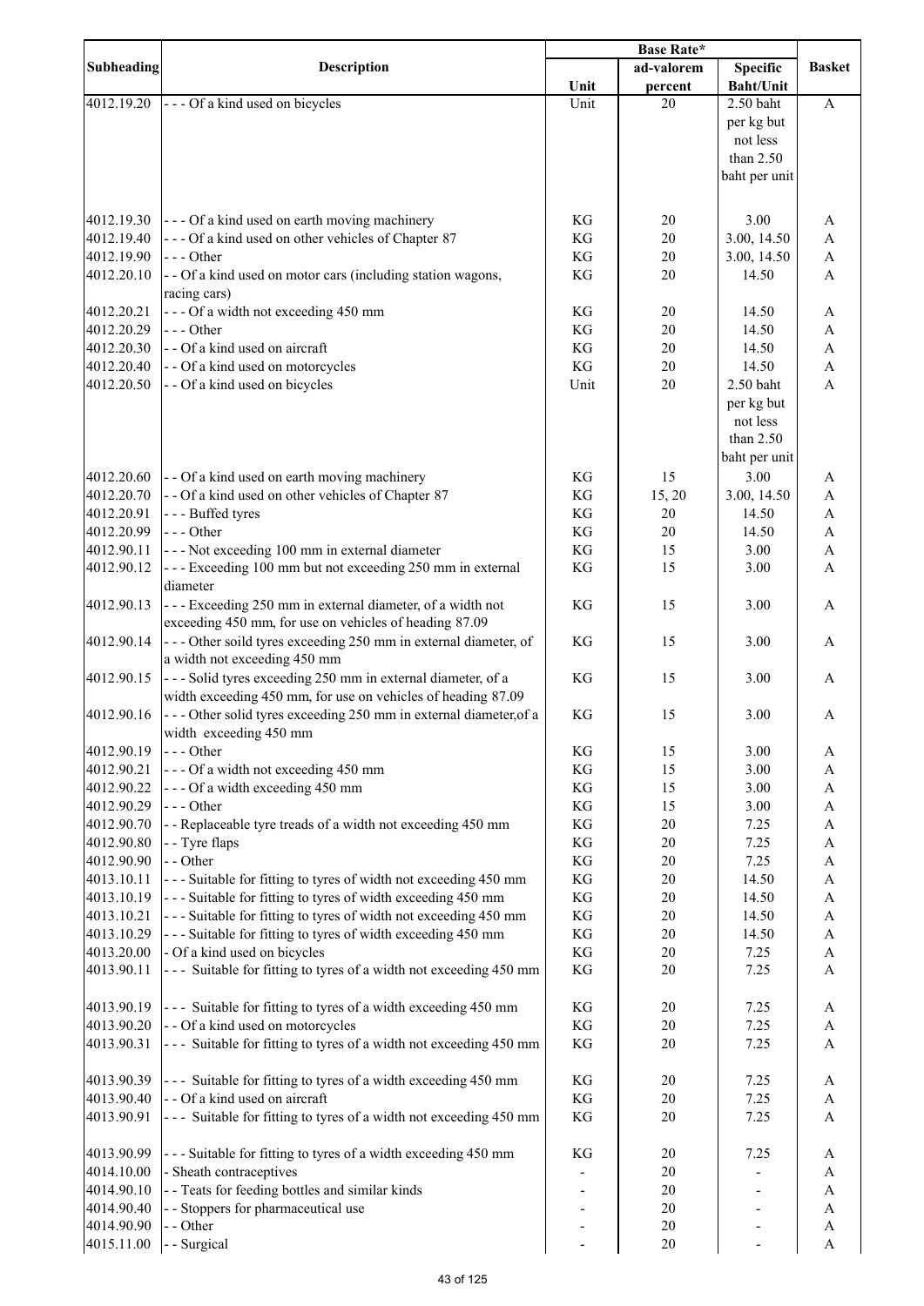| Subheading | Description | Base Rate* | | | Basket |
|---|---|---|---|---|---|
| | | Unit | ad-valorem percent | Specific Baht/Unit | |
| 4012.19.20 | - - - Of a kind used on bicycles | Unit | 20 | 2.50 baht per kg but not less than 2.50 baht per unit | A |
| 4012.19.30 | - - - Of a kind used on earth moving machinery | KG | 20 | 3.00 | A |
| 4012.19.40 | - - - Of a kind used on other vehicles of Chapter 87 | KG | 20 | 3.00, 14.50 | A |
| 4012.19.90 | - - - Other | KG | 20 | 3.00, 14.50 | A |
| 4012.20.10 | - - Of a kind used on motor cars (including station wagons, racing cars) | KG | 20 | 14.50 | A |
| 4012.20.21 | - - - Of a width not exceeding 450 mm | KG | 20 | 14.50 | A |
| 4012.20.29 | - - - Other | KG | 20 | 14.50 | A |
| 4012.20.30 | - - Of a kind used on aircraft | KG | 20 | 14.50 | A |
| 4012.20.40 | - - Of a kind used on motorcycles | KG | 20 | 14.50 | A |
| 4012.20.50 | - - Of a kind used on bicycles | Unit | 20 | 2.50 baht per kg but not less than 2.50 baht per unit | A |
| 4012.20.60 | - - Of a kind used on earth moving machinery | KG | 15 | 3.00 | A |
| 4012.20.70 | - - Of a kind used on other vehicles of Chapter 87 | KG | 15, 20 | 3.00, 14.50 | A |
| 4012.20.91 | - - - Buffed tyres | KG | 20 | 14.50 | A |
| 4012.20.99 | - - - Other | KG | 20 | 14.50 | A |
| 4012.90.11 | - - - Not exceeding 100 mm in external diameter | KG | 15 | 3.00 | A |
| 4012.90.12 | - - - Exceeding 100 mm but not exceeding 250 mm in external diameter | KG | 15 | 3.00 | A |
| 4012.90.13 | - - - Exceeding 250 mm in external diameter, of a width not exceeding 450 mm, for use on vehicles of heading 87.09 | KG | 15 | 3.00 | A |
| 4012.90.14 | - - - Other soild tyres exceeding 250 mm in external diameter, of a width not exceeding 450 mm | KG | 15 | 3.00 | A |
| 4012.90.15 | - - - Solid tyres exceeding 250 mm in external diameter, of a width exceeding 450 mm, for use on vehicles of heading 87.09 | KG | 15 | 3.00 | A |
| 4012.90.16 | - - - Other solid tyres exceeding 250 mm in external diameter,of a width exceeding 450 mm | KG | 15 | 3.00 | A |
| 4012.90.19 | - - - Other | KG | 15 | 3.00 | A |
| 4012.90.21 | - - - Of a width not exceeding 450 mm | KG | 15 | 3.00 | A |
| 4012.90.22 | - - - Of a width exceeding 450 mm | KG | 15 | 3.00 | A |
| 4012.90.29 | - - - Other | KG | 15 | 3.00 | A |
| 4012.90.70 | - - Replaceable tyre treads of a width not exceeding 450 mm | KG | 20 | 7.25 | A |
| 4012.90.80 | - - Tyre flaps | KG | 20 | 7.25 | A |
| 4012.90.90 | - - Other | KG | 20 | 7.25 | A |
| 4013.10.11 | - - - Suitable for fitting to tyres of width not exceeding 450 mm | KG | 20 | 14.50 | A |
| 4013.10.19 | - - - Suitable for fitting to tyres of width exceeding 450 mm | KG | 20 | 14.50 | A |
| 4013.10.21 | - - - Suitable for fitting to tyres of width not exceeding 450 mm | KG | 20 | 14.50 | A |
| 4013.10.29 | - - - Suitable for fitting to tyres of width exceeding 450 mm | KG | 20 | 14.50 | A |
| 4013.20.00 | - Of a kind used on bicycles | KG | 20 | 7.25 | A |
| 4013.90.11 | - - - Suitable for fitting to tyres of a width not exceeding 450 mm | KG | 20 | 7.25 | A |
| 4013.90.19 | - - - Suitable for fitting to tyres of a width exceeding 450 mm | KG | 20 | 7.25 | A |
| 4013.90.20 | - - Of a kind used on motorcycles | KG | 20 | 7.25 | A |
| 4013.90.31 | - - - Suitable for fitting to tyres of a width not exceeding 450 mm | KG | 20 | 7.25 | A |
| 4013.90.39 | - - - Suitable for fitting to tyres of a width exceeding 450 mm | KG | 20 | 7.25 | A |
| 4013.90.40 | - - Of a kind used on aircraft | KG | 20 | 7.25 | A |
| 4013.90.91 | - - - Suitable for fitting to tyres of a width not exceeding 450 mm | KG | 20 | 7.25 | A |
| 4013.90.99 | - - - Suitable for fitting to tyres of a width exceeding 450 mm | KG | 20 | 7.25 | A |
| 4014.10.00 | - Sheath contraceptives | - | 20 | - | A |
| 4014.90.10 | - - Teats for feeding bottles and similar kinds | - | 20 | - | A |
| 4014.90.40 | - - Stoppers for pharmaceutical use | - | 20 | - | A |
| 4014.90.90 | - - Other | - | 20 | - | A |
| 4015.11.00 | - - Surgical | - | 20 | - | A |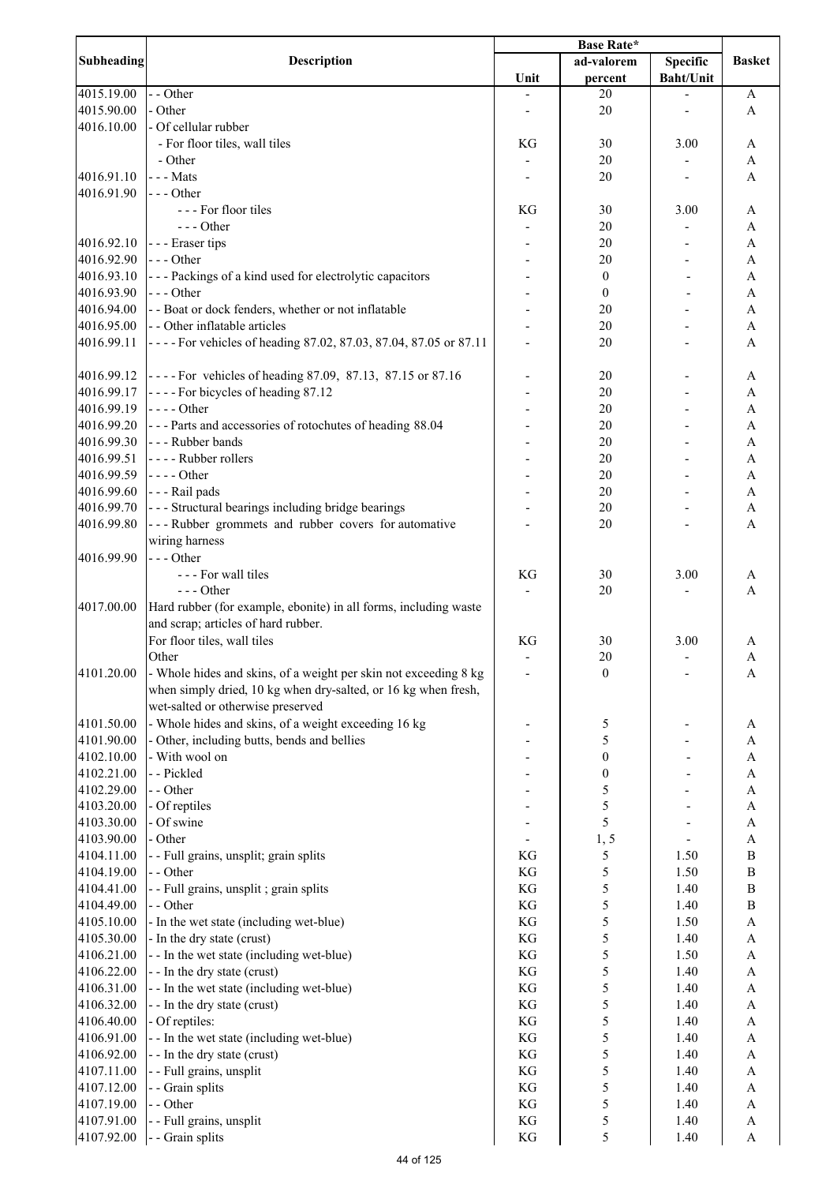| Subheading | Description | Base Rate* | | | Basket |
|---|---|---|---|---|---|
| | | Unit | ad-valorem percent | Specific Baht/Unit | |
| 4015.19.00 | - - Other | - | 20 | - | A |
| 4015.90.00 | - Other | - | 20 | - | A |
| 4016.10.00 | - Of cellular rubber | | | | |
| | - For floor tiles, wall tiles | KG | 30 | 3.00 | A |
| | - Other | - | 20 | - | A |
| 4016.91.10 | - - - Mats | - | 20 | - | A |
| 4016.91.90 | - - - Other | | | | |
| | - - - For floor tiles | KG | 30 | 3.00 | A |
| | - - - Other | - | 20 | - | A |
| 4016.92.10 | - - - Eraser tips | - | 20 | - | A |
| 4016.92.90 | - - - Other | - | 20 | - | A |
| 4016.93.10 | - - - Packings of a kind used for electrolytic capacitors | - | 0 | - | A |
| 4016.93.90 | - - - Other | - | 0 | - | A |
| 4016.94.00 | - - Boat or dock fenders, whether or not inflatable | - | 20 | - | A |
| 4016.95.00 | - - Other inflatable articles | - | 20 | - | A |
| 4016.99.11 | - - - - For vehicles of heading 87.02, 87.03, 87.04, 87.05 or 87.11 | - | 20 | - | A |
| 4016.99.12 | - - - - For vehicles of heading 87.09, 87.13, 87.15 or 87.16 | - | 20 | - | A |
| 4016.99.17 | - - - - For bicycles of heading 87.12 | - | 20 | - | A |
| 4016.99.19 | - - - - Other | - | 20 | - | A |
| 4016.99.20 | - - - Parts and accessories of rotochutes of heading 88.04 | - | 20 | - | A |
| 4016.99.30 | - - - Rubber bands | - | 20 | - | A |
| 4016.99.51 | - - - - Rubber rollers | - | 20 | - | A |
| 4016.99.59 | - - - - Other | - | 20 | - | A |
| 4016.99.60 | - - - Rail pads | - | 20 | - | A |
| 4016.99.70 | - - - Structural bearings including bridge bearings | - | 20 | - | A |
| 4016.99.80 | - - - Rubber grommets and rubber covers for automative wiring harness | - | 20 | - | A |
| 4016.99.90 | - - - Other | | | | |
| | - - - For wall tiles | KG | 30 | 3.00 | A |
| | - - - Other | - | 20 | - | A |
| 4017.00.00 | Hard rubber (for example, ebonite) in all forms, including waste and scrap; articles of hard rubber. | | | | |
| | For floor tiles, wall tiles | KG | 30 | 3.00 | A |
| | Other | - | 20 | - | A |
| 4101.20.00 | - Whole hides and skins, of a weight per skin not exceeding 8 kg when simply dried, 10 kg when dry-salted, or 16 kg when fresh, wet-salted or otherwise preserved | - | 0 | - | A |
| 4101.50.00 | - Whole hides and skins, of a weight exceeding 16 kg | - | 5 | - | A |
| 4101.90.00 | - Other, including butts, bends and bellies | - | 5 | - | A |
| 4102.10.00 | - With wool on | - | 0 | - | A |
| 4102.21.00 | - - Pickled | - | 0 | - | A |
| 4102.29.00 | - - Other | - | 5 | - | A |
| 4103.20.00 | - Of reptiles | - | 5 | - | A |
| 4103.30.00 | - Of swine | - | 5 | - | A |
| 4103.90.00 | - Other | - | 1, 5 | - | A |
| 4104.11.00 | - - Full grains, unsplit; grain splits | KG | 5 | 1.50 | B |
| 4104.19.00 | - - Other | KG | 5 | 1.50 | B |
| 4104.41.00 | - - Full grains, unsplit ; grain splits | KG | 5 | 1.40 | B |
| 4104.49.00 | - - Other | KG | 5 | 1.40 | B |
| 4105.10.00 | - In the wet state (including wet-blue) | KG | 5 | 1.50 | A |
| 4105.30.00 | - In the dry state (crust) | KG | 5 | 1.40 | A |
| 4106.21.00 | - - In the wet state (including wet-blue) | KG | 5 | 1.50 | A |
| 4106.22.00 | - - In the dry state (crust) | KG | 5 | 1.40 | A |
| 4106.31.00 | - - In the wet state (including wet-blue) | KG | 5 | 1.40 | A |
| 4106.32.00 | - - In the dry state (crust) | KG | 5 | 1.40 | A |
| 4106.40.00 | - Of reptiles: | KG | 5 | 1.40 | A |
| 4106.91.00 | - - In the wet state (including wet-blue) | KG | 5 | 1.40 | A |
| 4106.92.00 | - - In the dry state (crust) | KG | 5 | 1.40 | A |
| 4107.11.00 | - - Full grains, unsplit | KG | 5 | 1.40 | A |
| 4107.12.00 | - - Grain splits | KG | 5 | 1.40 | A |
| 4107.19.00 | - - Other | KG | 5 | 1.40 | A |
| 4107.91.00 | - - Full grains, unsplit | KG | 5 | 1.40 | A |
| 4107.92.00 | - - Grain splits | KG | 5 | 1.40 | A |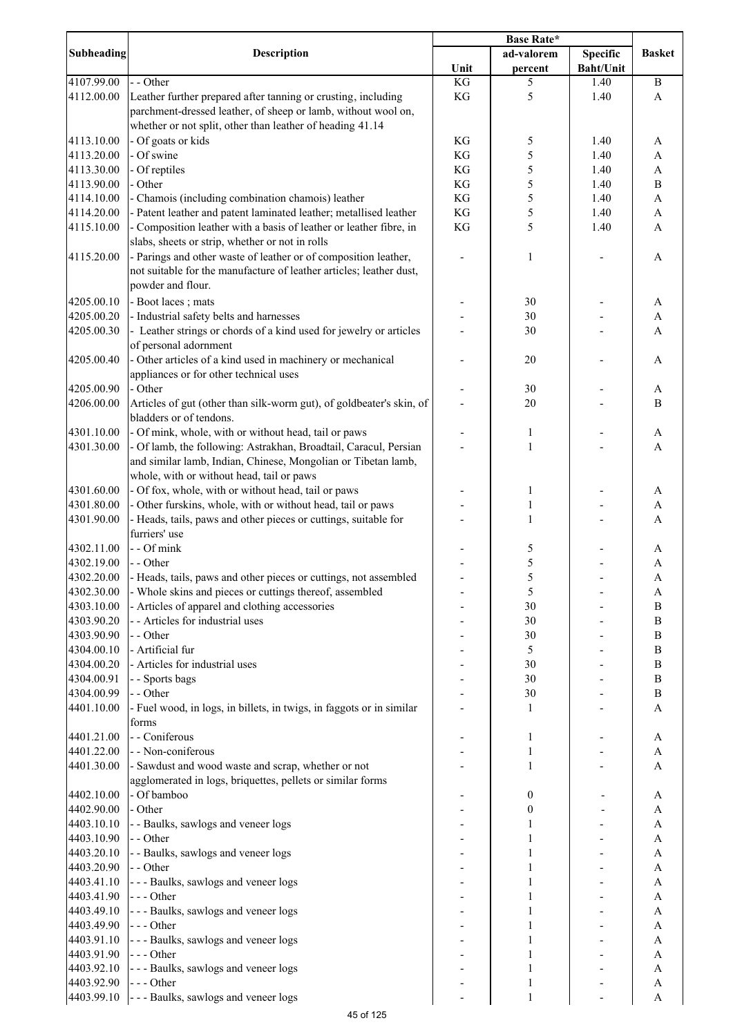| Subheading | Description | Base Rate* | | | Basket |
|---|---|---|---|---|---|
| | | Unit | ad-valorem percent | Specific Baht/Unit | |
| 4107.99.00 | - - Other | KG | 5 | 1.40 | B |
| 4112.00.00 | Leather further prepared after tanning or crusting, including parchment-dressed leather, of sheep or lamb, without wool on, whether or not split, other than leather of heading 41.14 | KG | 5 | 1.40 | A |
| 4113.10.00 | - Of goats or kids | KG | 5 | 1.40 | A |
| 4113.20.00 | - Of swine | KG | 5 | 1.40 | A |
| 4113.30.00 | - Of reptiles | KG | 5 | 1.40 | A |
| 4113.90.00 | - Other | KG | 5 | 1.40 | B |
| 4114.10.00 | - Chamois (including combination chamois) leather | KG | 5 | 1.40 | A |
| 4114.20.00 | - Patent leather and patent laminated leather; metallised leather | KG | 5 | 1.40 | A |
| 4115.10.00 | - Composition leather with a basis of leather or leather fibre, in slabs, sheets or strip, whether or not in rolls | KG | 5 | 1.40 | A |
| 4115.20.00 | - Parings and other waste of leather or of composition leather, not suitable for the manufacture of leather articles; leather dust, powder and flour. | - | 1 | - | A |
| 4205.00.10 | - Boot laces ; mats | - | 30 | - | A |
| 4205.00.20 | - Industrial safety belts and harnesses | - | 30 | - | A |
| 4205.00.30 | - Leather strings or chords of a kind used for jewelry or articles of personal adornment | - | 30 | - | A |
| 4205.00.40 | - Other articles of a kind used in machinery or mechanical appliances or for other technical uses | - | 20 | - | A |
| 4205.00.90 | - Other | - | 30 | - | A |
| 4206.00.00 | Articles of gut (other than silk-worm gut), of goldbeater's skin, of bladders or of tendons. | - | 20 | - | B |
| 4301.10.00 | - Of mink, whole, with or without head, tail or paws | - | 1 | - | A |
| 4301.30.00 | - Of lamb, the following: Astrakhan, Broadtail, Caracul, Persian and similar lamb, Indian, Chinese, Mongolian or Tibetan lamb, whole, with or without head, tail or paws | - | 1 | - | A |
| 4301.60.00 | - Of fox, whole, with or without head, tail or paws | - | 1 | - | A |
| 4301.80.00 | - Other furskins, whole, with or without head, tail or paws | - | 1 | - | A |
| 4301.90.00 | - Heads, tails, paws and other pieces or cuttings, suitable for furriers' use | - | 1 | - | A |
| 4302.11.00 | - - Of mink | - | 5 | - | A |
| 4302.19.00 | - - Other | - | 5 | - | A |
| 4302.20.00 | - Heads, tails, paws and other pieces or cuttings, not assembled | - | 5 | - | A |
| 4302.30.00 | - Whole skins and pieces or cuttings thereof, assembled | - | 5 | - | A |
| 4303.10.00 | - Articles of apparel and clothing accessories | - | 30 | - | B |
| 4303.90.20 | - - Articles for industrial uses | - | 30 | - | B |
| 4303.90.90 | - - Other | - | 30 | - | B |
| 4304.00.10 | - Artificial fur | - | 5 | - | B |
| 4304.00.20 | - Articles for industrial uses | - | 30 | - | B |
| 4304.00.91 | - - Sports bags | - | 30 | - | B |
| 4304.00.99 | - - Other | - | 30 | - | B |
| 4401.10.00 | - Fuel wood, in logs, in billets, in twigs, in faggots or in similar forms | - | 1 | - | A |
| 4401.21.00 | - - Coniferous | - | 1 | - | A |
| 4401.22.00 | - - Non-coniferous | - | 1 | - | A |
| 4401.30.00 | - Sawdust and wood waste and scrap, whether or not agglomerated in logs, briquettes, pellets or similar forms | - | 1 | - | A |
| 4402.10.00 | - Of bamboo | - | 0 | - | A |
| 4402.90.00 | - Other | - | 0 | - | A |
| 4403.10.10 | - - Baulks, sawlogs and veneer logs | - | 1 | - | A |
| 4403.10.90 | - - Other | - | 1 | - | A |
| 4403.20.10 | - - Baulks, sawlogs and veneer logs | - | 1 | - | A |
| 4403.20.90 | - - Other | - | 1 | - | A |
| 4403.41.10 | - - - Baulks, sawlogs and veneer logs | - | 1 | - | A |
| 4403.41.90 | - - - Other | - | 1 | - | A |
| 4403.49.10 | - - - Baulks, sawlogs and veneer logs | - | 1 | - | A |
| 4403.49.90 | - - - Other | - | 1 | - | A |
| 4403.91.10 | - - - Baulks, sawlogs and veneer logs | - | 1 | - | A |
| 4403.91.90 | - - - Other | - | 1 | - | A |
| 4403.92.10 | - - - Baulks, sawlogs and veneer logs | - | 1 | - | A |
| 4403.92.90 | - - - Other | - | 1 | - | A |
| 4403.99.10 | - - - Baulks, sawlogs and veneer logs | - | 1 | - | A |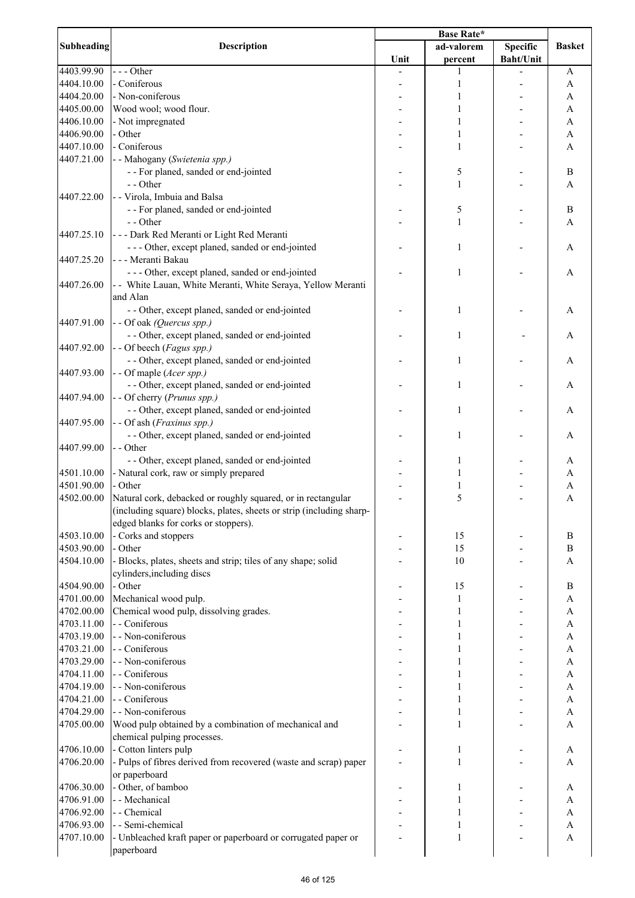| Subheading | Description | Base Rate* | | | Basket |
|---|---|---|---|---|---|
| | | Unit | ad-valorem percent | Specific Baht/Unit | |
| 4403.99.90 | - - - Other | - | 1 | - | A |
| 4404.10.00 | - Coniferous | - | 1 | - | A |
| 4404.20.00 | - Non-coniferous | - | 1 | - | A |
| 4405.00.00 | Wood wool; wood flour. | - | 1 | - | A |
| 4406.10.00 | - Not impregnated | - | 1 | - | A |
| 4406.90.00 | - Other | - | 1 | - | A |
| 4407.10.00 | - Coniferous | - | 1 | - | A |
| 4407.21.00 | - - Mahogany (*Swietenia spp.)* | | | | |
| | - - For planed, sanded or end-jointed | - | 5 | - | B |
| | - - Other | - | 1 | - | A |
| 4407.22.00 | - - Virola, Imbuia and Balsa | | | | |
| | - - For planed, sanded or end-jointed | - | 5 | - | B |
| | - - Other | - | 1 | - | A |
| 4407.25.10 | - - - Dark Red Meranti or Light Red Meranti | | | | |
| | - - - Other, except planed, sanded or end-jointed | - | 1 | - | A |
| 4407.25.20 | - - - Meranti Bakau | | | | |
| | - - - Other, except planed, sanded or end-jointed | - | 1 | - | A |
| 4407.26.00 | - - White Lauan, White Meranti, White Seraya, Yellow Meranti and Alan | | | | |
| | - - Other, except planed, sanded or end-jointed | - | 1 | - | A |
| 4407.91.00 | - - Of oak *(Quercus spp.)* | | | | |
| | - - Other, except planed, sanded or end-jointed | - | 1 | - | A |
| 4407.92.00 | - - Of beech (*Fagus spp.)* | | | | |
| | - - Other, except planed, sanded or end-jointed | - | 1 | - | A |
| 4407.93.00 | - - Of maple (*Acer spp.)* | | | | |
| | - - Other, except planed, sanded or end-jointed | - | 1 | - | A |
| 4407.94.00 | - - Of cherry (*Prunus spp.)* | | | | |
| | - - Other, except planed, sanded or end-jointed | - | 1 | - | A |
| 4407.95.00 | - - Of ash (*Fraxinus spp.)* | | | | |
| | - - Other, except planed, sanded or end-jointed | - | 1 | - | A |
| 4407.99.00 | - - Other | | | | |
| | - - Other, except planed, sanded or end-jointed | - | 1 | - | A |
| 4501.10.00 | - Natural cork, raw or simply prepared | - | 1 | - | A |
| 4501.90.00 | - Other | - | 1 | - | A |
| 4502.00.00 | Natural cork, debacked or roughly squared, or in rectangular (including square) blocks, plates, sheets or strip (including sharp-edged blanks for corks or stoppers). | - | 5 | - | A |
| 4503.10.00 | - Corks and stoppers | - | 15 | - | B |
| 4503.90.00 | - Other | - | 15 | - | B |
| 4504.10.00 | - Blocks, plates, sheets and strip; tiles of any shape; solid cylinders,including discs | - | 10 | - | A |
| 4504.90.00 | - Other | - | 15 | - | B |
| 4701.00.00 | Mechanical wood pulp. | - | 1 | - | A |
| 4702.00.00 | Chemical wood pulp, dissolving grades. | - | 1 | - | A |
| 4703.11.00 | - - Coniferous | - | 1 | - | A |
| 4703.19.00 | - - Non-coniferous | - | 1 | - | A |
| 4703.21.00 | - - Coniferous | - | 1 | - | A |
| 4703.29.00 | - - Non-coniferous | - | 1 | - | A |
| 4704.11.00 | - - Coniferous | - | 1 | - | A |
| 4704.19.00 | - - Non-coniferous | - | 1 | - | A |
| 4704.21.00 | - - Coniferous | - | 1 | - | A |
| 4704.29.00 | - - Non-coniferous | - | 1 | - | A |
| 4705.00.00 | Wood pulp obtained by a combination of mechanical and chemical pulping processes. | - | 1 | - | A |
| 4706.10.00 | - Cotton linters pulp | - | 1 | - | A |
| 4706.20.00 | - Pulps of fibres derived from recovered (waste and scrap) paper or paperboard | - | 1 | - | A |
| 4706.30.00 | - Other, of bamboo | - | 1 | - | A |
| 4706.91.00 | - - Mechanical | - | 1 | - | A |
| 4706.92.00 | - - Chemical | - | 1 | - | A |
| 4706.93.00 | - - Semi-chemical | - | 1 | - | A |
| 4707.10.00 | - Unbleached kraft paper or paperboard or corrugated paper or paperboard | - | 1 | - | A |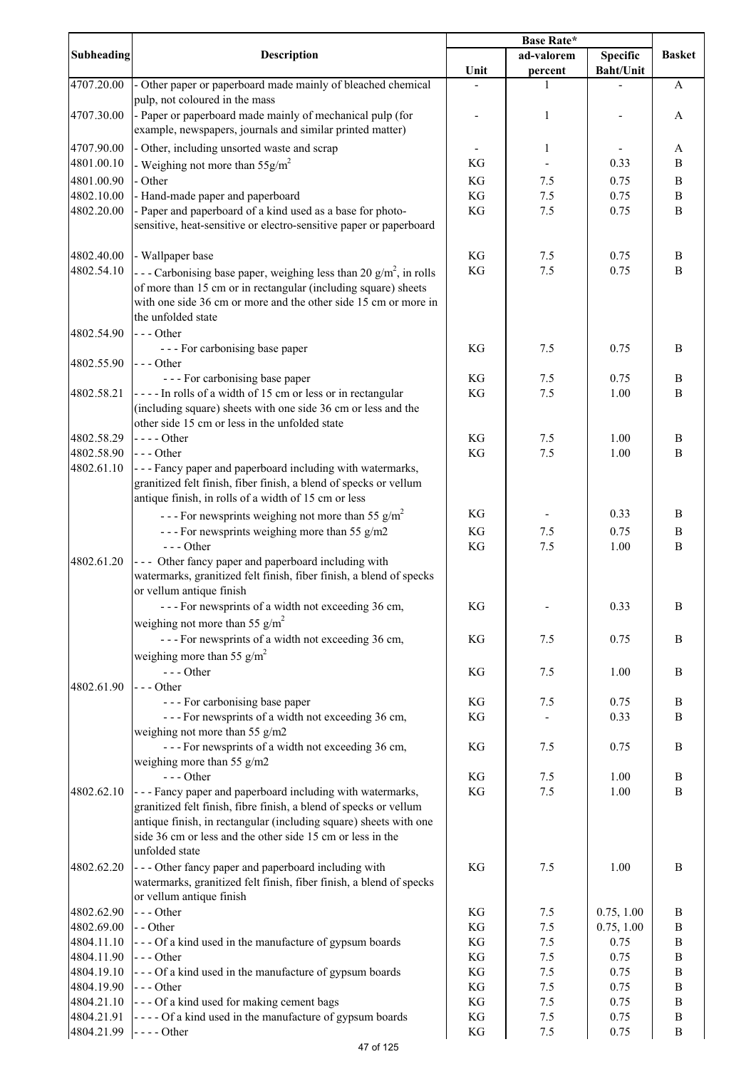| Subheading | Description | Base Rate* | | | Basket |
|---|---|---|---|---|---|
| | | Unit | ad-valorem percent | Specific Baht/Unit | |
| 4707.20.00 | - Other paper or paperboard made mainly of bleached chemical pulp, not coloured in the mass | - | 1 | - | A |
| 4707.30.00 | - Paper or paperboard made mainly of mechanical pulp (for example, newspapers, journals and similar printed matter) | - | 1 | - | A |
| 4707.90.00 | - Other, including unsorted waste and scrap | - | 1 | - | A |
| 4801.00.10 | - Weighing not more than $55g/m^2$ | KG | - | 0.33 | B |
| 4801.00.90 | - Other | KG | 7.5 | 0.75 | B |
| 4802.10.00 | - Hand-made paper and paperboard | KG | 7.5 | 0.75 | B |
| 4802.20.00 | - Paper and paperboard of a kind used as a base for photo-sensitive, heat-sensitive or electro-sensitive paper or paperboard | KG | 7.5 | 0.75 | B |
| 4802.40.00 | - Wallpaper base | KG | 7.5 | 0.75 | B |
| 4802.54.10 | - - - Carbonising base paper, weighing less than 20 $g/m^2$, in rolls of more than 15 cm or in rectangular (including square) sheets with one side 36 cm or more and the other side 15 cm or more in the unfolded state | KG | 7.5 | 0.75 | B |
| 4802.54.90 | - - - Other | | | | |
| | - - - For carbonising base paper | KG | 7.5 | 0.75 | B |
| 4802.55.90 | - - - Other | | | | |
| | - - - For carbonising base paper | KG | 7.5 | 0.75 | B |
| 4802.58.21 | - - - - In rolls of a width of 15 cm or less or in rectangular (including square) sheets with one side 36 cm or less and the other side 15 cm or less in the unfolded state | KG | 7.5 | 1.00 | B |
| 4802.58.29 | - - - - Other | KG | 7.5 | 1.00 | B |
| 4802.58.90 | - - - Other | KG | 7.5 | 1.00 | B |
| 4802.61.10 | - - - Fancy paper and paperboard including with watermarks, granitized felt finish, fiber finish, a blend of specks or vellum antique finish, in rolls of a width of 15 cm or less | | | | |
| | - - - For newsprints weighing not more than 55 $g/m^2$ | KG | - | 0.33 | B |
| | - - - For newsprints weighing more than 55 g/m2 | KG | 7.5 | 0.75 | B |
| | - - - Other | KG | 7.5 | 1.00 | B |
| 4802.61.20 | - - - Other fancy paper and paperboard including with watermarks, granitized felt finish, fiber finish, a blend of specks or vellum antique finish | | | | |
| | - - - For newsprints of a width not exceeding 36 cm, weighing not more than 55 $g/m^2$ | KG | - | 0.33 | B |
| | - - - For newsprints of a width not exceeding 36 cm, weighing more than 55 $g/m^2$ | KG | 7.5 | 0.75 | B |
| | - - - Other | KG | 7.5 | 1.00 | B |
| 4802.61.90 | - - - Other | | | | |
| | - - - For carbonising base paper | KG | 7.5 | 0.75 | B |
| | - - - For newsprints of a width not exceeding 36 cm, weighing not more than 55 g/m2 | KG | - | 0.33 | B |
| | - - - For newsprints of a width not exceeding 36 cm, weighing more than 55 g/m2 | KG | 7.5 | 0.75 | B |
| | - - - Other | KG | 7.5 | 1.00 | B |
| 4802.62.10 | - - - Fancy paper and paperboard including with watermarks, granitized felt finish, fibre finish, a blend of specks or vellum antique finish, in rectangular (including square) sheets with one side 36 cm or less and the other side 15 cm or less in the unfolded state | KG | 7.5 | 1.00 | B |
| 4802.62.20 | - - - Other fancy paper and paperboard including with watermarks, granitized felt finish, fiber finish, a blend of specks or vellum antique finish | KG | 7.5 | 1.00 | B |
| 4802.62.90 | - - - Other | KG | 7.5 | 0.75, 1.00 | B |
| 4802.69.00 | - - Other | KG | 7.5 | 0.75, 1.00 | B |
| 4804.11.10 | - - - Of a kind used in the manufacture of gypsum boards | KG | 7.5 | 0.75 | B |
| 4804.11.90 | - - - Other | KG | 7.5 | 0.75 | B |
| 4804.19.10 | - - - Of a kind used in the manufacture of gypsum boards | KG | 7.5 | 0.75 | B |
| 4804.19.90 | - - - Other | KG | 7.5 | 0.75 | B |
| 4804.21.10 | - - - Of a kind used for making cement bags | KG | 7.5 | 0.75 | B |
| 4804.21.91 | - - - - Of a kind used in the manufacture of gypsum boards | KG | 7.5 | 0.75 | B |
| 4804.21.99 | - - - - Other | KG | 7.5 | 0.75 | B |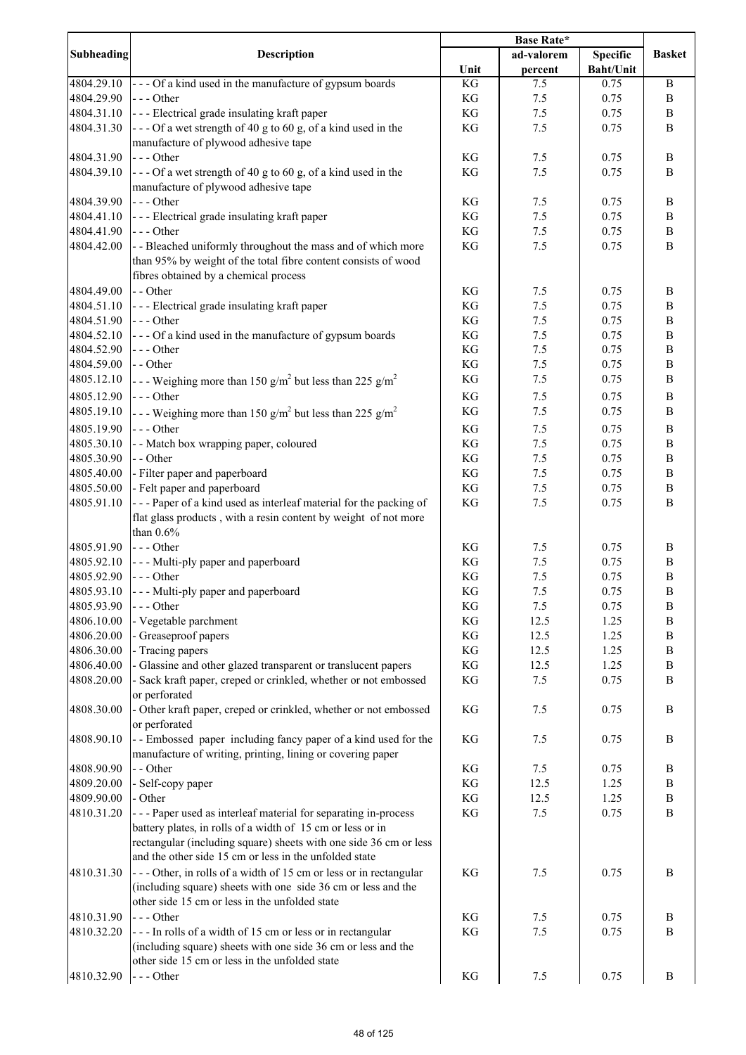| Subheading | Description | Base Rate* | | | Basket |
|---|---|---|---|---|---|
| | | Unit | ad-valorem percent | Specific Baht/Unit | |
| 4804.29.10 | - - - Of a kind used in the manufacture of gypsum boards | KG | 7.5 | 0.75 | B |
| 4804.29.90 | - - - Other | KG | 7.5 | 0.75 | B |
| 4804.31.10 | - - - Electrical grade insulating kraft paper | KG | 7.5 | 0.75 | B |
| 4804.31.30 | - - - Of a wet strength of 40 g to 60 g, of a kind used in the manufacture of plywood adhesive tape | KG | 7.5 | 0.75 | B |
| 4804.31.90 | - - - Other | KG | 7.5 | 0.75 | B |
| 4804.39.10 | - - - Of a wet strength of 40 g to 60 g, of a kind used in the manufacture of plywood adhesive tape | KG | 7.5 | 0.75 | B |
| 4804.39.90 | - - - Other | KG | 7.5 | 0.75 | B |
| 4804.41.10 | - - - Electrical grade insulating kraft paper | KG | 7.5 | 0.75 | B |
| 4804.41.90 | - - - Other | KG | 7.5 | 0.75 | B |
| 4804.42.00 | - - Bleached uniformly throughout the mass and of which more than 95% by weight of the total fibre content consists of wood fibres obtained by a chemical process | KG | 7.5 | 0.75 | B |
| 4804.49.00 | - - Other | KG | 7.5 | 0.75 | B |
| 4804.51.10 | - - - Electrical grade insulating kraft paper | KG | 7.5 | 0.75 | B |
| 4804.51.90 | - - - Other | KG | 7.5 | 0.75 | B |
| 4804.52.10 | - - - Of a kind used in the manufacture of gypsum boards | KG | 7.5 | 0.75 | B |
| 4804.52.90 | - - - Other | KG | 7.5 | 0.75 | B |
| 4804.59.00 | - - Other | KG | 7.5 | 0.75 | B |
| 4805.12.10 | - - - Weighing more than 150 g/m$^2$ but less than 225 g/m$^2$ | KG | 7.5 | 0.75 | B |
| 4805.12.90 | - - - Other | KG | 7.5 | 0.75 | B |
| 4805.19.10 | - - - Weighing more than 150 g/m$^2$ but less than 225 g/m$^2$ | KG | 7.5 | 0.75 | B |
| 4805.19.90 | - - - Other | KG | 7.5 | 0.75 | B |
| 4805.30.10 | - - Match box wrapping paper, coloured | KG | 7.5 | 0.75 | B |
| 4805.30.90 | - - Other | KG | 7.5 | 0.75 | B |
| 4805.40.00 | - Filter paper and paperboard | KG | 7.5 | 0.75 | B |
| 4805.50.00 | - Felt paper and paperboard | KG | 7.5 | 0.75 | B |
| 4805.91.10 | - - - Paper of a kind used as interleaf material for the packing of flat glass products , with a resin content by weight of not more than 0.6% | KG | 7.5 | 0.75 | B |
| 4805.91.90 | - - - Other | KG | 7.5 | 0.75 | B |
| 4805.92.10 | - - - Multi-ply paper and paperboard | KG | 7.5 | 0.75 | B |
| 4805.92.90 | - - - Other | KG | 7.5 | 0.75 | B |
| 4805.93.10 | - - - Multi-ply paper and paperboard | KG | 7.5 | 0.75 | B |
| 4805.93.90 | - - - Other | KG | 7.5 | 0.75 | B |
| 4806.10.00 | - Vegetable parchment | KG | 12.5 | 1.25 | B |
| 4806.20.00 | - Greaseproof papers | KG | 12.5 | 1.25 | B |
| 4806.30.00 | - Tracing papers | KG | 12.5 | 1.25 | B |
| 4806.40.00 | - Glassine and other glazed transparent or translucent papers | KG | 12.5 | 1.25 | B |
| 4808.20.00 | - Sack kraft paper, creped or crinkled, whether or not embossed or perforated | KG | 7.5 | 0.75 | B |
| 4808.30.00 | - Other kraft paper, creped or crinkled, whether or not embossed or perforated | KG | 7.5 | 0.75 | B |
| 4808.90.10 | - - Embossed paper including fancy paper of a kind used for the manufacture of writing, printing, lining or covering paper | KG | 7.5 | 0.75 | B |
| 4808.90.90 | - - Other | KG | 7.5 | 0.75 | B |
| 4809.20.00 | - Self-copy paper | KG | 12.5 | 1.25 | B |
| 4809.90.00 | - Other | KG | 12.5 | 1.25 | B |
| 4810.31.20 | - - - Paper used as interleaf material for separating in-process battery plates, in rolls of a width of 15 cm or less or in rectangular (including square) sheets with one side 36 cm or less and the other side 15 cm or less in the unfolded state | KG | 7.5 | 0.75 | B |
| 4810.31.30 | - - - Other, in rolls of a width of 15 cm or less or in rectangular (including square) sheets with one side 36 cm or less and the other side 15 cm or less in the unfolded state | KG | 7.5 | 0.75 | B |
| 4810.31.90 | - - - Other | KG | 7.5 | 0.75 | B |
| 4810.32.20 | - - - In rolls of a width of 15 cm or less or in rectangular (including square) sheets with one side 36 cm or less and the other side 15 cm or less in the unfolded state | KG | 7.5 | 0.75 | B |
| 4810.32.90 | - - - Other | KG | 7.5 | 0.75 | B |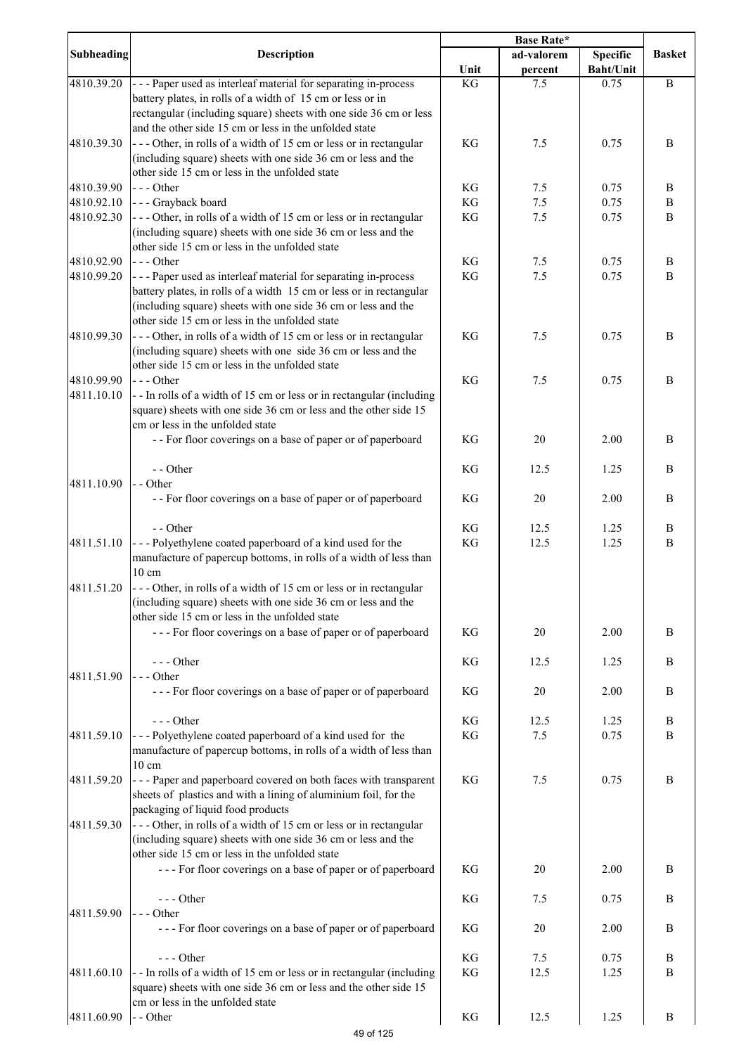| Subheading | Description | Base Rate* | | | Basket |
|---|---|---|---|---|---|
| | | Unit | ad-valorem percent | Specific Baht/Unit | |
| 4810.39.20 | - - - Paper used as interleaf material for separating in-process battery plates, in rolls of a width of 15 cm or less or in rectangular (including square) sheets with one side 36 cm or less and the other side 15 cm or less in the unfolded state | KG | 7.5 | 0.75 | B |
| 4810.39.30 | - - - Other, in rolls of a width of 15 cm or less or in rectangular (including square) sheets with one side 36 cm or less and the other side 15 cm or less in the unfolded state | KG | 7.5 | 0.75 | B |
| 4810.39.90 | - - - Other | KG | 7.5 | 0.75 | B |
| 4810.92.10 | - - - Grayback board | KG | 7.5 | 0.75 | B |
| 4810.92.30 | - - - Other, in rolls of a width of 15 cm or less or in rectangular (including square) sheets with one side 36 cm or less and the other side 15 cm or less in the unfolded state | KG | 7.5 | 0.75 | B |
| 4810.92.90 | - - - Other | KG | 7.5 | 0.75 | B |
| 4810.99.20 | - - - Paper used as interleaf material for separating in-process battery plates, in rolls of a width 15 cm or less or in rectangular (including square) sheets with one side 36 cm or less and the other side 15 cm or less in the unfolded state | KG | 7.5 | 0.75 | B |
| 4810.99.30 | - - - Other, in rolls of a width of 15 cm or less or in rectangular (including square) sheets with one side 36 cm or less and the other side 15 cm or less in the unfolded state | KG | 7.5 | 0.75 | B |
| 4810.99.90 | - - - Other | KG | 7.5 | 0.75 | B |
| 4811.10.10 | - - In rolls of a width of 15 cm or less or in rectangular (including square) sheets with one side 36 cm or less and the other side 15 cm or less in the unfolded state | | | | |
| | - - For floor coverings on a base of paper or of paperboard | KG | 20 | 2.00 | B |
| | - - Other | KG | 12.5 | 1.25 | B |
| 4811.10.90 | - - Other | | | | |
| | - - For floor coverings on a base of paper or of paperboard | KG | 20 | 2.00 | B |
| | - - Other | KG | 12.5 | 1.25 | B |
| 4811.51.10 | - - - Polyethylene coated paperboard of a kind used for the manufacture of papercup bottoms, in rolls of a width of less than 10 cm | KG | 12.5 | 1.25 | B |
| 4811.51.20 | - - - Other, in rolls of a width of 15 cm or less or in rectangular (including square) sheets with one side 36 cm or less and the other side 15 cm or less in the unfolded state | | | | |
| | - - - For floor coverings on a base of paper or of paperboard | KG | 20 | 2.00 | B |
| | - - - Other | KG | 12.5 | 1.25 | B |
| 4811.51.90 | - - - Other | | | | |
| | - - - For floor coverings on a base of paper or of paperboard | KG | 20 | 2.00 | B |
| | - - - Other | KG | 12.5 | 1.25 | B |
| 4811.59.10 | - - - Polyethylene coated paperboard of a kind used for the manufacture of papercup bottoms, in rolls of a width of less than 10 cm | KG | 7.5 | 0.75 | B |
| 4811.59.20 | - - - Paper and paperboard covered on both faces with transparent sheets of plastics and with a lining of aluminium foil, for the packaging of liquid food products | KG | 7.5 | 0.75 | B |
| 4811.59.30 | - - - Other, in rolls of a width of 15 cm or less or in rectangular (including square) sheets with one side 36 cm or less and the other side 15 cm or less in the unfolded state | | | | |
| | - - - For floor coverings on a base of paper or of paperboard | KG | 20 | 2.00 | B |
| | - - - Other | KG | 7.5 | 0.75 | B |
| 4811.59.90 | - - - Other | | | | |
| | - - - For floor coverings on a base of paper or of paperboard | KG | 20 | 2.00 | B |
| | - - - Other | KG | 7.5 | 0.75 | B |
| 4811.60.10 | - - In rolls of a width of 15 cm or less or in rectangular (including square) sheets with one side 36 cm or less and the other side 15 cm or less in the unfolded state | KG | 12.5 | 1.25 | B |
| 4811.60.90 | - - Other | KG | 12.5 | 1.25 | B |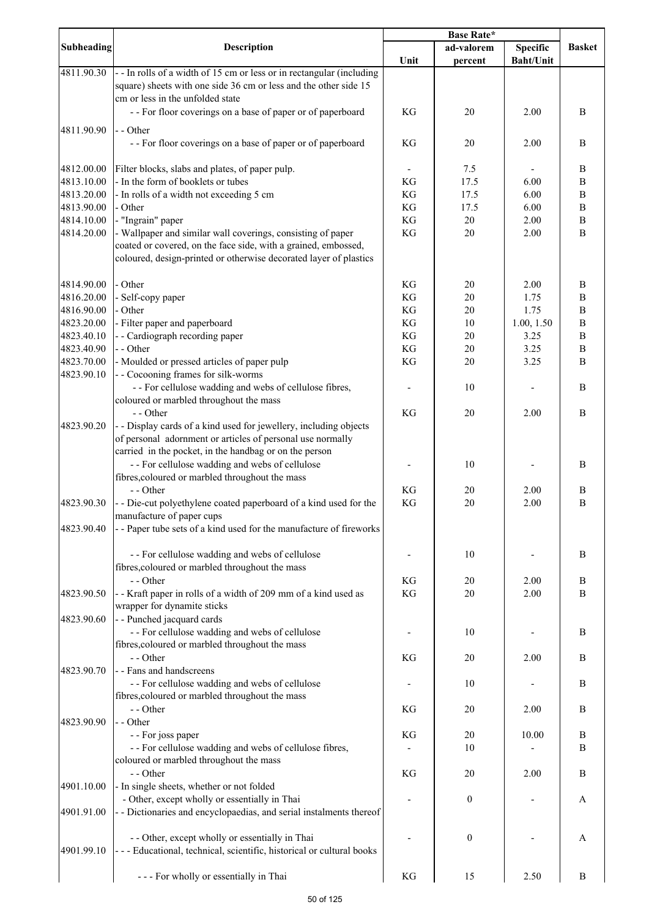| Subheading | Description | Base Rate* | | | Basket |
|---|---|---|---|---|---|
| | | Unit | ad-valorem percent | Specific Baht/Unit | |
| 4811.90.30 | - - In rolls of a width of 15 cm or less or in rectangular (including square) sheets with one side 36 cm or less and the other side 15 cm or less in the unfolded state | | | | |
| | - - For floor coverings on a base of paper or of paperboard | KG | 20 | 2.00 | B |
| 4811.90.90 | - - Other | | | | |
| | - - For floor coverings on a base of paper or of paperboard | KG | 20 | 2.00 | B |
| 4812.00.00 | Filter blocks, slabs and plates, of paper pulp. | - | 7.5 | - | B |
| 4813.10.00 | - In the form of booklets or tubes | KG | 17.5 | 6.00 | B |
| 4813.20.00 | - In rolls of a width not exceeding 5 cm | KG | 17.5 | 6.00 | B |
| 4813.90.00 | - Other | KG | 17.5 | 6.00 | B |
| 4814.10.00 | - "Ingrain" paper | KG | 20 | 2.00 | B |
| 4814.20.00 | - Wallpaper and similar wall coverings, consisting of paper coated or covered, on the face side, with a grained, embossed, coloured, design-printed or otherwise decorated layer of plastics | KG | 20 | 2.00 | B |
| 4814.90.00 | - Other | KG | 20 | 2.00 | B |
| 4816.20.00 | - Self-copy paper | KG | 20 | 1.75 | B |
| 4816.90.00 | - Other | KG | 20 | 1.75 | B |
| 4823.20.00 | - Filter paper and paperboard | KG | 10 | 1.00, 1.50 | B |
| 4823.40.10 | - - Cardiograph recording paper | KG | 20 | 3.25 | B |
| 4823.40.90 | - - Other | KG | 20 | 3.25 | B |
| 4823.70.00 | - Moulded or pressed articles of paper pulp | KG | 20 | 3.25 | B |
| 4823.90.10 | - - Cocooning frames for silk-worms | | | | |
| | - - For cellulose wadding and webs of cellulose fibres, coloured or marbled throughout the mass | - | 10 | - | B |
| | - - Other | KG | 20 | 2.00 | B |
| 4823.90.20 | - - Display cards of a kind used for jewellery, including objects of personal adornment or articles of personal use normally carried in the pocket, in the handbag or on the person | | | | |
| | - - For cellulose wadding and webs of cellulose fibres,coloured or marbled throughout the mass | - | 10 | - | B |
| | - - Other | KG | 20 | 2.00 | B |
| 4823.90.30 | - - Die-cut polyethylene coated paperboard of a kind used for the manufacture of paper cups | KG | 20 | 2.00 | B |
| 4823.90.40 | - - Paper tube sets of a kind used for the manufacture of fireworks | | | | |
| | - - For cellulose wadding and webs of cellulose fibres,coloured or marbled throughout the mass | - | 10 | - | B |
| | - - Other | KG | 20 | 2.00 | B |
| 4823.90.50 | - - Kraft paper in rolls of a width of 209 mm of a kind used as wrapper for dynamite sticks | KG | 20 | 2.00 | B |
| 4823.90.60 | - - Punched jacquard cards | | | | |
| | - - For cellulose wadding and webs of cellulose fibres,coloured or marbled throughout the mass | - | 10 | - | B |
| | - - Other | KG | 20 | 2.00 | B |
| 4823.90.70 | - - Fans and handscreens | | | | |
| | - - For cellulose wadding and webs of cellulose fibres,coloured or marbled throughout the mass | - | 10 | - | B |
| | - - Other | KG | 20 | 2.00 | B |
| 4823.90.90 | - - Other | | | | |
| | - - For joss paper | KG | 20 | 10.00 | B |
| | - - For cellulose wadding and webs of cellulose fibres, coloured or marbled throughout the mass | - | 10 | - | B |
| | - - Other | KG | 20 | 2.00 | B |
| 4901.10.00 | - In single sheets, whether or not folded | | | | |
| | - Other, except wholly or essentially in Thai | - | 0 | - | A |
| 4901.91.00 | - - Dictionaries and encyclopaedias, and serial instalments thereof | | | | |
| | - - Other, except wholly or essentially in Thai | - | 0 | - | A |
| 4901.99.10 | - - - Educational, technical, scientific, historical or cultural books | | | | |
| | - - - For wholly or essentially in Thai | KG | 15 | 2.50 | B |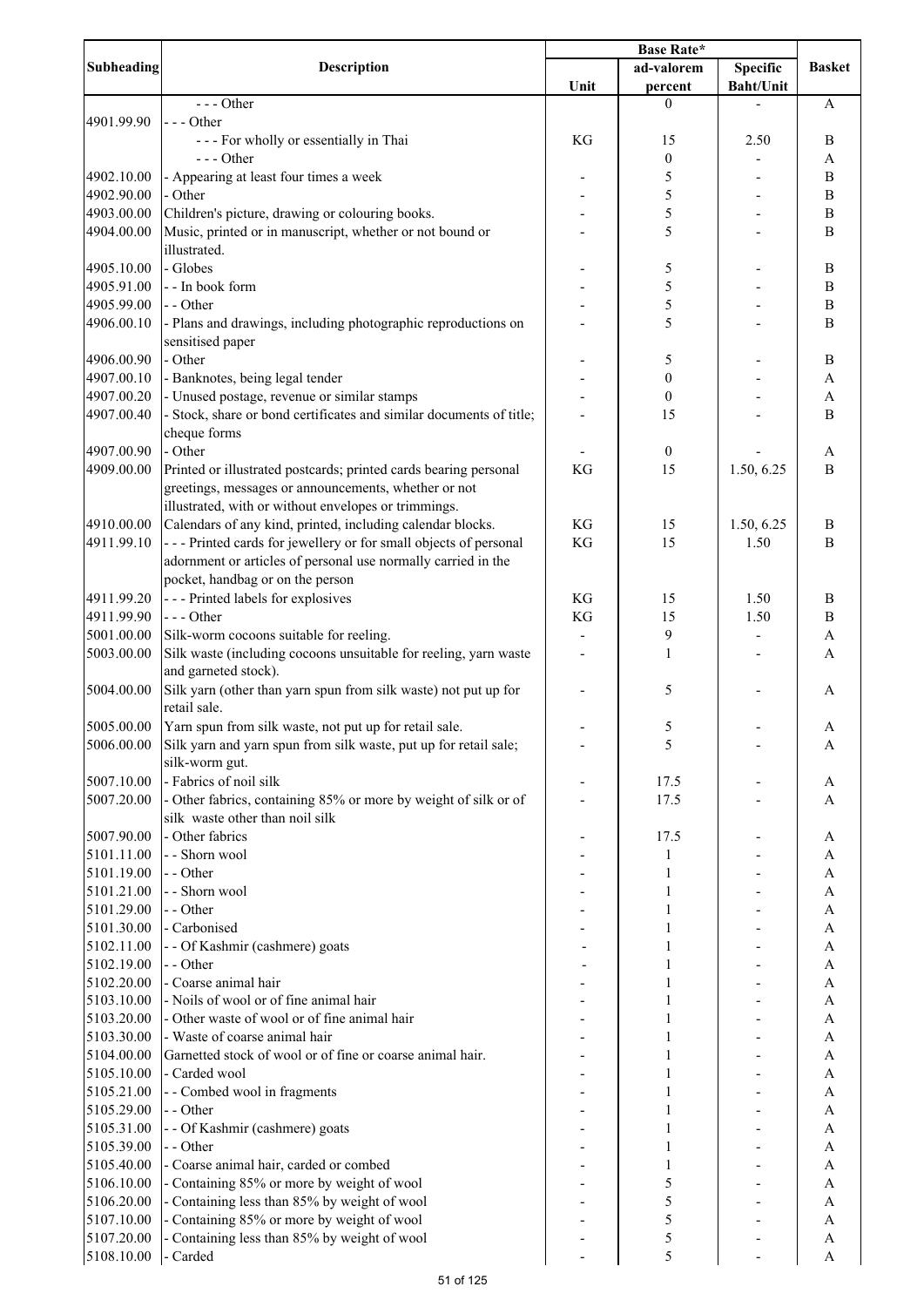| Subheading | Description | Base Rate* | | | Basket |
|---|---|---|---|---|---|
| | | Unit | ad-valorem percent | Specific Baht/Unit | |
| | - - - Other | | 0 | - | A |
| 4901.99.90 | - - - Other | | | | |
| | - - - For wholly or essentially in Thai | KG | 15 | 2.50 | B |
| | - - - Other | | 0 | - | A |
| 4902.10.00 | - Appearing at least four times a week | - | 5 | - | B |
| 4902.90.00 | - Other | - | 5 | - | B |
| 4903.00.00 | Children's picture, drawing or colouring books. | - | 5 | - | B |
| 4904.00.00 | Music, printed or in manuscript, whether or not bound or illustrated. | - | 5 | - | B |
| 4905.10.00 | - Globes | - | 5 | - | B |
| 4905.91.00 | - - In book form | - | 5 | - | B |
| 4905.99.00 | - - Other | - | 5 | - | B |
| 4906.00.10 | - Plans and drawings, including photographic reproductions on sensitised paper | - | 5 | - | B |
| 4906.00.90 | - Other | - | 5 | - | B |
| 4907.00.10 | - Banknotes, being legal tender | - | 0 | - | A |
| 4907.00.20 | - Unused postage, revenue or similar stamps | - | 0 | - | A |
| 4907.00.40 | - Stock, share or bond certificates and similar documents of title; cheque forms | - | 15 | - | B |
| 4907.00.90 | - Other | - | 0 | - | A |
| 4909.00.00 | Printed or illustrated postcards; printed cards bearing personal greetings, messages or announcements, whether or not illustrated, with or without envelopes or trimmings. | KG | 15 | 1.50, 6.25 | B |
| 4910.00.00 | Calendars of any kind, printed, including calendar blocks. | KG | 15 | 1.50, 6.25 | B |
| 4911.99.10 | - - - Printed cards for jewellery or for small objects of personal adornment or articles of personal use normally carried in the pocket, handbag or on the person | KG | 15 | 1.50 | B |
| 4911.99.20 | - - - Printed labels for explosives | KG | 15 | 1.50 | B |
| 4911.99.90 | - - - Other | KG | 15 | 1.50 | B |
| 5001.00.00 | Silk-worm cocoons suitable for reeling. | - | 9 | - | A |
| 5003.00.00 | Silk waste (including cocoons unsuitable for reeling, yarn waste and garneted stock). | - | 1 | - | A |
| 5004.00.00 | Silk yarn (other than yarn spun from silk waste) not put up for retail sale. | - | 5 | - | A |
| 5005.00.00 | Yarn spun from silk waste, not put up for retail sale. | - | 5 | - | A |
| 5006.00.00 | Silk yarn and yarn spun from silk waste, put up for retail sale; silk-worm gut. | - | 5 | - | A |
| 5007.10.00 | - Fabrics of noil silk | - | 17.5 | - | A |
| 5007.20.00 | - Other fabrics, containing 85% or more by weight of silk or of silk waste other than noil silk | - | 17.5 | - | A |
| 5007.90.00 | - Other fabrics | - | 17.5 | - | A |
| 5101.11.00 | - - Shorn wool | - | 1 | - | A |
| 5101.19.00 | - - Other | - | 1 | - | A |
| 5101.21.00 | - - Shorn wool | - | 1 | - | A |
| 5101.29.00 | - - Other | - | 1 | - | A |
| 5101.30.00 | - Carbonised | - | 1 | - | A |
| 5102.11.00 | - - Of Kashmir (cashmere) goats | - | 1 | - | A |
| 5102.19.00 | - - Other | - | 1 | - | A |
| 5102.20.00 | - Coarse animal hair | - | 1 | - | A |
| 5103.10.00 | - Noils of wool or of fine animal hair | - | 1 | - | A |
| 5103.20.00 | - Other waste of wool or of fine animal hair | - | 1 | - | A |
| 5103.30.00 | - Waste of coarse animal hair | - | 1 | - | A |
| 5104.00.00 | Garnetted stock of wool or of fine or coarse animal hair. | - | 1 | - | A |
| 5105.10.00 | - Carded wool | - | 1 | - | A |
| 5105.21.00 | - - Combed wool in fragments | - | 1 | - | A |
| 5105.29.00 | - - Other | - | 1 | - | A |
| 5105.31.00 | - - Of Kashmir (cashmere) goats | - | 1 | - | A |
| 5105.39.00 | - - Other | - | 1 | - | A |
| 5105.40.00 | - Coarse animal hair, carded or combed | - | 1 | - | A |
| 5106.10.00 | - Containing 85% or more by weight of wool | - | 5 | - | A |
| 5106.20.00 | - Containing less than 85% by weight of wool | - | 5 | - | A |
| 5107.10.00 | - Containing 85% or more by weight of wool | - | 5 | - | A |
| 5107.20.00 | - Containing less than 85% by weight of wool | - | 5 | - | A |
| 5108.10.00 | - Carded | - | 5 | - | A |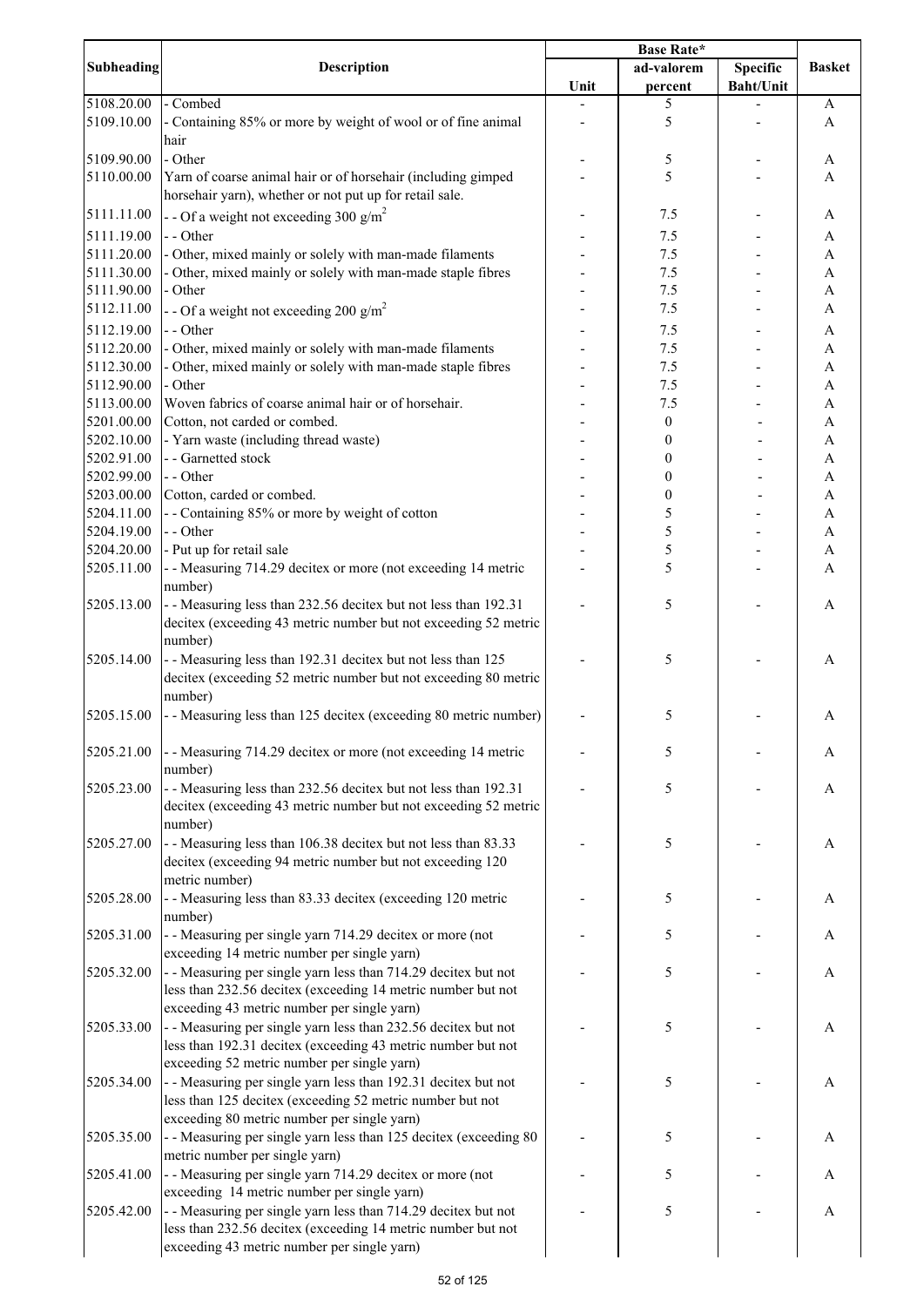| Subheading | Description | Base Rate* | | | Basket |
|---|---|---|---|---|---|
| | | Unit | ad-valorem percent | Specific Baht/Unit | |
| 5108.20.00 | - Combed | - | 5 | - | A |
| 5109.10.00 | - Containing 85% or more by weight of wool or of fine animal hair | - | 5 | - | A |
| 5109.90.00 | - Other | - | 5 | - | A |
| 5110.00.00 | Yarn of coarse animal hair or of horsehair (including gimped horsehair yarn), whether or not put up for retail sale. | - | 5 | - | A |
| 5111.11.00 | - - Of a weight not exceeding 300 $g/m^2$ | - | 7.5 | - | A |
| 5111.19.00 | - - Other | - | 7.5 | - | A |
| 5111.20.00 | - Other, mixed mainly or solely with man-made filaments | - | 7.5 | - | A |
| 5111.30.00 | - Other, mixed mainly or solely with man-made staple fibres | - | 7.5 | - | A |
| 5111.90.00 | - Other | - | 7.5 | - | A |
| 5112.11.00 | - - Of a weight not exceeding 200 $g/m^2$ | - | 7.5 | - | A |
| 5112.19.00 | - - Other | - | 7.5 | - | A |
| 5112.20.00 | - Other, mixed mainly or solely with man-made filaments | - | 7.5 | - | A |
| 5112.30.00 | - Other, mixed mainly or solely with man-made staple fibres | - | 7.5 | - | A |
| 5112.90.00 | - Other | - | 7.5 | - | A |
| 5113.00.00 | Woven fabrics of coarse animal hair or of horsehair. | - | 7.5 | - | A |
| 5201.00.00 | Cotton, not carded or combed. | - | 0 | - | A |
| 5202.10.00 | - Yarn waste (including thread waste) | - | 0 | - | A |
| 5202.91.00 | - - Garnetted stock | - | 0 | - | A |
| 5202.99.00 | - - Other | - | 0 | - | A |
| 5203.00.00 | Cotton, carded or combed. | - | 0 | - | A |
| 5204.11.00 | - - Containing 85% or more by weight of cotton | - | 5 | - | A |
| 5204.19.00 | - - Other | - | 5 | - | A |
| 5204.20.00 | - Put up for retail sale | - | 5 | - | A |
| 5205.11.00 | - - Measuring 714.29 decitex or more (not exceeding 14 metric number) | - | 5 | - | A |
| 5205.13.00 | - - Measuring less than 232.56 decitex but not less than 192.31 decitex (exceeding 43 metric number but not exceeding 52 metric number) | - | 5 | - | A |
| 5205.14.00 | - - Measuring less than 192.31 decitex but not less than 125 decitex (exceeding 52 metric number but not exceeding 80 metric number) | - | 5 | - | A |
| 5205.15.00 | - - Measuring less than 125 decitex (exceeding 80 metric number) | - | 5 | - | A |
| 5205.21.00 | - - Measuring 714.29 decitex or more (not exceeding 14 metric number) | - | 5 | - | A |
| 5205.23.00 | - - Measuring less than 232.56 decitex but not less than 192.31 decitex (exceeding 43 metric number but not exceeding 52 metric number) | - | 5 | - | A |
| 5205.27.00 | - - Measuring less than 106.38 decitex but not less than 83.33 decitex (exceeding 94 metric number but not exceeding 120 metric number) | - | 5 | - | A |
| 5205.28.00 | - - Measuring less than 83.33 decitex (exceeding 120 metric number) | - | 5 | - | A |
| 5205.31.00 | - - Measuring per single yarn 714.29 decitex or more (not exceeding 14 metric number per single yarn) | - | 5 | - | A |
| 5205.32.00 | - - Measuring per single yarn less than 714.29 decitex but not less than 232.56 decitex (exceeding 14 metric number but not exceeding 43 metric number per single yarn) | - | 5 | - | A |
| 5205.33.00 | - - Measuring per single yarn less than 232.56 decitex but not less than 192.31 decitex (exceeding 43 metric number but not exceeding 52 metric number per single yarn) | - | 5 | - | A |
| 5205.34.00 | - - Measuring per single yarn less than 192.31 decitex but not less than 125 decitex (exceeding 52 metric number but not exceeding 80 metric number per single yarn) | - | 5 | - | A |
| 5205.35.00 | - - Measuring per single yarn less than 125 decitex (exceeding 80 metric number per single yarn) | - | 5 | - | A |
| 5205.41.00 | - - Measuring per single yarn 714.29 decitex or more (not exceeding 14 metric number per single yarn) | - | 5 | - | A |
| 5205.42.00 | - - Measuring per single yarn less than 714.29 decitex but not less than 232.56 decitex (exceeding 14 metric number but not exceeding 43 metric number per single yarn) | - | 5 | - | A |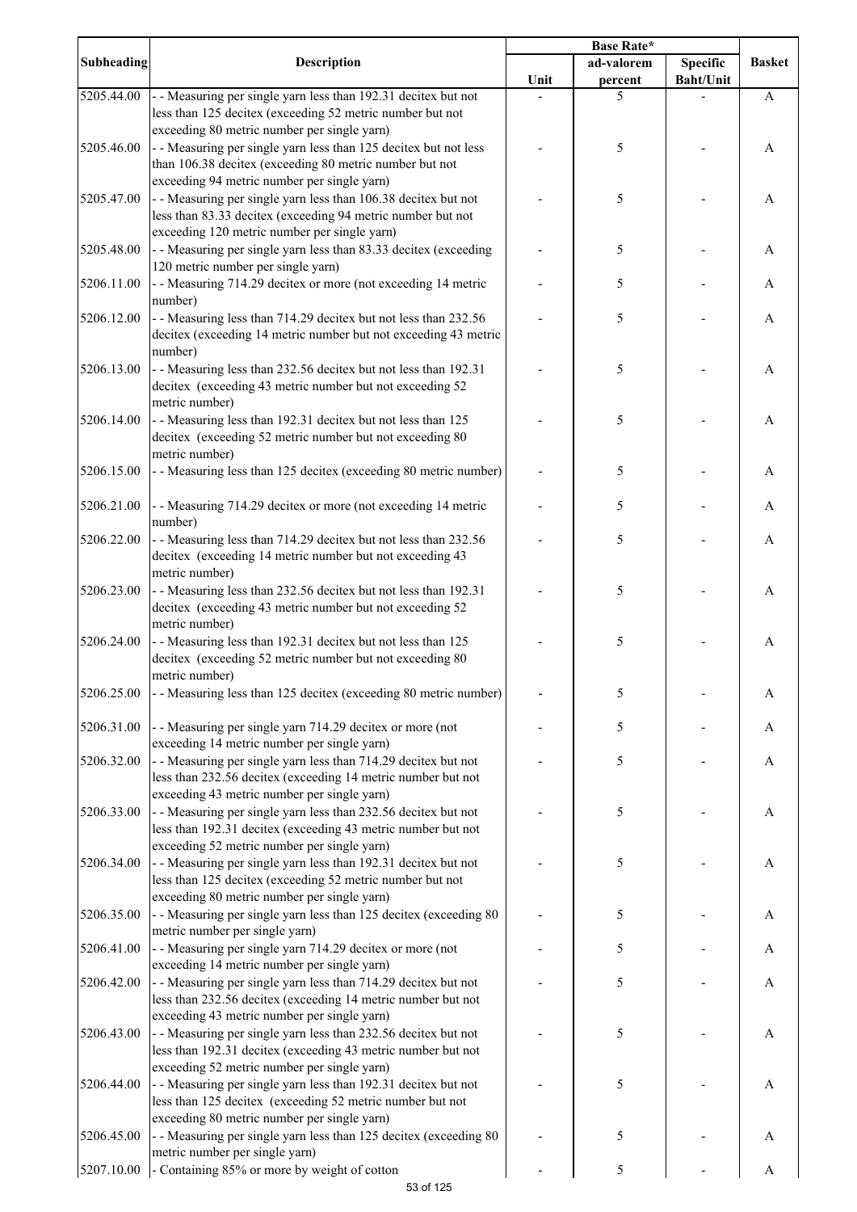| Subheading | Description | Base Rate* | | | Basket |
|---|---|---|---|---|---|
| | | Unit | ad-valorem percent | Specific Baht/Unit | |
| 5205.44.00 | - - Measuring per single yarn less than 192.31 decitex but not less than 125 decitex (exceeding 52 metric number but not exceeding 80 metric number per single yarn) | - | 5 | - | A |
| 5205.46.00 | - - Measuring per single yarn less than 125 decitex but not less than 106.38 decitex (exceeding 80 metric number but not exceeding 94 metric number per single yarn) | - | 5 | - | A |
| 5205.47.00 | - - Measuring per single yarn less than 106.38 decitex but not less than 83.33 decitex (exceeding 94 metric number but not exceeding 120 metric number per single yarn) | - | 5 | - | A |
| 5205.48.00 | - - Measuring per single yarn less than 83.33 decitex (exceeding 120 metric number per single yarn) | - | 5 | - | A |
| 5206.11.00 | - - Measuring 714.29 decitex or more (not exceeding 14 metric number) | - | 5 | - | A |
| 5206.12.00 | - - Measuring less than 714.29 decitex but not less than 232.56 decitex (exceeding 14 metric number but not exceeding 43 metric number) | - | 5 | - | A |
| 5206.13.00 | - - Measuring less than 232.56 decitex but not less than 192.31 decitex (exceeding 43 metric number but not exceeding 52 metric number) | - | 5 | - | A |
| 5206.14.00 | - - Measuring less than 192.31 decitex but not less than 125 decitex (exceeding 52 metric number but not exceeding 80 metric number) | - | 5 | - | A |
| 5206.15.00 | - - Measuring less than 125 decitex (exceeding 80 metric number) | - | 5 | - | A |
| 5206.21.00 | - - Measuring 714.29 decitex or more (not exceeding 14 metric number) | - | 5 | - | A |
| 5206.22.00 | - - Measuring less than 714.29 decitex but not less than 232.56 decitex (exceeding 14 metric number but not exceeding 43 metric number) | - | 5 | - | A |
| 5206.23.00 | - - Measuring less than 232.56 decitex but not less than 192.31 decitex (exceeding 43 metric number but not exceeding 52 metric number) | - | 5 | - | A |
| 5206.24.00 | - - Measuring less than 192.31 decitex but not less than 125 decitex (exceeding 52 metric number but not exceeding 80 metric number) | - | 5 | - | A |
| 5206.25.00 | - - Measuring less than 125 decitex (exceeding 80 metric number) | - | 5 | - | A |
| 5206.31.00 | - - Measuring per single yarn 714.29 decitex or more (not exceeding 14 metric number per single yarn) | - | 5 | - | A |
| 5206.32.00 | - - Measuring per single yarn less than 714.29 decitex but not less than 232.56 decitex (exceeding 14 metric number but not exceeding 43 metric number per single yarn) | - | 5 | - | A |
| 5206.33.00 | - - Measuring per single yarn less than 232.56 decitex but not less than 192.31 decitex (exceeding 43 metric number but not exceeding 52 metric number per single yarn) | - | 5 | - | A |
| 5206.34.00 | - - Measuring per single yarn less than 192.31 decitex but not less than 125 decitex (exceeding 52 metric number but not exceeding 80 metric number per single yarn) | - | 5 | - | A |
| 5206.35.00 | - - Measuring per single yarn less than 125 decitex (exceeding 80 metric number per single yarn) | - | 5 | - | A |
| 5206.41.00 | - - Measuring per single yarn 714.29 decitex or more (not exceeding 14 metric number per single yarn) | - | 5 | - | A |
| 5206.42.00 | - - Measuring per single yarn less than 714.29 decitex but not less than 232.56 decitex (exceeding 14 metric number but not exceeding 43 metric number per single yarn) | - | 5 | - | A |
| 5206.43.00 | - - Measuring per single yarn less than 232.56 decitex but not less than 192.31 decitex (exceeding 43 metric number but not exceeding 52 metric number per single yarn) | - | 5 | - | A |
| 5206.44.00 | - - Measuring per single yarn less than 192.31 decitex but not less than 125 decitex (exceeding 52 metric number but not exceeding 80 metric number per single yarn) | - | 5 | - | A |
| 5206.45.00 | - - Measuring per single yarn less than 125 decitex (exceeding 80 metric number per single yarn) | - | 5 | - | A |
| 5207.10.00 | - Containing 85% or more by weight of cotton | - | 5 | - | A |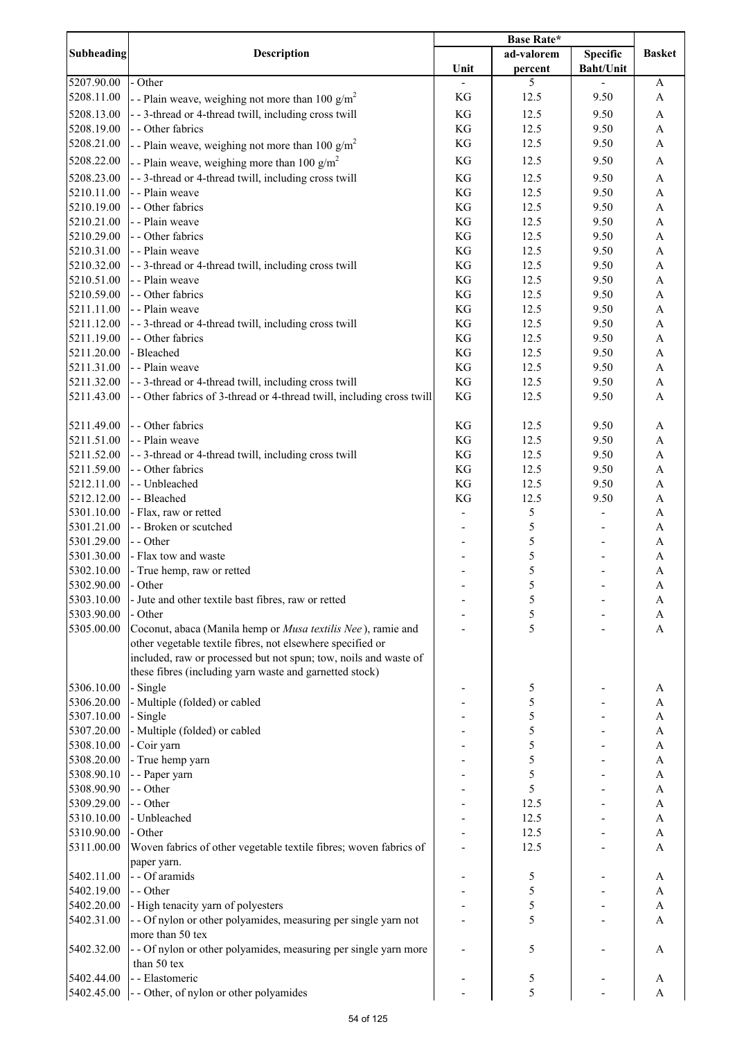| Subheading | Description | Base Rate* | | | Basket |
|---|---|---|---|---|---|
| | | Unit | ad-valorem percent | Specific Baht/Unit | |
| 5207.90.00 | - Other | - | 5 | - | A |
| 5208.11.00 | - - Plain weave, weighing not more than 100 $g/m^2$ | KG | 12.5 | 9.50 | A |
| 5208.13.00 | - - 3-thread or 4-thread twill, including cross twill | KG | 12.5 | 9.50 | A |
| 5208.19.00 | - - Other fabrics | KG | 12.5 | 9.50 | A |
| 5208.21.00 | - - Plain weave, weighing not more than 100 $g/m^2$ | KG | 12.5 | 9.50 | A |
| 5208.22.00 | - - Plain weave, weighing more than 100 $g/m^2$ | KG | 12.5 | 9.50 | A |
| 5208.23.00 | - - 3-thread or 4-thread twill, including cross twill | KG | 12.5 | 9.50 | A |
| 5210.11.00 | - - Plain weave | KG | 12.5 | 9.50 | A |
| 5210.19.00 | - - Other fabrics | KG | 12.5 | 9.50 | A |
| 5210.21.00 | - - Plain weave | KG | 12.5 | 9.50 | A |
| 5210.29.00 | - - Other fabrics | KG | 12.5 | 9.50 | A |
| 5210.31.00 | - - Plain weave | KG | 12.5 | 9.50 | A |
| 5210.32.00 | - - 3-thread or 4-thread twill, including cross twill | KG | 12.5 | 9.50 | A |
| 5210.51.00 | - - Plain weave | KG | 12.5 | 9.50 | A |
| 5210.59.00 | - - Other fabrics | KG | 12.5 | 9.50 | A |
| 5211.11.00 | - - Plain weave | KG | 12.5 | 9.50 | A |
| 5211.12.00 | - - 3-thread or 4-thread twill, including cross twill | KG | 12.5 | 9.50 | A |
| 5211.19.00 | - - Other fabrics | KG | 12.5 | 9.50 | A |
| 5211.20.00 | - Bleached | KG | 12.5 | 9.50 | A |
| 5211.31.00 | - - Plain weave | KG | 12.5 | 9.50 | A |
| 5211.32.00 | - - 3-thread or 4-thread twill, including cross twill | KG | 12.5 | 9.50 | A |
| 5211.43.00 | - - Other fabrics of 3-thread or 4-thread twill, including cross twill | KG | 12.5 | 9.50 | A |
| 5211.49.00 | - - Other fabrics | KG | 12.5 | 9.50 | A |
| 5211.51.00 | - - Plain weave | KG | 12.5 | 9.50 | A |
| 5211.52.00 | - - 3-thread or 4-thread twill, including cross twill | KG | 12.5 | 9.50 | A |
| 5211.59.00 | - - Other fabrics | KG | 12.5 | 9.50 | A |
| 5212.11.00 | - - Unbleached | KG | 12.5 | 9.50 | A |
| 5212.12.00 | - - Bleached | KG | 12.5 | 9.50 | A |
| 5301.10.00 | - Flax, raw or retted | - | 5 | - | A |
| 5301.21.00 | - - Broken or scutched | - | 5 | - | A |
| 5301.29.00 | - - Other | - | 5 | - | A |
| 5301.30.00 | - Flax tow and waste | - | 5 | - | A |
| 5302.10.00 | - True hemp, raw or retted | - | 5 | - | A |
| 5302.90.00 | - Other | - | 5 | - | A |
| 5303.10.00 | - Jute and other textile bast fibres, raw or retted | - | 5 | - | A |
| 5303.90.00 | - Other | - | 5 | - | A |
| 5305.00.00 | Coconut, abaca (Manila hemp or *Musa textilis Nee*), ramie and other vegetable textile fibres, not elsewhere specified or included, raw or processed but not spun; tow, noils and waste of these fibres (including yarn waste and garnetted stock) | - | 5 | - | A |
| 5306.10.00 | - Single | - | 5 | - | A |
| 5306.20.00 | - Multiple (folded) or cabled | - | 5 | - | A |
| 5307.10.00 | - Single | - | 5 | - | A |
| 5307.20.00 | - Multiple (folded) or cabled | - | 5 | - | A |
| 5308.10.00 | - Coir yarn | - | 5 | - | A |
| 5308.20.00 | - True hemp yarn | - | 5 | - | A |
| 5308.90.10 | - - Paper yarn | - | 5 | - | A |
| 5308.90.90 | - - Other | - | 5 | - | A |
| 5309.29.00 | - - Other | - | 12.5 | - | A |
| 5310.10.00 | - Unbleached | - | 12.5 | - | A |
| 5310.90.00 | - Other | - | 12.5 | - | A |
| 5311.00.00 | Woven fabrics of other vegetable textile fibres; woven fabrics of paper yarn. | - | 12.5 | - | A |
| 5402.11.00 | - - Of aramids | - | 5 | - | A |
| 5402.19.00 | - - Other | - | 5 | - | A |
| 5402.20.00 | - High tenacity yarn of polyesters | - | 5 | - | A |
| 5402.31.00 | - - Of nylon or other polyamides, measuring per single yarn not more than 50 tex | - | 5 | - | A |
| 5402.32.00 | - - Of nylon or other polyamides, measuring per single yarn more than 50 tex | - | 5 | - | A |
| 5402.44.00 | - - Elastomeric | - | 5 | - | A |
| 5402.45.00 | - - Other, of nylon or other polyamides | - | 5 | - | A |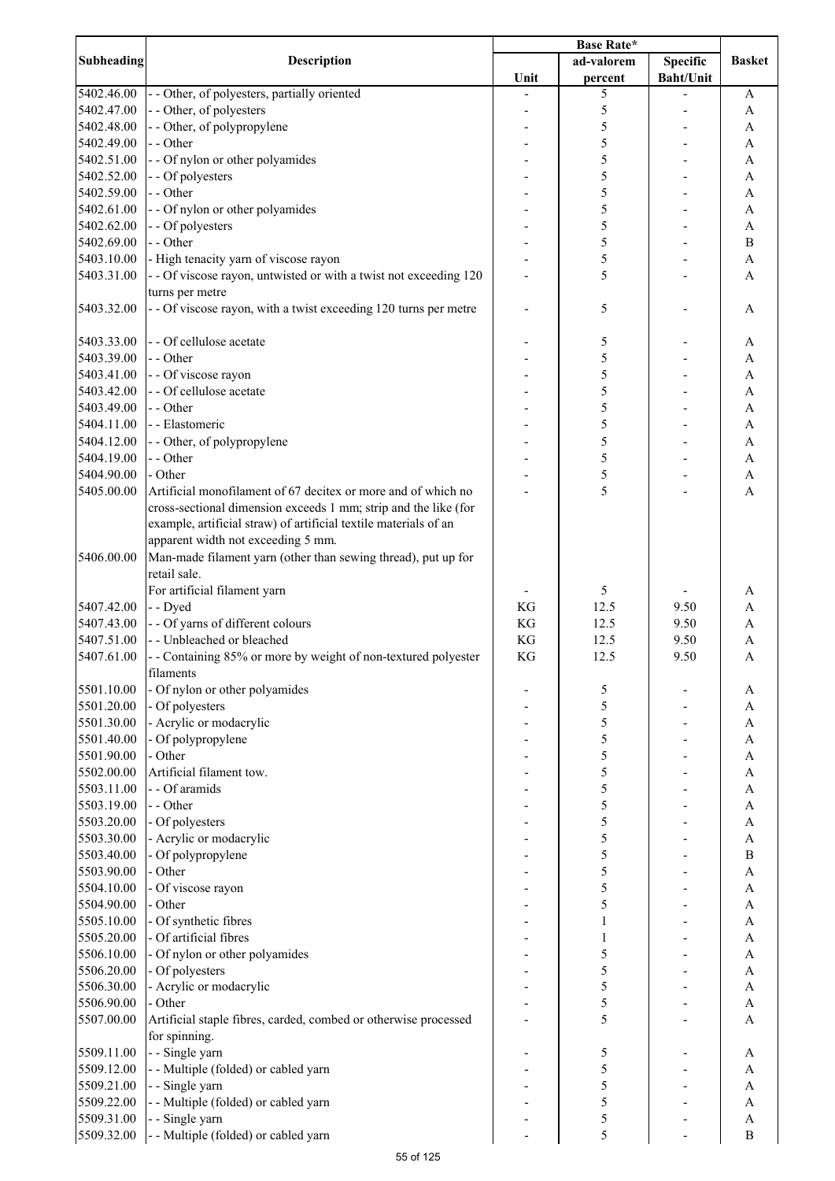| Subheading | Description | Base Rate* | | | Basket |
|---|---|---|---|---|---|
| | | Unit | ad-valorem percent | Specific Baht/Unit | |
| 5402.46.00 | - - Other, of polyesters, partially oriented | - | 5 | - | A |
| 5402.47.00 | - - Other, of polyesters | - | 5 | - | A |
| 5402.48.00 | - - Other, of polypropylene | - | 5 | - | A |
| 5402.49.00 | - - Other | - | 5 | - | A |
| 5402.51.00 | - - Of nylon or other polyamides | - | 5 | - | A |
| 5402.52.00 | - - Of polyesters | - | 5 | - | A |
| 5402.59.00 | - - Other | - | 5 | - | A |
| 5402.61.00 | - - Of nylon or other polyamides | - | 5 | - | A |
| 5402.62.00 | - - Of polyesters | - | 5 | - | A |
| 5402.69.00 | - - Other | - | 5 | - | B |
| 5403.10.00 | - High tenacity yarn of viscose rayon | - | 5 | - | A |
| 5403.31.00 | - - Of viscose rayon, untwisted or with a twist not exceeding 120 turns per metre | - | 5 | - | A |
| 5403.32.00 | - - Of viscose rayon, with a twist exceeding 120 turns per metre | - | 5 | - | A |
| 5403.33.00 | - - Of cellulose acetate | - | 5 | - | A |
| 5403.39.00 | - - Other | - | 5 | - | A |
| 5403.41.00 | - - Of viscose rayon | - | 5 | - | A |
| 5403.42.00 | - - Of cellulose acetate | - | 5 | - | A |
| 5403.49.00 | - - Other | - | 5 | - | A |
| 5404.11.00 | - - Elastomeric | - | 5 | - | A |
| 5404.12.00 | - - Other, of polypropylene | - | 5 | - | A |
| 5404.19.00 | - - Other | - | 5 | - | A |
| 5404.90.00 | - Other | - | 5 | - | A |
| 5405.00.00 | Artificial monofilament of 67 decitex or more and of which no cross-sectional dimension exceeds 1 mm; strip and the like (for example, artificial straw) of artificial textile materials of an apparent width not exceeding 5 mm. | - | 5 | - | A |
| 5406.00.00 | Man-made filament yarn (other than sewing thread), put up for retail sale. | | | | |
| | For artificial filament yarn | - | 5 | - | A |
| 5407.42.00 | - - Dyed | KG | 12.5 | 9.50 | A |
| 5407.43.00 | - - Of yarns of different colours | KG | 12.5 | 9.50 | A |
| 5407.51.00 | - - Unbleached or bleached | KG | 12.5 | 9.50 | A |
| 5407.61.00 | - - Containing 85% or more by weight of non-textured polyester filaments | KG | 12.5 | 9.50 | A |
| 5501.10.00 | - Of nylon or other polyamides | - | 5 | - | A |
| 5501.20.00 | - Of polyesters | - | 5 | - | A |
| 5501.30.00 | - Acrylic or modacrylic | - | 5 | - | A |
| 5501.40.00 | - Of polypropylene | - | 5 | - | A |
| 5501.90.00 | - Other | - | 5 | - | A |
| 5502.00.00 | Artificial filament tow. | - | 5 | - | A |
| 5503.11.00 | - - Of aramids | - | 5 | - | A |
| 5503.19.00 | - - Other | - | 5 | - | A |
| 5503.20.00 | - Of polyesters | - | 5 | - | A |
| 5503.30.00 | - Acrylic or modacrylic | - | 5 | - | A |
| 5503.40.00 | - Of polypropylene | - | 5 | - | B |
| 5503.90.00 | - Other | - | 5 | - | A |
| 5504.10.00 | - Of viscose rayon | - | 5 | - | A |
| 5504.90.00 | - Other | - | 5 | - | A |
| 5505.10.00 | - Of synthetic fibres | - | 1 | - | A |
| 5505.20.00 | - Of artificial fibres | - | 1 | - | A |
| 5506.10.00 | - Of nylon or other polyamides | - | 5 | - | A |
| 5506.20.00 | - Of polyesters | - | 5 | - | A |
| 5506.30.00 | - Acrylic or modacrylic | - | 5 | - | A |
| 5506.90.00 | - Other | - | 5 | - | A |
| 5507.00.00 | Artificial staple fibres, carded, combed or otherwise processed for spinning. | - | 5 | - | A |
| 5509.11.00 | - - Single yarn | - | 5 | - | A |
| 5509.12.00 | - - Multiple (folded) or cabled yarn | - | 5 | - | A |
| 5509.21.00 | - - Single yarn | - | 5 | - | A |
| 5509.22.00 | - - Multiple (folded) or cabled yarn | - | 5 | - | A |
| 5509.31.00 | - - Single yarn | - | 5 | - | A |
| 5509.32.00 | - - Multiple (folded) or cabled yarn | - | 5 | - | B |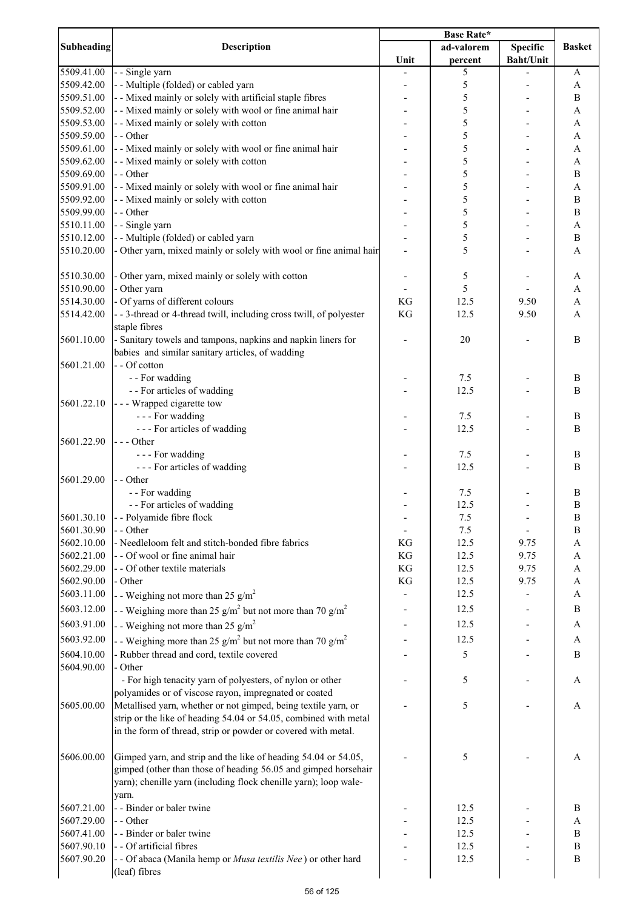| Subheading | Description | Base Rate* | | | Basket |
|---|---|---|---|---|---|
| | | Unit | ad-valorem percent | Specific Baht/Unit | |
| 5509.41.00 | - - Single yarn | - | 5 | - | A |
| 5509.42.00 | - - Multiple (folded) or cabled yarn | - | 5 | - | A |
| 5509.51.00 | - - Mixed mainly or solely with artificial staple fibres | - | 5 | - | B |
| 5509.52.00 | - - Mixed mainly or solely with wool or fine animal hair | - | 5 | - | A |
| 5509.53.00 | - - Mixed mainly or solely with cotton | - | 5 | - | A |
| 5509.59.00 | - - Other | - | 5 | - | A |
| 5509.61.00 | - - Mixed mainly or solely with wool or fine animal hair | - | 5 | - | A |
| 5509.62.00 | - - Mixed mainly or solely with cotton | - | 5 | - | A |
| 5509.69.00 | - - Other | - | 5 | - | B |
| 5509.91.00 | - - Mixed mainly or solely with wool or fine animal hair | - | 5 | - | A |
| 5509.92.00 | - - Mixed mainly or solely with cotton | - | 5 | - | B |
| 5509.99.00 | - - Other | - | 5 | - | B |
| 5510.11.00 | - - Single yarn | - | 5 | - | A |
| 5510.12.00 | - - Multiple (folded) or cabled yarn | - | 5 | - | B |
| 5510.20.00 | - Other yarn, mixed mainly or solely with wool or fine animal hair | - | 5 | - | A |
| 5510.30.00 | - Other yarn, mixed mainly or solely with cotton | - | 5 | - | A |
| 5510.90.00 | - Other yarn | - | 5 | - | A |
| 5514.30.00 | - Of yarns of different colours | KG | 12.5 | 9.50 | A |
| 5514.42.00 | - - 3-thread or 4-thread twill, including cross twill, of polyester staple fibres | KG | 12.5 | 9.50 | A |
| 5601.10.00 | - Sanitary towels and tampons, napkins and napkin liners for babies and similar sanitary articles, of wadding | - | 20 | - | B |
| 5601.21.00 | - - Of cotton | | | | |
| | - - For wadding | - | 7.5 | - | B |
| | - - For articles of wadding | - | 12.5 | - | B |
| 5601.22.10 | - - - Wrapped cigarette tow | | | | |
| | - - - For wadding | - | 7.5 | - | B |
| | - - - For articles of wadding | - | 12.5 | - | B |
| 5601.22.90 | - - - Other | | | | |
| | - - - For wadding | - | 7.5 | - | B |
| | - - - For articles of wadding | - | 12.5 | - | B |
| 5601.29.00 | - - Other | | | | |
| | - - For wadding | - | 7.5 | - | B |
| | - - For articles of wadding | - | 12.5 | - | B |
| 5601.30.10 | - - Polyamide fibre flock | - | 7.5 | - | B |
| 5601.30.90 | - - Other | - | 7.5 | - | B |
| 5602.10.00 | - Needleloom felt and stitch-bonded fibre fabrics | KG | 12.5 | 9.75 | A |
| 5602.21.00 | - - Of wool or fine animal hair | KG | 12.5 | 9.75 | A |
| 5602.29.00 | - - Of other textile materials | KG | 12.5 | 9.75 | A |
| 5602.90.00 | - Other | KG | 12.5 | 9.75 | A |
| 5603.11.00 | - - Weighing not more than 25 $g/m^2$ | - | 12.5 | - | A |
| 5603.12.00 | - - Weighing more than 25 $g/m^2$ but not more than 70 $g/m^2$ | - | 12.5 | - | B |
| 5603.91.00 | - - Weighing not more than 25 $g/m^2$ | - | 12.5 | - | A |
| 5603.92.00 | - - Weighing more than 25 $g/m^2$ but not more than 70 $g/m^2$ | - | 12.5 | - | A |
| 5604.10.00 | - Rubber thread and cord, textile covered | - | 5 | - | B |
| 5604.90.00 | - Other | | | | |
| | - For high tenacity yarn of polyesters, of nylon or other polyamides or of viscose rayon, impregnated or coated | - | 5 | - | A |
| 5605.00.00 | Metallised yarn, whether or not gimped, being textile yarn, or strip or the like of heading 54.04 or 54.05, combined with metal in the form of thread, strip or powder or covered with metal. | - | 5 | - | A |
| 5606.00.00 | Gimped yarn, and strip and the like of heading 54.04 or 54.05, gimped (other than those of heading 56.05 and gimped horsehair yarn); chenille yarn (including flock chenille yarn); loop wale-yarn. | - | 5 | - | A |
| 5607.21.00 | - - Binder or baler twine | - | 12.5 | - | B |
| 5607.29.00 | - - Other | - | 12.5 | - | A |
| 5607.41.00 | - - Binder or baler twine | - | 12.5 | - | B |
| 5607.90.10 | - - Of artificial fibres | - | 12.5 | - | B |
| 5607.90.20 | - - Of abaca (Manila hemp or *Musa textilis Nee*) or other hard (leaf) fibres | - | 12.5 | - | B |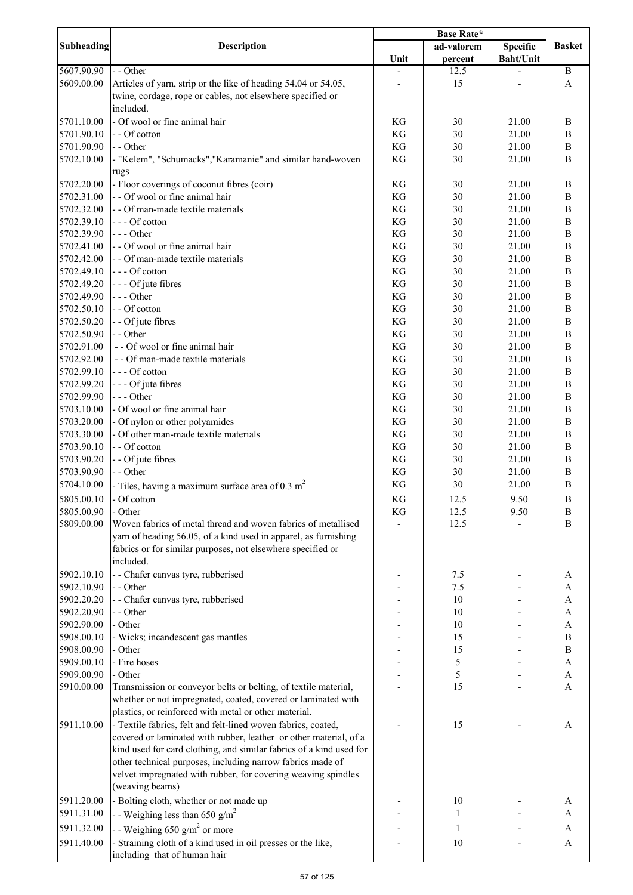| Subheading | Description | Base Rate* | | | Basket |
|---|---|---|---|---|---|
| | | Unit | ad-valorem percent | Specific Baht/Unit | |
| 5607.90.90 | - - Other | - | 12.5 | - | B |
| 5609.00.00 | Articles of yarn, strip or the like of heading 54.04 or 54.05, twine, cordage, rope or cables, not elsewhere specified or included. | - | 15 | - | A |
| 5701.10.00 | - Of wool or fine animal hair | KG | 30 | 21.00 | B |
| 5701.90.10 | - - Of cotton | KG | 30 | 21.00 | B |
| 5701.90.90 | - - Other | KG | 30 | 21.00 | B |
| 5702.10.00 | - "Kelem", "Schumacks","Karamanie" and similar hand-woven rugs | KG | 30 | 21.00 | B |
| 5702.20.00 | - Floor coverings of coconut fibres (coir) | KG | 30 | 21.00 | B |
| 5702.31.00 | - - Of wool or fine animal hair | KG | 30 | 21.00 | B |
| 5702.32.00 | - - Of man-made textile materials | KG | 30 | 21.00 | B |
| 5702.39.10 | - - - Of cotton | KG | 30 | 21.00 | B |
| 5702.39.90 | - - - Other | KG | 30 | 21.00 | B |
| 5702.41.00 | - - Of wool or fine animal hair | KG | 30 | 21.00 | B |
| 5702.42.00 | - - Of man-made textile materials | KG | 30 | 21.00 | B |
| 5702.49.10 | - - - Of cotton | KG | 30 | 21.00 | B |
| 5702.49.20 | - - - Of jute fibres | KG | 30 | 21.00 | B |
| 5702.49.90 | - - - Other | KG | 30 | 21.00 | B |
| 5702.50.10 | - - Of cotton | KG | 30 | 21.00 | B |
| 5702.50.20 | - - Of jute fibres | KG | 30 | 21.00 | B |
| 5702.50.90 | - - Other | KG | 30 | 21.00 | B |
| 5702.91.00 | - - Of wool or fine animal hair | KG | 30 | 21.00 | B |
| 5702.92.00 | - - Of man-made textile materials | KG | 30 | 21.00 | B |
| 5702.99.10 | - - - Of cotton | KG | 30 | 21.00 | B |
| 5702.99.20 | - - - Of jute fibres | KG | 30 | 21.00 | B |
| 5702.99.90 | - - - Other | KG | 30 | 21.00 | B |
| 5703.10.00 | - Of wool or fine animal hair | KG | 30 | 21.00 | B |
| 5703.20.00 | - Of nylon or other polyamides | KG | 30 | 21.00 | B |
| 5703.30.00 | - Of other man-made textile materials | KG | 30 | 21.00 | B |
| 5703.90.10 | - - Of cotton | KG | 30 | 21.00 | B |
| 5703.90.20 | - - Of jute fibres | KG | 30 | 21.00 | B |
| 5703.90.90 | - - Other | KG | 30 | 21.00 | B |
| 5704.10.00 | - Tiles, having a maximum surface area of 0.3 $m^2$ | KG | 30 | 21.00 | B |
| 5805.00.10 | - Of cotton | KG | 12.5 | 9.50 | B |
| 5805.00.90 | - Other | KG | 12.5 | 9.50 | B |
| 5809.00.00 | Woven fabrics of metal thread and woven fabrics of metallised yarn of heading 56.05, of a kind used in apparel, as furnishing fabrics or for similar purposes, not elsewhere specified or included. | - | 12.5 | - | B |
| 5902.10.10 | - - Chafer canvas tyre, rubberised | - | 7.5 | - | A |
| 5902.10.90 | - - Other | - | 7.5 | - | A |
| 5902.20.20 | - - Chafer canvas tyre, rubberised | - | 10 | - | A |
| 5902.20.90 | - - Other | - | 10 | - | A |
| 5902.90.00 | - Other | - | 10 | - | A |
| 5908.00.10 | - Wicks; incandescent gas mantles | - | 15 | - | B |
| 5908.00.90 | - Other | - | 15 | - | B |
| 5909.00.10 | - Fire hoses | - | 5 | - | A |
| 5909.00.90 | - Other | - | 5 | - | A |
| 5910.00.00 | Transmission or conveyor belts or belting, of textile material, whether or not impregnated, coated, covered or laminated with plastics, or reinforced with metal or other material. | - | 15 | - | A |
| 5911.10.00 | - Textile fabrics, felt and felt-lined woven fabrics, coated, covered or laminated with rubber, leather or other material, of a kind used for card clothing, and similar fabrics of a kind used for other technical purposes, including narrow fabrics made of velvet impregnated with rubber, for covering weaving spindles (weaving beams) | - | 15 | - | A |
| 5911.20.00 | - Bolting cloth, whether or not made up | - | 10 | - | A |
| 5911.31.00 | - - Weighing less than 650 $g/m^2$ | - | 1 | - | A |
| 5911.32.00 | - - Weighing 650 $g/m^2$ or more | - | 1 | - | A |
| 5911.40.00 | - Straining cloth of a kind used in oil presses or the like, including that of human hair | - | 10 | - | A |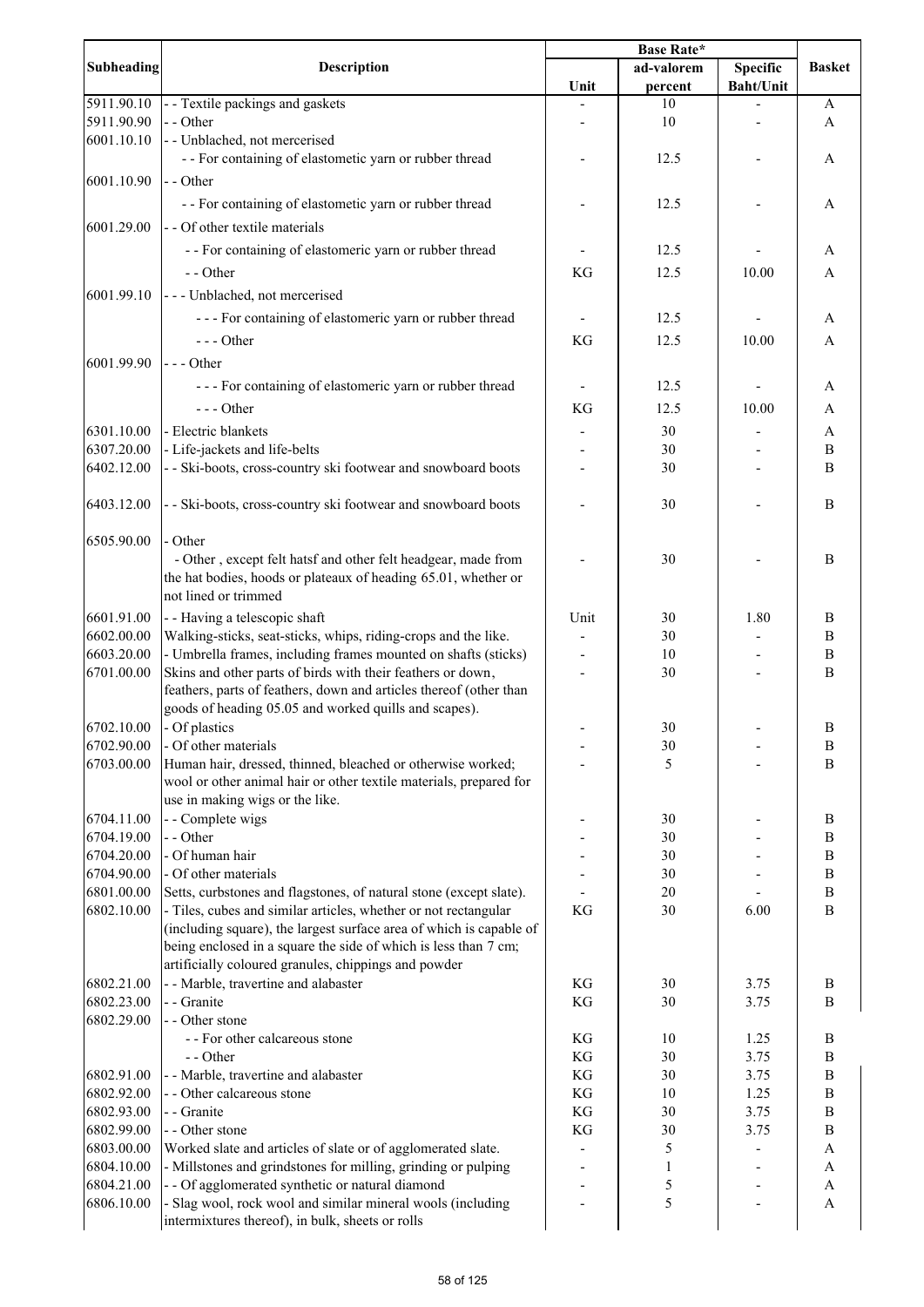| Subheading | Description | Base Rate* | | | Basket |
|---|---|---|---|---|---|
| | | Unit | ad-valorem percent | Specific Baht/Unit | |
| 5911.90.10 | - - Textile packings and gaskets | - | 10 | - | A |
| 5911.90.90 | - - Other | - | 10 | - | A |
| 6001.10.10 | - - Unblached, not mercerised | | | | |
| | - - For containing of elastometic yarn or rubber thread | - | 12.5 | - | A |
| 6001.10.90 | - - Other | | | | |
| | - - For containing of elastometic yarn or rubber thread | - | 12.5 | - | A |
| 6001.29.00 | - - Of other textile materials | | | | |
| | - - For containing of elastomeric yarn or rubber thread | - | 12.5 | - | A |
| | - - Other | KG | 12.5 | 10.00 | A |
| 6001.99.10 | - - - Unblached, not mercerised | | | | |
| | - - - For containing of elastomeric yarn or rubber thread | - | 12.5 | - | A |
| | - - - Other | KG | 12.5 | 10.00 | A |
| 6001.99.90 | - - - Other | | | | |
| | - - - For containing of elastomeric yarn or rubber thread | - | 12.5 | - | A |
| | - - - Other | KG | 12.5 | 10.00 | A |
| 6301.10.00 | - Electric blankets | - | 30 | - | A |
| 6307.20.00 | - Life-jackets and life-belts | - | 30 | - | B |
| 6402.12.00 | - - Ski-boots, cross-country ski footwear and snowboard boots | - | 30 | - | B |
| 6403.12.00 | - - Ski-boots, cross-country ski footwear and snowboard boots | - | 30 | - | B |
| 6505.90.00 | - Other | | | | |
| | - Other , except felt hatsf and other felt headgear, made from the hat bodies, hoods or plateaux of heading 65.01, whether or not lined or trimmed | - | 30 | - | B |
| 6601.91.00 | - - Having a telescopic shaft | Unit | 30 | 1.80 | B |
| 6602.00.00 | Walking-sticks, seat-sticks, whips, riding-crops and the like. | - | 30 | - | B |
| 6603.20.00 | - Umbrella frames, including frames mounted on shafts (sticks) | - | 10 | - | B |
| 6701.00.00 | Skins and other parts of birds with their feathers or down, feathers, parts of feathers, down and articles thereof (other than goods of heading 05.05 and worked quills and scapes). | - | 30 | - | B |
| 6702.10.00 | - Of plastics | - | 30 | - | B |
| 6702.90.00 | - Of other materials | - | 30 | - | B |
| 6703.00.00 | Human hair, dressed, thinned, bleached or otherwise worked; wool or other animal hair or other textile materials, prepared for use in making wigs or the like. | - | 5 | - | B |
| 6704.11.00 | - - Complete wigs | - | 30 | - | B |
| 6704.19.00 | - - Other | - | 30 | - | B |
| 6704.20.00 | - Of human hair | - | 30 | - | B |
| 6704.90.00 | - Of other materials | - | 30 | - | B |
| 6801.00.00 | Setts, curbstones and flagstones, of natural stone (except slate). | - | 20 | - | B |
| 6802.10.00 | - Tiles, cubes and similar articles, whether or not rectangular (including square), the largest surface area of which is capable of being enclosed in a square the side of which is less than 7 cm; artificially coloured granules, chippings and powder | KG | 30 | 6.00 | B |
| 6802.21.00 | - - Marble, travertine and alabaster | KG | 30 | 3.75 | B |
| 6802.23.00 | - - Granite | KG | 30 | 3.75 | B |
| 6802.29.00 | - - Other stone | | | | |
| | - - For other calcareous stone | KG | 10 | 1.25 | B |
| | - - Other | KG | 30 | 3.75 | B |
| 6802.91.00 | - - Marble, travertine and alabaster | KG | 30 | 3.75 | B |
| 6802.92.00 | - - Other calcareous stone | KG | 10 | 1.25 | B |
| 6802.93.00 | - - Granite | KG | 30 | 3.75 | B |
| 6802.99.00 | - - Other stone | KG | 30 | 3.75 | B |
| 6803.00.00 | Worked slate and articles of slate or of agglomerated slate. | - | 5 | - | A |
| 6804.10.00 | - Millstones and grindstones for milling, grinding or pulping | - | 1 | - | A |
| 6804.21.00 | - - Of agglomerated synthetic or natural diamond | - | 5 | - | A |
| 6806.10.00 | - Slag wool, rock wool and similar mineral wools (including intermixtures thereof), in bulk, sheets or rolls | - | 5 | - | A |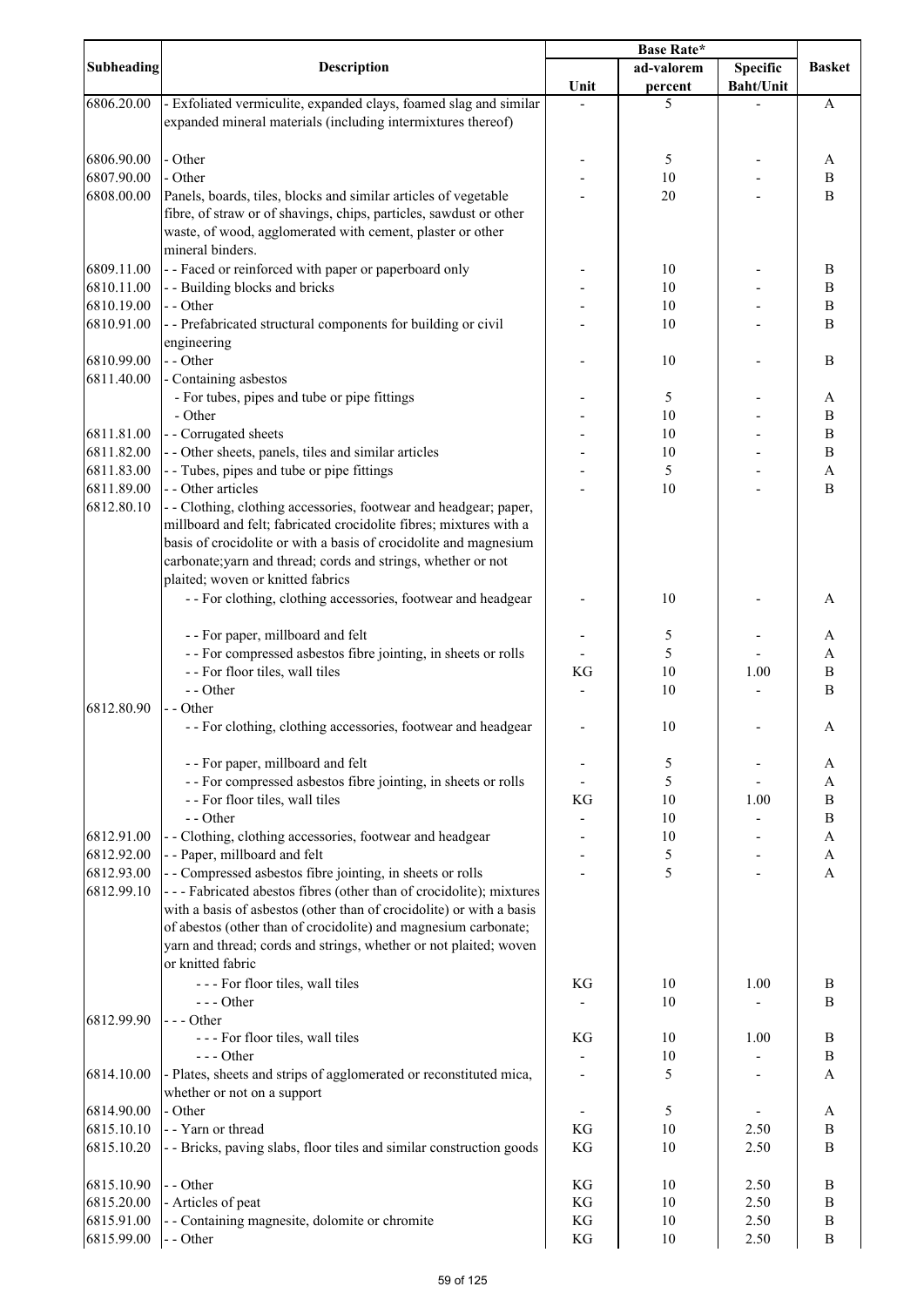| Subheading | Description | Base Rate* | | | Basket |
|---|---|---|---|---|---|
| | | Unit | ad-valorem percent | Specific Baht/Unit | |
| 6806.20.00 | - Exfoliated vermiculite, expanded clays, foamed slag and similar expanded mineral materials (including intermixtures thereof) | - | 5 | - | A |
| 6806.90.00 | - Other | - | 5 | - | A |
| 6807.90.00 | - Other | - | 10 | - | B |
| 6808.00.00 | Panels, boards, tiles, blocks and similar articles of vegetable fibre, of straw or of shavings, chips, particles, sawdust or other waste, of wood, agglomerated with cement, plaster or other mineral binders. | - | 20 | - | B |
| 6809.11.00 | - - Faced or reinforced with paper or paperboard only | - | 10 | - | B |
| 6810.11.00 | - - Building blocks and bricks | - | 10 | - | B |
| 6810.19.00 | - - Other | - | 10 | - | B |
| 6810.91.00 | - - Prefabricated structural components for building or civil engineering | - | 10 | - | B |
| 6810.99.00 | - - Other | - | 10 | - | B |
| 6811.40.00 | - Containing asbestos | | | | |
| | - For tubes, pipes and tube or pipe fittings | - | 5 | - | A |
| | - Other | - | 10 | - | B |
| 6811.81.00 | - - Corrugated sheets | - | 10 | - | B |
| 6811.82.00 | - - Other sheets, panels, tiles and similar articles | - | 10 | - | B |
| 6811.83.00 | - - Tubes, pipes and tube or pipe fittings | - | 5 | - | A |
| 6811.89.00 | - - Other articles | - | 10 | - | B |
| 6812.80.10 | - - Clothing, clothing accessories, footwear and headgear; paper, millboard and felt; fabricated crocidolite fibres; mixtures with a basis of crocidolite or with a basis of crocidolite and magnesium carbonate;yarn and thread; cords and strings, whether or not plaited; woven or knitted fabrics | | | | |
| | - - For clothing, clothing accessories, footwear and headgear | - | 10 | - | A |
| | - - For paper, millboard and felt | - | 5 | - | A |
| | - - For compressed asbestos fibre jointing, in sheets or rolls | - | 5 | - | A |
| | - - For floor tiles, wall tiles | KG | 10 | 1.00 | B |
| | - - Other | - | 10 | - | B |
| 6812.80.90 | - - Other | | | | |
| | - - For clothing, clothing accessories, footwear and headgear | - | 10 | - | A |
| | - - For paper, millboard and felt | - | 5 | - | A |
| | - - For compressed asbestos fibre jointing, in sheets or rolls | - | 5 | - | A |
| | - - For floor tiles, wall tiles | KG | 10 | 1.00 | B |
| | - - Other | - | 10 | - | B |
| 6812.91.00 | - - Clothing, clothing accessories, footwear and headgear | - | 10 | - | A |
| 6812.92.00 | - - Paper, millboard and felt | - | 5 | - | A |
| 6812.93.00 | - - Compressed asbestos fibre jointing, in sheets or rolls | - | 5 | - | A |
| 6812.99.10 | - - - Fabricated abestos fibres (other than of crocidolite); mixtures with a basis of asbestos (other than of crocidolite) or with a basis of abestos (other than of crocidolite) and magnesium carbonate; yarn and thread; cords and strings, whether or not plaited; woven or knitted fabric | | | | |
| | - - - For floor tiles, wall tiles | KG | 10 | 1.00 | B |
| | - - - Other | - | 10 | - | B |
| 6812.99.90 | - - - Other | | | | |
| | - - - For floor tiles, wall tiles | KG | 10 | 1.00 | B |
| | - - - Other | - | 10 | - | B |
| 6814.10.00 | - Plates, sheets and strips of agglomerated or reconstituted mica, whether or not on a support | - | 5 | - | A |
| 6814.90.00 | - Other | - | 5 | - | A |
| 6815.10.10 | - - Yarn or thread | KG | 10 | 2.50 | B |
| 6815.10.20 | - - Bricks, paving slabs, floor tiles and similar construction goods | KG | 10 | 2.50 | B |
| 6815.10.90 | - - Other | KG | 10 | 2.50 | B |
| 6815.20.00 | - Articles of peat | KG | 10 | 2.50 | B |
| 6815.91.00 | - - Containing magnesite, dolomite or chromite | KG | 10 | 2.50 | B |
| 6815.99.00 | - - Other | KG | 10 | 2.50 | B |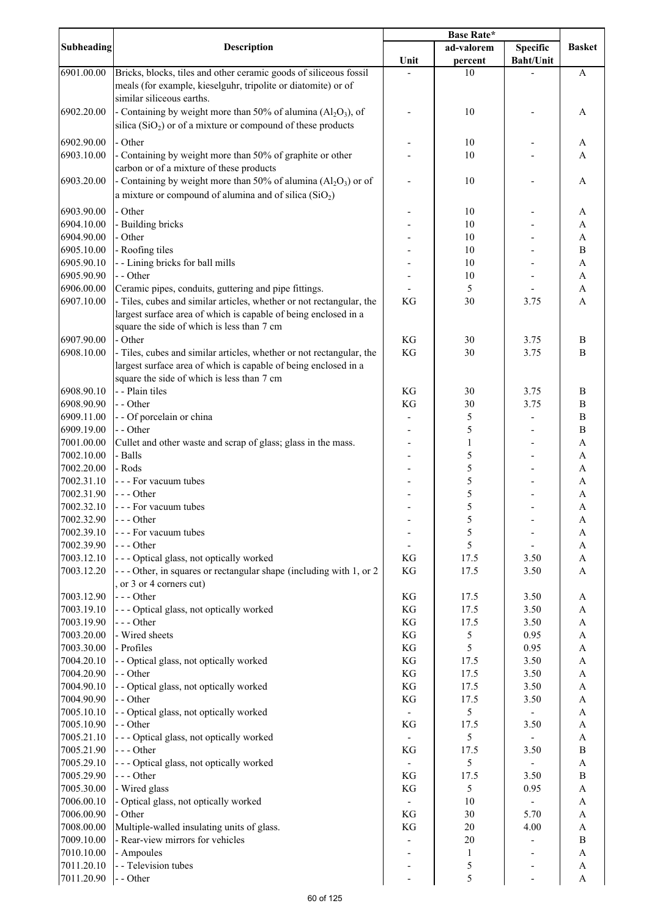| Subheading | Description | Base Rate* | | | Basket |
|---|---|---|---|---|---|
| | | Unit | ad-valorem percent | Specific Baht/Unit | |
| 6901.00.00 | Bricks, blocks, tiles and other ceramic goods of siliceous fossil meals (for example, kieselguhr, tripolite or diatomite) or of similar siliceous earths. | - | 10 | - | A |
| 6902.20.00 | - Containing by weight more than 50% of alumina ($Al_2O_3$), of silica ($SiO_2$) or of a mixture or compound of these products | - | 10 | - | A |
| 6902.90.00 | - Other | - | 10 | - | A |
| 6903.10.00 | - Containing by weight more than 50% of graphite or other carbon or of a mixture of these products | - | 10 | - | A |
| 6903.20.00 | - Containing by weight more than 50% of alumina ($Al_2O_3$) or of a mixture or compound of alumina and of silica ($SiO_2$) | - | 10 | - | A |
| 6903.90.00 | - Other | - | 10 | - | A |
| 6904.10.00 | - Building bricks | - | 10 | - | A |
| 6904.90.00 | - Other | - | 10 | - | A |
| 6905.10.00 | - Roofing tiles | - | 10 | - | B |
| 6905.90.10 | - - Lining bricks for ball mills | - | 10 | - | A |
| 6905.90.90 | - - Other | - | 10 | - | A |
| 6906.00.00 | Ceramic pipes, conduits, guttering and pipe fittings. | - | 5 | - | A |
| 6907.10.00 | - Tiles, cubes and similar articles, whether or not rectangular, the largest surface area of which is capable of being enclosed in a square the side of which is less than 7 cm | KG | 30 | 3.75 | A |
| 6907.90.00 | - Other | KG | 30 | 3.75 | B |
| 6908.10.00 | - Tiles, cubes and similar articles, whether or not rectangular, the largest surface area of which is capable of being enclosed in a square the side of which is less than 7 cm | KG | 30 | 3.75 | B |
| 6908.90.10 | - - Plain tiles | KG | 30 | 3.75 | B |
| 6908.90.90 | - - Other | KG | 30 | 3.75 | B |
| 6909.11.00 | - - Of porcelain or china | - | 5 | - | B |
| 6909.19.00 | - - Other | - | 5 | - | B |
| 7001.00.00 | Cullet and other waste and scrap of glass; glass in the mass. | - | 1 | - | A |
| 7002.10.00 | - Balls | - | 5 | - | A |
| 7002.20.00 | - Rods | - | 5 | - | A |
| 7002.31.10 | - - - For vacuum tubes | - | 5 | - | A |
| 7002.31.90 | - - - Other | - | 5 | - | A |
| 7002.32.10 | - - - For vacuum tubes | - | 5 | - | A |
| 7002.32.90 | - - - Other | - | 5 | - | A |
| 7002.39.10 | - - - For vacuum tubes | - | 5 | - | A |
| 7002.39.90 | - - - Other | - | 5 | - | A |
| 7003.12.10 | - - - Optical glass, not optically worked | KG | 17.5 | 3.50 | A |
| 7003.12.20 | - - - Other, in squares or rectangular shape (including with 1, or 2 , or 3 or 4 corners cut) | KG | 17.5 | 3.50 | A |
| 7003.12.90 | - - - Other | KG | 17.5 | 3.50 | A |
| 7003.19.10 | - - - Optical glass, not optically worked | KG | 17.5 | 3.50 | A |
| 7003.19.90 | - - - Other | KG | 17.5 | 3.50 | A |
| 7003.20.00 | - Wired sheets | KG | 5 | 0.95 | A |
| 7003.30.00 | - Profiles | KG | 5 | 0.95 | A |
| 7004.20.10 | - - Optical glass, not optically worked | KG | 17.5 | 3.50 | A |
| 7004.20.90 | - - Other | KG | 17.5 | 3.50 | A |
| 7004.90.10 | - - Optical glass, not optically worked | KG | 17.5 | 3.50 | A |
| 7004.90.90 | - - Other | KG | 17.5 | 3.50 | A |
| 7005.10.10 | - - Optical glass, not optically worked | - | 5 | - | A |
| 7005.10.90 | - - Other | KG | 17.5 | 3.50 | A |
| 7005.21.10 | - - - Optical glass, not optically worked | - | 5 | - | A |
| 7005.21.90 | - - - Other | KG | 17.5 | 3.50 | B |
| 7005.29.10 | - - - Optical glass, not optically worked | - | 5 | - | A |
| 7005.29.90 | - - - Other | KG | 17.5 | 3.50 | B |
| 7005.30.00 | - Wired glass | KG | 5 | 0.95 | A |
| 7006.00.10 | - Optical glass, not optically worked | - | 10 | - | A |
| 7006.00.90 | - Other | KG | 30 | 5.70 | A |
| 7008.00.00 | Multiple-walled insulating units of glass. | KG | 20 | 4.00 | A |
| 7009.10.00 | - Rear-view mirrors for vehicles | - | 20 | - | B |
| 7010.10.00 | - Ampoules | - | 1 | - | A |
| 7011.20.10 | - - Television tubes | - | 5 | - | A |
| 7011.20.90 | - - Other | - | 5 | - | A |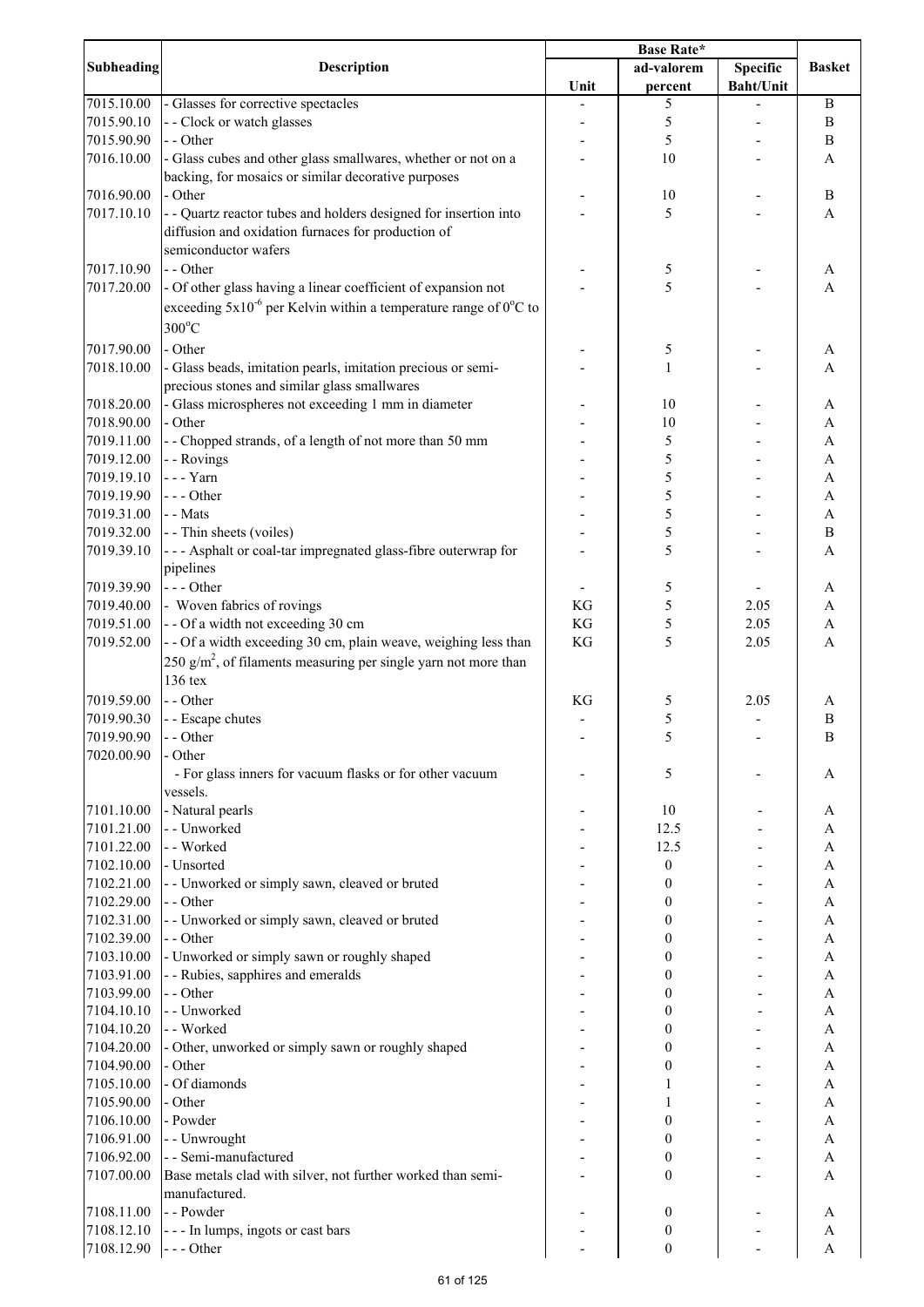| Subheading | Description | Base Rate* | | | Basket |
|---|---|---|---|---|---|
| | | Unit | ad-valorem percent | Specific Baht/Unit | |
| 7015.10.00 | - Glasses for corrective spectacles | - | 5 | - | B |
| 7015.90.10 | - - Clock or watch glasses | - | 5 | - | B |
| 7015.90.90 | - - Other | - | 5 | - | B |
| 7016.10.00 | - Glass cubes and other glass smallwares, whether or not on a backing, for mosaics or similar decorative purposes | - | 10 | - | A |
| 7016.90.00 | - Other | - | 10 | - | B |
| 7017.10.10 | - - Quartz reactor tubes and holders designed for insertion into diffusion and oxidation furnaces for production of semiconductor wafers | - | 5 | - | A |
| 7017.10.90 | - - Other | - | 5 | - | A |
| 7017.20.00 | - Of other glass having a linear coefficient of expansion not exceeding $5x10^{-6}$ per Kelvin within a temperature range of $0^{o}C$ to $300^{o}C$ | - | 5 | - | A |
| 7017.90.00 | - Other | - | 5 | - | A |
| 7018.10.00 | - Glass beads, imitation pearls, imitation precious or semi-precious stones and similar glass smallwares | - | 1 | - | A |
| 7018.20.00 | - Glass microspheres not exceeding 1 mm in diameter | - | 10 | - | A |
| 7018.90.00 | - Other | - | 10 | - | A |
| 7019.11.00 | - - Chopped strands, of a length of not more than 50 mm | - | 5 | - | A |
| 7019.12.00 | - - Rovings | - | 5 | - | A |
| 7019.19.10 | - - - Yarn | - | 5 | - | A |
| 7019.19.90 | - - - Other | - | 5 | - | A |
| 7019.31.00 | - - Mats | - | 5 | - | A |
| 7019.32.00 | - - Thin sheets (voiles) | - | 5 | - | B |
| 7019.39.10 | - - - Asphalt or coal-tar impregnated glass-fibre outerwrap for pipelines | - | 5 | - | A |
| 7019.39.90 | - - - Other | - | 5 | - | A |
| 7019.40.00 | - Woven fabrics of rovings | KG | 5 | 2.05 | A |
| 7019.51.00 | - - Of a width not exceeding 30 cm | KG | 5 | 2.05 | A |
| 7019.52.00 | - - Of a width exceeding 30 cm, plain weave, weighing less than 250 $g/m^2$, of filaments measuring per single yarn not more than 136 tex | KG | 5 | 2.05 | A |
| 7019.59.00 | - - Other | KG | 5 | 2.05 | A |
| 7019.90.30 | - - Escape chutes | - | 5 | - | B |
| 7019.90.90 | - - Other | - | 5 | - | B |
| 7020.00.90 | - Other | | | | |
| | - For glass inners for vacuum flasks or for other vacuum vessels. | - | 5 | - | A |
| 7101.10.00 | - Natural pearls | - | 10 | - | A |
| 7101.21.00 | - - Unworked | - | 12.5 | - | A |
| 7101.22.00 | - - Worked | - | 12.5 | - | A |
| 7102.10.00 | - Unsorted | - | 0 | - | A |
| 7102.21.00 | - - Unworked or simply sawn, cleaved or bruted | - | 0 | - | A |
| 7102.29.00 | - - Other | - | 0 | - | A |
| 7102.31.00 | - - Unworked or simply sawn, cleaved or bruted | - | 0 | - | A |
| 7102.39.00 | - - Other | - | 0 | - | A |
| 7103.10.00 | - Unworked or simply sawn or roughly shaped | - | 0 | - | A |
| 7103.91.00 | - - Rubies, sapphires and emeralds | - | 0 | - | A |
| 7103.99.00 | - - Other | - | 0 | - | A |
| 7104.10.10 | - - Unworked | - | 0 | - | A |
| 7104.10.20 | - - Worked | - | 0 | - | A |
| 7104.20.00 | - Other, unworked or simply sawn or roughly shaped | - | 0 | - | A |
| 7104.90.00 | - Other | - | 0 | - | A |
| 7105.10.00 | - Of diamonds | - | 1 | - | A |
| 7105.90.00 | - Other | - | 1 | - | A |
| 7106.10.00 | - Powder | - | 0 | - | A |
| 7106.91.00 | - - Unwrought | - | 0 | - | A |
| 7106.92.00 | - - Semi-manufactured | - | 0 | - | A |
| 7107.00.00 | Base metals clad with silver, not further worked than semi-manufactured. | - | 0 | - | A |
| 7108.11.00 | - - Powder | - | 0 | - | A |
| 7108.12.10 | - - - In lumps, ingots or cast bars | - | 0 | - | A |
| 7108.12.90 | - - - Other | - | 0 | - | A |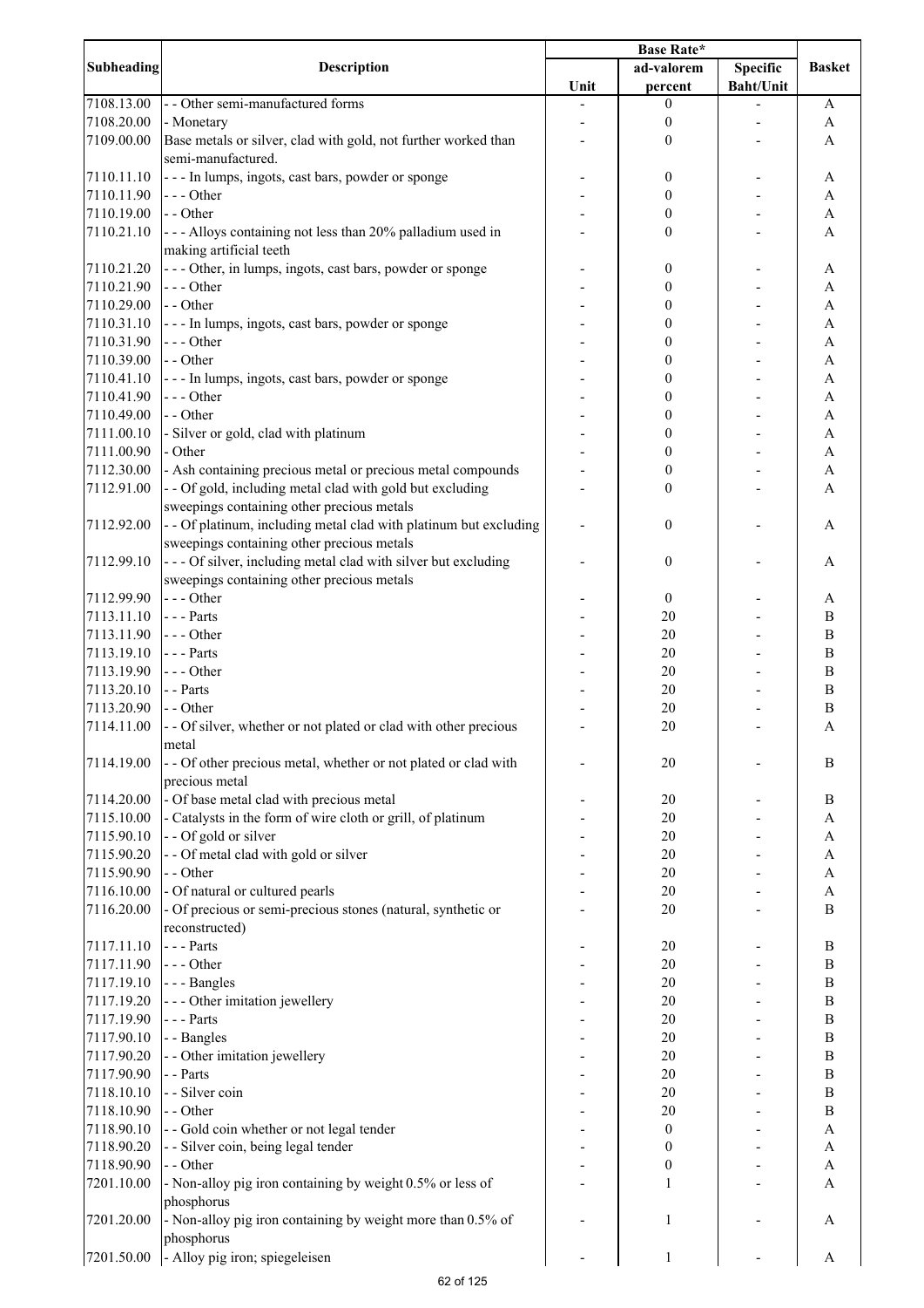| Subheading | Description | Base Rate* | | | Basket |
|---|---|---|---|---|---|
| | | Unit | ad-valorem percent | Specific Baht/Unit | |
| 7108.13.00 | - - Other semi-manufactured forms | - | 0 | - | A |
| 7108.20.00 | - Monetary | - | 0 | - | A |
| 7109.00.00 | Base metals or silver, clad with gold, not further worked than semi-manufactured. | - | 0 | - | A |
| 7110.11.10 | - - - In lumps, ingots, cast bars, powder or sponge | - | 0 | - | A |
| 7110.11.90 | - - - Other | - | 0 | - | A |
| 7110.19.00 | - - Other | - | 0 | - | A |
| 7110.21.10 | - - - Alloys containing not less than 20% palladium used in making artificial teeth | - | 0 | - | A |
| 7110.21.20 | - - - Other, in lumps, ingots, cast bars, powder or sponge | - | 0 | - | A |
| 7110.21.90 | - - - Other | - | 0 | - | A |
| 7110.29.00 | - - Other | - | 0 | - | A |
| 7110.31.10 | - - - In lumps, ingots, cast bars, powder or sponge | - | 0 | - | A |
| 7110.31.90 | - - - Other | - | 0 | - | A |
| 7110.39.00 | - - Other | - | 0 | - | A |
| 7110.41.10 | - - - In lumps, ingots, cast bars, powder or sponge | - | 0 | - | A |
| 7110.41.90 | - - - Other | - | 0 | - | A |
| 7110.49.00 | - - Other | - | 0 | - | A |
| 7111.00.10 | - Silver or gold, clad with platinum | - | 0 | - | A |
| 7111.00.90 | - Other | - | 0 | - | A |
| 7112.30.00 | - Ash containing precious metal or precious metal compounds | - | 0 | - | A |
| 7112.91.00 | - - Of gold, including metal clad with gold but excluding sweepings containing other precious metals | - | 0 | - | A |
| 7112.92.00 | - - Of platinum, including metal clad with platinum but excluding sweepings containing other precious metals | - | 0 | - | A |
| 7112.99.10 | - - - Of silver, including metal clad with silver but excluding sweepings containing other precious metals | - | 0 | - | A |
| 7112.99.90 | - - - Other | - | 0 | - | A |
| 7113.11.10 | - - - Parts | - | 20 | - | B |
| 7113.11.90 | - - - Other | - | 20 | - | B |
| 7113.19.10 | - - - Parts | - | 20 | - | B |
| 7113.19.90 | - - - Other | - | 20 | - | B |
| 7113.20.10 | - - Parts | - | 20 | - | B |
| 7113.20.90 | - - Other | - | 20 | - | B |
| 7114.11.00 | - - Of silver, whether or not plated or clad with other precious metal | - | 20 | - | A |
| 7114.19.00 | - - Of other precious metal, whether or not plated or clad with precious metal | - | 20 | - | B |
| 7114.20.00 | - Of base metal clad with precious metal | - | 20 | - | B |
| 7115.10.00 | - Catalysts in the form of wire cloth or grill, of platinum | - | 20 | - | A |
| 7115.90.10 | - - Of gold or silver | - | 20 | - | A |
| 7115.90.20 | - - Of metal clad with gold or silver | - | 20 | - | A |
| 7115.90.90 | - - Other | - | 20 | - | A |
| 7116.10.00 | - Of natural or cultured pearls | - | 20 | - | A |
| 7116.20.00 | - Of precious or semi-precious stones (natural, synthetic or reconstructed) | - | 20 | - | B |
| 7117.11.10 | - - - Parts | - | 20 | - | B |
| 7117.11.90 | - - - Other | - | 20 | - | B |
| 7117.19.10 | - - - Bangles | - | 20 | - | B |
| 7117.19.20 | - - - Other imitation jewellery | - | 20 | - | B |
| 7117.19.90 | - - - Parts | - | 20 | - | B |
| 7117.90.10 | - - Bangles | - | 20 | - | B |
| 7117.90.20 | - - Other imitation jewellery | - | 20 | - | B |
| 7117.90.90 | - - Parts | - | 20 | - | B |
| 7118.10.10 | - - Silver coin | - | 20 | - | B |
| 7118.10.90 | - - Other | - | 20 | - | B |
| 7118.90.10 | - - Gold coin whether or not legal tender | - | 0 | - | A |
| 7118.90.20 | - - Silver coin, being legal tender | - | 0 | - | A |
| 7118.90.90 | - - Other | - | 0 | - | A |
| 7201.10.00 | - Non-alloy pig iron containing by weight 0.5% or less of phosphorus | - | 1 | - | A |
| 7201.20.00 | - Non-alloy pig iron containing by weight more than 0.5% of phosphorus | - | 1 | - | A |
| 7201.50.00 | - Alloy pig iron; spiegeleisen | - | 1 | - | A |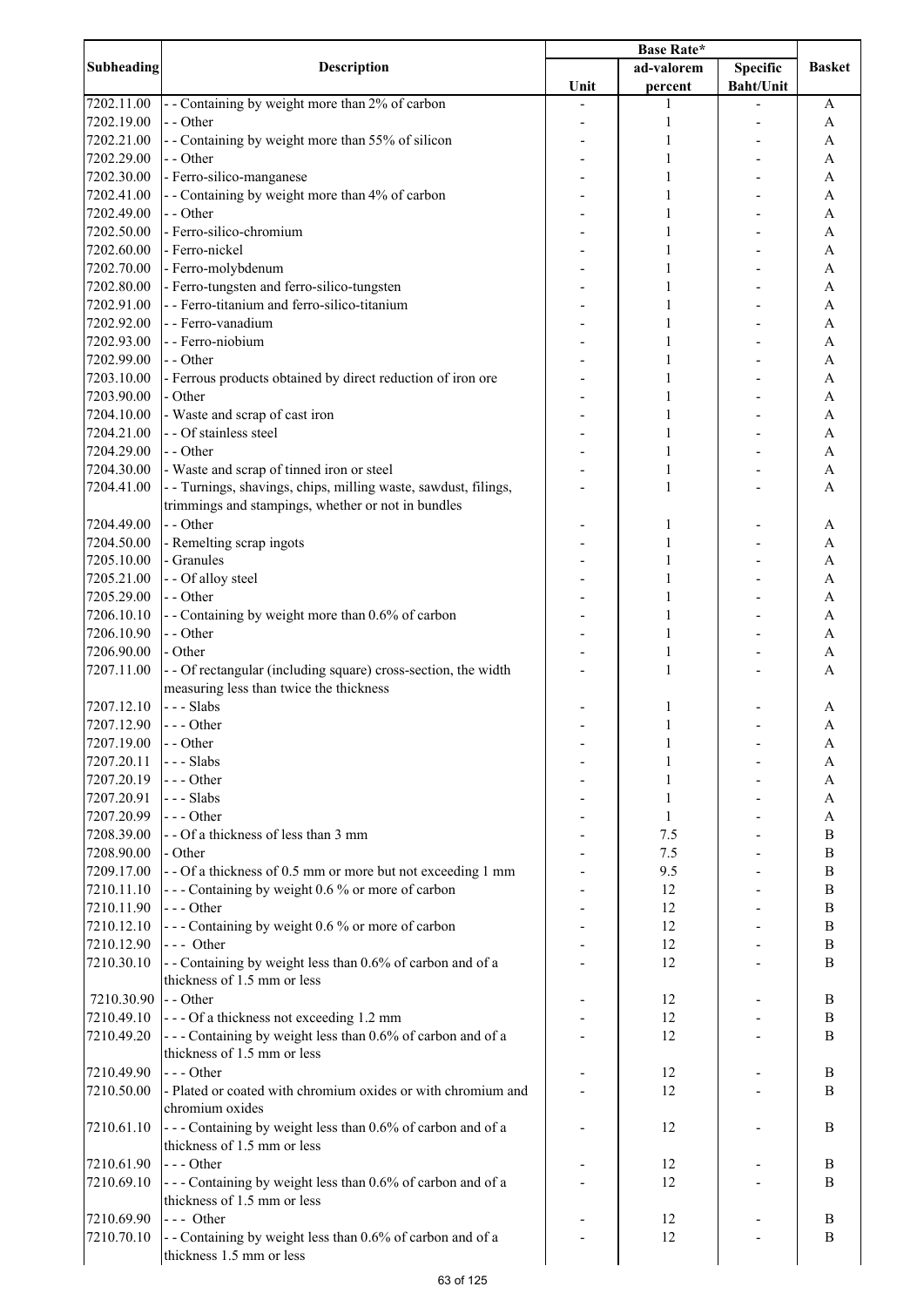| Subheading | Description | Base Rate* | | | Basket |
|---|---|---|---|---|---|
| | | Unit | ad-valorem percent | Specific Baht/Unit | |
| 7202.11.00 | - - Containing by weight more than 2% of carbon | - | 1 | - | A |
| 7202.19.00 | - - Other | - | 1 | - | A |
| 7202.21.00 | - - Containing by weight more than 55% of silicon | - | 1 | - | A |
| 7202.29.00 | - - Other | - | 1 | - | A |
| 7202.30.00 | - Ferro-silico-manganese | - | 1 | - | A |
| 7202.41.00 | - - Containing by weight more than 4% of carbon | - | 1 | - | A |
| 7202.49.00 | - - Other | - | 1 | - | A |
| 7202.50.00 | - Ferro-silico-chromium | - | 1 | - | A |
| 7202.60.00 | - Ferro-nickel | - | 1 | - | A |
| 7202.70.00 | - Ferro-molybdenum | - | 1 | - | A |
| 7202.80.00 | - Ferro-tungsten and ferro-silico-tungsten | - | 1 | - | A |
| 7202.91.00 | - - Ferro-titanium and ferro-silico-titanium | - | 1 | - | A |
| 7202.92.00 | - - Ferro-vanadium | - | 1 | - | A |
| 7202.93.00 | - - Ferro-niobium | - | 1 | - | A |
| 7202.99.00 | - - Other | - | 1 | - | A |
| 7203.10.00 | - Ferrous products obtained by direct reduction of iron ore | - | 1 | - | A |
| 7203.90.00 | - Other | - | 1 | - | A |
| 7204.10.00 | - Waste and scrap of cast iron | - | 1 | - | A |
| 7204.21.00 | - - Of stainless steel | - | 1 | - | A |
| 7204.29.00 | - - Other | - | 1 | - | A |
| 7204.30.00 | - Waste and scrap of tinned iron or steel | - | 1 | - | A |
| 7204.41.00 | - - Turnings, shavings, chips, milling waste, sawdust, filings, trimmings and stampings, whether or not in bundles | - | 1 | - | A |
| 7204.49.00 | - - Other | - | 1 | - | A |
| 7204.50.00 | - Remelting scrap ingots | - | 1 | - | A |
| 7205.10.00 | - Granules | - | 1 | - | A |
| 7205.21.00 | - - Of alloy steel | - | 1 | - | A |
| 7205.29.00 | - - Other | - | 1 | - | A |
| 7206.10.10 | - - Containing by weight more than 0.6% of carbon | - | 1 | - | A |
| 7206.10.90 | - - Other | - | 1 | - | A |
| 7206.90.00 | - Other | - | 1 | - | A |
| 7207.11.00 | - - Of rectangular (including square) cross-section, the width measuring less than twice the thickness | - | 1 | - | A |
| 7207.12.10 | - - - Slabs | - | 1 | - | A |
| 7207.12.90 | - - - Other | - | 1 | - | A |
| 7207.19.00 | - - Other | - | 1 | - | A |
| 7207.20.11 | - - - Slabs | - | 1 | - | A |
| 7207.20.19 | - - - Other | - | 1 | - | A |
| 7207.20.91 | - - - Slabs | - | 1 | - | A |
| 7207.20.99 | - - - Other | - | 1 | - | A |
| 7208.39.00 | - - Of a thickness of less than 3 mm | - | 7.5 | - | B |
| 7208.90.00 | - Other | - | 7.5 | - | B |
| 7209.17.00 | - - Of a thickness of 0.5 mm or more but not exceeding 1 mm | - | 9.5 | - | B |
| 7210.11.10 | - - - Containing by weight 0.6 % or more of carbon | - | 12 | - | B |
| 7210.11.90 | - - - Other | - | 12 | - | B |
| 7210.12.10 | - - - Containing by weight 0.6 % or more of carbon | - | 12 | - | B |
| 7210.12.90 | - - - Other | - | 12 | - | B |
| 7210.30.10 | - - Containing by weight less than 0.6% of carbon and of a thickness of 1.5 mm or less | - | 12 | - | B |
| 7210.30.90 | - - Other | - | 12 | - | B |
| 7210.49.10 | - - - Of a thickness not exceeding 1.2 mm | - | 12 | - | B |
| 7210.49.20 | - - - Containing by weight less than 0.6% of carbon and of a thickness of 1.5 mm or less | - | 12 | - | B |
| 7210.49.90 | - - - Other | - | 12 | - | B |
| 7210.50.00 | - Plated or coated with chromium oxides or with chromium and chromium oxides | - | 12 | - | B |
| 7210.61.10 | - - - Containing by weight less than 0.6% of carbon and of a thickness of 1.5 mm or less | - | 12 | - | B |
| 7210.61.90 | - - - Other | - | 12 | - | B |
| 7210.69.10 | - - - Containing by weight less than 0.6% of carbon and of a thickness of 1.5 mm or less | - | 12 | - | B |
| 7210.69.90 | - - - Other | - | 12 | - | B |
| 7210.70.10 | - - Containing by weight less than 0.6% of carbon and of a thickness 1.5 mm or less | - | 12 | - | B |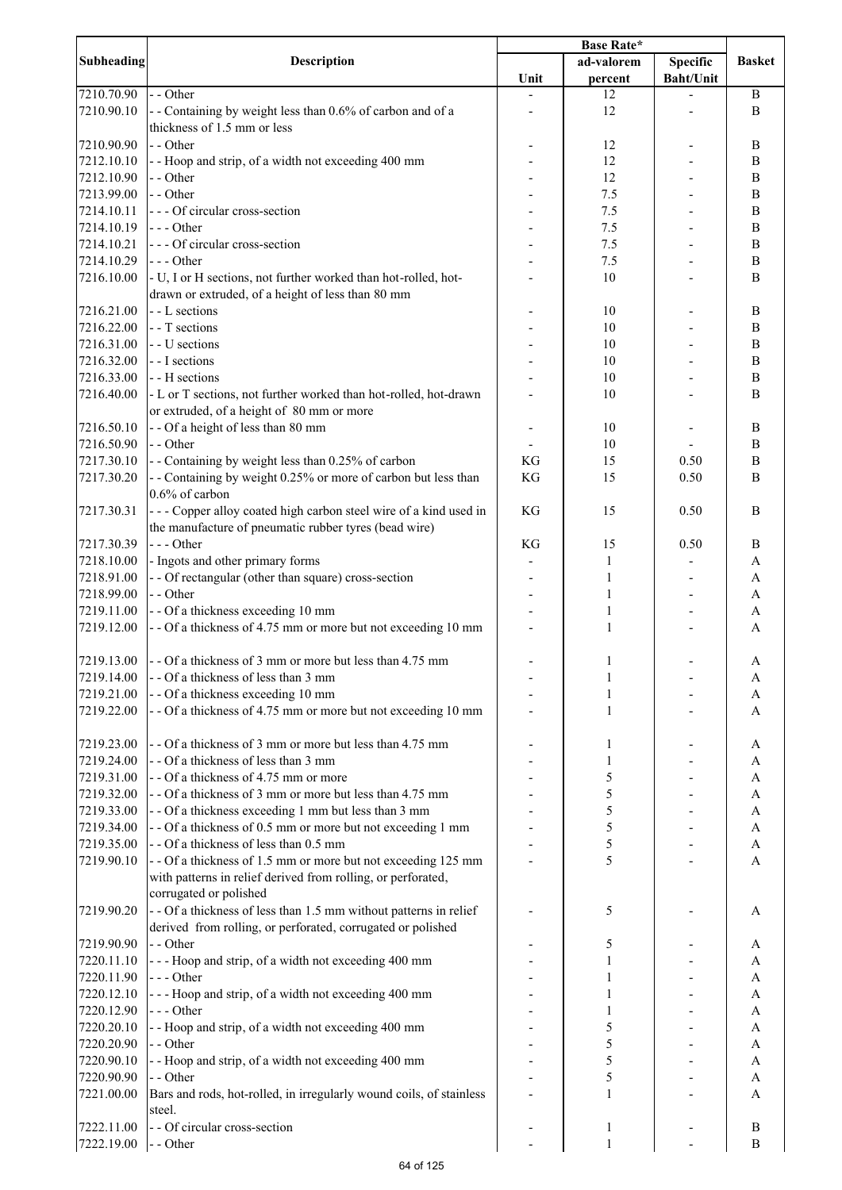| Subheading | Description | Base Rate* | | | Basket |
|---|---|---|---|---|---|
| | | Unit | ad-valorem percent | Specific Baht/Unit | |
| 7210.70.90 | - - Other | - | 12 | - | B |
| 7210.90.10 | - - Containing by weight less than 0.6% of carbon and of a thickness of 1.5 mm or less | - | 12 | - | B |
| 7210.90.90 | - - Other | - | 12 | - | B |
| 7212.10.10 | - - Hoop and strip, of a width not exceeding 400 mm | - | 12 | - | B |
| 7212.10.90 | - - Other | - | 12 | - | B |
| 7213.99.00 | - - Other | - | 7.5 | - | B |
| 7214.10.11 | - - - Of circular cross-section | - | 7.5 | - | B |
| 7214.10.19 | - - - Other | - | 7.5 | - | B |
| 7214.10.21 | - - - Of circular cross-section | - | 7.5 | - | B |
| 7214.10.29 | - - - Other | - | 7.5 | - | B |
| 7216.10.00 | - U, I or H sections, not further worked than hot-rolled, hot-drawn or extruded, of a height of less than 80 mm | - | 10 | - | B |
| 7216.21.00 | - - L sections | - | 10 | - | B |
| 7216.22.00 | - - T sections | - | 10 | - | B |
| 7216.31.00 | - - U sections | - | 10 | - | B |
| 7216.32.00 | - - I sections | - | 10 | - | B |
| 7216.33.00 | - - H sections | - | 10 | - | B |
| 7216.40.00 | - L or T sections, not further worked than hot-rolled, hot-drawn or extruded, of a height of 80 mm or more | - | 10 | - | B |
| 7216.50.10 | - - Of a height of less than 80 mm | - | 10 | - | B |
| 7216.50.90 | - - Other | - | 10 | - | B |
| 7217.30.10 | - - Containing by weight less than 0.25% of carbon | KG | 15 | 0.50 | B |
| 7217.30.20 | - - Containing by weight 0.25% or more of carbon but less than 0.6% of carbon | KG | 15 | 0.50 | B |
| 7217.30.31 | - - - Copper alloy coated high carbon steel wire of a kind used in the manufacture of pneumatic rubber tyres (bead wire) | KG | 15 | 0.50 | B |
| 7217.30.39 | - - - Other | KG | 15 | 0.50 | B |
| 7218.10.00 | - Ingots and other primary forms | - | 1 | - | A |
| 7218.91.00 | - - Of rectangular (other than square) cross-section | - | 1 | - | A |
| 7218.99.00 | - - Other | - | 1 | - | A |
| 7219.11.00 | - - Of a thickness exceeding 10 mm | - | 1 | - | A |
| 7219.12.00 | - - Of a thickness of 4.75 mm or more but not exceeding 10 mm | - | 1 | - | A |
| 7219.13.00 | - - Of a thickness of 3 mm or more but less than 4.75 mm | - | 1 | - | A |
| 7219.14.00 | - - Of a thickness of less than 3 mm | - | 1 | - | A |
| 7219.21.00 | - - Of a thickness exceeding 10 mm | - | 1 | - | A |
| 7219.22.00 | - - Of a thickness of 4.75 mm or more but not exceeding 10 mm | - | 1 | - | A |
| 7219.23.00 | - - Of a thickness of 3 mm or more but less than 4.75 mm | - | 1 | - | A |
| 7219.24.00 | - - Of a thickness of less than 3 mm | - | 1 | - | A |
| 7219.31.00 | - - Of a thickness of 4.75 mm or more | - | 5 | - | A |
| 7219.32.00 | - - Of a thickness of 3 mm or more but less than 4.75 mm | - | 5 | - | A |
| 7219.33.00 | - - Of a thickness exceeding 1 mm but less than 3 mm | - | 5 | - | A |
| 7219.34.00 | - - Of a thickness of 0.5 mm or more but not exceeding 1 mm | - | 5 | - | A |
| 7219.35.00 | - - Of a thickness of less than 0.5 mm | - | 5 | - | A |
| 7219.90.10 | - - Of a thickness of 1.5 mm or more but not exceeding 125 mm with patterns in relief derived from rolling, or perforated, corrugated or polished | - | 5 | - | A |
| 7219.90.20 | - - Of a thickness of less than 1.5 mm without patterns in relief derived from rolling, or perforated, corrugated or polished | - | 5 | - | A |
| 7219.90.90 | - - Other | - | 5 | - | A |
| 7220.11.10 | - - - Hoop and strip, of a width not exceeding 400 mm | - | 1 | - | A |
| 7220.11.90 | - - - Other | - | 1 | - | A |
| 7220.12.10 | - - - Hoop and strip, of a width not exceeding 400 mm | - | 1 | - | A |
| 7220.12.90 | - - - Other | - | 1 | - | A |
| 7220.20.10 | - - Hoop and strip, of a width not exceeding 400 mm | - | 5 | - | A |
| 7220.20.90 | - - Other | - | 5 | - | A |
| 7220.90.10 | - - Hoop and strip, of a width not exceeding 400 mm | - | 5 | - | A |
| 7220.90.90 | - - Other | - | 5 | - | A |
| 7221.00.00 | Bars and rods, hot-rolled, in irregularly wound coils, of stainless steel. | - | 1 | - | A |
| 7222.11.00 | - - Of circular cross-section | - | 1 | - | B |
| 7222.19.00 | - - Other | - | 1 | - | B |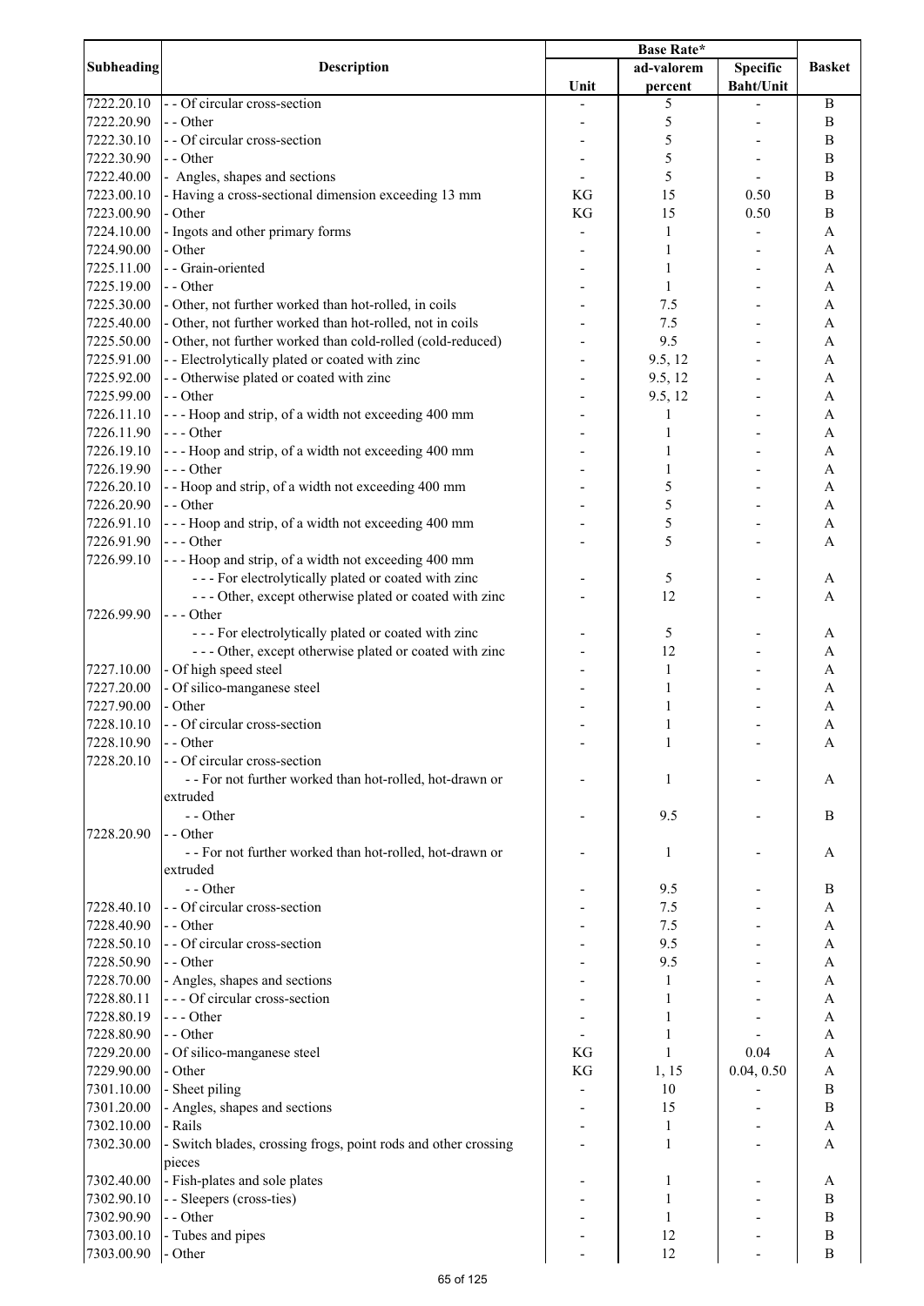| Subheading | Description | Base Rate* | | | Basket |
|---|---|---|---|---|---|
| | | Unit | ad-valorem percent | Specific Baht/Unit | |
| 7222.20.10 | - - Of circular cross-section | - | 5 | - | B |
| 7222.20.90 | - - Other | - | 5 | - | B |
| 7222.30.10 | - - Of circular cross-section | - | 5 | - | B |
| 7222.30.90 | - - Other | - | 5 | - | B |
| 7222.40.00 | - Angles, shapes and sections | - | 5 | - | B |
| 7223.00.10 | - Having a cross-sectional dimension exceeding 13 mm | KG | 15 | 0.50 | B |
| 7223.00.90 | - Other | KG | 15 | 0.50 | B |
| 7224.10.00 | - Ingots and other primary forms | - | 1 | - | A |
| 7224.90.00 | - Other | - | 1 | - | A |
| 7225.11.00 | - - Grain-oriented | - | 1 | - | A |
| 7225.19.00 | - - Other | - | 1 | - | A |
| 7225.30.00 | - Other, not further worked than hot-rolled, in coils | - | 7.5 | - | A |
| 7225.40.00 | - Other, not further worked than hot-rolled, not in coils | - | 7.5 | - | A |
| 7225.50.00 | - Other, not further worked than cold-rolled (cold-reduced) | - | 9.5 | - | A |
| 7225.91.00 | - - Electrolytically plated or coated with zinc | - | 9.5, 12 | - | A |
| 7225.92.00 | - - Otherwise plated or coated with zinc | - | 9.5, 12 | - | A |
| 7225.99.00 | - - Other | - | 9.5, 12 | - | A |
| 7226.11.10 | - - - Hoop and strip, of a width not exceeding 400 mm | - | 1 | - | A |
| 7226.11.90 | - - - Other | - | 1 | - | A |
| 7226.19.10 | - - - Hoop and strip, of a width not exceeding 400 mm | - | 1 | - | A |
| 7226.19.90 | - - - Other | - | 1 | - | A |
| 7226.20.10 | - - Hoop and strip, of a width not exceeding 400 mm | - | 5 | - | A |
| 7226.20.90 | - - Other | - | 5 | - | A |
| 7226.91.10 | - - - Hoop and strip, of a width not exceeding 400 mm | - | 5 | - | A |
| 7226.91.90 | - - - Other | - | 5 | - | A |
| 7226.99.10 | - - - Hoop and strip, of a width not exceeding 400 mm | | | | |
| | - - - For electrolytically plated or coated with zinc | - | 5 | - | A |
| | - - - Other, except otherwise plated or coated with zinc | - | 12 | - | A |
| 7226.99.90 | - - - Other | | | | |
| | - - - For electrolytically plated or coated with zinc | - | 5 | - | A |
| | - - - Other, except otherwise plated or coated with zinc | - | 12 | - | A |
| 7227.10.00 | - Of high speed steel | - | 1 | - | A |
| 7227.20.00 | - Of silico-manganese steel | - | 1 | - | A |
| 7227.90.00 | - Other | - | 1 | - | A |
| 7228.10.10 | - - Of circular cross-section | - | 1 | - | A |
| 7228.10.90 | - - Other | - | 1 | - | A |
| 7228.20.10 | - - Of circular cross-section | | | | |
| | - - For not further worked than hot-rolled, hot-drawn or extruded | - | 1 | - | A |
| | - - Other | - | 9.5 | - | B |
| 7228.20.90 | - - Other | | | | |
| | - - For not further worked than hot-rolled, hot-drawn or extruded | - | 1 | - | A |
| | - - Other | - | 9.5 | - | B |
| 7228.40.10 | - - Of circular cross-section | - | 7.5 | - | A |
| 7228.40.90 | - - Other | - | 7.5 | - | A |
| 7228.50.10 | - - Of circular cross-section | - | 9.5 | - | A |
| 7228.50.90 | - - Other | - | 9.5 | - | A |
| 7228.70.00 | - Angles, shapes and sections | - | 1 | - | A |
| 7228.80.11 | - - - Of circular cross-section | - | 1 | - | A |
| 7228.80.19 | - - - Other | - | 1 | - | A |
| 7228.80.90 | - - Other | - | 1 | - | A |
| 7229.20.00 | - Of silico-manganese steel | KG | 1 | 0.04 | A |
| 7229.90.00 | - Other | KG | 1, 15 | 0.04, 0.50 | A |
| 7301.10.00 | - Sheet piling | - | 10 | - | B |
| 7301.20.00 | - Angles, shapes and sections | - | 15 | - | B |
| 7302.10.00 | - Rails | - | 1 | - | A |
| 7302.30.00 | - Switch blades, crossing frogs, point rods and other crossing pieces | - | 1 | - | A |
| 7302.40.00 | - Fish-plates and sole plates | - | 1 | - | A |
| 7302.90.10 | - - Sleepers (cross-ties) | - | 1 | - | B |
| 7302.90.90 | - - Other | - | 1 | - | B |
| 7303.00.10 | - Tubes and pipes | - | 12 | - | B |
| 7303.00.90 | - Other | - | 12 | - | B |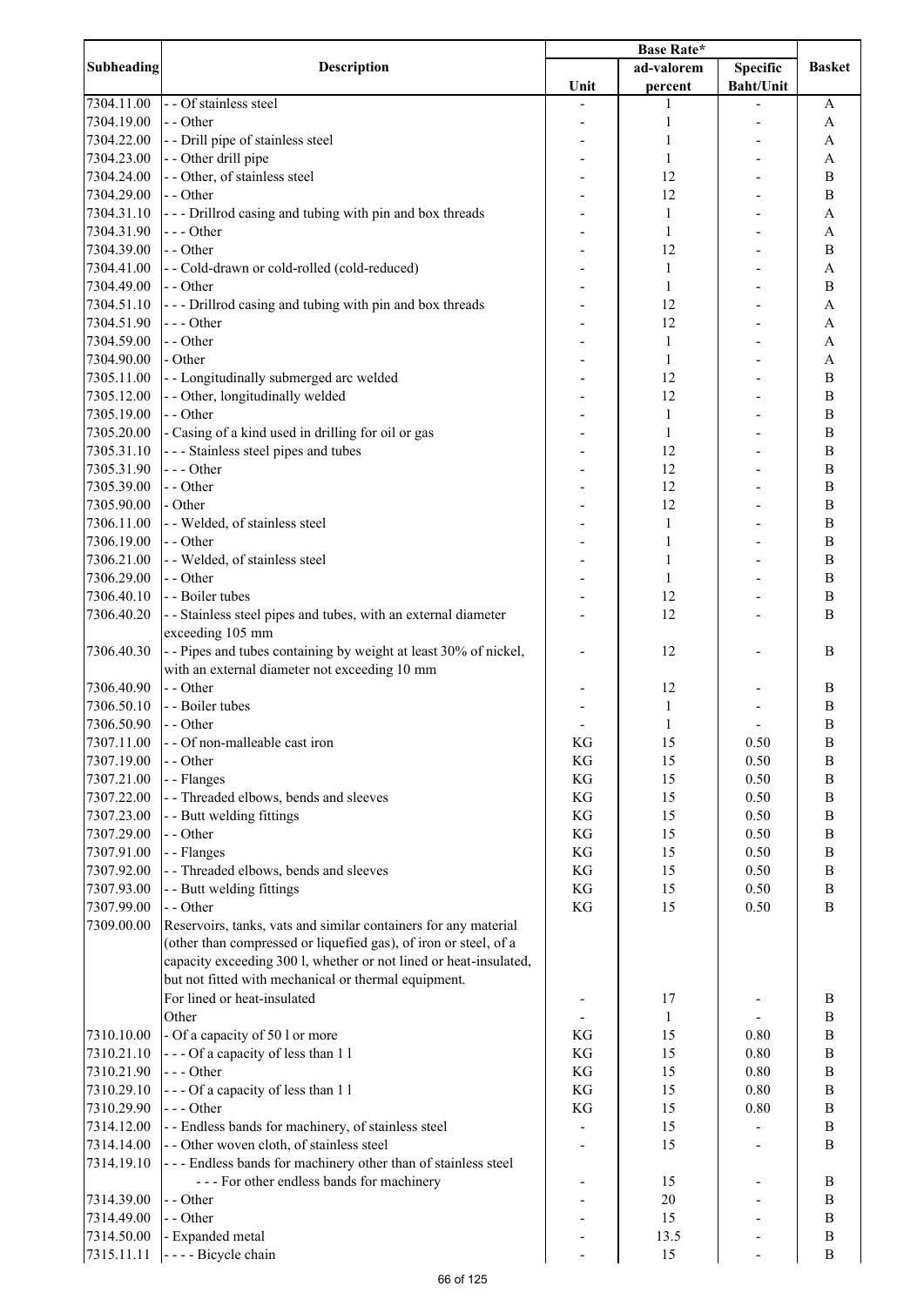| Subheading | Description | Base Rate* | | | Basket |
|---|---|---|---|---|---|
| | | Unit | ad-valorem percent | Specific Baht/Unit | |
| 7304.11.00 | - - Of stainless steel | - | 1 | - | A |
| 7304.19.00 | - - Other | - | 1 | - | A |
| 7304.22.00 | - - Drill pipe of stainless steel | - | 1 | - | A |
| 7304.23.00 | - - Other drill pipe | - | 1 | - | A |
| 7304.24.00 | - - Other, of stainless steel | - | 12 | - | B |
| 7304.29.00 | - - Other | - | 12 | - | B |
| 7304.31.10 | - - - Drillrod casing and tubing with pin and box threads | - | 1 | - | A |
| 7304.31.90 | - - - Other | - | 1 | - | A |
| 7304.39.00 | - - Other | - | 12 | - | B |
| 7304.41.00 | - - Cold-drawn or cold-rolled (cold-reduced) | - | 1 | - | A |
| 7304.49.00 | - - Other | - | 1 | - | B |
| 7304.51.10 | - - - Drillrod casing and tubing with pin and box threads | - | 12 | - | A |
| 7304.51.90 | - - - Other | - | 12 | - | A |
| 7304.59.00 | - - Other | - | 1 | - | A |
| 7304.90.00 | - Other | - | 1 | - | A |
| 7305.11.00 | - - Longitudinally submerged arc welded | - | 12 | - | B |
| 7305.12.00 | - - Other, longitudinally welded | - | 12 | - | B |
| 7305.19.00 | - - Other | - | 1 | - | B |
| 7305.20.00 | - Casing of a kind used in drilling for oil or gas | - | 1 | - | B |
| 7305.31.10 | - - - Stainless steel pipes and tubes | - | 12 | - | B |
| 7305.31.90 | - - - Other | - | 12 | - | B |
| 7305.39.00 | - - Other | - | 12 | - | B |
| 7305.90.00 | - Other | - | 12 | - | B |
| 7306.11.00 | - - Welded, of stainless steel | - | 1 | - | B |
| 7306.19.00 | - - Other | - | 1 | - | B |
| 7306.21.00 | - - Welded, of stainless steel | - | 1 | - | B |
| 7306.29.00 | - - Other | - | 1 | - | B |
| 7306.40.10 | - - Boiler tubes | - | 12 | - | B |
| 7306.40.20 | - - Stainless steel pipes and tubes, with an external diameter exceeding 105 mm | - | 12 | - | B |
| 7306.40.30 | - - Pipes and tubes containing by weight at least 30% of nickel, with an external diameter not exceeding 10 mm | - | 12 | - | B |
| 7306.40.90 | - - Other | - | 12 | - | B |
| 7306.50.10 | - - Boiler tubes | - | 1 | - | B |
| 7306.50.90 | - - Other | - | 1 | - | B |
| 7307.11.00 | - - Of non-malleable cast iron | KG | 15 | 0.50 | B |
| 7307.19.00 | - - Other | KG | 15 | 0.50 | B |
| 7307.21.00 | - - Flanges | KG | 15 | 0.50 | B |
| 7307.22.00 | - - Threaded elbows, bends and sleeves | KG | 15 | 0.50 | B |
| 7307.23.00 | - - Butt welding fittings | KG | 15 | 0.50 | B |
| 7307.29.00 | - - Other | KG | 15 | 0.50 | B |
| 7307.91.00 | - - Flanges | KG | 15 | 0.50 | B |
| 7307.92.00 | - - Threaded elbows, bends and sleeves | KG | 15 | 0.50 | B |
| 7307.93.00 | - - Butt welding fittings | KG | 15 | 0.50 | B |
| 7307.99.00 | - - Other | KG | 15 | 0.50 | B |
| 7309.00.00 | Reservoirs, tanks, vats and similar containers for any material (other than compressed or liquefied gas), of iron or steel, of a capacity exceeding 300 l, whether or not lined or heat-insulated, but not fitted with mechanical or thermal equipment. | | | | |
| | For lined or heat-insulated | - | 17 | - | B |
| | Other | - | 1 | - | B |
| 7310.10.00 | - Of a capacity of 50 l or more | KG | 15 | 0.80 | B |
| 7310.21.10 | - - - Of a capacity of less than 1 l | KG | 15 | 0.80 | B |
| 7310.21.90 | - - - Other | KG | 15 | 0.80 | B |
| 7310.29.10 | - - - Of a capacity of less than 1 l | KG | 15 | 0.80 | B |
| 7310.29.90 | - - - Other | KG | 15 | 0.80 | B |
| 7314.12.00 | - - Endless bands for machinery, of stainless steel | - | 15 | - | B |
| 7314.14.00 | - - Other woven cloth, of stainless steel | - | 15 | - | B |
| 7314.19.10 | - - - Endless bands for machinery other than of stainless steel | | | | |
| | - - - For other endless bands for machinery | - | 15 | - | B |
| 7314.39.00 | - - Other | - | 20 | - | B |
| 7314.49.00 | - - Other | - | 15 | - | B |
| 7314.50.00 | - Expanded metal | - | 13.5 | - | B |
| 7315.11.11 | - - - - Bicycle chain | - | 15 | - | B |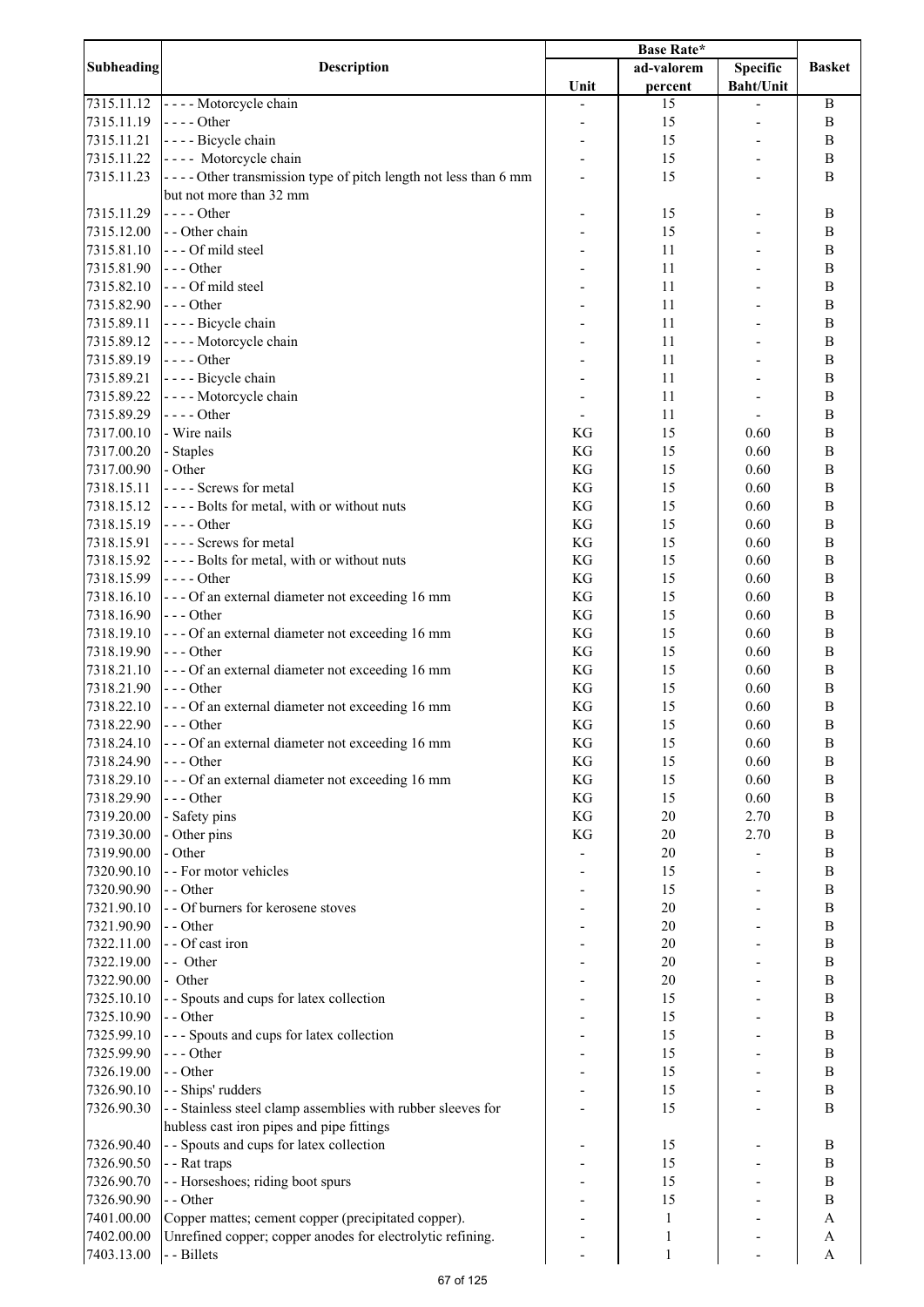| Subheading | Description | Base Rate* | | | Basket |
|---|---|---|---|---|---|
| | | Unit | ad-valorem percent | Specific Baht/Unit | |
| 7315.11.12 | - - - - Motorcycle chain | - | 15 | - | B |
| 7315.11.19 | - - - - Other | - | 15 | - | B |
| 7315.11.21 | - - - - Bicycle chain | - | 15 | - | B |
| 7315.11.22 | - - - - Motorcycle chain | - | 15 | - | B |
| 7315.11.23 | - - - - Other transmission type of pitch length not less than 6 mm but not more than 32 mm | - | 15 | - | B |
| 7315.11.29 | - - - - Other | - | 15 | - | B |
| 7315.12.00 | - - Other chain | - | 15 | - | B |
| 7315.81.10 | - - - Of mild steel | - | 11 | - | B |
| 7315.81.90 | - - - Other | - | 11 | - | B |
| 7315.82.10 | - - - Of mild steel | - | 11 | - | B |
| 7315.82.90 | - - - Other | - | 11 | - | B |
| 7315.89.11 | - - - - Bicycle chain | - | 11 | - | B |
| 7315.89.12 | - - - - Motorcycle chain | - | 11 | - | B |
| 7315.89.19 | - - - - Other | - | 11 | - | B |
| 7315.89.21 | - - - - Bicycle chain | - | 11 | - | B |
| 7315.89.22 | - - - - Motorcycle chain | - | 11 | - | B |
| 7315.89.29 | - - - - Other | - | 11 | - | B |
| 7317.00.10 | - Wire nails | KG | 15 | 0.60 | B |
| 7317.00.20 | - Staples | KG | 15 | 0.60 | B |
| 7317.00.90 | - Other | KG | 15 | 0.60 | B |
| 7318.15.11 | - - - - Screws for metal | KG | 15 | 0.60 | B |
| 7318.15.12 | - - - - Bolts for metal, with or without nuts | KG | 15 | 0.60 | B |
| 7318.15.19 | - - - - Other | KG | 15 | 0.60 | B |
| 7318.15.91 | - - - - Screws for metal | KG | 15 | 0.60 | B |
| 7318.15.92 | - - - - Bolts for metal, with or without nuts | KG | 15 | 0.60 | B |
| 7318.15.99 | - - - - Other | KG | 15 | 0.60 | B |
| 7318.16.10 | - - - Of an external diameter not exceeding 16 mm | KG | 15 | 0.60 | B |
| 7318.16.90 | - - - Other | KG | 15 | 0.60 | B |
| 7318.19.10 | - - - Of an external diameter not exceeding 16 mm | KG | 15 | 0.60 | B |
| 7318.19.90 | - - - Other | KG | 15 | 0.60 | B |
| 7318.21.10 | - - - Of an external diameter not exceeding 16 mm | KG | 15 | 0.60 | B |
| 7318.21.90 | - - - Other | KG | 15 | 0.60 | B |
| 7318.22.10 | - - - Of an external diameter not exceeding 16 mm | KG | 15 | 0.60 | B |
| 7318.22.90 | - - - Other | KG | 15 | 0.60 | B |
| 7318.24.10 | - - - Of an external diameter not exceeding 16 mm | KG | 15 | 0.60 | B |
| 7318.24.90 | - - - Other | KG | 15 | 0.60 | B |
| 7318.29.10 | - - - Of an external diameter not exceeding 16 mm | KG | 15 | 0.60 | B |
| 7318.29.90 | - - - Other | KG | 15 | 0.60 | B |
| 7319.20.00 | - Safety pins | KG | 20 | 2.70 | B |
| 7319.30.00 | - Other pins | KG | 20 | 2.70 | B |
| 7319.90.00 | - Other | - | 20 | - | B |
| 7320.90.10 | - - For motor vehicles | - | 15 | - | B |
| 7320.90.90 | - - Other | - | 15 | - | B |
| 7321.90.10 | - - Of burners for kerosene stoves | - | 20 | - | B |
| 7321.90.90 | - - Other | - | 20 | - | B |
| 7322.11.00 | - - Of cast iron | - | 20 | - | B |
| 7322.19.00 | - - Other | - | 20 | - | B |
| 7322.90.00 | - Other | - | 20 | - | B |
| 7325.10.10 | - - Spouts and cups for latex collection | - | 15 | - | B |
| 7325.10.90 | - - Other | - | 15 | - | B |
| 7325.99.10 | - - - Spouts and cups for latex collection | - | 15 | - | B |
| 7325.99.90 | - - - Other | - | 15 | - | B |
| 7326.19.00 | - - Other | - | 15 | - | B |
| 7326.90.10 | - - Ships' rudders | - | 15 | - | B |
| 7326.90.30 | - - Stainless steel clamp assemblies with rubber sleeves for hubless cast iron pipes and pipe fittings | - | 15 | - | B |
| 7326.90.40 | - - Spouts and cups for latex collection | - | 15 | - | B |
| 7326.90.50 | - - Rat traps | - | 15 | - | B |
| 7326.90.70 | - - Horseshoes; riding boot spurs | - | 15 | - | B |
| 7326.90.90 | - - Other | - | 15 | - | B |
| 7401.00.00 | Copper mattes; cement copper (precipitated copper). | - | 1 | - | A |
| 7402.00.00 | Unrefined copper; copper anodes for electrolytic refining. | - | 1 | - | A |
| 7403.13.00 | - - Billets | - | 1 | - | A |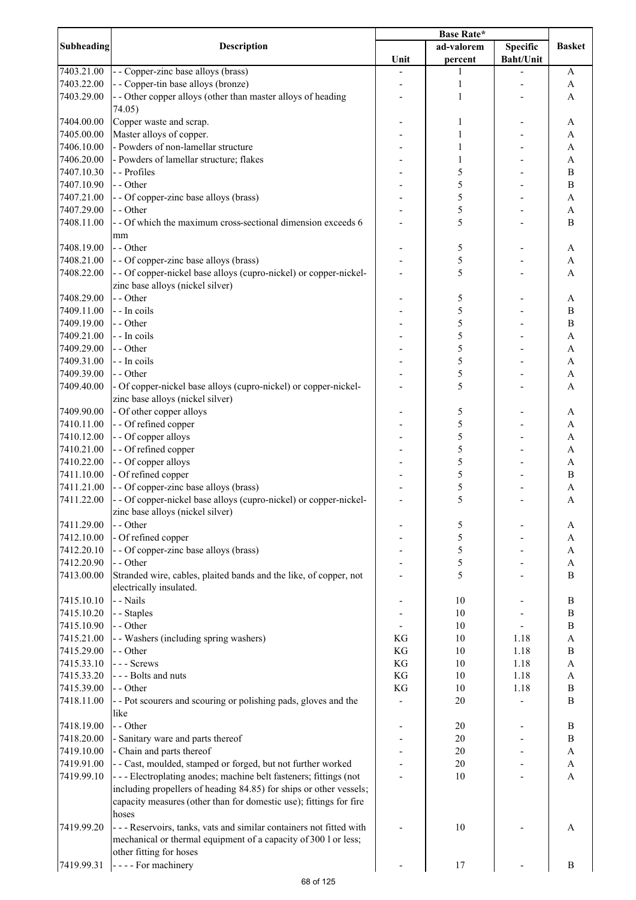| Subheading | Description | Base Rate* | | | Basket |
|---|---|---|---|---|---|
| | | Unit | ad-valorem percent | Specific Baht/Unit | |
| 7403.21.00 | - - Copper-zinc base alloys (brass) | - | 1 | - | A |
| 7403.22.00 | - - Copper-tin base alloys (bronze) | - | 1 | - | A |
| 7403.29.00 | - - Other copper alloys (other than master alloys of heading 74.05) | - | 1 | - | A |
| 7404.00.00 | Copper waste and scrap. | - | 1 | - | A |
| 7405.00.00 | Master alloys of copper. | - | 1 | - | A |
| 7406.10.00 | - Powders of non-lamellar structure | - | 1 | - | A |
| 7406.20.00 | - Powders of lamellar structure; flakes | - | 1 | - | A |
| 7407.10.30 | - - Profiles | - | 5 | - | B |
| 7407.10.90 | - - Other | - | 5 | - | B |
| 7407.21.00 | - - Of copper-zinc base alloys (brass) | - | 5 | - | A |
| 7407.29.00 | - - Other | - | 5 | - | A |
| 7408.11.00 | - - Of which the maximum cross-sectional dimension exceeds 6 mm | - | 5 | - | B |
| 7408.19.00 | - - Other | - | 5 | - | A |
| 7408.21.00 | - - Of copper-zinc base alloys (brass) | - | 5 | - | A |
| 7408.22.00 | - - Of copper-nickel base alloys (cupro-nickel) or copper-nickel-zinc base alloys (nickel silver) | - | 5 | - | A |
| 7408.29.00 | - - Other | - | 5 | - | A |
| 7409.11.00 | - - In coils | - | 5 | - | B |
| 7409.19.00 | - - Other | - | 5 | - | B |
| 7409.21.00 | - - In coils | - | 5 | - | A |
| 7409.29.00 | - - Other | - | 5 | - | A |
| 7409.31.00 | - - In coils | - | 5 | - | A |
| 7409.39.00 | - - Other | - | 5 | - | A |
| 7409.40.00 | - Of copper-nickel base alloys (cupro-nickel) or copper-nickel-zinc base alloys (nickel silver) | - | 5 | - | A |
| 7409.90.00 | - Of other copper alloys | - | 5 | - | A |
| 7410.11.00 | - - Of refined copper | - | 5 | - | A |
| 7410.12.00 | - - Of copper alloys | - | 5 | - | A |
| 7410.21.00 | - - Of refined copper | - | 5 | - | A |
| 7410.22.00 | - - Of copper alloys | - | 5 | - | A |
| 7411.10.00 | - Of refined copper | - | 5 | - | B |
| 7411.21.00 | - - Of copper-zinc base alloys (brass) | - | 5 | - | A |
| 7411.22.00 | - - Of copper-nickel base alloys (cupro-nickel) or copper-nickel-zinc base alloys (nickel silver) | - | 5 | - | A |
| 7411.29.00 | - - Other | - | 5 | - | A |
| 7412.10.00 | - Of refined copper | - | 5 | - | A |
| 7412.20.10 | - - Of copper-zinc base alloys (brass) | - | 5 | - | A |
| 7412.20.90 | - - Other | - | 5 | - | A |
| 7413.00.00 | Stranded wire, cables, plaited bands and the like, of copper, not electrically insulated. | - | 5 | - | B |
| 7415.10.10 | - - Nails | - | 10 | - | B |
| 7415.10.20 | - - Staples | - | 10 | - | B |
| 7415.10.90 | - - Other | - | 10 | - | B |
| 7415.21.00 | - - Washers (including spring washers) | KG | 10 | 1.18 | A |
| 7415.29.00 | - - Other | KG | 10 | 1.18 | B |
| 7415.33.10 | - - - Screws | KG | 10 | 1.18 | A |
| 7415.33.20 | - - - Bolts and nuts | KG | 10 | 1.18 | A |
| 7415.39.00 | - - Other | KG | 10 | 1.18 | B |
| 7418.11.00 | - - Pot scourers and scouring or polishing pads, gloves and the like | - | 20 | - | B |
| 7418.19.00 | - - Other | - | 20 | - | B |
| 7418.20.00 | - Sanitary ware and parts thereof | - | 20 | - | B |
| 7419.10.00 | - Chain and parts thereof | - | 20 | - | A |
| 7419.91.00 | - - Cast, moulded, stamped or forged, but not further worked | - | 20 | - | A |
| 7419.99.10 | - - - Electroplating anodes; machine belt fasteners; fittings (not including propellers of heading 84.85) for ships or other vessels; capacity measures (other than for domestic use); fittings for fire hoses | - | 10 | - | A |
| 7419.99.20 | - - - Reservoirs, tanks, vats and similar containers not fitted with mechanical or thermal equipment of a capacity of 300 l or less; other fitting for hoses | - | 10 | - | A |
| 7419.99.31 | - - - - For machinery | - | 17 | - | B |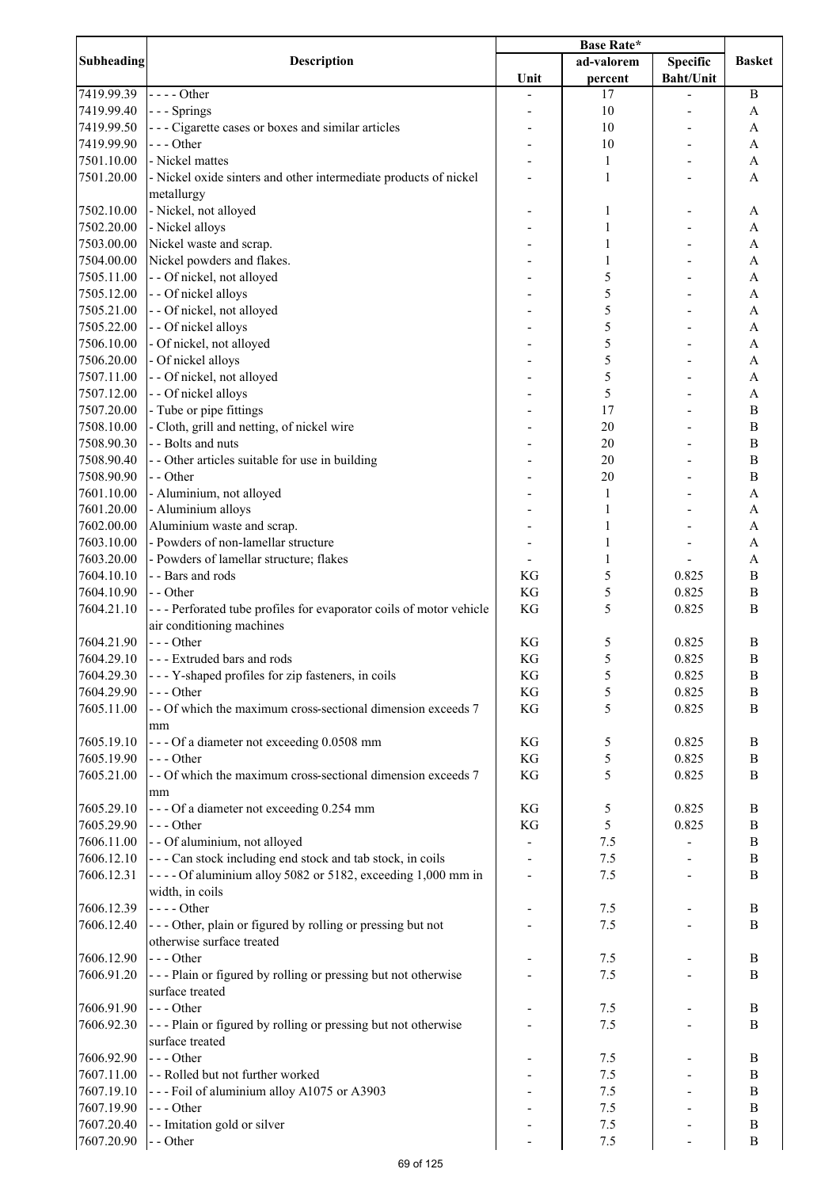| Subheading | Description | Base Rate* | | | Basket |
|---|---|---|---|---|---|
| | | Unit | ad-valorem percent | Specific Baht/Unit | |
| 7419.99.39 | - - - - Other | - | 17 | - | B |
| 7419.99.40 | - - - Springs | - | 10 | - | A |
| 7419.99.50 | - - - Cigarette cases or boxes and similar articles | - | 10 | - | A |
| 7419.99.90 | - - - Other | - | 10 | - | A |
| 7501.10.00 | - Nickel mattes | - | 1 | - | A |
| 7501.20.00 | - Nickel oxide sinters and other intermediate products of nickel metallurgy | - | 1 | - | A |
| 7502.10.00 | - Nickel, not alloyed | - | 1 | - | A |
| 7502.20.00 | - Nickel alloys | - | 1 | - | A |
| 7503.00.00 | Nickel waste and scrap. | - | 1 | - | A |
| 7504.00.00 | Nickel powders and flakes. | - | 1 | - | A |
| 7505.11.00 | - - Of nickel, not alloyed | - | 5 | - | A |
| 7505.12.00 | - - Of nickel alloys | - | 5 | - | A |
| 7505.21.00 | - - Of nickel, not alloyed | - | 5 | - | A |
| 7505.22.00 | - - Of nickel alloys | - | 5 | - | A |
| 7506.10.00 | - Of nickel, not alloyed | - | 5 | - | A |
| 7506.20.00 | - Of nickel alloys | - | 5 | - | A |
| 7507.11.00 | - - Of nickel, not alloyed | - | 5 | - | A |
| 7507.12.00 | - - Of nickel alloys | - | 5 | - | A |
| 7507.20.00 | - Tube or pipe fittings | - | 17 | - | B |
| 7508.10.00 | - Cloth, grill and netting, of nickel wire | - | 20 | - | B |
| 7508.90.30 | - - Bolts and nuts | - | 20 | - | B |
| 7508.90.40 | - - Other articles suitable for use in building | - | 20 | - | B |
| 7508.90.90 | - - Other | - | 20 | - | B |
| 7601.10.00 | - Aluminium, not alloyed | - | 1 | - | A |
| 7601.20.00 | - Aluminium alloys | - | 1 | - | A |
| 7602.00.00 | Aluminium waste and scrap. | - | 1 | - | A |
| 7603.10.00 | - Powders of non-lamellar structure | - | 1 | - | A |
| 7603.20.00 | - Powders of lamellar structure; flakes | - | 1 | - | A |
| 7604.10.10 | - - Bars and rods | KG | 5 | 0.825 | B |
| 7604.10.90 | - - Other | KG | 5 | 0.825 | B |
| 7604.21.10 | - - - Perforated tube profiles for evaporator coils of motor vehicle air conditioning machines | KG | 5 | 0.825 | B |
| 7604.21.90 | - - - Other | KG | 5 | 0.825 | B |
| 7604.29.10 | - - - Extruded bars and rods | KG | 5 | 0.825 | B |
| 7604.29.30 | - - - Y-shaped profiles for zip fasteners, in coils | KG | 5 | 0.825 | B |
| 7604.29.90 | - - - Other | KG | 5 | 0.825 | B |
| 7605.11.00 | - - Of which the maximum cross-sectional dimension exceeds 7 mm | KG | 5 | 0.825 | B |
| 7605.19.10 | - - - Of a diameter not exceeding 0.0508 mm | KG | 5 | 0.825 | B |
| 7605.19.90 | - - - Other | KG | 5 | 0.825 | B |
| 7605.21.00 | - - Of which the maximum cross-sectional dimension exceeds 7 mm | KG | 5 | 0.825 | B |
| 7605.29.10 | - - - Of a diameter not exceeding 0.254 mm | KG | 5 | 0.825 | B |
| 7605.29.90 | - - - Other | KG | 5 | 0.825 | B |
| 7606.11.00 | - - Of aluminium, not alloyed | - | 7.5 | - | B |
| 7606.12.10 | - - - Can stock including end stock and tab stock, in coils | - | 7.5 | - | B |
| 7606.12.31 | - - - - Of aluminium alloy 5082 or 5182, exceeding 1,000 mm in width, in coils | - | 7.5 | - | B |
| 7606.12.39 | - - - - Other | - | 7.5 | - | B |
| 7606.12.40 | - - - Other, plain or figured by rolling or pressing but not otherwise surface treated | - | 7.5 | - | B |
| 7606.12.90 | - - - Other | - | 7.5 | - | B |
| 7606.91.20 | - - - Plain or figured by rolling or pressing but not otherwise surface treated | - | 7.5 | - | B |
| 7606.91.90 | - - - Other | - | 7.5 | - | B |
| 7606.92.30 | - - - Plain or figured by rolling or pressing but not otherwise surface treated | - | 7.5 | - | B |
| 7606.92.90 | - - - Other | - | 7.5 | - | B |
| 7607.11.00 | - - Rolled but not further worked | - | 7.5 | - | B |
| 7607.19.10 | - - - Foil of aluminium alloy A1075 or A3903 | - | 7.5 | - | B |
| 7607.19.90 | - - - Other | - | 7.5 | - | B |
| 7607.20.40 | - - Imitation gold or silver | - | 7.5 | - | B |
| 7607.20.90 | - - Other | - | 7.5 | - | B |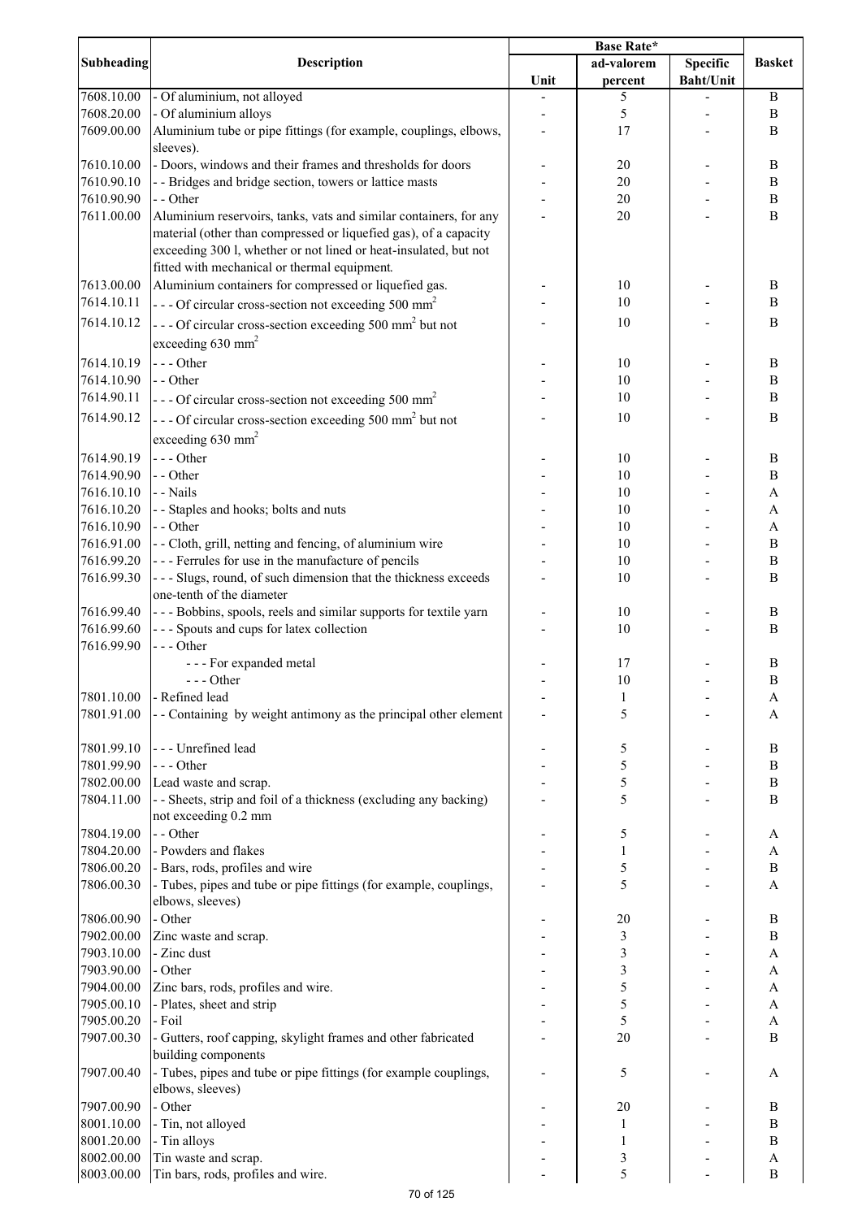| Subheading | Description | Base Rate* | | | Basket |
|---|---|---|---|---|---|
| | | Unit | ad-valorem percent | Specific Baht/Unit | |
| 7608.10.00 | - Of aluminium, not alloyed | - | 5 | - | B |
| 7608.20.00 | - Of aluminium alloys | - | 5 | - | B |
| 7609.00.00 | Aluminium tube or pipe fittings (for example, couplings, elbows, sleeves). | - | 17 | - | B |
| 7610.10.00 | - Doors, windows and their frames and thresholds for doors | - | 20 | - | B |
| 7610.90.10 | - - Bridges and bridge section, towers or lattice masts | - | 20 | - | B |
| 7610.90.90 | - - Other | - | 20 | - | B |
| 7611.00.00 | Aluminium reservoirs, tanks, vats and similar containers, for any material (other than compressed or liquefied gas), of a capacity exceeding 300 l, whether or not lined or heat-insulated, but not fitted with mechanical or thermal equipment. | - | 20 | - | B |
| 7613.00.00 | Aluminium containers for compressed or liquefied gas. | - | 10 | - | B |
| 7614.10.11 | - - - Of circular cross-section not exceeding 500 $mm^2$ | - | 10 | - | B |
| 7614.10.12 | - - - Of circular cross-section exceeding 500 $mm^2$ but not exceeding 630 $mm^2$ | - | 10 | - | B |
| 7614.10.19 | - - - Other | - | 10 | - | B |
| 7614.10.90 | - - Other | - | 10 | - | B |
| 7614.90.11 | - - - Of circular cross-section not exceeding 500 $mm^2$ | - | 10 | - | B |
| 7614.90.12 | - - - Of circular cross-section exceeding 500 $mm^2$ but not exceeding 630 $mm^2$ | - | 10 | - | B |
| 7614.90.19 | - - - Other | - | 10 | - | B |
| 7614.90.90 | - - Other | - | 10 | - | B |
| 7616.10.10 | - - Nails | - | 10 | - | A |
| 7616.10.20 | - - Staples and hooks; bolts and nuts | - | 10 | - | A |
| 7616.10.90 | - - Other | - | 10 | - | A |
| 7616.91.00 | - - Cloth, grill, netting and fencing, of aluminium wire | - | 10 | - | B |
| 7616.99.20 | - - - Ferrules for use in the manufacture of pencils | - | 10 | - | B |
| 7616.99.30 | - - - Slugs, round, of such dimension that the thickness exceeds one-tenth of the diameter | - | 10 | - | B |
| 7616.99.40 | - - - Bobbins, spools, reels and similar supports for textile yarn | - | 10 | - | B |
| 7616.99.60 | - - - Spouts and cups for latex collection | - | 10 | - | B |
| 7616.99.90 | - - - Other | | | | |
| | - - - For expanded metal | - | 17 | - | B |
| | - - - Other | - | 10 | - | B |
| 7801.10.00 | - Refined lead | - | 1 | - | A |
| 7801.91.00 | - - Containing by weight antimony as the principal other element | - | 5 | - | A |
| 7801.99.10 | - - - Unrefined lead | - | 5 | - | B |
| 7801.99.90 | - - - Other | - | 5 | - | B |
| 7802.00.00 | Lead waste and scrap. | - | 5 | - | B |
| 7804.11.00 | - - Sheets, strip and foil of a thickness (excluding any backing) not exceeding 0.2 mm | - | 5 | - | B |
| 7804.19.00 | - - Other | - | 5 | - | A |
| 7804.20.00 | - Powders and flakes | - | 1 | - | A |
| 7806.00.20 | - Bars, rods, profiles and wire | - | 5 | - | B |
| 7806.00.30 | - Tubes, pipes and tube or pipe fittings (for example, couplings, elbows, sleeves) | - | 5 | - | A |
| 7806.00.90 | - Other | - | 20 | - | B |
| 7902.00.00 | Zinc waste and scrap. | - | 3 | - | B |
| 7903.10.00 | - Zinc dust | - | 3 | - | A |
| 7903.90.00 | - Other | - | 3 | - | A |
| 7904.00.00 | Zinc bars, rods, profiles and wire. | - | 5 | - | A |
| 7905.00.10 | - Plates, sheet and strip | - | 5 | - | A |
| 7905.00.20 | - Foil | - | 5 | - | A |
| 7907.00.30 | - Gutters, roof capping, skylight frames and other fabricated building components | - | 20 | - | B |
| 7907.00.40 | - Tubes, pipes and tube or pipe fittings (for example couplings, elbows, sleeves) | - | 5 | - | A |
| 7907.00.90 | - Other | - | 20 | - | B |
| 8001.10.00 | - Tin, not alloyed | - | 1 | - | B |
| 8001.20.00 | - Tin alloys | - | 1 | - | B |
| 8002.00.00 | Tin waste and scrap. | - | 3 | - | A |
| 8003.00.00 | Tin bars, rods, profiles and wire. | - | 5 | - | B |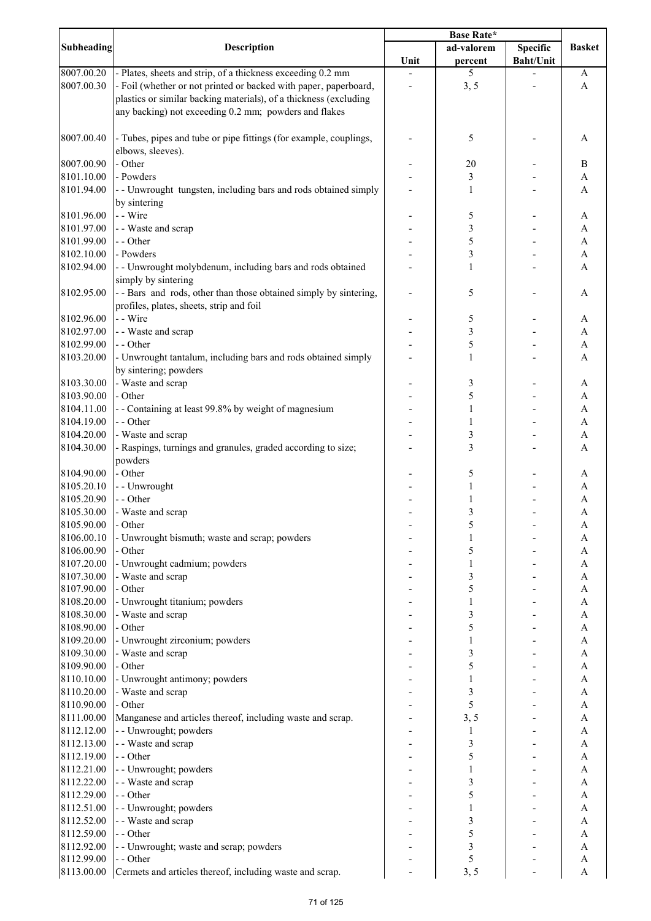| Subheading | Description | Base Rate* | | | Basket |
|---|---|---|---|---|---|
| | | Unit | ad-valorem percent | Specific Baht/Unit | |
| 8007.00.20 | - Plates, sheets and strip, of a thickness exceeding 0.2 mm | - | 5 | - | A |
| 8007.00.30 | - Foil (whether or not printed or backed with paper, paperboard, plastics or similar backing materials), of a thickness (excluding any backing) not exceeding 0.2 mm; powders and flakes | - | 3, 5 | - | A |
| 8007.00.40 | - Tubes, pipes and tube or pipe fittings (for example, couplings, elbows, sleeves). | - | 5 | - | A |
| 8007.00.90 | - Other | - | 20 | - | B |
| 8101.10.00 | - Powders | - | 3 | - | A |
| 8101.94.00 | - - Unwrought tungsten, including bars and rods obtained simply by sintering | - | 1 | - | A |
| 8101.96.00 | - - Wire | - | 5 | - | A |
| 8101.97.00 | - - Waste and scrap | - | 3 | - | A |
| 8101.99.00 | - - Other | - | 5 | - | A |
| 8102.10.00 | - Powders | - | 3 | - | A |
| 8102.94.00 | - - Unwrought molybdenum, including bars and rods obtained simply by sintering | - | 1 | - | A |
| 8102.95.00 | - - Bars and rods, other than those obtained simply by sintering, profiles, plates, sheets, strip and foil | - | 5 | - | A |
| 8102.96.00 | - - Wire | - | 5 | - | A |
| 8102.97.00 | - - Waste and scrap | - | 3 | - | A |
| 8102.99.00 | - - Other | - | 5 | - | A |
| 8103.20.00 | - Unwrought tantalum, including bars and rods obtained simply by sintering; powders | - | 1 | - | A |
| 8103.30.00 | - Waste and scrap | - | 3 | - | A |
| 8103.90.00 | - Other | - | 5 | - | A |
| 8104.11.00 | - - Containing at least 99.8% by weight of magnesium | - | 1 | - | A |
| 8104.19.00 | - - Other | - | 1 | - | A |
| 8104.20.00 | - Waste and scrap | - | 3 | - | A |
| 8104.30.00 | - Raspings, turnings and granules, graded according to size; powders | - | 3 | - | A |
| 8104.90.00 | - Other | - | 5 | - | A |
| 8105.20.10 | - - Unwrought | - | 1 | - | A |
| 8105.20.90 | - - Other | - | 1 | - | A |
| 8105.30.00 | - Waste and scrap | - | 3 | - | A |
| 8105.90.00 | - Other | - | 5 | - | A |
| 8106.00.10 | - Unwrought bismuth; waste and scrap; powders | - | 1 | - | A |
| 8106.00.90 | - Other | - | 5 | - | A |
| 8107.20.00 | - Unwrought cadmium; powders | - | 1 | - | A |
| 8107.30.00 | - Waste and scrap | - | 3 | - | A |
| 8107.90.00 | - Other | - | 5 | - | A |
| 8108.20.00 | - Unwrought titanium; powders | - | 1 | - | A |
| 8108.30.00 | - Waste and scrap | - | 3 | - | A |
| 8108.90.00 | - Other | - | 5 | - | A |
| 8109.20.00 | - Unwrought zirconium; powders | - | 1 | - | A |
| 8109.30.00 | - Waste and scrap | - | 3 | - | A |
| 8109.90.00 | - Other | - | 5 | - | A |
| 8110.10.00 | - Unwrought antimony; powders | - | 1 | - | A |
| 8110.20.00 | - Waste and scrap | - | 3 | - | A |
| 8110.90.00 | - Other | - | 5 | - | A |
| 8111.00.00 | Manganese and articles thereof, including waste and scrap. | - | 3, 5 | - | A |
| 8112.12.00 | - - Unwrought; powders | - | 1 | - | A |
| 8112.13.00 | - - Waste and scrap | - | 3 | - | A |
| 8112.19.00 | - - Other | - | 5 | - | A |
| 8112.21.00 | - - Unwrought; powders | - | 1 | - | A |
| 8112.22.00 | - - Waste and scrap | - | 3 | - | A |
| 8112.29.00 | - - Other | - | 5 | - | A |
| 8112.51.00 | - - Unwrought; powders | - | 1 | - | A |
| 8112.52.00 | - - Waste and scrap | - | 3 | - | A |
| 8112.59.00 | - - Other | - | 5 | - | A |
| 8112.92.00 | - - Unwrought; waste and scrap; powders | - | 3 | - | A |
| 8112.99.00 | - - Other | - | 5 | - | A |
| 8113.00.00 | Cermets and articles thereof, including waste and scrap. | - | 3, 5 | - | A |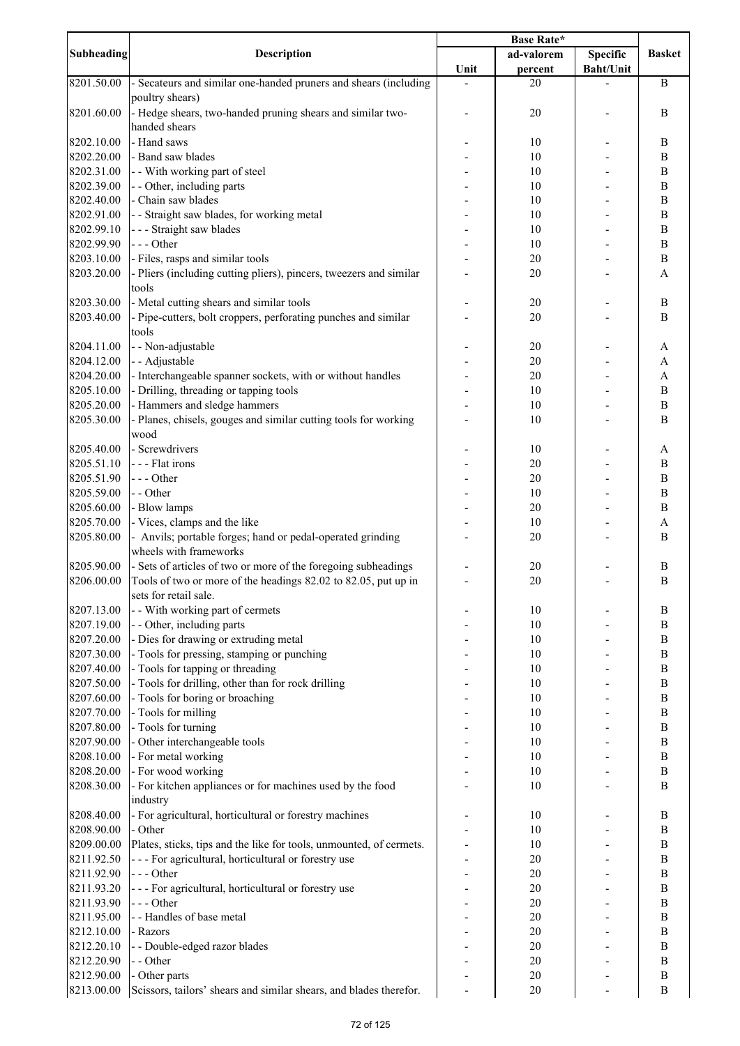| Subheading | Description | Base Rate* | | | Basket |
|---|---|---|---|---|---|
| | | Unit | ad-valorem percent | Specific Baht/Unit | |
| 8201.50.00 | - Secateurs and similar one-handed pruners and shears (including poultry shears) | - | 20 | - | B |
| 8201.60.00 | - Hedge shears, two-handed pruning shears and similar two-handed shears | - | 20 | - | B |
| 8202.10.00 | - Hand saws | - | 10 | - | B |
| 8202.20.00 | - Band saw blades | - | 10 | - | B |
| 8202.31.00 | - - With working part of steel | - | 10 | - | B |
| 8202.39.00 | - - Other, including parts | - | 10 | - | B |
| 8202.40.00 | - Chain saw blades | - | 10 | - | B |
| 8202.91.00 | - - Straight saw blades, for working metal | - | 10 | - | B |
| 8202.99.10 | - - - Straight saw blades | - | 10 | - | B |
| 8202.99.90 | - - - Other | - | 10 | - | B |
| 8203.10.00 | - Files, rasps and similar tools | - | 20 | - | B |
| 8203.20.00 | - Pliers (including cutting pliers), pincers, tweezers and similar tools | - | 20 | - | A |
| 8203.30.00 | - Metal cutting shears and similar tools | - | 20 | - | B |
| 8203.40.00 | - Pipe-cutters, bolt croppers, perforating punches and similar tools | - | 20 | - | B |
| 8204.11.00 | - - Non-adjustable | - | 20 | - | A |
| 8204.12.00 | - - Adjustable | - | 20 | - | A |
| 8204.20.00 | - Interchangeable spanner sockets, with or without handles | - | 20 | - | A |
| 8205.10.00 | - Drilling, threading or tapping tools | - | 10 | - | B |
| 8205.20.00 | - Hammers and sledge hammers | - | 10 | - | B |
| 8205.30.00 | - Planes, chisels, gouges and similar cutting tools for working wood | - | 10 | - | B |
| 8205.40.00 | - Screwdrivers | - | 10 | - | A |
| 8205.51.10 | - - - Flat irons | - | 20 | - | B |
| 8205.51.90 | - - - Other | - | 20 | - | B |
| 8205.59.00 | - - Other | - | 10 | - | B |
| 8205.60.00 | - Blow lamps | - | 20 | - | B |
| 8205.70.00 | - Vices, clamps and the like | - | 10 | - | A |
| 8205.80.00 | - Anvils; portable forges; hand or pedal-operated grinding wheels with frameworks | - | 20 | - | B |
| 8205.90.00 | - Sets of articles of two or more of the foregoing subheadings | - | 20 | - | B |
| 8206.00.00 | Tools of two or more of the headings 82.02 to 82.05, put up in sets for retail sale. | - | 20 | - | B |
| 8207.13.00 | - - With working part of cermets | - | 10 | - | B |
| 8207.19.00 | - - Other, including parts | - | 10 | - | B |
| 8207.20.00 | - Dies for drawing or extruding metal | - | 10 | - | B |
| 8207.30.00 | - Tools for pressing, stamping or punching | - | 10 | - | B |
| 8207.40.00 | - Tools for tapping or threading | - | 10 | - | B |
| 8207.50.00 | - Tools for drilling, other than for rock drilling | - | 10 | - | B |
| 8207.60.00 | - Tools for boring or broaching | - | 10 | - | B |
| 8207.70.00 | - Tools for milling | - | 10 | - | B |
| 8207.80.00 | - Tools for turning | - | 10 | - | B |
| 8207.90.00 | - Other interchangeable tools | - | 10 | - | B |
| 8208.10.00 | - For metal working | - | 10 | - | B |
| 8208.20.00 | - For wood working | - | 10 | - | B |
| 8208.30.00 | - For kitchen appliances or for machines used by the food industry | - | 10 | - | B |
| 8208.40.00 | - For agricultural, horticultural or forestry machines | - | 10 | - | B |
| 8208.90.00 | - Other | - | 10 | - | B |
| 8209.00.00 | Plates, sticks, tips and the like for tools, unmounted, of cermets. | - | 10 | - | B |
| 8211.92.50 | - - - For agricultural, horticultural or forestry use | - | 20 | - | B |
| 8211.92.90 | - - - Other | - | 20 | - | B |
| 8211.93.20 | - - - For agricultural, horticultural or forestry use | - | 20 | - | B |
| 8211.93.90 | - - - Other | - | 20 | - | B |
| 8211.95.00 | - - Handles of base metal | - | 20 | - | B |
| 8212.10.00 | - Razors | - | 20 | - | B |
| 8212.20.10 | - - Double-edged razor blades | - | 20 | - | B |
| 8212.20.90 | - - Other | - | 20 | - | B |
| 8212.90.00 | - Other parts | - | 20 | - | B |
| 8213.00.00 | Scissors, tailors' shears and similar shears, and blades therefor. | - | 20 | - | B |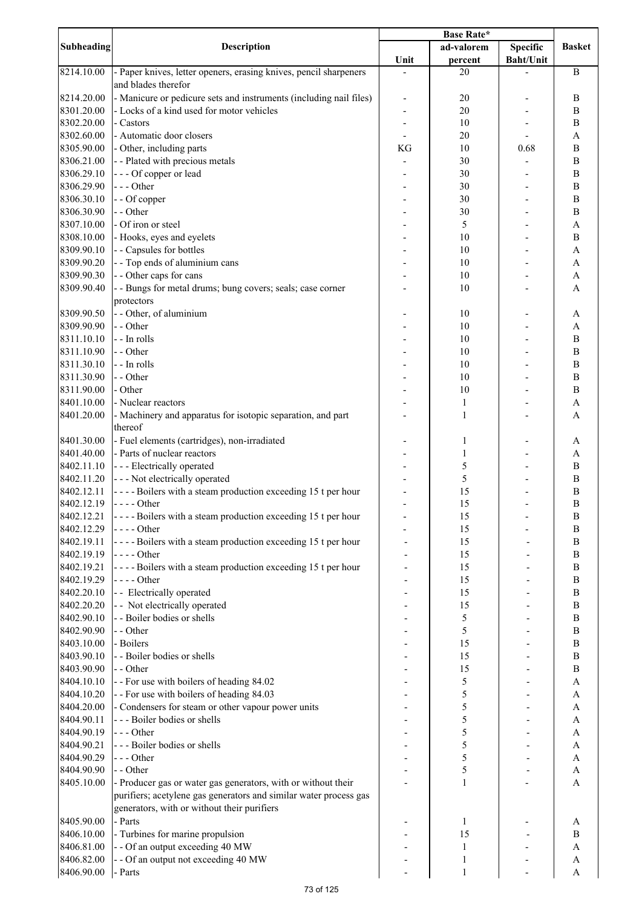| Subheading | Description | Base Rate* | | | Basket |
|---|---|---|---|---|---|
| | | Unit | ad-valorem percent | Specific Baht/Unit | |
| 8214.10.00 | - Paper knives, letter openers, erasing knives, pencil sharpeners and blades therefor | - | 20 | - | B |
| 8214.20.00 | - Manicure or pedicure sets and instruments (including nail files) | - | 20 | - | B |
| 8301.20.00 | - Locks of a kind used for motor vehicles | - | 20 | - | B |
| 8302.20.00 | - Castors | - | 10 | - | B |
| 8302.60.00 | - Automatic door closers | - | 20 | - | A |
| 8305.90.00 | - Other, including parts | KG | 10 | 0.68 | B |
| 8306.21.00 | - - Plated with precious metals | - | 30 | - | B |
| 8306.29.10 | - - - Of copper or lead | - | 30 | - | B |
| 8306.29.90 | - - - Other | - | 30 | - | B |
| 8306.30.10 | - - Of copper | - | 30 | - | B |
| 8306.30.90 | - - Other | - | 30 | - | B |
| 8307.10.00 | - Of iron or steel | - | 5 | - | A |
| 8308.10.00 | - Hooks, eyes and eyelets | - | 10 | - | B |
| 8309.90.10 | - - Capsules for bottles | - | 10 | - | A |
| 8309.90.20 | - - Top ends of aluminium cans | - | 10 | - | A |
| 8309.90.30 | - - Other caps for cans | - | 10 | - | A |
| 8309.90.40 | - - Bungs for metal drums; bung covers; seals; case corner protectors | - | 10 | - | A |
| 8309.90.50 | - - Other, of aluminium | - | 10 | - | A |
| 8309.90.90 | - - Other | - | 10 | - | A |
| 8311.10.10 | - - In rolls | - | 10 | - | B |
| 8311.10.90 | - - Other | - | 10 | - | B |
| 8311.30.10 | - - In rolls | - | 10 | - | B |
| 8311.30.90 | - - Other | - | 10 | - | B |
| 8311.90.00 | - Other | - | 10 | - | B |
| 8401.10.00 | - Nuclear reactors | - | 1 | - | A |
| 8401.20.00 | - Machinery and apparatus for isotopic separation, and part thereof | - | 1 | - | A |
| 8401.30.00 | - Fuel elements (cartridges), non-irradiated | - | 1 | - | A |
| 8401.40.00 | - Parts of nuclear reactors | - | 1 | - | A |
| 8402.11.10 | - - - Electrically operated | - | 5 | - | B |
| 8402.11.20 | - - - Not electrically operated | - | 5 | - | B |
| 8402.12.11 | - - - - Boilers with a steam production exceeding 15 t per hour | - | 15 | - | B |
| 8402.12.19 | - - - - Other | - | 15 | - | B |
| 8402.12.21 | - - - - Boilers with a steam production exceeding 15 t per hour | - | 15 | - | B |
| 8402.12.29 | - - - - Other | - | 15 | - | B |
| 8402.19.11 | - - - - Boilers with a steam production exceeding 15 t per hour | - | 15 | - | B |
| 8402.19.19 | - - - - Other | - | 15 | - | B |
| 8402.19.21 | - - - - Boilers with a steam production exceeding 15 t per hour | - | 15 | - | B |
| 8402.19.29 | - - - - Other | - | 15 | - | B |
| 8402.20.10 | - - Electrically operated | - | 15 | - | B |
| 8402.20.20 | - - Not electrically operated | - | 15 | - | B |
| 8402.90.10 | - - Boiler bodies or shells | - | 5 | - | B |
| 8402.90.90 | - - Other | - | 5 | - | B |
| 8403.10.00 | - Boilers | - | 15 | - | B |
| 8403.90.10 | - - Boiler bodies or shells | - | 15 | - | B |
| 8403.90.90 | - - Other | - | 15 | - | B |
| 8404.10.10 | - - For use with boilers of heading 84.02 | - | 5 | - | A |
| 8404.10.20 | - - For use with boilers of heading 84.03 | - | 5 | - | A |
| 8404.20.00 | - Condensers for steam or other vapour power units | - | 5 | - | A |
| 8404.90.11 | - - - Boiler bodies or shells | - | 5 | - | A |
| 8404.90.19 | - - - Other | - | 5 | - | A |
| 8404.90.21 | - - - Boiler bodies or shells | - | 5 | - | A |
| 8404.90.29 | - - - Other | - | 5 | - | A |
| 8404.90.90 | - - Other | - | 5 | - | A |
| 8405.10.00 | - Producer gas or water gas generators, with or without their purifiers; acetylene gas generators and similar water process gas generators, with or without their purifiers | - | 1 | - | A |
| 8405.90.00 | - Parts | - | 1 | - | A |
| 8406.10.00 | - Turbines for marine propulsion | - | 15 | - | B |
| 8406.81.00 | - - Of an output exceeding 40 MW | - | 1 | - | A |
| 8406.82.00 | - - Of an output not exceeding 40 MW | - | 1 | - | A |
| 8406.90.00 | - Parts | - | 1 | - | A |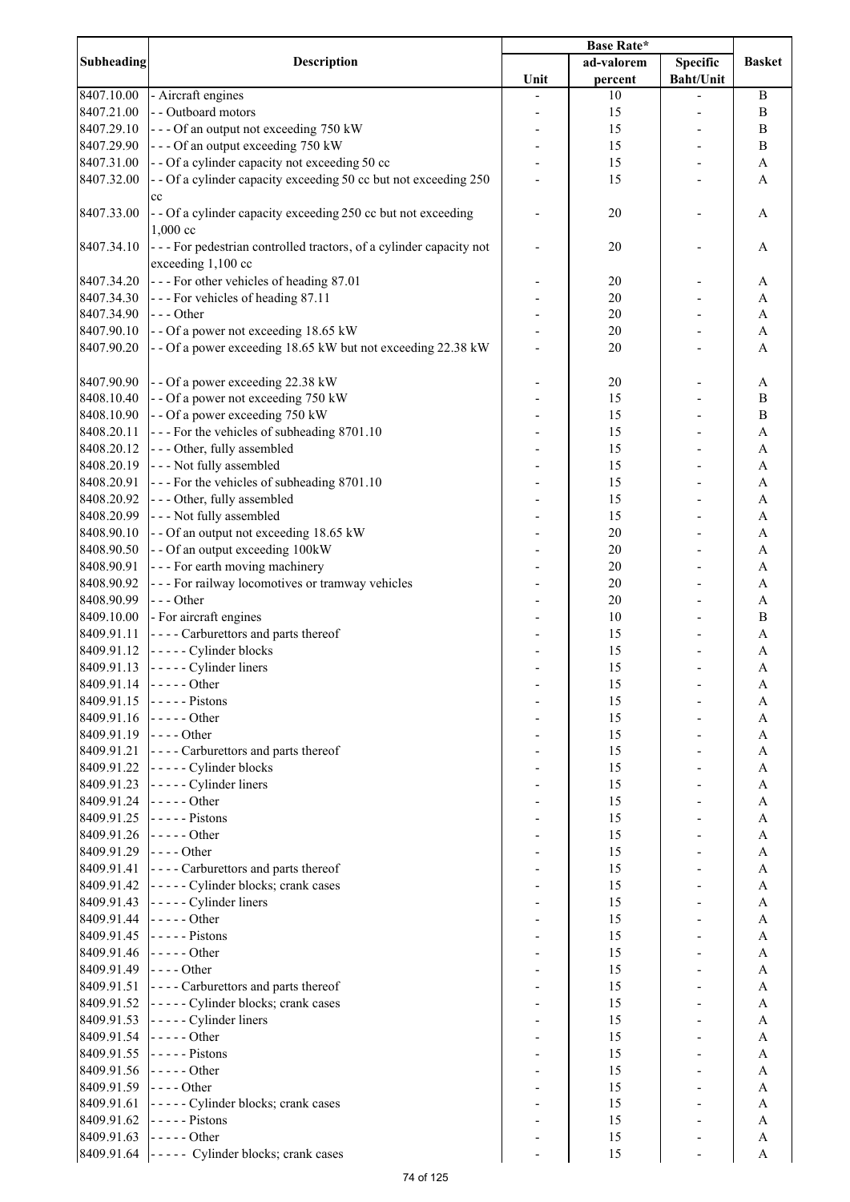| Subheading | Description | Base Rate* | | | Basket |
|---|---|---|---|---|---|
| | | Unit | ad-valorem percent | Specific Baht/Unit | |
| 8407.10.00 | - Aircraft engines | - | 10 | - | B |
| 8407.21.00 | - - Outboard motors | - | 15 | - | B |
| 8407.29.10 | - - - Of an output not exceeding 750 kW | - | 15 | - | B |
| 8407.29.90 | - - - Of an output exceeding 750 kW | - | 15 | - | B |
| 8407.31.00 | - - Of a cylinder capacity not exceeding 50 cc | - | 15 | - | A |
| 8407.32.00 | - - Of a cylinder capacity exceeding 50 cc but not exceeding 250 cc | - | 15 | - | A |
| 8407.33.00 | - - Of a cylinder capacity exceeding 250 cc but not exceeding 1,000 cc | - | 20 | - | A |
| 8407.34.10 | - - - For pedestrian controlled tractors, of a cylinder capacity not exceeding 1,100 cc | - | 20 | - | A |
| 8407.34.20 | - - - For other vehicles of heading 87.01 | - | 20 | - | A |
| 8407.34.30 | - - - For vehicles of heading 87.11 | - | 20 | - | A |
| 8407.34.90 | - - - Other | - | 20 | - | A |
| 8407.90.10 | - - Of a power not exceeding 18.65 kW | - | 20 | - | A |
| 8407.90.20 | - - Of a power exceeding 18.65 kW but not exceeding 22.38 kW | - | 20 | - | A |
| 8407.90.90 | - - Of a power exceeding 22.38 kW | - | 20 | - | A |
| 8408.10.40 | - - Of a power not exceeding 750 kW | - | 15 | - | B |
| 8408.10.90 | - - Of a power exceeding 750 kW | - | 15 | - | B |
| 8408.20.11 | - - - For the vehicles of subheading 8701.10 | - | 15 | - | A |
| 8408.20.12 | - - - Other, fully assembled | - | 15 | - | A |
| 8408.20.19 | - - - Not fully assembled | - | 15 | - | A |
| 8408.20.91 | - - - For the vehicles of subheading 8701.10 | - | 15 | - | A |
| 8408.20.92 | - - - Other, fully assembled | - | 15 | - | A |
| 8408.20.99 | - - - Not fully assembled | - | 15 | - | A |
| 8408.90.10 | - - Of an output not exceeding 18.65 kW | - | 20 | - | A |
| 8408.90.50 | - - Of an output exceeding 100kW | - | 20 | - | A |
| 8408.90.91 | - - - For earth moving machinery | - | 20 | - | A |
| 8408.90.92 | - - - For railway locomotives or tramway vehicles | - | 20 | - | A |
| 8408.90.99 | - - - Other | - | 20 | - | A |
| 8409.10.00 | - For aircraft engines | - | 10 | - | B |
| 8409.91.11 | - - - - Carburettors and parts thereof | - | 15 | - | A |
| 8409.91.12 | - - - - - Cylinder blocks | - | 15 | - | A |
| 8409.91.13 | - - - - - Cylinder liners | - | 15 | - | A |
| 8409.91.14 | - - - - - Other | - | 15 | - | A |
| 8409.91.15 | - - - - - Pistons | - | 15 | - | A |
| 8409.91.16 | - - - - - Other | - | 15 | - | A |
| 8409.91.19 | - - - - Other | - | 15 | - | A |
| 8409.91.21 | - - - - Carburettors and parts thereof | - | 15 | - | A |
| 8409.91.22 | - - - - - Cylinder blocks | - | 15 | - | A |
| 8409.91.23 | - - - - - Cylinder liners | - | 15 | - | A |
| 8409.91.24 | - - - - - Other | - | 15 | - | A |
| 8409.91.25 | - - - - - Pistons | - | 15 | - | A |
| 8409.91.26 | - - - - - Other | - | 15 | - | A |
| 8409.91.29 | - - - - Other | - | 15 | - | A |
| 8409.91.41 | - - - - Carburettors and parts thereof | - | 15 | - | A |
| 8409.91.42 | - - - - - Cylinder blocks; crank cases | - | 15 | - | A |
| 8409.91.43 | - - - - - Cylinder liners | - | 15 | - | A |
| 8409.91.44 | - - - - - Other | - | 15 | - | A |
| 8409.91.45 | - - - - - Pistons | - | 15 | - | A |
| 8409.91.46 | - - - - - Other | - | 15 | - | A |
| 8409.91.49 | - - - - Other | - | 15 | - | A |
| 8409.91.51 | - - - - Carburettors and parts thereof | - | 15 | - | A |
| 8409.91.52 | - - - - - Cylinder blocks; crank cases | - | 15 | - | A |
| 8409.91.53 | - - - - - Cylinder liners | - | 15 | - | A |
| 8409.91.54 | - - - - - Other | - | 15 | - | A |
| 8409.91.55 | - - - - - Pistons | - | 15 | - | A |
| 8409.91.56 | - - - - - Other | - | 15 | - | A |
| 8409.91.59 | - - - - Other | - | 15 | - | A |
| 8409.91.61 | - - - - - Cylinder blocks; crank cases | - | 15 | - | A |
| 8409.91.62 | - - - - - Pistons | - | 15 | - | A |
| 8409.91.63 | - - - - - Other | - | 15 | - | A |
| 8409.91.64 | - - - - - Cylinder blocks; crank cases | - | 15 | - | A |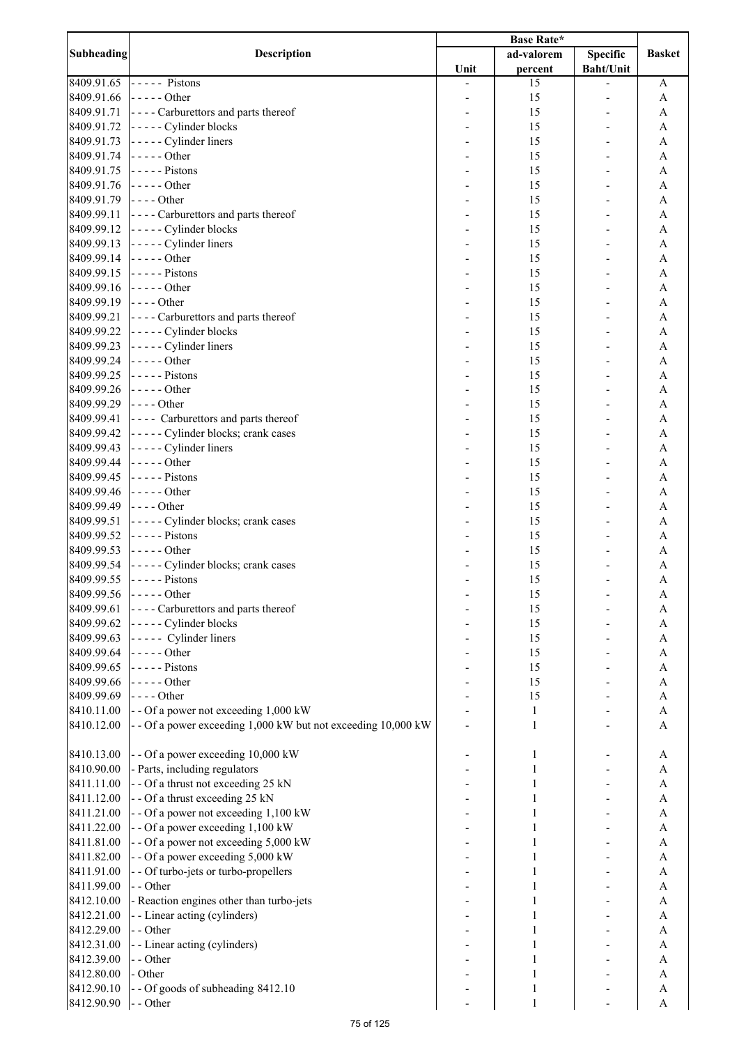| Subheading | Description | Base Rate* | | | Basket |
|---|---|---|---|---|---|
| | | Unit | ad-valorem percent | Specific Baht/Unit | |
| 8409.91.65 | - - - - - Pistons | - | 15 | - | A |
| 8409.91.66 | - - - - - Other | - | 15 | - | A |
| 8409.91.71 | - - - - Carburettors and parts thereof | - | 15 | - | A |
| 8409.91.72 | - - - - - Cylinder blocks | - | 15 | - | A |
| 8409.91.73 | - - - - - Cylinder liners | - | 15 | - | A |
| 8409.91.74 | - - - - - Other | - | 15 | - | A |
| 8409.91.75 | - - - - - Pistons | - | 15 | - | A |
| 8409.91.76 | - - - - - Other | - | 15 | - | A |
| 8409.91.79 | - - - - Other | - | 15 | - | A |
| 8409.99.11 | - - - - Carburettors and parts thereof | - | 15 | - | A |
| 8409.99.12 | - - - - - Cylinder blocks | - | 15 | - | A |
| 8409.99.13 | - - - - - Cylinder liners | - | 15 | - | A |
| 8409.99.14 | - - - - - Other | - | 15 | - | A |
| 8409.99.15 | - - - - - Pistons | - | 15 | - | A |
| 8409.99.16 | - - - - - Other | - | 15 | - | A |
| 8409.99.19 | - - - - Other | - | 15 | - | A |
| 8409.99.21 | - - - - Carburettors and parts thereof | - | 15 | - | A |
| 8409.99.22 | - - - - - Cylinder blocks | - | 15 | - | A |
| 8409.99.23 | - - - - - Cylinder liners | - | 15 | - | A |
| 8409.99.24 | - - - - - Other | - | 15 | - | A |
| 8409.99.25 | - - - - - Pistons | - | 15 | - | A |
| 8409.99.26 | - - - - - Other | - | 15 | - | A |
| 8409.99.29 | - - - - Other | - | 15 | - | A |
| 8409.99.41 | - - - - Carburettors and parts thereof | - | 15 | - | A |
| 8409.99.42 | - - - - - Cylinder blocks; crank cases | - | 15 | - | A |
| 8409.99.43 | - - - - - Cylinder liners | - | 15 | - | A |
| 8409.99.44 | - - - - - Other | - | 15 | - | A |
| 8409.99.45 | - - - - - Pistons | - | 15 | - | A |
| 8409.99.46 | - - - - - Other | - | 15 | - | A |
| 8409.99.49 | - - - - Other | - | 15 | - | A |
| 8409.99.51 | - - - - - Cylinder blocks; crank cases | - | 15 | - | A |
| 8409.99.52 | - - - - - Pistons | - | 15 | - | A |
| 8409.99.53 | - - - - - Other | - | 15 | - | A |
| 8409.99.54 | - - - - - Cylinder blocks; crank cases | - | 15 | - | A |
| 8409.99.55 | - - - - - Pistons | - | 15 | - | A |
| 8409.99.56 | - - - - - Other | - | 15 | - | A |
| 8409.99.61 | - - - - Carburettors and parts thereof | - | 15 | - | A |
| 8409.99.62 | - - - - - Cylinder blocks | - | 15 | - | A |
| 8409.99.63 | - - - - - Cylinder liners | - | 15 | - | A |
| 8409.99.64 | - - - - - Other | - | 15 | - | A |
| 8409.99.65 | - - - - - Pistons | - | 15 | - | A |
| 8409.99.66 | - - - - - Other | - | 15 | - | A |
| 8409.99.69 | - - - - Other | - | 15 | - | A |
| 8410.11.00 | - - Of a power not exceeding 1,000 kW | - | 1 | - | A |
| 8410.12.00 | - - Of a power exceeding 1,000 kW but not exceeding 10,000 kW | - | 1 | - | A |
| 8410.13.00 | - - Of a power exceeding 10,000 kW | - | 1 | - | A |
| 8410.90.00 | - Parts, including regulators | - | 1 | - | A |
| 8411.11.00 | - - Of a thrust not exceeding 25 kN | - | 1 | - | A |
| 8411.12.00 | - - Of a thrust exceeding 25 kN | - | 1 | - | A |
| 8411.21.00 | - - Of a power not exceeding 1,100 kW | - | 1 | - | A |
| 8411.22.00 | - - Of a power exceeding 1,100 kW | - | 1 | - | A |
| 8411.81.00 | - - Of a power not exceeding 5,000 kW | - | 1 | - | A |
| 8411.82.00 | - - Of a power exceeding 5,000 kW | - | 1 | - | A |
| 8411.91.00 | - - Of turbo-jets or turbo-propellers | - | 1 | - | A |
| 8411.99.00 | - - Other | - | 1 | - | A |
| 8412.10.00 | - Reaction engines other than turbo-jets | - | 1 | - | A |
| 8412.21.00 | - - Linear acting (cylinders) | - | 1 | - | A |
| 8412.29.00 | - - Other | - | 1 | - | A |
| 8412.31.00 | - - Linear acting (cylinders) | - | 1 | - | A |
| 8412.39.00 | - - Other | - | 1 | - | A |
| 8412.80.00 | - Other | - | 1 | - | A |
| 8412.90.10 | - - Of goods of subheading 8412.10 | - | 1 | - | A |
| 8412.90.90 | - - Other | - | 1 | - | A |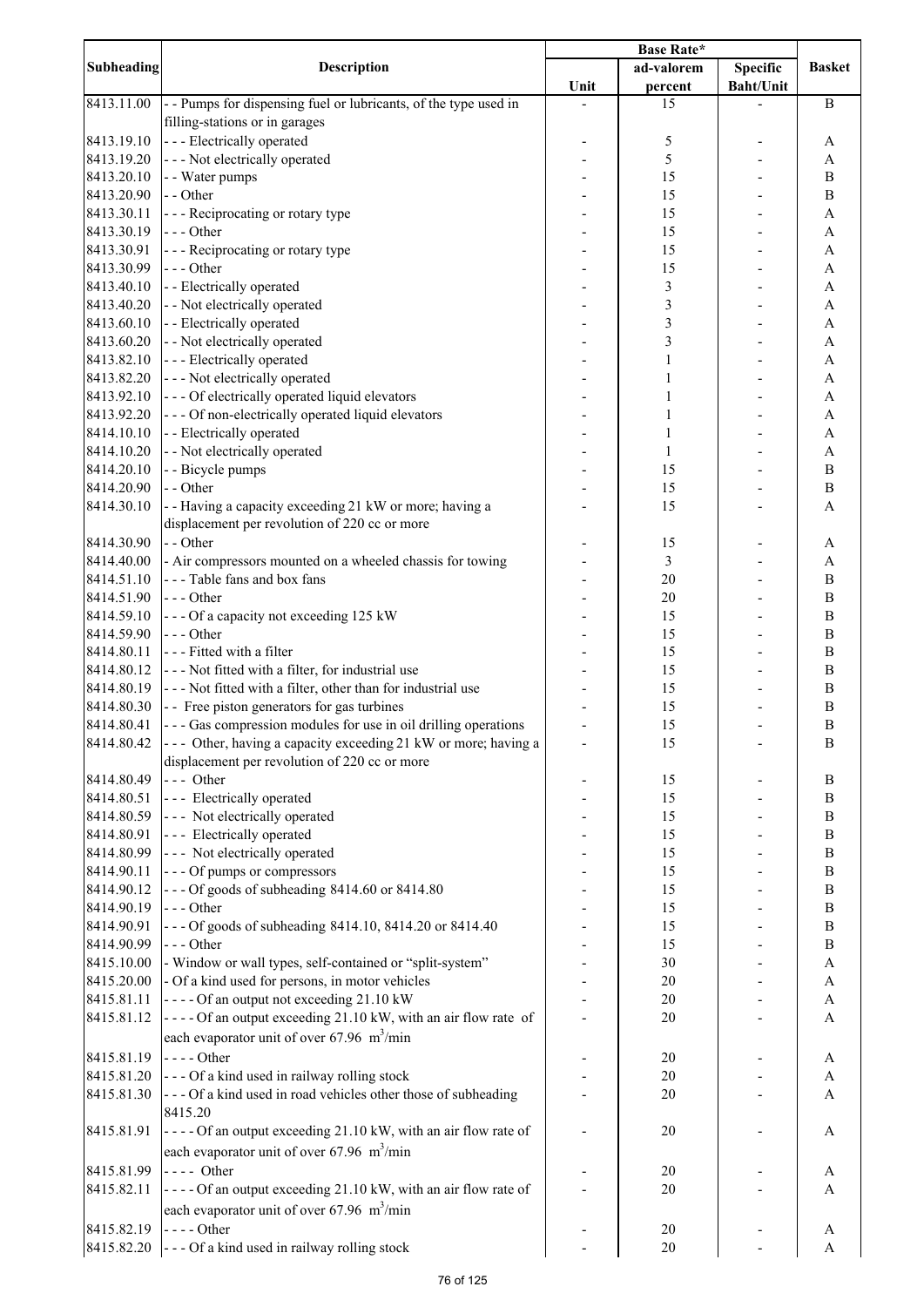| Subheading | Description | Base Rate* | | | Basket |
|---|---|---|---|---|---|
| | | Unit | ad-valorem percent | Specific Baht/Unit | |
| 8413.11.00 | - - Pumps for dispensing fuel or lubricants, of the type used in filling-stations or in garages | - | 15 | - | B |
| 8413.19.10 | - - - Electrically operated | - | 5 | - | A |
| 8413.19.20 | - - - Not electrically operated | - | 5 | - | A |
| 8413.20.10 | - - Water pumps | - | 15 | - | B |
| 8413.20.90 | - - Other | - | 15 | - | B |
| 8413.30.11 | - - - Reciprocating or rotary type | - | 15 | - | A |
| 8413.30.19 | - - - Other | - | 15 | - | A |
| 8413.30.91 | - - - Reciprocating or rotary type | - | 15 | - | A |
| 8413.30.99 | - - - Other | - | 15 | - | A |
| 8413.40.10 | - - Electrically operated | - | 3 | - | A |
| 8413.40.20 | - - Not electrically operated | - | 3 | - | A |
| 8413.60.10 | - - Electrically operated | - | 3 | - | A |
| 8413.60.20 | - - Not electrically operated | - | 3 | - | A |
| 8413.82.10 | - - - Electrically operated | - | 1 | - | A |
| 8413.82.20 | - - - Not electrically operated | - | 1 | - | A |
| 8413.92.10 | - - - Of electrically operated liquid elevators | - | 1 | - | A |
| 8413.92.20 | - - - Of non-electrically operated liquid elevators | - | 1 | - | A |
| 8414.10.10 | - - Electrically operated | - | 1 | - | A |
| 8414.10.20 | - - Not electrically operated | - | 1 | - | A |
| 8414.20.10 | - - Bicycle pumps | - | 15 | - | B |
| 8414.20.90 | - - Other | - | 15 | - | B |
| 8414.30.10 | - - Having a capacity exceeding 21 kW or more; having a displacement per revolution of 220 cc or more | - | 15 | - | A |
| 8414.30.90 | - - Other | - | 15 | - | A |
| 8414.40.00 | - Air compressors mounted on a wheeled chassis for towing | - | 3 | - | A |
| 8414.51.10 | - - - Table fans and box fans | - | 20 | - | B |
| 8414.51.90 | - - - Other | - | 20 | - | B |
| 8414.59.10 | - - - Of a capacity not exceeding 125 kW | - | 15 | - | B |
| 8414.59.90 | - - - Other | - | 15 | - | B |
| 8414.80.11 | - - - Fitted with a filter | - | 15 | - | B |
| 8414.80.12 | - - - Not fitted with a filter, for industrial use | - | 15 | - | B |
| 8414.80.19 | - - - Not fitted with a filter, other than for industrial use | - | 15 | - | B |
| 8414.80.30 | - - Free piston generators for gas turbines | - | 15 | - | B |
| 8414.80.41 | - - - Gas compression modules for use in oil drilling operations | - | 15 | - | B |
| 8414.80.42 | - - - Other, having a capacity exceeding 21 kW or more; having a displacement per revolution of 220 cc or more | - | 15 | - | B |
| 8414.80.49 | - - - Other | - | 15 | - | B |
| 8414.80.51 | - - - Electrically operated | - | 15 | - | B |
| 8414.80.59 | - - - Not electrically operated | - | 15 | - | B |
| 8414.80.91 | - - - Electrically operated | - | 15 | - | B |
| 8414.80.99 | - - - Not electrically operated | - | 15 | - | B |
| 8414.90.11 | - - - Of pumps or compressors | - | 15 | - | B |
| 8414.90.12 | - - - Of goods of subheading 8414.60 or 8414.80 | - | 15 | - | B |
| 8414.90.19 | - - - Other | - | 15 | - | B |
| 8414.90.91 | - - - Of goods of subheading 8414.10, 8414.20 or 8414.40 | - | 15 | - | B |
| 8414.90.99 | - - - Other | - | 15 | - | B |
| 8415.10.00 | - Window or wall types, self-contained or "split-system" | - | 30 | - | A |
| 8415.20.00 | - Of a kind used for persons, in motor vehicles | - | 20 | - | A |
| 8415.81.11 | - - - - Of an output not exceeding 21.10 kW | - | 20 | - | A |
| 8415.81.12 | - - - - Of an output exceeding 21.10 kW, with an air flow rate of each evaporator unit of over 67.96 $m^3$/min | - | 20 | - | A |
| 8415.81.19 | - - - - Other | - | 20 | - | A |
| 8415.81.20 | - - - Of a kind used in railway rolling stock | - | 20 | - | A |
| 8415.81.30 | - - - Of a kind used in road vehicles other those of subheading 8415.20 | - | 20 | - | A |
| 8415.81.91 | - - - - Of an output exceeding 21.10 kW, with an air flow rate of each evaporator unit of over 67.96 $m^3$/min | - | 20 | - | A |
| 8415.81.99 | - - - - Other | - | 20 | - | A |
| 8415.82.11 | - - - - Of an output exceeding 21.10 kW, with an air flow rate of each evaporator unit of over 67.96 $m^3$/min | - | 20 | - | A |
| 8415.82.19 | - - - - Other | - | 20 | - | A |
| 8415.82.20 | - - - Of a kind used in railway rolling stock | - | 20 | - | A |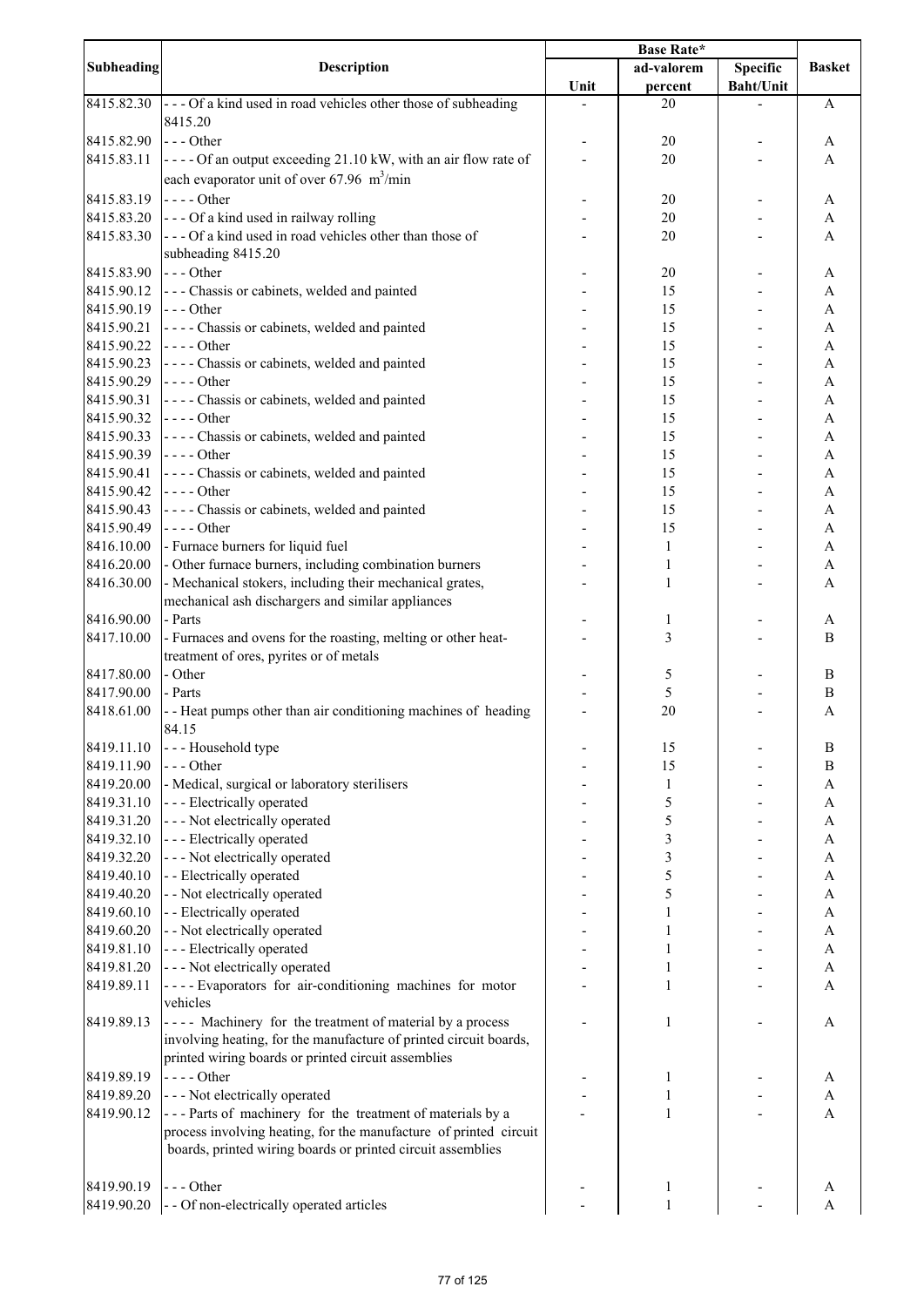| Subheading | Description | Base Rate* | | | Basket |
|---|---|---|---|---|---|
| | | Unit | ad-valorem percent | Specific Baht/Unit | |
| 8415.82.30 | - - - Of a kind used in road vehicles other those of subheading 8415.20 | - | 20 | - | A |
| 8415.82.90 | - - - Other | - | 20 | - | A |
| 8415.83.11 | - - - - Of an output exceeding 21.10 kW, with an air flow rate of each evaporator unit of over 67.96 $m^3$/min | - | 20 | - | A |
| 8415.83.19 | - - - - Other | - | 20 | - | A |
| 8415.83.20 | - - - Of a kind used in railway rolling | - | 20 | - | A |
| 8415.83.30 | - - - Of a kind used in road vehicles other than those of subheading 8415.20 | - | 20 | - | A |
| 8415.83.90 | - - - Other | - | 20 | - | A |
| 8415.90.12 | - - - Chassis or cabinets, welded and painted | - | 15 | - | A |
| 8415.90.19 | - - - Other | - | 15 | - | A |
| 8415.90.21 | - - - - Chassis or cabinets, welded and painted | - | 15 | - | A |
| 8415.90.22 | - - - - Other | - | 15 | - | A |
| 8415.90.23 | - - - - Chassis or cabinets, welded and painted | - | 15 | - | A |
| 8415.90.29 | - - - - Other | - | 15 | - | A |
| 8415.90.31 | - - - - Chassis or cabinets, welded and painted | - | 15 | - | A |
| 8415.90.32 | - - - - Other | - | 15 | - | A |
| 8415.90.33 | - - - - Chassis or cabinets, welded and painted | - | 15 | - | A |
| 8415.90.39 | - - - - Other | - | 15 | - | A |
| 8415.90.41 | - - - - Chassis or cabinets, welded and painted | - | 15 | - | A |
| 8415.90.42 | - - - - Other | - | 15 | - | A |
| 8415.90.43 | - - - - Chassis or cabinets, welded and painted | - | 15 | - | A |
| 8415.90.49 | - - - - Other | - | 15 | - | A |
| 8416.10.00 | - Furnace burners for liquid fuel | - | 1 | - | A |
| 8416.20.00 | - Other furnace burners, including combination burners | - | 1 | - | A |
| 8416.30.00 | - Mechanical stokers, including their mechanical grates, mechanical ash dischargers and similar appliances | - | 1 | - | A |
| 8416.90.00 | - Parts | - | 1 | - | A |
| 8417.10.00 | - Furnaces and ovens for the roasting, melting or other heat-treatment of ores, pyrites or of metals | - | 3 | - | B |
| 8417.80.00 | - Other | - | 5 | - | B |
| 8417.90.00 | - Parts | - | 5 | - | B |
| 8418.61.00 | - - Heat pumps other than air conditioning machines of heading 84.15 | - | 20 | - | A |
| 8419.11.10 | - - - Household type | - | 15 | - | B |
| 8419.11.90 | - - - Other | - | 15 | - | B |
| 8419.20.00 | - Medical, surgical or laboratory sterilisers | - | 1 | - | A |
| 8419.31.10 | - - - Electrically operated | - | 5 | - | A |
| 8419.31.20 | - - - Not electrically operated | - | 5 | - | A |
| 8419.32.10 | - - - Electrically operated | - | 3 | - | A |
| 8419.32.20 | - - - Not electrically operated | - | 3 | - | A |
| 8419.40.10 | - - Electrically operated | - | 5 | - | A |
| 8419.40.20 | - - Not electrically operated | - | 5 | - | A |
| 8419.60.10 | - - Electrically operated | - | 1 | - | A |
| 8419.60.20 | - - Not electrically operated | - | 1 | - | A |
| 8419.81.10 | - - - Electrically operated | - | 1 | - | A |
| 8419.81.20 | - - - Not electrically operated | - | 1 | - | A |
| 8419.89.11 | - - - - Evaporators for air-conditioning machines for motor vehicles | - | 1 | - | A |
| 8419.89.13 | - - - - Machinery for the treatment of material by a process involving heating, for the manufacture of printed circuit boards, printed wiring boards or printed circuit assemblies | - | 1 | - | A |
| 8419.89.19 | - - - - Other | - | 1 | - | A |
| 8419.89.20 | - - - Not electrically operated | - | 1 | - | A |
| 8419.90.12 | - - - Parts of machinery for the treatment of materials by a process involving heating, for the manufacture of printed circuit boards, printed wiring boards or printed circuit assemblies | - | 1 | - | A |
| 8419.90.19 | - - - Other | - | 1 | - | A |
| 8419.90.20 | - - Of non-electrically operated articles | - | 1 | - | A |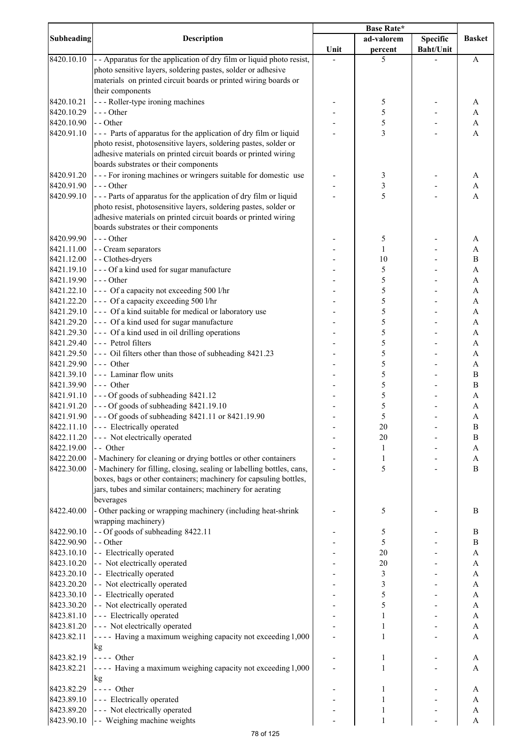| Subheading | Description | Base Rate* | | | Basket |
|---|---|---|---|---|---|
| | | Unit | ad-valorem percent | Specific Baht/Unit | |
| 8420.10.10 | - - Apparatus for the application of dry film or liquid photo resist, photo sensitive layers, soldering pastes, solder or adhesive materials on printed circuit boards or printed wiring boards or their components | - | 5 | - | A |
| 8420.10.21 | - - - Roller-type ironing machines | - | 5 | - | A |
| 8420.10.29 | - - - Other | - | 5 | - | A |
| 8420.10.90 | - - Other | - | 5 | - | A |
| 8420.91.10 | - - - Parts of apparatus for the application of dry film or liquid photo resist, photosensitive layers, soldering pastes, solder or adhesive materials on printed circuit boards or printed wiring boards substrates or their components | - | 3 | - | A |
| 8420.91.20 | - - - For ironing machines or wringers suitable for domestic use | - | 3 | - | A |
| 8420.91.90 | - - - Other | - | 3 | - | A |
| 8420.99.10 | - - - Parts of apparatus for the application of dry film or liquid photo resist, photosensitive layers, soldering pastes, solder or adhesive materials on printed circuit boards or printed wiring boards substrates or their components | - | 5 | - | A |
| 8420.99.90 | - - - Other | - | 5 | - | A |
| 8421.11.00 | - - Cream separators | - | 1 | - | A |
| 8421.12.00 | - - Clothes-dryers | - | 10 | - | B |
| 8421.19.10 | - - - Of a kind used for sugar manufacture | - | 5 | - | A |
| 8421.19.90 | - - - Other | - | 5 | - | A |
| 8421.22.10 | - - - Of a capacity not exceeding 500 l/hr | - | 5 | - | A |
| 8421.22.20 | - - - Of a capacity exceeding 500 l/hr | - | 5 | - | A |
| 8421.29.10 | - - - Of a kind suitable for medical or laboratory use | - | 5 | - | A |
| 8421.29.20 | - - - Of a kind used for sugar manufacture | - | 5 | - | A |
| 8421.29.30 | - - - Of a kind used in oil drilling operations | - | 5 | - | A |
| 8421.29.40 | - - - Petrol filters | - | 5 | - | A |
| 8421.29.50 | - - - Oil filters other than those of subheading 8421.23 | - | 5 | - | A |
| 8421.29.90 | - - - Other | - | 5 | - | A |
| 8421.39.10 | - - - Laminar flow units | - | 5 | - | B |
| 8421.39.90 | - - - Other | - | 5 | - | B |
| 8421.91.10 | - - - Of goods of subheading 8421.12 | - | 5 | - | A |
| 8421.91.20 | - - - Of goods of subheading 8421.19.10 | - | 5 | - | A |
| 8421.91.90 | - - - Of goods of subheading 8421.11 or 8421.19.90 | - | 5 | - | A |
| 8422.11.10 | - - - Electrically operated | - | 20 | - | B |
| 8422.11.20 | - - - Not electrically operated | - | 20 | - | B |
| 8422.19.00 | - - Other | - | 1 | - | A |
| 8422.20.00 | - Machinery for cleaning or drying bottles or other containers | - | 1 | - | A |
| 8422.30.00 | - Machinery for filling, closing, sealing or labelling bottles, cans, boxes, bags or other containers; machinery for capsuling bottles, jars, tubes and similar containers; machinery for aerating beverages | - | 5 | - | B |
| 8422.40.00 | - Other packing or wrapping machinery (including heat-shrink wrapping machinery) | - | 5 | - | B |
| 8422.90.10 | - - Of goods of subheading 8422.11 | - | 5 | - | B |
| 8422.90.90 | - - Other | - | 5 | - | B |
| 8423.10.10 | - - Electrically operated | - | 20 | - | A |
| 8423.10.20 | - - Not electrically operated | - | 20 | - | A |
| 8423.20.10 | - - Electrically operated | - | 3 | - | A |
| 8423.20.20 | - - Not electrically operated | - | 3 | - | A |
| 8423.30.10 | - - Electrically operated | - | 5 | - | A |
| 8423.30.20 | - - Not electrically operated | - | 5 | - | A |
| 8423.81.10 | - - - Electrically operated | - | 1 | - | A |
| 8423.81.20 | - - - Not electrically operated | - | 1 | - | A |
| 8423.82.11 | - - - - Having a maximum weighing capacity not exceeding 1,000 kg | - | 1 | - | A |
| 8423.82.19 | - - - - Other | - | 1 | - | A |
| 8423.82.21 | - - - - Having a maximum weighing capacity not exceeding 1,000 kg | - | 1 | - | A |
| 8423.82.29 | - - - - Other | - | 1 | - | A |
| 8423.89.10 | - - - Electrically operated | - | 1 | - | A |
| 8423.89.20 | - - - Not electrically operated | - | 1 | - | A |
| 8423.90.10 | - - Weighing machine weights | - | 1 | - | A |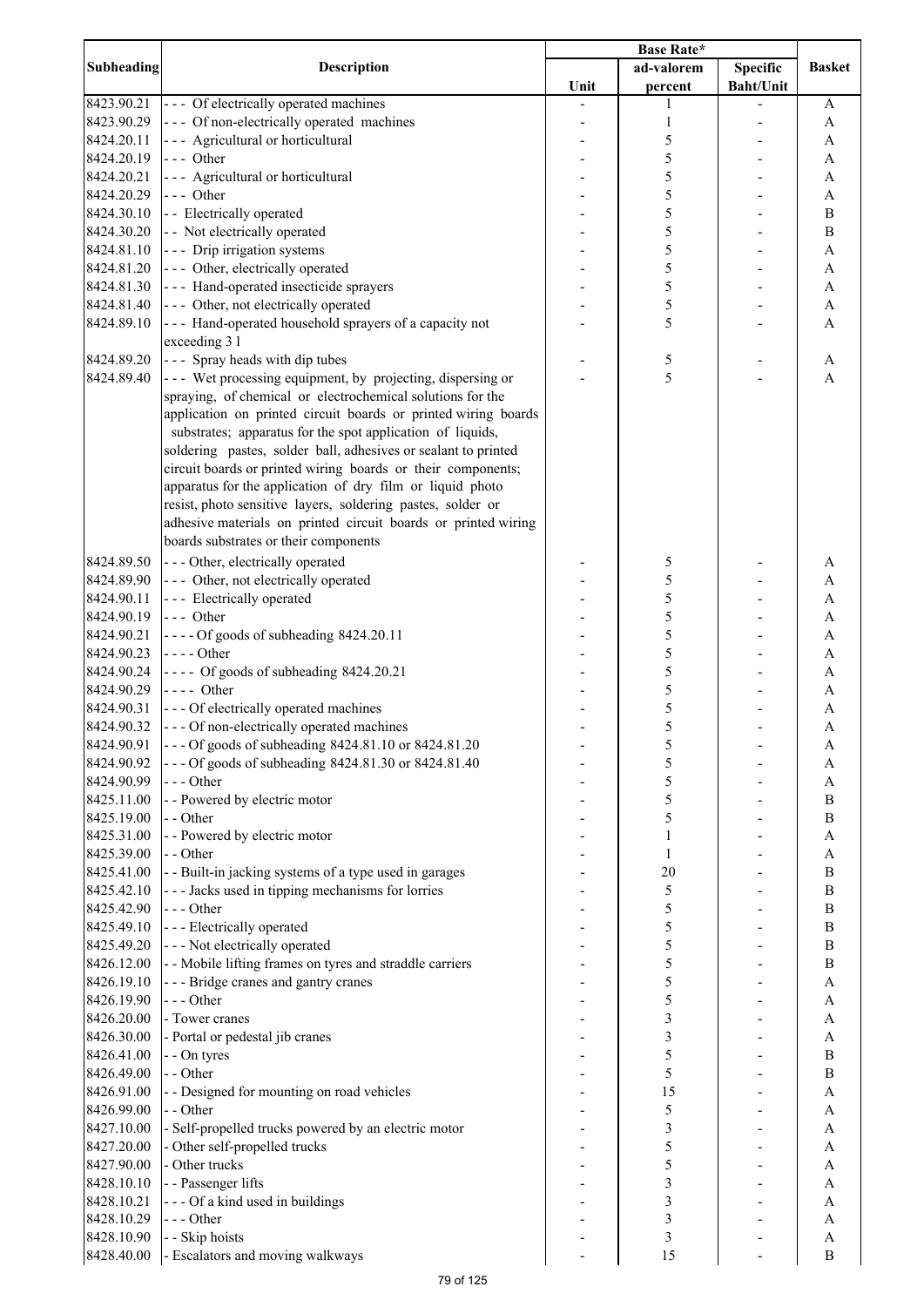| Subheading | Description | Base Rate* | | | Basket |
|---|---|---|---|---|---|
| | | Unit | ad-valorem percent | Specific Baht/Unit | |
| 8423.90.21 | - - - Of electrically operated machines | - | 1 | - | A |
| 8423.90.29 | - - - Of non-electrically operated machines | - | 1 | - | A |
| 8424.20.11 | - - - Agricultural or horticultural | - | 5 | - | A |
| 8424.20.19 | - - - Other | - | 5 | - | A |
| 8424.20.21 | - - - Agricultural or horticultural | - | 5 | - | A |
| 8424.20.29 | - - - Other | - | 5 | - | A |
| 8424.30.10 | - - Electrically operated | - | 5 | - | B |
| 8424.30.20 | - - Not electrically operated | - | 5 | - | B |
| 8424.81.10 | - - - Drip irrigation systems | - | 5 | - | A |
| 8424.81.20 | - - - Other, electrically operated | - | 5 | - | A |
| 8424.81.30 | - - - Hand-operated insecticide sprayers | - | 5 | - | A |
| 8424.81.40 | - - - Other, not electrically operated | - | 5 | - | A |
| 8424.89.10 | - - - Hand-operated household sprayers of a capacity not exceeding 3 l | - | 5 | - | A |
| 8424.89.20 | - - - Spray heads with dip tubes | - | 5 | - | A |
| 8424.89.40 | - - - Wet processing equipment, by projecting, dispersing or spraying, of chemical or electrochemical solutions for the application on printed circuit boards or printed wiring boards substrates; apparatus for the spot application of liquids, soldering pastes, solder ball, adhesives or sealant to printed circuit boards or printed wiring boards or their components; apparatus for the application of dry film or liquid photo resist, photo sensitive layers, soldering pastes, solder or adhesive materials on printed circuit boards or printed wiring boards substrates or their components | - | 5 | - | A |
| 8424.89.50 | - - - Other, electrically operated | - | 5 | - | A |
| 8424.89.90 | - - - Other, not electrically operated | - | 5 | - | A |
| 8424.90.11 | - - - Electrically operated | - | 5 | - | A |
| 8424.90.19 | - - - Other | - | 5 | - | A |
| 8424.90.21 | - - - - Of goods of subheading 8424.20.11 | - | 5 | - | A |
| 8424.90.23 | - - - - Other | - | 5 | - | A |
| 8424.90.24 | - - - - Of goods of subheading 8424.20.21 | - | 5 | - | A |
| 8424.90.29 | - - - - Other | - | 5 | - | A |
| 8424.90.31 | - - - Of electrically operated machines | - | 5 | - | A |
| 8424.90.32 | - - - Of non-electrically operated machines | - | 5 | - | A |
| 8424.90.91 | - - - Of goods of subheading 8424.81.10 or 8424.81.20 | - | 5 | - | A |
| 8424.90.92 | - - - Of goods of subheading 8424.81.30 or 8424.81.40 | - | 5 | - | A |
| 8424.90.99 | - - - Other | - | 5 | - | A |
| 8425.11.00 | - - Powered by electric motor | - | 5 | - | B |
| 8425.19.00 | - - Other | - | 5 | - | B |
| 8425.31.00 | - - Powered by electric motor | - | 1 | - | A |
| 8425.39.00 | - - Other | - | 1 | - | A |
| 8425.41.00 | - - Built-in jacking systems of a type used in garages | - | 20 | - | B |
| 8425.42.10 | - - - Jacks used in tipping mechanisms for lorries | - | 5 | - | B |
| 8425.42.90 | - - - Other | - | 5 | - | B |
| 8425.49.10 | - - - Electrically operated | - | 5 | - | B |
| 8425.49.20 | - - - Not electrically operated | - | 5 | - | B |
| 8426.12.00 | - - Mobile lifting frames on tyres and straddle carriers | - | 5 | - | B |
| 8426.19.10 | - - - Bridge cranes and gantry cranes | - | 5 | - | A |
| 8426.19.90 | - - - Other | - | 5 | - | A |
| 8426.20.00 | - Tower cranes | - | 3 | - | A |
| 8426.30.00 | - Portal or pedestal jib cranes | - | 3 | - | A |
| 8426.41.00 | - - On tyres | - | 5 | - | B |
| 8426.49.00 | - - Other | - | 5 | - | B |
| 8426.91.00 | - - Designed for mounting on road vehicles | - | 15 | - | A |
| 8426.99.00 | - - Other | - | 5 | - | A |
| 8427.10.00 | - Self-propelled trucks powered by an electric motor | - | 3 | - | A |
| 8427.20.00 | - Other self-propelled trucks | - | 5 | - | A |
| 8427.90.00 | - Other trucks | - | 5 | - | A |
| 8428.10.10 | - - Passenger lifts | - | 3 | - | A |
| 8428.10.21 | - - - Of a kind used in buildings | - | 3 | - | A |
| 8428.10.29 | - - - Other | - | 3 | - | A |
| 8428.10.90 | - - Skip hoists | - | 3 | - | A |
| 8428.40.00 | - Escalators and moving walkways | - | 15 | - | B |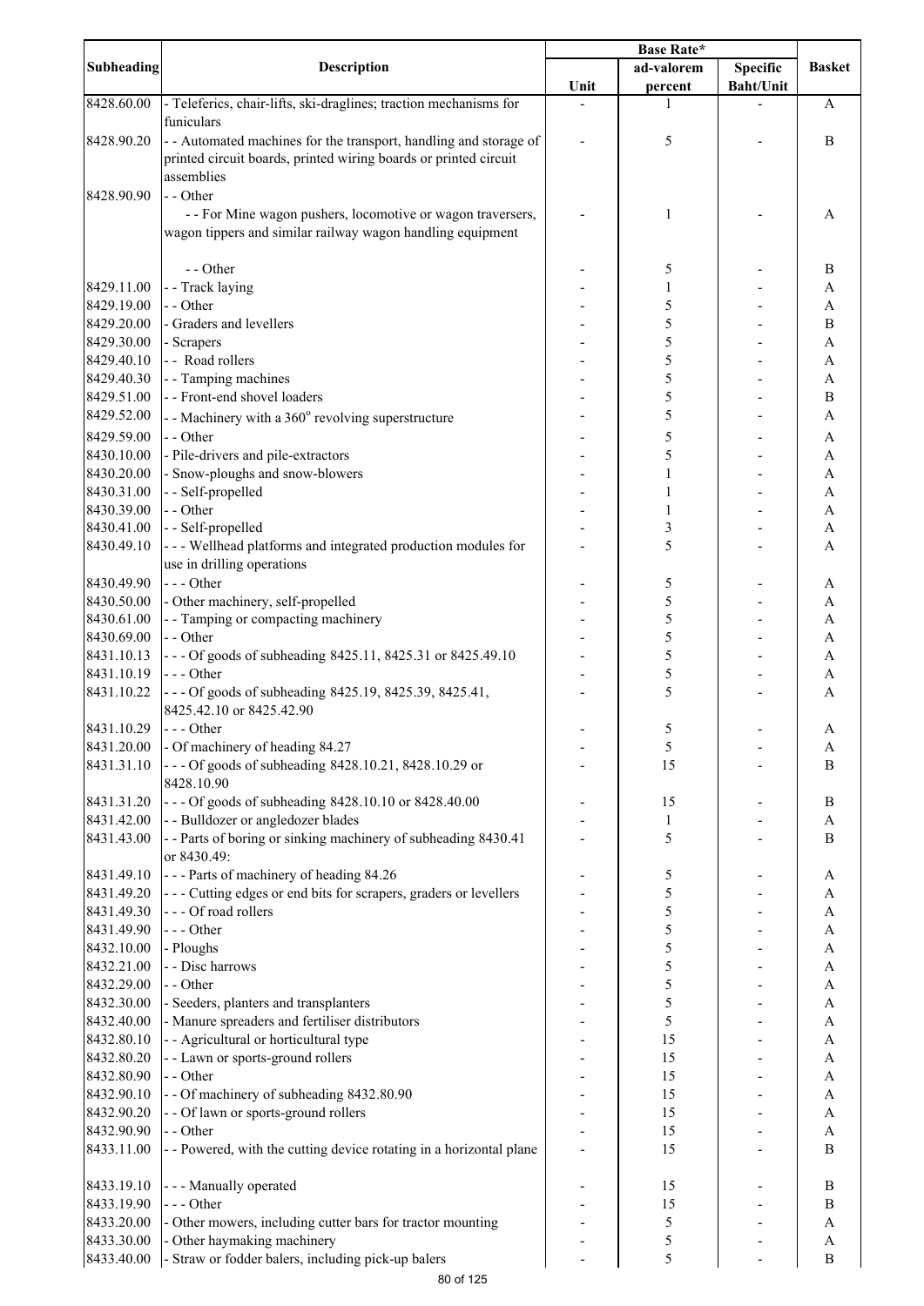| Subheading | Description | Base Rate* | | | Basket |
|---|---|---|---|---|---|
| | | Unit | ad-valorem percent | Specific Baht/Unit | |
| 8428.60.00 | - Teleferics, chair-lifts, ski-draglines; traction mechanisms for funiculars | - | 1 | - | A |
| 8428.90.20 | - - Automated machines for the transport, handling and storage of printed circuit boards, printed wiring boards or printed circuit assemblies | - | 5 | - | B |
| 8428.90.90 | - - Other | | | | |
| | - - For Mine wagon pushers, locomotive or wagon traversers, wagon tippers and similar railway wagon handling equipment | - | 1 | - | A |
| | - - Other | - | 5 | - | B |
| 8429.11.00 | - - Track laying | - | 1 | - | A |
| 8429.19.00 | - - Other | - | 5 | - | A |
| 8429.20.00 | - Graders and levellers | - | 5 | - | B |
| 8429.30.00 | - Scrapers | - | 5 | - | A |
| 8429.40.10 | - - Road rollers | - | 5 | - | A |
| 8429.40.30 | - - Tamping machines | - | 5 | - | A |
| 8429.51.00 | - - Front-end shovel loaders | - | 5 | - | B |
| 8429.52.00 | - - Machinery with a $360^{o}$ revolving superstructure | - | 5 | - | A |
| 8429.59.00 | - - Other | - | 5 | - | A |
| 8430.10.00 | - Pile-drivers and pile-extractors | - | 5 | - | A |
| 8430.20.00 | - Snow-ploughs and snow-blowers | - | 1 | - | A |
| 8430.31.00 | - - Self-propelled | - | 1 | - | A |
| 8430.39.00 | - - Other | - | 1 | - | A |
| 8430.41.00 | - - Self-propelled | - | 3 | - | A |
| 8430.49.10 | - - - Wellhead platforms and integrated production modules for use in drilling operations | - | 5 | - | A |
| 8430.49.90 | - - - Other | - | 5 | - | A |
| 8430.50.00 | - Other machinery, self-propelled | - | 5 | - | A |
| 8430.61.00 | - - Tamping or compacting machinery | - | 5 | - | A |
| 8430.69.00 | - - Other | - | 5 | - | A |
| 8431.10.13 | - - - Of goods of subheading 8425.11, 8425.31 or 8425.49.10 | - | 5 | - | A |
| 8431.10.19 | - - - Other | - | 5 | - | A |
| 8431.10.22 | - - - Of goods of subheading 8425.19, 8425.39, 8425.41, 8425.42.10 or 8425.42.90 | - | 5 | - | A |
| 8431.10.29 | - - - Other | - | 5 | - | A |
| 8431.20.00 | - Of machinery of heading 84.27 | - | 5 | - | A |
| 8431.31.10 | - - - Of goods of subheading 8428.10.21, 8428.10.29 or 8428.10.90 | - | 15 | - | B |
| 8431.31.20 | - - - Of goods of subheading 8428.10.10 or 8428.40.00 | - | 15 | - | B |
| 8431.42.00 | - - Bulldozer or angledozer blades | - | 1 | - | A |
| 8431.43.00 | - - Parts of boring or sinking machinery of subheading 8430.41 or 8430.49: | - | 5 | - | B |
| 8431.49.10 | - - - Parts of machinery of heading 84.26 | - | 5 | - | A |
| 8431.49.20 | - - - Cutting edges or end bits for scrapers, graders or levellers | - | 5 | - | A |
| 8431.49.30 | - - - Of road rollers | - | 5 | - | A |
| 8431.49.90 | - - - Other | - | 5 | - | A |
| 8432.10.00 | - Ploughs | - | 5 | - | A |
| 8432.21.00 | - - Disc harrows | - | 5 | - | A |
| 8432.29.00 | - - Other | - | 5 | - | A |
| 8432.30.00 | - Seeders, planters and transplanters | - | 5 | - | A |
| 8432.40.00 | - Manure spreaders and fertiliser distributors | - | 5 | - | A |
| 8432.80.10 | - - Agricultural or horticultural type | - | 15 | - | A |
| 8432.80.20 | - - Lawn or sports-ground rollers | - | 15 | - | A |
| 8432.80.90 | - - Other | - | 15 | - | A |
| 8432.90.10 | - - Of machinery of subheading 8432.80.90 | - | 15 | - | A |
| 8432.90.20 | - - Of lawn or sports-ground rollers | - | 15 | - | A |
| 8432.90.90 | - - Other | - | 15 | - | A |
| 8433.11.00 | - - Powered, with the cutting device rotating in a horizontal plane | - | 15 | - | B |
| 8433.19.10 | - - - Manually operated | - | 15 | - | B |
| 8433.19.90 | - - - Other | - | 15 | - | B |
| 8433.20.00 | - Other mowers, including cutter bars for tractor mounting | - | 5 | - | A |
| 8433.30.00 | - Other haymaking machinery | - | 5 | - | A |
| 8433.40.00 | - Straw or fodder balers, including pick-up balers | - | 5 | - | B |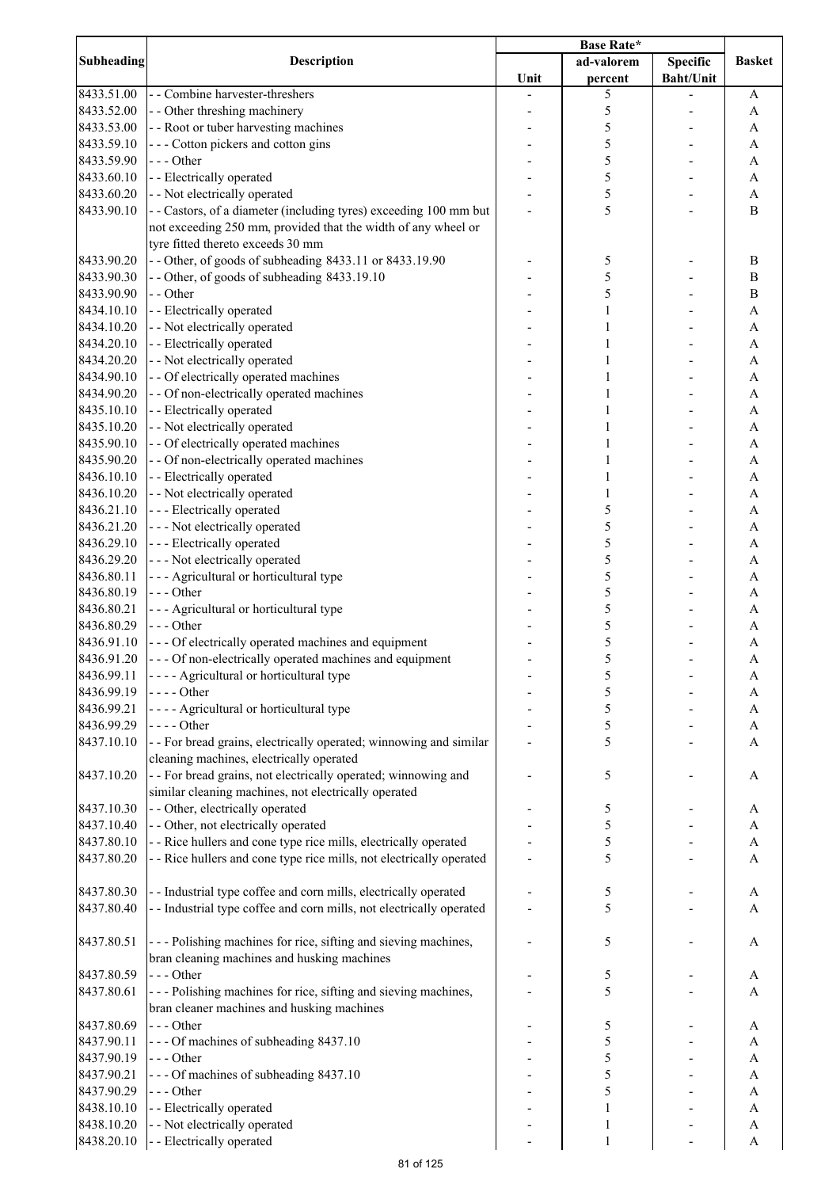| Subheading | Description | Base Rate* | | | Basket |
|---|---|---|---|---|---|
| | | Unit | ad-valorem percent | Specific Baht/Unit | |
| 8433.51.00 | - - Combine harvester-threshers | - | 5 | - | A |
| 8433.52.00 | - - Other threshing machinery | - | 5 | - | A |
| 8433.53.00 | - - Root or tuber harvesting machines | - | 5 | - | A |
| 8433.59.10 | - - - Cotton pickers and cotton gins | - | 5 | - | A |
| 8433.59.90 | - - - Other | - | 5 | - | A |
| 8433.60.10 | - - Electrically operated | - | 5 | - | A |
| 8433.60.20 | - - Not electrically operated | - | 5 | - | A |
| 8433.90.10 | - - Castors, of a diameter (including tyres) exceeding 100 mm but not exceeding 250 mm, provided that the width of any wheel or tyre fitted thereto exceeds 30 mm | - | 5 | - | B |
| 8433.90.20 | - - Other, of goods of subheading 8433.11 or 8433.19.90 | - | 5 | - | B |
| 8433.90.30 | - - Other, of goods of subheading 8433.19.10 | - | 5 | - | B |
| 8433.90.90 | - - Other | - | 5 | - | B |
| 8434.10.10 | - - Electrically operated | - | 1 | - | A |
| 8434.10.20 | - - Not electrically operated | - | 1 | - | A |
| 8434.20.10 | - - Electrically operated | - | 1 | - | A |
| 8434.20.20 | - - Not electrically operated | - | 1 | - | A |
| 8434.90.10 | - - Of electrically operated machines | - | 1 | - | A |
| 8434.90.20 | - - Of non-electrically operated machines | - | 1 | - | A |
| 8435.10.10 | - - Electrically operated | - | 1 | - | A |
| 8435.10.20 | - - Not electrically operated | - | 1 | - | A |
| 8435.90.10 | - - Of electrically operated machines | - | 1 | - | A |
| 8435.90.20 | - - Of non-electrically operated machines | - | 1 | - | A |
| 8436.10.10 | - - Electrically operated | - | 1 | - | A |
| 8436.10.20 | - - Not electrically operated | - | 1 | - | A |
| 8436.21.10 | - - - Electrically operated | - | 5 | - | A |
| 8436.21.20 | - - - Not electrically operated | - | 5 | - | A |
| 8436.29.10 | - - - Electrically operated | - | 5 | - | A |
| 8436.29.20 | - - - Not electrically operated | - | 5 | - | A |
| 8436.80.11 | - - - Agricultural or horticultural type | - | 5 | - | A |
| 8436.80.19 | - - - Other | - | 5 | - | A |
| 8436.80.21 | - - - Agricultural or horticultural type | - | 5 | - | A |
| 8436.80.29 | - - - Other | - | 5 | - | A |
| 8436.91.10 | - - - Of electrically operated machines and equipment | - | 5 | - | A |
| 8436.91.20 | - - - Of non-electrically operated machines and equipment | - | 5 | - | A |
| 8436.99.11 | - - - - Agricultural or horticultural type | - | 5 | - | A |
| 8436.99.19 | - - - - Other | - | 5 | - | A |
| 8436.99.21 | - - - - Agricultural or horticultural type | - | 5 | - | A |
| 8436.99.29 | - - - - Other | - | 5 | - | A |
| 8437.10.10 | - - For bread grains, electrically operated; winnowing and similar cleaning machines, electrically operated | - | 5 | - | A |
| 8437.10.20 | - - For bread grains, not electrically operated; winnowing and similar cleaning machines, not electrically operated | - | 5 | - | A |
| 8437.10.30 | - - Other, electrically operated | - | 5 | - | A |
| 8437.10.40 | - - Other, not electrically operated | - | 5 | - | A |
| 8437.80.10 | - - Rice hullers and cone type rice mills, electrically operated | - | 5 | - | A |
| 8437.80.20 | - - Rice hullers and cone type rice mills, not electrically operated | - | 5 | - | A |
| 8437.80.30 | - - Industrial type coffee and corn mills, electrically operated | - | 5 | - | A |
| 8437.80.40 | - - Industrial type coffee and corn mills, not electrically operated | - | 5 | - | A |
| 8437.80.51 | - - - Polishing machines for rice, sifting and sieving machines, bran cleaning machines and husking machines | - | 5 | - | A |
| 8437.80.59 | - - - Other | - | 5 | - | A |
| 8437.80.61 | - - - Polishing machines for rice, sifting and sieving machines, bran cleaner machines and husking machines | - | 5 | - | A |
| 8437.80.69 | - - - Other | - | 5 | - | A |
| 8437.90.11 | - - - Of machines of subheading 8437.10 | - | 5 | - | A |
| 8437.90.19 | - - - Other | - | 5 | - | A |
| 8437.90.21 | - - - Of machines of subheading 8437.10 | - | 5 | - | A |
| 8437.90.29 | - - - Other | - | 5 | - | A |
| 8438.10.10 | - - Electrically operated | - | 1 | - | A |
| 8438.10.20 | - - Not electrically operated | - | 1 | - | A |
| 8438.20.10 | - - Electrically operated | - | 1 | - | A |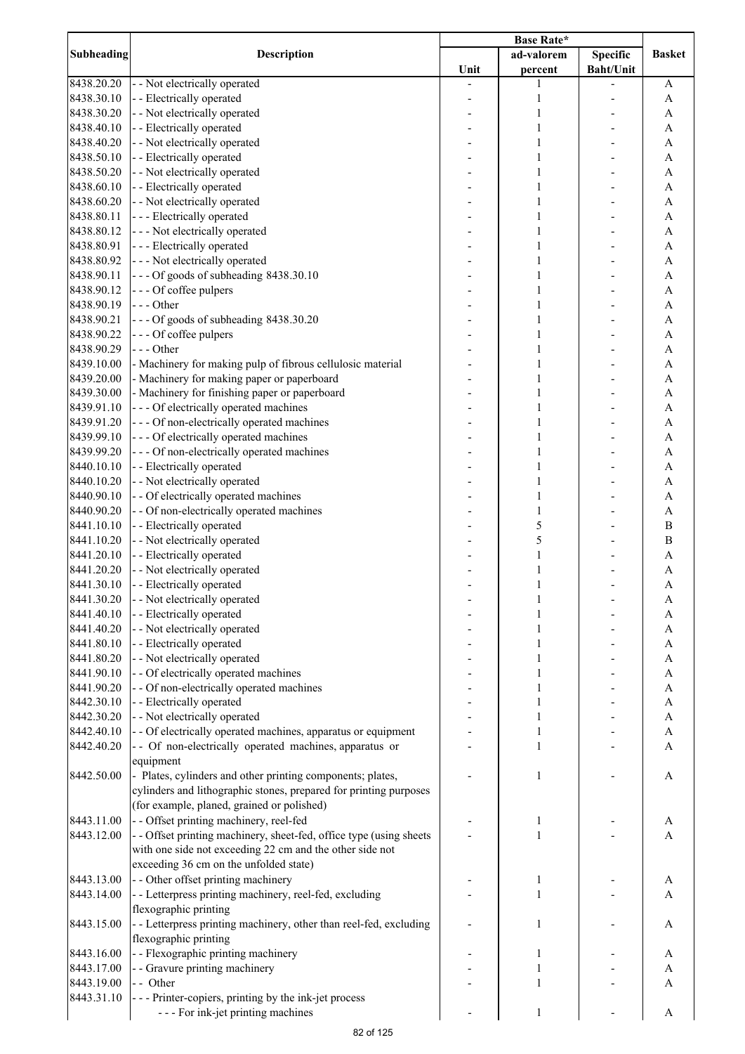| Subheading | Description | Base Rate* | | | Basket |
|---|---|---|---|---|---|
| | | Unit | ad-valorem percent | Specific Baht/Unit | |
| 8438.20.20 | - - Not electrically operated | - | 1 | - | A |
| 8438.30.10 | - - Electrically operated | - | 1 | - | A |
| 8438.30.20 | - - Not electrically operated | - | 1 | - | A |
| 8438.40.10 | - - Electrically operated | - | 1 | - | A |
| 8438.40.20 | - - Not electrically operated | - | 1 | - | A |
| 8438.50.10 | - - Electrically operated | - | 1 | - | A |
| 8438.50.20 | - - Not electrically operated | - | 1 | - | A |
| 8438.60.10 | - - Electrically operated | - | 1 | - | A |
| 8438.60.20 | - - Not electrically operated | - | 1 | - | A |
| 8438.80.11 | - - - Electrically operated | - | 1 | - | A |
| 8438.80.12 | - - - Not electrically operated | - | 1 | - | A |
| 8438.80.91 | - - - Electrically operated | - | 1 | - | A |
| 8438.80.92 | - - - Not electrically operated | - | 1 | - | A |
| 8438.90.11 | - - - Of goods of subheading 8438.30.10 | - | 1 | - | A |
| 8438.90.12 | - - - Of coffee pulpers | - | 1 | - | A |
| 8438.90.19 | - - - Other | - | 1 | - | A |
| 8438.90.21 | - - - Of goods of subheading 8438.30.20 | - | 1 | - | A |
| 8438.90.22 | - - - Of coffee pulpers | - | 1 | - | A |
| 8438.90.29 | - - - Other | - | 1 | - | A |
| 8439.10.00 | - Machinery for making pulp of fibrous cellulosic material | - | 1 | - | A |
| 8439.20.00 | - Machinery for making paper or paperboard | - | 1 | - | A |
| 8439.30.00 | - Machinery for finishing paper or paperboard | - | 1 | - | A |
| 8439.91.10 | - - - Of electrically operated machines | - | 1 | - | A |
| 8439.91.20 | - - - Of non-electrically operated machines | - | 1 | - | A |
| 8439.99.10 | - - - Of electrically operated machines | - | 1 | - | A |
| 8439.99.20 | - - - Of non-electrically operated machines | - | 1 | - | A |
| 8440.10.10 | - - Electrically operated | - | 1 | - | A |
| 8440.10.20 | - - Not electrically operated | - | 1 | - | A |
| 8440.90.10 | - - Of electrically operated machines | - | 1 | - | A |
| 8440.90.20 | - - Of non-electrically operated machines | - | 1 | - | A |
| 8441.10.10 | - - Electrically operated | - | 5 | - | B |
| 8441.10.20 | - - Not electrically operated | - | 5 | - | B |
| 8441.20.10 | - - Electrically operated | - | 1 | - | A |
| 8441.20.20 | - - Not electrically operated | - | 1 | - | A |
| 8441.30.10 | - - Electrically operated | - | 1 | - | A |
| 8441.30.20 | - - Not electrically operated | - | 1 | - | A |
| 8441.40.10 | - - Electrically operated | - | 1 | - | A |
| 8441.40.20 | - - Not electrically operated | - | 1 | - | A |
| 8441.80.10 | - - Electrically operated | - | 1 | - | A |
| 8441.80.20 | - - Not electrically operated | - | 1 | - | A |
| 8441.90.10 | - - Of electrically operated machines | - | 1 | - | A |
| 8441.90.20 | - - Of non-electrically operated machines | - | 1 | - | A |
| 8442.30.10 | - - Electrically operated | - | 1 | - | A |
| 8442.30.20 | - - Not electrically operated | - | 1 | - | A |
| 8442.40.10 | - - Of electrically operated machines, apparatus or equipment | - | 1 | - | A |
| 8442.40.20 | - - Of non-electrically operated machines, apparatus or equipment | - | 1 | - | A |
| 8442.50.00 | - Plates, cylinders and other printing components; plates, cylinders and lithographic stones, prepared for printing purposes (for example, planed, grained or polished) | - | 1 | - | A |
| 8443.11.00 | - - Offset printing machinery, reel-fed | - | 1 | - | A |
| 8443.12.00 | - - Offset printing machinery, sheet-fed, office type (using sheets with one side not exceeding 22 cm and the other side not exceeding 36 cm on the unfolded state) | - | 1 | - | A |
| 8443.13.00 | - - Other offset printing machinery | - | 1 | - | A |
| 8443.14.00 | - - Letterpress printing machinery, reel-fed, excluding flexographic printing | - | 1 | - | A |
| 8443.15.00 | - - Letterpress printing machinery, other than reel-fed, excluding flexographic printing | - | 1 | - | A |
| 8443.16.00 | - - Flexographic printing machinery | - | 1 | - | A |
| 8443.17.00 | - - Gravure printing machinery | - | 1 | - | A |
| 8443.19.00 | - - Other | - | 1 | - | A |
| 8443.31.10 | - - - Printer-copiers, printing by the ink-jet process | | | | |
| | - - - For ink-jet printing machines | - | 1 | - | A |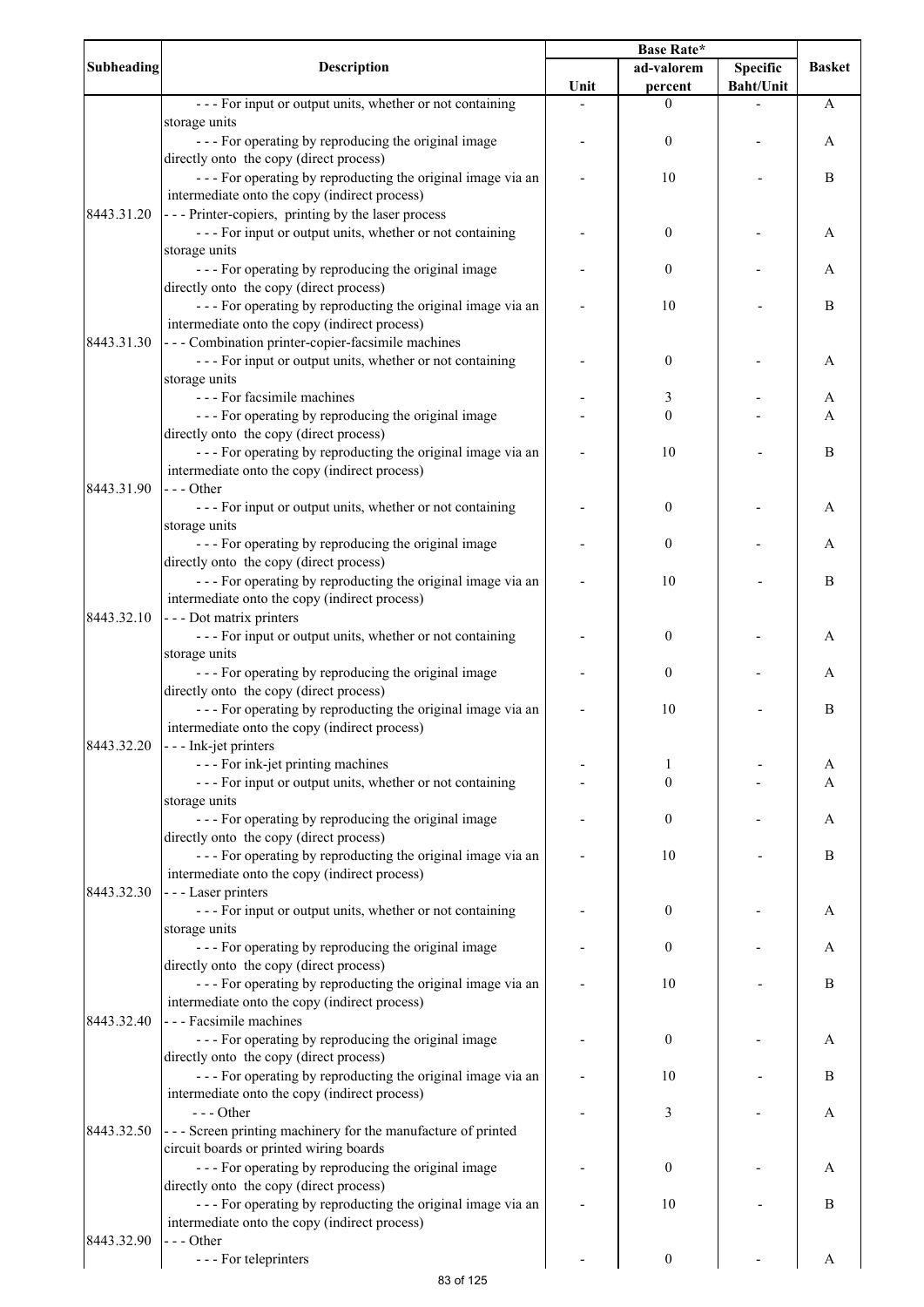| Subheading | Description | Base Rate* | | | Basket |
|---|---|---|---|---|---|
| | | Unit | ad-valorem percent | Specific Baht/Unit | |
| | - - - For input or output units, whether or not containing storage units | - | 0 | - | A |
| | - - - For operating by reproducing the original image directly onto the copy (direct process) | - | 0 | - | A |
| | - - - For operating by reproducting the original image via an intermediate onto the copy (indirect process) | - | 10 | - | B |
| 8443.31.20 | - - - Printer-copiers, printing by the laser process | | | | |
| | - - - For input or output units, whether or not containing storage units | - | 0 | - | A |
| | - - - For operating by reproducing the original image directly onto the copy (direct process) | - | 0 | - | A |
| | - - - For operating by reproducting the original image via an intermediate onto the copy (indirect process) | - | 10 | - | B |
| 8443.31.30 | - - - Combination printer-copier-facsimile machines | | | | |
| | - - - For input or output units, whether or not containing storage units | - | 0 | - | A |
| | - - - For facsimile machines | - | 3 | - | A |
| | - - - For operating by reproducing the original image directly onto the copy (direct process) | - | 0 | - | A |
| | - - - For operating by reproducting the original image via an intermediate onto the copy (indirect process) | - | 10 | - | B |
| 8443.31.90 | - - - Other | | | | |
| | - - - For input or output units, whether or not containing storage units | - | 0 | - | A |
| | - - - For operating by reproducing the original image directly onto the copy (direct process) | - | 0 | - | A |
| | - - - For operating by reproducting the original image via an intermediate onto the copy (indirect process) | - | 10 | - | B |
| 8443.32.10 | - - - Dot matrix printers | | | | |
| | - - - For input or output units, whether or not containing storage units | - | 0 | - | A |
| | - - - For operating by reproducing the original image directly onto the copy (direct process) | - | 0 | - | A |
| | - - - For operating by reproducting the original image via an intermediate onto the copy (indirect process) | - | 10 | - | B |
| 8443.32.20 | - - - Ink-jet printers | | | | |
| | - - - For ink-jet printing machines | - | 1 | - | A |
| | - - - For input or output units, whether or not containing storage units | - | 0 | - | A |
| | - - - For operating by reproducing the original image directly onto the copy (direct process) | - | 0 | - | A |
| | - - - For operating by reproducting the original image via an intermediate onto the copy (indirect process) | - | 10 | - | B |
| 8443.32.30 | - - - Laser printers | | | | |
| | - - - For input or output units, whether or not containing storage units | - | 0 | - | A |
| | - - - For operating by reproducing the original image directly onto the copy (direct process) | - | 0 | - | A |
| | - - - For operating by reproducting the original image via an intermediate onto the copy (indirect process) | - | 10 | - | B |
| 8443.32.40 | - - - Facsimile machines | | | | |
| | - - - For operating by reproducing the original image directly onto the copy (direct process) | - | 0 | - | A |
| | - - - For operating by reproducting the original image via an intermediate onto the copy (indirect process) | - | 10 | - | B |
| | - - - Other | - | 3 | - | A |
| 8443.32.50 | - - - Screen printing machinery for the manufacture of printed circuit boards or printed wiring boards | | | | |
| | - - - For operating by reproducing the original image directly onto the copy (direct process) | - | 0 | - | A |
| | - - - For operating by reproducting the original image via an intermediate onto the copy (indirect process) | - | 10 | - | B |
| 8443.32.90 | - - - Other | | | | |
| | - - - For teleprinters | - | 0 | - | A |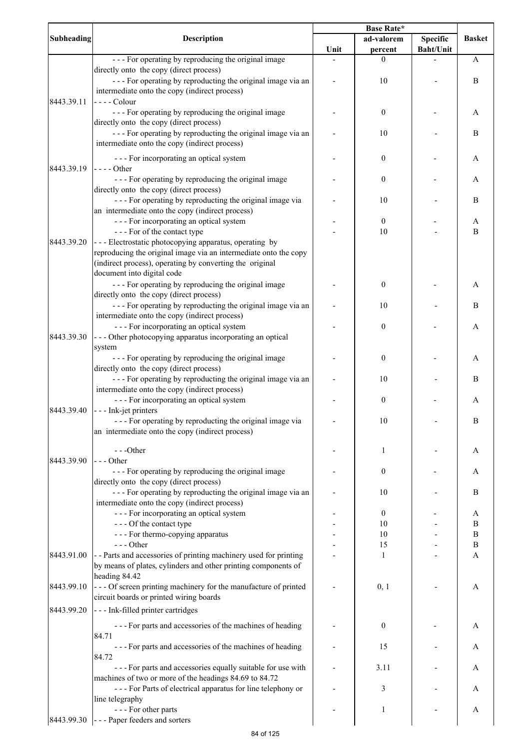| Subheading | Description | Base Rate* | | | Basket |
|---|---|---|---|---|---|
| | | Unit | ad-valorem percent | Specific Baht/Unit | |
| | - - - For operating by reproducing the original image directly onto the copy (direct process) | - | 0 | - | A |
| | - - - For operating by reproducting the original image via an intermediate onto the copy (indirect process) | - | 10 | - | B |
| 8443.39.11 | - - - - Colour | | | | |
| | - - - For operating by reproducing the original image directly onto the copy (direct process) | - | 0 | - | A |
| | - - - For operating by reproducting the original image via an intermediate onto the copy (indirect process) | - | 10 | - | B |
| | - - - For incorporating an optical system | - | 0 | - | A |
| 8443.39.19 | - - - - Other | | | | |
| | - - - For operating by reproducing the original image directly onto the copy (direct process) | - | 0 | - | A |
| | - - - For operating by reproducting the original image via an intermediate onto the copy (indirect process) | - | 10 | - | B |
| | - - - For incorporating an optical system | - | 0 | - | A |
| | - - - For of the contact type | - | 10 | - | B |
| 8443.39.20 | - - - Electrostatic photocopying apparatus, operating by reproducing the original image via an intermediate onto the copy (indirect process), operating by converting the original document into digital code | | | | |
| | - - - For operating by reproducing the original image directly onto the copy (direct process) | - | 0 | - | A |
| | - - - For operating by reproducting the original image via an intermediate onto the copy (indirect process) | - | 10 | - | B |
| | - - - For incorporating an optical system | - | 0 | - | A |
| 8443.39.30 | - - - Other photocopying apparatus incorporating an optical system | | | | |
| | - - - For operating by reproducing the original image directly onto the copy (direct process) | - | 0 | - | A |
| | - - - For operating by reproducting the original image via an intermediate onto the copy (indirect process) | - | 10 | - | B |
| | - - - For incorporating an optical system | - | 0 | - | A |
| 8443.39.40 | - - - Ink-jet printers | | | | |
| | - - - For operating by reproducting the original image via an intermediate onto the copy (indirect process) | - | 10 | - | B |
| | - - -Other | - | 1 | - | A |
| 8443.39.90 | - - - Other | | | | |
| | - - - For operating by reproducing the original image directly onto the copy (direct process) | - | 0 | - | A |
| | - - - For operating by reproducting the original image via an intermediate onto the copy (indirect process) | - | 10 | - | B |
| | - - - For incorporating an optical system | - | 0 | - | A |
| | - - - Of the contact type | - | 10 | - | B |
| | - - - For thermo-copying apparatus | - | 10 | - | B |
| | - - - Other | - | 15 | - | B |
| 8443.91.00 | - - Parts and accessories of printing machinery used for printing by means of plates, cylinders and other printing components of heading 84.42 | - | 1 | - | A |
| 8443.99.10 | - - - Of screen printing machinery for the manufacture of printed circuit boards or printed wiring boards | - | 0, 1 | - | A |
| 8443.99.20 | - - - Ink-filled printer cartridges | | | | |
| | - - - For parts and accessories of the machines of heading 84.71 | - | 0 | - | A |
| | - - - For parts and accessories of the machines of heading 84.72 | - | 15 | - | A |
| | - - - For parts and accessories equally suitable for use with machines of two or more of the headings 84.69 to 84.72 | - | 3.11 | - | A |
| | - - - For Parts of electrical apparatus for line telephony or line telegraphy | - | 3 | - | A |
| | - - - For other parts | - | 1 | - | A |
| 8443.99.30 | - - - Paper feeders and sorters | | | | |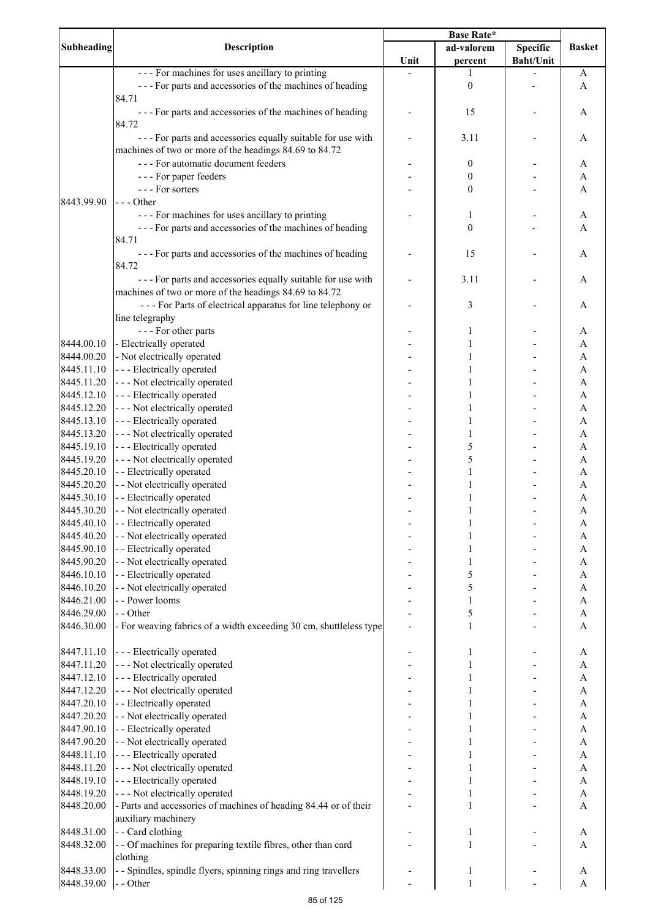| Subheading | Description | Base Rate* | | | Basket |
|---|---|---|---|---|---|
| | | Unit | ad-valorem percent | Specific Baht/Unit | |
| | - - - For machines for uses ancillary to printing | - | 1 | - | A |
| | - - - For parts and accessories of the machines of heading 84.71 | | 0 | - | A |
| | - - - For parts and accessories of the machines of heading 84.72 | - | 15 | - | A |
| | - - - For parts and accessories equally suitable for use with machines of two or more of the headings 84.69 to 84.72 | - | 3.11 | - | A |
| | - - - For automatic document feeders | - | 0 | - | A |
| | - - - For paper feeders | - | 0 | - | A |
| | - - - For sorters | - | 0 | - | A |
| 8443.99.90 | - - - Other | | | | |
| | - - - For machines for uses ancillary to printing | - | 1 | - | A |
| | - - - For parts and accessories of the machines of heading 84.71 | | 0 | - | A |
| | - - - For parts and accessories of the machines of heading 84.72 | - | 15 | - | A |
| | - - - For parts and accessories equally suitable for use with machines of two or more of the headings 84.69 to 84.72 | - | 3.11 | - | A |
| | - - - For Parts of electrical apparatus for line telephony or line telegraphy | - | 3 | - | A |
| | - - - For other parts | - | 1 | - | A |
| 8444.00.10 | - Electrically operated | - | 1 | - | A |
| 8444.00.20 | - Not electrically operated | - | 1 | - | A |
| 8445.11.10 | - - - Electrically operated | - | 1 | - | A |
| 8445.11.20 | - - - Not electrically operated | - | 1 | - | A |
| 8445.12.10 | - - - Electrically operated | - | 1 | - | A |
| 8445.12.20 | - - - Not electrically operated | - | 1 | - | A |
| 8445.13.10 | - - - Electrically operated | - | 1 | - | A |
| 8445.13.20 | - - - Not electrically operated | - | 1 | - | A |
| 8445.19.10 | - - - Electrically operated | - | 5 | - | A |
| 8445.19.20 | - - - Not electrically operated | - | 5 | - | A |
| 8445.20.10 | - - Electrically operated | - | 1 | - | A |
| 8445.20.20 | - - Not electrically operated | - | 1 | - | A |
| 8445.30.10 | - - Electrically operated | - | 1 | - | A |
| 8445.30.20 | - - Not electrically operated | - | 1 | - | A |
| 8445.40.10 | - - Electrically operated | - | 1 | - | A |
| 8445.40.20 | - - Not electrically operated | - | 1 | - | A |
| 8445.90.10 | - - Electrically operated | - | 1 | - | A |
| 8445.90.20 | - - Not electrically operated | - | 1 | - | A |
| 8446.10.10 | - - Electrically operated | - | 5 | - | A |
| 8446.10.20 | - - Not electrically operated | - | 5 | - | A |
| 8446.21.00 | - - Power looms | - | 1 | - | A |
| 8446.29.00 | - - Other | - | 5 | - | A |
| 8446.30.00 | - For weaving fabrics of a width exceeding 30 cm, shuttleless type | - | 1 | - | A |
| 8447.11.10 | - - - Electrically operated | - | 1 | - | A |
| 8447.11.20 | - - - Not electrically operated | - | 1 | - | A |
| 8447.12.10 | - - - Electrically operated | - | 1 | - | A |
| 8447.12.20 | - - - Not electrically operated | - | 1 | - | A |
| 8447.20.10 | - - Electrically operated | - | 1 | - | A |
| 8447.20.20 | - - Not electrically operated | - | 1 | - | A |
| 8447.90.10 | - - Electrically operated | - | 1 | - | A |
| 8447.90.20 | - - Not electrically operated | - | 1 | - | A |
| 8448.11.10 | - - - Electrically operated | - | 1 | - | A |
| 8448.11.20 | - - - Not electrically operated | - | 1 | - | A |
| 8448.19.10 | - - - Electrically operated | - | 1 | - | A |
| 8448.19.20 | - - - Not electrically operated | - | 1 | - | A |
| 8448.20.00 | - Parts and accessories of machines of heading 84.44 or of their auxiliary machinery | - | 1 | - | A |
| 8448.31.00 | - - Card clothing | - | 1 | - | A |
| 8448.32.00 | - - Of machines for preparing textile fibres, other than card clothing | - | 1 | - | A |
| 8448.33.00 | - - Spindles, spindle flyers, spinning rings and ring travellers | - | 1 | - | A |
| 8448.39.00 | - - Other | - | 1 | - | A |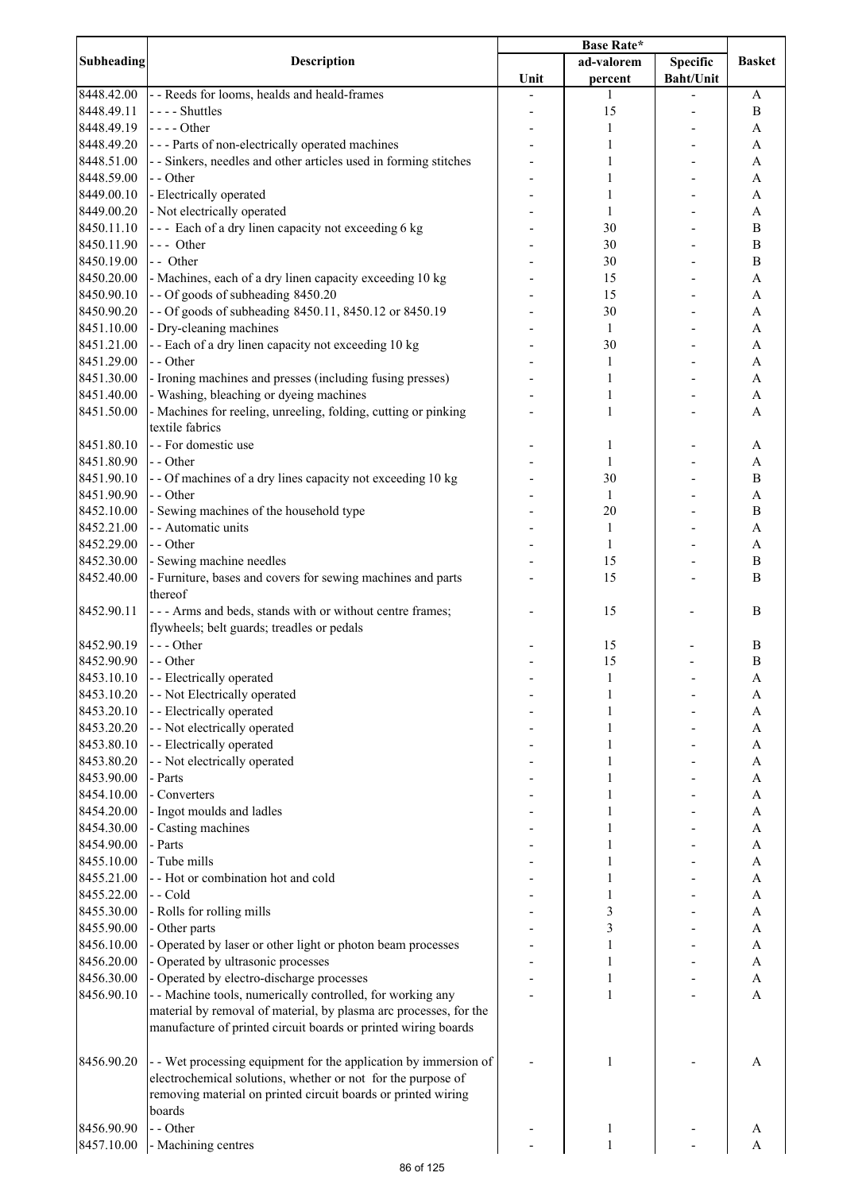| Subheading | Description | Base Rate* | | | Basket |
|---|---|---|---|---|---|
| | | Unit | ad-valorem percent | Specific Baht/Unit | |
| 8448.42.00 | - - Reeds for looms, healds and heald-frames | - | 1 | - | A |
| 8448.49.11 | - - - - Shuttles | - | 15 | - | B |
| 8448.49.19 | - - - - Other | - | 1 | - | A |
| 8448.49.20 | - - - Parts of non-electrically operated machines | - | 1 | - | A |
| 8448.51.00 | - - Sinkers, needles and other articles used in forming stitches | - | 1 | - | A |
| 8448.59.00 | - - Other | - | 1 | - | A |
| 8449.00.10 | - Electrically operated | - | 1 | - | A |
| 8449.00.20 | - Not electrically operated | - | 1 | - | A |
| 8450.11.10 | - - - Each of a dry linen capacity not exceeding 6 kg | - | 30 | - | B |
| 8450.11.90 | - - - Other | - | 30 | - | B |
| 8450.19.00 | - - Other | - | 30 | - | B |
| 8450.20.00 | - Machines, each of a dry linen capacity exceeding 10 kg | - | 15 | - | A |
| 8450.90.10 | - - Of goods of subheading 8450.20 | - | 15 | - | A |
| 8450.90.20 | - - Of goods of subheading 8450.11, 8450.12 or 8450.19 | - | 30 | - | A |
| 8451.10.00 | - Dry-cleaning machines | - | 1 | - | A |
| 8451.21.00 | - - Each of a dry linen capacity not exceeding 10 kg | - | 30 | - | A |
| 8451.29.00 | - - Other | - | 1 | - | A |
| 8451.30.00 | - Ironing machines and presses (including fusing presses) | - | 1 | - | A |
| 8451.40.00 | - Washing, bleaching or dyeing machines | - | 1 | - | A |
| 8451.50.00 | - Machines for reeling, unreeling, folding, cutting or pinking textile fabrics | - | 1 | - | A |
| 8451.80.10 | - - For domestic use | - | 1 | - | A |
| 8451.80.90 | - - Other | - | 1 | - | A |
| 8451.90.10 | - - Of machines of a dry lines capacity not exceeding 10 kg | - | 30 | - | B |
| 8451.90.90 | - - Other | - | 1 | - | A |
| 8452.10.00 | - Sewing machines of the household type | - | 20 | - | B |
| 8452.21.00 | - - Automatic units | - | 1 | - | A |
| 8452.29.00 | - - Other | - | 1 | - | A |
| 8452.30.00 | - Sewing machine needles | - | 15 | - | B |
| 8452.40.00 | - Furniture, bases and covers for sewing machines and parts thereof | - | 15 | - | B |
| 8452.90.11 | - - - Arms and beds, stands with or without centre frames; flywheels; belt guards; treadles or pedals | - | 15 | - | B |
| 8452.90.19 | - - - Other | - | 15 | - | B |
| 8452.90.90 | - - Other | - | 15 | - | B |
| 8453.10.10 | - - Electrically operated | - | 1 | - | A |
| 8453.10.20 | - - Not Electrically operated | - | 1 | - | A |
| 8453.20.10 | - - Electrically operated | - | 1 | - | A |
| 8453.20.20 | - - Not electrically operated | - | 1 | - | A |
| 8453.80.10 | - - Electrically operated | - | 1 | - | A |
| 8453.80.20 | - - Not electrically operated | - | 1 | - | A |
| 8453.90.00 | - Parts | - | 1 | - | A |
| 8454.10.00 | - Converters | - | 1 | - | A |
| 8454.20.00 | - Ingot moulds and ladles | - | 1 | - | A |
| 8454.30.00 | - Casting machines | - | 1 | - | A |
| 8454.90.00 | - Parts | - | 1 | - | A |
| 8455.10.00 | - Tube mills | - | 1 | - | A |
| 8455.21.00 | - - Hot or combination hot and cold | - | 1 | - | A |
| 8455.22.00 | - - Cold | - | 1 | - | A |
| 8455.30.00 | - Rolls for rolling mills | - | 3 | - | A |
| 8455.90.00 | - Other parts | - | 3 | - | A |
| 8456.10.00 | - Operated by laser or other light or photon beam processes | - | 1 | - | A |
| 8456.20.00 | - Operated by ultrasonic processes | - | 1 | - | A |
| 8456.30.00 | - Operated by electro-discharge processes | - | 1 | - | A |
| 8456.90.10 | - - Machine tools, numerically controlled, for working any material by removal of material, by plasma arc processes, for the manufacture of printed circuit boards or printed wiring boards | - | 1 | - | A |
| 8456.90.20 | - - Wet processing equipment for the application by immersion of electrochemical solutions, whether or not for the purpose of removing material on printed circuit boards or printed wiring boards | - | 1 | - | A |
| 8456.90.90 | - - Other | - | 1 | - | A |
| 8457.10.00 | - Machining centres | - | 1 | - | A |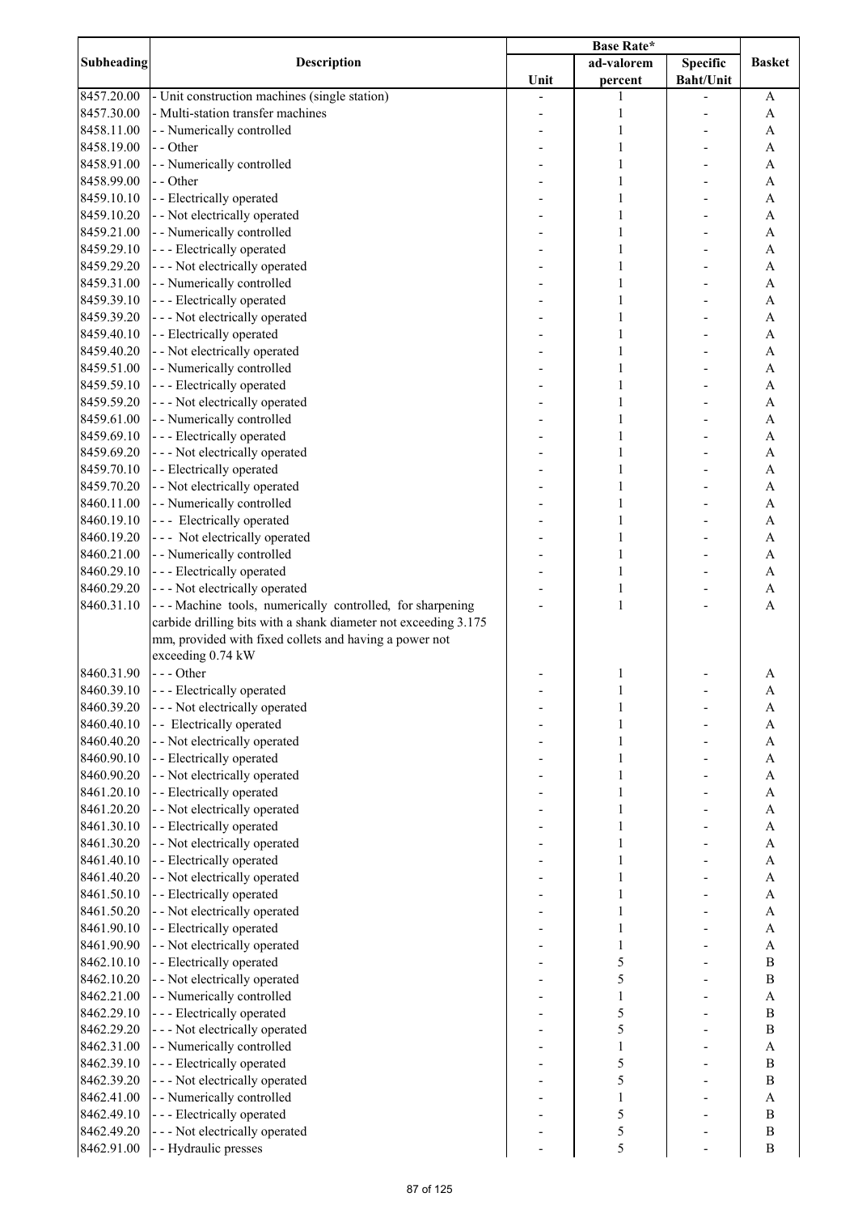| Subheading | Description | Base Rate* | | | Basket |
|---|---|---|---|---|---|
| | | Unit | ad-valorem percent | Specific Baht/Unit | |
| 8457.20.00 | - Unit construction machines (single station) | - | 1 | - | A |
| 8457.30.00 | - Multi-station transfer machines | - | 1 | - | A |
| 8458.11.00 | - - Numerically controlled | - | 1 | - | A |
| 8458.19.00 | - - Other | - | 1 | - | A |
| 8458.91.00 | - - Numerically controlled | - | 1 | - | A |
| 8458.99.00 | - - Other | - | 1 | - | A |
| 8459.10.10 | - - Electrically operated | - | 1 | - | A |
| 8459.10.20 | - - Not electrically operated | - | 1 | - | A |
| 8459.21.00 | - - Numerically controlled | - | 1 | - | A |
| 8459.29.10 | - - - Electrically operated | - | 1 | - | A |
| 8459.29.20 | - - - Not electrically operated | - | 1 | - | A |
| 8459.31.00 | - - Numerically controlled | - | 1 | - | A |
| 8459.39.10 | - - - Electrically operated | - | 1 | - | A |
| 8459.39.20 | - - - Not electrically operated | - | 1 | - | A |
| 8459.40.10 | - - Electrically operated | - | 1 | - | A |
| 8459.40.20 | - - Not electrically operated | - | 1 | - | A |
| 8459.51.00 | - - Numerically controlled | - | 1 | - | A |
| 8459.59.10 | - - - Electrically operated | - | 1 | - | A |
| 8459.59.20 | - - - Not electrically operated | - | 1 | - | A |
| 8459.61.00 | - - Numerically controlled | - | 1 | - | A |
| 8459.69.10 | - - - Electrically operated | - | 1 | - | A |
| 8459.69.20 | - - - Not electrically operated | - | 1 | - | A |
| 8459.70.10 | - - Electrically operated | - | 1 | - | A |
| 8459.70.20 | - - Not electrically operated | - | 1 | - | A |
| 8460.11.00 | - - Numerically controlled | - | 1 | - | A |
| 8460.19.10 | - - - Electrically operated | - | 1 | - | A |
| 8460.19.20 | - - - Not electrically operated | - | 1 | - | A |
| 8460.21.00 | - - Numerically controlled | - | 1 | - | A |
| 8460.29.10 | - - - Electrically operated | - | 1 | - | A |
| 8460.29.20 | - - - Not electrically operated | - | 1 | - | A |
| 8460.31.10 | - - - Machine tools, numerically controlled, for sharpening carbide drilling bits with a shank diameter not exceeding 3.175 mm, provided with fixed collets and having a power not exceeding 0.74 kW | - | 1 | - | A |
| 8460.31.90 | - - - Other | - | 1 | - | A |
| 8460.39.10 | - - - Electrically operated | - | 1 | - | A |
| 8460.39.20 | - - - Not electrically operated | - | 1 | - | A |
| 8460.40.10 | - - Electrically operated | - | 1 | - | A |
| 8460.40.20 | - - Not electrically operated | - | 1 | - | A |
| 8460.90.10 | - - Electrically operated | - | 1 | - | A |
| 8460.90.20 | - - Not electrically operated | - | 1 | - | A |
| 8461.20.10 | - - Electrically operated | - | 1 | - | A |
| 8461.20.20 | - - Not electrically operated | - | 1 | - | A |
| 8461.30.10 | - - Electrically operated | - | 1 | - | A |
| 8461.30.20 | - - Not electrically operated | - | 1 | - | A |
| 8461.40.10 | - - Electrically operated | - | 1 | - | A |
| 8461.40.20 | - - Not electrically operated | - | 1 | - | A |
| 8461.50.10 | - - Electrically operated | - | 1 | - | A |
| 8461.50.20 | - - Not electrically operated | - | 1 | - | A |
| 8461.90.10 | - - Electrically operated | - | 1 | - | A |
| 8461.90.90 | - - Not electrically operated | - | 1 | - | A |
| 8462.10.10 | - - Electrically operated | - | 5 | - | B |
| 8462.10.20 | - - Not electrically operated | - | 5 | - | B |
| 8462.21.00 | - - Numerically controlled | - | 1 | - | A |
| 8462.29.10 | - - - Electrically operated | - | 5 | - | B |
| 8462.29.20 | - - - Not electrically operated | - | 5 | - | B |
| 8462.31.00 | - - Numerically controlled | - | 1 | - | A |
| 8462.39.10 | - - - Electrically operated | - | 5 | - | B |
| 8462.39.20 | - - - Not electrically operated | - | 5 | - | B |
| 8462.41.00 | - - Numerically controlled | - | 1 | - | A |
| 8462.49.10 | - - - Electrically operated | - | 5 | - | B |
| 8462.49.20 | - - - Not electrically operated | - | 5 | - | B |
| 8462.91.00 | - - Hydraulic presses | - | 5 | - | B |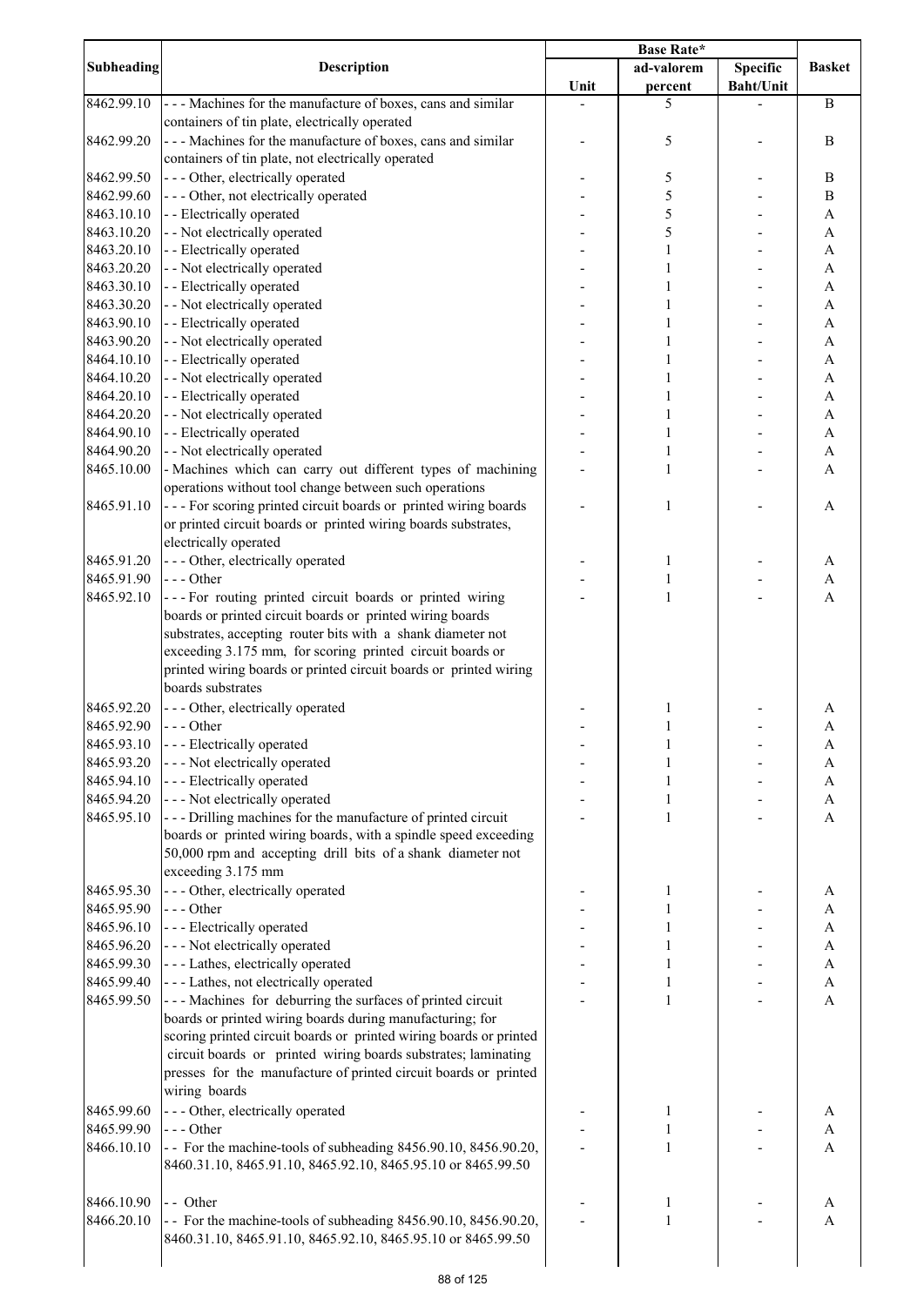| Subheading | Description | Base Rate* | | | Basket |
|---|---|---|---|---|---|
| | | Unit | ad-valorem percent | Specific Baht/Unit | |
| 8462.99.10 | - - - Machines for the manufacture of boxes, cans and similar containers of tin plate, electrically operated | - | 5 | - | B |
| 8462.99.20 | - - - Machines for the manufacture of boxes, cans and similar containers of tin plate, not electrically operated | - | 5 | - | B |
| 8462.99.50 | - - - Other, electrically operated | - | 5 | - | B |
| 8462.99.60 | - - - Other, not electrically operated | - | 5 | - | B |
| 8463.10.10 | - - Electrically operated | - | 5 | - | A |
| 8463.10.20 | - - Not electrically operated | - | 5 | - | A |
| 8463.20.10 | - - Electrically operated | - | 1 | - | A |
| 8463.20.20 | - - Not electrically operated | - | 1 | - | A |
| 8463.30.10 | - - Electrically operated | - | 1 | - | A |
| 8463.30.20 | - - Not electrically operated | - | 1 | - | A |
| 8463.90.10 | - - Electrically operated | - | 1 | - | A |
| 8463.90.20 | - - Not electrically operated | - | 1 | - | A |
| 8464.10.10 | - - Electrically operated | - | 1 | - | A |
| 8464.10.20 | - - Not electrically operated | - | 1 | - | A |
| 8464.20.10 | - - Electrically operated | - | 1 | - | A |
| 8464.20.20 | - - Not electrically operated | - | 1 | - | A |
| 8464.90.10 | - - Electrically operated | - | 1 | - | A |
| 8464.90.20 | - - Not electrically operated | - | 1 | - | A |
| 8465.10.00 | - Machines which can carry out different types of machining operations without tool change between such operations | - | 1 | - | A |
| 8465.91.10 | - - - For scoring printed circuit boards or printed wiring boards or printed circuit boards or printed wiring boards substrates, electrically operated | - | 1 | - | A |
| 8465.91.20 | - - - Other, electrically operated | - | 1 | - | A |
| 8465.91.90 | - - - Other | - | 1 | - | A |
| 8465.92.10 | - - - For routing printed circuit boards or printed wiring boards or printed circuit boards or printed wiring boards substrates, accepting router bits with a shank diameter not exceeding 3.175 mm, for scoring printed circuit boards or printed wiring boards or printed circuit boards or printed wiring boards substrates | - | 1 | - | A |
| 8465.92.20 | - - - Other, electrically operated | - | 1 | - | A |
| 8465.92.90 | - - - Other | - | 1 | - | A |
| 8465.93.10 | - - - Electrically operated | - | 1 | - | A |
| 8465.93.20 | - - - Not electrically operated | - | 1 | - | A |
| 8465.94.10 | - - - Electrically operated | - | 1 | - | A |
| 8465.94.20 | - - - Not electrically operated | - | 1 | - | A |
| 8465.95.10 | - - - Drilling machines for the manufacture of printed circuit boards or printed wiring boards, with a spindle speed exceeding 50,000 rpm and accepting drill bits of a shank diameter not exceeding 3.175 mm | - | 1 | - | A |
| 8465.95.30 | - - - Other, electrically operated | - | 1 | - | A |
| 8465.95.90 | - - - Other | - | 1 | - | A |
| 8465.96.10 | - - - Electrically operated | - | 1 | - | A |
| 8465.96.20 | - - - Not electrically operated | - | 1 | - | A |
| 8465.99.30 | - - - Lathes, electrically operated | - | 1 | - | A |
| 8465.99.40 | - - - Lathes, not electrically operated | - | 1 | - | A |
| 8465.99.50 | - - - Machines for deburring the surfaces of printed circuit boards or printed wiring boards during manufacturing; for scoring printed circuit boards or printed wiring boards or printed circuit boards or printed wiring boards substrates; laminating presses for the manufacture of printed circuit boards or printed wiring boards | - | 1 | - | A |
| 8465.99.60 | - - - Other, electrically operated | - | 1 | - | A |
| 8465.99.90 | - - - Other | - | 1 | - | A |
| 8466.10.10 | - - For the machine-tools of subheading 8456.90.10, 8456.90.20, 8460.31.10, 8465.91.10, 8465.92.10, 8465.95.10 or 8465.99.50 | - | 1 | - | A |
| 8466.10.90 | - - Other | - | 1 | - | A |
| 8466.20.10 | - - For the machine-tools of subheading 8456.90.10, 8456.90.20, 8460.31.10, 8465.91.10, 8465.92.10, 8465.95.10 or 8465.99.50 | - | 1 | - | A |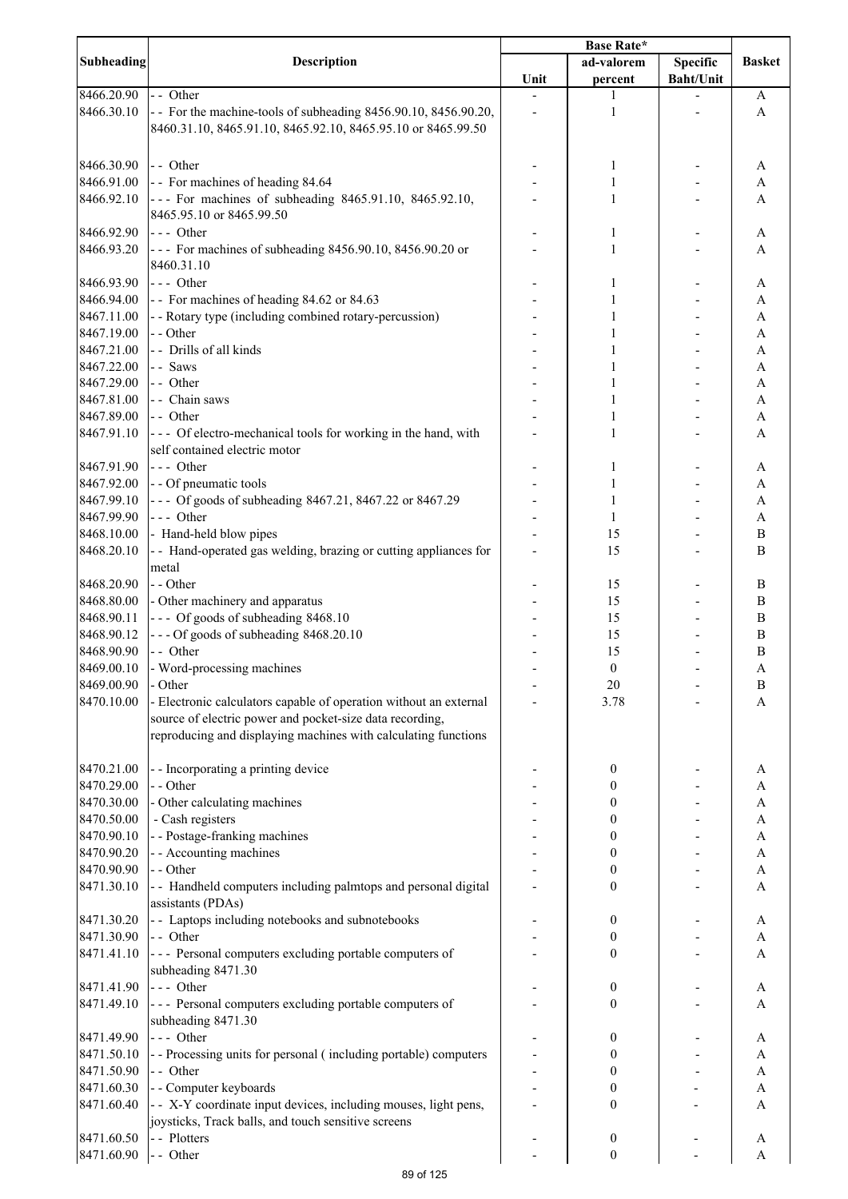| Subheading | Description | Base Rate* | | | Basket |
|---|---|---|---|---|---|
| | | Unit | ad-valorem percent | Specific Baht/Unit | |
| 8466.20.90 | - - Other | - | 1 | - | A |
| 8466.30.10 | - - For the machine-tools of subheading 8456.90.10, 8456.90.20, 8460.31.10, 8465.91.10, 8465.92.10, 8465.95.10 or 8465.99.50 | - | 1 | - | A |
| 8466.30.90 | - - Other | - | 1 | - | A |
| 8466.91.00 | - - For machines of heading 84.64 | - | 1 | - | A |
| 8466.92.10 | - - - For machines of subheading 8465.91.10, 8465.92.10, 8465.95.10 or 8465.99.50 | - | 1 | - | A |
| 8466.92.90 | - - - Other | - | 1 | - | A |
| 8466.93.20 | - - - For machines of subheading 8456.90.10, 8456.90.20 or 8460.31.10 | - | 1 | - | A |
| 8466.93.90 | - - - Other | - | 1 | - | A |
| 8466.94.00 | - - For machines of heading 84.62 or 84.63 | - | 1 | - | A |
| 8467.11.00 | - - Rotary type (including combined rotary-percussion) | - | 1 | - | A |
| 8467.19.00 | - - Other | - | 1 | - | A |
| 8467.21.00 | - - Drills of all kinds | - | 1 | - | A |
| 8467.22.00 | - - Saws | - | 1 | - | A |
| 8467.29.00 | - - Other | - | 1 | - | A |
| 8467.81.00 | - - Chain saws | - | 1 | - | A |
| 8467.89.00 | - - Other | - | 1 | - | A |
| 8467.91.10 | - - - Of electro-mechanical tools for working in the hand, with self contained electric motor | - | 1 | - | A |
| 8467.91.90 | - - - Other | - | 1 | - | A |
| 8467.92.00 | - - Of pneumatic tools | - | 1 | - | A |
| 8467.99.10 | - - - Of goods of subheading 8467.21, 8467.22 or 8467.29 | - | 1 | - | A |
| 8467.99.90 | - - - Other | - | 1 | - | A |
| 8468.10.00 | - Hand-held blow pipes | - | 15 | - | B |
| 8468.20.10 | - - Hand-operated gas welding, brazing or cutting appliances for metal | - | 15 | - | B |
| 8468.20.90 | - - Other | - | 15 | - | B |
| 8468.80.00 | - Other machinery and apparatus | - | 15 | - | B |
| 8468.90.11 | - - - Of goods of subheading 8468.10 | - | 15 | - | B |
| 8468.90.12 | - - - Of goods of subheading 8468.20.10 | - | 15 | - | B |
| 8468.90.90 | - - Other | - | 15 | - | B |
| 8469.00.10 | - Word-processing machines | - | 0 | - | A |
| 8469.00.90 | - Other | - | 20 | - | B |
| 8470.10.00 | - Electronic calculators capable of operation without an external source of electric power and pocket-size data recording, reproducing and displaying machines with calculating functions | - | 3.78 | - | A |
| 8470.21.00 | - - Incorporating a printing device | - | 0 | - | A |
| 8470.29.00 | - - Other | - | 0 | - | A |
| 8470.30.00 | - Other calculating machines | - | 0 | - | A |
| 8470.50.00 | - Cash registers | - | 0 | - | A |
| 8470.90.10 | - - Postage-franking machines | - | 0 | - | A |
| 8470.90.20 | - - Accounting machines | - | 0 | - | A |
| 8470.90.90 | - - Other | - | 0 | - | A |
| 8471.30.10 | - - Handheld computers including palmtops and personal digital assistants (PDAs) | - | 0 | - | A |
| 8471.30.20 | - - Laptops including notebooks and subnotebooks | - | 0 | - | A |
| 8471.30.90 | - - Other | - | 0 | - | A |
| 8471.41.10 | - - - Personal computers excluding portable computers of subheading 8471.30 | - | 0 | - | A |
| 8471.41.90 | - - - Other | - | 0 | - | A |
| 8471.49.10 | - - - Personal computers excluding portable computers of subheading 8471.30 | - | 0 | - | A |
| 8471.49.90 | - - - Other | - | 0 | - | A |
| 8471.50.10 | - - Processing units for personal ( including portable) computers | - | 0 | - | A |
| 8471.50.90 | - - Other | - | 0 | - | A |
| 8471.60.30 | - - Computer keyboards | - | 0 | - | A |
| 8471.60.40 | - - X-Y coordinate input devices, including mouses, light pens, joysticks, Track balls, and touch sensitive screens | - | 0 | - | A |
| 8471.60.50 | - - Plotters | - | 0 | - | A |
| 8471.60.90 | - - Other | - | 0 | - | A |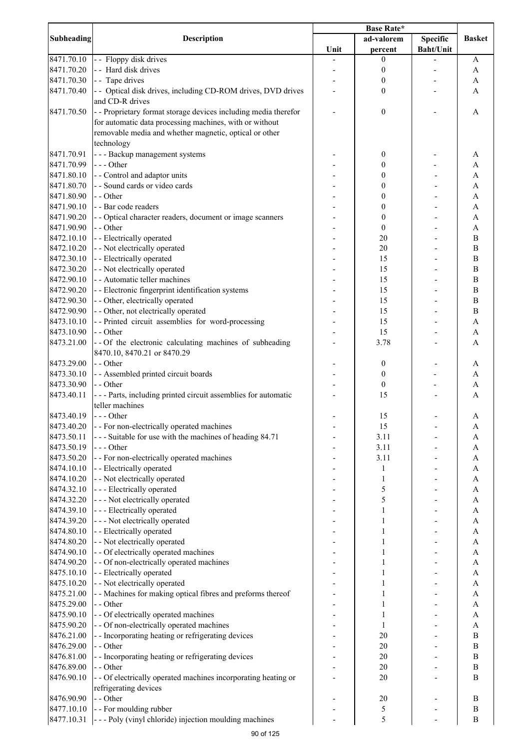| Subheading | Description | Base Rate* | | | Basket |
|---|---|---|---|---|---|
| | | Unit | ad-valorem percent | Specific Baht/Unit | |
| 8471.70.10 | - - Floppy disk drives | - | 0 | - | A |
| 8471.70.20 | - - Hard disk drives | - | 0 | - | A |
| 8471.70.30 | - - Tape drives | - | 0 | - | A |
| 8471.70.40 | - - Optical disk drives, including CD-ROM drives, DVD drives and CD-R drives | - | 0 | - | A |
| 8471.70.50 | - - Proprietary format storage devices including media therefor for automatic data processing machines, with or without removable media and whether magnetic, optical or other technology | - | 0 | - | A |
| 8471.70.91 | - - - Backup management systems | - | 0 | - | A |
| 8471.70.99 | - - - Other | - | 0 | - | A |
| 8471.80.10 | - - Control and adaptor units | - | 0 | - | A |
| 8471.80.70 | - - Sound cards or video cards | - | 0 | - | A |
| 8471.80.90 | - - Other | - | 0 | - | A |
| 8471.90.10 | - - Bar code readers | - | 0 | - | A |
| 8471.90.20 | - - Optical character readers, document or image scanners | - | 0 | - | A |
| 8471.90.90 | - - Other | - | 0 | - | A |
| 8472.10.10 | - - Electrically operated | - | 20 | - | B |
| 8472.10.20 | - - Not electrically operated | - | 20 | - | B |
| 8472.30.10 | - - Electrically operated | - | 15 | - | B |
| 8472.30.20 | - - Not electrically operated | - | 15 | - | B |
| 8472.90.10 | - - Automatic teller machines | - | 15 | - | B |
| 8472.90.20 | - - Electronic fingerprint identification systems | - | 15 | - | B |
| 8472.90.30 | - - Other, electrically operated | - | 15 | - | B |
| 8472.90.90 | - - Other, not electrically operated | - | 15 | - | B |
| 8473.10.10 | - - Printed circuit assemblies for word-processing | - | 15 | - | A |
| 8473.10.90 | - - Other | - | 15 | - | A |
| 8473.21.00 | - - Of the electronic calculating machines of subheading 8470.10, 8470.21 or 8470.29 | - | 3.78 | - | A |
| 8473.29.00 | - - Other | - | 0 | - | A |
| 8473.30.10 | - - Assembled printed circuit boards | - | 0 | - | A |
| 8473.30.90 | - - Other | - | 0 | - | A |
| 8473.40.11 | - - - Parts, including printed circuit assemblies for automatic teller machines | - | 15 | - | A |
| 8473.40.19 | - - - Other | - | 15 | - | A |
| 8473.40.20 | - - For non-electrically operated machines | - | 15 | - | A |
| 8473.50.11 | - - - Suitable for use with the machines of heading 84.71 | - | 3.11 | - | A |
| 8473.50.19 | - - - Other | - | 3.11 | - | A |
| 8473.50.20 | - - For non-electrically operated machines | - | 3.11 | - | A |
| 8474.10.10 | - - Electrically operated | - | 1 | - | A |
| 8474.10.20 | - - Not electrically operated | - | 1 | - | A |
| 8474.32.10 | - - - Electrically operated | - | 5 | - | A |
| 8474.32.20 | - - - Not electrically operated | - | 5 | - | A |
| 8474.39.10 | - - - Electrically operated | - | 1 | - | A |
| 8474.39.20 | - - - Not electrically operated | - | 1 | - | A |
| 8474.80.10 | - - Electrically operated | - | 1 | - | A |
| 8474.80.20 | - - Not electrically operated | - | 1 | - | A |
| 8474.90.10 | - - Of electrically operated machines | - | 1 | - | A |
| 8474.90.20 | - - Of non-electrically operated machines | - | 1 | - | A |
| 8475.10.10 | - - Electrically operated | - | 1 | - | A |
| 8475.10.20 | - - Not electrically operated | - | 1 | - | A |
| 8475.21.00 | - - Machines for making optical fibres and preforms thereof | - | 1 | - | A |
| 8475.29.00 | - - Other | - | 1 | - | A |
| 8475.90.10 | - - Of electrically operated machines | - | 1 | - | A |
| 8475.90.20 | - - Of non-electrically operated machines | - | 1 | - | A |
| 8476.21.00 | - - Incorporating heating or refrigerating devices | - | 20 | - | B |
| 8476.29.00 | - - Other | - | 20 | - | B |
| 8476.81.00 | - - Incorporating heating or refrigerating devices | - | 20 | - | B |
| 8476.89.00 | - - Other | - | 20 | - | B |
| 8476.90.10 | - - Of electrically operated machines incorporating heating or refrigerating devices | - | 20 | - | B |
| 8476.90.90 | - - Other | - | 20 | - | B |
| 8477.10.10 | - - For moulding rubber | - | 5 | - | B |
| 8477.10.31 | - - - Poly (vinyl chloride) injection moulding machines | - | 5 | - | B |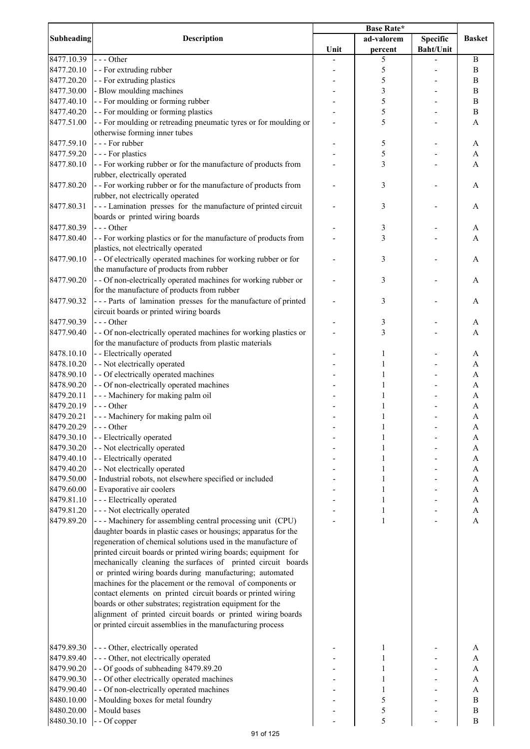| Subheading | Description | Base Rate* | | | Basket |
|---|---|---|---|---|---|
| | | Unit | ad-valorem percent | Specific Baht/Unit | |
| 8477.10.39 | - - - Other | - | 5 | - | B |
| 8477.20.10 | - - For extruding rubber | - | 5 | - | B |
| 8477.20.20 | - - For extruding plastics | - | 5 | - | B |
| 8477.30.00 | - Blow moulding machines | - | 3 | - | B |
| 8477.40.10 | - - For moulding or forming rubber | - | 5 | - | B |
| 8477.40.20 | - - For moulding or forming plastics | - | 5 | - | B |
| 8477.51.00 | - - For moulding or retreading pneumatic tyres or for moulding or otherwise forming inner tubes | - | 5 | - | A |
| 8477.59.10 | - - - For rubber | - | 5 | - | A |
| 8477.59.20 | - - - For plastics | - | 5 | - | A |
| 8477.80.10 | - - For working rubber or for the manufacture of products from rubber, electrically operated | - | 3 | - | A |
| 8477.80.20 | - - For working rubber or for the manufacture of products from rubber, not electrically operated | - | 3 | - | A |
| 8477.80.31 | - - - Lamination presses for the manufacture of printed circuit boards or printed wiring boards | - | 3 | - | A |
| 8477.80.39 | - - - Other | - | 3 | - | A |
| 8477.80.40 | - - For working plastics or for the manufacture of products from plastics, not electrically operated | - | 3 | - | A |
| 8477.90.10 | - - Of electrically operated machines for working rubber or for the manufacture of products from rubber | - | 3 | - | A |
| 8477.90.20 | - - Of non-electrically operated machines for working rubber or for the manufacture of products from rubber | - | 3 | - | A |
| 8477.90.32 | - - - Parts of lamination presses for the manufacture of printed circuit boards or printed wiring boards | - | 3 | - | A |
| 8477.90.39 | - - - Other | - | 3 | - | A |
| 8477.90.40 | - - Of non-electrically operated machines for working plastics or for the manufacture of products from plastic materials | - | 3 | - | A |
| 8478.10.10 | - - Electrically operated | - | 1 | - | A |
| 8478.10.20 | - - Not electrically operated | - | 1 | - | A |
| 8478.90.10 | - - Of electrically operated machines | - | 1 | - | A |
| 8478.90.20 | - - Of non-electrically operated machines | - | 1 | - | A |
| 8479.20.11 | - - - Machinery for making palm oil | - | 1 | - | A |
| 8479.20.19 | - - - Other | - | 1 | - | A |
| 8479.20.21 | - - - Machinery for making palm oil | - | 1 | - | A |
| 8479.20.29 | - - - Other | - | 1 | - | A |
| 8479.30.10 | - - Electrically operated | - | 1 | - | A |
| 8479.30.20 | - - Not electrically operated | - | 1 | - | A |
| 8479.40.10 | - - Electrically operated | - | 1 | - | A |
| 8479.40.20 | - - Not electrically operated | - | 1 | - | A |
| 8479.50.00 | - Industrial robots, not elsewhere specified or included | - | 1 | - | A |
| 8479.60.00 | - Evaporative air coolers | - | 1 | - | A |
| 8479.81.10 | - - - Electrically operated | - | 1 | - | A |
| 8479.81.20 | - - - Not electrically operated | - | 1 | - | A |
| 8479.89.20 | - - - Machinery for assembling central processing unit (CPU) daughter boards in plastic cases or housings; apparatus for the regeneration of chemical solutions used in the manufacture of printed circuit boards or printed wiring boards; equipment for mechanically cleaning the surfaces of printed circuit boards or printed wiring boards during manufacturing; automated machines for the placement or the removal of components or contact elements on printed circuit boards or printed wiring boards or other substrates; registration equipment for the alignment of printed circuit boards or printed wiring boards or printed circuit assemblies in the manufacturing process | - | 1 | - | A |
| 8479.89.30 | - - - Other, electrically operated | - | 1 | - | A |
| 8479.89.40 | - - - Other, not electrically operated | - | 1 | - | A |
| 8479.90.20 | - - Of goods of subheading 8479.89.20 | - | 1 | - | A |
| 8479.90.30 | - - Of other electrically operated machines | - | 1 | - | A |
| 8479.90.40 | - - Of non-electrically operated machines | - | 1 | - | A |
| 8480.10.00 | - Moulding boxes for metal foundry | - | 5 | - | B |
| 8480.20.00 | - Mould bases | - | 5 | - | B |
| 8480.30.10 | - - Of copper | - | 5 | - | B |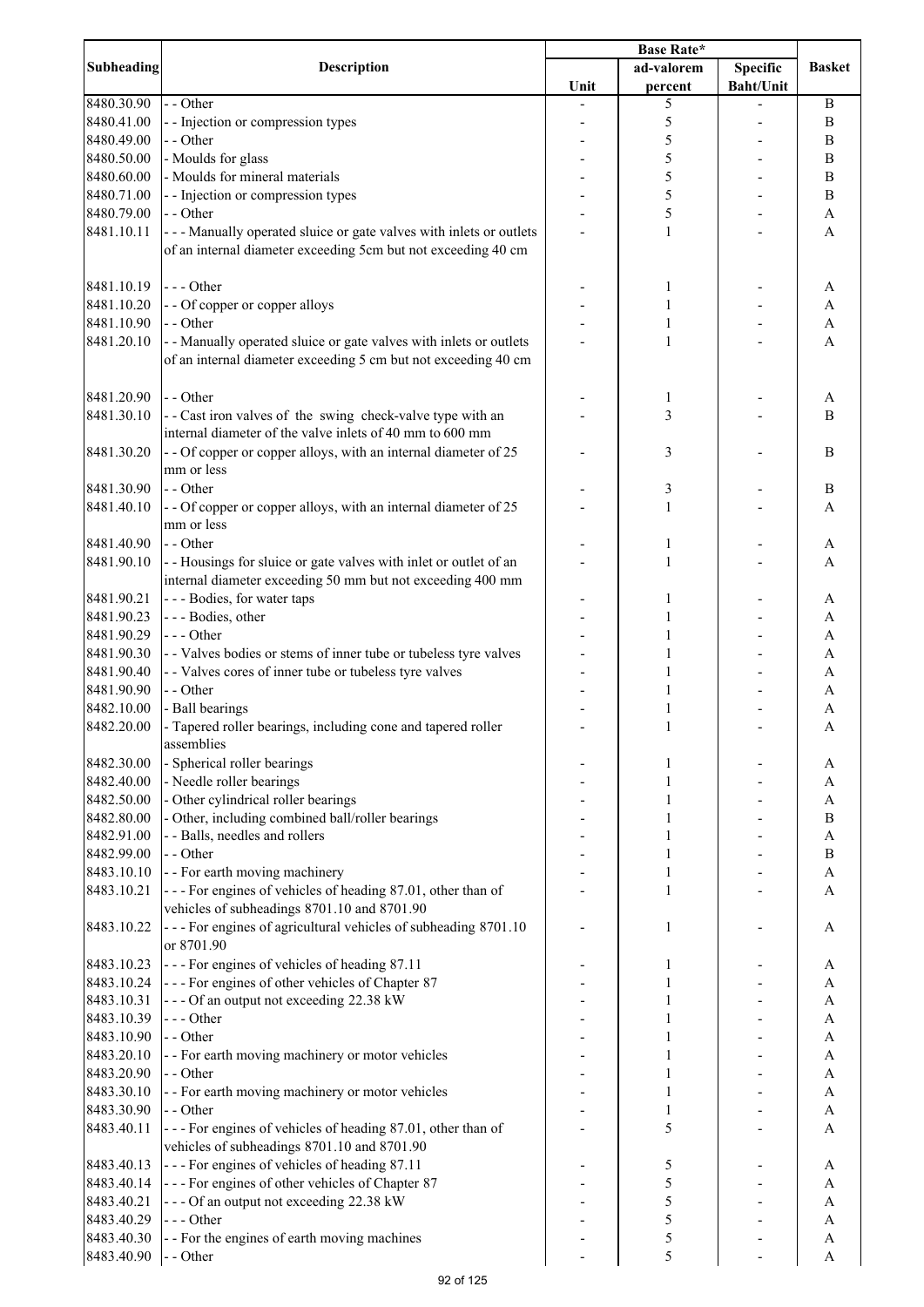| Subheading | Description | Base Rate* | | | Basket |
|---|---|---|---|---|---|
| | | Unit | ad-valorem percent | Specific Baht/Unit | |
| 8480.30.90 | - - Other | - | 5 | - | B |
| 8480.41.00 | - - Injection or compression types | - | 5 | - | B |
| 8480.49.00 | - - Other | - | 5 | - | B |
| 8480.50.00 | - Moulds for glass | - | 5 | - | B |
| 8480.60.00 | - Moulds for mineral materials | - | 5 | - | B |
| 8480.71.00 | - - Injection or compression types | - | 5 | - | B |
| 8480.79.00 | - - Other | - | 5 | - | A |
| 8481.10.11 | - - - Manually operated sluice or gate valves with inlets or outlets of an internal diameter exceeding 5cm but not exceeding 40 cm | - | 1 | - | A |
| 8481.10.19 | - - - Other | - | 1 | - | A |
| 8481.10.20 | - - Of copper or copper alloys | - | 1 | - | A |
| 8481.10.90 | - - Other | - | 1 | - | A |
| 8481.20.10 | - - Manually operated sluice or gate valves with inlets or outlets of an internal diameter exceeding 5 cm but not exceeding 40 cm | - | 1 | - | A |
| 8481.20.90 | - - Other | - | 1 | - | A |
| 8481.30.10 | - - Cast iron valves of the swing check-valve type with an internal diameter of the valve inlets of 40 mm to 600 mm | - | 3 | - | B |
| 8481.30.20 | - - Of copper or copper alloys, with an internal diameter of 25 mm or less | - | 3 | - | B |
| 8481.30.90 | - - Other | - | 3 | - | B |
| 8481.40.10 | - - Of copper or copper alloys, with an internal diameter of 25 mm or less | - | 1 | - | A |
| 8481.40.90 | - - Other | - | 1 | - | A |
| 8481.90.10 | - - Housings for sluice or gate valves with inlet or outlet of an internal diameter exceeding 50 mm but not exceeding 400 mm | - | 1 | - | A |
| 8481.90.21 | - - - Bodies, for water taps | - | 1 | - | A |
| 8481.90.23 | - - - Bodies, other | - | 1 | - | A |
| 8481.90.29 | - - - Other | - | 1 | - | A |
| 8481.90.30 | - - Valves bodies or stems of inner tube or tubeless tyre valves | - | 1 | - | A |
| 8481.90.40 | - - Valves cores of inner tube or tubeless tyre valves | - | 1 | - | A |
| 8481.90.90 | - - Other | - | 1 | - | A |
| 8482.10.00 | - Ball bearings | - | 1 | - | A |
| 8482.20.00 | - Tapered roller bearings, including cone and tapered roller assemblies | - | 1 | - | A |
| 8482.30.00 | - Spherical roller bearings | - | 1 | - | A |
| 8482.40.00 | - Needle roller bearings | - | 1 | - | A |
| 8482.50.00 | - Other cylindrical roller bearings | - | 1 | - | A |
| 8482.80.00 | - Other, including combined ball/roller bearings | - | 1 | - | B |
| 8482.91.00 | - - Balls, needles and rollers | - | 1 | - | A |
| 8482.99.00 | - - Other | - | 1 | - | B |
| 8483.10.10 | - - For earth moving machinery | - | 1 | - | A |
| 8483.10.21 | - - - For engines of vehicles of heading 87.01, other than of vehicles of subheadings 8701.10 and 8701.90 | - | 1 | - | A |
| 8483.10.22 | - - - For engines of agricultural vehicles of subheading 8701.10 or 8701.90 | - | 1 | - | A |
| 8483.10.23 | - - - For engines of vehicles of heading 87.11 | - | 1 | - | A |
| 8483.10.24 | - - - For engines of other vehicles of Chapter 87 | - | 1 | - | A |
| 8483.10.31 | - - - Of an output not exceeding 22.38 kW | - | 1 | - | A |
| 8483.10.39 | - - - Other | - | 1 | - | A |
| 8483.10.90 | - - Other | - | 1 | - | A |
| 8483.20.10 | - - For earth moving machinery or motor vehicles | - | 1 | - | A |
| 8483.20.90 | - - Other | - | 1 | - | A |
| 8483.30.10 | - - For earth moving machinery or motor vehicles | - | 1 | - | A |
| 8483.30.90 | - - Other | - | 1 | - | A |
| 8483.40.11 | - - - For engines of vehicles of heading 87.01, other than of vehicles of subheadings 8701.10 and 8701.90 | - | 5 | - | A |
| 8483.40.13 | - - - For engines of vehicles of heading 87.11 | - | 5 | - | A |
| 8483.40.14 | - - - For engines of other vehicles of Chapter 87 | - | 5 | - | A |
| 8483.40.21 | - - - Of an output not exceeding 22.38 kW | - | 5 | - | A |
| 8483.40.29 | - - - Other | - | 5 | - | A |
| 8483.40.30 | - - For the engines of earth moving machines | - | 5 | - | A |
| 8483.40.90 | - - Other | - | 5 | - | A |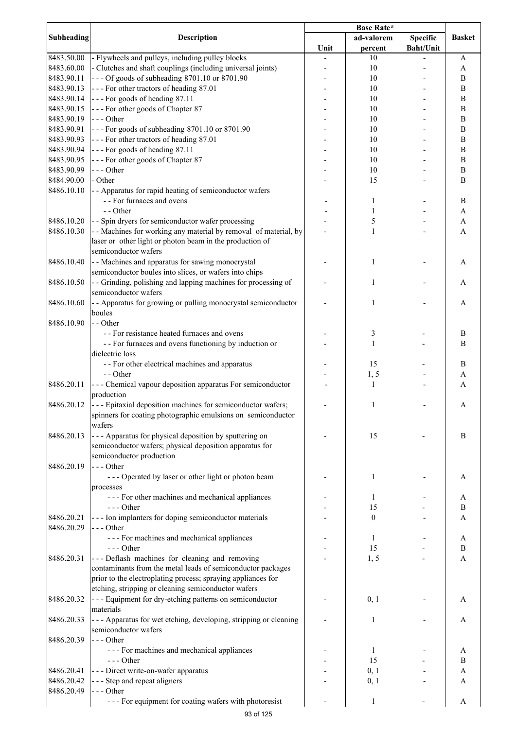| Subheading | Description | Base Rate* | | | Basket |
|---|---|---|---|---|---|
| | | Unit | ad-valorem percent | Specific Baht/Unit | |
| 8483.50.00 | - Flywheels and pulleys, including pulley blocks | - | 10 | - | A |
| 8483.60.00 | - Clutches and shaft couplings (including universal joints) | - | 10 | - | A |
| 8483.90.11 | - - - Of goods of subheading 8701.10 or 8701.90 | - | 10 | - | B |
| 8483.90.13 | - - - For other tractors of heading 87.01 | - | 10 | - | B |
| 8483.90.14 | - - - For goods of heading 87.11 | - | 10 | - | B |
| 8483.90.15 | - - - For other goods of Chapter 87 | - | 10 | - | B |
| 8483.90.19 | - - - Other | - | 10 | - | B |
| 8483.90.91 | - - - For goods of subheading 8701.10 or 8701.90 | - | 10 | - | B |
| 8483.90.93 | - - - For other tractors of heading 87.01 | - | 10 | - | B |
| 8483.90.94 | - - - For goods of heading 87.11 | - | 10 | - | B |
| 8483.90.95 | - - - For other goods of Chapter 87 | - | 10 | - | B |
| 8483.90.99 | - - - Other | - | 10 | - | B |
| 8484.90.00 | - Other | - | 15 | - | B |
| 8486.10.10 | - - Apparatus for rapid heating of semiconductor wafers | | | | |
| | - - For furnaces and ovens | - | 1 | - | B |
| | - - Other | - | 1 | - | A |
| 8486.10.20 | - - Spin dryers for semiconductor wafer processing | - | 5 | - | A |
| 8486.10.30 | - - Machines for working any material by removal of material, by laser or other light or photon beam in the production of semiconductor wafers | - | 1 | - | A |
| 8486.10.40 | - - Machines and apparatus for sawing monocrystal semiconductor boules into slices, or wafers into chips | - | 1 | - | A |
| 8486.10.50 | - - Grinding, polishing and lapping machines for processing of semiconductor wafers | - | 1 | - | A |
| 8486.10.60 | - - Apparatus for growing or pulling monocrystal semiconductor boules | - | 1 | - | A |
| 8486.10.90 | - - Other | | | | |
| | - - For resistance heated furnaces and ovens | - | 3 | - | B |
| | - - For furnaces and ovens functioning by induction or dielectric loss | - | 1 | - | B |
| | - - For other electrical machines and apparatus | - | 15 | - | B |
| | - - Other | - | 1, 5 | - | A |
| 8486.20.11 | - - - Chemical vapour deposition apparatus For semiconductor production | - | 1 | - | A |
| 8486.20.12 | - - - Epitaxial deposition machines for semiconductor wafers; spinners for coating photographic emulsions on semiconductor wafers | - | 1 | - | A |
| 8486.20.13 | - - - Apparatus for physical deposition by sputtering on semiconductor wafers; physical deposition apparatus for semiconductor production | - | 15 | - | B |
| 8486.20.19 | - - - Other | | | | |
| | - - - Operated by laser or other light or photon beam processes | - | 1 | - | A |
| | - - - For other machines and mechanical appliances | - | 1 | - | A |
| | - - - Other | - | 15 | - | B |
| 8486.20.21 | - - - Ion implanters for doping semiconductor materials | - | 0 | - | A |
| 8486.20.29 | - - - Other | | | | |
| | - - - For machines and mechanical appliances | - | 1 | - | A |
| | - - - Other | - | 15 | - | B |
| 8486.20.31 | - - - Deflash machines for cleaning and removing contaminants from the metal leads of semiconductor packages prior to the electroplating process; spraying appliances for etching, stripping or cleaning semiconductor wafers | - | 1, 5 | - | A |
| 8486.20.32 | - - - Equipment for dry-etching patterns on semiconductor materials | - | 0, 1 | - | A |
| 8486.20.33 | - - - Apparatus for wet etching, developing, stripping or cleaning semiconductor wafers | - | 1 | - | A |
| 8486.20.39 | - - - Other | | | | |
| | - - - For machines and mechanical appliances | - | 1 | - | A |
| | - - - Other | - | 15 | - | B |
| 8486.20.41 | - - - Direct write-on-wafer apparatus | - | 0, 1 | - | A |
| 8486.20.42 | - - - Step and repeat aligners | - | 0, 1 | - | A |
| 8486.20.49 | - - - Other | | | | |
| | - - - For equipment for coating wafers with photoresist | - | 1 | - | A |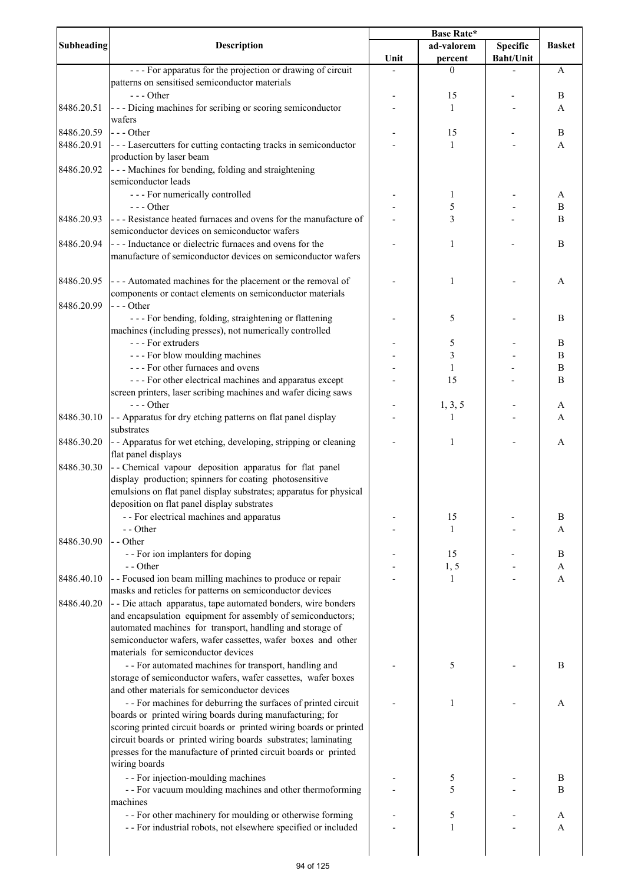| Subheading | Description | Base Rate* | | | Basket |
|---|---|---|---|---|---|
| | | Unit | ad-valorem percent | Specific Baht/Unit | |
| | - - - For apparatus for the projection or drawing of circuit patterns on sensitised semiconductor materials | - | 0 | - | A |
| | - - - Other | - | 15 | - | B |
| 8486.20.51 | - - - Dicing machines for scribing or scoring semiconductor wafers | - | 1 | - | A |
| 8486.20.59 | - - - Other | - | 15 | - | B |
| 8486.20.91 | - - - Lasercutters for cutting contacting tracks in semiconductor production by laser beam | - | 1 | - | A |
| 8486.20.92 | - - - Machines for bending, folding and straightening semiconductor leads | | | | |
| | - - - For numerically controlled | - | 1 | - | A |
| | - - - Other | - | 5 | - | B |
| 8486.20.93 | - - - Resistance heated furnaces and ovens for the manufacture of semiconductor devices on semiconductor wafers | - | 3 | - | B |
| 8486.20.94 | - - - Inductance or dielectric furnaces and ovens for the manufacture of semiconductor devices on semiconductor wafers | - | 1 | - | B |
| 8486.20.95 | - - - Automated machines for the placement or the removal of components or contact elements on semiconductor materials | - | 1 | - | A |
| 8486.20.99 | - - - Other | | | | |
| | - - - For bending, folding, straightening or flattening machines (including presses), not numerically controlled | - | 5 | - | B |
| | - - - For extruders | - | 5 | - | B |
| | - - - For blow moulding machines | - | 3 | - | B |
| | - - - For other furnaces and ovens | - | 1 | - | B |
| | - - - For other electrical machines and apparatus except screen printers, laser scribing machines and wafer dicing saws | - | 15 | - | B |
| | - - - Other | - | 1, 3, 5 | - | A |
| 8486.30.10 | - - Apparatus for dry etching patterns on flat panel display substrates | - | 1 | - | A |
| 8486.30.20 | - - Apparatus for wet etching, developing, stripping or cleaning flat panel displays | - | 1 | - | A |
| 8486.30.30 | - - Chemical vapour deposition apparatus for flat panel display production; spinners for coating photosensitive emulsions on flat panel display substrates; apparatus for physical deposition on flat panel display substrates | | | | |
| | - - For electrical machines and apparatus | - | 15 | - | B |
| | - - Other | - | 1 | - | A |
| 8486.30.90 | - - Other | | | | |
| | - - For ion implanters for doping | - | 15 | - | B |
| | - - Other | - | 1, 5 | - | A |
| 8486.40.10 | - - Focused ion beam milling machines to produce or repair masks and reticles for patterns on semiconductor devices | - | 1 | - | A |
| 8486.40.20 | - - Die attach apparatus, tape automated bonders, wire bonders and encapsulation equipment for assembly of semiconductors; automated machines for transport, handling and storage of semiconductor wafers, wafer cassettes, wafer boxes and other materials for semiconductor devices | | | | |
| | - - For automated machines for transport, handling and storage of semiconductor wafers, wafer cassettes, wafer boxes and other materials for semiconductor devices | - | 5 | - | B |
| | - - For machines for deburring the surfaces of printed circuit boards or printed wiring boards during manufacturing; for scoring printed circuit boards or printed wiring boards or printed circuit boards or printed wiring boards substrates; laminating presses for the manufacture of printed circuit boards or printed wiring boards | - | 1 | - | A |
| | - - For injection-moulding machines | - | 5 | - | B |
| | - - For vacuum moulding machines and other thermoforming machines | - | 5 | - | B |
| | - - For other machinery for moulding or otherwise forming | - | 5 | - | A |
| | - - For industrial robots, not elsewhere specified or included | - | 1 | - | A |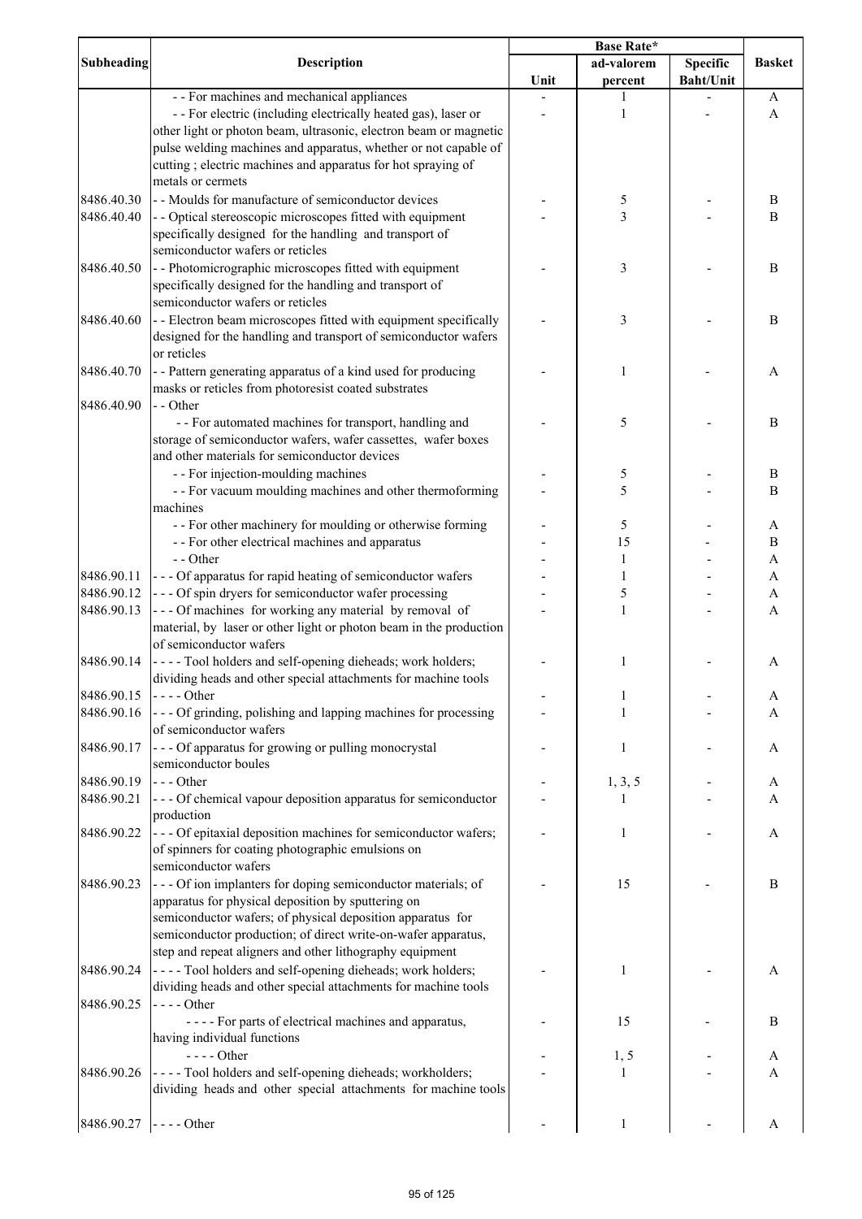| Subheading | Description | Base Rate* | | | Basket |
|---|---|---|---|---|---|
| | | Unit | ad-valorem percent | Specific Baht/Unit | |
| | - - For machines and mechanical appliances | - | 1 | - | A |
| | - - For electric (including electrically heated gas), laser or other light or photon beam, ultrasonic, electron beam or magnetic pulse welding machines and apparatus, whether or not capable of cutting ; electric machines and apparatus for hot spraying of metals or cermets | - | 1 | - | A |
| 8486.40.30 | - - Moulds for manufacture of semiconductor devices | - | 5 | - | B |
| 8486.40.40 | - - Optical stereoscopic microscopes fitted with equipment specifically designed for the handling and transport of semiconductor wafers or reticles | - | 3 | - | B |
| 8486.40.50 | - - Photomicrographic microscopes fitted with equipment specifically designed for the handling and transport of semiconductor wafers or reticles | - | 3 | - | B |
| 8486.40.60 | - - Electron beam microscopes fitted with equipment specifically designed for the handling and transport of semiconductor wafers or reticles | - | 3 | - | B |
| 8486.40.70 | - - Pattern generating apparatus of a kind used for producing masks or reticles from photoresist coated substrates | - | 1 | - | A |
| 8486.40.90 | - - Other | | | | |
| | - - For automated machines for transport, handling and storage of semiconductor wafers, wafer cassettes, wafer boxes and other materials for semiconductor devices | - | 5 | - | B |
| | - - For injection-moulding machines | - | 5 | - | B |
| | - - For vacuum moulding machines and other thermoforming machines | - | 5 | - | B |
| | - - For other machinery for moulding or otherwise forming | - | 5 | - | A |
| | - - For other electrical machines and apparatus | - | 15 | - | B |
| | - - Other | - | 1 | - | A |
| 8486.90.11 | - - - Of apparatus for rapid heating of semiconductor wafers | - | 1 | - | A |
| 8486.90.12 | - - - Of spin dryers for semiconductor wafer processing | - | 5 | - | A |
| 8486.90.13 | - - - Of machines for working any material by removal of material, by laser or other light or photon beam in the production of semiconductor wafers | - | 1 | - | A |
| 8486.90.14 | - - - - Tool holders and self-opening dieheads; work holders; dividing heads and other special attachments for machine tools | - | 1 | - | A |
| 8486.90.15 | - - - - Other | - | 1 | - | A |
| 8486.90.16 | - - - Of grinding, polishing and lapping machines for processing of semiconductor wafers | - | 1 | - | A |
| 8486.90.17 | - - - Of apparatus for growing or pulling monocrystal semiconductor boules | - | 1 | - | A |
| 8486.90.19 | - - - Other | - | 1, 3, 5 | - | A |
| 8486.90.21 | - - - Of chemical vapour deposition apparatus for semiconductor production | - | 1 | - | A |
| 8486.90.22 | - - - Of epitaxial deposition machines for semiconductor wafers; of spinners for coating photographic emulsions on semiconductor wafers | - | 1 | - | A |
| 8486.90.23 | - - - Of ion implanters for doping semiconductor materials; of apparatus for physical deposition by sputtering on semiconductor wafers; physical deposition apparatus for semiconductor production; of direct write-on-wafer apparatus, step and repeat aligners and other lithography equipment | - | 15 | - | B |
| 8486.90.24 | - - - - Tool holders and self-opening dieheads; work holders; dividing heads and other special attachments for machine tools | - | 1 | - | A |
| 8486.90.25 | - - - - Other | | | | |
| | - - - - For parts of electrical machines and apparatus, having individual functions | - | 15 | - | B |
| | - - - - Other | - | 1, 5 | - | A |
| 8486.90.26 | - - - - Tool holders and self-opening dieheads; workholders; dividing heads and other special attachments for machine tools | - | 1 | - | A |
| 8486.90.27 | - - - - Other | - | 1 | - | A |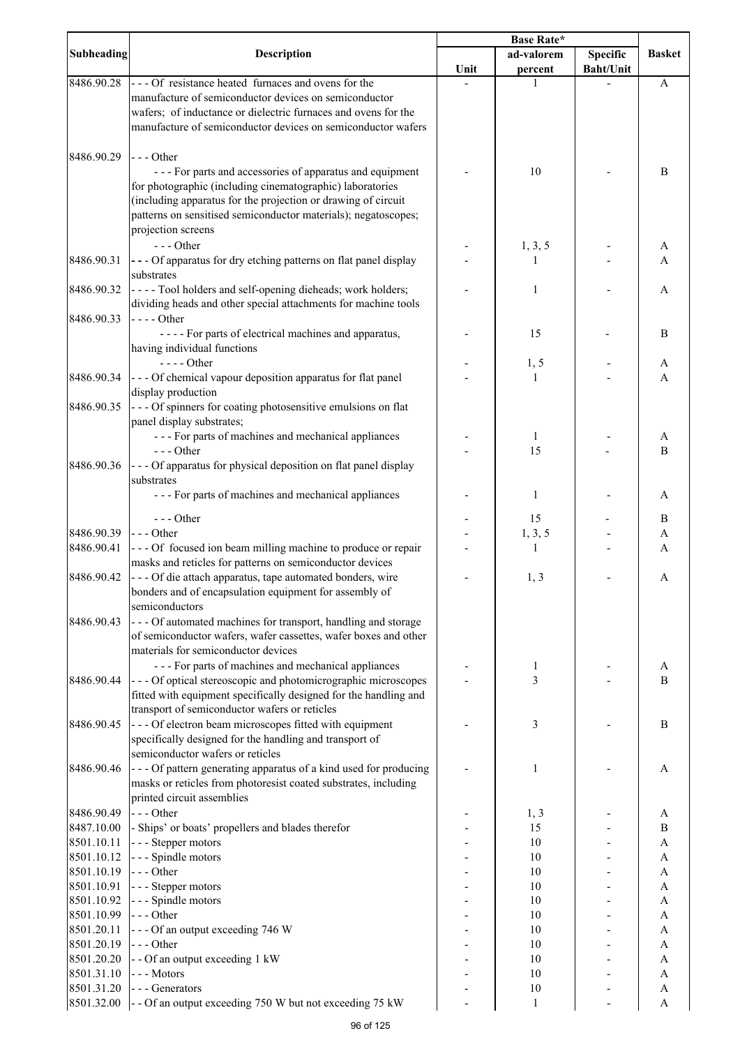| Subheading | Description | Base Rate* | | | Basket |
|---|---|---|---|---|---|
| | | Unit | ad-valorem percent | Specific Baht/Unit | |
| 8486.90.28 | - - - Of resistance heated furnaces and ovens for the manufacture of semiconductor devices on semiconductor wafers; of inductance or dielectric furnaces and ovens for the manufacture of semiconductor devices on semiconductor wafers | - | 1 | - | A |
| 8486.90.29 | - - - Other | | | | |
| | - - - For parts and accessories of apparatus and equipment for photographic (including cinematographic) laboratories (including apparatus for the projection or drawing of circuit patterns on sensitised semiconductor materials); negatoscopes; projection screens | - | 10 | - | B |
| | - - - Other | - | 1, 3, 5 | - | A |
| 8486.90.31 | - - - Of apparatus for dry etching patterns on flat panel display substrates | - | 1 | - | A |
| 8486.90.32 | - - - - Tool holders and self-opening dieheads; work holders; dividing heads and other special attachments for machine tools | - | 1 | - | A |
| 8486.90.33 | - - - - Other | | | | |
| | - - - - For parts of electrical machines and apparatus, having individual functions | - | 15 | - | B |
| | - - - - Other | - | 1, 5 | - | A |
| 8486.90.34 | - - - Of chemical vapour deposition apparatus for flat panel display production | - | 1 | - | A |
| 8486.90.35 | - - - Of spinners for coating photosensitive emulsions on flat panel display substrates; | | | | |
| | - - - For parts of machines and mechanical appliances | - | 1 | - | A |
| | - - - Other | - | 15 | - | B |
| 8486.90.36 | - - - Of apparatus for physical deposition on flat panel display substrates | | | | |
| | - - - For parts of machines and mechanical appliances | - | 1 | - | A |
| | - - - Other | - | 15 | - | B |
| 8486.90.39 | - - - Other | - | 1, 3, 5 | - | A |
| 8486.90.41 | - - - Of focused ion beam milling machine to produce or repair masks and reticles for patterns on semiconductor devices | - | 1 | - | A |
| 8486.90.42 | - - - Of die attach apparatus, tape automated bonders, wire bonders and of encapsulation equipment for assembly of semiconductors | - | 1, 3 | - | A |
| 8486.90.43 | - - - Of automated machines for transport, handling and storage of semiconductor wafers, wafer cassettes, wafer boxes and other materials for semiconductor devices | | | | |
| | - - - For parts of machines and mechanical appliances | - | 1 | - | A |
| 8486.90.44 | - - - Of optical stereoscopic and photomicrographic microscopes fitted with equipment specifically designed for the handling and transport of semiconductor wafers or reticles | - | 3 | - | B |
| 8486.90.45 | - - - Of electron beam microscopes fitted with equipment specifically designed for the handling and transport of semiconductor wafers or reticles | - | 3 | - | B |
| 8486.90.46 | - - - Of pattern generating apparatus of a kind used for producing masks or reticles from photoresist coated substrates, including printed circuit assemblies | - | 1 | - | A |
| 8486.90.49 | - - - Other | - | 1, 3 | - | A |
| 8487.10.00 | - Ships' or boats' propellers and blades therefor | - | 15 | - | B |
| 8501.10.11 | - - - Stepper motors | - | 10 | - | A |
| 8501.10.12 | - - - Spindle motors | - | 10 | - | A |
| 8501.10.19 | - - - Other | - | 10 | - | A |
| 8501.10.91 | - - - Stepper motors | - | 10 | - | A |
| 8501.10.92 | - - - Spindle motors | - | 10 | - | A |
| 8501.10.99 | - - - Other | - | 10 | - | A |
| 8501.20.11 | - - - Of an output exceeding 746 W | - | 10 | - | A |
| 8501.20.19 | - - - Other | - | 10 | - | A |
| 8501.20.20 | - - Of an output exceeding 1 kW | - | 10 | - | A |
| 8501.31.10 | - - - Motors | - | 10 | - | A |
| 8501.31.20 | - - - Generators | - | 10 | - | A |
| 8501.32.00 | - - Of an output exceeding 750 W but not exceeding 75 kW | - | 1 | - | A |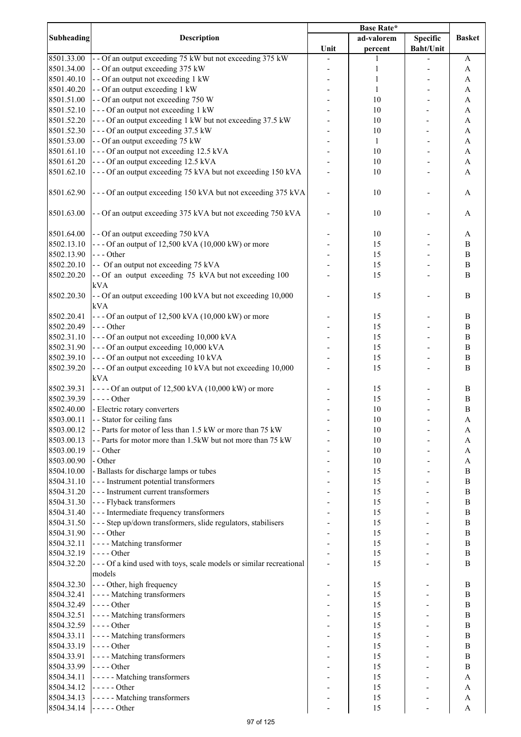| Subheading | Description | Base Rate* | | | Basket |
|---|---|---|---|---|---|
| | | Unit | ad-valorem percent | Specific Baht/Unit | |
| 8501.33.00 | - - Of an output exceeding 75 kW but not exceeding 375 kW | - | 1 | - | A |
| 8501.34.00 | - - Of an output exceeding 375 kW | - | 1 | - | A |
| 8501.40.10 | - - Of an output not exceeding 1 kW | - | 1 | - | A |
| 8501.40.20 | - - Of an output exceeding 1 kW | - | 1 | - | A |
| 8501.51.00 | - - Of an output not exceeding 750 W | - | 10 | - | A |
| 8501.52.10 | - - - Of an output not exceeding 1 kW | - | 10 | - | A |
| 8501.52.20 | - - - Of an output exceeding 1 kW but not exceeding 37.5 kW | - | 10 | - | A |
| 8501.52.30 | - - - Of an output exceeding 37.5 kW | - | 10 | - | A |
| 8501.53.00 | - - Of an output exceeding 75 kW | - | 1 | - | A |
| 8501.61.10 | - - - Of an output not exceeding 12.5 kVA | - | 10 | - | A |
| 8501.61.20 | - - - Of an output exceeding 12.5 kVA | - | 10 | - | A |
| 8501.62.10 | - - - Of an output exceeding 75 kVA but not exceeding 150 kVA | - | 10 | - | A |
| 8501.62.90 | - - - Of an output exceeding 150 kVA but not exceeding 375 kVA | - | 10 | - | A |
| 8501.63.00 | - - Of an output exceeding 375 kVA but not exceeding 750 kVA | - | 10 | - | A |
| 8501.64.00 | - - Of an output exceeding 750 kVA | - | 10 | - | A |
| 8502.13.10 | - - - Of an output of 12,500 kVA (10,000 kW) or more | - | 15 | - | B |
| 8502.13.90 | - - - Other | - | 15 | - | B |
| 8502.20.10 | - - Of an output not exceeding 75 kVA | - | 15 | - | B |
| 8502.20.20 | - - Of an output exceeding 75 kVA but not exceeding 100 kVA | - | 15 | - | B |
| 8502.20.30 | - - Of an output exceeding 100 kVA but not exceeding 10,000 kVA | - | 15 | - | B |
| 8502.20.41 | - - - Of an output of 12,500 kVA (10,000 kW) or more | - | 15 | - | B |
| 8502.20.49 | - - - Other | - | 15 | - | B |
| 8502.31.10 | - - - Of an output not exceeding 10,000 kVA | - | 15 | - | B |
| 8502.31.90 | - - - Of an output exceeding 10,000 kVA | - | 15 | - | B |
| 8502.39.10 | - - - Of an output not exceeding 10 kVA | - | 15 | - | B |
| 8502.39.20 | - - - Of an output exceeding 10 kVA but not exceeding 10,000 kVA | - | 15 | - | B |
| 8502.39.31 | - - - - Of an output of 12,500 kVA (10,000 kW) or more | - | 15 | - | B |
| 8502.39.39 | - - - - Other | - | 15 | - | B |
| 8502.40.00 | - Electric rotary converters | - | 10 | - | B |
| 8503.00.11 | - - Stator for ceiling fans | - | 10 | - | A |
| 8503.00.12 | - - Parts for motor of less than 1.5 kW or more than 75 kW | - | 10 | - | A |
| 8503.00.13 | - - Parts for motor more than 1.5kW but not more than 75 kW | - | 10 | - | A |
| 8503.00.19 | - - Other | - | 10 | - | A |
| 8503.00.90 | - Other | - | 10 | - | A |
| 8504.10.00 | - Ballasts for discharge lamps or tubes | - | 15 | - | B |
| 8504.31.10 | - - - Instrument potential transformers | - | 15 | - | B |
| 8504.31.20 | - - - Instrument current transformers | - | 15 | - | B |
| 8504.31.30 | - - - Flyback transformers | - | 15 | - | B |
| 8504.31.40 | - - - Intermediate frequency transformers | - | 15 | - | B |
| 8504.31.50 | - - - Step up/down transformers, slide regulators, stabilisers | - | 15 | - | B |
| 8504.31.90 | - - - Other | - | 15 | - | B |
| 8504.32.11 | - - - - Matching transformer | - | 15 | - | B |
| 8504.32.19 | - - - - Other | - | 15 | - | B |
| 8504.32.20 | - - - Of a kind used with toys, scale models or similar recreational models | - | 15 | - | B |
| 8504.32.30 | - - - Other, high frequency | - | 15 | - | B |
| 8504.32.41 | - - - - Matching transformers | - | 15 | - | B |
| 8504.32.49 | - - - - Other | - | 15 | - | B |
| 8504.32.51 | - - - - Matching transformers | - | 15 | - | B |
| 8504.32.59 | - - - - Other | - | 15 | - | B |
| 8504.33.11 | - - - - Matching transformers | - | 15 | - | B |
| 8504.33.19 | - - - - Other | - | 15 | - | B |
| 8504.33.91 | - - - - Matching transformers | - | 15 | - | B |
| 8504.33.99 | - - - - Other | - | 15 | - | B |
| 8504.34.11 | - - - - - Matching transformers | - | 15 | - | A |
| 8504.34.12 | - - - - - Other | - | 15 | - | A |
| 8504.34.13 | - - - - - Matching transformers | - | 15 | - | A |
| 8504.34.14 | - - - - - Other | - | 15 | - | A |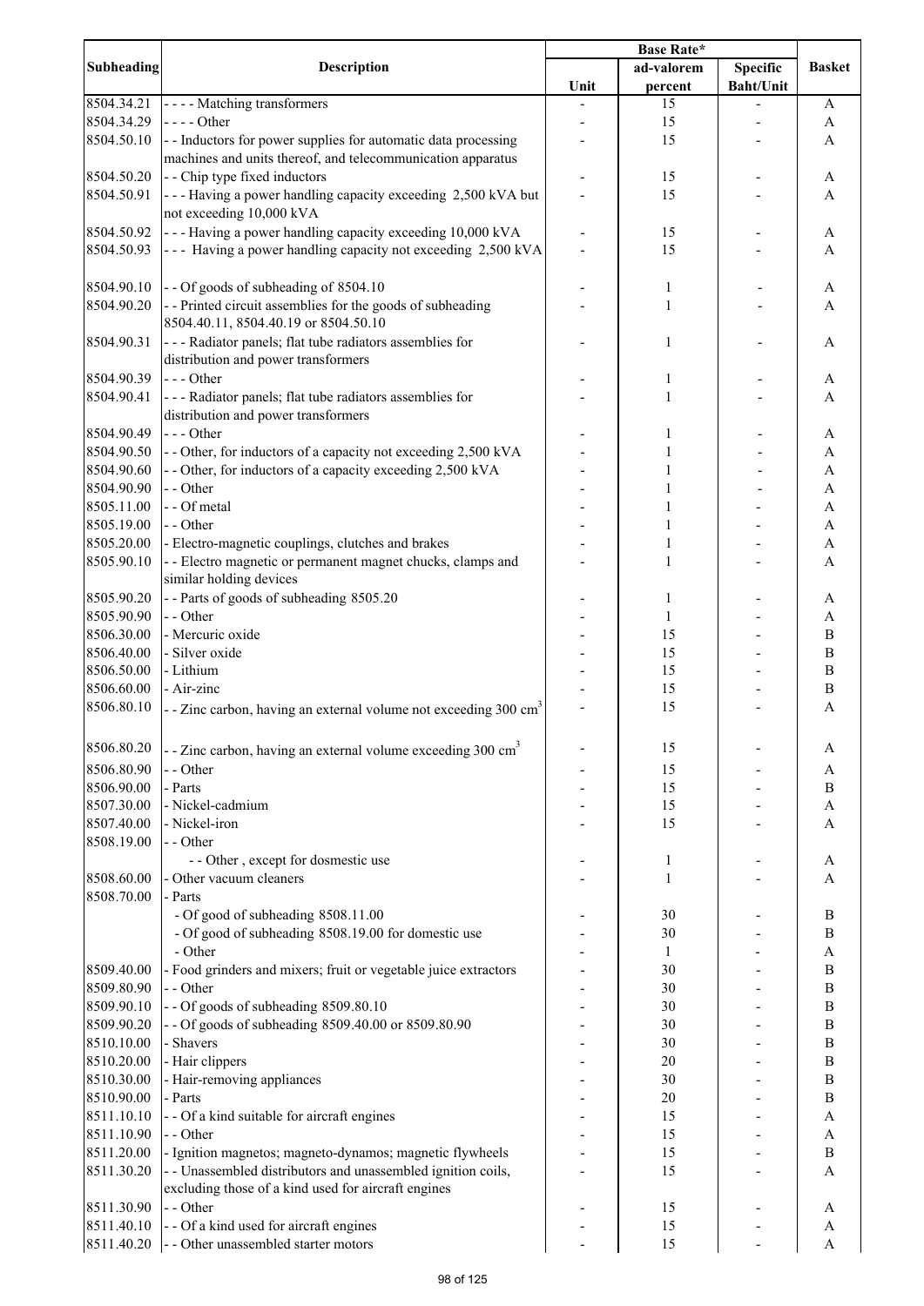| Subheading | Description | Base Rate* | | | Basket |
|---|---|---|---|---|---|
| | | Unit | ad-valorem percent | Specific Baht/Unit | |
| 8504.34.21 | - - - - Matching transformers | - | 15 | - | A |
| 8504.34.29 | - - - - Other | - | 15 | - | A |
| 8504.50.10 | - - Inductors for power supplies for automatic data processing machines and units thereof, and telecommunication apparatus | - | 15 | - | A |
| 8504.50.20 | - - Chip type fixed inductors | - | 15 | - | A |
| 8504.50.91 | - - - Having a power handling capacity exceeding 2,500 kVA but not exceeding 10,000 kVA | - | 15 | - | A |
| 8504.50.92 | - - - Having a power handling capacity exceeding 10,000 kVA | - | 15 | - | A |
| 8504.50.93 | - - - Having a power handling capacity not exceeding 2,500 kVA | - | 15 | - | A |
| 8504.90.10 | - - Of goods of subheading of 8504.10 | - | 1 | - | A |
| 8504.90.20 | - - Printed circuit assemblies for the goods of subheading 8504.40.11, 8504.40.19 or 8504.50.10 | - | 1 | - | A |
| 8504.90.31 | - - - Radiator panels; flat tube radiators assemblies for distribution and power transformers | - | 1 | - | A |
| 8504.90.39 | - - - Other | - | 1 | - | A |
| 8504.90.41 | - - - Radiator panels; flat tube radiators assemblies for distribution and power transformers | - | 1 | - | A |
| 8504.90.49 | - - - Other | - | 1 | - | A |
| 8504.90.50 | - - Other, for inductors of a capacity not exceeding 2,500 kVA | - | 1 | - | A |
| 8504.90.60 | - - Other, for inductors of a capacity exceeding 2,500 kVA | - | 1 | - | A |
| 8504.90.90 | - - Other | - | 1 | - | A |
| 8505.11.00 | - - Of metal | - | 1 | - | A |
| 8505.19.00 | - - Other | - | 1 | - | A |
| 8505.20.00 | - Electro-magnetic couplings, clutches and brakes | - | 1 | - | A |
| 8505.90.10 | - - Electro magnetic or permanent magnet chucks, clamps and similar holding devices | - | 1 | - | A |
| 8505.90.20 | - - Parts of goods of subheading 8505.20 | - | 1 | - | A |
| 8505.90.90 | - - Other | - | 1 | - | A |
| 8506.30.00 | - Mercuric oxide | - | 15 | - | B |
| 8506.40.00 | - Silver oxide | - | 15 | - | B |
| 8506.50.00 | - Lithium | - | 15 | - | B |
| 8506.60.00 | - Air-zinc | - | 15 | - | B |
| 8506.80.10 | - - Zinc carbon, having an external volume not exceeding 300 $cm^3$ | - | 15 | - | A |
| 8506.80.20 | - - Zinc carbon, having an external volume exceeding 300 $cm^3$ | - | 15 | - | A |
| 8506.80.90 | - - Other | - | 15 | - | A |
| 8506.90.00 | - Parts | - | 15 | - | B |
| 8507.30.00 | - Nickel-cadmium | - | 15 | - | A |
| 8507.40.00 | - Nickel-iron | - | 15 | - | A |
| 8508.19.00 | - - Other | | | | |
| | - - Other , except for dosmestic use | - | 1 | - | A |
| 8508.60.00 | - Other vacuum cleaners | - | 1 | - | A |
| 8508.70.00 | - Parts | | | | |
| | - Of good of subheading 8508.11.00 | - | 30 | - | B |
| | - Of good of subheading 8508.19.00 for domestic use | - | 30 | - | B |
| | - Other | - | 1 | - | A |
| 8509.40.00 | - Food grinders and mixers; fruit or vegetable juice extractors | - | 30 | - | B |
| 8509.80.90 | - - Other | - | 30 | - | B |
| 8509.90.10 | - - Of goods of subheading 8509.80.10 | - | 30 | - | B |
| 8509.90.20 | - - Of goods of subheading 8509.40.00 or 8509.80.90 | - | 30 | - | B |
| 8510.10.00 | - Shavers | - | 30 | - | B |
| 8510.20.00 | - Hair clippers | - | 20 | - | B |
| 8510.30.00 | - Hair-removing appliances | - | 30 | - | B |
| 8510.90.00 | - Parts | - | 20 | - | B |
| 8511.10.10 | - - Of a kind suitable for aircraft engines | - | 15 | - | A |
| 8511.10.90 | - - Other | - | 15 | - | A |
| 8511.20.00 | - Ignition magnetos; magneto-dynamos; magnetic flywheels | - | 15 | - | B |
| 8511.30.20 | - - Unassembled distributors and unassembled ignition coils, excluding those of a kind used for aircraft engines | - | 15 | - | A |
| 8511.30.90 | - - Other | - | 15 | - | A |
| 8511.40.10 | - - Of a kind used for aircraft engines | - | 15 | - | A |
| 8511.40.20 | - - Other unassembled starter motors | - | 15 | - | A |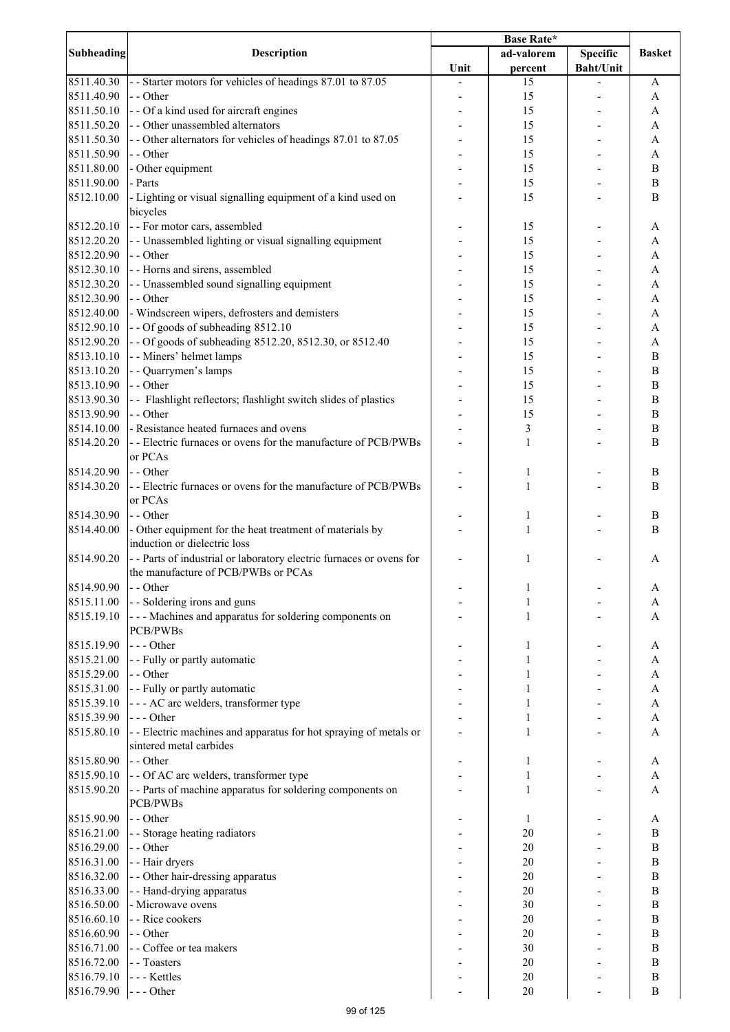| Subheading | Description | Base Rate* | | | Basket |
|---|---|---|---|---|---|
| | | Unit | ad-valorem percent | Specific Baht/Unit | |
| 8511.40.30 | - - Starter motors for vehicles of headings 87.01 to 87.05 | - | 15 | - | A |
| 8511.40.90 | - - Other | - | 15 | - | A |
| 8511.50.10 | - - Of a kind used for aircraft engines | - | 15 | - | A |
| 8511.50.20 | - - Other unassembled alternators | - | 15 | - | A |
| 8511.50.30 | - - Other alternators for vehicles of headings 87.01 to 87.05 | - | 15 | - | A |
| 8511.50.90 | - - Other | - | 15 | - | A |
| 8511.80.00 | - Other equipment | - | 15 | - | B |
| 8511.90.00 | - Parts | - | 15 | - | B |
| 8512.10.00 | - Lighting or visual signalling equipment of a kind used on bicycles | - | 15 | - | B |
| 8512.20.10 | - - For motor cars, assembled | - | 15 | - | A |
| 8512.20.20 | - - Unassembled lighting or visual signalling equipment | - | 15 | - | A |
| 8512.20.90 | - - Other | - | 15 | - | A |
| 8512.30.10 | - - Horns and sirens, assembled | - | 15 | - | A |
| 8512.30.20 | - - Unassembled sound signalling equipment | - | 15 | - | A |
| 8512.30.90 | - - Other | - | 15 | - | A |
| 8512.40.00 | - Windscreen wipers, defrosters and demisters | - | 15 | - | A |
| 8512.90.10 | - - Of goods of subheading 8512.10 | - | 15 | - | A |
| 8512.90.20 | - - Of goods of subheading 8512.20, 8512.30, or 8512.40 | - | 15 | - | A |
| 8513.10.10 | - - Miners' helmet lamps | - | 15 | - | B |
| 8513.10.20 | - - Quarrymen's lamps | - | 15 | - | B |
| 8513.10.90 | - - Other | - | 15 | - | B |
| 8513.90.30 | - - Flashlight reflectors; flashlight switch slides of plastics | - | 15 | - | B |
| 8513.90.90 | - - Other | - | 15 | - | B |
| 8514.10.00 | - Resistance heated furnaces and ovens | - | 3 | - | B |
| 8514.20.20 | - - Electric furnaces or ovens for the manufacture of PCB/PWBs or PCAs | - | 1 | - | B |
| 8514.20.90 | - - Other | - | 1 | - | B |
| 8514.30.20 | - - Electric furnaces or ovens for the manufacture of PCB/PWBs or PCAs | - | 1 | - | B |
| 8514.30.90 | - - Other | - | 1 | - | B |
| 8514.40.00 | - Other equipment for the heat treatment of materials by induction or dielectric loss | - | 1 | - | B |
| 8514.90.20 | - - Parts of industrial or laboratory electric furnaces or ovens for the manufacture of PCB/PWBs or PCAs | - | 1 | - | A |
| 8514.90.90 | - - Other | - | 1 | - | A |
| 8515.11.00 | - - Soldering irons and guns | - | 1 | - | A |
| 8515.19.10 | - - - Machines and apparatus for soldering components on PCB/PWBs | - | 1 | - | A |
| 8515.19.90 | - - - Other | - | 1 | - | A |
| 8515.21.00 | - - Fully or partly automatic | - | 1 | - | A |
| 8515.29.00 | - - Other | - | 1 | - | A |
| 8515.31.00 | - - Fully or partly automatic | - | 1 | - | A |
| 8515.39.10 | - - - AC arc welders, transformer type | - | 1 | - | A |
| 8515.39.90 | - - - Other | - | 1 | - | A |
| 8515.80.10 | - - Electric machines and apparatus for hot spraying of metals or sintered metal carbides | - | 1 | - | A |
| 8515.80.90 | - - Other | - | 1 | - | A |
| 8515.90.10 | - - Of AC arc welders, transformer type | - | 1 | - | A |
| 8515.90.20 | - - Parts of machine apparatus for soldering components on PCB/PWBs | - | 1 | - | A |
| 8515.90.90 | - - Other | - | 1 | - | A |
| 8516.21.00 | - - Storage heating radiators | - | 20 | - | B |
| 8516.29.00 | - - Other | - | 20 | - | B |
| 8516.31.00 | - - Hair dryers | - | 20 | - | B |
| 8516.32.00 | - - Other hair-dressing apparatus | - | 20 | - | B |
| 8516.33.00 | - - Hand-drying apparatus | - | 20 | - | B |
| 8516.50.00 | - Microwave ovens | - | 30 | - | B |
| 8516.60.10 | - - Rice cookers | - | 20 | - | B |
| 8516.60.90 | - - Other | - | 20 | - | B |
| 8516.71.00 | - - Coffee or tea makers | - | 30 | - | B |
| 8516.72.00 | - - Toasters | - | 20 | - | B |
| 8516.79.10 | - - - Kettles | - | 20 | - | B |
| 8516.79.90 | - - - Other | - | 20 | - | B |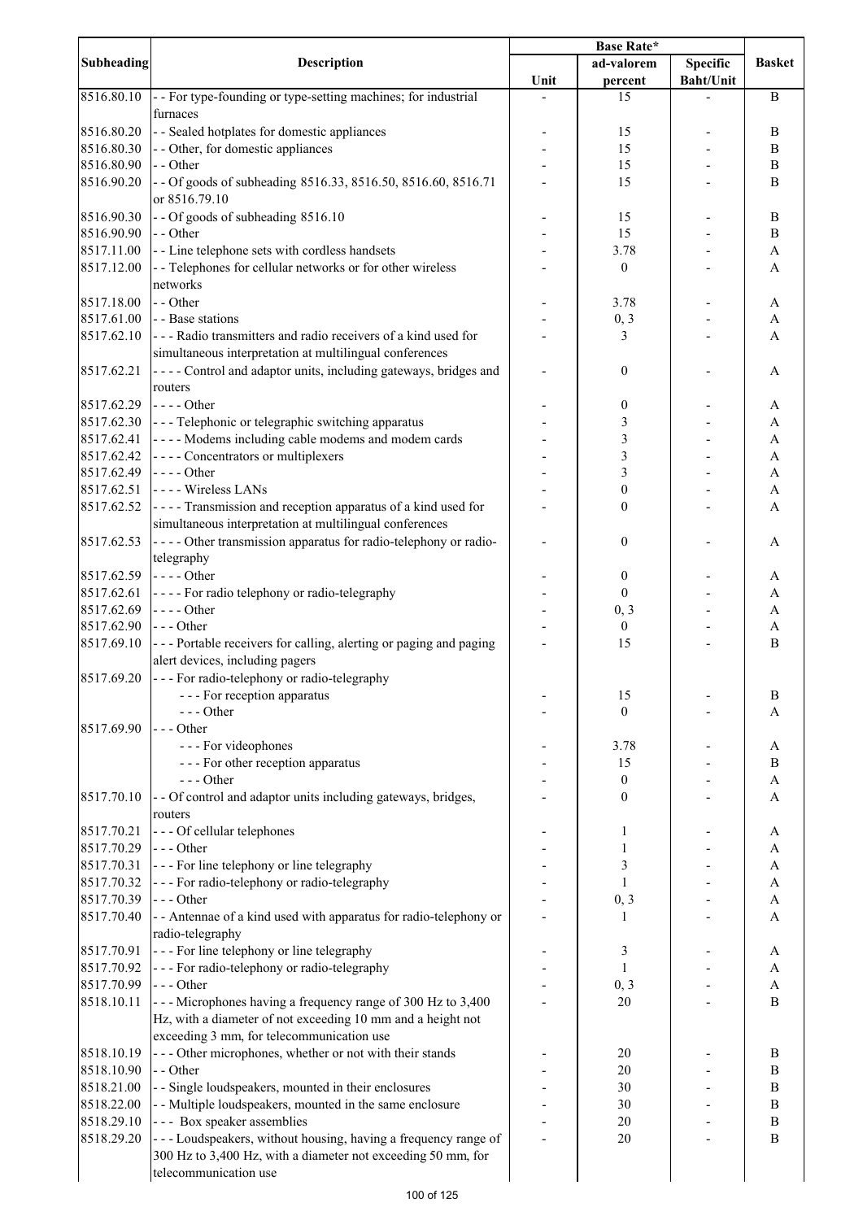| Subheading | Description | Base Rate* | | | Basket |
|---|---|---|---|---|---|
| | | Unit | ad-valorem percent | Specific Baht/Unit | |
| 8516.80.10 | - - For type-founding or type-setting machines; for industrial furnaces | - | 15 | - | B |
| 8516.80.20 | - - Sealed hotplates for domestic appliances | - | 15 | - | B |
| 8516.80.30 | - - Other, for domestic appliances | - | 15 | - | B |
| 8516.80.90 | - - Other | - | 15 | - | B |
| 8516.90.20 | - - Of goods of subheading 8516.33, 8516.50, 8516.60, 8516.71 or 8516.79.10 | - | 15 | - | B |
| 8516.90.30 | - - Of goods of subheading 8516.10 | - | 15 | - | B |
| 8516.90.90 | - - Other | - | 15 | - | B |
| 8517.11.00 | - - Line telephone sets with cordless handsets | - | 3.78 | - | A |
| 8517.12.00 | - - Telephones for cellular networks or for other wireless networks | - | 0 | - | A |
| 8517.18.00 | - - Other | - | 3.78 | - | A |
| 8517.61.00 | - - Base stations | - | 0, 3 | - | A |
| 8517.62.10 | - - - Radio transmitters and radio receivers of a kind used for simultaneous interpretation at multilingual conferences | - | 3 | - | A |
| 8517.62.21 | - - - - Control and adaptor units, including gateways, bridges and routers | - | 0 | - | A |
| 8517.62.29 | - - - - Other | - | 0 | - | A |
| 8517.62.30 | - - - Telephonic or telegraphic switching apparatus | - | 3 | - | A |
| 8517.62.41 | - - - - Modems including cable modems and modem cards | - | 3 | - | A |
| 8517.62.42 | - - - - Concentrators or multiplexers | - | 3 | - | A |
| 8517.62.49 | - - - - Other | - | 3 | - | A |
| 8517.62.51 | - - - - Wireless LANs | - | 0 | - | A |
| 8517.62.52 | - - - - Transmission and reception apparatus of a kind used for simultaneous interpretation at multilingual conferences | - | 0 | - | A |
| 8517.62.53 | - - - - Other transmission apparatus for radio-telephony or radio-telegraphy | - | 0 | - | A |
| 8517.62.59 | - - - - Other | - | 0 | - | A |
| 8517.62.61 | - - - - For radio telephony or radio-telegraphy | - | 0 | - | A |
| 8517.62.69 | - - - - Other | - | 0, 3 | - | A |
| 8517.62.90 | - - - Other | - | 0 | - | A |
| 8517.69.10 | - - - Portable receivers for calling, alerting or paging and paging alert devices, including pagers | - | 15 | - | B |
| 8517.69.20 | - - - For radio-telephony or radio-telegraphy | | | | |
| | - - - For reception apparatus | - | 15 | - | B |
| | - - - Other | - | 0 | - | A |
| 8517.69.90 | - - - Other | | | | |
| | - - - For videophones | - | 3.78 | - | A |
| | - - - For other reception apparatus | - | 15 | - | B |
| | - - - Other | - | 0 | - | A |
| 8517.70.10 | - - Of control and adaptor units including gateways, bridges, routers | - | 0 | - | A |
| 8517.70.21 | - - - Of cellular telephones | - | 1 | - | A |
| 8517.70.29 | - - - Other | - | 1 | - | A |
| 8517.70.31 | - - - For line telephony or line telegraphy | - | 3 | - | A |
| 8517.70.32 | - - - For radio-telephony or radio-telegraphy | - | 1 | - | A |
| 8517.70.39 | - - - Other | - | 0, 3 | - | A |
| 8517.70.40 | - - Antennae of a kind used with apparatus for radio-telephony or radio-telegraphy | - | 1 | - | A |
| 8517.70.91 | - - - For line telephony or line telegraphy | - | 3 | - | A |
| 8517.70.92 | - - - For radio-telephony or radio-telegraphy | - | 1 | - | A |
| 8517.70.99 | - - - Other | - | 0, 3 | - | A |
| 8518.10.11 | - - - Microphones having a frequency range of 300 Hz to 3,400 Hz, with a diameter of not exceeding 10 mm and a height not exceeding 3 mm, for telecommunication use | - | 20 | - | B |
| 8518.10.19 | - - - Other microphones, whether or not with their stands | - | 20 | - | B |
| 8518.10.90 | - - Other | - | 20 | - | B |
| 8518.21.00 | - - Single loudspeakers, mounted in their enclosures | - | 30 | - | B |
| 8518.22.00 | - - Multiple loudspeakers, mounted in the same enclosure | - | 30 | - | B |
| 8518.29.10 | - - - Box speaker assemblies | - | 20 | - | B |
| 8518.29.20 | - - - Loudspeakers, without housing, having a frequency range of 300 Hz to 3,400 Hz, with a diameter not exceeding 50 mm, for telecommunication use | - | 20 | - | B |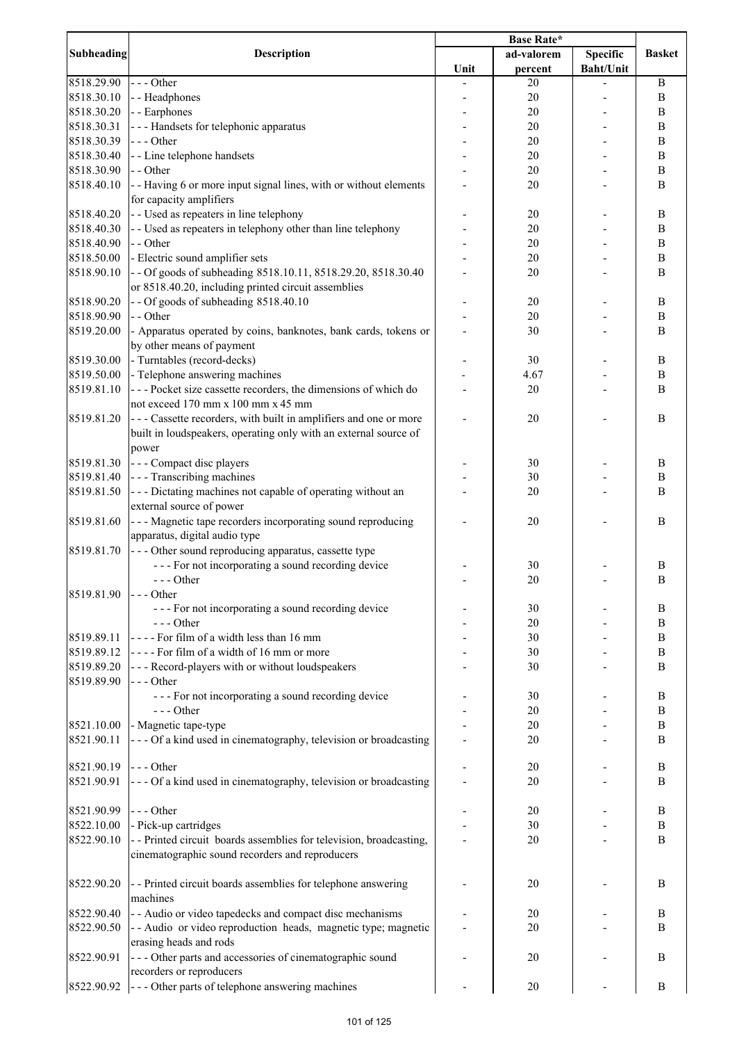| Subheading | Description | Base Rate* | | | Basket |
|---|---|---|---|---|---|
| | | Unit | ad-valorem percent | Specific Baht/Unit | |
| 8518.29.90 | - - - Other | - | 20 | - | B |
| 8518.30.10 | - - Headphones | - | 20 | - | B |
| 8518.30.20 | - - Earphones | - | 20 | - | B |
| 8518.30.31 | - - - Handsets for telephonic apparatus | - | 20 | - | B |
| 8518.30.39 | - - - Other | - | 20 | - | B |
| 8518.30.40 | - - Line telephone handsets | - | 20 | - | B |
| 8518.30.90 | - - Other | - | 20 | - | B |
| 8518.40.10 | - - Having 6 or more input signal lines, with or without elements for capacity amplifiers | - | 20 | - | B |
| 8518.40.20 | - - Used as repeaters in line telephony | - | 20 | - | B |
| 8518.40.30 | - - Used as repeaters in telephony other than line telephony | - | 20 | - | B |
| 8518.40.90 | - - Other | - | 20 | - | B |
| 8518.50.00 | - Electric sound amplifier sets | - | 20 | - | B |
| 8518.90.10 | - - Of goods of subheading 8518.10.11, 8518.29.20, 8518.30.40 or 8518.40.20, including printed circuit assemblies | - | 20 | - | B |
| 8518.90.20 | - - Of goods of subheading 8518.40.10 | - | 20 | - | B |
| 8518.90.90 | - - Other | - | 20 | - | B |
| 8519.20.00 | - Apparatus operated by coins, banknotes, bank cards, tokens or by other means of payment | - | 30 | - | B |
| 8519.30.00 | - Turntables (record-decks) | - | 30 | - | B |
| 8519.50.00 | - Telephone answering machines | - | 4.67 | - | B |
| 8519.81.10 | - - - Pocket size cassette recorders, the dimensions of which do not exceed 170 mm x 100 mm x 45 mm | - | 20 | - | B |
| 8519.81.20 | - - - Cassette recorders, with built in amplifiers and one or more built in loudspeakers, operating only with an external source of power | - | 20 | - | B |
| 8519.81.30 | - - - Compact disc players | - | 30 | - | B |
| 8519.81.40 | - - - Transcribing machines | - | 30 | - | B |
| 8519.81.50 | - - - Dictating machines not capable of operating without an external source of power | - | 20 | - | B |
| 8519.81.60 | - - - Magnetic tape recorders incorporating sound reproducing apparatus, digital audio type | - | 20 | - | B |
| 8519.81.70 | - - - Other sound reproducing apparatus, cassette type | | | | |
| | - - - For not incorporating a sound recording device | - | 30 | - | B |
| | - - - Other | - | 20 | - | B |
| 8519.81.90 | - - - Other | | | | |
| | - - - For not incorporating a sound recording device | - | 30 | - | B |
| | - - - Other | - | 20 | - | B |
| 8519.89.11 | - - - - For film of a width less than 16 mm | - | 30 | - | B |
| 8519.89.12 | - - - - For film of a width of 16 mm or more | - | 30 | - | B |
| 8519.89.20 | - - - Record-players with or without loudspeakers | - | 30 | - | B |
| 8519.89.90 | - - - Other | | | | |
| | - - - For not incorporating a sound recording device | - | 30 | - | B |
| | - - - Other | - | 20 | - | B |
| 8521.10.00 | - Magnetic tape-type | - | 20 | - | B |
| 8521.90.11 | - - - Of a kind used in cinematography, television or broadcasting | - | 20 | - | B |
| 8521.90.19 | - - - Other | - | 20 | - | B |
| 8521.90.91 | - - - Of a kind used in cinematography, television or broadcasting | - | 20 | - | B |
| 8521.90.99 | - - - Other | - | 20 | - | B |
| 8522.10.00 | - Pick-up cartridges | - | 30 | - | B |
| 8522.90.10 | - - Printed circuit boards assemblies for television, broadcasting, cinematographic sound recorders and reproducers | - | 20 | - | B |
| 8522.90.20 | - - Printed circuit boards assemblies for telephone answering machines | - | 20 | - | B |
| 8522.90.40 | - - Audio or video tapedecks and compact disc mechanisms | - | 20 | - | B |
| 8522.90.50 | - - Audio or video reproduction heads, magnetic type; magnetic erasing heads and rods | - | 20 | - | B |
| 8522.90.91 | - - - Other parts and accessories of cinematographic sound recorders or reproducers | - | 20 | - | B |
| 8522.90.92 | - - - Other parts of telephone answering machines | - | 20 | - | B |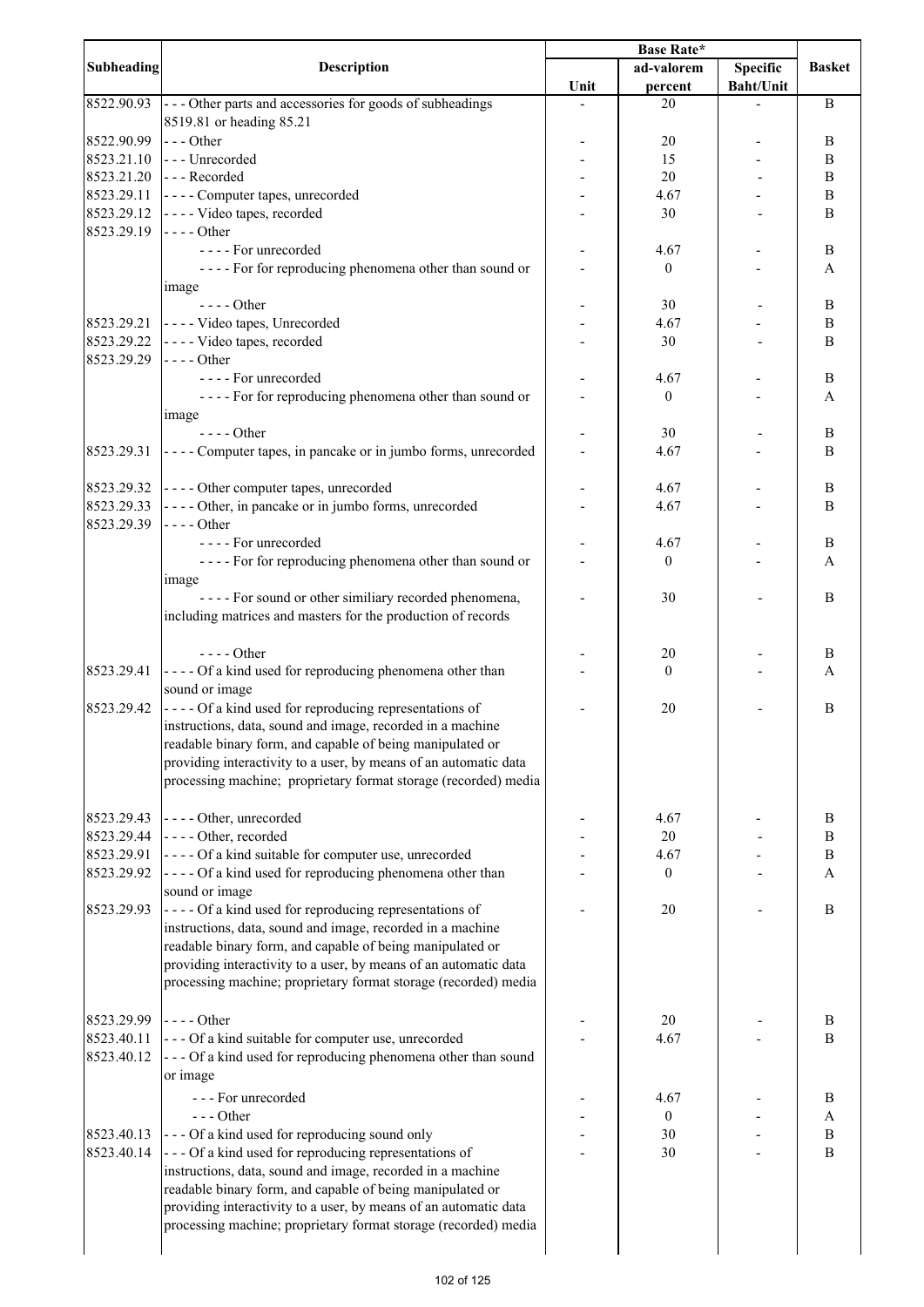| Subheading | Description | Base Rate* | | | Basket |
|---|---|---|---|---|---|
| | | Unit | ad-valorem percent | Specific Baht/Unit | |
| 8522.90.93 | - - - Other parts and accessories for goods of subheadings 8519.81 or heading 85.21 | - | 20 | - | B |
| 8522.90.99 | - - - Other | - | 20 | - | B |
| 8523.21.10 | - - - Unrecorded | - | 15 | - | B |
| 8523.21.20 | - - - Recorded | - | 20 | - | B |
| 8523.29.11 | - - - - Computer tapes, unrecorded | - | 4.67 | - | B |
| 8523.29.12 | - - - - Video tapes, recorded | - | 30 | - | B |
| 8523.29.19 | - - - - Other | | | | |
| | - - - - For unrecorded | - | 4.67 | - | B |
| | - - - - For for reproducing phenomena other than sound or image | - | 0 | - | A |
| | - - - - Other | - | 30 | - | B |
| 8523.29.21 | - - - - Video tapes, Unrecorded | - | 4.67 | - | B |
| 8523.29.22 | - - - - Video tapes, recorded | - | 30 | - | B |
| 8523.29.29 | - - - - Other | | | | |
| | - - - - For unrecorded | - | 4.67 | - | B |
| | - - - - For for reproducing phenomena other than sound or image | - | 0 | - | A |
| | - - - - Other | - | 30 | - | B |
| 8523.29.31 | - - - - Computer tapes, in pancake or in jumbo forms, unrecorded | - | 4.67 | - | B |
| 8523.29.32 | - - - - Other computer tapes, unrecorded | - | 4.67 | - | B |
| 8523.29.33 | - - - - Other, in pancake or in jumbo forms, unrecorded | - | 4.67 | - | B |
| 8523.29.39 | - - - - Other | | | | |
| | - - - - For unrecorded | - | 4.67 | - | B |
| | - - - - For for reproducing phenomena other than sound or image | - | 0 | - | A |
| | - - - - For sound or other similiary recorded phenomena, including matrices and masters for the production of records | - | 30 | - | B |
| | - - - - Other | - | 20 | - | B |
| 8523.29.41 | - - - - Of a kind used for reproducing phenomena other than sound or image | - | 0 | - | A |
| 8523.29.42 | - - - - Of a kind used for reproducing representations of instructions, data, sound and image, recorded in a machine readable binary form, and capable of being manipulated or providing interactivity to a user, by means of an automatic data processing machine; proprietary format storage (recorded) media | - | 20 | - | B |
| 8523.29.43 | - - - - Other, unrecorded | - | 4.67 | - | B |
| 8523.29.44 | - - - - Other, recorded | - | 20 | - | B |
| 8523.29.91 | - - - - Of a kind suitable for computer use, unrecorded | - | 4.67 | - | B |
| 8523.29.92 | - - - - Of a kind used for reproducing phenomena other than sound or image | - | 0 | - | A |
| 8523.29.93 | - - - - Of a kind used for reproducing representations of instructions, data, sound and image, recorded in a machine readable binary form, and capable of being manipulated or providing interactivity to a user, by means of an automatic data processing machine; proprietary format storage (recorded) media | - | 20 | - | B |
| 8523.29.99 | - - - - Other | - | 20 | - | B |
| 8523.40.11 | - - - Of a kind suitable for computer use, unrecorded | - | 4.67 | - | B |
| 8523.40.12 | - - - Of a kind used for reproducing phenomena other than sound or image | | | | |
| | - - - For unrecorded | - | 4.67 | - | B |
| | - - - Other | - | 0 | - | A |
| 8523.40.13 | - - - Of a kind used for reproducing sound only | - | 30 | - | B |
| 8523.40.14 | - - - Of a kind used for reproducing representations of instructions, data, sound and image, recorded in a machine readable binary form, and capable of being manipulated or providing interactivity to a user, by means of an automatic data processing machine; proprietary format storage (recorded) media | - | 30 | - | B |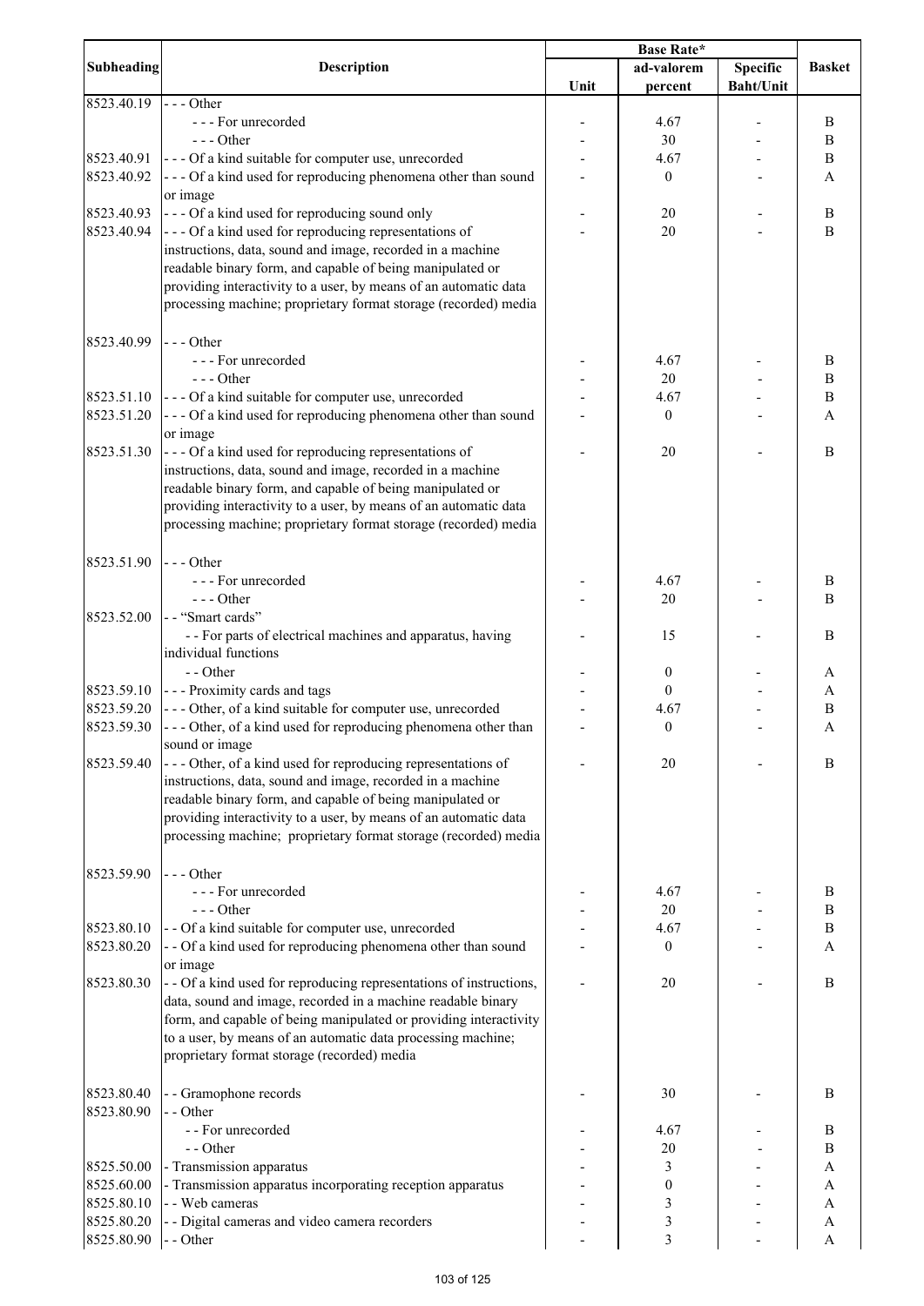| Subheading | Description | Base Rate* | | | Basket |
|---|---|---|---|---|---|
| | | Unit | ad-valorem percent | Specific Baht/Unit | |
| 8523.40.19 | - - - Other | | | | |
| | - - - For unrecorded | - | 4.67 | - | B |
| | - - - Other | - | 30 | - | B |
| 8523.40.91 | - - - Of a kind suitable for computer use, unrecorded | - | 4.67 | - | B |
| 8523.40.92 | - - - Of a kind used for reproducing phenomena other than sound or image | - | 0 | - | A |
| 8523.40.93 | - - - Of a kind used for reproducing sound only | - | 20 | - | B |
| 8523.40.94 | - - - Of a kind used for reproducing representations of instructions, data, sound and image, recorded in a machine readable binary form, and capable of being manipulated or providing interactivity to a user, by means of an automatic data processing machine; proprietary format storage (recorded) media | - | 20 | - | B |
| 8523.40.99 | - - - Other | | | | |
| | - - - For unrecorded | - | 4.67 | - | B |
| | - - - Other | - | 20 | - | B |
| 8523.51.10 | - - - Of a kind suitable for computer use, unrecorded | - | 4.67 | - | B |
| 8523.51.20 | - - - Of a kind used for reproducing phenomena other than sound or image | - | 0 | - | A |
| 8523.51.30 | - - - Of a kind used for reproducing representations of instructions, data, sound and image, recorded in a machine readable binary form, and capable of being manipulated or providing interactivity to a user, by means of an automatic data processing machine; proprietary format storage (recorded) media | - | 20 | - | B |
| 8523.51.90 | - - - Other | | | | |
| | - - - For unrecorded | - | 4.67 | - | B |
| | - - - Other | - | 20 | - | B |
| 8523.52.00 | - - "Smart cards" | | | | |
| | - - For parts of electrical machines and apparatus, having individual functions | - | 15 | - | B |
| | - - Other | - | 0 | - | A |
| 8523.59.10 | - - - Proximity cards and tags | - | 0 | - | A |
| 8523.59.20 | - - - Other, of a kind suitable for computer use, unrecorded | - | 4.67 | - | B |
| 8523.59.30 | - - - Other, of a kind used for reproducing phenomena other than sound or image | - | 0 | - | A |
| 8523.59.40 | - - - Other, of a kind used for reproducing representations of instructions, data, sound and image, recorded in a machine readable binary form, and capable of being manipulated or providing interactivity to a user, by means of an automatic data processing machine; proprietary format storage (recorded) media | - | 20 | - | B |
| 8523.59.90 | - - - Other | | | | |
| | - - - For unrecorded | - | 4.67 | - | B |
| | - - - Other | - | 20 | - | B |
| 8523.80.10 | - - Of a kind suitable for computer use, unrecorded | - | 4.67 | - | B |
| 8523.80.20 | - - Of a kind used for reproducing phenomena other than sound or image | - | 0 | - | A |
| 8523.80.30 | - - Of a kind used for reproducing representations of instructions, data, sound and image, recorded in a machine readable binary form, and capable of being manipulated or providing interactivity to a user, by means of an automatic data processing machine; proprietary format storage (recorded) media | - | 20 | - | B |
| 8523.80.40 | - - Gramophone records | - | 30 | - | B |
| 8523.80.90 | - - Other | | | | |
| | - - For unrecorded | - | 4.67 | - | B |
| | - - Other | - | 20 | - | B |
| 8525.50.00 | - Transmission apparatus | - | 3 | - | A |
| 8525.60.00 | - Transmission apparatus incorporating reception apparatus | - | 0 | - | A |
| 8525.80.10 | - - Web cameras | - | 3 | - | A |
| 8525.80.20 | - - Digital cameras and video camera recorders | - | 3 | - | A |
| 8525.80.90 | - - Other | - | 3 | - | A |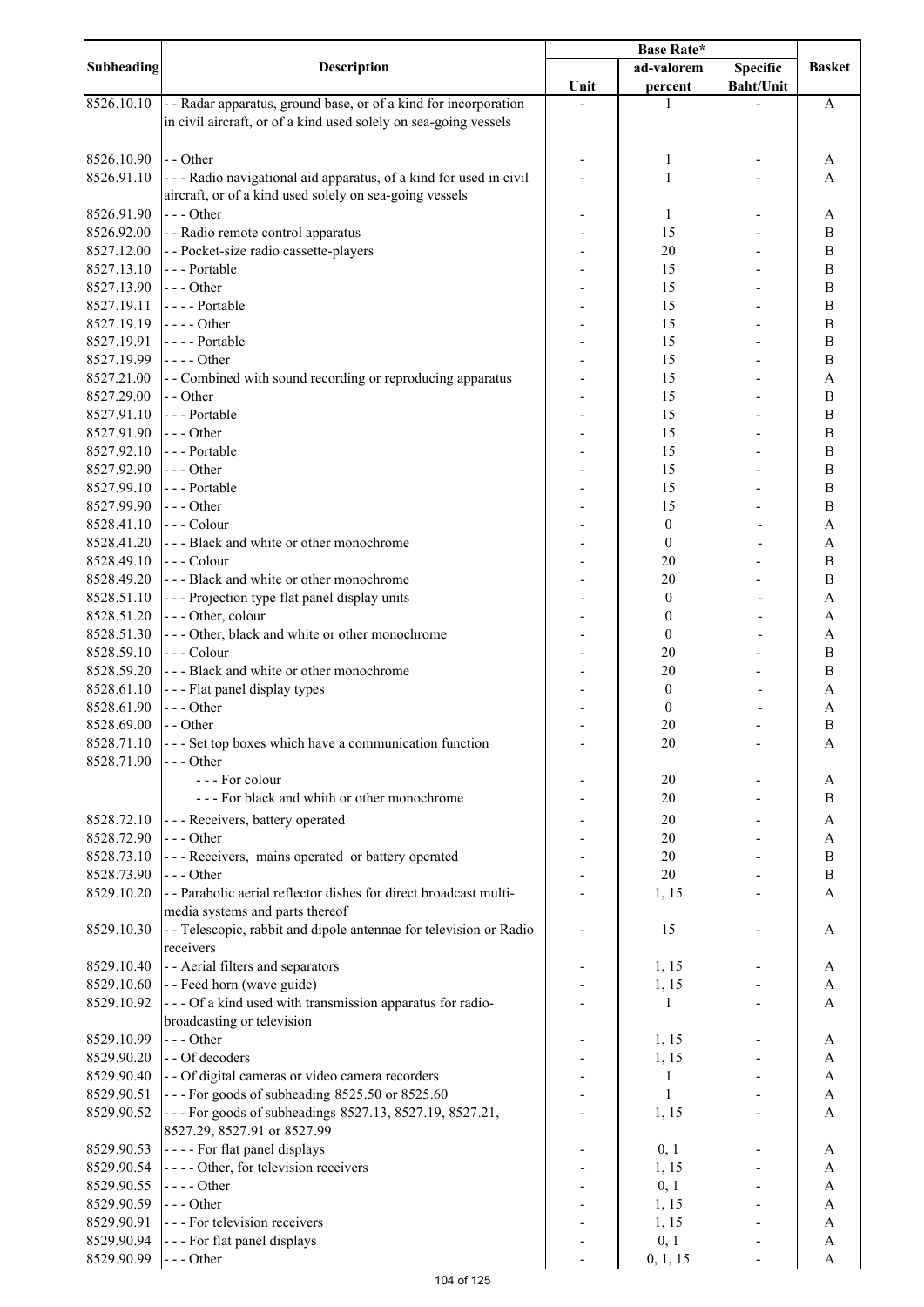| Subheading | Description | Base Rate* | | | Basket |
|---|---|---|---|---|---|
| | | Unit | ad-valorem percent | Specific Baht/Unit | |
| 8526.10.10 | - - Radar apparatus, ground base, or of a kind for incorporation in civil aircraft, or of a kind used solely on sea-going vessels | - | 1 | - | A |
| 8526.10.90 | - - Other | - | 1 | - | A |
| 8526.91.10 | - - - Radio navigational aid apparatus, of a kind for used in civil aircraft, or of a kind used solely on sea-going vessels | - | 1 | - | A |
| 8526.91.90 | - - - Other | - | 1 | - | A |
| 8526.92.00 | - - Radio remote control apparatus | - | 15 | - | B |
| 8527.12.00 | - - Pocket-size radio cassette-players | - | 20 | - | B |
| 8527.13.10 | - - - Portable | - | 15 | - | B |
| 8527.13.90 | - - - Other | - | 15 | - | B |
| 8527.19.11 | - - - - Portable | - | 15 | - | B |
| 8527.19.19 | - - - - Other | - | 15 | - | B |
| 8527.19.91 | - - - - Portable | - | 15 | - | B |
| 8527.19.99 | - - - - Other | - | 15 | - | B |
| 8527.21.00 | - - Combined with sound recording or reproducing apparatus | - | 15 | - | A |
| 8527.29.00 | - - Other | - | 15 | - | B |
| 8527.91.10 | - - - Portable | - | 15 | - | B |
| 8527.91.90 | - - - Other | - | 15 | - | B |
| 8527.92.10 | - - - Portable | - | 15 | - | B |
| 8527.92.90 | - - - Other | - | 15 | - | B |
| 8527.99.10 | - - - Portable | - | 15 | - | B |
| 8527.99.90 | - - - Other | - | 15 | - | B |
| 8528.41.10 | - - - Colour | - | 0 | - | A |
| 8528.41.20 | - - - Black and white or other monochrome | - | 0 | - | A |
| 8528.49.10 | - - - Colour | - | 20 | - | B |
| 8528.49.20 | - - - Black and white or other monochrome | - | 20 | - | B |
| 8528.51.10 | - - - Projection type flat panel display units | - | 0 | - | A |
| 8528.51.20 | - - - Other, colour | - | 0 | - | A |
| 8528.51.30 | - - - Other, black and white or other monochrome | - | 0 | - | A |
| 8528.59.10 | - - - Colour | - | 20 | - | B |
| 8528.59.20 | - - - Black and white or other monochrome | - | 20 | - | B |
| 8528.61.10 | - - - Flat panel display types | - | 0 | - | A |
| 8528.61.90 | - - - Other | - | 0 | - | A |
| 8528.69.00 | - - Other | - | 20 | - | B |
| 8528.71.10 | - - - Set top boxes which have a communication function | - | 20 | - | A |
| 8528.71.90 | - - - Other | | | | |
| | - - - For colour | - | 20 | - | A |
| | - - - For black and whith or other monochrome | - | 20 | - | B |
| 8528.72.10 | - - - Receivers, battery operated | - | 20 | - | A |
| 8528.72.90 | - - - Other | - | 20 | - | A |
| 8528.73.10 | - - - Receivers, mains operated or battery operated | - | 20 | - | B |
| 8528.73.90 | - - - Other | - | 20 | - | B |
| 8529.10.20 | - - Parabolic aerial reflector dishes for direct broadcast multi-media systems and parts thereof | - | 1, 15 | - | A |
| 8529.10.30 | - - Telescopic, rabbit and dipole antennae for television or Radio receivers | - | 15 | - | A |
| 8529.10.40 | - - Aerial filters and separators | - | 1, 15 | - | A |
| 8529.10.60 | - - Feed horn (wave guide) | - | 1, 15 | - | A |
| 8529.10.92 | - - - Of a kind used with transmission apparatus for radio-broadcasting or television | - | 1 | - | A |
| 8529.10.99 | - - - Other | - | 1, 15 | - | A |
| 8529.90.20 | - - Of decoders | - | 1, 15 | - | A |
| 8529.90.40 | - - Of digital cameras or video camera recorders | - | 1 | - | A |
| 8529.90.51 | - - - For goods of subheading 8525.50 or 8525.60 | - | 1 | - | A |
| 8529.90.52 | - - - For goods of subheadings 8527.13, 8527.19, 8527.21, 8527.29, 8527.91 or 8527.99 | - | 1, 15 | - | A |
| 8529.90.53 | - - - - For flat panel displays | - | 0, 1 | - | A |
| 8529.90.54 | - - - - Other, for television receivers | - | 1, 15 | - | A |
| 8529.90.55 | - - - - Other | - | 0, 1 | - | A |
| 8529.90.59 | - - - Other | - | 1, 15 | - | A |
| 8529.90.91 | - - - For television receivers | - | 1, 15 | - | A |
| 8529.90.94 | - - - For flat panel displays | - | 0, 1 | - | A |
| 8529.90.99 | - - - Other | - | 0, 1, 15 | - | A |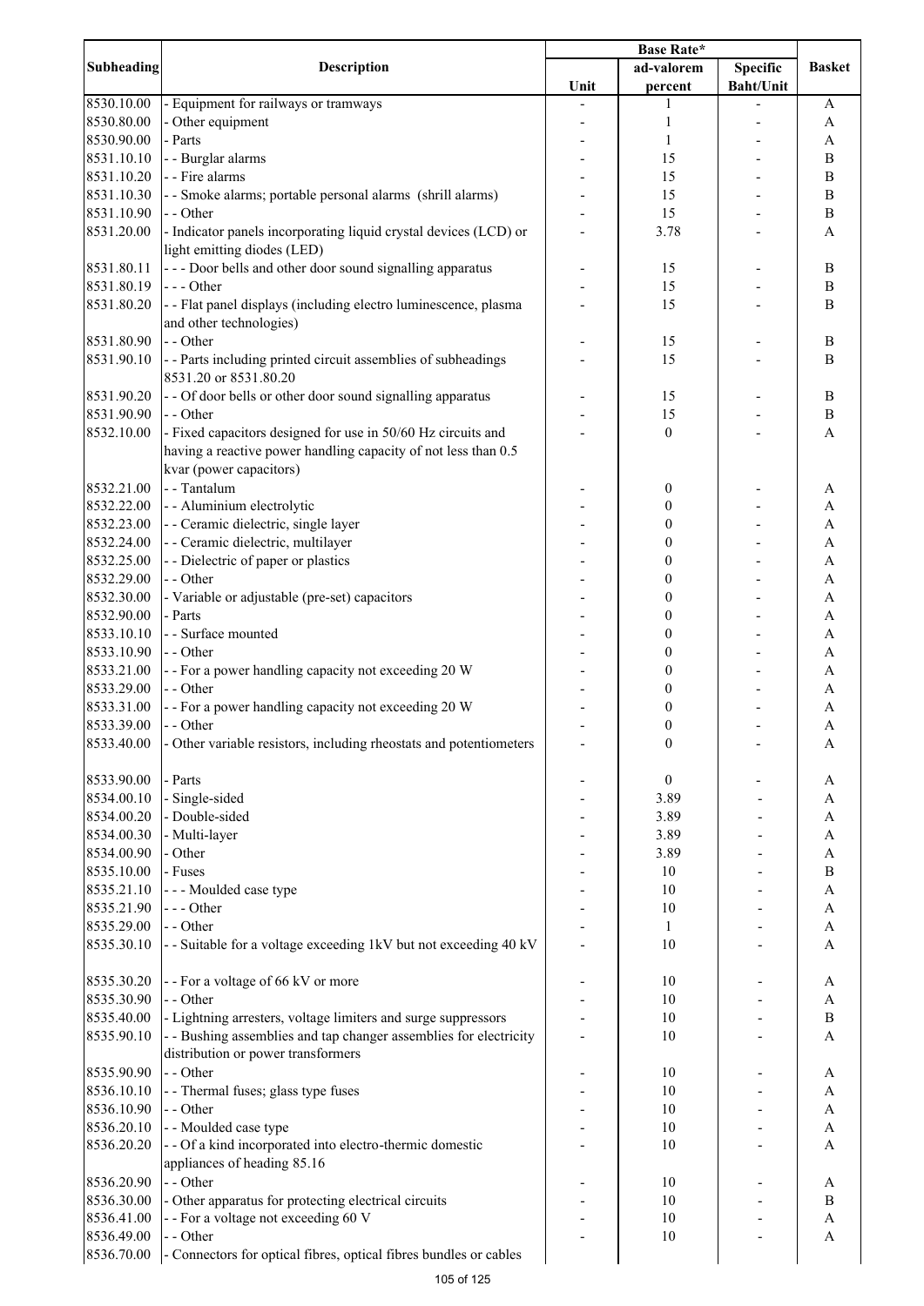| Subheading | Description | Base Rate* | | | Basket |
|---|---|---|---|---|---|
| | | Unit | ad-valorem percent | Specific Baht/Unit | |
| 8530.10.00 | - Equipment for railways or tramways | - | 1 | - | A |
| 8530.80.00 | - Other equipment | - | 1 | - | A |
| 8530.90.00 | - Parts | - | 1 | - | A |
| 8531.10.10 | - - Burglar alarms | - | 15 | - | B |
| 8531.10.20 | - - Fire alarms | - | 15 | - | B |
| 8531.10.30 | - - Smoke alarms; portable personal alarms (shrill alarms) | - | 15 | - | B |
| 8531.10.90 | - - Other | - | 15 | - | B |
| 8531.20.00 | - Indicator panels incorporating liquid crystal devices (LCD) or light emitting diodes (LED) | - | 3.78 | - | A |
| 8531.80.11 | - - - Door bells and other door sound signalling apparatus | - | 15 | - | B |
| 8531.80.19 | - - - Other | - | 15 | - | B |
| 8531.80.20 | - - Flat panel displays (including electro luminescence, plasma and other technologies) | - | 15 | - | B |
| 8531.80.90 | - - Other | - | 15 | - | B |
| 8531.90.10 | - - Parts including printed circuit assemblies of subheadings 8531.20 or 8531.80.20 | - | 15 | - | B |
| 8531.90.20 | - - Of door bells or other door sound signalling apparatus | - | 15 | - | B |
| 8531.90.90 | - - Other | - | 15 | - | B |
| 8532.10.00 | - Fixed capacitors designed for use in 50/60 Hz circuits and having a reactive power handling capacity of not less than 0.5 kvar (power capacitors) | - | 0 | - | A |
| 8532.21.00 | - - Tantalum | - | 0 | - | A |
| 8532.22.00 | - - Aluminium electrolytic | - | 0 | - | A |
| 8532.23.00 | - - Ceramic dielectric, single layer | - | 0 | - | A |
| 8532.24.00 | - - Ceramic dielectric, multilayer | - | 0 | - | A |
| 8532.25.00 | - - Dielectric of paper or plastics | - | 0 | - | A |
| 8532.29.00 | - - Other | - | 0 | - | A |
| 8532.30.00 | - Variable or adjustable (pre-set) capacitors | - | 0 | - | A |
| 8532.90.00 | - Parts | - | 0 | - | A |
| 8533.10.10 | - - Surface mounted | - | 0 | - | A |
| 8533.10.90 | - - Other | - | 0 | - | A |
| 8533.21.00 | - - For a power handling capacity not exceeding 20 W | - | 0 | - | A |
| 8533.29.00 | - - Other | - | 0 | - | A |
| 8533.31.00 | - - For a power handling capacity not exceeding 20 W | - | 0 | - | A |
| 8533.39.00 | - - Other | - | 0 | - | A |
| 8533.40.00 | - Other variable resistors, including rheostats and potentiometers | - | 0 | - | A |
| 8533.90.00 | - Parts | - | 0 | - | A |
| 8534.00.10 | - Single-sided | - | 3.89 | - | A |
| 8534.00.20 | - Double-sided | - | 3.89 | - | A |
| 8534.00.30 | - Multi-layer | - | 3.89 | - | A |
| 8534.00.90 | - Other | - | 3.89 | - | A |
| 8535.10.00 | - Fuses | - | 10 | - | B |
| 8535.21.10 | - - - Moulded case type | - | 10 | - | A |
| 8535.21.90 | - - - Other | - | 10 | - | A |
| 8535.29.00 | - - Other | - | 1 | - | A |
| 8535.30.10 | - - Suitable for a voltage exceeding 1kV but not exceeding 40 kV | - | 10 | - | A |
| 8535.30.20 | - - For a voltage of 66 kV or more | - | 10 | - | A |
| 8535.30.90 | - - Other | - | 10 | - | A |
| 8535.40.00 | - Lightning arresters, voltage limiters and surge suppressors | - | 10 | - | B |
| 8535.90.10 | - - Bushing assemblies and tap changer assemblies for electricity distribution or power transformers | - | 10 | - | A |
| 8535.90.90 | - - Other | - | 10 | - | A |
| 8536.10.10 | - - Thermal fuses; glass type fuses | - | 10 | - | A |
| 8536.10.90 | - - Other | - | 10 | - | A |
| 8536.20.10 | - - Moulded case type | - | 10 | - | A |
| 8536.20.20 | - - Of a kind incorporated into electro-thermic domestic appliances of heading 85.16 | - | 10 | - | A |
| 8536.20.90 | - - Other | - | 10 | - | A |
| 8536.30.00 | - Other apparatus for protecting electrical circuits | - | 10 | - | B |
| 8536.41.00 | - - For a voltage not exceeding 60 V | - | 10 | - | A |
| 8536.49.00 | - - Other | - | 10 | - | A |
| 8536.70.00 | - Connectors for optical fibres, optical fibres bundles or cables | | | | |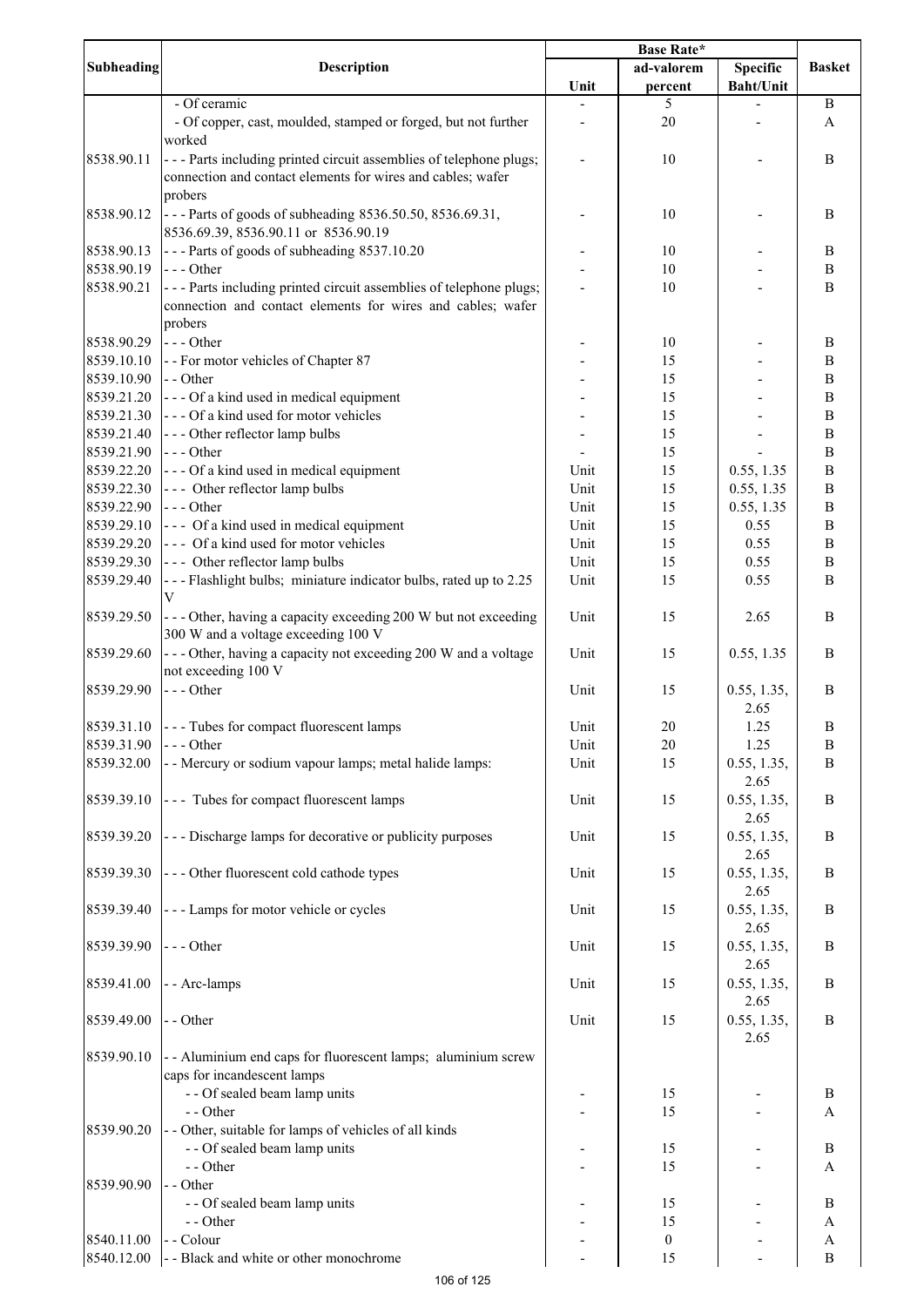| Subheading | Description | Base Rate* | | | Basket |
|---|---|---|---|---|---|
| | | Unit | ad-valorem percent | Specific Baht/Unit | |
| | - Of ceramic | - | 5 | - | B |
| | - Of copper, cast, moulded, stamped or forged, but not further worked | - | 20 | - | A |
| 8538.90.11 | - - - Parts including printed circuit assemblies of telephone plugs; connection and contact elements for wires and cables; wafer probers | - | 10 | - | B |
| 8538.90.12 | - - - Parts of goods of subheading 8536.50.50, 8536.69.31, 8536.69.39, 8536.90.11 or 8536.90.19 | - | 10 | - | B |
| 8538.90.13 | - - - Parts of goods of subheading 8537.10.20 | - | 10 | - | B |
| 8538.90.19 | - - - Other | - | 10 | - | B |
| 8538.90.21 | - - - Parts including printed circuit assemblies of telephone plugs; connection and contact elements for wires and cables; wafer probers | - | 10 | - | B |
| 8538.90.29 | - - - Other | - | 10 | - | B |
| 8539.10.10 | - - For motor vehicles of Chapter 87 | - | 15 | - | B |
| 8539.10.90 | - - Other | - | 15 | - | B |
| 8539.21.20 | - - - Of a kind used in medical equipment | - | 15 | - | B |
| 8539.21.30 | - - - Of a kind used for motor vehicles | - | 15 | - | B |
| 8539.21.40 | - - - Other reflector lamp bulbs | - | 15 | - | B |
| 8539.21.90 | - - - Other | - | 15 | - | B |
| 8539.22.20 | - - - Of a kind used in medical equipment | Unit | 15 | 0.55, 1.35 | B |
| 8539.22.30 | - - - Other reflector lamp bulbs | Unit | 15 | 0.55, 1.35 | B |
| 8539.22.90 | - - - Other | Unit | 15 | 0.55, 1.35 | B |
| 8539.29.10 | - - - Of a kind used in medical equipment | Unit | 15 | 0.55 | B |
| 8539.29.20 | - - - Of a kind used for motor vehicles | Unit | 15 | 0.55 | B |
| 8539.29.30 | - - - Other reflector lamp bulbs | Unit | 15 | 0.55 | B |
| 8539.29.40 | - - - Flashlight bulbs; miniature indicator bulbs, rated up to 2.25 V | Unit | 15 | 0.55 | B |
| 8539.29.50 | - - - Other, having a capacity exceeding 200 W but not exceeding 300 W and a voltage exceeding 100 V | Unit | 15 | 2.65 | B |
| 8539.29.60 | - - - Other, having a capacity not exceeding 200 W and a voltage not exceeding 100 V | Unit | 15 | 0.55, 1.35 | B |
| 8539.29.90 | - - - Other | Unit | 15 | 0.55, 1.35, 2.65 | B |
| 8539.31.10 | - - - Tubes for compact fluorescent lamps | Unit | 20 | 1.25 | B |
| 8539.31.90 | - - - Other | Unit | 20 | 1.25 | B |
| 8539.32.00 | - - Mercury or sodium vapour lamps; metal halide lamps: | Unit | 15 | 0.55, 1.35, 2.65 | B |
| 8539.39.10 | - - - Tubes for compact fluorescent lamps | Unit | 15 | 0.55, 1.35, 2.65 | B |
| 8539.39.20 | - - - Discharge lamps for decorative or publicity purposes | Unit | 15 | 0.55, 1.35, 2.65 | B |
| 8539.39.30 | - - - Other fluorescent cold cathode types | Unit | 15 | 0.55, 1.35, 2.65 | B |
| 8539.39.40 | - - - Lamps for motor vehicle or cycles | Unit | 15 | 0.55, 1.35, 2.65 | B |
| 8539.39.90 | - - - Other | Unit | 15 | 0.55, 1.35, 2.65 | B |
| 8539.41.00 | - - Arc-lamps | Unit | 15 | 0.55, 1.35, 2.65 | B |
| 8539.49.00 | - - Other | Unit | 15 | 0.55, 1.35, 2.65 | B |
| 8539.90.10 | - - Aluminium end caps for fluorescent lamps; aluminium screw caps for incandescent lamps | | | | |
| | - - Of sealed beam lamp units | - | 15 | - | B |
| | - - Other | - | 15 | - | A |
| 8539.90.20 | - - Other, suitable for lamps of vehicles of all kinds | | | | |
| | - - Of sealed beam lamp units | - | 15 | - | B |
| | - - Other | - | 15 | - | A |
| 8539.90.90 | - - Other | | | | |
| | - - Of sealed beam lamp units | - | 15 | - | B |
| | - - Other | - | 15 | - | A |
| 8540.11.00 | - - Colour | - | 0 | - | A |
| 8540.12.00 | - - Black and white or other monochrome | - | 15 | - | B |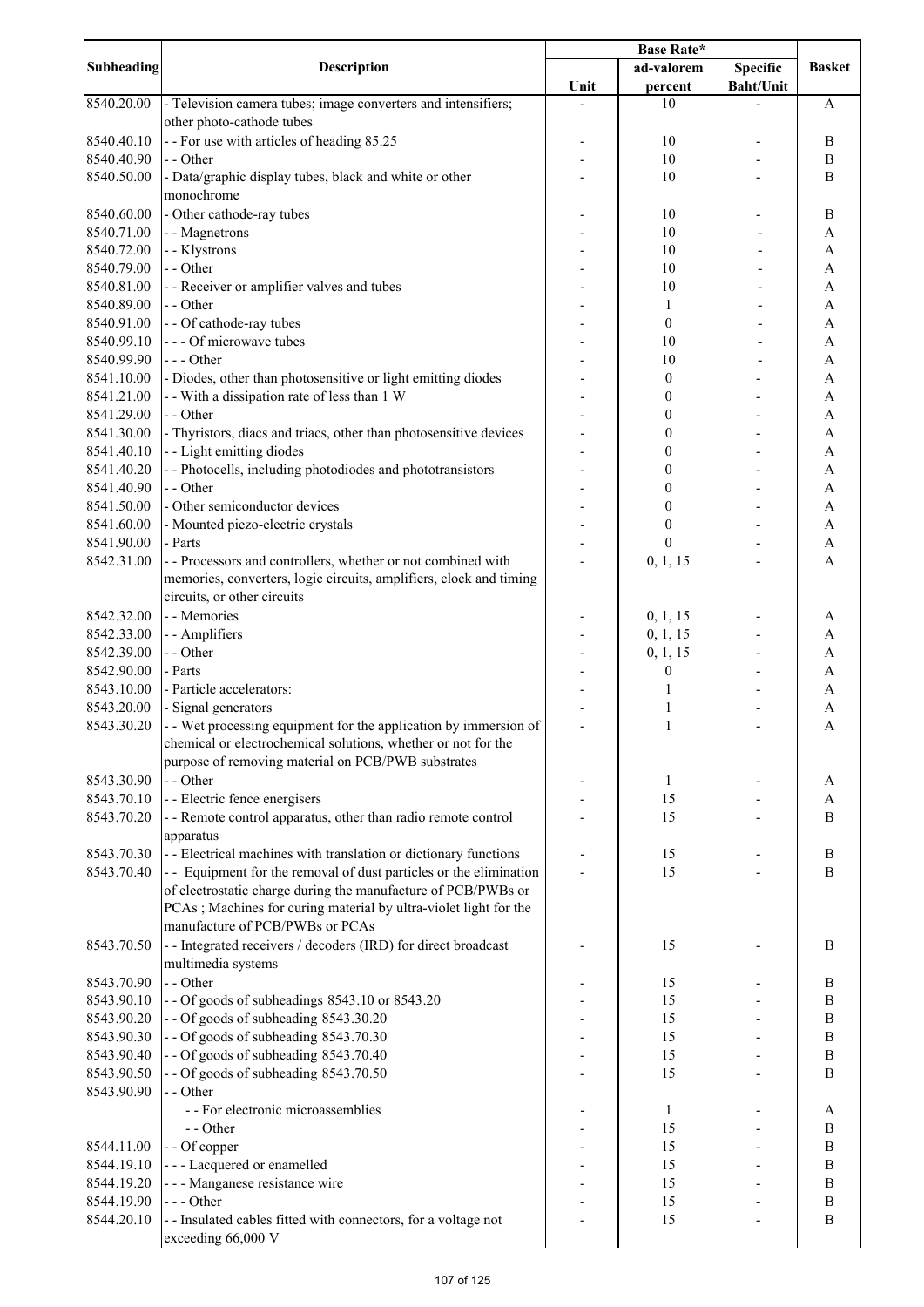| Subheading | Description | Base Rate* | | | Basket |
|---|---|---|---|---|---|
| | | Unit | ad-valorem percent | Specific Baht/Unit | |
| 8540.20.00 | - Television camera tubes; image converters and intensifiers; other photo-cathode tubes | - | 10 | - | A |
| 8540.40.10 | - - For use with articles of heading 85.25 | - | 10 | - | B |
| 8540.40.90 | - - Other | - | 10 | - | B |
| 8540.50.00 | - Data/graphic display tubes, black and white or other monochrome | - | 10 | - | B |
| 8540.60.00 | - Other cathode-ray tubes | - | 10 | - | B |
| 8540.71.00 | - - Magnetrons | - | 10 | - | A |
| 8540.72.00 | - - Klystrons | - | 10 | - | A |
| 8540.79.00 | - - Other | - | 10 | - | A |
| 8540.81.00 | - - Receiver or amplifier valves and tubes | - | 10 | - | A |
| 8540.89.00 | - - Other | - | 1 | - | A |
| 8540.91.00 | - - Of cathode-ray tubes | - | 0 | - | A |
| 8540.99.10 | - - - Of microwave tubes | - | 10 | - | A |
| 8540.99.90 | - - - Other | - | 10 | - | A |
| 8541.10.00 | - Diodes, other than photosensitive or light emitting diodes | - | 0 | - | A |
| 8541.21.00 | - - With a dissipation rate of less than 1 W | - | 0 | - | A |
| 8541.29.00 | - - Other | - | 0 | - | A |
| 8541.30.00 | - Thyristors, diacs and triacs, other than photosensitive devices | - | 0 | - | A |
| 8541.40.10 | - - Light emitting diodes | - | 0 | - | A |
| 8541.40.20 | - - Photocells, including photodiodes and phototransistors | - | 0 | - | A |
| 8541.40.90 | - - Other | - | 0 | - | A |
| 8541.50.00 | - Other semiconductor devices | - | 0 | - | A |
| 8541.60.00 | - Mounted piezo-electric crystals | - | 0 | - | A |
| 8541.90.00 | - Parts | - | 0 | - | A |
| 8542.31.00 | - - Processors and controllers, whether or not combined with memories, converters, logic circuits, amplifiers, clock and timing circuits, or other circuits | - | 0, 1, 15 | - | A |
| 8542.32.00 | - - Memories | - | 0, 1, 15 | - | A |
| 8542.33.00 | - - Amplifiers | - | 0, 1, 15 | - | A |
| 8542.39.00 | - - Other | - | 0, 1, 15 | - | A |
| 8542.90.00 | - Parts | - | 0 | - | A |
| 8543.10.00 | - Particle accelerators: | - | 1 | - | A |
| 8543.20.00 | - Signal generators | - | 1 | - | A |
| 8543.30.20 | - - Wet processing equipment for the application by immersion of chemical or electrochemical solutions, whether or not for the purpose of removing material on PCB/PWB substrates | - | 1 | - | A |
| 8543.30.90 | - - Other | - | 1 | - | A |
| 8543.70.10 | - - Electric fence energisers | - | 15 | - | A |
| 8543.70.20 | - - Remote control apparatus, other than radio remote control apparatus | - | 15 | - | B |
| 8543.70.30 | - - Electrical machines with translation or dictionary functions | - | 15 | - | B |
| 8543.70.40 | - - Equipment for the removal of dust particles or the elimination of electrostatic charge during the manufacture of PCB/PWBs or PCAs ; Machines for curing material by ultra-violet light for the manufacture of PCB/PWBs or PCAs | - | 15 | - | B |
| 8543.70.50 | - - Integrated receivers / decoders (IRD) for direct broadcast multimedia systems | - | 15 | - | B |
| 8543.70.90 | - - Other | - | 15 | - | B |
| 8543.90.10 | - - Of goods of subheadings 8543.10 or 8543.20 | - | 15 | - | B |
| 8543.90.20 | - - Of goods of subheading 8543.30.20 | - | 15 | - | B |
| 8543.90.30 | - - Of goods of subheading 8543.70.30 | - | 15 | - | B |
| 8543.90.40 | - - Of goods of subheading 8543.70.40 | - | 15 | - | B |
| 8543.90.50 | - - Of goods of subheading 8543.70.50 | - | 15 | - | B |
| 8543.90.90 | - - Other | | | | |
| | - - For electronic microassemblies | - | 1 | - | A |
| | - - Other | - | 15 | - | B |
| 8544.11.00 | - - Of copper | - | 15 | - | B |
| 8544.19.10 | - - - Lacquered or enamelled | - | 15 | - | B |
| 8544.19.20 | - - - Manganese resistance wire | - | 15 | - | B |
| 8544.19.90 | - - - Other | - | 15 | - | B |
| 8544.20.10 | - - Insulated cables fitted with connectors, for a voltage not exceeding 66,000 V | - | 15 | - | B |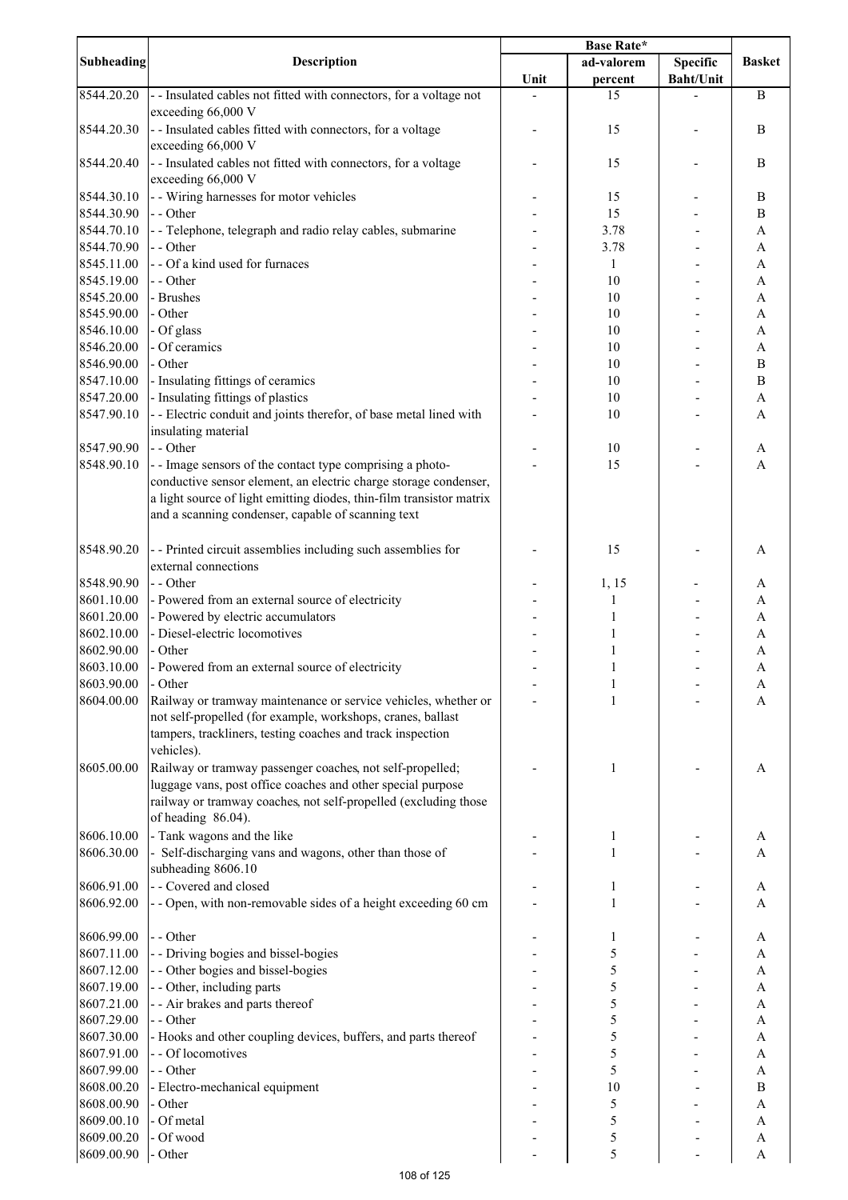| Subheading | Description | Base Rate* | | | Basket |
|---|---|---|---|---|---|
| | | Unit | ad-valorem percent | Specific Baht/Unit | |
| 8544.20.20 | - - Insulated cables not fitted with connectors, for a voltage not exceeding 66,000 V | - | 15 | - | B |
| 8544.20.30 | - - Insulated cables fitted with connectors, for a voltage exceeding 66,000 V | - | 15 | - | B |
| 8544.20.40 | - - Insulated cables not fitted with connectors, for a voltage exceeding 66,000 V | - | 15 | - | B |
| 8544.30.10 | - - Wiring harnesses for motor vehicles | - | 15 | - | B |
| 8544.30.90 | - - Other | - | 15 | - | B |
| 8544.70.10 | - - Telephone, telegraph and radio relay cables, submarine | - | 3.78 | - | A |
| 8544.70.90 | - - Other | - | 3.78 | - | A |
| 8545.11.00 | - - Of a kind used for furnaces | - | 1 | - | A |
| 8545.19.00 | - - Other | - | 10 | - | A |
| 8545.20.00 | - Brushes | - | 10 | - | A |
| 8545.90.00 | - Other | - | 10 | - | A |
| 8546.10.00 | - Of glass | - | 10 | - | A |
| 8546.20.00 | - Of ceramics | - | 10 | - | A |
| 8546.90.00 | - Other | - | 10 | - | B |
| 8547.10.00 | - Insulating fittings of ceramics | - | 10 | - | B |
| 8547.20.00 | - Insulating fittings of plastics | - | 10 | - | A |
| 8547.90.10 | - - Electric conduit and joints therefor, of base metal lined with insulating material | - | 10 | - | A |
| 8547.90.90 | - - Other | - | 10 | - | A |
| 8548.90.10 | - - Image sensors of the contact type comprising a photo-conductive sensor element, an electric charge storage condenser, a light source of light emitting diodes, thin-film transistor matrix and a scanning condenser, capable of scanning text | - | 15 | - | A |
| 8548.90.20 | - - Printed circuit assemblies including such assemblies for external connections | - | 15 | - | A |
| 8548.90.90 | - - Other | - | 1, 15 | - | A |
| 8601.10.00 | - Powered from an external source of electricity | - | 1 | - | A |
| 8601.20.00 | - Powered by electric accumulators | - | 1 | - | A |
| 8602.10.00 | - Diesel-electric locomotives | - | 1 | - | A |
| 8602.90.00 | - Other | - | 1 | - | A |
| 8603.10.00 | - Powered from an external source of electricity | - | 1 | - | A |
| 8603.90.00 | - Other | - | 1 | - | A |
| 8604.00.00 | Railway or tramway maintenance or service vehicles, whether or not self-propelled (for example, workshops, cranes, ballast tampers, trackliners, testing coaches and track inspection vehicles). | - | 1 | - | A |
| 8605.00.00 | Railway or tramway passenger coaches, not self-propelled; luggage vans, post office coaches and other special purpose railway or tramway coaches, not self-propelled (excluding those of heading 86.04). | - | 1 | - | A |
| 8606.10.00 | - Tank wagons and the like | - | 1 | - | A |
| 8606.30.00 | - Self-discharging vans and wagons, other than those of subheading 8606.10 | - | 1 | - | A |
| 8606.91.00 | - - Covered and closed | - | 1 | - | A |
| 8606.92.00 | - - Open, with non-removable sides of a height exceeding 60 cm | - | 1 | - | A |
| 8606.99.00 | - - Other | - | 1 | - | A |
| 8607.11.00 | - - Driving bogies and bissel-bogies | - | 5 | - | A |
| 8607.12.00 | - - Other bogies and bissel-bogies | - | 5 | - | A |
| 8607.19.00 | - - Other, including parts | - | 5 | - | A |
| 8607.21.00 | - - Air brakes and parts thereof | - | 5 | - | A |
| 8607.29.00 | - - Other | - | 5 | - | A |
| 8607.30.00 | - Hooks and other coupling devices, buffers, and parts thereof | - | 5 | - | A |
| 8607.91.00 | - - Of locomotives | - | 5 | - | A |
| 8607.99.00 | - - Other | - | 5 | - | A |
| 8608.00.20 | - Electro-mechanical equipment | - | 10 | - | B |
| 8608.00.90 | - Other | - | 5 | - | A |
| 8609.00.10 | - Of metal | - | 5 | - | A |
| 8609.00.20 | - Of wood | - | 5 | - | A |
| 8609.00.90 | - Other | - | 5 | - | A |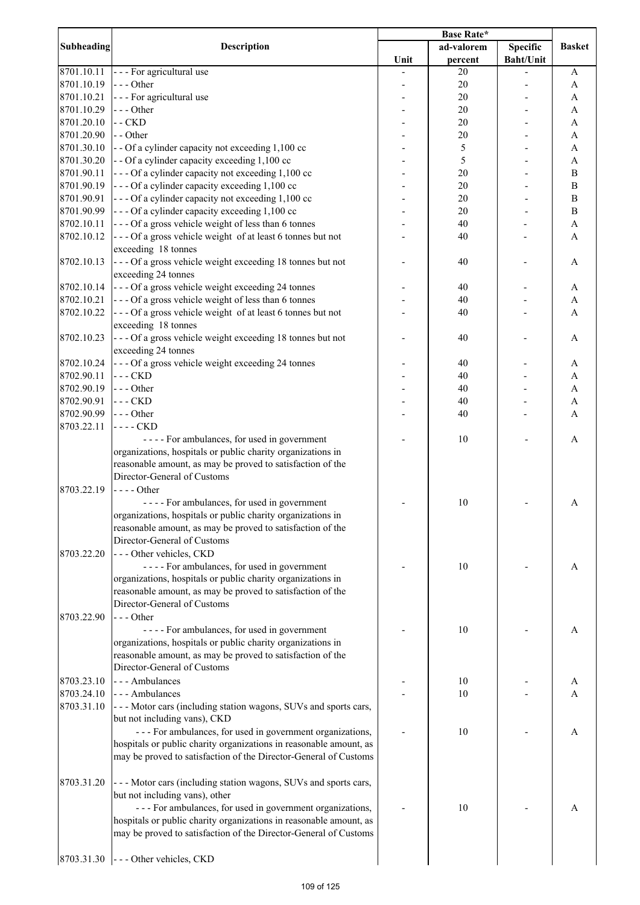| Subheading | Description | Base Rate* | | | Basket |
|---|---|---|---|---|---|
| | | Unit | ad-valorem percent | Specific Baht/Unit | |
| 8701.10.11 | - - - For agricultural use | - | 20 | - | A |
| 8701.10.19 | - - - Other | - | 20 | - | A |
| 8701.10.21 | - - - For agricultural use | - | 20 | - | A |
| 8701.10.29 | - - - Other | - | 20 | - | A |
| 8701.20.10 | - - CKD | - | 20 | - | A |
| 8701.20.90 | - - Other | - | 20 | - | A |
| 8701.30.10 | - - Of a cylinder capacity not exceeding 1,100 cc | - | 5 | - | A |
| 8701.30.20 | - - Of a cylinder capacity exceeding 1,100 cc | - | 5 | - | A |
| 8701.90.11 | - - - Of a cylinder capacity not exceeding 1,100 cc | - | 20 | - | B |
| 8701.90.19 | - - - Of a cylinder capacity exceeding 1,100 cc | - | 20 | - | B |
| 8701.90.91 | - - - Of a cylinder capacity not exceeding 1,100 cc | - | 20 | - | B |
| 8701.90.99 | - - - Of a cylinder capacity exceeding 1,100 cc | - | 20 | - | B |
| 8702.10.11 | - - - Of a gross vehicle weight of less than 6 tonnes | - | 40 | - | A |
| 8702.10.12 | - - - Of a gross vehicle weight of at least 6 tonnes but not exceeding 18 tonnes | - | 40 | - | A |
| 8702.10.13 | - - - Of a gross vehicle weight exceeding 18 tonnes but not exceeding 24 tonnes | - | 40 | - | A |
| 8702.10.14 | - - - Of a gross vehicle weight exceeding 24 tonnes | - | 40 | - | A |
| 8702.10.21 | - - - Of a gross vehicle weight of less than 6 tonnes | - | 40 | - | A |
| 8702.10.22 | - - - Of a gross vehicle weight of at least 6 tonnes but not exceeding 18 tonnes | - | 40 | - | A |
| 8702.10.23 | - - - Of a gross vehicle weight exceeding 18 tonnes but not exceeding 24 tonnes | - | 40 | - | A |
| 8702.10.24 | - - - Of a gross vehicle weight exceeding 24 tonnes | - | 40 | - | A |
| 8702.90.11 | - - - CKD | - | 40 | - | A |
| 8702.90.19 | - - - Other | - | 40 | - | A |
| 8702.90.91 | - - - CKD | - | 40 | - | A |
| 8702.90.99 | - - - Other | - | 40 | - | A |
| 8703.22.11 | - - - - CKD | | | | |
| | - - - - For ambulances, for used in government organizations, hospitals or public charity organizations in reasonable amount, as may be proved to satisfaction of the Director-General of Customs | - | 10 | - | A |
| 8703.22.19 | - - - - Other | | | | |
| | - - - - For ambulances, for used in government organizations, hospitals or public charity organizations in reasonable amount, as may be proved to satisfaction of the Director-General of Customs | - | 10 | - | A |
| 8703.22.20 | - - - Other vehicles, CKD | | | | |
| | - - - - For ambulances, for used in government organizations, hospitals or public charity organizations in reasonable amount, as may be proved to satisfaction of the Director-General of Customs | - | 10 | - | A |
| 8703.22.90 | - - - Other | | | | |
| | - - - - For ambulances, for used in government organizations, hospitals or public charity organizations in reasonable amount, as may be proved to satisfaction of the Director-General of Customs | - | 10 | - | A |
| 8703.23.10 | - - - Ambulances | - | 10 | - | A |
| 8703.24.10 | - - - Ambulances | - | 10 | - | A |
| 8703.31.10 | - - - Motor cars (including station wagons, SUVs and sports cars, but not including vans), CKD | | | | |
| | - - - For ambulances, for used in government organizations, hospitals or public charity organizations in reasonable amount, as may be proved to satisfaction of the Director-General of Customs | - | 10 | - | A |
| 8703.31.20 | - - - Motor cars (including station wagons, SUVs and sports cars, but not including vans), other | | | | |
| | - - - For ambulances, for used in government organizations, hospitals or public charity organizations in reasonable amount, as may be proved to satisfaction of the Director-General of Customs | - | 10 | - | A |
| 8703.31.30 | - - - Other vehicles, CKD | | | | |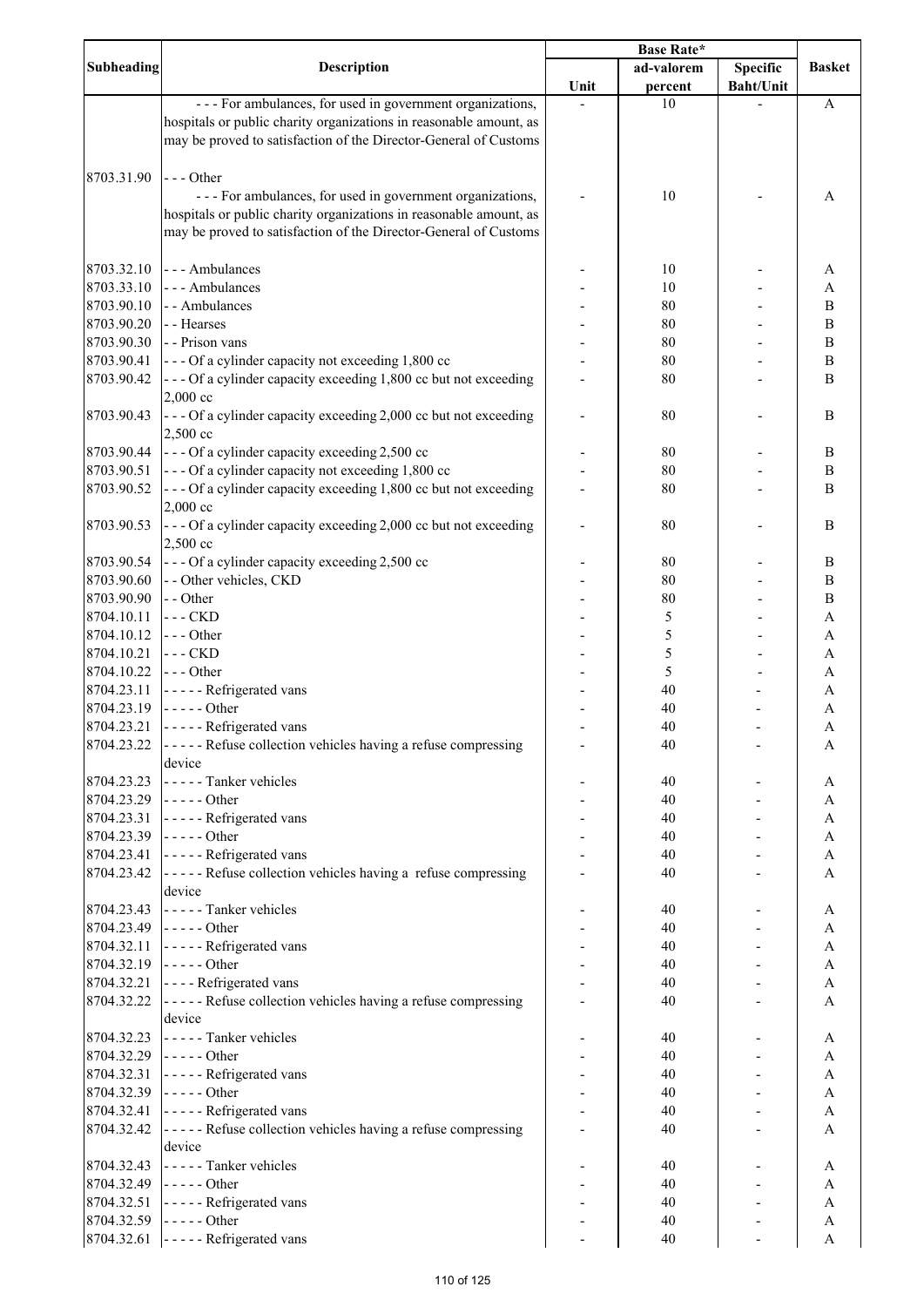| Subheading | Description | Base Rate* | | | Basket |
|---|---|---|---|---|---|
| | | Unit | ad-valorem percent | Specific Baht/Unit | |
| | - - - For ambulances, for used in government organizations, hospitals or public charity organizations in reasonable amount, as may be proved to satisfaction of the Director-General of Customs | - | 10 | - | A |
| 8703.31.90 | - - - Other | | | | |
| | - - - For ambulances, for used in government organizations, hospitals or public charity organizations in reasonable amount, as may be proved to satisfaction of the Director-General of Customs | - | 10 | - | A |
| 8703.32.10 | - - - Ambulances | - | 10 | - | A |
| 8703.33.10 | - - - Ambulances | - | 10 | - | A |
| 8703.90.10 | - - Ambulances | - | 80 | - | B |
| 8703.90.20 | - - Hearses | - | 80 | - | B |
| 8703.90.30 | - - Prison vans | - | 80 | - | B |
| 8703.90.41 | - - - Of a cylinder capacity not exceeding 1,800 cc | - | 80 | - | B |
| 8703.90.42 | - - - Of a cylinder capacity exceeding 1,800 cc but not exceeding 2,000 cc | - | 80 | - | B |
| 8703.90.43 | - - - Of a cylinder capacity exceeding 2,000 cc but not exceeding 2,500 cc | - | 80 | - | B |
| 8703.90.44 | - - - Of a cylinder capacity exceeding 2,500 cc | - | 80 | - | B |
| 8703.90.51 | - - - Of a cylinder capacity not exceeding 1,800 cc | - | 80 | - | B |
| 8703.90.52 | - - - Of a cylinder capacity exceeding 1,800 cc but not exceeding 2,000 cc | - | 80 | - | B |
| 8703.90.53 | - - - Of a cylinder capacity exceeding 2,000 cc but not exceeding 2,500 cc | - | 80 | - | B |
| 8703.90.54 | - - - Of a cylinder capacity exceeding 2,500 cc | - | 80 | - | B |
| 8703.90.60 | - - Other vehicles, CKD | - | 80 | - | B |
| 8703.90.90 | - - Other | - | 80 | - | B |
| 8704.10.11 | - - - CKD | - | 5 | - | A |
| 8704.10.12 | - - - Other | - | 5 | - | A |
| 8704.10.21 | - - - CKD | - | 5 | - | A |
| 8704.10.22 | - - - Other | - | 5 | - | A |
| 8704.23.11 | - - - - - Refrigerated vans | - | 40 | - | A |
| 8704.23.19 | - - - - - Other | - | 40 | - | A |
| 8704.23.21 | - - - - - Refrigerated vans | - | 40 | - | A |
| 8704.23.22 | - - - - - Refuse collection vehicles having a refuse compressing device | - | 40 | - | A |
| 8704.23.23 | - - - - - Tanker vehicles | - | 40 | - | A |
| 8704.23.29 | - - - - - Other | - | 40 | - | A |
| 8704.23.31 | - - - - - Refrigerated vans | - | 40 | - | A |
| 8704.23.39 | - - - - - Other | - | 40 | - | A |
| 8704.23.41 | - - - - - Refrigerated vans | - | 40 | - | A |
| 8704.23.42 | - - - - - Refuse collection vehicles having a refuse compressing device | - | 40 | - | A |
| 8704.23.43 | - - - - - Tanker vehicles | - | 40 | - | A |
| 8704.23.49 | - - - - - Other | - | 40 | - | A |
| 8704.32.11 | - - - - - Refrigerated vans | - | 40 | - | A |
| 8704.32.19 | - - - - - Other | - | 40 | - | A |
| 8704.32.21 | - - - - Refrigerated vans | - | 40 | - | A |
| 8704.32.22 | - - - - - Refuse collection vehicles having a refuse compressing device | - | 40 | - | A |
| 8704.32.23 | - - - - - Tanker vehicles | - | 40 | - | A |
| 8704.32.29 | - - - - - Other | - | 40 | - | A |
| 8704.32.31 | - - - - - Refrigerated vans | - | 40 | - | A |
| 8704.32.39 | - - - - - Other | - | 40 | - | A |
| 8704.32.41 | - - - - - Refrigerated vans | - | 40 | - | A |
| 8704.32.42 | - - - - - Refuse collection vehicles having a refuse compressing device | - | 40 | - | A |
| 8704.32.43 | - - - - - Tanker vehicles | - | 40 | - | A |
| 8704.32.49 | - - - - - Other | - | 40 | - | A |
| 8704.32.51 | - - - - - Refrigerated vans | - | 40 | - | A |
| 8704.32.59 | - - - - - Other | - | 40 | - | A |
| 8704.32.61 | - - - - - Refrigerated vans | - | 40 | - | A |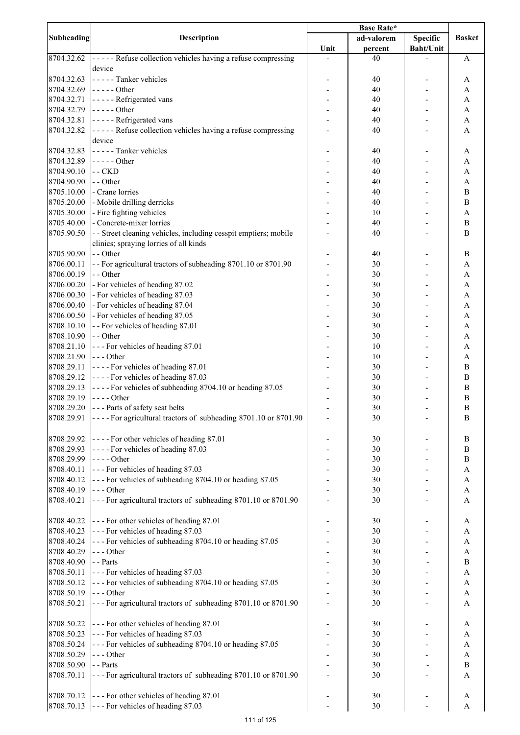| Subheading | Description | Base Rate* | | | Basket |
|---|---|---|---|---|---|
| | | Unit | ad-valorem percent | Specific Baht/Unit | |
| 8704.32.62 | - - - - - Refuse collection vehicles having a refuse compressing device | - | 40 | - | A |
| 8704.32.63 | - - - - - Tanker vehicles | - | 40 | - | A |
| 8704.32.69 | - - - - - Other | - | 40 | - | A |
| 8704.32.71 | - - - - - Refrigerated vans | - | 40 | - | A |
| 8704.32.79 | - - - - - Other | - | 40 | - | A |
| 8704.32.81 | - - - - - Refrigerated vans | - | 40 | - | A |
| 8704.32.82 | - - - - - Refuse collection vehicles having a refuse compressing device | - | 40 | - | A |
| 8704.32.83 | - - - - - Tanker vehicles | - | 40 | - | A |
| 8704.32.89 | - - - - - Other | - | 40 | - | A |
| 8704.90.10 | - - CKD | - | 40 | - | A |
| 8704.90.90 | - - Other | - | 40 | - | A |
| 8705.10.00 | - Crane lorries | - | 40 | - | B |
| 8705.20.00 | - Mobile drilling derricks | - | 40 | - | B |
| 8705.30.00 | - Fire fighting vehicles | - | 10 | - | A |
| 8705.40.00 | - Concrete-mixer lorries | - | 40 | - | B |
| 8705.90.50 | - - Street cleaning vehicles, including cesspit emptiers; mobile clinics; spraying lorries of all kinds | - | 40 | - | B |
| 8705.90.90 | - - Other | - | 40 | - | B |
| 8706.00.11 | - - For agricultural tractors of subheading 8701.10 or 8701.90 | - | 30 | - | A |
| 8706.00.19 | - - Other | - | 30 | - | A |
| 8706.00.20 | - For vehicles of heading 87.02 | - | 30 | - | A |
| 8706.00.30 | - For vehicles of heading 87.03 | - | 30 | - | A |
| 8706.00.40 | - For vehicles of heading 87.04 | - | 30 | - | A |
| 8706.00.50 | - For vehicles of heading 87.05 | - | 30 | - | A |
| 8708.10.10 | - - For vehicles of heading 87.01 | - | 30 | - | A |
| 8708.10.90 | - - Other | - | 30 | - | A |
| 8708.21.10 | - - - For vehicles of heading 87.01 | - | 10 | - | A |
| 8708.21.90 | - - - Other | - | 10 | - | A |
| 8708.29.11 | - - - - For vehicles of heading 87.01 | - | 30 | - | B |
| 8708.29.12 | - - - - For vehicles of heading 87.03 | - | 30 | - | B |
| 8708.29.13 | - - - - For vehicles of subheading 8704.10 or heading 87.05 | - | 30 | - | B |
| 8708.29.19 | - - - - Other | - | 30 | - | B |
| 8708.29.20 | - - - Parts of safety seat belts | - | 30 | - | B |
| 8708.29.91 | - - - - For agricultural tractors of subheading 8701.10 or 8701.90 | - | 30 | - | B |
| 8708.29.92 | - - - - For other vehicles of heading 87.01 | - | 30 | - | B |
| 8708.29.93 | - - - - For vehicles of heading 87.03 | - | 30 | - | B |
| 8708.29.99 | - - - - Other | - | 30 | - | B |
| 8708.40.11 | - - - For vehicles of heading 87.03 | - | 30 | - | A |
| 8708.40.12 | - - - For vehicles of subheading 8704.10 or heading 87.05 | - | 30 | - | A |
| 8708.40.19 | - - - Other | - | 30 | - | A |
| 8708.40.21 | - - - For agricultural tractors of subheading 8701.10 or 8701.90 | - | 30 | - | A |
| 8708.40.22 | - - - For other vehicles of heading 87.01 | - | 30 | - | A |
| 8708.40.23 | - - - For vehicles of heading 87.03 | - | 30 | - | A |
| 8708.40.24 | - - - For vehicles of subheading 8704.10 or heading 87.05 | - | 30 | - | A |
| 8708.40.29 | - - - Other | - | 30 | - | A |
| 8708.40.90 | - - Parts | - | 30 | - | B |
| 8708.50.11 | - - - For vehicles of heading 87.03 | - | 30 | - | A |
| 8708.50.12 | - - - For vehicles of subheading 8704.10 or heading 87.05 | - | 30 | - | A |
| 8708.50.19 | - - - Other | - | 30 | - | A |
| 8708.50.21 | - - - For agricultural tractors of subheading 8701.10 or 8701.90 | - | 30 | - | A |
| 8708.50.22 | - - - For other vehicles of heading 87.01 | - | 30 | - | A |
| 8708.50.23 | - - - For vehicles of heading 87.03 | - | 30 | - | A |
| 8708.50.24 | - - - For vehicles of subheading 8704.10 or heading 87.05 | - | 30 | - | A |
| 8708.50.29 | - - - Other | - | 30 | - | A |
| 8708.50.90 | - - Parts | - | 30 | - | B |
| 8708.70.11 | - - - For agricultural tractors of subheading 8701.10 or 8701.90 | - | 30 | - | A |
| 8708.70.12 | - - - For other vehicles of heading 87.01 | - | 30 | - | A |
| 8708.70.13 | - - - For vehicles of heading 87.03 | - | 30 | - | A |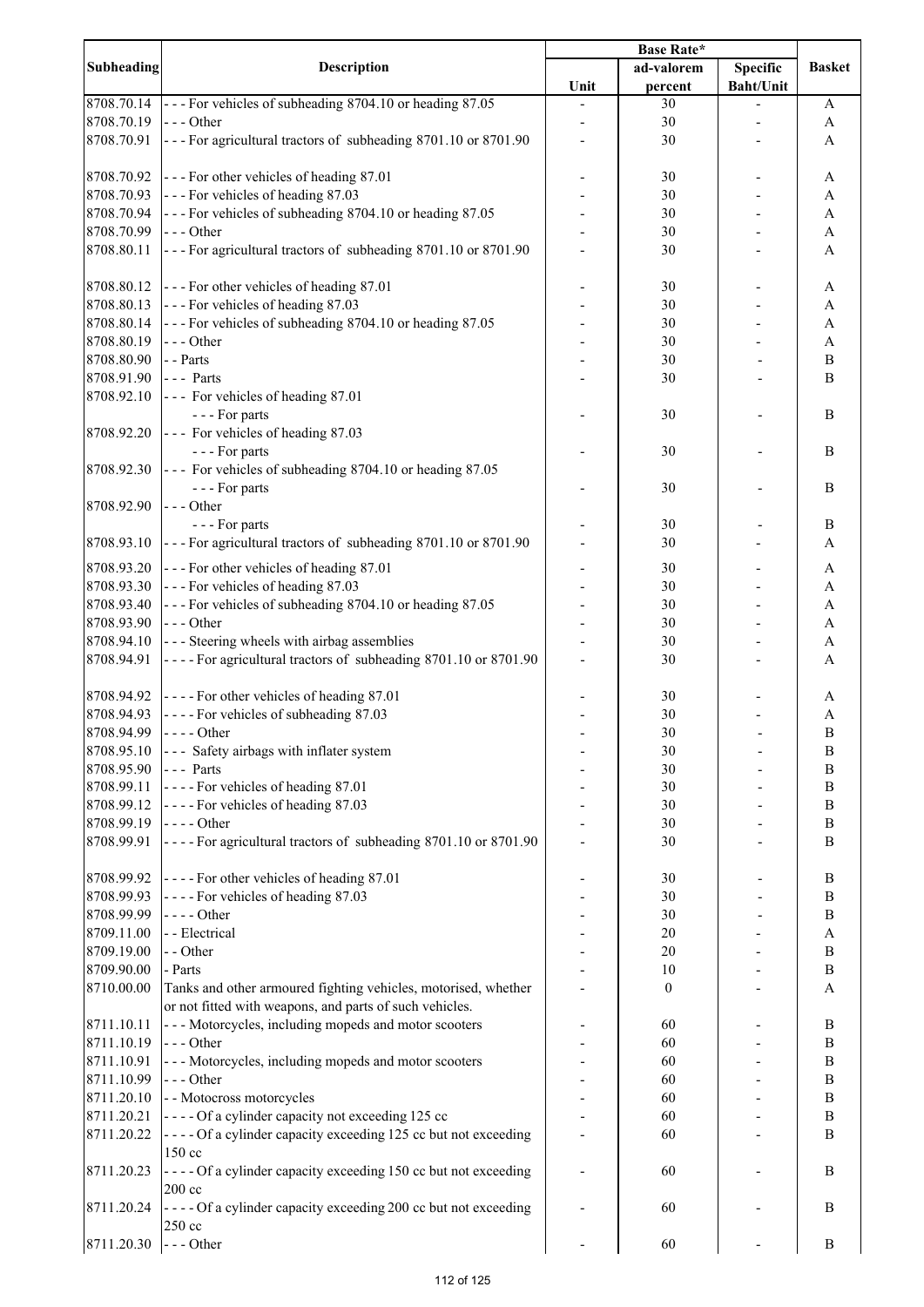| Subheading | Description | Base Rate* | | | Basket |
|---|---|---|---|---|---|
| | | Unit | ad-valorem percent | Specific Baht/Unit | |
| 8708.70.14 | - - - For vehicles of subheading 8704.10 or heading 87.05 | - | 30 | - | A |
| 8708.70.19 | - - - Other | - | 30 | - | A |
| 8708.70.91 | - - - For agricultural tractors of subheading 8701.10 or 8701.90 | - | 30 | - | A |
| 8708.70.92 | - - - For other vehicles of heading 87.01 | - | 30 | - | A |
| 8708.70.93 | - - - For vehicles of heading 87.03 | - | 30 | - | A |
| 8708.70.94 | - - - For vehicles of subheading 8704.10 or heading 87.05 | - | 30 | - | A |
| 8708.70.99 | - - - Other | - | 30 | - | A |
| 8708.80.11 | - - - For agricultural tractors of subheading 8701.10 or 8701.90 | - | 30 | - | A |
| 8708.80.12 | - - - For other vehicles of heading 87.01 | - | 30 | - | A |
| 8708.80.13 | - - - For vehicles of heading 87.03 | - | 30 | - | A |
| 8708.80.14 | - - - For vehicles of subheading 8704.10 or heading 87.05 | - | 30 | - | A |
| 8708.80.19 | - - - Other | - | 30 | - | A |
| 8708.80.90 | - - Parts | - | 30 | - | B |
| 8708.91.90 | - - - Parts | - | 30 | - | B |
| 8708.92.10 | - - - For vehicles of heading 87.01<br>- - - For parts | - | 30 | - | B |
| 8708.92.20 | - - - For vehicles of heading 87.03<br>- - - For parts | - | 30 | - | B |
| 8708.92.30 | - - - For vehicles of subheading 8704.10 or heading 87.05<br>- - - For parts | - | 30 | - | B |
| 8708.92.90 | - - - Other<br>- - - For parts | - | 30 | - | B |
| 8708.93.10 | - - - For agricultural tractors of subheading 8701.10 or 8701.90 | - | 30 | - | A |
| 8708.93.20 | - - - For other vehicles of heading 87.01 | - | 30 | - | A |
| 8708.93.30 | - - - For vehicles of heading 87.03 | - | 30 | - | A |
| 8708.93.40 | - - - For vehicles of subheading 8704.10 or heading 87.05 | - | 30 | - | A |
| 8708.93.90 | - - - Other | - | 30 | - | A |
| 8708.94.10 | - - - Steering wheels with airbag assemblies | - | 30 | - | A |
| 8708.94.91 | - - - - For agricultural tractors of subheading 8701.10 or 8701.90 | - | 30 | - | A |
| 8708.94.92 | - - - - For other vehicles of heading 87.01 | - | 30 | - | A |
| 8708.94.93 | - - - - For vehicles of subheading 87.03 | - | 30 | - | A |
| 8708.94.99 | - - - - Other | - | 30 | - | B |
| 8708.95.10 | - - - Safety airbags with inflater system | - | 30 | - | B |
| 8708.95.90 | - - - Parts | - | 30 | - | B |
| 8708.99.11 | - - - - For vehicles of heading 87.01 | - | 30 | - | B |
| 8708.99.12 | - - - - For vehicles of heading 87.03 | - | 30 | - | B |
| 8708.99.19 | - - - - Other | - | 30 | - | B |
| 8708.99.91 | - - - - For agricultural tractors of subheading 8701.10 or 8701.90 | - | 30 | - | B |
| 8708.99.92 | - - - - For other vehicles of heading 87.01 | - | 30 | - | B |
| 8708.99.93 | - - - - For vehicles of heading 87.03 | - | 30 | - | B |
| 8708.99.99 | - - - - Other | - | 30 | - | B |
| 8709.11.00 | - - Electrical | - | 20 | - | A |
| 8709.19.00 | - - Other | - | 20 | - | B |
| 8709.90.00 | - Parts | - | 10 | - | B |
| 8710.00.00 | Tanks and other armoured fighting vehicles, motorised, whether or not fitted with weapons, and parts of such vehicles. | - | 0 | - | A |
| 8711.10.11 | - - - Motorcycles, including mopeds and motor scooters | - | 60 | - | B |
| 8711.10.19 | - - - Other | - | 60 | - | B |
| 8711.10.91 | - - - Motorcycles, including mopeds and motor scooters | - | 60 | - | B |
| 8711.10.99 | - - - Other | - | 60 | - | B |
| 8711.20.10 | - - Motocross motorcycles | - | 60 | - | B |
| 8711.20.21 | - - - - Of a cylinder capacity not exceeding 125 cc | - | 60 | - | B |
| 8711.20.22 | - - - - Of a cylinder capacity exceeding 125 cc but not exceeding 150 cc | - | 60 | - | B |
| 8711.20.23 | - - - - Of a cylinder capacity exceeding 150 cc but not exceeding 200 cc | - | 60 | - | B |
| 8711.20.24 | - - - - Of a cylinder capacity exceeding 200 cc but not exceeding 250 cc | - | 60 | - | B |
| 8711.20.30 | - - - Other | - | 60 | - | B |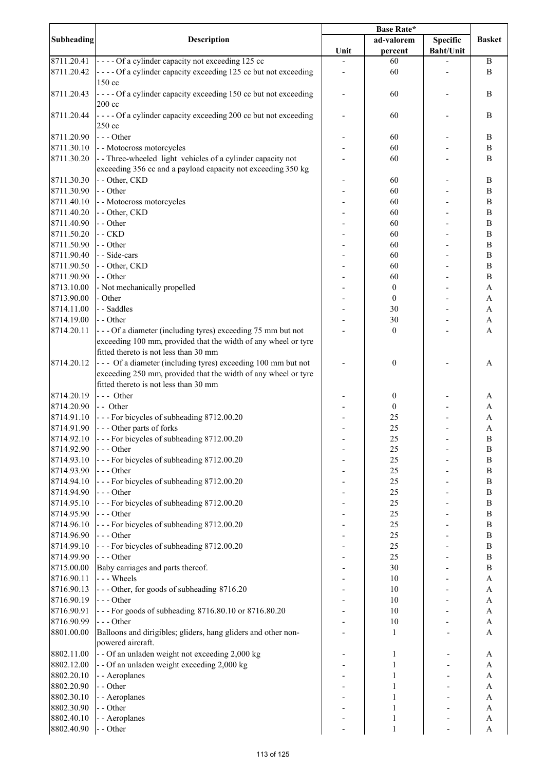| Subheading | Description | Base Rate* | | | Basket |
|---|---|---|---|---|---|
| | | Unit | ad-valorem percent | Specific Baht/Unit | |
| 8711.20.41 | - - - - Of a cylinder capacity not exceeding 125 cc | - | 60 | - | B |
| 8711.20.42 | - - - - Of a cylinder capacity exceeding 125 cc but not exceeding 150 cc | - | 60 | - | B |
| 8711.20.43 | - - - - Of a cylinder capacity exceeding 150 cc but not exceeding 200 cc | - | 60 | - | B |
| 8711.20.44 | - - - - Of a cylinder capacity exceeding 200 cc but not exceeding 250 cc | - | 60 | - | B |
| 8711.20.90 | - - - Other | - | 60 | - | B |
| 8711.30.10 | - - Motocross motorcycles | - | 60 | - | B |
| 8711.30.20 | - - Three-wheeled light vehicles of a cylinder capacity not exceeding 356 cc and a payload capacity not exceeding 350 kg | - | 60 | - | B |
| 8711.30.30 | - - Other, CKD | - | 60 | - | B |
| 8711.30.90 | - - Other | - | 60 | - | B |
| 8711.40.10 | - - Motocross motorcycles | - | 60 | - | B |
| 8711.40.20 | - - Other, CKD | - | 60 | - | B |
| 8711.40.90 | - - Other | - | 60 | - | B |
| 8711.50.20 | - - CKD | - | 60 | - | B |
| 8711.50.90 | - - Other | - | 60 | - | B |
| 8711.90.40 | - - Side-cars | - | 60 | - | B |
| 8711.90.50 | - - Other, CKD | - | 60 | - | B |
| 8711.90.90 | - - Other | - | 60 | - | B |
| 8713.10.00 | - Not mechanically propelled | - | 0 | - | A |
| 8713.90.00 | - Other | - | 0 | - | A |
| 8714.11.00 | - - Saddles | - | 30 | - | A |
| 8714.19.00 | - - Other | - | 30 | - | A |
| 8714.20.11 | - - - Of a diameter (including tyres) exceeding 75 mm but not exceeding 100 mm, provided that the width of any wheel or tyre fitted thereto is not less than 30 mm | - | 0 | - | A |
| 8714.20.12 | - - - Of a diameter (including tyres) exceeding 100 mm but not exceeding 250 mm, provided that the width of any wheel or tyre fitted thereto is not less than 30 mm | - | 0 | - | A |
| 8714.20.19 | - - - Other | - | 0 | - | A |
| 8714.20.90 | - - Other | - | 0 | - | A |
| 8714.91.10 | - - - For bicycles of subheading 8712.00.20 | - | 25 | - | A |
| 8714.91.90 | - - - Other parts of forks | - | 25 | - | A |
| 8714.92.10 | - - - For bicycles of subheading 8712.00.20 | - | 25 | - | B |
| 8714.92.90 | - - - Other | - | 25 | - | B |
| 8714.93.10 | - - - For bicycles of subheading 8712.00.20 | - | 25 | - | B |
| 8714.93.90 | - - - Other | - | 25 | - | B |
| 8714.94.10 | - - - For bicycles of subheading 8712.00.20 | - | 25 | - | B |
| 8714.94.90 | - - - Other | - | 25 | - | B |
| 8714.95.10 | - - - For bicycles of subheading 8712.00.20 | - | 25 | - | B |
| 8714.95.90 | - - - Other | - | 25 | - | B |
| 8714.96.10 | - - - For bicycles of subheading 8712.00.20 | - | 25 | - | B |
| 8714.96.90 | - - - Other | - | 25 | - | B |
| 8714.99.10 | - - - For bicycles of subheading 8712.00.20 | - | 25 | - | B |
| 8714.99.90 | - - - Other | - | 25 | - | B |
| 8715.00.00 | Baby carriages and parts thereof. | - | 30 | - | B |
| 8716.90.11 | - - - Wheels | - | 10 | - | A |
| 8716.90.13 | - - - Other, for goods of subheading 8716.20 | - | 10 | - | A |
| 8716.90.19 | - - - Other | - | 10 | - | A |
| 8716.90.91 | - - - For goods of subheading 8716.80.10 or 8716.80.20 | - | 10 | - | A |
| 8716.90.99 | - - - Other | - | 10 | - | A |
| 8801.00.00 | Balloons and dirigibles; gliders, hang gliders and other non-powered aircraft. | - | 1 | - | A |
| 8802.11.00 | - - Of an unladen weight not exceeding 2,000 kg | - | 1 | - | A |
| 8802.12.00 | - - Of an unladen weight exceeding 2,000 kg | - | 1 | - | A |
| 8802.20.10 | - - Aeroplanes | - | 1 | - | A |
| 8802.20.90 | - - Other | - | 1 | - | A |
| 8802.30.10 | - - Aeroplanes | - | 1 | - | A |
| 8802.30.90 | - - Other | - | 1 | - | A |
| 8802.40.10 | - - Aeroplanes | - | 1 | - | A |
| 8802.40.90 | - - Other | - | 1 | - | A |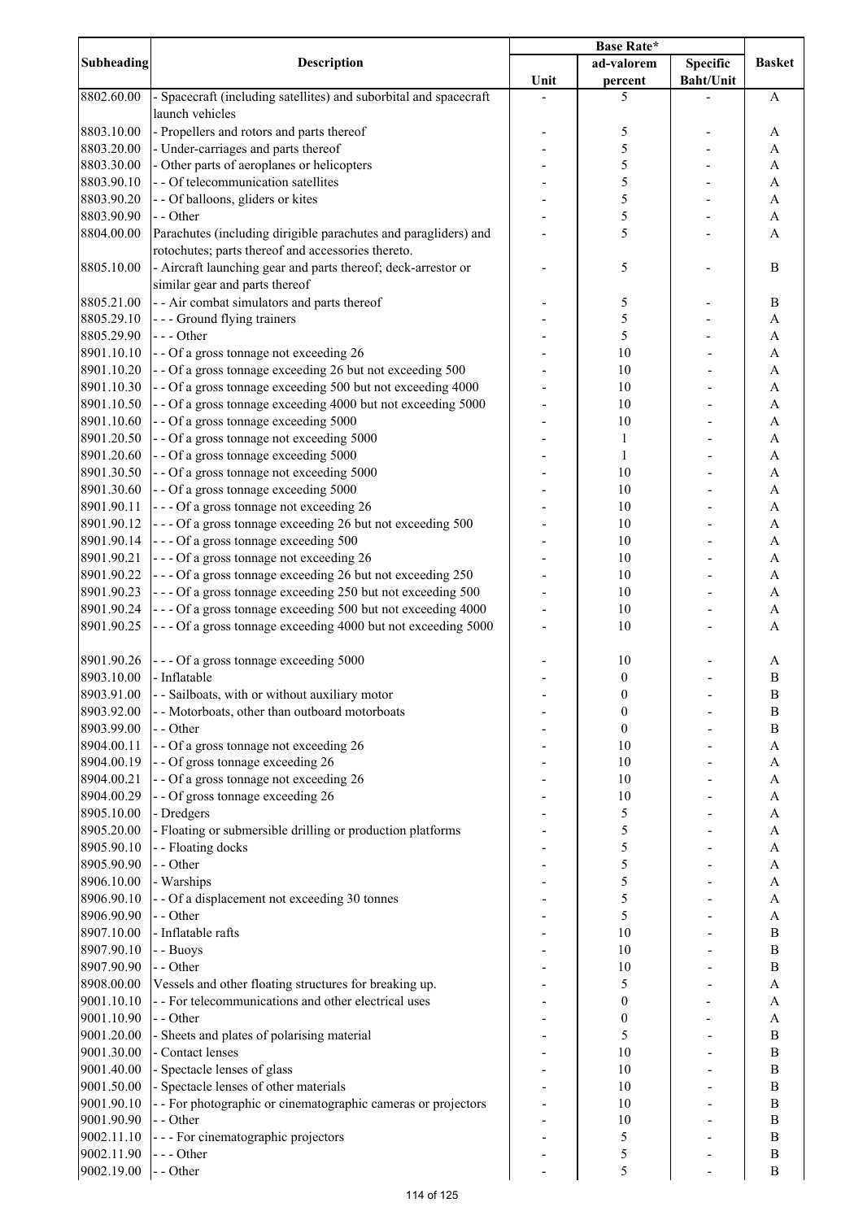| Subheading | Description | Base Rate* | | | Basket |
|---|---|---|---|---|---|
| | | Unit | ad-valorem percent | Specific Baht/Unit | |
| 8802.60.00 | - Spacecraft (including satellites) and suborbital and spacecraft launch vehicles | - | 5 | - | A |
| 8803.10.00 | - Propellers and rotors and parts thereof | - | 5 | - | A |
| 8803.20.00 | - Under-carriages and parts thereof | - | 5 | - | A |
| 8803.30.00 | - Other parts of aeroplanes or helicopters | - | 5 | - | A |
| 8803.90.10 | - - Of telecommunication satellites | - | 5 | - | A |
| 8803.90.20 | - - Of balloons, gliders or kites | - | 5 | - | A |
| 8803.90.90 | - - Other | - | 5 | - | A |
| 8804.00.00 | Parachutes (including dirigible parachutes and paragliders) and rotochutes; parts thereof and accessories thereto. | - | 5 | - | A |
| 8805.10.00 | - Aircraft launching gear and parts thereof; deck-arrestor or similar gear and parts thereof | - | 5 | - | B |
| 8805.21.00 | - - Air combat simulators and parts thereof | - | 5 | - | B |
| 8805.29.10 | - - - Ground flying trainers | - | 5 | - | A |
| 8805.29.90 | - - - Other | - | 5 | - | A |
| 8901.10.10 | - - Of a gross tonnage not exceeding 26 | - | 10 | - | A |
| 8901.10.20 | - - Of a gross tonnage exceeding 26 but not exceeding 500 | - | 10 | - | A |
| 8901.10.30 | - - Of a gross tonnage exceeding 500 but not exceeding 4000 | - | 10 | - | A |
| 8901.10.50 | - - Of a gross tonnage exceeding 4000 but not exceeding 5000 | - | 10 | - | A |
| 8901.10.60 | - - Of a gross tonnage exceeding 5000 | - | 10 | - | A |
| 8901.20.50 | - - Of a gross tonnage not exceeding 5000 | - | 1 | - | A |
| 8901.20.60 | - - Of a gross tonnage exceeding 5000 | - | 1 | - | A |
| 8901.30.50 | - - Of a gross tonnage not exceeding 5000 | - | 10 | - | A |
| 8901.30.60 | - - Of a gross tonnage exceeding 5000 | - | 10 | - | A |
| 8901.90.11 | - - - Of a gross tonnage not exceeding 26 | - | 10 | - | A |
| 8901.90.12 | - - - Of a gross tonnage exceeding 26 but not exceeding 500 | - | 10 | - | A |
| 8901.90.14 | - - - Of a gross tonnage exceeding 500 | - | 10 | - | A |
| 8901.90.21 | - - - Of a gross tonnage not exceeding 26 | - | 10 | - | A |
| 8901.90.22 | - - - Of a gross tonnage exceeding 26 but not exceeding 250 | - | 10 | - | A |
| 8901.90.23 | - - - Of a gross tonnage exceeding 250 but not exceeding 500 | - | 10 | - | A |
| 8901.90.24 | - - - Of a gross tonnage exceeding 500 but not exceeding 4000 | - | 10 | - | A |
| 8901.90.25 | - - - Of a gross tonnage exceeding 4000 but not exceeding 5000 | - | 10 | - | A |
| 8901.90.26 | - - - Of a gross tonnage exceeding 5000 | - | 10 | - | A |
| 8903.10.00 | - Inflatable | - | 0 | - | B |
| 8903.91.00 | - - Sailboats, with or without auxiliary motor | - | 0 | - | B |
| 8903.92.00 | - - Motorboats, other than outboard motorboats | - | 0 | - | B |
| 8903.99.00 | - - Other | - | 0 | - | B |
| 8904.00.11 | - - Of a gross tonnage not exceeding 26 | - | 10 | - | A |
| 8904.00.19 | - - Of gross tonnage exceeding 26 | - | 10 | - | A |
| 8904.00.21 | - - Of a gross tonnage not exceeding 26 | - | 10 | - | A |
| 8904.00.29 | - - Of gross tonnage exceeding 26 | - | 10 | - | A |
| 8905.10.00 | - Dredgers | - | 5 | - | A |
| 8905.20.00 | - Floating or submersible drilling or production platforms | - | 5 | - | A |
| 8905.90.10 | - - Floating docks | - | 5 | - | A |
| 8905.90.90 | - - Other | - | 5 | - | A |
| 8906.10.00 | - Warships | - | 5 | - | A |
| 8906.90.10 | - - Of a displacement not exceeding 30 tonnes | - | 5 | - | A |
| 8906.90.90 | - - Other | - | 5 | - | A |
| 8907.10.00 | - Inflatable rafts | - | 10 | - | B |
| 8907.90.10 | - - Buoys | - | 10 | - | B |
| 8907.90.90 | - - Other | - | 10 | - | B |
| 8908.00.00 | Vessels and other floating structures for breaking up. | - | 5 | - | A |
| 9001.10.10 | - - For telecommunications and other electrical uses | - | 0 | - | A |
| 9001.10.90 | - - Other | - | 0 | - | A |
| 9001.20.00 | - Sheets and plates of polarising material | - | 5 | - | B |
| 9001.30.00 | - Contact lenses | - | 10 | - | B |
| 9001.40.00 | - Spectacle lenses of glass | - | 10 | - | B |
| 9001.50.00 | - Spectacle lenses of other materials | - | 10 | - | B |
| 9001.90.10 | - - For photographic or cinematographic cameras or projectors | - | 10 | - | B |
| 9001.90.90 | - - Other | - | 10 | - | B |
| 9002.11.10 | - - - For cinematographic projectors | - | 5 | - | B |
| 9002.11.90 | - - - Other | - | 5 | - | B |
| 9002.19.00 | - - Other | - | 5 | - | B |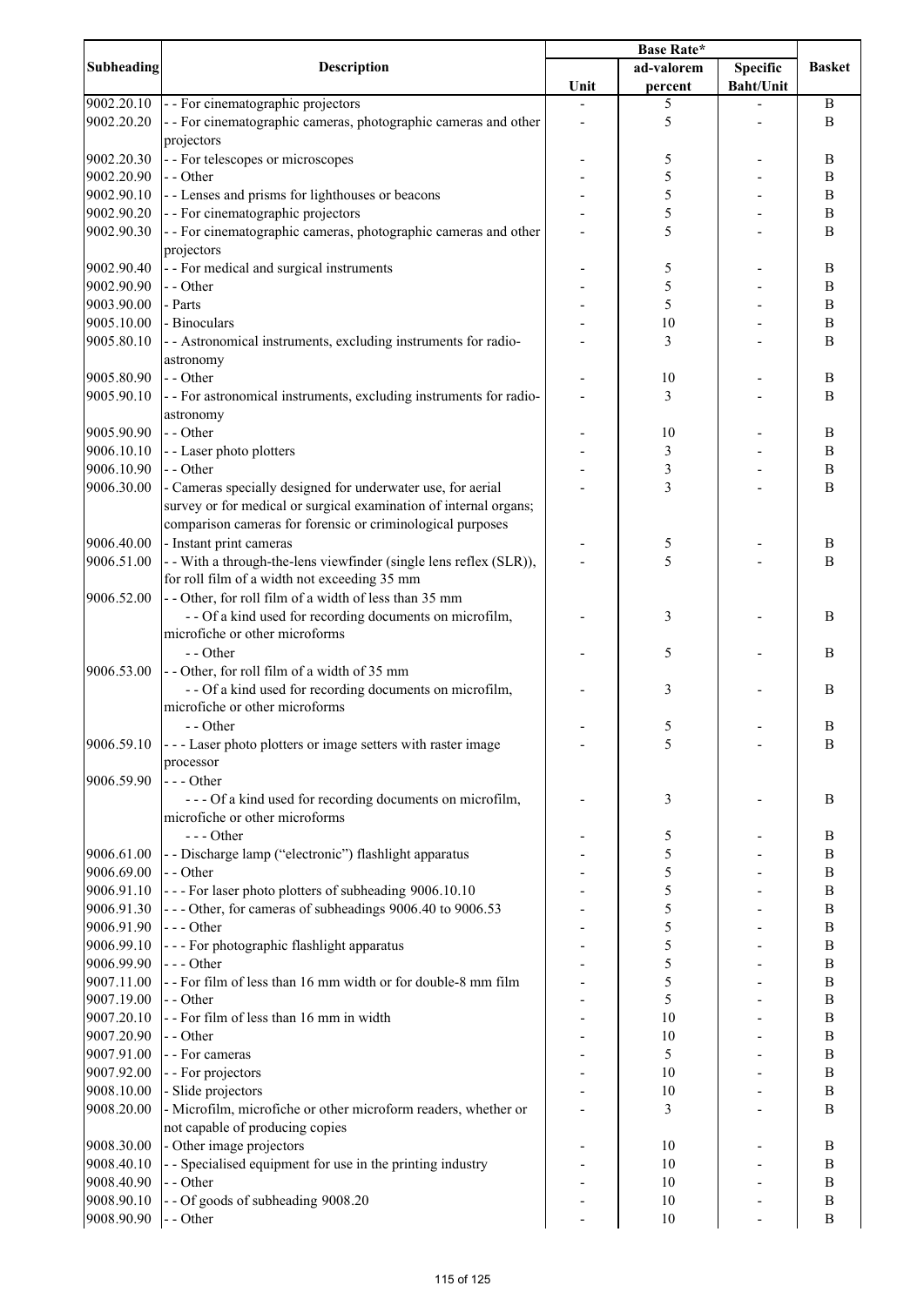| Subheading | Description | Base Rate* | | | Basket |
|---|---|---|---|---|---|
| | | Unit | ad-valorem percent | Specific Baht/Unit | |
| 9002.20.10 | - - For cinematographic projectors | - | 5 | - | B |
| 9002.20.20 | - - For cinematographic cameras, photographic cameras and other projectors | - | 5 | - | B |
| 9002.20.30 | - - For telescopes or microscopes | - | 5 | - | B |
| 9002.20.90 | - - Other | - | 5 | - | B |
| 9002.90.10 | - - Lenses and prisms for lighthouses or beacons | - | 5 | - | B |
| 9002.90.20 | - - For cinematographic projectors | - | 5 | - | B |
| 9002.90.30 | - - For cinematographic cameras, photographic cameras and other projectors | - | 5 | - | B |
| 9002.90.40 | - - For medical and surgical instruments | - | 5 | - | B |
| 9002.90.90 | - - Other | - | 5 | - | B |
| 9003.90.00 | - Parts | - | 5 | - | B |
| 9005.10.00 | - Binoculars | - | 10 | - | B |
| 9005.80.10 | - - Astronomical instruments, excluding instruments for radio-astronomy | - | 3 | - | B |
| 9005.80.90 | - - Other | - | 10 | - | B |
| 9005.90.10 | - - For astronomical instruments, excluding instruments for radio-astronomy | - | 3 | - | B |
| 9005.90.90 | - - Other | - | 10 | - | B |
| 9006.10.10 | - - Laser photo plotters | - | 3 | - | B |
| 9006.10.90 | - - Other | - | 3 | - | B |
| 9006.30.00 | - Cameras specially designed for underwater use, for aerial survey or for medical or surgical examination of internal organs; comparison cameras for forensic or criminological purposes | - | 3 | - | B |
| 9006.40.00 | - Instant print cameras | - | 5 | - | B |
| 9006.51.00 | - - With a through-the-lens viewfinder (single lens reflex (SLR)), for roll film of a width not exceeding 35 mm | - | 5 | - | B |
| 9006.52.00 | - - Other, for roll film of a width of less than 35 mm | | | | |
| | - - Of a kind used for recording documents on microfilm, microfiche or other microforms | - | 3 | - | B |
| | - - Other | - | 5 | - | B |
| 9006.53.00 | - - Other, for roll film of a width of 35 mm | | | | |
| | - - Of a kind used for recording documents on microfilm, microfiche or other microforms | - | 3 | - | B |
| | - - Other | - | 5 | - | B |
| 9006.59.10 | - - - Laser photo plotters or image setters with raster image processor | - | 5 | - | B |
| 9006.59.90 | - - - Other | | | | |
| | - - - Of a kind used for recording documents on microfilm, microfiche or other microforms | - | 3 | - | B |
| | - - - Other | - | 5 | - | B |
| 9006.61.00 | - - Discharge lamp ("electronic") flashlight apparatus | - | 5 | - | B |
| 9006.69.00 | - - Other | - | 5 | - | B |
| 9006.91.10 | - - - For laser photo plotters of subheading 9006.10.10 | - | 5 | - | B |
| 9006.91.30 | - - - Other, for cameras of subheadings 9006.40 to 9006.53 | - | 5 | - | B |
| 9006.91.90 | - - - Other | - | 5 | - | B |
| 9006.99.10 | - - - For photographic flashlight apparatus | - | 5 | - | B |
| 9006.99.90 | - - - Other | - | 5 | - | B |
| 9007.11.00 | - - For film of less than 16 mm width or for double-8 mm film | - | 5 | - | B |
| 9007.19.00 | - - Other | - | 5 | - | B |
| 9007.20.10 | - - For film of less than 16 mm in width | - | 10 | - | B |
| 9007.20.90 | - - Other | - | 10 | - | B |
| 9007.91.00 | - - For cameras | - | 5 | - | B |
| 9007.92.00 | - - For projectors | - | 10 | - | B |
| 9008.10.00 | - Slide projectors | - | 10 | - | B |
| 9008.20.00 | - Microfilm, microfiche or other microform readers, whether or not capable of producing copies | - | 3 | - | B |
| 9008.30.00 | - Other image projectors | - | 10 | - | B |
| 9008.40.10 | - - Specialised equipment for use in the printing industry | - | 10 | - | B |
| 9008.40.90 | - - Other | - | 10 | - | B |
| 9008.90.10 | - - Of goods of subheading 9008.20 | - | 10 | - | B |
| 9008.90.90 | - - Other | - | 10 | - | B |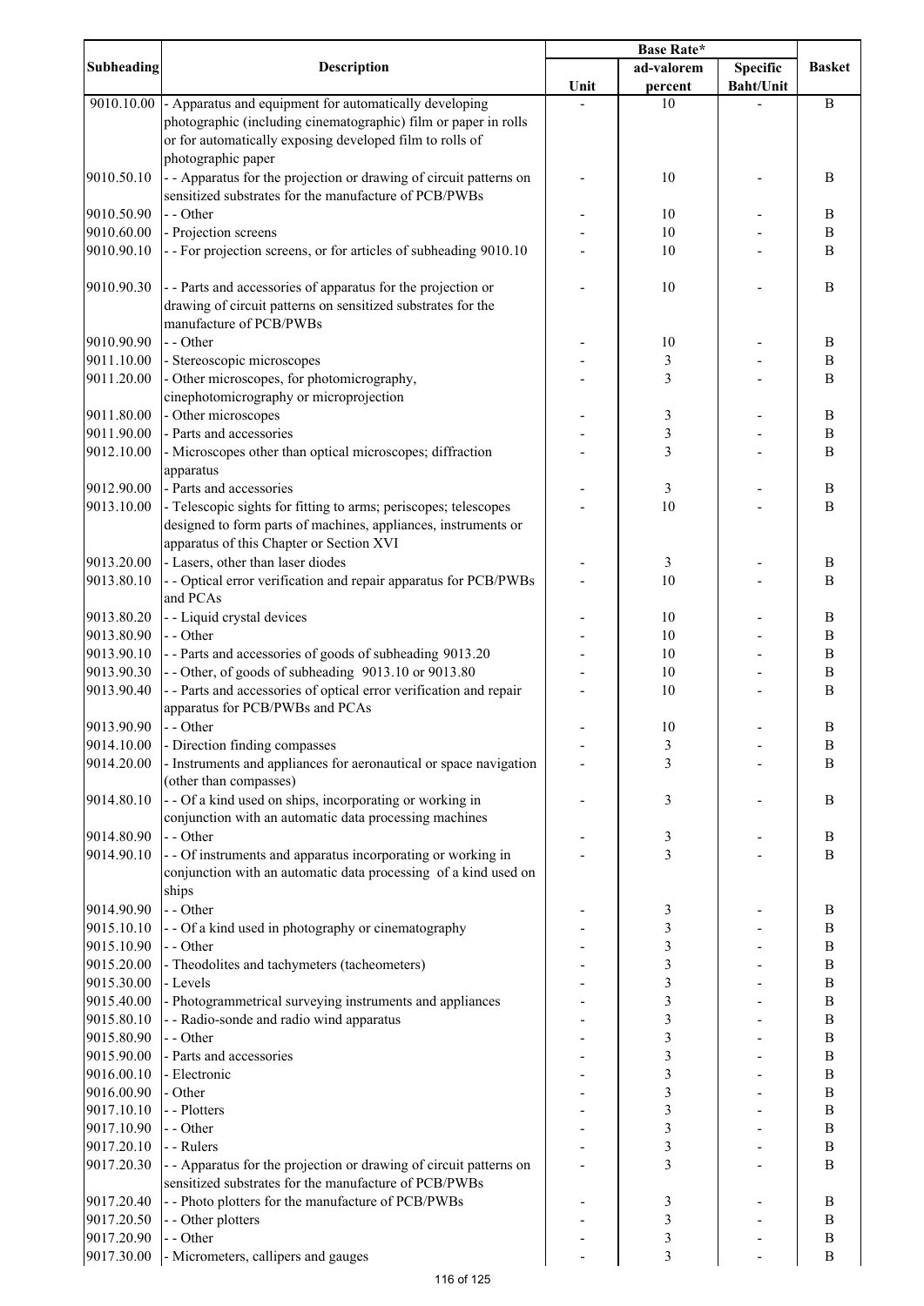| Subheading | Description | Base Rate* | | | Basket |
|---|---|---|---|---|---|
| | | Unit | ad-valorem percent | Specific Baht/Unit | |
| 9010.10.00 | - Apparatus and equipment for automatically developing photographic (including cinematographic) film or paper in rolls or for automatically exposing developed film to rolls of photographic paper | - | 10 | - | B |
| 9010.50.10 | - - Apparatus for the projection or drawing of circuit patterns on sensitized substrates for the manufacture of PCB/PWBs | - | 10 | - | B |
| 9010.50.90 | - - Other | - | 10 | - | B |
| 9010.60.00 | - Projection screens | - | 10 | - | B |
| 9010.90.10 | - - For projection screens, or for articles of subheading 9010.10 | - | 10 | - | B |
| 9010.90.30 | - - Parts and accessories of apparatus for the projection or drawing of circuit patterns on sensitized substrates for the manufacture of PCB/PWBs | - | 10 | - | B |
| 9010.90.90 | - - Other | - | 10 | - | B |
| 9011.10.00 | - Stereoscopic microscopes | - | 3 | - | B |
| 9011.20.00 | - Other microscopes, for photomicrography, cinephotomicrography or microprojection | - | 3 | - | B |
| 9011.80.00 | - Other microscopes | - | 3 | - | B |
| 9011.90.00 | - Parts and accessories | - | 3 | - | B |
| 9012.10.00 | - Microscopes other than optical microscopes; diffraction apparatus | - | 3 | - | B |
| 9012.90.00 | - Parts and accessories | - | 3 | - | B |
| 9013.10.00 | - Telescopic sights for fitting to arms; periscopes; telescopes designed to form parts of machines, appliances, instruments or apparatus of this Chapter or Section XVI | - | 10 | - | B |
| 9013.20.00 | - Lasers, other than laser diodes | - | 3 | - | B |
| 9013.80.10 | - - Optical error verification and repair apparatus for PCB/PWBs and PCAs | - | 10 | - | B |
| 9013.80.20 | - - Liquid crystal devices | - | 10 | - | B |
| 9013.80.90 | - - Other | - | 10 | - | B |
| 9013.90.10 | - - Parts and accessories of goods of subheading 9013.20 | - | 10 | - | B |
| 9013.90.30 | - - Other, of goods of subheading 9013.10 or 9013.80 | - | 10 | - | B |
| 9013.90.40 | - - Parts and accessories of optical error verification and repair apparatus for PCB/PWBs and PCAs | - | 10 | - | B |
| 9013.90.90 | - - Other | - | 10 | - | B |
| 9014.10.00 | - Direction finding compasses | - | 3 | - | B |
| 9014.20.00 | - Instruments and appliances for aeronautical or space navigation (other than compasses) | - | 3 | - | B |
| 9014.80.10 | - - Of a kind used on ships, incorporating or working in conjunction with an automatic data processing machines | - | 3 | - | B |
| 9014.80.90 | - - Other | - | 3 | - | B |
| 9014.90.10 | - - Of instruments and apparatus incorporating or working in conjunction with an automatic data processing of a kind used on ships | - | 3 | - | B |
| 9014.90.90 | - - Other | - | 3 | - | B |
| 9015.10.10 | - - Of a kind used in photography or cinematography | - | 3 | - | B |
| 9015.10.90 | - - Other | - | 3 | - | B |
| 9015.20.00 | - Theodolites and tachymeters (tacheometers) | - | 3 | - | B |
| 9015.30.00 | - Levels | - | 3 | - | B |
| 9015.40.00 | - Photogrammetrical surveying instruments and appliances | - | 3 | - | B |
| 9015.80.10 | - - Radio-sonde and radio wind apparatus | - | 3 | - | B |
| 9015.80.90 | - - Other | - | 3 | - | B |
| 9015.90.00 | - Parts and accessories | - | 3 | - | B |
| 9016.00.10 | - Electronic | - | 3 | - | B |
| 9016.00.90 | - Other | - | 3 | - | B |
| 9017.10.10 | - - Plotters | - | 3 | - | B |
| 9017.10.90 | - - Other | - | 3 | - | B |
| 9017.20.10 | - - Rulers | - | 3 | - | B |
| 9017.20.30 | - - Apparatus for the projection or drawing of circuit patterns on sensitized substrates for the manufacture of PCB/PWBs | - | 3 | - | B |
| 9017.20.40 | - - Photo plotters for the manufacture of PCB/PWBs | - | 3 | - | B |
| 9017.20.50 | - - Other plotters | - | 3 | - | B |
| 9017.20.90 | - - Other | - | 3 | - | B |
| 9017.30.00 | - Micrometers, callipers and gauges | - | 3 | - | B |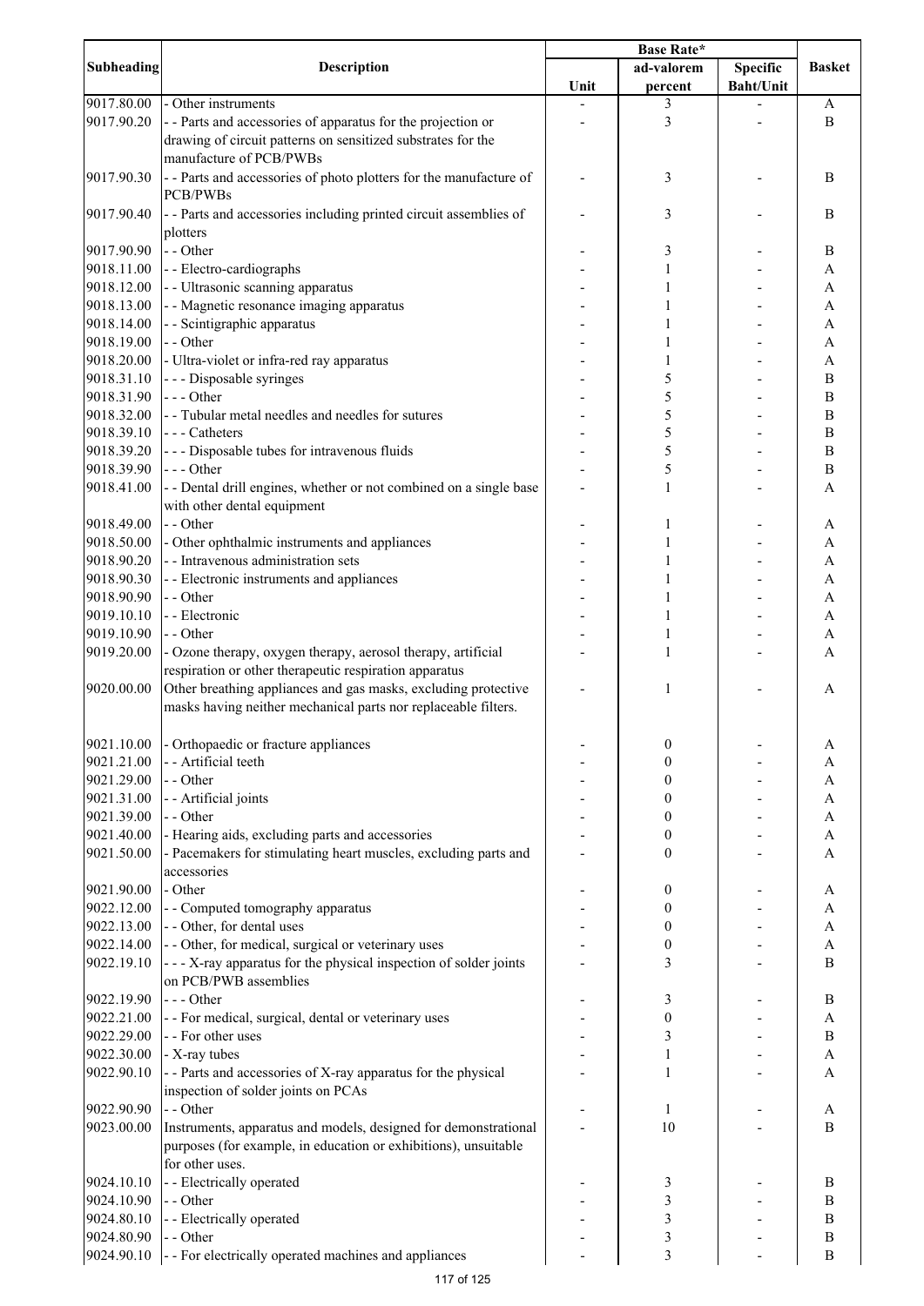| Subheading | Description | Base Rate* | | | Basket |
|---|---|---|---|---|---|
| | | Unit | ad-valorem percent | Specific Baht/Unit | |
| 9017.80.00 | - Other instruments | - | 3 | - | A |
| 9017.90.20 | - - Parts and accessories of apparatus for the projection or drawing of circuit patterns on sensitized substrates for the manufacture of PCB/PWBs | - | 3 | - | B |
| 9017.90.30 | - - Parts and accessories of photo plotters for the manufacture of PCB/PWBs | - | 3 | - | B |
| 9017.90.40 | - - Parts and accessories including printed circuit assemblies of plotters | - | 3 | - | B |
| 9017.90.90 | - - Other | - | 3 | - | B |
| 9018.11.00 | - - Electro-cardiographs | - | 1 | - | A |
| 9018.12.00 | - - Ultrasonic scanning apparatus | - | 1 | - | A |
| 9018.13.00 | - - Magnetic resonance imaging apparatus | - | 1 | - | A |
| 9018.14.00 | - - Scintigraphic apparatus | - | 1 | - | A |
| 9018.19.00 | - - Other | - | 1 | - | A |
| 9018.20.00 | - Ultra-violet or infra-red ray apparatus | - | 1 | - | A |
| 9018.31.10 | - - - Disposable syringes | - | 5 | - | B |
| 9018.31.90 | - - - Other | - | 5 | - | B |
| 9018.32.00 | - - Tubular metal needles and needles for sutures | - | 5 | - | B |
| 9018.39.10 | - - - Catheters | - | 5 | - | B |
| 9018.39.20 | - - - Disposable tubes for intravenous fluids | - | 5 | - | B |
| 9018.39.90 | - - - Other | - | 5 | - | B |
| 9018.41.00 | - - Dental drill engines, whether or not combined on a single base with other dental equipment | - | 1 | - | A |
| 9018.49.00 | - - Other | - | 1 | - | A |
| 9018.50.00 | - Other ophthalmic instruments and appliances | - | 1 | - | A |
| 9018.90.20 | - - Intravenous administration sets | - | 1 | - | A |
| 9018.90.30 | - - Electronic instruments and appliances | - | 1 | - | A |
| 9018.90.90 | - - Other | - | 1 | - | A |
| 9019.10.10 | - - Electronic | - | 1 | - | A |
| 9019.10.90 | - - Other | - | 1 | - | A |
| 9019.20.00 | - Ozone therapy, oxygen therapy, aerosol therapy, artificial respiration or other therapeutic respiration apparatus | - | 1 | - | A |
| 9020.00.00 | Other breathing appliances and gas masks, excluding protective masks having neither mechanical parts nor replaceable filters. | - | 1 | - | A |
| 9021.10.00 | - Orthopaedic or fracture appliances | - | 0 | - | A |
| 9021.21.00 | - - Artificial teeth | - | 0 | - | A |
| 9021.29.00 | - - Other | - | 0 | - | A |
| 9021.31.00 | - - Artificial joints | - | 0 | - | A |
| 9021.39.00 | - - Other | - | 0 | - | A |
| 9021.40.00 | - Hearing aids, excluding parts and accessories | - | 0 | - | A |
| 9021.50.00 | - Pacemakers for stimulating heart muscles, excluding parts and accessories | - | 0 | - | A |
| 9021.90.00 | - Other | - | 0 | - | A |
| 9022.12.00 | - - Computed tomography apparatus | - | 0 | - | A |
| 9022.13.00 | - - Other, for dental uses | - | 0 | - | A |
| 9022.14.00 | - - Other, for medical, surgical or veterinary uses | - | 0 | - | A |
| 9022.19.10 | - - - X-ray apparatus for the physical inspection of solder joints on PCB/PWB assemblies | - | 3 | - | B |
| 9022.19.90 | - - - Other | - | 3 | - | B |
| 9022.21.00 | - - For medical, surgical, dental or veterinary uses | - | 0 | - | A |
| 9022.29.00 | - - For other uses | - | 3 | - | B |
| 9022.30.00 | - X-ray tubes | - | 1 | - | A |
| 9022.90.10 | - - Parts and accessories of X-ray apparatus for the physical inspection of solder joints on PCAs | - | 1 | - | A |
| 9022.90.90 | - - Other | - | 1 | - | A |
| 9023.00.00 | Instruments, apparatus and models, designed for demonstrational purposes (for example, in education or exhibitions), unsuitable for other uses. | - | 10 | - | B |
| 9024.10.10 | - - Electrically operated | - | 3 | - | B |
| 9024.10.90 | - - Other | - | 3 | - | B |
| 9024.80.10 | - - Electrically operated | - | 3 | - | B |
| 9024.80.90 | - - Other | - | 3 | - | B |
| 9024.90.10 | - - For electrically operated machines and appliances | - | 3 | - | B |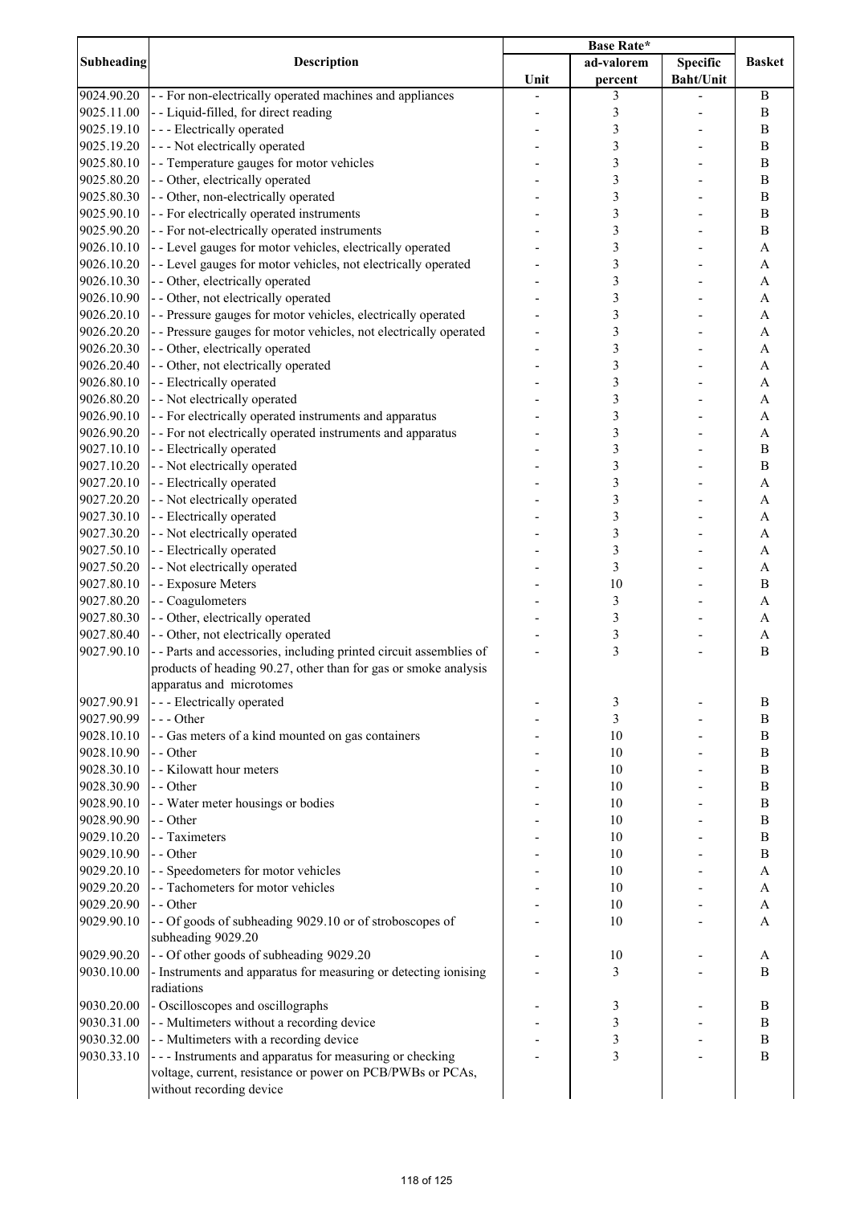| Subheading | Description | Base Rate* | | | Basket |
|---|---|---|---|---|---|
| | | Unit | ad-valorem percent | Specific Baht/Unit | |
| 9024.90.20 | - - For non-electrically operated machines and appliances | - | 3 | - | B |
| 9025.11.00 | - - Liquid-filled, for direct reading | - | 3 | - | B |
| 9025.19.10 | - - - Electrically operated | - | 3 | - | B |
| 9025.19.20 | - - - Not electrically operated | - | 3 | - | B |
| 9025.80.10 | - - Temperature gauges for motor vehicles | - | 3 | - | B |
| 9025.80.20 | - - Other, electrically operated | - | 3 | - | B |
| 9025.80.30 | - - Other, non-electrically operated | - | 3 | - | B |
| 9025.90.10 | - - For electrically operated instruments | - | 3 | - | B |
| 9025.90.20 | - - For not-electrically operated instruments | - | 3 | - | B |
| 9026.10.10 | - - Level gauges for motor vehicles, electrically operated | - | 3 | - | A |
| 9026.10.20 | - - Level gauges for motor vehicles, not electrically operated | - | 3 | - | A |
| 9026.10.30 | - - Other, electrically operated | - | 3 | - | A |
| 9026.10.90 | - - Other, not electrically operated | - | 3 | - | A |
| 9026.20.10 | - - Pressure gauges for motor vehicles, electrically operated | - | 3 | - | A |
| 9026.20.20 | - - Pressure gauges for motor vehicles, not electrically operated | - | 3 | - | A |
| 9026.20.30 | - - Other, electrically operated | - | 3 | - | A |
| 9026.20.40 | - - Other, not electrically operated | - | 3 | - | A |
| 9026.80.10 | - - Electrically operated | - | 3 | - | A |
| 9026.80.20 | - - Not electrically operated | - | 3 | - | A |
| 9026.90.10 | - - For electrically operated instruments and apparatus | - | 3 | - | A |
| 9026.90.20 | - - For not electrically operated instruments and apparatus | - | 3 | - | A |
| 9027.10.10 | - - Electrically operated | - | 3 | - | B |
| 9027.10.20 | - - Not electrically operated | - | 3 | - | B |
| 9027.20.10 | - - Electrically operated | - | 3 | - | A |
| 9027.20.20 | - - Not electrically operated | - | 3 | - | A |
| 9027.30.10 | - - Electrically operated | - | 3 | - | A |
| 9027.30.20 | - - Not electrically operated | - | 3 | - | A |
| 9027.50.10 | - - Electrically operated | - | 3 | - | A |
| 9027.50.20 | - - Not electrically operated | - | 3 | - | A |
| 9027.80.10 | - - Exposure Meters | - | 10 | - | B |
| 9027.80.20 | - - Coagulometers | - | 3 | - | A |
| 9027.80.30 | - - Other, electrically operated | - | 3 | - | A |
| 9027.80.40 | - - Other, not electrically operated | - | 3 | - | A |
| 9027.90.10 | - - Parts and accessories, including printed circuit assemblies of products of heading 90.27, other than for gas or smoke analysis apparatus and microtomes | - | 3 | - | B |
| 9027.90.91 | - - - Electrically operated | - | 3 | - | B |
| 9027.90.99 | - - - Other | - | 3 | - | B |
| 9028.10.10 | - - Gas meters of a kind mounted on gas containers | - | 10 | - | B |
| 9028.10.90 | - - Other | - | 10 | - | B |
| 9028.30.10 | - - Kilowatt hour meters | - | 10 | - | B |
| 9028.30.90 | - - Other | - | 10 | - | B |
| 9028.90.10 | - - Water meter housings or bodies | - | 10 | - | B |
| 9028.90.90 | - - Other | - | 10 | - | B |
| 9029.10.20 | - - Taximeters | - | 10 | - | B |
| 9029.10.90 | - - Other | - | 10 | - | B |
| 9029.20.10 | - - Speedometers for motor vehicles | - | 10 | - | A |
| 9029.20.20 | - - Tachometers for motor vehicles | - | 10 | - | A |
| 9029.20.90 | - - Other | - | 10 | - | A |
| 9029.90.10 | - - Of goods of subheading 9029.10 or of stroboscopes of subheading 9029.20 | - | 10 | - | A |
| 9029.90.20 | - - Of other goods of subheading 9029.20 | - | 10 | - | A |
| 9030.10.00 | - Instruments and apparatus for measuring or detecting ionising radiations | - | 3 | - | B |
| 9030.20.00 | - Oscilloscopes and oscillographs | - | 3 | - | B |
| 9030.31.00 | - - Multimeters without a recording device | - | 3 | - | B |
| 9030.32.00 | - - Multimeters with a recording device | - | 3 | - | B |
| 9030.33.10 | - - - Instruments and apparatus for measuring or checking voltage, current, resistance or power on PCB/PWBs or PCAs, without recording device | - | 3 | - | B |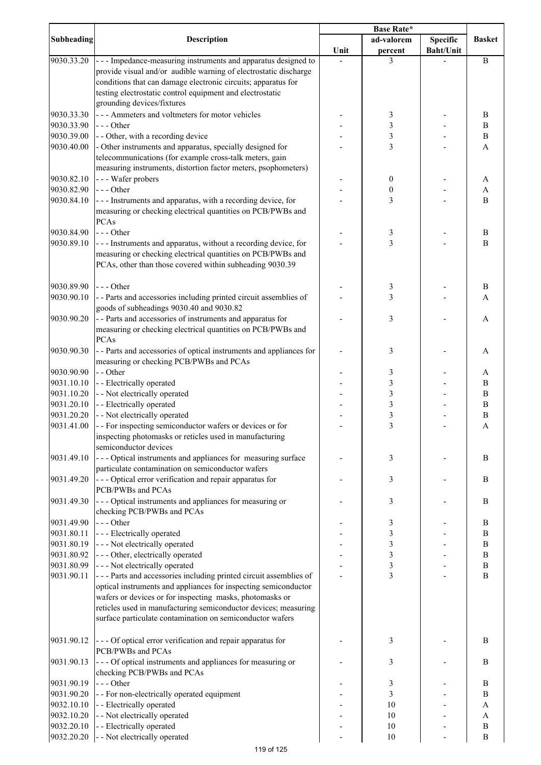| Subheading | Description | Base Rate* | | | Basket |
|---|---|---|---|---|---|
| | | Unit | ad-valorem percent | Specific Baht/Unit | |
| 9030.33.20 | - - - Impedance-measuring instruments and apparatus designed to provide visual and/or audible warning of electrostatic discharge conditions that can damage electronic circuits; apparatus for testing electrostatic control equipment and electrostatic grounding devices/fixtures | - | 3 | - | B |
| 9030.33.30 | - - - Ammeters and voltmeters for motor vehicles | - | 3 | - | B |
| 9030.33.90 | - - - Other | - | 3 | - | B |
| 9030.39.00 | - - Other, with a recording device | - | 3 | - | B |
| 9030.40.00 | - Other instruments and apparatus, specially designed for telecommunications (for example cross-talk meters, gain measuring instruments, distortion factor meters, psophometers) | - | 3 | - | A |
| 9030.82.10 | - - - Wafer probers | - | 0 | - | A |
| 9030.82.90 | - - - Other | - | 0 | - | A |
| 9030.84.10 | - - - Instruments and apparatus, with a recording device, for measuring or checking electrical quantities on PCB/PWBs and PCAs | - | 3 | - | B |
| 9030.84.90 | - - - Other | - | 3 | - | B |
| 9030.89.10 | - - - Instruments and apparatus, without a recording device, for measuring or checking electrical quantities on PCB/PWBs and PCAs, other than those covered within subheading 9030.39 | - | 3 | - | B |
| 9030.89.90 | - - - Other | - | 3 | - | B |
| 9030.90.10 | - - Parts and accessories including printed circuit assemblies of goods of subheadings 9030.40 and 9030.82 | - | 3 | - | A |
| 9030.90.20 | - - Parts and accessories of instruments and apparatus for measuring or checking electrical quantities on PCB/PWBs and PCAs | - | 3 | - | A |
| 9030.90.30 | - - Parts and accessories of optical instruments and appliances for measuring or checking PCB/PWBs and PCAs | - | 3 | - | A |
| 9030.90.90 | - - Other | - | 3 | - | A |
| 9031.10.10 | - - Electrically operated | - | 3 | - | B |
| 9031.10.20 | - - Not electrically operated | - | 3 | - | B |
| 9031.20.10 | - - Electrically operated | - | 3 | - | B |
| 9031.20.20 | - - Not electrically operated | - | 3 | - | B |
| 9031.41.00 | - - For inspecting semiconductor wafers or devices or for inspecting photomasks or reticles used in manufacturing semiconductor devices | - | 3 | - | A |
| 9031.49.10 | - - - Optical instruments and appliances for measuring surface particulate contamination on semiconductor wafers | - | 3 | - | B |
| 9031.49.20 | - - - Optical error verification and repair apparatus for PCB/PWBs and PCAs | - | 3 | - | B |
| 9031.49.30 | - - - Optical instruments and appliances for measuring or checking PCB/PWBs and PCAs | - | 3 | - | B |
| 9031.49.90 | - - - Other | - | 3 | - | B |
| 9031.80.11 | - - - Electrically operated | - | 3 | - | B |
| 9031.80.19 | - - - Not electrically operated | - | 3 | - | B |
| 9031.80.92 | - - - Other, electrically operated | - | 3 | - | B |
| 9031.80.99 | - - - Not electrically operated | - | 3 | - | B |
| 9031.90.11 | - - - Parts and accessories including printed circuit assemblies of optical instruments and appliances for inspecting semiconductor wafers or devices or for inspecting masks, photomasks or reticles used in manufacturing semiconductor devices; measuring surface particulate contamination on semiconductor wafers | - | 3 | - | B |
| 9031.90.12 | - - - Of optical error verification and repair apparatus for PCB/PWBs and PCAs | - | 3 | - | B |
| 9031.90.13 | - - - Of optical instruments and appliances for measuring or checking PCB/PWBs and PCAs | - | 3 | - | B |
| 9031.90.19 | - - - Other | - | 3 | - | B |
| 9031.90.20 | - - For non-electrically operated equipment | - | 3 | - | B |
| 9032.10.10 | - - Electrically operated | - | 10 | - | A |
| 9032.10.20 | - - Not electrically operated | - | 10 | - | A |
| 9032.20.10 | - - Electrically operated | - | 10 | - | B |
| 9032.20.20 | - - Not electrically operated | - | 10 | - | B |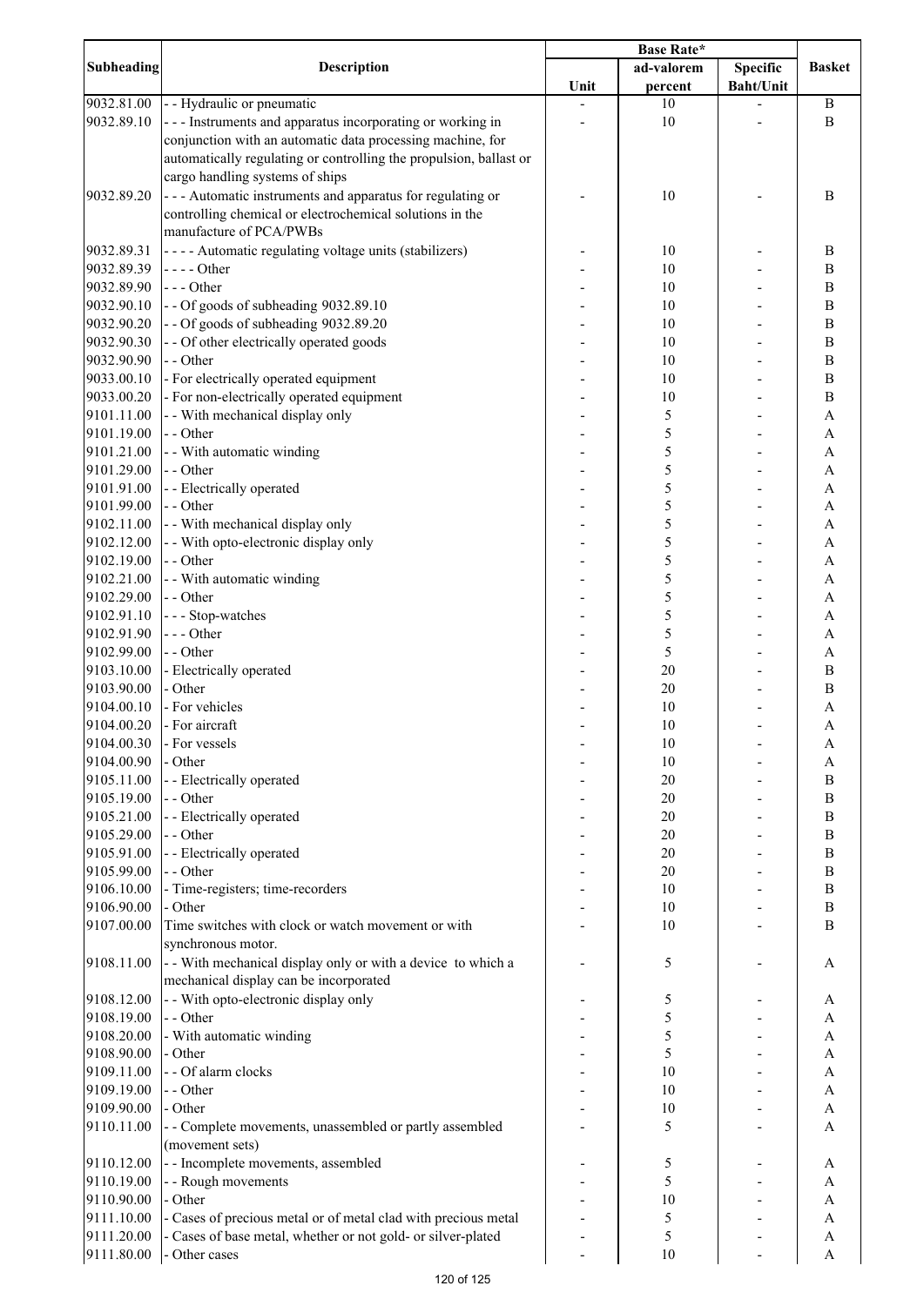| Subheading | Description | Base Rate* | | | Basket |
|---|---|---|---|---|---|
| | | Unit | ad-valorem percent | Specific Baht/Unit | |
| 9032.81.00 | - - Hydraulic or pneumatic | - | 10 | - | B |
| 9032.89.10 | - - - Instruments and apparatus incorporating or working in conjunction with an automatic data processing machine, for automatically regulating or controlling the propulsion, ballast or cargo handling systems of ships | - | 10 | - | B |
| 9032.89.20 | - - - Automatic instruments and apparatus for regulating or controlling chemical or electrochemical solutions in the manufacture of PCA/PWBs | - | 10 | - | B |
| 9032.89.31 | - - - - Automatic regulating voltage units (stabilizers) | - | 10 | - | B |
| 9032.89.39 | - - - - Other | - | 10 | - | B |
| 9032.89.90 | - - - Other | - | 10 | - | B |
| 9032.90.10 | - - Of goods of subheading 9032.89.10 | - | 10 | - | B |
| 9032.90.20 | - - Of goods of subheading 9032.89.20 | - | 10 | - | B |
| 9032.90.30 | - - Of other electrically operated goods | - | 10 | - | B |
| 9032.90.90 | - - Other | - | 10 | - | B |
| 9033.00.10 | - For electrically operated equipment | - | 10 | - | B |
| 9033.00.20 | - For non-electrically operated equipment | - | 10 | - | B |
| 9101.11.00 | - - With mechanical display only | - | 5 | - | A |
| 9101.19.00 | - - Other | - | 5 | - | A |
| 9101.21.00 | - - With automatic winding | - | 5 | - | A |
| 9101.29.00 | - - Other | - | 5 | - | A |
| 9101.91.00 | - - Electrically operated | - | 5 | - | A |
| 9101.99.00 | - - Other | - | 5 | - | A |
| 9102.11.00 | - - With mechanical display only | - | 5 | - | A |
| 9102.12.00 | - - With opto-electronic display only | - | 5 | - | A |
| 9102.19.00 | - - Other | - | 5 | - | A |
| 9102.21.00 | - - With automatic winding | - | 5 | - | A |
| 9102.29.00 | - - Other | - | 5 | - | A |
| 9102.91.10 | - - - Stop-watches | - | 5 | - | A |
| 9102.91.90 | - - - Other | - | 5 | - | A |
| 9102.99.00 | - - Other | - | 5 | - | A |
| 9103.10.00 | - Electrically operated | - | 20 | - | B |
| 9103.90.00 | - Other | - | 20 | - | B |
| 9104.00.10 | - For vehicles | - | 10 | - | A |
| 9104.00.20 | - For aircraft | - | 10 | - | A |
| 9104.00.30 | - For vessels | - | 10 | - | A |
| 9104.00.90 | - Other | - | 10 | - | A |
| 9105.11.00 | - - Electrically operated | - | 20 | - | B |
| 9105.19.00 | - - Other | - | 20 | - | B |
| 9105.21.00 | - - Electrically operated | - | 20 | - | B |
| 9105.29.00 | - - Other | - | 20 | - | B |
| 9105.91.00 | - - Electrically operated | - | 20 | - | B |
| 9105.99.00 | - - Other | - | 20 | - | B |
| 9106.10.00 | - Time-registers; time-recorders | - | 10 | - | B |
| 9106.90.00 | - Other | - | 10 | - | B |
| 9107.00.00 | Time switches with clock or watch movement or with synchronous motor. | - | 10 | - | B |
| 9108.11.00 | - - With mechanical display only or with a device to which a mechanical display can be incorporated | - | 5 | - | A |
| 9108.12.00 | - - With opto-electronic display only | - | 5 | - | A |
| 9108.19.00 | - - Other | - | 5 | - | A |
| 9108.20.00 | - With automatic winding | - | 5 | - | A |
| 9108.90.00 | - Other | - | 5 | - | A |
| 9109.11.00 | - - Of alarm clocks | - | 10 | - | A |
| 9109.19.00 | - - Other | - | 10 | - | A |
| 9109.90.00 | - Other | - | 10 | - | A |
| 9110.11.00 | - - Complete movements, unassembled or partly assembled (movement sets) | - | 5 | - | A |
| 9110.12.00 | - - Incomplete movements, assembled | - | 5 | - | A |
| 9110.19.00 | - - Rough movements | - | 5 | - | A |
| 9110.90.00 | - Other | - | 10 | - | A |
| 9111.10.00 | - Cases of precious metal or of metal clad with precious metal | - | 5 | - | A |
| 9111.20.00 | - Cases of base metal, whether or not gold- or silver-plated | - | 5 | - | A |
| 9111.80.00 | - Other cases | - | 10 | - | A |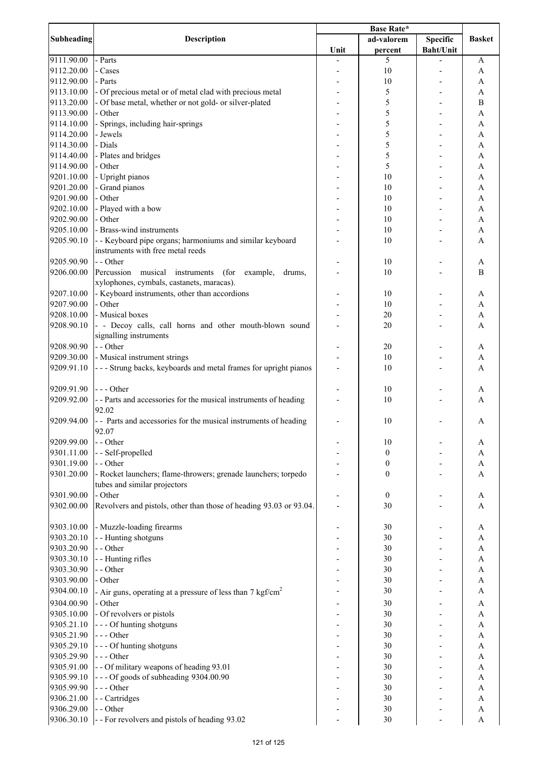| Subheading | Description | Base Rate* | | | Basket |
|---|---|---|---|---|---|
| | | Unit | ad-valorem percent | Specific Baht/Unit | |
| 9111.90.00 | - Parts | - | 5 | - | A |
| 9112.20.00 | - Cases | - | 10 | - | A |
| 9112.90.00 | - Parts | - | 10 | - | A |
| 9113.10.00 | - Of precious metal or of metal clad with precious metal | - | 5 | - | A |
| 9113.20.00 | - Of base metal, whether or not gold- or silver-plated | - | 5 | - | B |
| 9113.90.00 | - Other | - | 5 | - | A |
| 9114.10.00 | - Springs, including hair-springs | - | 5 | - | A |
| 9114.20.00 | - Jewels | - | 5 | - | A |
| 9114.30.00 | - Dials | - | 5 | - | A |
| 9114.40.00 | - Plates and bridges | - | 5 | - | A |
| 9114.90.00 | - Other | - | 5 | - | A |
| 9201.10.00 | - Upright pianos | - | 10 | - | A |
| 9201.20.00 | - Grand pianos | - | 10 | - | A |
| 9201.90.00 | - Other | - | 10 | - | A |
| 9202.10.00 | - Played with a bow | - | 10 | - | A |
| 9202.90.00 | - Other | - | 10 | - | A |
| 9205.10.00 | - Brass-wind instruments | - | 10 | - | A |
| 9205.90.10 | - - Keyboard pipe organs; harmoniums and similar keyboard instruments with free metal reeds | - | 10 | - | A |
| 9205.90.90 | - - Other | - | 10 | - | A |
| 9206.00.00 | Percussion musical instruments (for example, drums, xylophones, cymbals, castanets, maracas). | - | 10 | - | B |
| 9207.10.00 | - Keyboard instruments, other than accordions | - | 10 | - | A |
| 9207.90.00 | - Other | - | 10 | - | A |
| 9208.10.00 | - Musical boxes | - | 20 | - | A |
| 9208.90.10 | - - Decoy calls, call horns and other mouth-blown sound signalling instruments | - | 20 | - | A |
| 9208.90.90 | - - Other | - | 20 | - | A |
| 9209.30.00 | - Musical instrument strings | - | 10 | - | A |
| 9209.91.10 | - - - Strung backs, keyboards and metal frames for upright pianos | - | 10 | - | A |
| 9209.91.90 | - - - Other | - | 10 | - | A |
| 9209.92.00 | - - Parts and accessories for the musical instruments of heading 92.02 | - | 10 | - | A |
| 9209.94.00 | - - Parts and accessories for the musical instruments of heading 92.07 | - | 10 | - | A |
| 9209.99.00 | - - Other | - | 10 | - | A |
| 9301.11.00 | - - Self-propelled | - | 0 | - | A |
| 9301.19.00 | - - Other | - | 0 | - | A |
| 9301.20.00 | - Rocket launchers; flame-throwers; grenade launchers; torpedo tubes and similar projectors | - | 0 | - | A |
| 9301.90.00 | - Other | - | 0 | - | A |
| 9302.00.00 | Revolvers and pistols, other than those of heading 93.03 or 93.04. | - | 30 | - | A |
| 9303.10.00 | - Muzzle-loading firearms | - | 30 | - | A |
| 9303.20.10 | - - Hunting shotguns | - | 30 | - | A |
| 9303.20.90 | - - Other | - | 30 | - | A |
| 9303.30.10 | - - Hunting rifles | - | 30 | - | A |
| 9303.30.90 | - - Other | - | 30 | - | A |
| 9303.90.00 | - Other | - | 30 | - | A |
| 9304.00.10 | - Air guns, operating at a pressure of less than 7 $kgf/cm^2$ | - | 30 | - | A |
| 9304.00.90 | - Other | - | 30 | - | A |
| 9305.10.00 | - Of revolvers or pistols | - | 30 | - | A |
| 9305.21.10 | - - - Of hunting shotguns | - | 30 | - | A |
| 9305.21.90 | - - - Other | - | 30 | - | A |
| 9305.29.10 | - - - Of hunting shotguns | - | 30 | - | A |
| 9305.29.90 | - - - Other | - | 30 | - | A |
| 9305.91.00 | - - Of military weapons of heading 93.01 | - | 30 | - | A |
| 9305.99.10 | - - - Of goods of subheading 9304.00.90 | - | 30 | - | A |
| 9305.99.90 | - - - Other | - | 30 | - | A |
| 9306.21.00 | - - Cartridges | - | 30 | - | A |
| 9306.29.00 | - - Other | - | 30 | - | A |
| 9306.30.10 | - - For revolvers and pistols of heading 93.02 | - | 30 | - | A |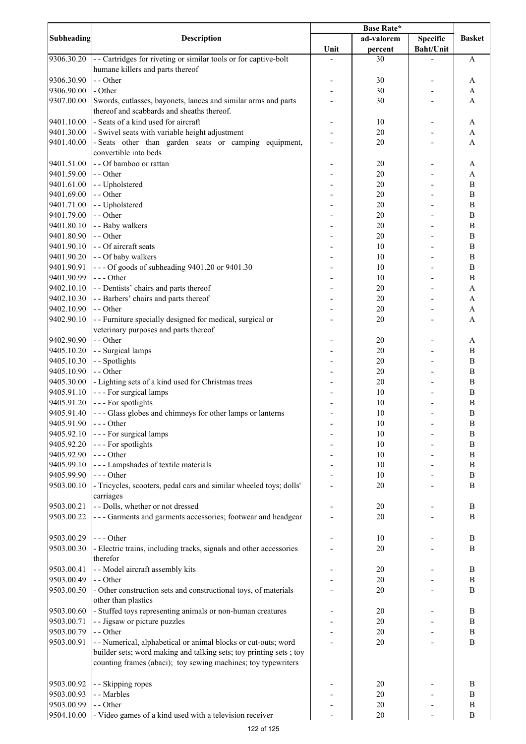| Subheading | Description | Base Rate* | | | Basket |
|---|---|---|---|---|---|
| | | Unit | ad-valorem percent | Specific Baht/Unit | |
| 9306.30.20 | - - Cartridges for riveting or similar tools or for captive-bolt humane killers and parts thereof | - | 30 | - | A |
| 9306.30.90 | - - Other | - | 30 | - | A |
| 9306.90.00 | - Other | - | 30 | - | A |
| 9307.00.00 | Swords, cutlasses, bayonets, lances and similar arms and parts thereof and scabbards and sheaths thereof. | - | 30 | - | A |
| 9401.10.00 | - Seats of a kind used for aircraft | - | 10 | - | A |
| 9401.30.00 | - Swivel seats with variable height adjustment | - | 20 | - | A |
| 9401.40.00 | - Seats other than garden seats or camping equipment, convertible into beds | - | 20 | - | A |
| 9401.51.00 | - - Of bamboo or rattan | - | 20 | - | A |
| 9401.59.00 | - - Other | - | 20 | - | A |
| 9401.61.00 | - - Upholstered | - | 20 | - | B |
| 9401.69.00 | - - Other | - | 20 | - | B |
| 9401.71.00 | - - Upholstered | - | 20 | - | B |
| 9401.79.00 | - - Other | - | 20 | - | B |
| 9401.80.10 | - - Baby walkers | - | 20 | - | B |
| 9401.80.90 | - - Other | - | 20 | - | B |
| 9401.90.10 | - - Of aircraft seats | - | 10 | - | B |
| 9401.90.20 | - - Of baby walkers | - | 10 | - | B |
| 9401.90.91 | - - - Of goods of subheading 9401.20 or 9401.30 | - | 10 | - | B |
| 9401.90.99 | - - - Other | - | 10 | - | B |
| 9402.10.10 | - - Dentists' chairs and parts thereof | - | 20 | - | A |
| 9402.10.30 | - - Barbers' chairs and parts thereof | - | 20 | - | A |
| 9402.10.90 | - - Other | - | 20 | - | A |
| 9402.90.10 | - - Furniture specially designed for medical, surgical or veterinary purposes and parts thereof | - | 20 | - | A |
| 9402.90.90 | - - Other | - | 20 | - | A |
| 9405.10.20 | - - Surgical lamps | - | 20 | - | B |
| 9405.10.30 | - - Spotlights | - | 20 | - | B |
| 9405.10.90 | - - Other | - | 20 | - | B |
| 9405.30.00 | - Lighting sets of a kind used for Christmas trees | - | 20 | - | B |
| 9405.91.10 | - - - For surgical lamps | - | 10 | - | B |
| 9405.91.20 | - - - For spotlights | - | 10 | - | B |
| 9405.91.40 | - - - Glass globes and chimneys for other lamps or lanterns | - | 10 | - | B |
| 9405.91.90 | - - - Other | - | 10 | - | B |
| 9405.92.10 | - - - For surgical lamps | - | 10 | - | B |
| 9405.92.20 | - - - For spotlights | - | 10 | - | B |
| 9405.92.90 | - - - Other | - | 10 | - | B |
| 9405.99.10 | - - - Lampshades of textile materials | - | 10 | - | B |
| 9405.99.90 | - - - Other | - | 10 | - | B |
| 9503.00.10 | - Tricycles, scooters, pedal cars and similar wheeled toys; dolls' carriages | - | 20 | - | B |
| 9503.00.21 | - - Dolls, whether or not dressed | - | 20 | - | B |
| 9503.00.22 | - - - Garments and garments accessories; footwear and headgear | - | 20 | - | B |
| 9503.00.29 | - - - Other | - | 10 | - | B |
| 9503.00.30 | - Electric trains, including tracks, signals and other accessories therefor | - | 20 | - | B |
| 9503.00.41 | - - Model aircraft assembly kits | - | 20 | - | B |
| 9503.00.49 | - - Other | - | 20 | - | B |
| 9503.00.50 | - Other construction sets and constructional toys, of materials other than plastics | - | 20 | - | B |
| 9503.00.60 | - Stuffed toys representing animals or non-human creatures | - | 20 | - | B |
| 9503.00.71 | - - Jigsaw or picture puzzles | - | 20 | - | B |
| 9503.00.79 | - - Other | - | 20 | - | B |
| 9503.00.91 | - - Numerical, alphabetical or animal blocks or cut-outs; word builder sets; word making and talking sets; toy printing sets ; toy counting frames (abaci); toy sewing machines; toy typewriters | - | 20 | - | B |
| 9503.00.92 | - - Skipping ropes | - | 20 | - | B |
| 9503.00.93 | - - Marbles | - | 20 | - | B |
| 9503.00.99 | - - Other | - | 20 | - | B |
| 9504.10.00 | - Video games of a kind used with a television receiver | - | 20 | - | B |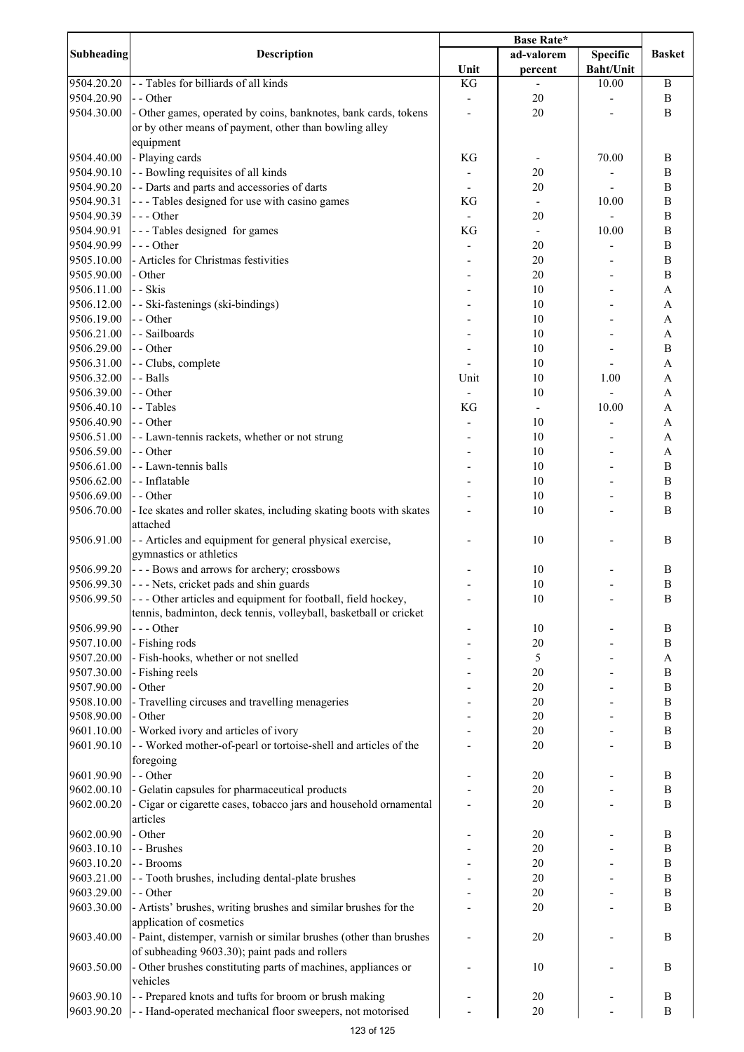| Subheading | Description | Base Rate* | | | Basket |
|---|---|---|---|---|---|
| | | Unit | ad-valorem percent | Specific Baht/Unit | |
| 9504.20.20 | - - Tables for billiards of all kinds | KG | - | 10.00 | B |
| 9504.20.90 | - - Other | - | 20 | - | B |
| 9504.30.00 | - Other games, operated by coins, banknotes, bank cards, tokens or by other means of payment, other than bowling alley equipment | - | 20 | - | B |
| 9504.40.00 | - Playing cards | KG | - | 70.00 | B |
| 9504.90.10 | - - Bowling requisites of all kinds | - | 20 | - | B |
| 9504.90.20 | - - Darts and parts and accessories of darts | - | 20 | - | B |
| 9504.90.31 | - - - Tables designed for use with casino games | KG | - | 10.00 | B |
| 9504.90.39 | - - - Other | - | 20 | - | B |
| 9504.90.91 | - - - Tables designed for games | KG | - | 10.00 | B |
| 9504.90.99 | - - - Other | - | 20 | - | B |
| 9505.10.00 | - Articles for Christmas festivities | - | 20 | - | B |
| 9505.90.00 | - Other | - | 20 | - | B |
| 9506.11.00 | - - Skis | - | 10 | - | A |
| 9506.12.00 | - - Ski-fastenings (ski-bindings) | - | 10 | - | A |
| 9506.19.00 | - - Other | - | 10 | - | A |
| 9506.21.00 | - - Sailboards | - | 10 | - | A |
| 9506.29.00 | - - Other | - | 10 | - | B |
| 9506.31.00 | - - Clubs, complete | - | 10 | - | A |
| 9506.32.00 | - - Balls | Unit | 10 | 1.00 | A |
| 9506.39.00 | - - Other | - | 10 | - | A |
| 9506.40.10 | - - Tables | KG | - | 10.00 | A |
| 9506.40.90 | - - Other | - | 10 | - | A |
| 9506.51.00 | - - Lawn-tennis rackets, whether or not strung | - | 10 | - | A |
| 9506.59.00 | - - Other | - | 10 | - | A |
| 9506.61.00 | - - Lawn-tennis balls | - | 10 | - | B |
| 9506.62.00 | - - Inflatable | - | 10 | - | B |
| 9506.69.00 | - - Other | - | 10 | - | B |
| 9506.70.00 | - Ice skates and roller skates, including skating boots with skates attached | - | 10 | - | B |
| 9506.91.00 | - - Articles and equipment for general physical exercise, gymnastics or athletics | - | 10 | - | B |
| 9506.99.20 | - - - Bows and arrows for archery; crossbows | - | 10 | - | B |
| 9506.99.30 | - - - Nets, cricket pads and shin guards | - | 10 | - | B |
| 9506.99.50 | - - - Other articles and equipment for football, field hockey, tennis, badminton, deck tennis, volleyball, basketball or cricket | - | 10 | - | B |
| 9506.99.90 | - - - Other | - | 10 | - | B |
| 9507.10.00 | - Fishing rods | - | 20 | - | B |
| 9507.20.00 | - Fish-hooks, whether or not snelled | - | 5 | - | A |
| 9507.30.00 | - Fishing reels | - | 20 | - | B |
| 9507.90.00 | - Other | - | 20 | - | B |
| 9508.10.00 | - Travelling circuses and travelling menageries | - | 20 | - | B |
| 9508.90.00 | - Other | - | 20 | - | B |
| 9601.10.00 | - Worked ivory and articles of ivory | - | 20 | - | B |
| 9601.90.10 | - - Worked mother-of-pearl or tortoise-shell and articles of the foregoing | - | 20 | - | B |
| 9601.90.90 | - - Other | - | 20 | - | B |
| 9602.00.10 | - Gelatin capsules for pharmaceutical products | - | 20 | - | B |
| 9602.00.20 | - Cigar or cigarette cases, tobacco jars and household ornamental articles | - | 20 | - | B |
| 9602.00.90 | - Other | - | 20 | - | B |
| 9603.10.10 | - - Brushes | - | 20 | - | B |
| 9603.10.20 | - - Brooms | - | 20 | - | B |
| 9603.21.00 | - - Tooth brushes, including dental-plate brushes | - | 20 | - | B |
| 9603.29.00 | - - Other | - | 20 | - | B |
| 9603.30.00 | - Artists' brushes, writing brushes and similar brushes for the application of cosmetics | - | 20 | - | B |
| 9603.40.00 | - Paint, distemper, varnish or similar brushes (other than brushes of subheading 9603.30); paint pads and rollers | - | 20 | - | B |
| 9603.50.00 | - Other brushes constituting parts of machines, appliances or vehicles | - | 10 | - | B |
| 9603.90.10 | - - Prepared knots and tufts for broom or brush making | - | 20 | - | B |
| 9603.90.20 | - - Hand-operated mechanical floor sweepers, not motorised | - | 20 | - | B |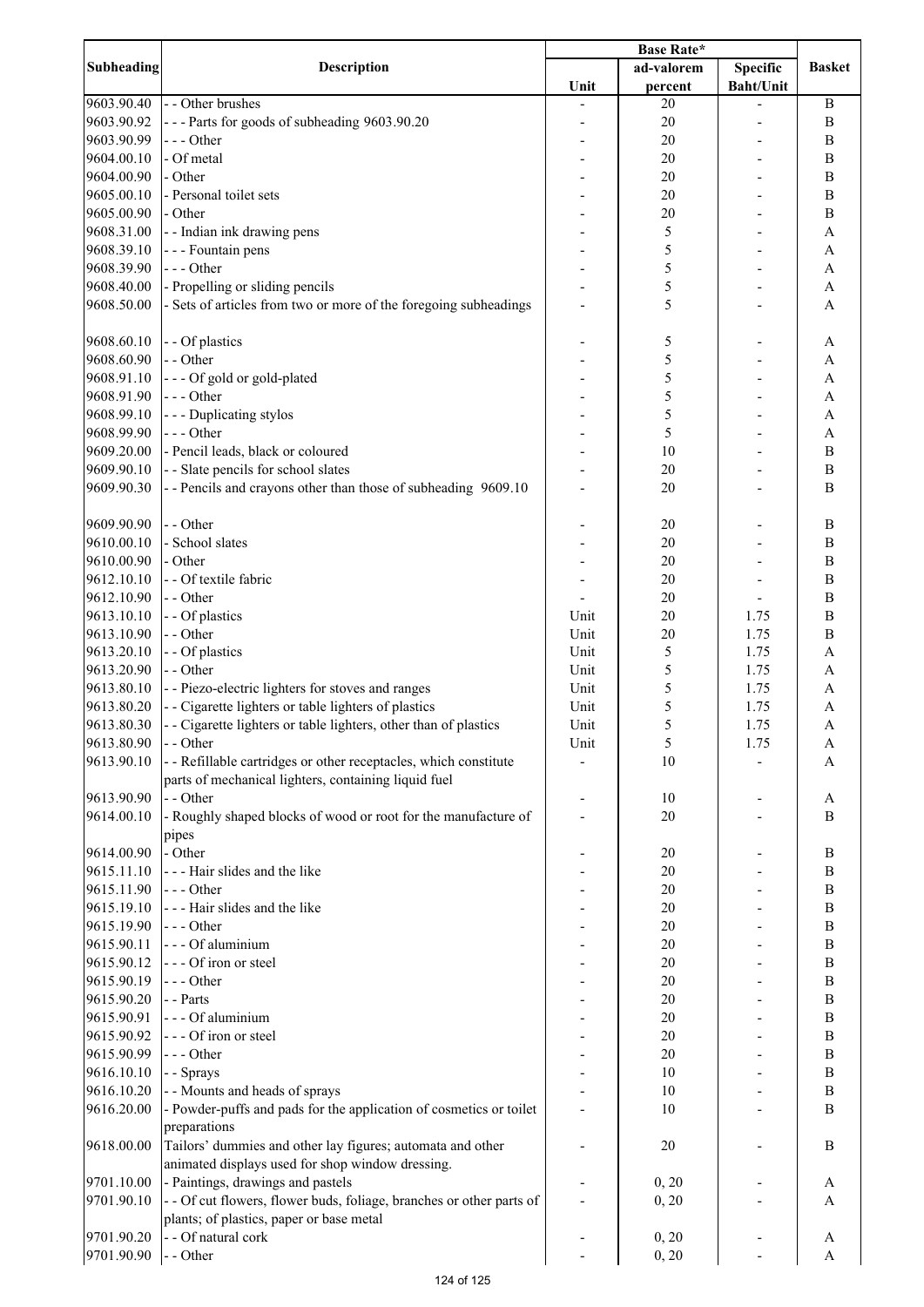| Subheading | Description | Base Rate* | | | Basket |
|---|---|---|---|---|---|
| | | Unit | ad-valorem percent | Specific Baht/Unit | |
| 9603.90.40 | - - Other brushes | - | 20 | - | B |
| 9603.90.92 | - - - Parts for goods of subheading 9603.90.20 | - | 20 | - | B |
| 9603.90.99 | - - - Other | - | 20 | - | B |
| 9604.00.10 | - Of metal | - | 20 | - | B |
| 9604.00.90 | - Other | - | 20 | - | B |
| 9605.00.10 | - Personal toilet sets | - | 20 | - | B |
| 9605.00.90 | - Other | - | 20 | - | B |
| 9608.31.00 | - - Indian ink drawing pens | - | 5 | - | A |
| 9608.39.10 | - - - Fountain pens | - | 5 | - | A |
| 9608.39.90 | - - - Other | - | 5 | - | A |
| 9608.40.00 | - Propelling or sliding pencils | - | 5 | - | A |
| 9608.50.00 | - Sets of articles from two or more of the foregoing subheadings | - | 5 | - | A |
| 9608.60.10 | - - Of plastics | - | 5 | - | A |
| 9608.60.90 | - - Other | - | 5 | - | A |
| 9608.91.10 | - - - Of gold or gold-plated | - | 5 | - | A |
| 9608.91.90 | - - - Other | - | 5 | - | A |
| 9608.99.10 | - - - Duplicating stylos | - | 5 | - | A |
| 9608.99.90 | - - - Other | - | 5 | - | A |
| 9609.20.00 | - Pencil leads, black or coloured | - | 10 | - | B |
| 9609.90.10 | - - Slate pencils for school slates | - | 20 | - | B |
| 9609.90.30 | - - Pencils and crayons other than those of subheading 9609.10 | - | 20 | - | B |
| 9609.90.90 | - - Other | - | 20 | - | B |
| 9610.00.10 | - School slates | - | 20 | - | B |
| 9610.00.90 | - Other | - | 20 | - | B |
| 9612.10.10 | - - Of textile fabric | - | 20 | - | B |
| 9612.10.90 | - - Other | - | 20 | - | B |
| 9613.10.10 | - - Of plastics | Unit | 20 | 1.75 | B |
| 9613.10.90 | - - Other | Unit | 20 | 1.75 | B |
| 9613.20.10 | - - Of plastics | Unit | 5 | 1.75 | A |
| 9613.20.90 | - - Other | Unit | 5 | 1.75 | A |
| 9613.80.10 | - - Piezo-electric lighters for stoves and ranges | Unit | 5 | 1.75 | A |
| 9613.80.20 | - - Cigarette lighters or table lighters of plastics | Unit | 5 | 1.75 | A |
| 9613.80.30 | - - Cigarette lighters or table lighters, other than of plastics | Unit | 5 | 1.75 | A |
| 9613.80.90 | - - Other | Unit | 5 | 1.75 | A |
| 9613.90.10 | - - Refillable cartridges or other receptacles, which constitute parts of mechanical lighters, containing liquid fuel | - | 10 | - | A |
| 9613.90.90 | - - Other | - | 10 | - | A |
| 9614.00.10 | - Roughly shaped blocks of wood or root for the manufacture of pipes | - | 20 | - | B |
| 9614.00.90 | - Other | - | 20 | - | B |
| 9615.11.10 | - - - Hair slides and the like | - | 20 | - | B |
| 9615.11.90 | - - - Other | - | 20 | - | B |
| 9615.19.10 | - - - Hair slides and the like | - | 20 | - | B |
| 9615.19.90 | - - - Other | - | 20 | - | B |
| 9615.90.11 | - - - Of aluminium | - | 20 | - | B |
| 9615.90.12 | - - - Of iron or steel | - | 20 | - | B |
| 9615.90.19 | - - - Other | - | 20 | - | B |
| 9615.90.20 | - - Parts | - | 20 | - | B |
| 9615.90.91 | - - - Of aluminium | - | 20 | - | B |
| 9615.90.92 | - - - Of iron or steel | - | 20 | - | B |
| 9615.90.99 | - - - Other | - | 20 | - | B |
| 9616.10.10 | - - Sprays | - | 10 | - | B |
| 9616.10.20 | - - Mounts and heads of sprays | - | 10 | - | B |
| 9616.20.00 | - Powder-puffs and pads for the application of cosmetics or toilet preparations | - | 10 | - | B |
| 9618.00.00 | Tailors' dummies and other lay figures; automata and other animated displays used for shop window dressing. | - | 20 | - | B |
| 9701.10.00 | - Paintings, drawings and pastels | - | 0, 20 | - | A |
| 9701.90.10 | - - Of cut flowers, flower buds, foliage, branches or other parts of plants; of plastics, paper or base metal | - | 0, 20 | - | A |
| 9701.90.20 | - - Of natural cork | - | 0, 20 | - | A |
| 9701.90.90 | - - Other | - | 0, 20 | - | A |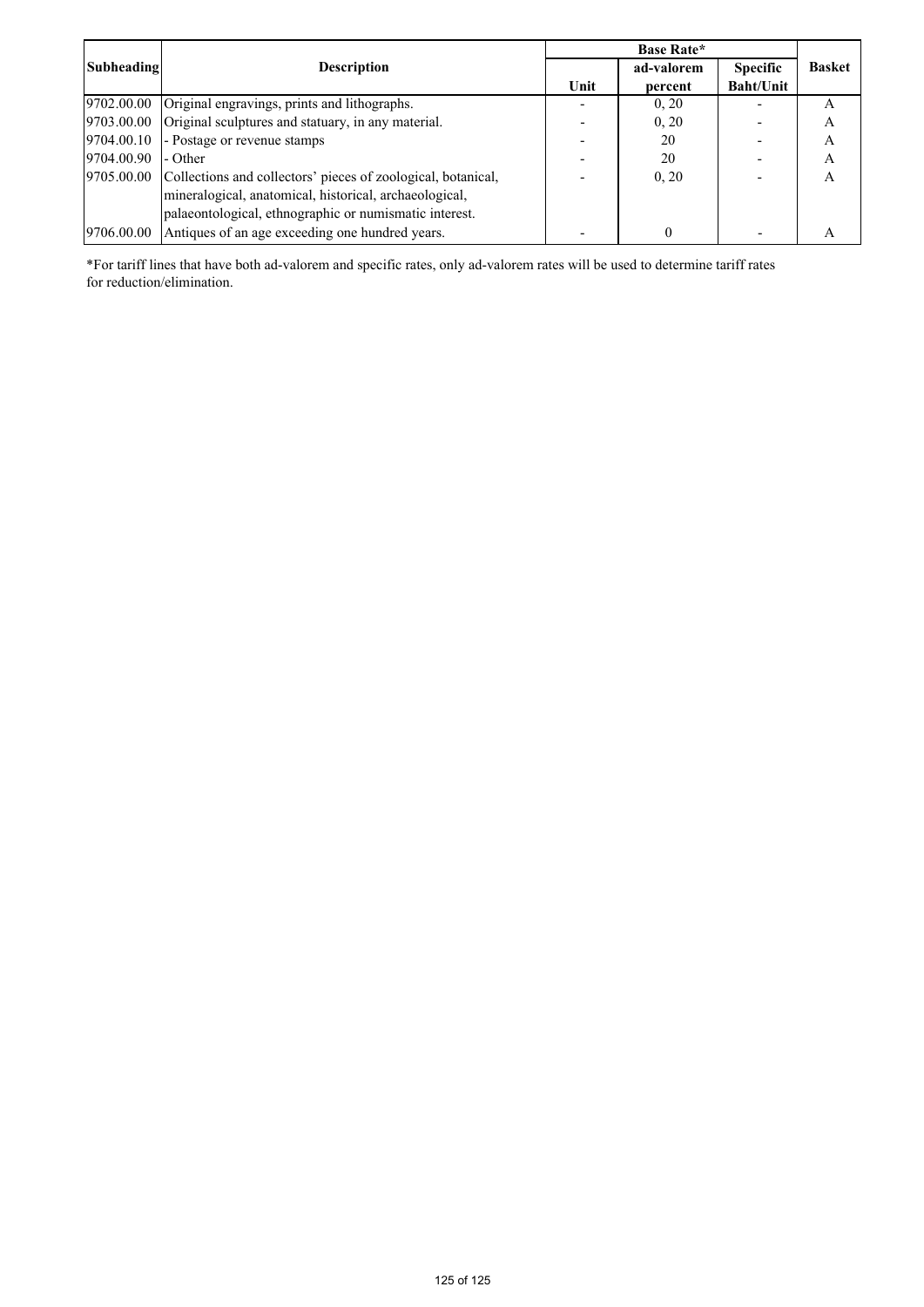| Subheading | Description | Base Rate* | | | Basket |
|---|---|---|---|---|---|
| | | Unit | ad-valorem percent | Specific Baht/Unit | |
| 9702.00.00 | Original engravings, prints and lithographs. | - | 0, 20 | - | A |
| 9703.00.00 | Original sculptures and statuary, in any material. | - | 0, 20 | - | A |
| 9704.00.10 | - Postage or revenue stamps | - | 20 | - | A |
| 9704.00.90 | - Other | - | 20 | - | A |
| 9705.00.00 | Collections and collectors' pieces of zoological, botanical, mineralogical, anatomical, historical, archaeological, palaeontological, ethnographic or numismatic interest. | - | 0, 20 | - | A |
| 9706.00.00 | Antiques of an age exceeding one hundred years. | - | 0 | - | A |

*For tariff lines that have both ad-valorem and specific rates, only ad-valorem rates will be used to determine tariff rates for reduction/elimination.